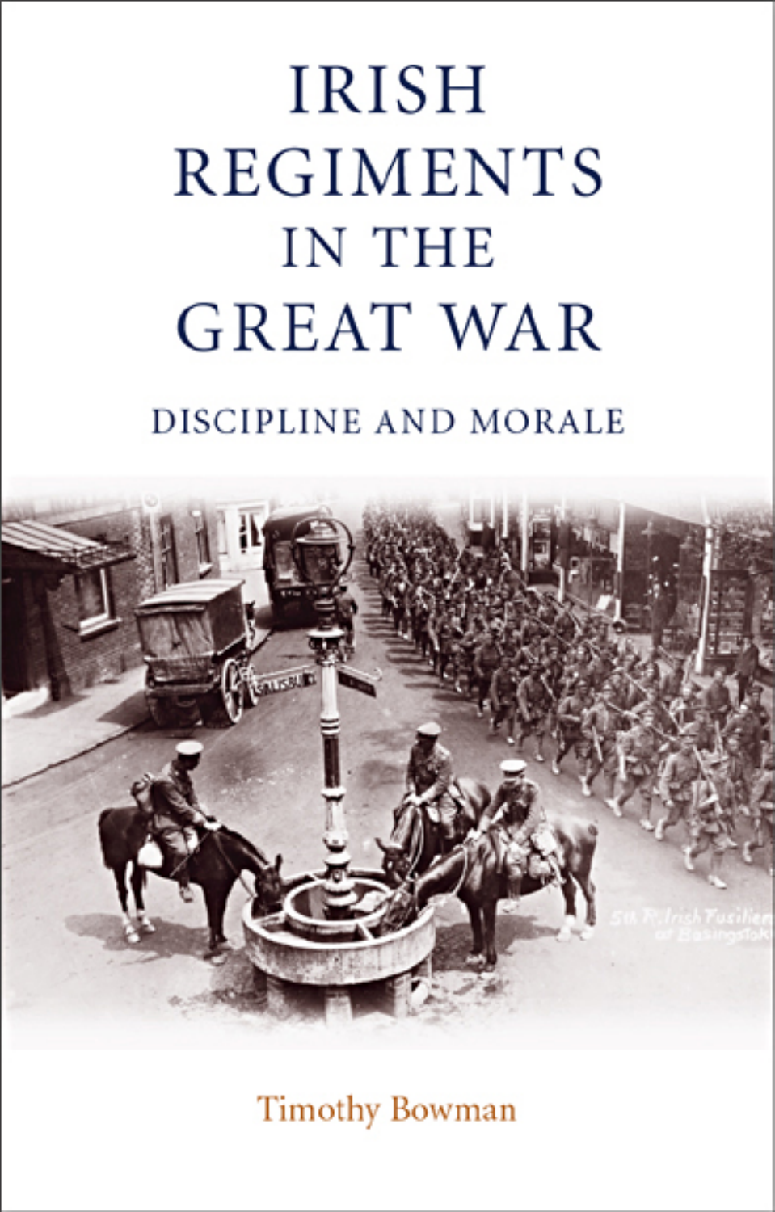# IRISH REGIMENTS IN THE GREAT WAR

## DISCIPLINE AND MORALE

Timothy Bowman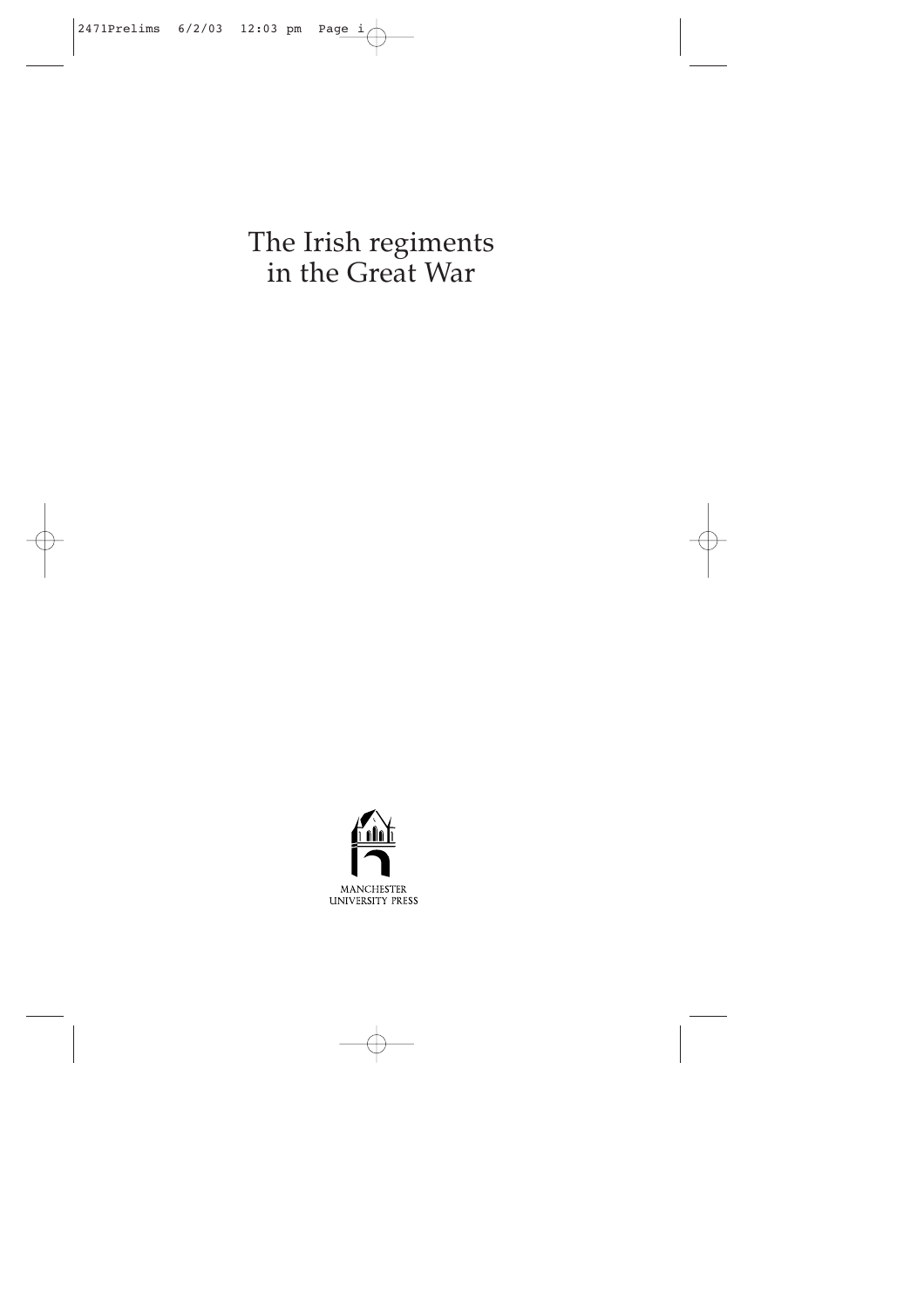# The Irish regiments in the Great War

MANCHESTER
UNIVERSITY PRESS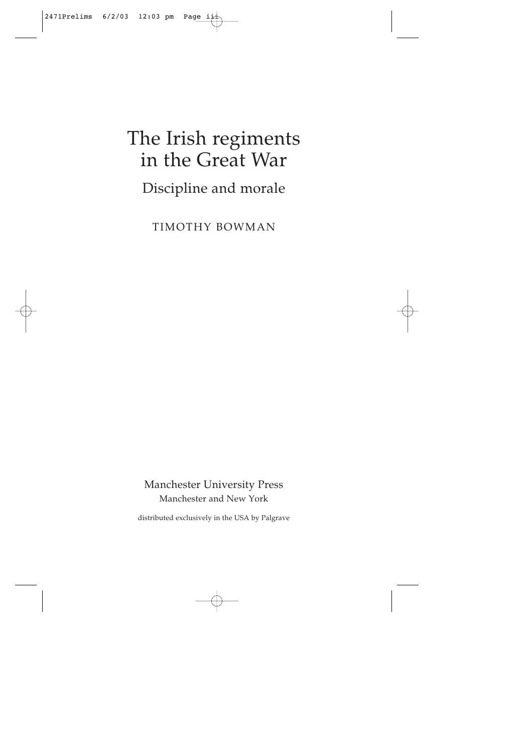# The Irish regiments in the Great War

## Discipline and morale

TIMOTHY BOWMAN

Manchester University Press
Manchester and New York

distributed exclusively in the USA by Palgrave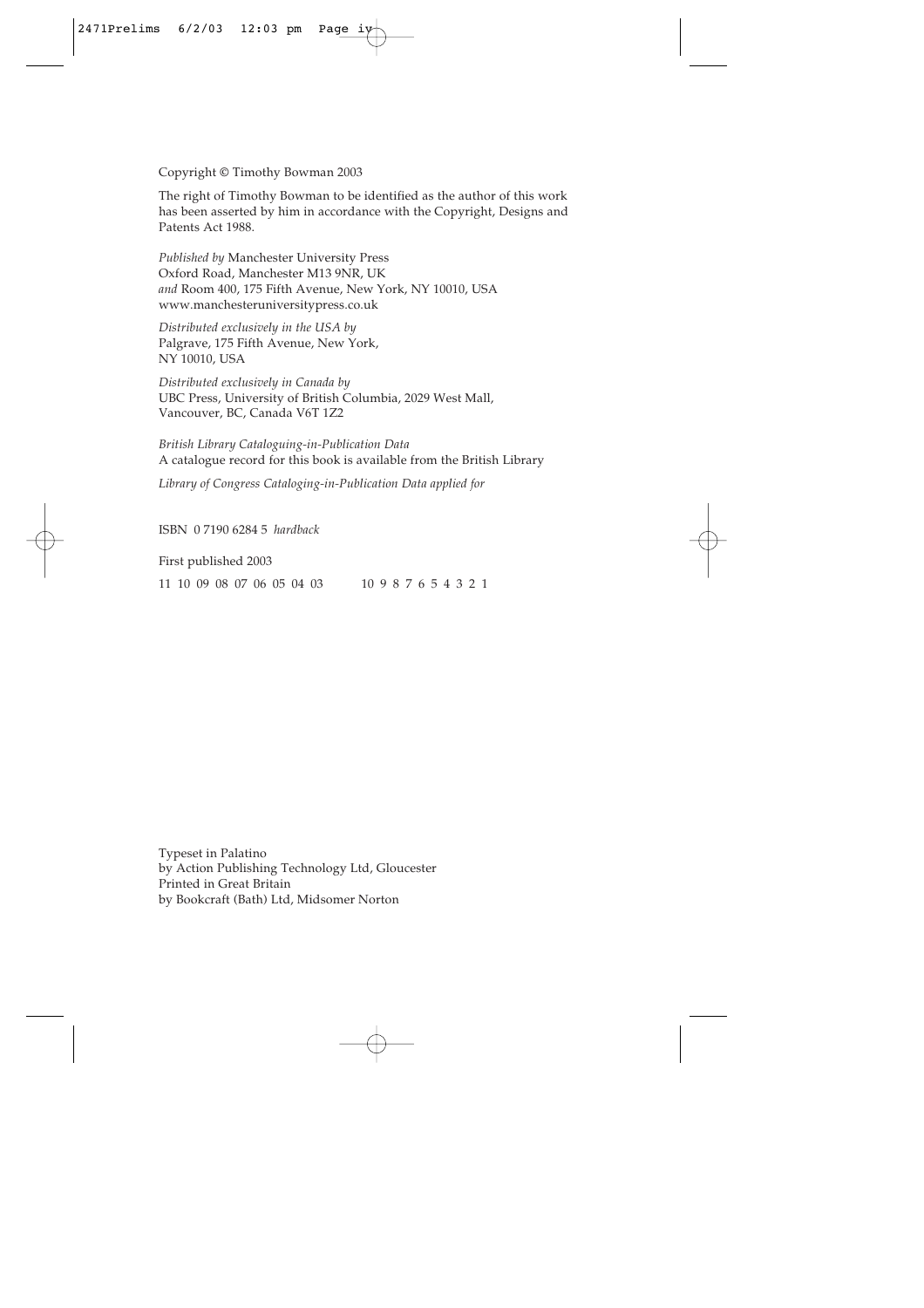Copyright © Timothy Bowman 2003

The right of Timothy Bowman to be identified as the author of this work has been asserted by him in accordance with the Copyright, Designs and Patents Act 1988.

*Published by* Manchester University Press
Oxford Road, Manchester M13 9NR, UK
*and* Room 400, 175 Fifth Avenue, New York, NY 10010, USA
www.manchesteruniversitypress.co.uk

*Distributed exclusively in the USA by*
Palgrave, 175 Fifth Avenue, New York,
NY 10010, USA

*Distributed exclusively in Canada by*
UBC Press, University of British Columbia, 2029 West Mall,
Vancouver, BC, Canada V6T 1Z2

*British Library Cataloguing-in-Publication Data*
A catalogue record for this book is available from the British Library

*Library of Congress Cataloging-in-Publication Data applied for*

ISBN 0 7190 6284 5 *hardback*

First published 2003

11 10 09 08 07 06 05 04 03 &nbsp;&nbsp;&nbsp;&nbsp;&nbsp; 10 9 8 7 6 5 4 3 2 1

Typeset in Palatino
by Action Publishing Technology Ltd, Gloucester
Printed in Great Britain
by Bookcraft (Bath) Ltd, Midsomer Norton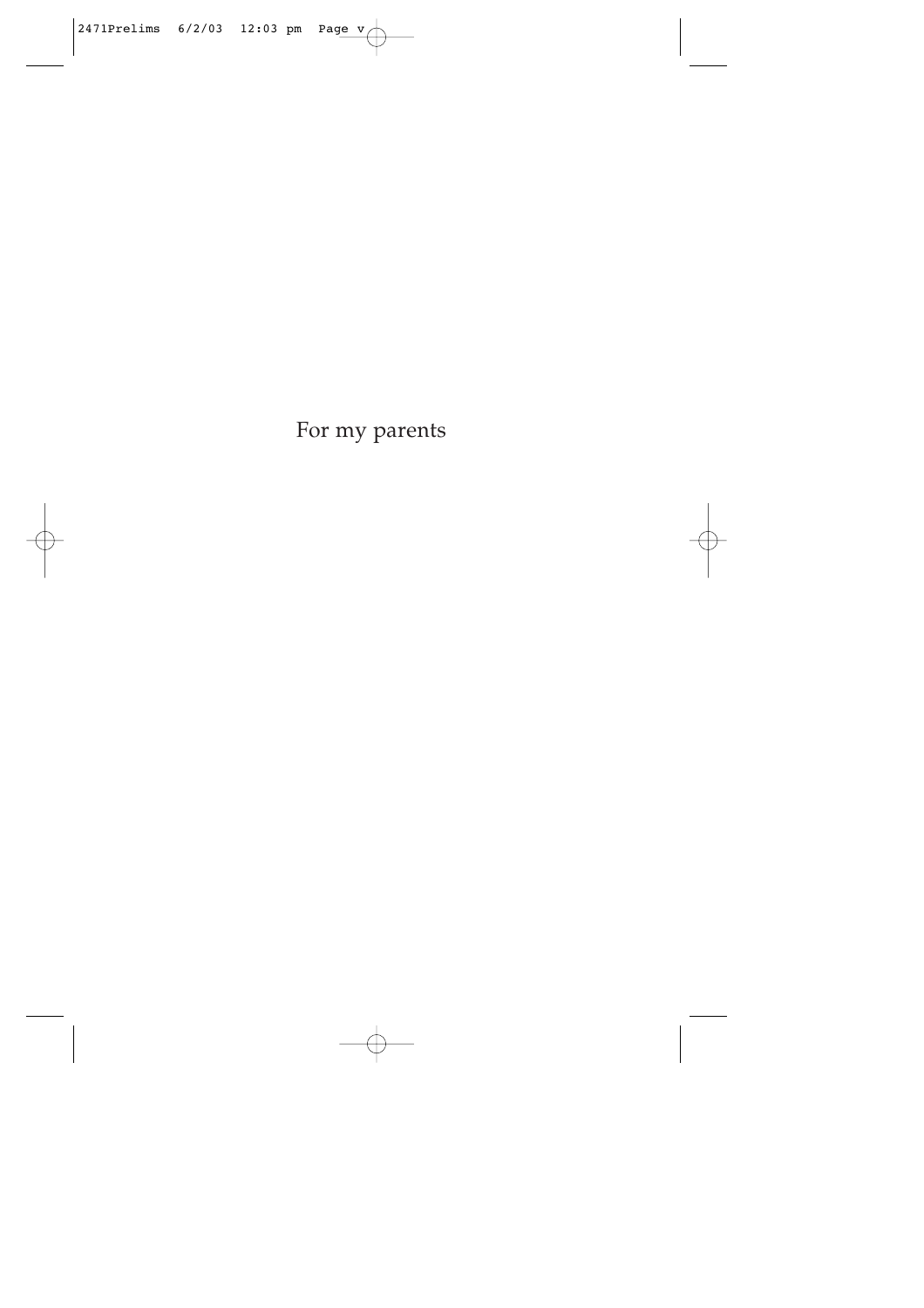For my parents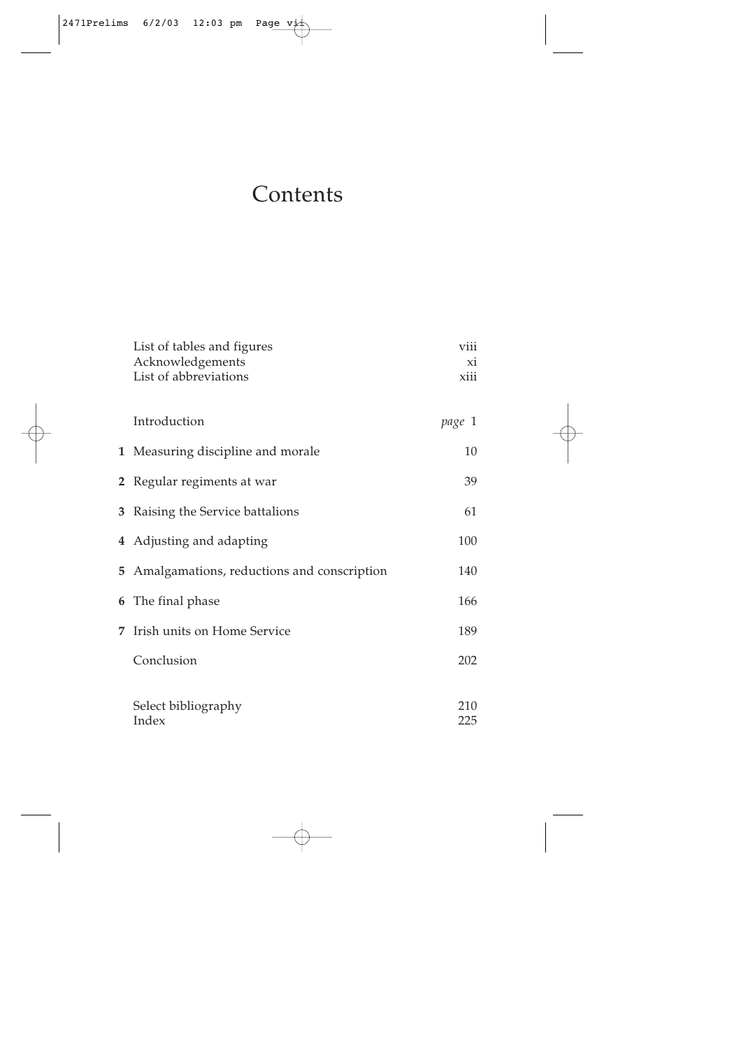# Contents

| | | |
|---|---|---|
| | List of tables and figures | viii |
| | Acknowledgements | xi |
| | List of abbreviations | xiii |
| | Introduction | *page* 1 |
| **1** | Measuring discipline and morale | 10 |
| **2** | Regular regiments at war | 39 |
| **3** | Raising the Service battalions | 61 |
| **4** | Adjusting and adapting | 100 |
| **5** | Amalgamations, reductions and conscription | 140 |
| **6** | The final phase | 166 |
| **7** | Irish units on Home Service | 189 |
| | Conclusion | 202 |
| | Select bibliography | 210 |
| | Index | 225 |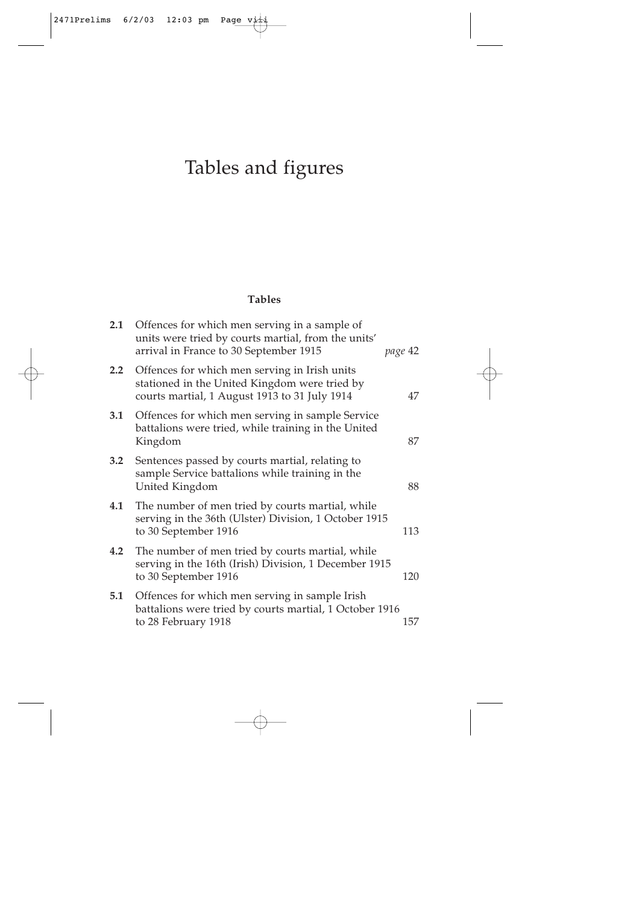# Tables and figures

## Tables

| | | |
|---|---|---|
| **2.1** | Offences for which men serving in a sample of units were tried by courts martial, from the units' arrival in France to 30 September 1915 | *page* 42 |
| **2.2** | Offences for which men serving in Irish units stationed in the United Kingdom were tried by courts martial, 1 August 1913 to 31 July 1914 | 47 |
| **3.1** | Offences for which men serving in sample Service battalions were tried, while training in the United Kingdom | 87 |
| **3.2** | Sentences passed by courts martial, relating to sample Service battalions while training in the United Kingdom | 88 |
| **4.1** | The number of men tried by courts martial, while serving in the 36th (Ulster) Division, 1 October 1915 to 30 September 1916 | 113 |
| **4.2** | The number of men tried by courts martial, while serving in the 16th (Irish) Division, 1 December 1915 to 30 September 1916 | 120 |
| **5.1** | Offences for which men serving in sample Irish battalions were tried by courts martial, 1 October 1916 to 28 February 1918 | 157 |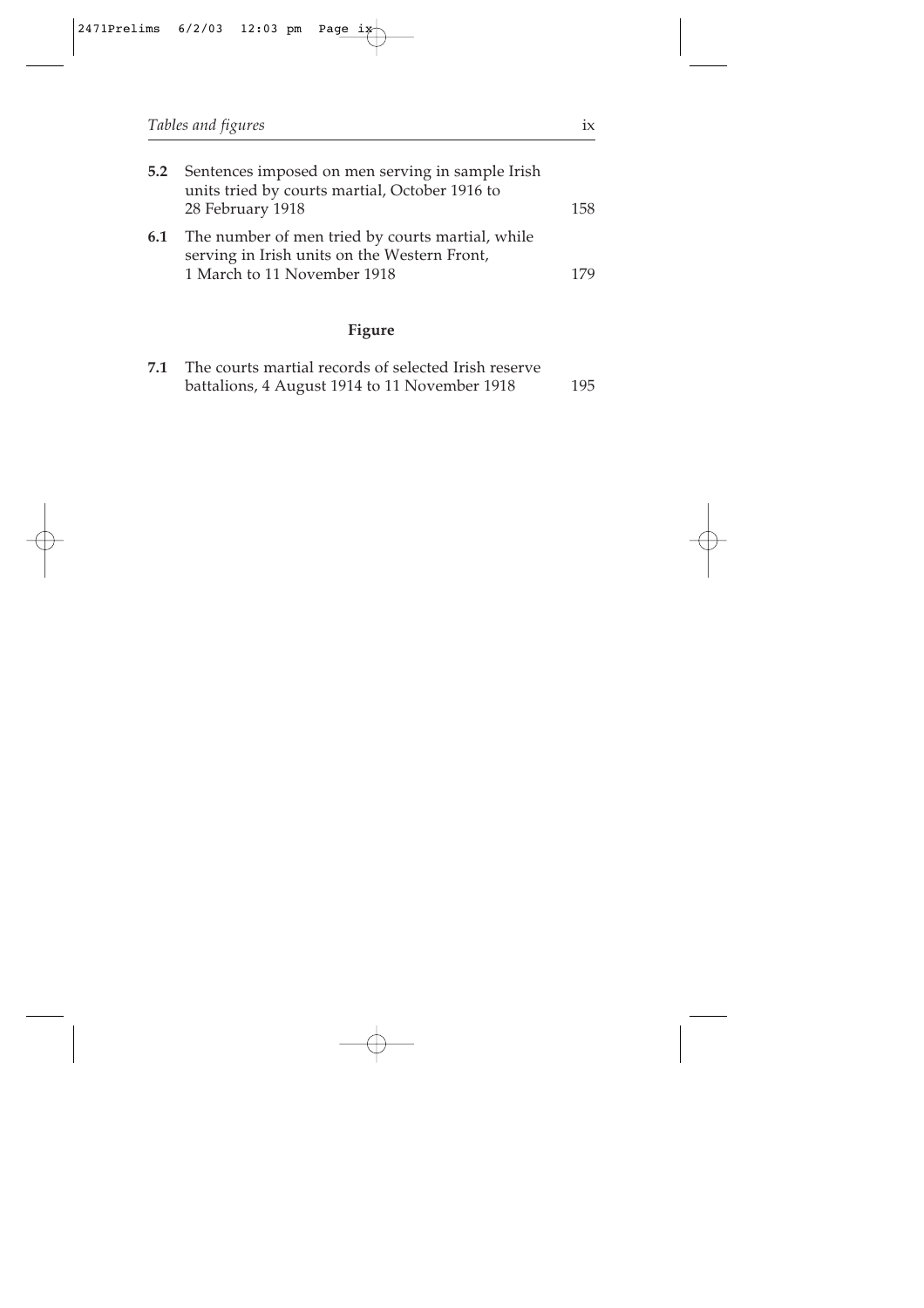| | | |
|---|---|---|
| **5.2** | Sentences imposed on men serving in sample Irish units tried by courts martial, October 1916 to 28 February 1918 | 158 |
| **6.1** | The number of men tried by courts martial, while serving in Irish units on the Western Front, 1 March to 11 November 1918 | 179 |

## Figure

| | | |
|---|---|---|
| **7.1** | The courts martial records of selected Irish reserve battalions, 4 August 1914 to 11 November 1918 | 195 |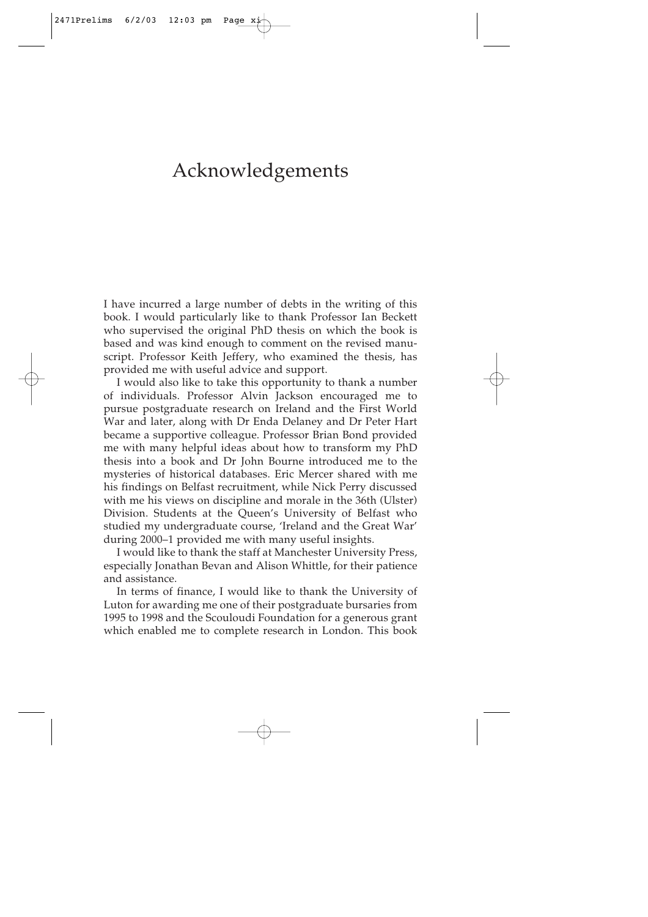# Acknowledgements

I have incurred a large number of debts in the writing of this book. I would particularly like to thank Professor Ian Beckett who supervised the original PhD thesis on which the book is based and was kind enough to comment on the revised manuscript. Professor Keith Jeffery, who examined the thesis, has provided me with useful advice and support.

I would also like to take this opportunity to thank a number of individuals. Professor Alvin Jackson encouraged me to pursue postgraduate research on Ireland and the First World War and later, along with Dr Enda Delaney and Dr Peter Hart became a supportive colleague. Professor Brian Bond provided me with many helpful ideas about how to transform my PhD thesis into a book and Dr John Bourne introduced me to the mysteries of historical databases. Eric Mercer shared with me his findings on Belfast recruitment, while Nick Perry discussed with me his views on discipline and morale in the 36th (Ulster) Division. Students at the Queen's University of Belfast who studied my undergraduate course, 'Ireland and the Great War' during 2000–1 provided me with many useful insights.

I would like to thank the staff at Manchester University Press, especially Jonathan Bevan and Alison Whittle, for their patience and assistance.

In terms of finance, I would like to thank the University of Luton for awarding me one of their postgraduate bursaries from 1995 to 1998 and the Scouloudi Foundation for a generous grant which enabled me to complete research in London. This book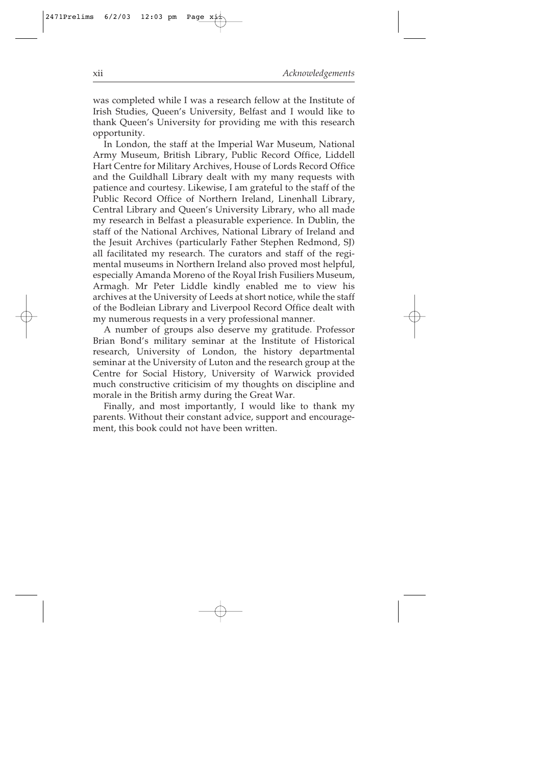was completed while I was a research fellow at the Institute of Irish Studies, Queen's University, Belfast and I would like to thank Queen's University for providing me with this research opportunity.

In London, the staff at the Imperial War Museum, National Army Museum, British Library, Public Record Office, Liddell Hart Centre for Military Archives, House of Lords Record Office and the Guildhall Library dealt with my many requests with patience and courtesy. Likewise, I am grateful to the staff of the Public Record Office of Northern Ireland, Linenhall Library, Central Library and Queen's University Library, who all made my research in Belfast a pleasurable experience. In Dublin, the staff of the National Archives, National Library of Ireland and the Jesuit Archives (particularly Father Stephen Redmond, SJ) all facilitated my research. The curators and staff of the regimental museums in Northern Ireland also proved most helpful, especially Amanda Moreno of the Royal Irish Fusiliers Museum, Armagh. Mr Peter Liddle kindly enabled me to view his archives at the University of Leeds at short notice, while the staff of the Bodleian Library and Liverpool Record Office dealt with my numerous requests in a very professional manner.

A number of groups also deserve my gratitude. Professor Brian Bond's military seminar at the Institute of Historical research, University of London, the history departmental seminar at the University of Luton and the research group at the Centre for Social History, University of Warwick provided much constructive criticisim of my thoughts on discipline and morale in the British army during the Great War.

Finally, and most importantly, I would like to thank my parents. Without their constant advice, support and encouragement, this book could not have been written.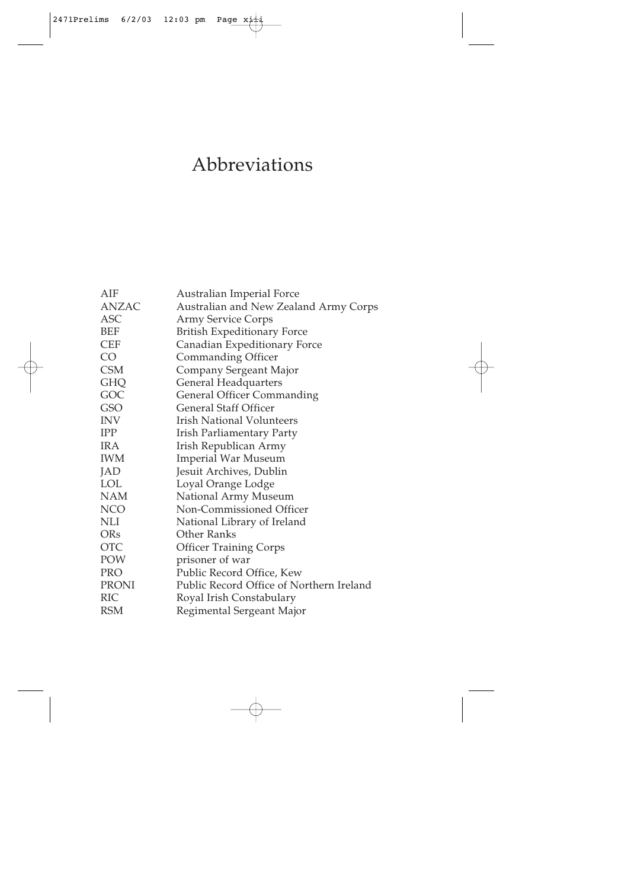# Abbreviations

| | |
|---|---|
| AIF | Australian Imperial Force |
| ANZAC | Australian and New Zealand Army Corps |
| ASC | Army Service Corps |
| BEF | British Expeditionary Force |
| CEF | Canadian Expeditionary Force |
| CO | Commanding Officer |
| CSM | Company Sergeant Major |
| GHQ | General Headquarters |
| GOC | General Officer Commanding |
| GSO | General Staff Officer |
| INV | Irish National Volunteers |
| IPP | Irish Parliamentary Party |
| IRA | Irish Republican Army |
| IWM | Imperial War Museum |
| JAD | Jesuit Archives, Dublin |
| LOL | Loyal Orange Lodge |
| NAM | National Army Museum |
| NCO | Non-Commissioned Officer |
| NLI | National Library of Ireland |
| ORs | Other Ranks |
| OTC | Officer Training Corps |
| POW | prisoner of war |
| PRO | Public Record Office, Kew |
| PRONI | Public Record Office of Northern Ireland |
| RIC | Royal Irish Constabulary |
| RSM | Regimental Sergeant Major |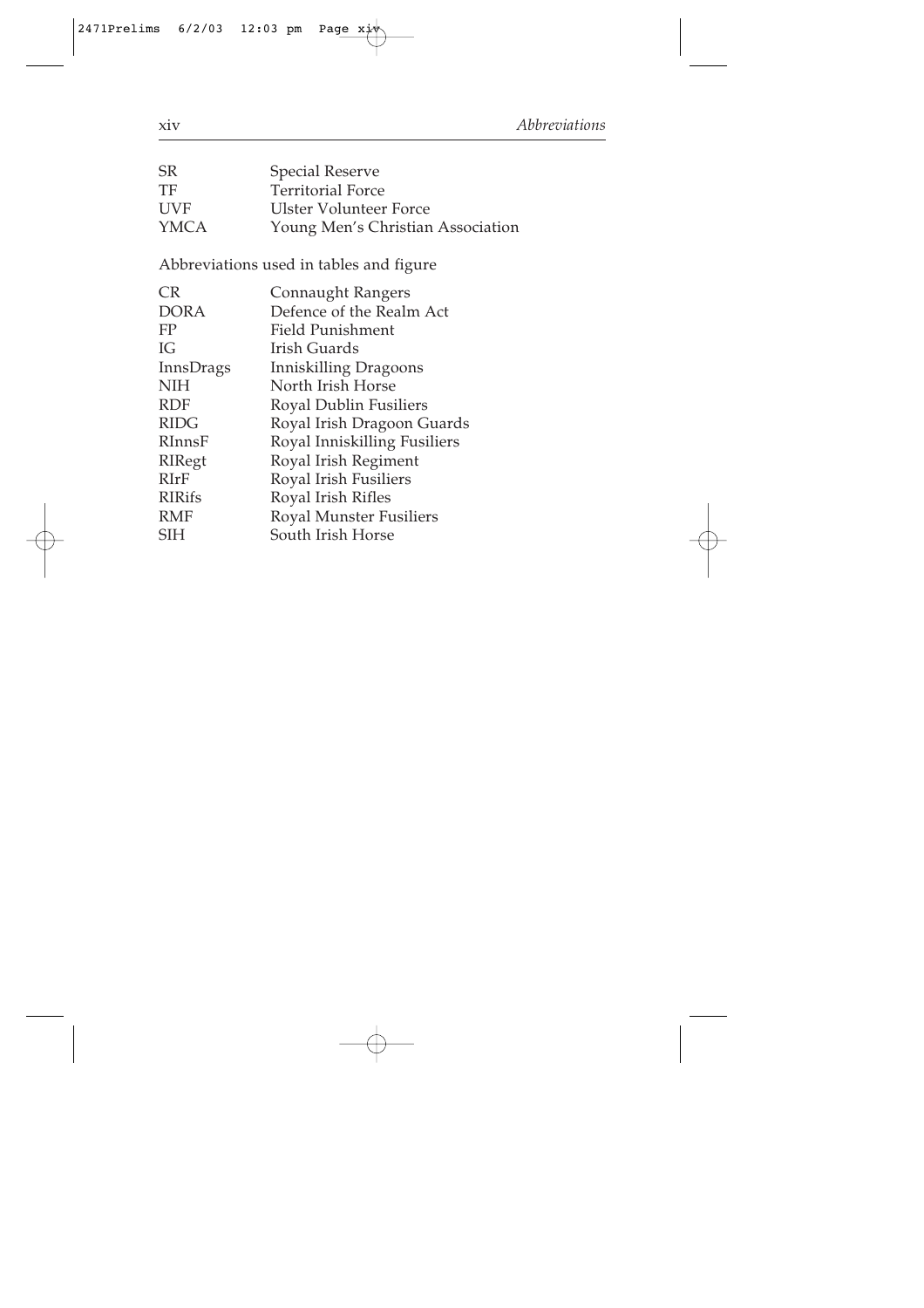| | |
|---|---|
| SR | Special Reserve |
| TF | Territorial Force |
| UVF | Ulster Volunteer Force |
| YMCA | Young Men's Christian Association |

Abbreviations used in tables and figure

| | |
|---|---|
| CR | Connaught Rangers |
| DORA | Defence of the Realm Act |
| FP | Field Punishment |
| IG | Irish Guards |
| InnsDrags | Inniskilling Dragoons |
| NIH | North Irish Horse |
| RDF | Royal Dublin Fusiliers |
| RIDG | Royal Irish Dragoon Guards |
| RInnsF | Royal Inniskilling Fusiliers |
| RIRegt | Royal Irish Regiment |
| RIrF | Royal Irish Fusiliers |
| RIRifs | Royal Irish Rifles |
| RMF | Royal Munster Fusiliers |
| SIH | South Irish Horse |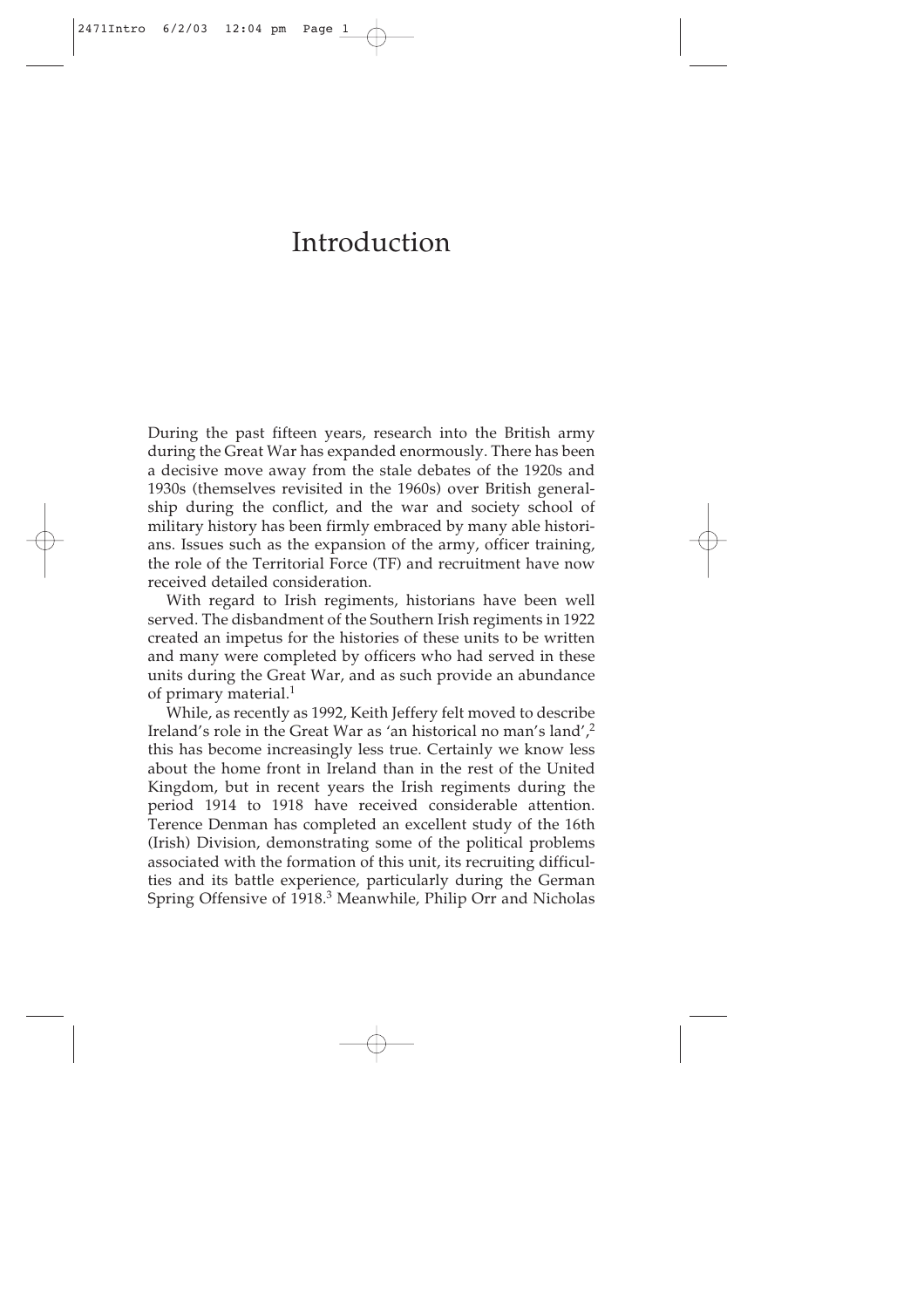# Introduction

During the past fifteen years, research into the British army during the Great War has expanded enormously. There has been a decisive move away from the stale debates of the 1920s and 1930s (themselves revisited in the 1960s) over British generalship during the conflict, and the war and society school of military history has been firmly embraced by many able historians. Issues such as the expansion of the army, officer training, the role of the Territorial Force (TF) and recruitment have now received detailed consideration.

With regard to Irish regiments, historians have been well served. The disbandment of the Southern Irish regiments in 1922 created an impetus for the histories of these units to be written and many were completed by officers who had served in these units during the Great War, and as such provide an abundance of primary material.[1]

While, as recently as 1992, Keith Jeffery felt moved to describe Ireland's role in the Great War as 'an historical no man's land',[2] this has become increasingly less true. Certainly we know less about the home front in Ireland than in the rest of the United Kingdom, but in recent years the Irish regiments during the period 1914 to 1918 have received considerable attention. Terence Denman has completed an excellent study of the 16th (Irish) Division, demonstrating some of the political problems associated with the formation of this unit, its recruiting difficulties and its battle experience, particularly during the German Spring Offensive of 1918.[3] Meanwhile, Philip Orr and Nicholas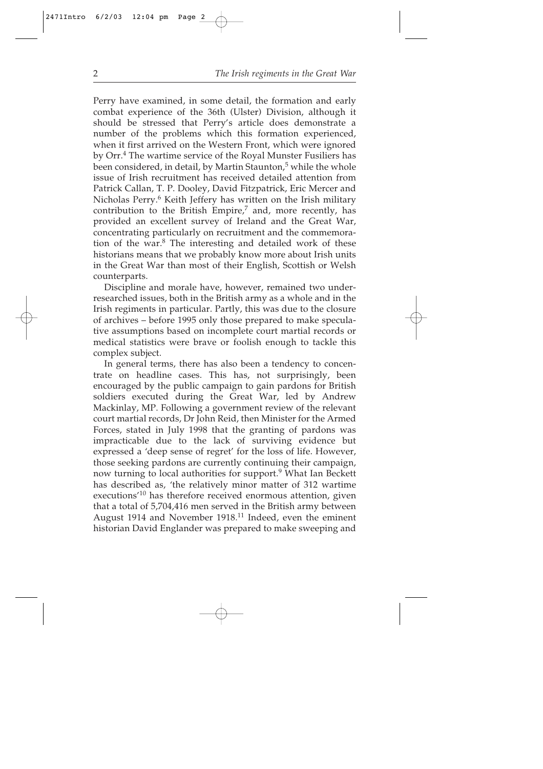Perry have examined, in some detail, the formation and early combat experience of the 36th (Ulster) Division, although it should be stressed that Perry's article does demonstrate a number of the problems which this formation experienced, when it first arrived on the Western Front, which were ignored by Orr.[4] The wartime service of the Royal Munster Fusiliers has been considered, in detail, by Martin Staunton,[5] while the whole issue of Irish recruitment has received detailed attention from Patrick Callan, T. P. Dooley, David Fitzpatrick, Eric Mercer and Nicholas Perry.[6] Keith Jeffery has written on the Irish military contribution to the British Empire,[7] and, more recently, has provided an excellent survey of Ireland and the Great War, concentrating particularly on recruitment and the commemoration of the war.[8] The interesting and detailed work of these historians means that we probably know more about Irish units in the Great War than most of their English, Scottish or Welsh counterparts.

Discipline and morale have, however, remained two under-researched issues, both in the British army as a whole and in the Irish regiments in particular. Partly, this was due to the closure of archives – before 1995 only those prepared to make speculative assumptions based on incomplete court martial records or medical statistics were brave or foolish enough to tackle this complex subject.

In general terms, there has also been a tendency to concentrate on headline cases. This has, not surprisingly, been encouraged by the public campaign to gain pardons for British soldiers executed during the Great War, led by Andrew Mackinlay, MP. Following a government review of the relevant court martial records, Dr John Reid, then Minister for the Armed Forces, stated in July 1998 that the granting of pardons was impracticable due to the lack of surviving evidence but expressed a 'deep sense of regret' for the loss of life. However, those seeking pardons are currently continuing their campaign, now turning to local authorities for support.[9] What Ian Beckett has described as, 'the relatively minor matter of 312 wartime executions'[10] has therefore received enormous attention, given that a total of 5,704,416 men served in the British army between August 1914 and November 1918.[11] Indeed, even the eminent historian David Englander was prepared to make sweeping and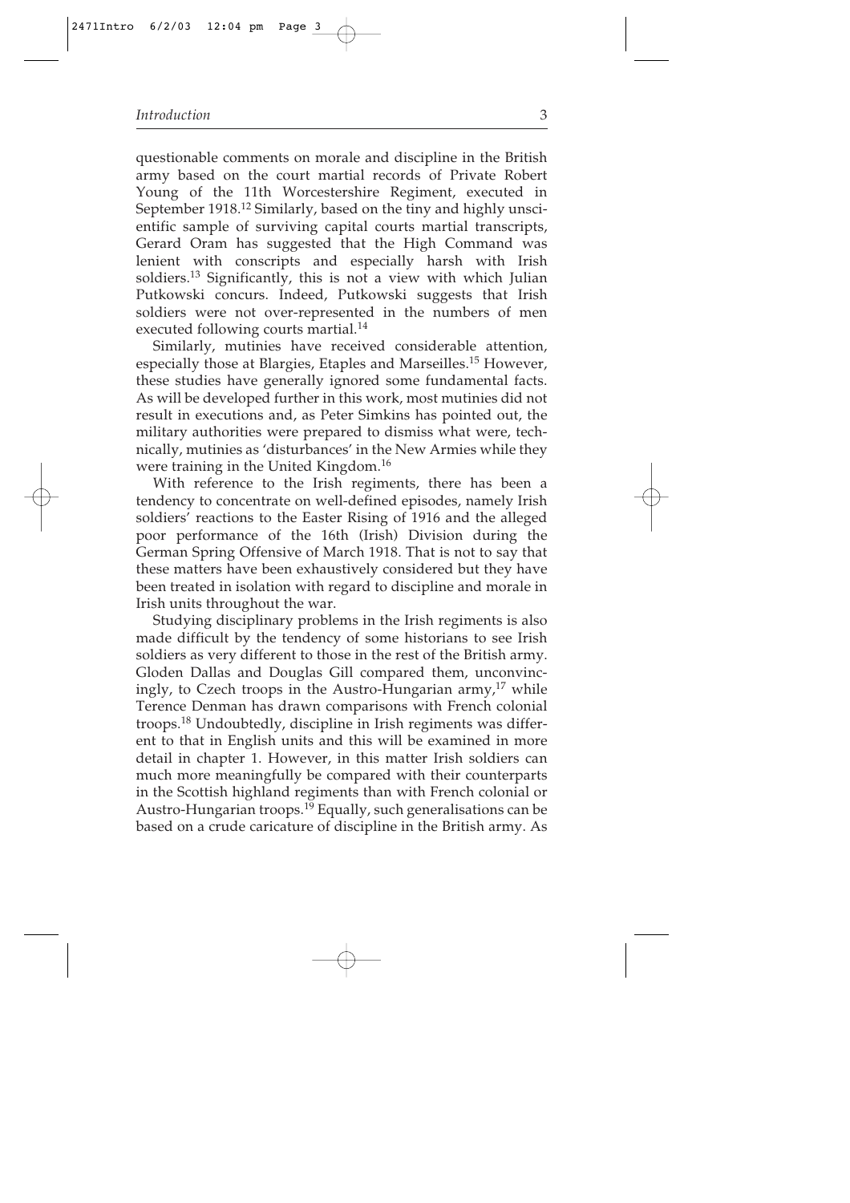questionable comments on morale and discipline in the British army based on the court martial records of Private Robert Young of the 11th Worcestershire Regiment, executed in September 1918.[12] Similarly, based on the tiny and highly unscientific sample of surviving capital courts martial transcripts, Gerard Oram has suggested that the High Command was lenient with conscripts and especially harsh with Irish soldiers.[13] Significantly, this is not a view with which Julian Putkowski concurs. Indeed, Putkowski suggests that Irish soldiers were not over-represented in the numbers of men executed following courts martial.[14]

Similarly, mutinies have received considerable attention, especially those at Blargies, Etaples and Marseilles.[15] However, these studies have generally ignored some fundamental facts. As will be developed further in this work, most mutinies did not result in executions and, as Peter Simkins has pointed out, the military authorities were prepared to dismiss what were, technically, mutinies as 'disturbances' in the New Armies while they were training in the United Kingdom.[16]

With reference to the Irish regiments, there has been a tendency to concentrate on well-defined episodes, namely Irish soldiers' reactions to the Easter Rising of 1916 and the alleged poor performance of the 16th (Irish) Division during the German Spring Offensive of March 1918. That is not to say that these matters have been exhaustively considered but they have been treated in isolation with regard to discipline and morale in Irish units throughout the war.

Studying disciplinary problems in the Irish regiments is also made difficult by the tendency of some historians to see Irish soldiers as very different to those in the rest of the British army. Gloden Dallas and Douglas Gill compared them, unconvincingly, to Czech troops in the Austro-Hungarian army,[17] while Terence Denman has drawn comparisons with French colonial troops.[18] Undoubtedly, discipline in Irish regiments was different to that in English units and this will be examined in more detail in chapter 1. However, in this matter Irish soldiers can much more meaningfully be compared with their counterparts in the Scottish highland regiments than with French colonial or Austro-Hungarian troops.[19] Equally, such generalisations can be based on a crude caricature of discipline in the British army. As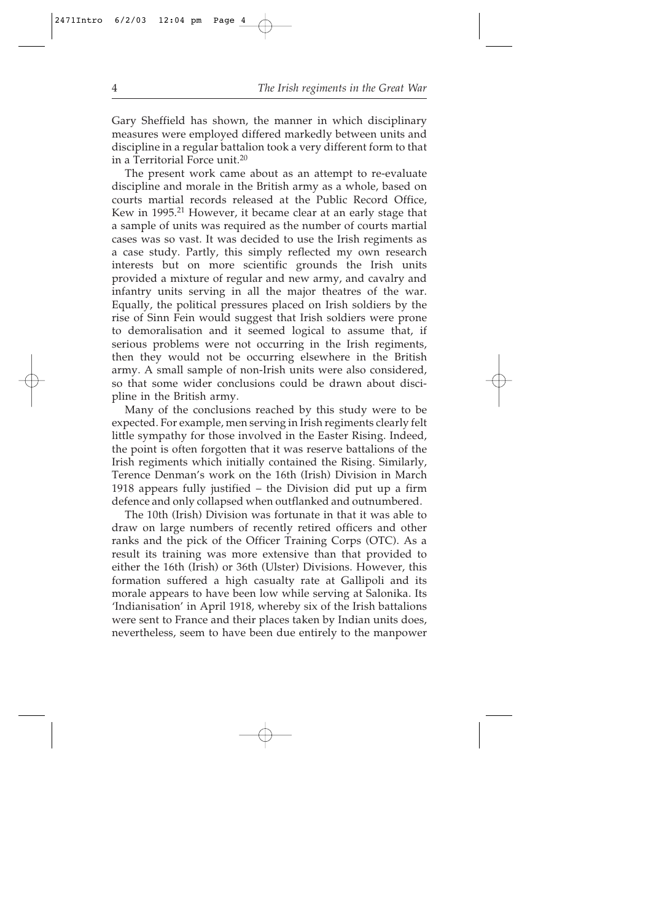Gary Sheffield has shown, the manner in which disciplinary measures were employed differed markedly between units and discipline in a regular battalion took a very different form to that in a Territorial Force unit.[20]

The present work came about as an attempt to re-evaluate discipline and morale in the British army as a whole, based on courts martial records released at the Public Record Office, Kew in 1995.[21] However, it became clear at an early stage that a sample of units was required as the number of courts martial cases was so vast. It was decided to use the Irish regiments as a case study. Partly, this simply reflected my own research interests but on more scientific grounds the Irish units provided a mixture of regular and new army, and cavalry and infantry units serving in all the major theatres of the war. Equally, the political pressures placed on Irish soldiers by the rise of Sinn Fein would suggest that Irish soldiers were prone to demoralisation and it seemed logical to assume that, if serious problems were not occurring in the Irish regiments, then they would not be occurring elsewhere in the British army. A small sample of non-Irish units were also considered, so that some wider conclusions could be drawn about discipline in the British army.

Many of the conclusions reached by this study were to be expected. For example, men serving in Irish regiments clearly felt little sympathy for those involved in the Easter Rising. Indeed, the point is often forgotten that it was reserve battalions of the Irish regiments which initially contained the Rising. Similarly, Terence Denman's work on the 16th (Irish) Division in March 1918 appears fully justified – the Division did put up a firm defence and only collapsed when outflanked and outnumbered.

The 10th (Irish) Division was fortunate in that it was able to draw on large numbers of recently retired officers and other ranks and the pick of the Officer Training Corps (OTC). As a result its training was more extensive than that provided to either the 16th (Irish) or 36th (Ulster) Divisions. However, this formation suffered a high casualty rate at Gallipoli and its morale appears to have been low while serving at Salonika. Its 'Indianisation' in April 1918, whereby six of the Irish battalions were sent to France and their places taken by Indian units does, nevertheless, seem to have been due entirely to the manpower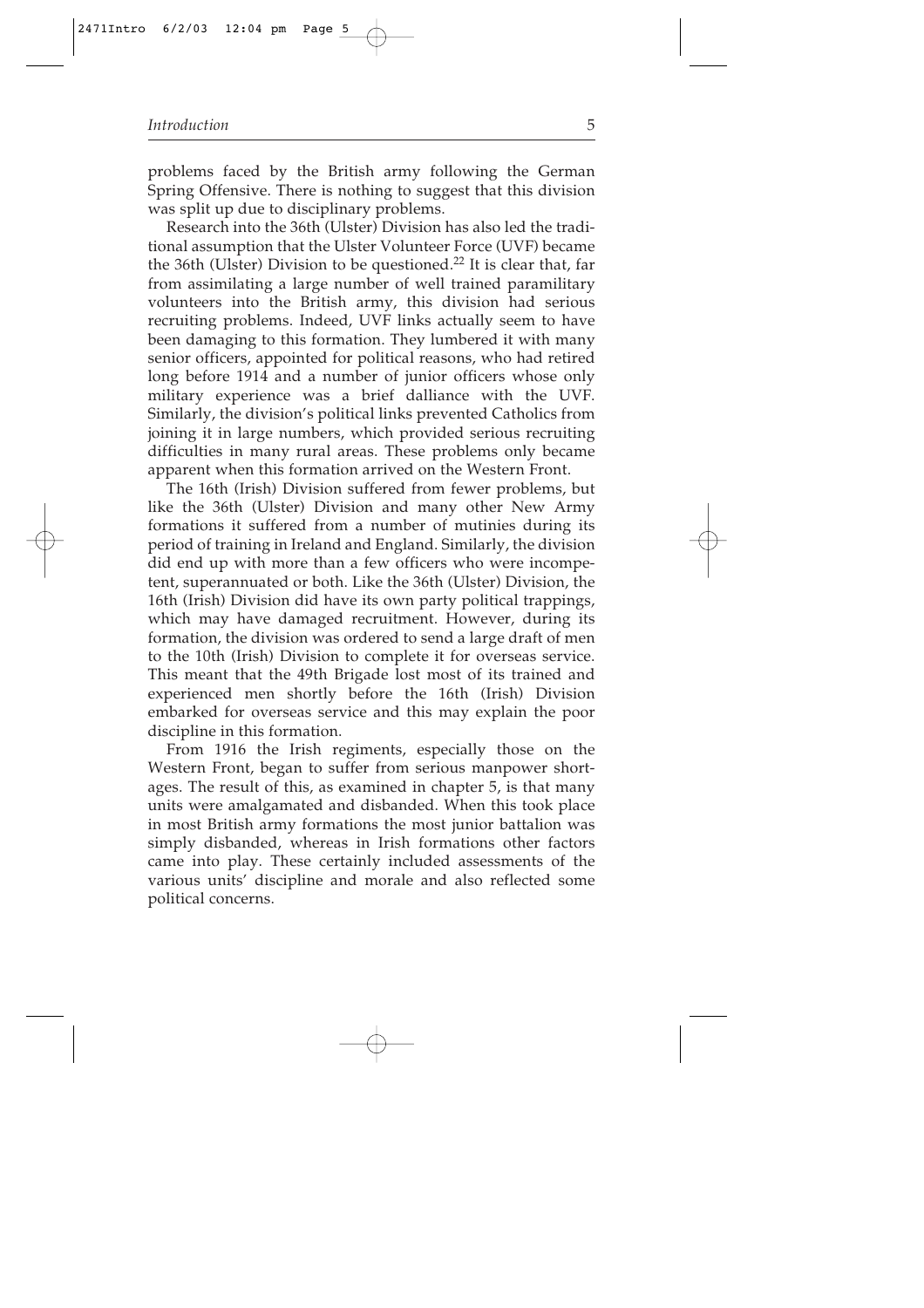problems faced by the British army following the German Spring Offensive. There is nothing to suggest that this division was split up due to disciplinary problems.

Research into the 36th (Ulster) Division has also led the traditional assumption that the Ulster Volunteer Force (UVF) became the 36th (Ulster) Division to be questioned.[22] It is clear that, far from assimilating a large number of well trained paramilitary volunteers into the British army, this division had serious recruiting problems. Indeed, UVF links actually seem to have been damaging to this formation. They lumbered it with many senior officers, appointed for political reasons, who had retired long before 1914 and a number of junior officers whose only military experience was a brief dalliance with the UVF. Similarly, the division's political links prevented Catholics from joining it in large numbers, which provided serious recruiting difficulties in many rural areas. These problems only became apparent when this formation arrived on the Western Front.

The 16th (Irish) Division suffered from fewer problems, but like the 36th (Ulster) Division and many other New Army formations it suffered from a number of mutinies during its period of training in Ireland and England. Similarly, the division did end up with more than a few officers who were incompetent, superannuated or both. Like the 36th (Ulster) Division, the 16th (Irish) Division did have its own party political trappings, which may have damaged recruitment. However, during its formation, the division was ordered to send a large draft of men to the 10th (Irish) Division to complete it for overseas service. This meant that the 49th Brigade lost most of its trained and experienced men shortly before the 16th (Irish) Division embarked for overseas service and this may explain the poor discipline in this formation.

From 1916 the Irish regiments, especially those on the Western Front, began to suffer from serious manpower shortages. The result of this, as examined in chapter 5, is that many units were amalgamated and disbanded. When this took place in most British army formations the most junior battalion was simply disbanded, whereas in Irish formations other factors came into play. These certainly included assessments of the various units' discipline and morale and also reflected some political concerns.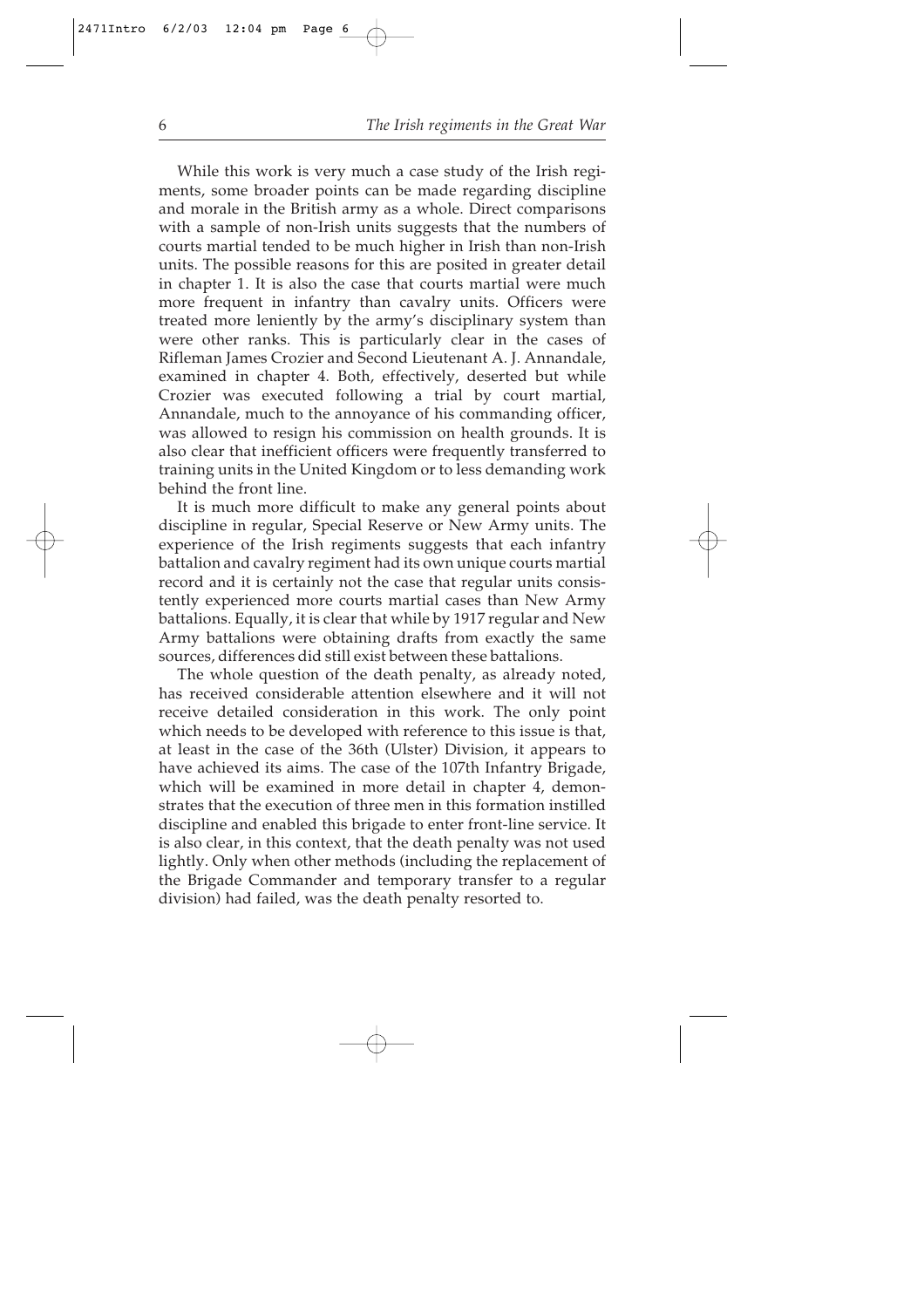While this work is very much a case study of the Irish regiments, some broader points can be made regarding discipline and morale in the British army as a whole. Direct comparisons with a sample of non-Irish units suggests that the numbers of courts martial tended to be much higher in Irish than non-Irish units. The possible reasons for this are posited in greater detail in chapter 1. It is also the case that courts martial were much more frequent in infantry than cavalry units. Officers were treated more leniently by the army's disciplinary system than were other ranks. This is particularly clear in the cases of Rifleman James Crozier and Second Lieutenant A. J. Annandale, examined in chapter 4. Both, effectively, deserted but while Crozier was executed following a trial by court martial, Annandale, much to the annoyance of his commanding officer, was allowed to resign his commission on health grounds. It is also clear that inefficient officers were frequently transferred to training units in the United Kingdom or to less demanding work behind the front line.

It is much more difficult to make any general points about discipline in regular, Special Reserve or New Army units. The experience of the Irish regiments suggests that each infantry battalion and cavalry regiment had its own unique courts martial record and it is certainly not the case that regular units consistently experienced more courts martial cases than New Army battalions. Equally, it is clear that while by 1917 regular and New Army battalions were obtaining drafts from exactly the same sources, differences did still exist between these battalions.

The whole question of the death penalty, as already noted, has received considerable attention elsewhere and it will not receive detailed consideration in this work. The only point which needs to be developed with reference to this issue is that, at least in the case of the 36th (Ulster) Division, it appears to have achieved its aims. The case of the 107th Infantry Brigade, which will be examined in more detail in chapter 4, demonstrates that the execution of three men in this formation instilled discipline and enabled this brigade to enter front-line service. It is also clear, in this context, that the death penalty was not used lightly. Only when other methods (including the replacement of the Brigade Commander and temporary transfer to a regular division) had failed, was the death penalty resorted to.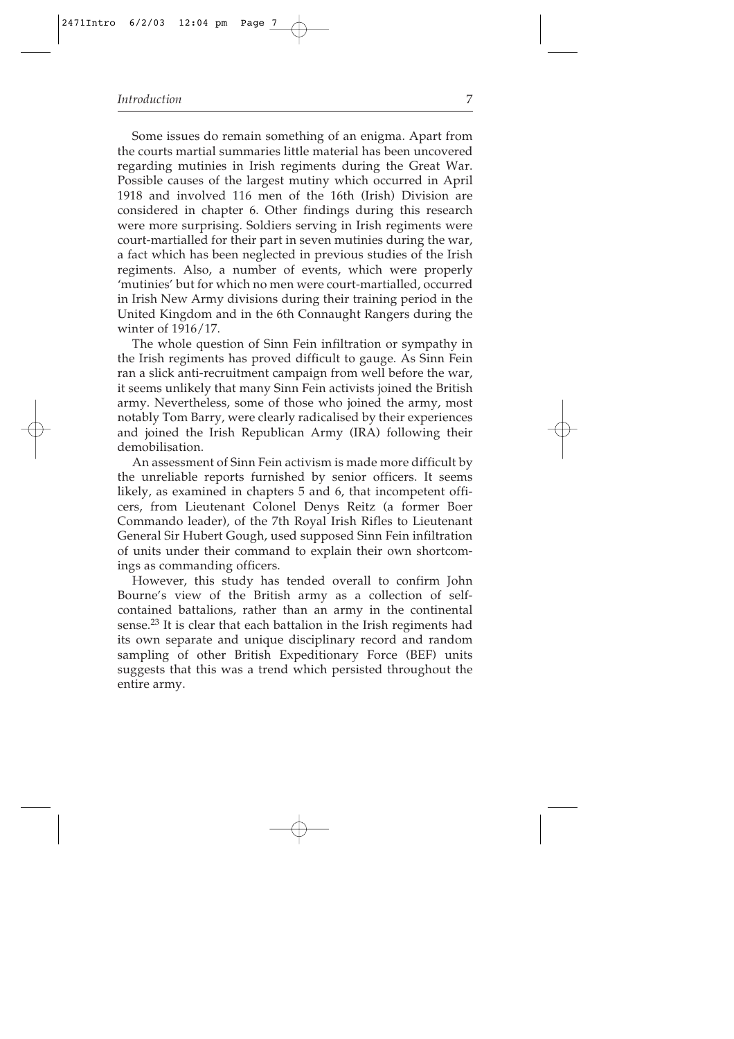Some issues do remain something of an enigma. Apart from the courts martial summaries little material has been uncovered regarding mutinies in Irish regiments during the Great War. Possible causes of the largest mutiny which occurred in April 1918 and involved 116 men of the 16th (Irish) Division are considered in chapter 6. Other findings during this research were more surprising. Soldiers serving in Irish regiments were court-martialled for their part in seven mutinies during the war, a fact which has been neglected in previous studies of the Irish regiments. Also, a number of events, which were properly 'mutinies' but for which no men were court-martialled, occurred in Irish New Army divisions during their training period in the United Kingdom and in the 6th Connaught Rangers during the winter of 1916/17.

The whole question of Sinn Fein infiltration or sympathy in the Irish regiments has proved difficult to gauge. As Sinn Fein ran a slick anti-recruitment campaign from well before the war, it seems unlikely that many Sinn Fein activists joined the British army. Nevertheless, some of those who joined the army, most notably Tom Barry, were clearly radicalised by their experiences and joined the Irish Republican Army (IRA) following their demobilisation.

An assessment of Sinn Fein activism is made more difficult by the unreliable reports furnished by senior officers. It seems likely, as examined in chapters 5 and 6, that incompetent officers, from Lieutenant Colonel Denys Reitz (a former Boer Commando leader), of the 7th Royal Irish Rifles to Lieutenant General Sir Hubert Gough, used supposed Sinn Fein infiltration of units under their command to explain their own shortcomings as commanding officers.

However, this study has tended overall to confirm John Bourne's view of the British army as a collection of self-contained battalions, rather than an army in the continental sense.[23] It is clear that each battalion in the Irish regiments had its own separate and unique disciplinary record and random sampling of other British Expeditionary Force (BEF) units suggests that this was a trend which persisted throughout the entire army.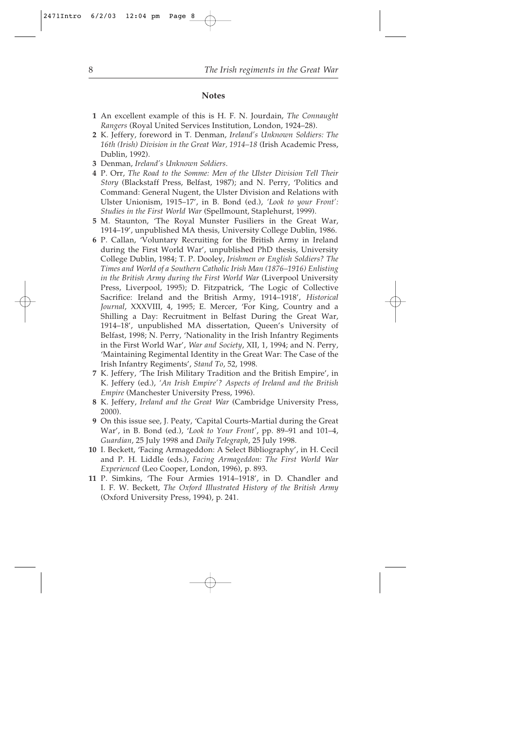## Notes

1 An excellent example of this is H. F. N. Jourdain, *The Connaught Rangers* (Royal United Services Institution, London, 1924–28).

2 K. Jeffery, foreword in T. Denman, *Ireland's Unknown Soldiers: The 16th (Irish) Division in the Great War, 1914–18* (Irish Academic Press, Dublin, 1992).

3 Denman, *Ireland's Unknown Soldiers*.

4 P. Orr, *The Road to the Somme: Men of the Ulster Division Tell Their Story* (Blackstaff Press, Belfast, 1987); and N. Perry, 'Politics and Command: General Nugent, the Ulster Division and Relations with Ulster Unionism, 1915–17', in B. Bond (ed.), *'Look to your Front': Studies in the First World War* (Spellmount, Staplehurst, 1999).

5 M. Staunton, 'The Royal Munster Fusiliers in the Great War, 1914–19', unpublished MA thesis, University College Dublin, 1986.

6 P. Callan, 'Voluntary Recruiting for the British Army in Ireland during the First World War', unpublished PhD thesis, University College Dublin, 1984; T. P. Dooley, *Irishmen or English Soldiers? The Times and World of a Southern Catholic Irish Man (1876–1916) Enlisting in the British Army during the First World War* (Liverpool University Press, Liverpool, 1995); D. Fitzpatrick, 'The Logic of Collective Sacrifice: Ireland and the British Army, 1914–1918', *Historical Journal*, XXXVIII, 4, 1995; E. Mercer, 'For King, Country and a Shilling a Day: Recruitment in Belfast During the Great War, 1914–18', unpublished MA dissertation, Queen's University of Belfast, 1998; N. Perry, 'Nationality in the Irish Infantry Regiments in the First World War', *War and Society*, XII, 1, 1994; and N. Perry, 'Maintaining Regimental Identity in the Great War: The Case of the Irish Infantry Regiments', *Stand To*, 52, 1998.

7 K. Jeffery, 'The Irish Military Tradition and the British Empire', in K. Jeffery (ed.), *'An Irish Empire'? Aspects of Ireland and the British Empire* (Manchester University Press, 1996).

8 K. Jeffery, *Ireland and the Great War* (Cambridge University Press, 2000).

9 On this issue see, J. Peaty, 'Capital Courts-Martial during the Great War', in B. Bond (ed.), *'Look to Your Front'*, pp. 89–91 and 101–4, *Guardian*, 25 July 1998 and *Daily Telegraph*, 25 July 1998.

10 I. Beckett, 'Facing Armageddon: A Select Bibliography', in H. Cecil and P. H. Liddle (eds.), *Facing Armageddon: The First World War Experienced* (Leo Cooper, London, 1996), p. 893.

11 P. Simkins, 'The Four Armies 1914–1918', in D. Chandler and I. F. W. Beckett, *The Oxford Illustrated History of the British Army* (Oxford University Press, 1994), p. 241.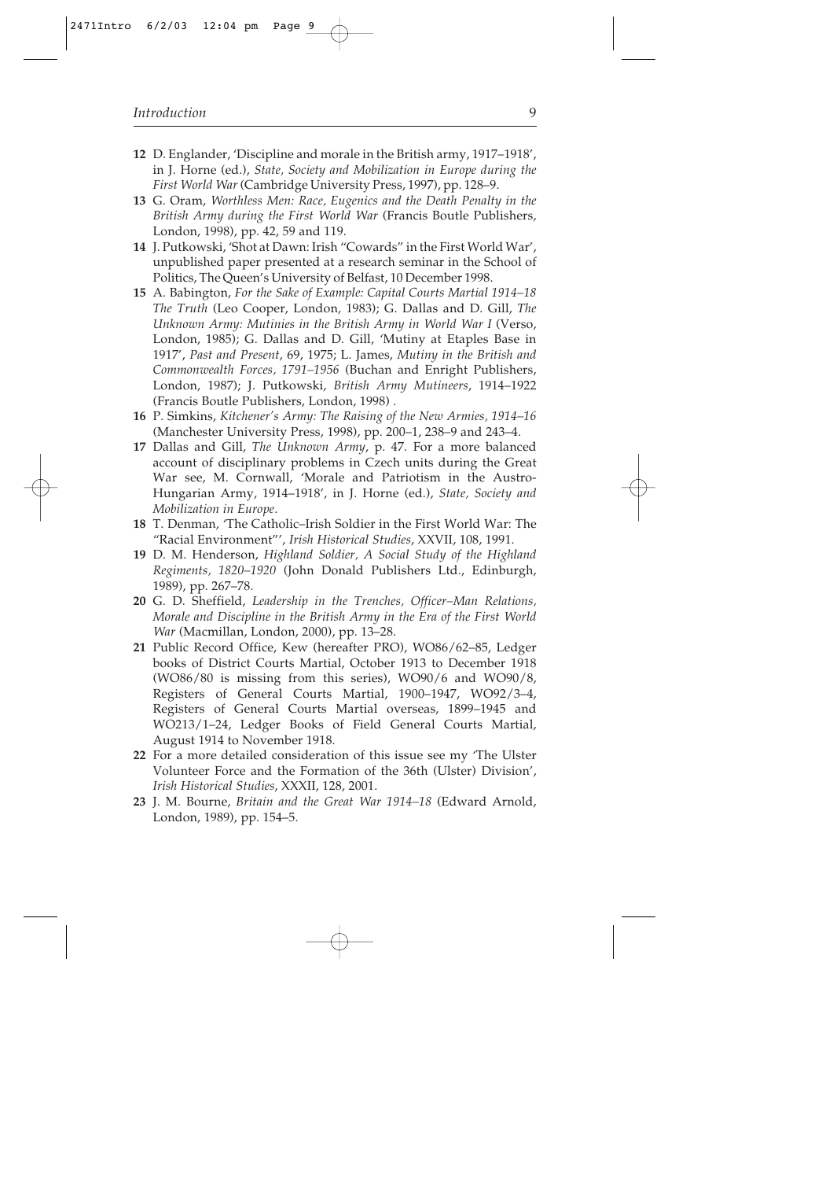**12** D. Englander, 'Discipline and morale in the British army, 1917–1918', in J. Horne (ed.), *State, Society and Mobilization in Europe during the First World War* (Cambridge University Press, 1997), pp. 128–9.

**13** G. Oram, *Worthless Men: Race, Eugenics and the Death Penalty in the British Army during the First World War* (Francis Boutle Publishers, London, 1998), pp. 42, 59 and 119.

**14** J. Putkowski, 'Shot at Dawn: Irish "Cowards" in the First World War', unpublished paper presented at a research seminar in the School of Politics, The Queen's University of Belfast, 10 December 1998.

**15** A. Babington, *For the Sake of Example: Capital Courts Martial 1914–18 The Truth* (Leo Cooper, London, 1983); G. Dallas and D. Gill, *The Unknown Army: Mutinies in the British Army in World War I* (Verso, London, 1985); G. Dallas and D. Gill, 'Mutiny at Etaples Base in 1917', *Past and Present*, 69, 1975; L. James, *Mutiny in the British and Commonwealth Forces, 1791–1956* (Buchan and Enright Publishers, London, 1987); J. Putkowski, *British Army Mutineers*, 1914–1922 (Francis Boutle Publishers, London, 1998) .

**16** P. Simkins, *Kitchener's Army: The Raising of the New Armies, 1914–16* (Manchester University Press, 1998), pp. 200–1, 238–9 and 243–4.

**17** Dallas and Gill, *The Unknown Army*, p. 47. For a more balanced account of disciplinary problems in Czech units during the Great War see, M. Cornwall, 'Morale and Patriotism in the Austro-Hungarian Army, 1914–1918', in J. Horne (ed.), *State, Society and Mobilization in Europe.*

**18** T. Denman, 'The Catholic–Irish Soldier in the First World War: The "Racial Environment"', *Irish Historical Studies*, XXVII, 108, 1991.

**19** D. M. Henderson, *Highland Soldier, A Social Study of the Highland Regiments, 1820–1920* (John Donald Publishers Ltd., Edinburgh, 1989), pp. 267–78.

**20** G. D. Sheffield, *Leadership in the Trenches, Officer–Man Relations, Morale and Discipline in the British Army in the Era of the First World War* (Macmillan, London, 2000), pp. 13–28.

**21** Public Record Office, Kew (hereafter PRO), WO86/62–85, Ledger books of District Courts Martial, October 1913 to December 1918 (WO86/80 is missing from this series), WO90/6 and WO90/8, Registers of General Courts Martial, 1900–1947, WO92/3–4, Registers of General Courts Martial overseas, 1899–1945 and WO213/1–24, Ledger Books of Field General Courts Martial, August 1914 to November 1918.

**22** For a more detailed consideration of this issue see my 'The Ulster Volunteer Force and the Formation of the 36th (Ulster) Division', *Irish Historical Studies*, XXXII, 128, 2001.

**23** J. M. Bourne, *Britain and the Great War 1914–18* (Edward Arnold, London, 1989), pp. 154–5.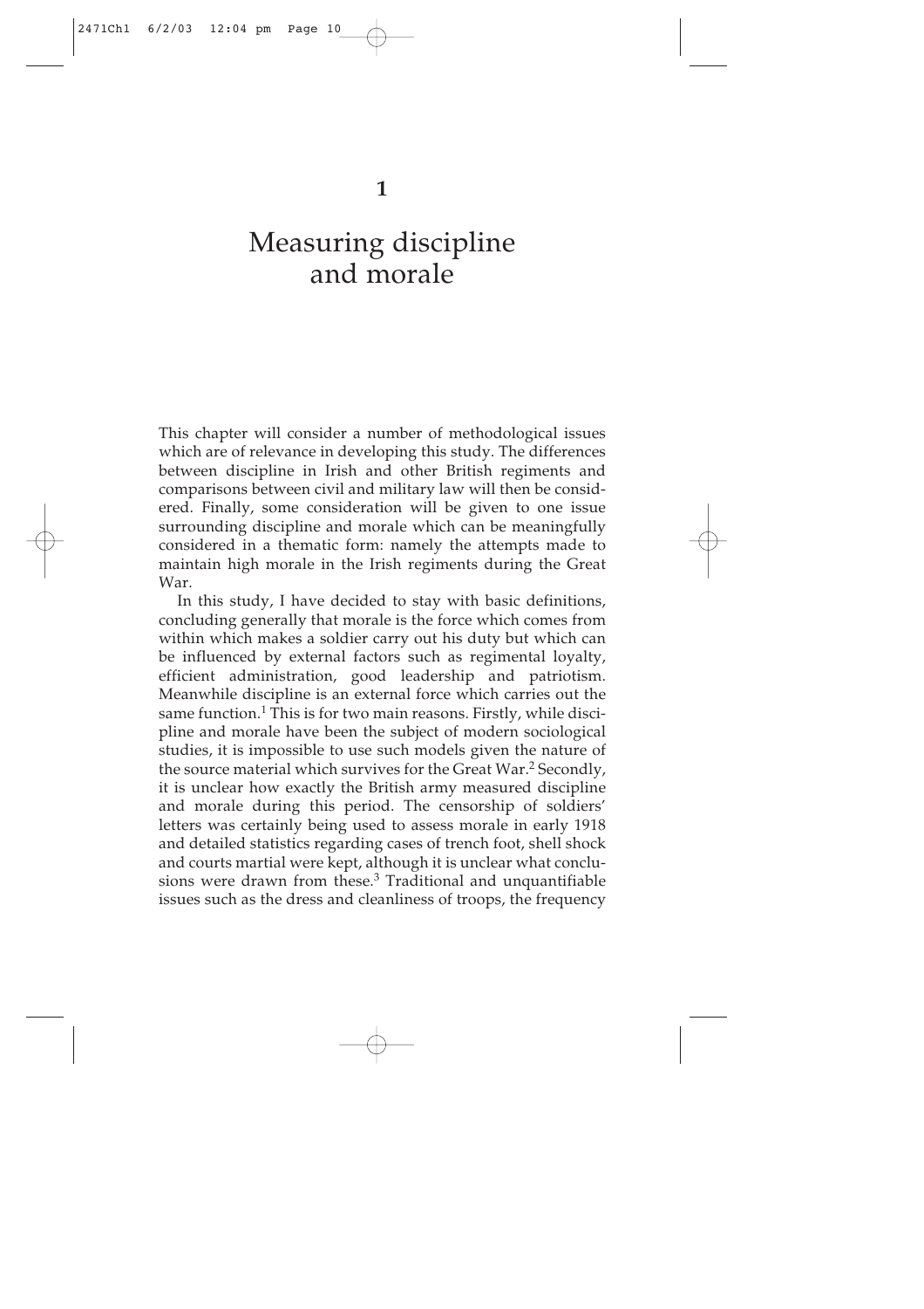# 1

# Measuring discipline and morale

This chapter will consider a number of methodological issues which are of relevance in developing this study. The differences between discipline in Irish and other British regiments and comparisons between civil and military law will then be considered. Finally, some consideration will be given to one issue surrounding discipline and morale which can be meaningfully considered in a thematic form: namely the attempts made to maintain high morale in the Irish regiments during the Great War.

In this study, I have decided to stay with basic definitions, concluding generally that morale is the force which comes from within which makes a soldier carry out his duty but which can be influenced by external factors such as regimental loyalty, efficient administration, good leadership and patriotism. Meanwhile discipline is an external force which carries out the same function.[1] This is for two main reasons. Firstly, while discipline and morale have been the subject of modern sociological studies, it is impossible to use such models given the nature of the source material which survives for the Great War.[2] Secondly, it is unclear how exactly the British army measured discipline and morale during this period. The censorship of soldiers' letters was certainly being used to assess morale in early 1918 and detailed statistics regarding cases of trench foot, shell shock and courts martial were kept, although it is unclear what conclusions were drawn from these.[3] Traditional and unquantifiable issues such as the dress and cleanliness of troops, the frequency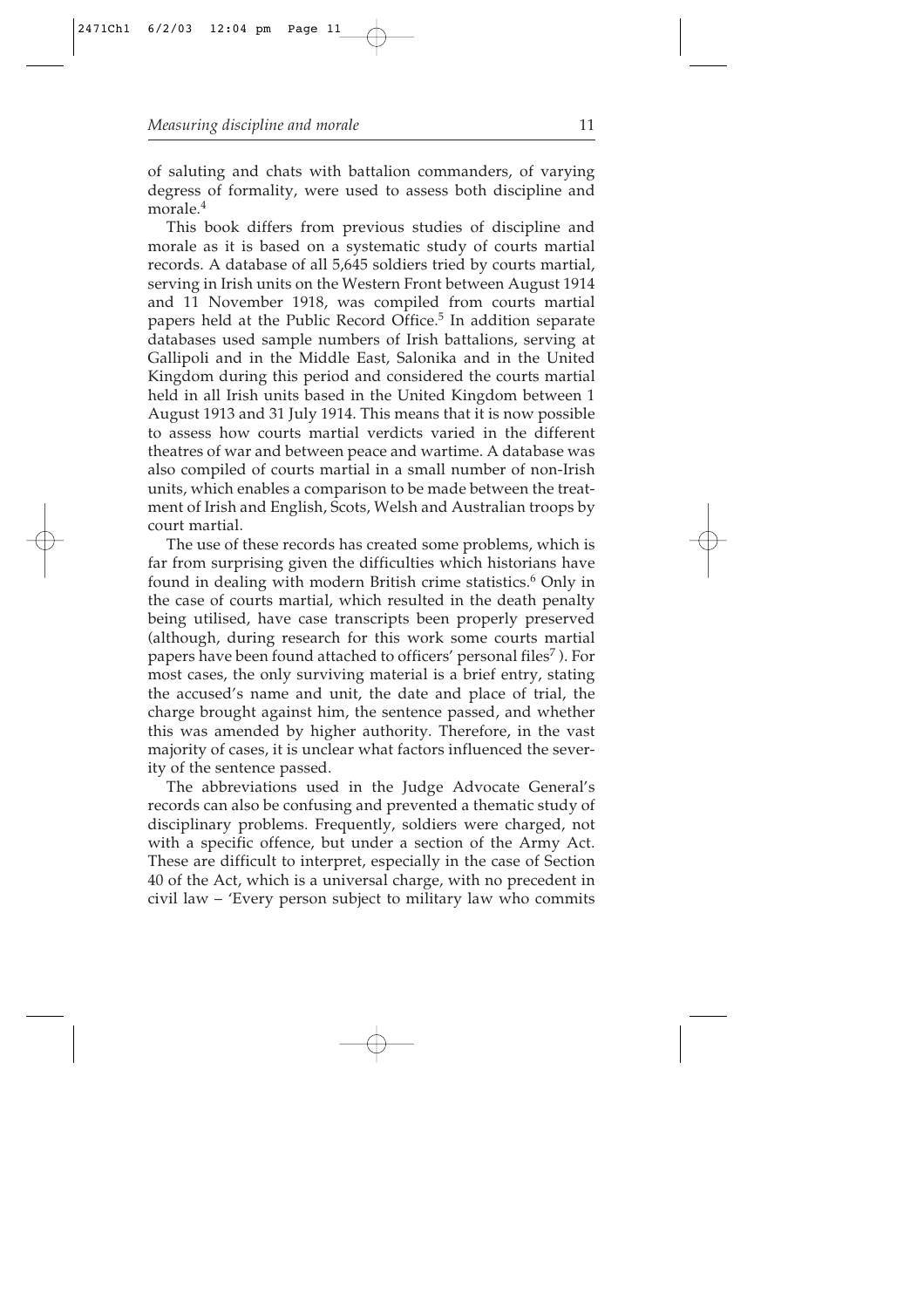of saluting and chats with battalion commanders, of varying degress of formality, were used to assess both discipline and morale.[4]

This book differs from previous studies of discipline and morale as it is based on a systematic study of courts martial records. A database of all 5,645 soldiers tried by courts martial, serving in Irish units on the Western Front between August 1914 and 11 November 1918, was compiled from courts martial papers held at the Public Record Office.[5] In addition separate databases used sample numbers of Irish battalions, serving at Gallipoli and in the Middle East, Salonika and in the United Kingdom during this period and considered the courts martial held in all Irish units based in the United Kingdom between 1 August 1913 and 31 July 1914. This means that it is now possible to assess how courts martial verdicts varied in the different theatres of war and between peace and wartime. A database was also compiled of courts martial in a small number of non-Irish units, which enables a comparison to be made between the treatment of Irish and English, Scots, Welsh and Australian troops by court martial.

The use of these records has created some problems, which is far from surprising given the difficulties which historians have found in dealing with modern British crime statistics.[6] Only in the case of courts martial, which resulted in the death penalty being utilised, have case transcripts been properly preserved (although, during research for this work some courts martial papers have been found attached to officers' personal files[7] ). For most cases, the only surviving material is a brief entry, stating the accused's name and unit, the date and place of trial, the charge brought against him, the sentence passed, and whether this was amended by higher authority. Therefore, in the vast majority of cases, it is unclear what factors influenced the severity of the sentence passed.

The abbreviations used in the Judge Advocate General's records can also be confusing and prevented a thematic study of disciplinary problems. Frequently, soldiers were charged, not with a specific offence, but under a section of the Army Act. These are difficult to interpret, especially in the case of Section 40 of the Act, which is a universal charge, with no precedent in civil law – 'Every person subject to military law who commits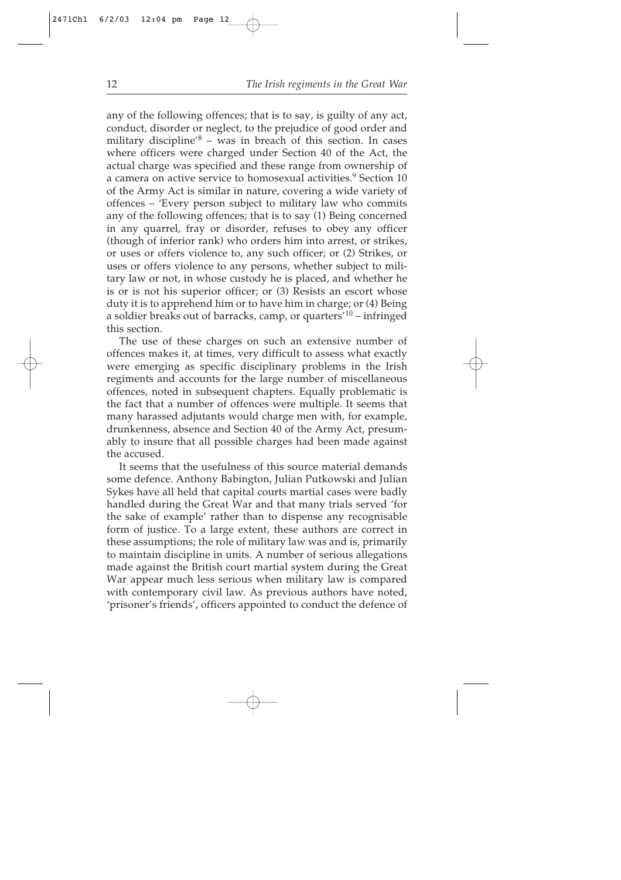any of the following offences; that is to say, is guilty of any act, conduct, disorder or neglect, to the prejudice of good order and military discipline'[8] – was in breach of this section. In cases where officers were charged under Section 40 of the Act, the actual charge was specified and these range from ownership of a camera on active service to homosexual activities.[9] Section 10 of the Army Act is similar in nature, covering a wide variety of offences – 'Every person subject to military law who commits any of the following offences; that is to say (1) Being concerned in any quarrel, fray or disorder, refuses to obey any officer (though of inferior rank) who orders him into arrest, or strikes, or uses or offers violence to, any such officer; or (2) Strikes, or uses or offers violence to any persons, whether subject to military law or not, in whose custody he is placed, and whether he is or is not his superior officer; or (3) Resists an escort whose duty it is to apprehend him or to have him in charge; or (4) Being a soldier breaks out of barracks, camp, or quarters'[10] – infringed this section.

The use of these charges on such an extensive number of offences makes it, at times, very difficult to assess what exactly were emerging as specific disciplinary problems in the Irish regiments and accounts for the large number of miscellaneous offences, noted in subsequent chapters. Equally problematic is the fact that a number of offences were multiple. It seems that many harassed adjutants would charge men with, for example, drunkenness, absence and Section 40 of the Army Act, presumably to insure that all possible charges had been made against the accused.

It seems that the usefulness of this source material demands some defence. Anthony Babington, Julian Putkowski and Julian Sykes have all held that capital courts martial cases were badly handled during the Great War and that many trials served 'for the sake of example' rather than to dispense any recognisable form of justice. To a large extent, these authors are correct in these assumptions; the role of military law was and is, primarily to maintain discipline in units. A number of serious allegations made against the British court martial system during the Great War appear much less serious when military law is compared with contemporary civil law. As previous authors have noted, 'prisoner's friends', officers appointed to conduct the defence of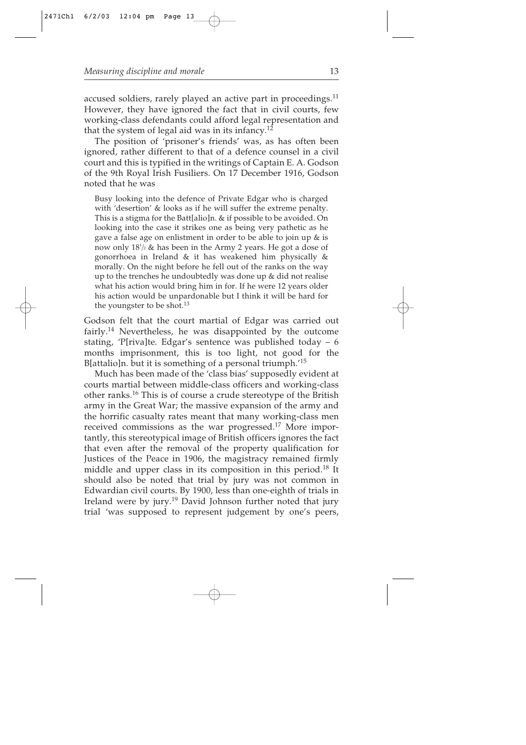accused soldiers, rarely played an active part in proceedings.[11] However, they have ignored the fact that in civil courts, few working-class defendants could afford legal representation and that the system of legal aid was in its infancy.[12]

The position of 'prisoner's friends' was, as has often been ignored, rather different to that of a defence counsel in a civil court and this is typified in the writings of Captain E. A. Godson of the 9th Royal Irish Fusiliers. On 17 December 1916, Godson noted that he was

> Busy looking into the defence of Private Edgar who is charged with 'desertion' & looks as if he will suffer the extreme penalty. This is a stigma for the Batt[alio]n. & if possible to be avoided. On looking into the case it strikes one as being very pathetic as he gave a false age on enlistment in order to be able to join up & is now only 18½ & has been in the Army 2 years. He got a dose of gonorrhoea in Ireland & it has weakened him physically & morally. On the night before he fell out of the ranks on the way up to the trenches he undoubtedly was done up & did not realise what his action would bring him in for. If he were 12 years older his action would be unpardonable but I think it will be hard for the youngster to be shot.[13]

Godson felt that the court martial of Edgar was carried out fairly.[14] Nevertheless, he was disappointed by the outcome stating, 'P[riva]te. Edgar's sentence was published today – 6 months imprisonment, this is too light, not good for the B[attalio]n. but it is something of a personal triumph.'[15]

Much has been made of the 'class bias' supposedly evident at courts martial between middle-class officers and working-class other ranks.[16] This is of course a crude stereotype of the British army in the Great War; the massive expansion of the army and the horrific casualty rates meant that many working-class men received commissions as the war progressed.[17] More importantly, this stereotypical image of British officers ignores the fact that even after the removal of the property qualification for Justices of the Peace in 1906, the magistracy remained firmly middle and upper class in its composition in this period.[18] It should also be noted that trial by jury was not common in Edwardian civil courts. By 1900, less than one-eighth of trials in Ireland were by jury.[19] David Johnson further noted that jury trial 'was supposed to represent judgement by one's peers,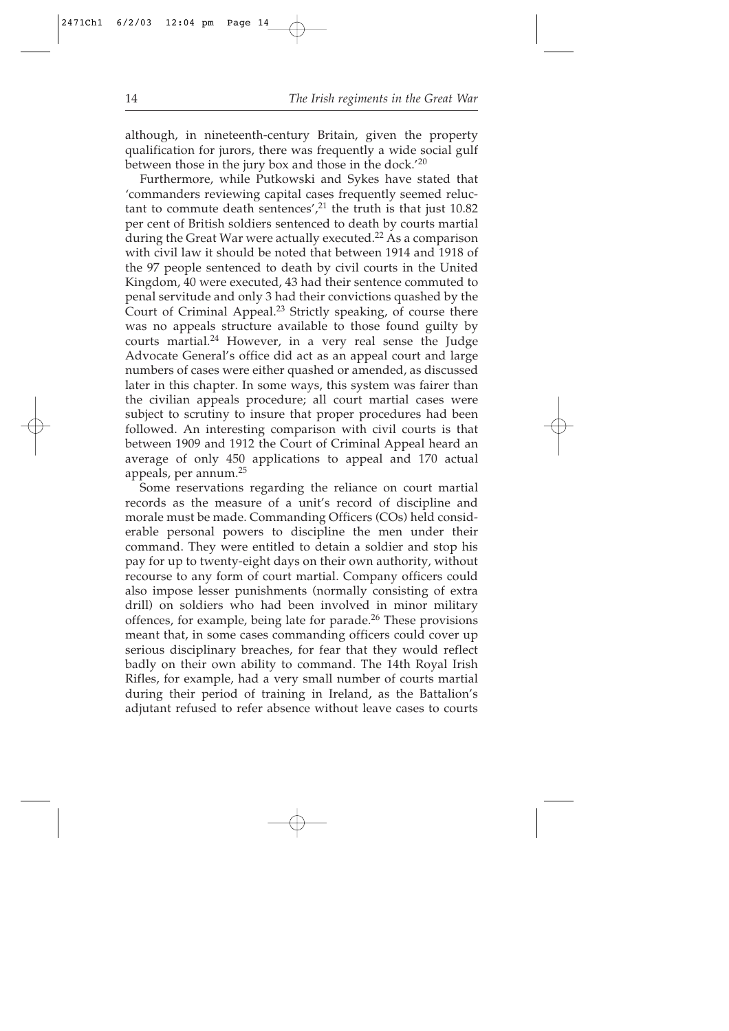although, in nineteenth-century Britain, given the property qualification for jurors, there was frequently a wide social gulf between those in the jury box and those in the dock.'[20]

Furthermore, while Putkowski and Sykes have stated that 'commanders reviewing capital cases frequently seemed reluctant to commute death sentences',[21] the truth is that just 10.82 per cent of British soldiers sentenced to death by courts martial during the Great War were actually executed.[22] As a comparison with civil law it should be noted that between 1914 and 1918 of the 97 people sentenced to death by civil courts in the United Kingdom, 40 were executed, 43 had their sentence commuted to penal servitude and only 3 had their convictions quashed by the Court of Criminal Appeal.[23] Strictly speaking, of course there was no appeals structure available to those found guilty by courts martial.[24] However, in a very real sense the Judge Advocate General's office did act as an appeal court and large numbers of cases were either quashed or amended, as discussed later in this chapter. In some ways, this system was fairer than the civilian appeals procedure; all court martial cases were subject to scrutiny to insure that proper procedures had been followed. An interesting comparison with civil courts is that between 1909 and 1912 the Court of Criminal Appeal heard an average of only 450 applications to appeal and 170 actual appeals, per annum.[25]

Some reservations regarding the reliance on court martial records as the measure of a unit's record of discipline and morale must be made. Commanding Officers (COs) held considerable personal powers to discipline the men under their command. They were entitled to detain a soldier and stop his pay for up to twenty-eight days on their own authority, without recourse to any form of court martial. Company officers could also impose lesser punishments (normally consisting of extra drill) on soldiers who had been involved in minor military offences, for example, being late for parade.[26] These provisions meant that, in some cases commanding officers could cover up serious disciplinary breaches, for fear that they would reflect badly on their own ability to command. The 14th Royal Irish Rifles, for example, had a very small number of courts martial during their period of training in Ireland, as the Battalion's adjutant refused to refer absence without leave cases to courts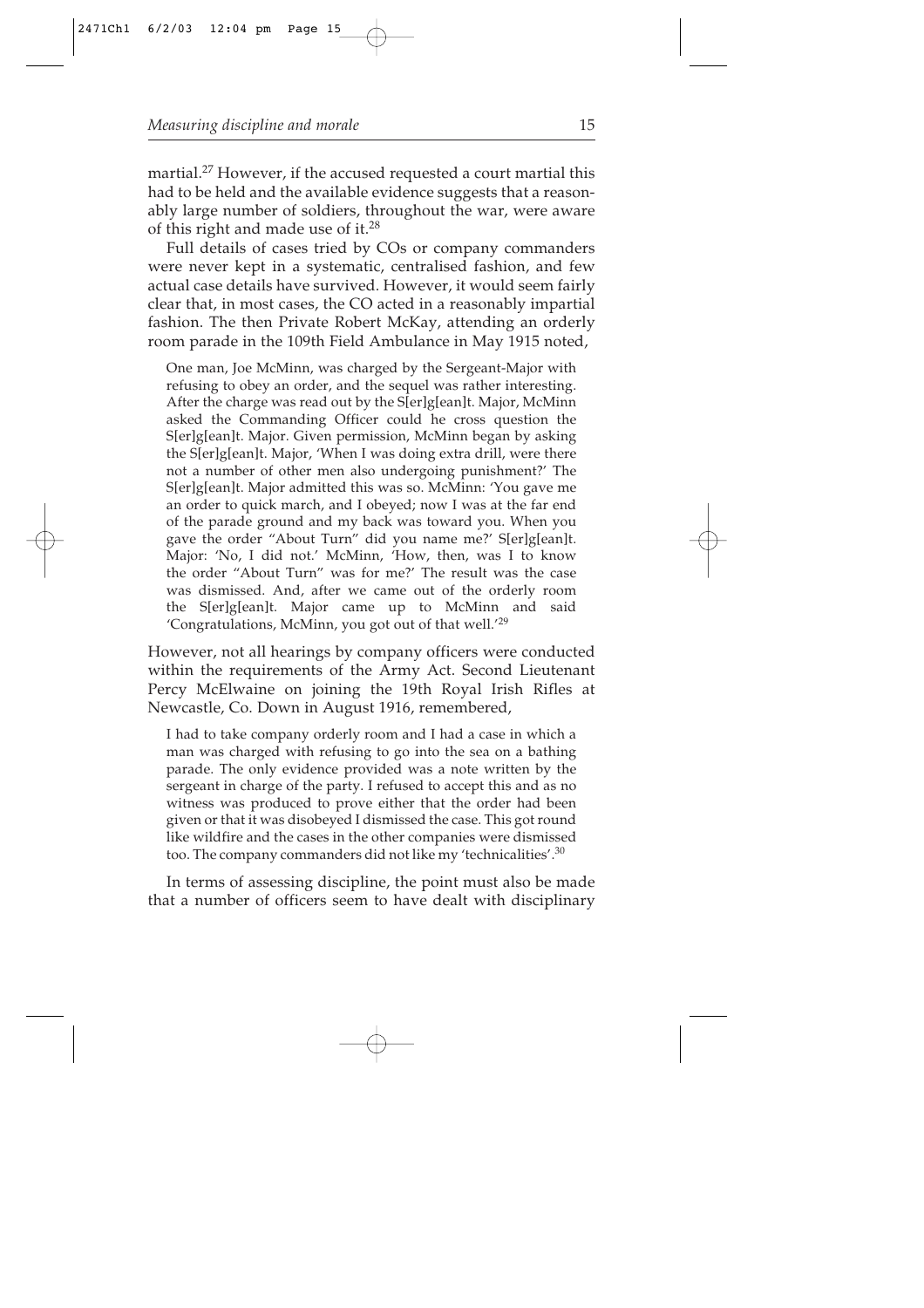martial.[27] However, if the accused requested a court martial this had to be held and the available evidence suggests that a reasonably large number of soldiers, throughout the war, were aware of this right and made use of it.[28]

Full details of cases tried by COs or company commanders were never kept in a systematic, centralised fashion, and few actual case details have survived. However, it would seem fairly clear that, in most cases, the CO acted in a reasonably impartial fashion. The then Private Robert McKay, attending an orderly room parade in the 109th Field Ambulance in May 1915 noted,

> One man, Joe McMinn, was charged by the Sergeant-Major with refusing to obey an order, and the sequel was rather interesting. After the charge was read out by the S[er]g[ean]t. Major, McMinn asked the Commanding Officer could he cross question the S[er]g[ean]t. Major. Given permission, McMinn began by asking the S[er]g[ean]t. Major, 'When I was doing extra drill, were there not a number of other men also undergoing punishment?' The S[er]g[ean]t. Major admitted this was so. McMinn: 'You gave me an order to quick march, and I obeyed; now I was at the far end of the parade ground and my back was toward you. When you gave the order "About Turn" did you name me?' S[er]g[ean]t. Major: 'No, I did not.' McMinn, 'How, then, was I to know the order "About Turn" was for me?' The result was the case was dismissed. And, after we came out of the orderly room the S[er]g[ean]t. Major came up to McMinn and said 'Congratulations, McMinn, you got out of that well.'[29]

However, not all hearings by company officers were conducted within the requirements of the Army Act. Second Lieutenant Percy McElwaine on joining the 19th Royal Irish Rifles at Newcastle, Co. Down in August 1916, remembered,

> I had to take company orderly room and I had a case in which a man was charged with refusing to go into the sea on a bathing parade. The only evidence provided was a note written by the sergeant in charge of the party. I refused to accept this and as no witness was produced to prove either that the order had been given or that it was disobeyed I dismissed the case. This got round like wildfire and the cases in the other companies were dismissed too. The company commanders did not like my 'technicalities'.[30]

In terms of assessing discipline, the point must also be made that a number of officers seem to have dealt with disciplinary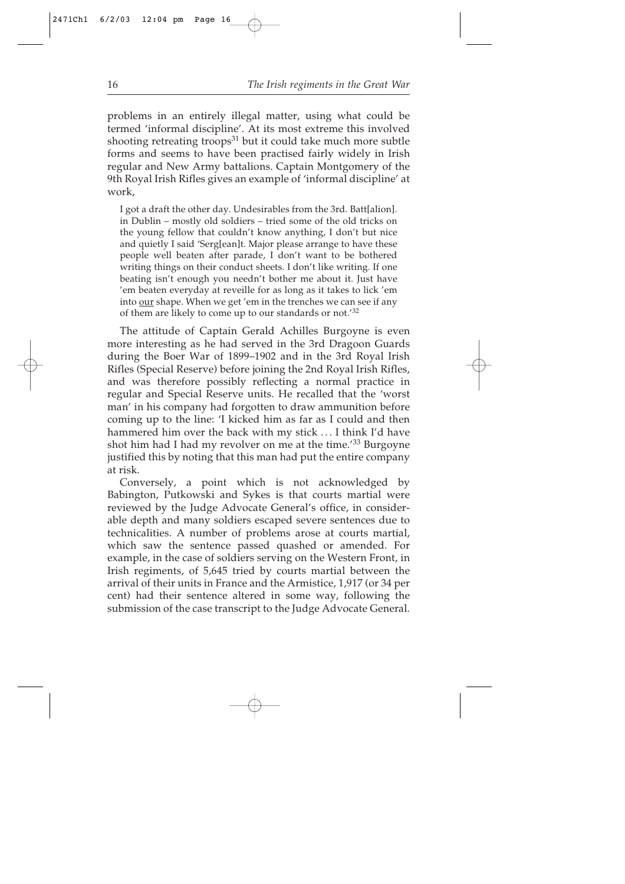problems in an entirely illegal matter, using what could be termed 'informal discipline'. At its most extreme this involved shooting retreating troops[31] but it could take much more subtle forms and seems to have been practised fairly widely in Irish regular and New Army battalions. Captain Montgomery of the 9th Royal Irish Rifles gives an example of 'informal discipline' at work,

> I got a draft the other day. Undesirables from the 3rd. Batt[alion]. in Dublin – mostly old soldiers – tried some of the old tricks on the young fellow that couldn't know anything, I don't but nice and quietly I said 'Serg[ean]t. Major please arrange to have these people well beaten after parade, I don't want to be bothered writing things on their conduct sheets. I don't like writing. If one beating isn't enough you needn't bother me about it. Just have 'em beaten everyday at reveille for as long as it takes to lick 'em into <u>our</u> shape. When we get 'em in the trenches we can see if any of them are likely to come up to our standards or not.'[32]

The attitude of Captain Gerald Achilles Burgoyne is even more interesting as he had served in the 3rd Dragoon Guards during the Boer War of 1899–1902 and in the 3rd Royal Irish Rifles (Special Reserve) before joining the 2nd Royal Irish Rifles, and was therefore possibly reflecting a normal practice in regular and Special Reserve units. He recalled that the 'worst man' in his company had forgotten to draw ammunition before coming up to the line: 'I kicked him as far as I could and then hammered him over the back with my stick . . . I think I'd have shot him had I had my revolver on me at the time.'[33] Burgoyne justified this by noting that this man had put the entire company at risk.

Conversely, a point which is not acknowledged by Babington, Putkowski and Sykes is that courts martial were reviewed by the Judge Advocate General's office, in considerable depth and many soldiers escaped severe sentences due to technicalities. A number of problems arose at courts martial, which saw the sentence passed quashed or amended. For example, in the case of soldiers serving on the Western Front, in Irish regiments, of 5,645 tried by courts martial between the arrival of their units in France and the Armistice, 1,917 (or 34 per cent) had their sentence altered in some way, following the submission of the case transcript to the Judge Advocate General.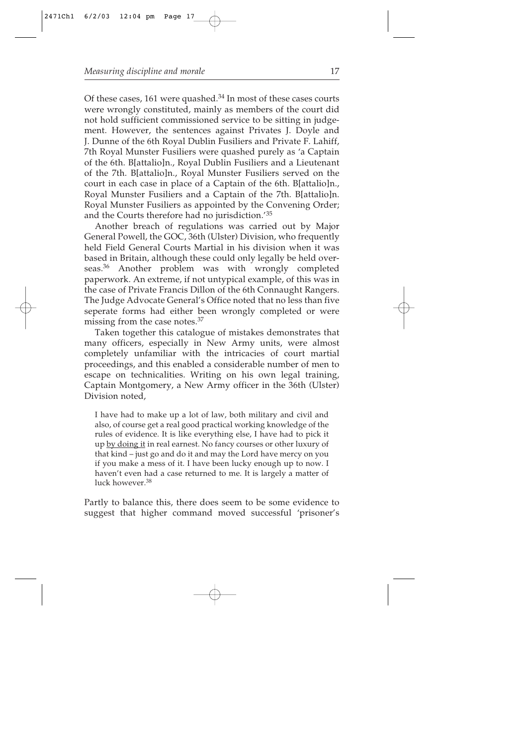Of these cases, 161 were quashed.[34] In most of these cases courts were wrongly constituted, mainly as members of the court did not hold sufficient commissioned service to be sitting in judgement. However, the sentences against Privates J. Doyle and J. Dunne of the 6th Royal Dublin Fusiliers and Private F. Lahiff, 7th Royal Munster Fusiliers were quashed purely as 'a Captain of the 6th. B[attalio]n., Royal Dublin Fusiliers and a Lieutenant of the 7th. B[attalio]n., Royal Munster Fusiliers served on the court in each case in place of a Captain of the 6th. B[attalio]n., Royal Munster Fusiliers and a Captain of the 7th. B[attalio]n. Royal Munster Fusiliers as appointed by the Convening Order; and the Courts therefore had no jurisdiction.'[35]

Another breach of regulations was carried out by Major General Powell, the GOC, 36th (Ulster) Division, who frequently held Field General Courts Martial in his division when it was based in Britain, although these could only legally be held overseas.[36] Another problem was with wrongly completed paperwork. An extreme, if not untypical example, of this was in the case of Private Francis Dillon of the 6th Connaught Rangers. The Judge Advocate General's Office noted that no less than five seperate forms had either been wrongly completed or were missing from the case notes.[37]

Taken together this catalogue of mistakes demonstrates that many officers, especially in New Army units, were almost completely unfamiliar with the intricacies of court martial proceedings, and this enabled a considerable number of men to escape on technicalities. Writing on his own legal training, Captain Montgomery, a New Army officer in the 36th (Ulster) Division noted,

> I have had to make up a lot of law, both military and civil and also, of course get a real good practical working knowledge of the rules of evidence. It is like everything else, I have had to pick it up <u>by doing it</u> in real earnest. No fancy courses or other luxury of that kind – just go and do it and may the Lord have mercy on you if you make a mess of it. I have been lucky enough up to now. I haven't even had a case returned to me. It is largely a matter of luck however.[38]

Partly to balance this, there does seem to be some evidence to suggest that higher command moved successful 'prisoner's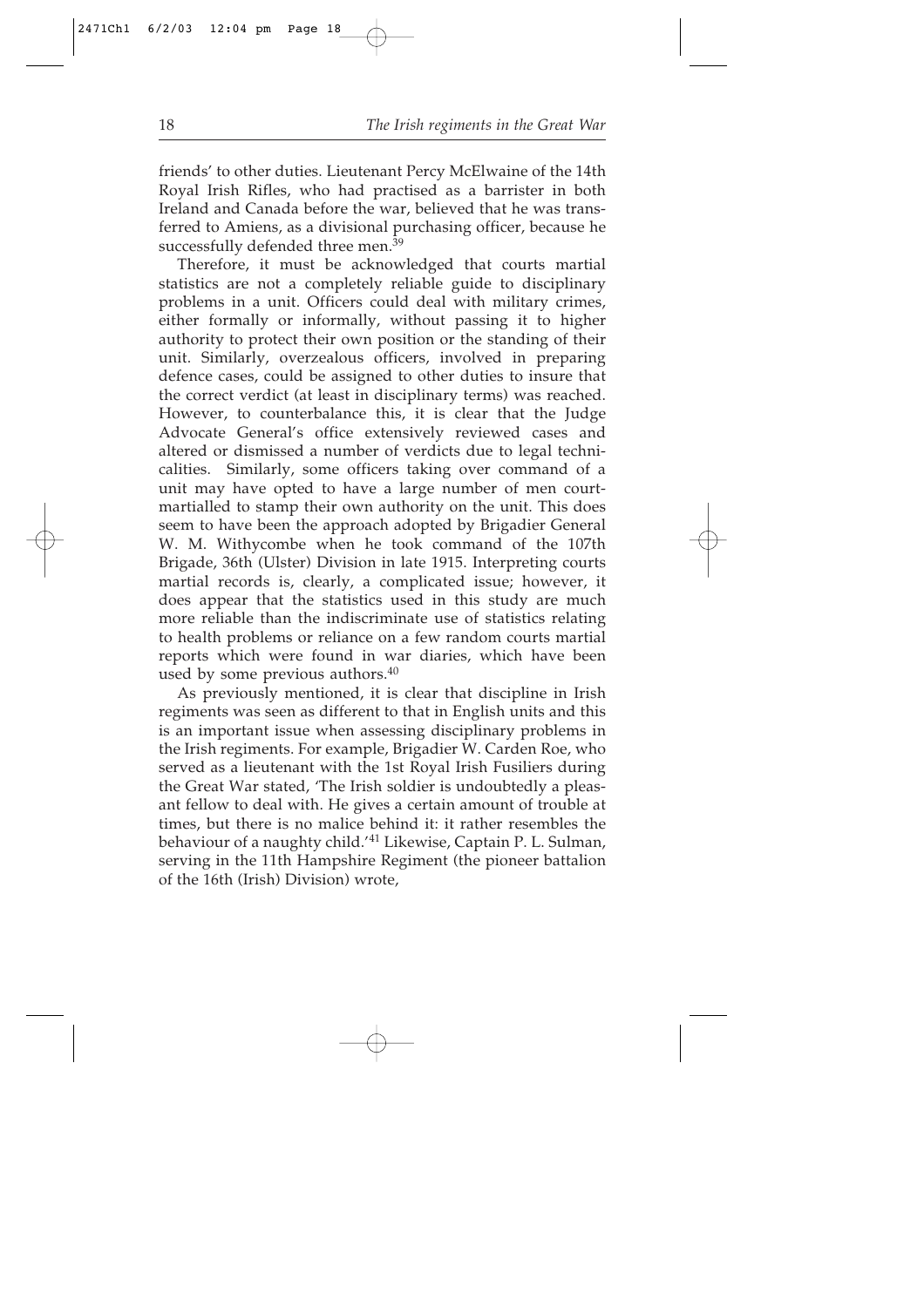friends' to other duties. Lieutenant Percy McElwaine of the 14th Royal Irish Rifles, who had practised as a barrister in both Ireland and Canada before the war, believed that he was transferred to Amiens, as a divisional purchasing officer, because he successfully defended three men.[39]

Therefore, it must be acknowledged that courts martial statistics are not a completely reliable guide to disciplinary problems in a unit. Officers could deal with military crimes, either formally or informally, without passing it to higher authority to protect their own position or the standing of their unit. Similarly, overzealous officers, involved in preparing defence cases, could be assigned to other duties to insure that the correct verdict (at least in disciplinary terms) was reached. However, to counterbalance this, it is clear that the Judge Advocate General's office extensively reviewed cases and altered or dismissed a number of verdicts due to legal technicalities. Similarly, some officers taking over command of a unit may have opted to have a large number of men court-martialled to stamp their own authority on the unit. This does seem to have been the approach adopted by Brigadier General W. M. Withycombe when he took command of the 107th Brigade, 36th (Ulster) Division in late 1915. Interpreting courts martial records is, clearly, a complicated issue; however, it does appear that the statistics used in this study are much more reliable than the indiscriminate use of statistics relating to health problems or reliance on a few random courts martial reports which were found in war diaries, which have been used by some previous authors.[40]

As previously mentioned, it is clear that discipline in Irish regiments was seen as different to that in English units and this is an important issue when assessing disciplinary problems in the Irish regiments. For example, Brigadier W. Carden Roe, who served as a lieutenant with the 1st Royal Irish Fusiliers during the Great War stated, 'The Irish soldier is undoubtedly a pleasant fellow to deal with. He gives a certain amount of trouble at times, but there is no malice behind it: it rather resembles the behaviour of a naughty child.'[41] Likewise, Captain P. L. Sulman, serving in the 11th Hampshire Regiment (the pioneer battalion of the 16th (Irish) Division) wrote,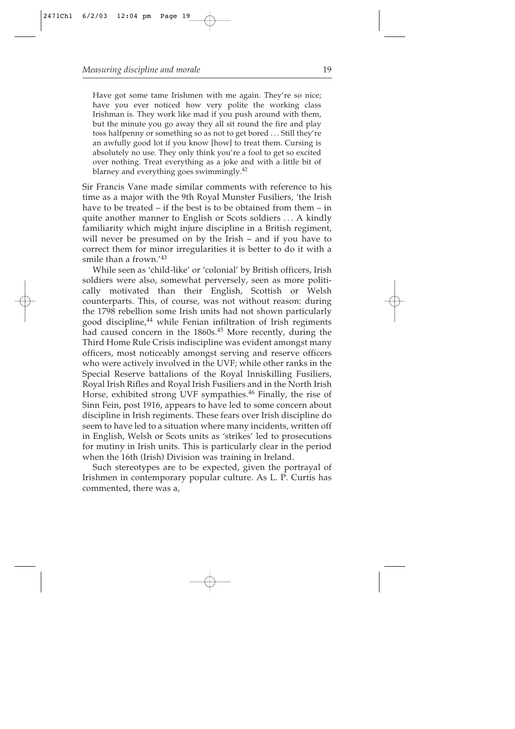> Have got some tame Irishmen with me again. They're so nice; have you ever noticed how very polite the working class Irishman is. They work like mad if you push around with them, but the minute you go away they all sit round the fire and play toss halfpenny or something so as not to get bored ... Still they're an awfully good lot if you know [how] to treat them. Cursing is absolutely no use. They only think you're a fool to get so excited over nothing. Treat everything as a joke and with a little bit of blarney and everything goes swimmingly.[42]

Sir Francis Vane made similar comments with reference to his time as a major with the 9th Royal Munster Fusiliers, 'the Irish have to be treated – if the best is to be obtained from them – in quite another manner to English or Scots soldiers ... A kindly familiarity which might injure discipline in a British regiment, will never be presumed on by the Irish – and if you have to correct them for minor irregularities it is better to do it with a smile than a frown.'[43]

While seen as 'child-like' or 'colonial' by British officers, Irish soldiers were also, somewhat perversely, seen as more politically motivated than their English, Scottish or Welsh counterparts. This, of course, was not without reason: during the 1798 rebellion some Irish units had not shown particularly good discipline,[44] while Fenian infiltration of Irish regiments had caused concern in the 1860s.[45] More recently, during the Third Home Rule Crisis indiscipline was evident amongst many officers, most noticeably amongst serving and reserve officers who were actively involved in the UVF; while other ranks in the Special Reserve battalions of the Royal Inniskilling Fusiliers, Royal Irish Rifles and Royal Irish Fusiliers and in the North Irish Horse, exhibited strong UVF sympathies.[46] Finally, the rise of Sinn Fein, post 1916, appears to have led to some concern about discipline in Irish regiments. These fears over Irish discipline do seem to have led to a situation where many incidents, written off in English, Welsh or Scots units as 'strikes' led to prosecutions for mutiny in Irish units. This is particularly clear in the period when the 16th (Irish) Division was training in Ireland.

Such stereotypes are to be expected, given the portrayal of Irishmen in contemporary popular culture. As L. P. Curtis has commented, there was a,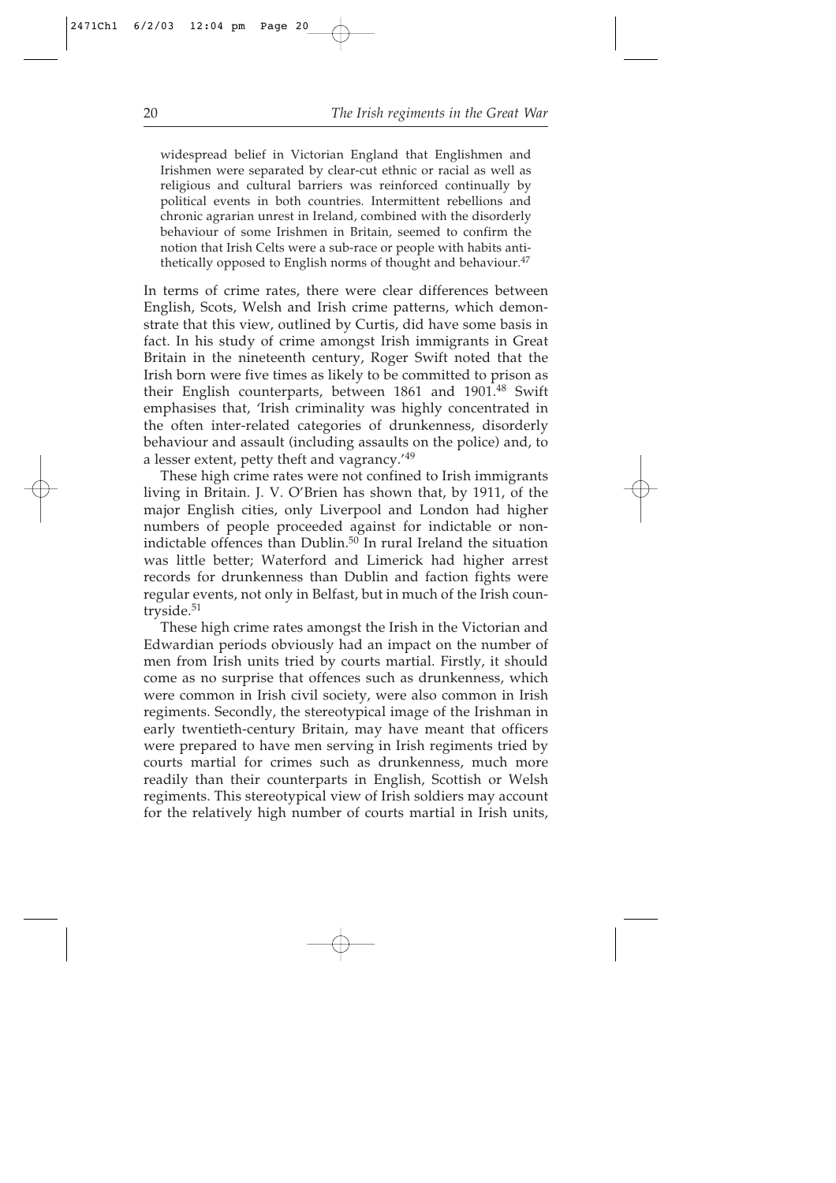> widespread belief in Victorian England that Englishmen and Irishmen were separated by clear-cut ethnic or racial as well as religious and cultural barriers was reinforced continually by political events in both countries. Intermittent rebellions and chronic agrarian unrest in Ireland, combined with the disorderly behaviour of some Irishmen in Britain, seemed to confirm the notion that Irish Celts were a sub-race or people with habits antithetically opposed to English norms of thought and behaviour.[47]

In terms of crime rates, there were clear differences between English, Scots, Welsh and Irish crime patterns, which demonstrate that this view, outlined by Curtis, did have some basis in fact. In his study of crime amongst Irish immigrants in Great Britain in the nineteenth century, Roger Swift noted that the Irish born were five times as likely to be committed to prison as their English counterparts, between 1861 and 1901.[48] Swift emphasises that, 'Irish criminality was highly concentrated in the often inter-related categories of drunkenness, disorderly behaviour and assault (including assaults on the police) and, to a lesser extent, petty theft and vagrancy.'[49]

These high crime rates were not confined to Irish immigrants living in Britain. J. V. O'Brien has shown that, by 1911, of the major English cities, only Liverpool and London had higher numbers of people proceeded against for indictable or non-indictable offences than Dublin.[50] In rural Ireland the situation was little better; Waterford and Limerick had higher arrest records for drunkenness than Dublin and faction fights were regular events, not only in Belfast, but in much of the Irish countryside.[51]

These high crime rates amongst the Irish in the Victorian and Edwardian periods obviously had an impact on the number of men from Irish units tried by courts martial. Firstly, it should come as no surprise that offences such as drunkenness, which were common in Irish civil society, were also common in Irish regiments. Secondly, the stereotypical image of the Irishman in early twentieth-century Britain, may have meant that officers were prepared to have men serving in Irish regiments tried by courts martial for crimes such as drunkenness, much more readily than their counterparts in English, Scottish or Welsh regiments. This stereotypical view of Irish soldiers may account for the relatively high number of courts martial in Irish units,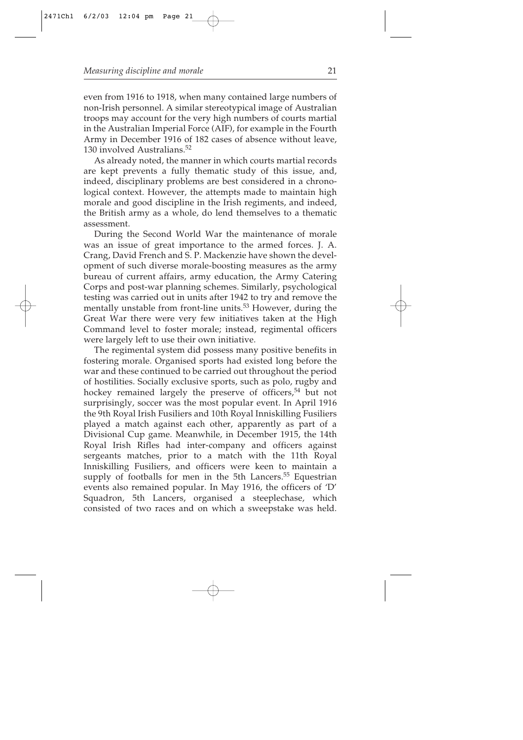even from 1916 to 1918, when many contained large numbers of non-Irish personnel. A similar stereotypical image of Australian troops may account for the very high numbers of courts martial in the Australian Imperial Force (AIF), for example in the Fourth Army in December 1916 of 182 cases of absence without leave, 130 involved Australians.[52]

As already noted, the manner in which courts martial records are kept prevents a fully thematic study of this issue, and, indeed, disciplinary problems are best considered in a chronological context. However, the attempts made to maintain high morale and good discipline in the Irish regiments, and indeed, the British army as a whole, do lend themselves to a thematic assessment.

During the Second World War the maintenance of morale was an issue of great importance to the armed forces. J. A. Crang, David French and S. P. Mackenzie have shown the development of such diverse morale-boosting measures as the army bureau of current affairs, army education, the Army Catering Corps and post-war planning schemes. Similarly, psychological testing was carried out in units after 1942 to try and remove the mentally unstable from front-line units.[53] However, during the Great War there were very few initiatives taken at the High Command level to foster morale; instead, regimental officers were largely left to use their own initiative.

The regimental system did possess many positive benefits in fostering morale. Organised sports had existed long before the war and these continued to be carried out throughout the period of hostilities. Socially exclusive sports, such as polo, rugby and hockey remained largely the preserve of officers,[54] but not surprisingly, soccer was the most popular event. In April 1916 the 9th Royal Irish Fusiliers and 10th Royal Inniskilling Fusiliers played a match against each other, apparently as part of a Divisional Cup game. Meanwhile, in December 1915, the 14th Royal Irish Rifles had inter-company and officers against sergeants matches, prior to a match with the 11th Royal Inniskilling Fusiliers, and officers were keen to maintain a supply of footballs for men in the 5th Lancers.[55] Equestrian events also remained popular. In May 1916, the officers of 'D' Squadron, 5th Lancers, organised a steeplechase, which consisted of two races and on which a sweepstake was held.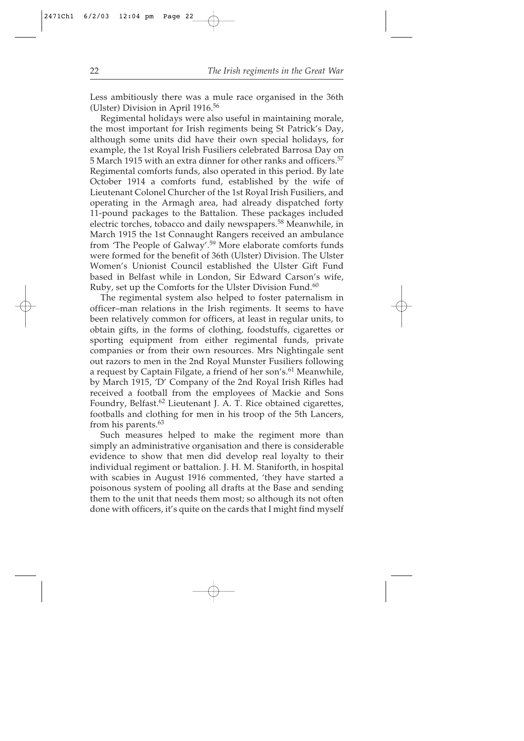Less ambitiously there was a mule race organised in the 36th (Ulster) Division in April 1916.[56]

Regimental holidays were also useful in maintaining morale, the most important for Irish regiments being St Patrick's Day, although some units did have their own special holidays, for example, the 1st Royal Irish Fusiliers celebrated Barrosa Day on 5 March 1915 with an extra dinner for other ranks and officers.[57] Regimental comforts funds, also operated in this period. By late October 1914 a comforts fund, established by the wife of Lieutenant Colonel Churcher of the 1st Royal Irish Fusiliers, and operating in the Armagh area, had already dispatched forty 11-pound packages to the Battalion. These packages included electric torches, tobacco and daily newspapers.[58] Meanwhile, in March 1915 the 1st Connaught Rangers received an ambulance from 'The People of Galway'.[59] More elaborate comforts funds were formed for the benefit of 36th (Ulster) Division. The Ulster Women's Unionist Council established the Ulster Gift Fund based in Belfast while in London, Sir Edward Carson's wife, Ruby, set up the Comforts for the Ulster Division Fund.[60]

The regimental system also helped to foster paternalism in officer–man relations in the Irish regiments. It seems to have been relatively common for officers, at least in regular units, to obtain gifts, in the forms of clothing, foodstuffs, cigarettes or sporting equipment from either regimental funds, private companies or from their own resources. Mrs Nightingale sent out razors to men in the 2nd Royal Munster Fusiliers following a request by Captain Filgate, a friend of her son's.[61] Meanwhile, by March 1915, 'D' Company of the 2nd Royal Irish Rifles had received a football from the employees of Mackie and Sons Foundry, Belfast.[62] Lieutenant J. A. T. Rice obtained cigarettes, footballs and clothing for men in his troop of the 5th Lancers, from his parents.[63]

Such measures helped to make the regiment more than simply an administrative organisation and there is considerable evidence to show that men did develop real loyalty to their individual regiment or battalion. J. H. M. Staniforth, in hospital with scabies in August 1916 commented, 'they have started a poisonous system of pooling all drafts at the Base and sending them to the unit that needs them most; so although its not often done with officers, it's quite on the cards that I might find myself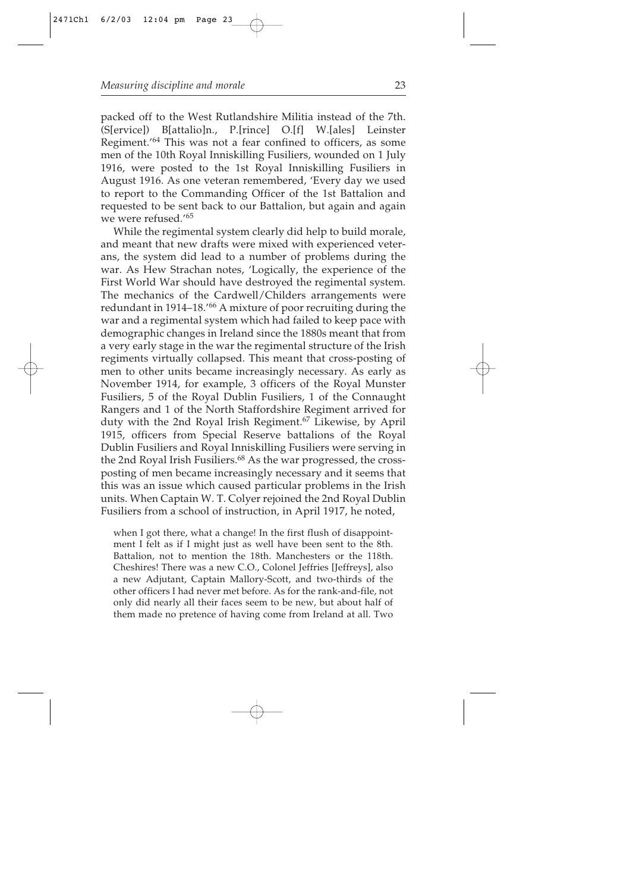packed off to the West Rutlandshire Militia instead of the 7th. (S[ervice]) B[attalio]n., P.[rince] O.[f] W.[ales] Leinster Regiment.'[64] This was not a fear confined to officers, as some men of the 10th Royal Inniskilling Fusiliers, wounded on 1 July 1916, were posted to the 1st Royal Inniskilling Fusiliers in August 1916. As one veteran remembered, 'Every day we used to report to the Commanding Officer of the 1st Battalion and requested to be sent back to our Battalion, but again and again we were refused.'[65]

While the regimental system clearly did help to build morale, and meant that new drafts were mixed with experienced veterans, the system did lead to a number of problems during the war. As Hew Strachan notes, 'Logically, the experience of the First World War should have destroyed the regimental system. The mechanics of the Cardwell/Childers arrangements were redundant in 1914–18.'[66] A mixture of poor recruiting during the war and a regimental system which had failed to keep pace with demographic changes in Ireland since the 1880s meant that from a very early stage in the war the regimental structure of the Irish regiments virtually collapsed. This meant that cross-posting of men to other units became increasingly necessary. As early as November 1914, for example, 3 officers of the Royal Munster Fusiliers, 5 of the Royal Dublin Fusiliers, 1 of the Connaught Rangers and 1 of the North Staffordshire Regiment arrived for duty with the 2nd Royal Irish Regiment.[67] Likewise, by April 1915, officers from Special Reserve battalions of the Royal Dublin Fusiliers and Royal Inniskilling Fusiliers were serving in the 2nd Royal Irish Fusiliers.[68] As the war progressed, the cross-posting of men became increasingly necessary and it seems that this was an issue which caused particular problems in the Irish units. When Captain W. T. Colyer rejoined the 2nd Royal Dublin Fusiliers from a school of instruction, in April 1917, he noted,

> when I got there, what a change! In the first flush of disappointment I felt as if I might just as well have been sent to the 8th. Battalion, not to mention the 18th. Manchesters or the 118th. Cheshires! There was a new C.O., Colonel Jeffries [Jeffreys], also a new Adjutant, Captain Mallory-Scott, and two-thirds of the other officers I had never met before. As for the rank-and-file, not only did nearly all their faces seem to be new, but about half of them made no pretence of having come from Ireland at all. Two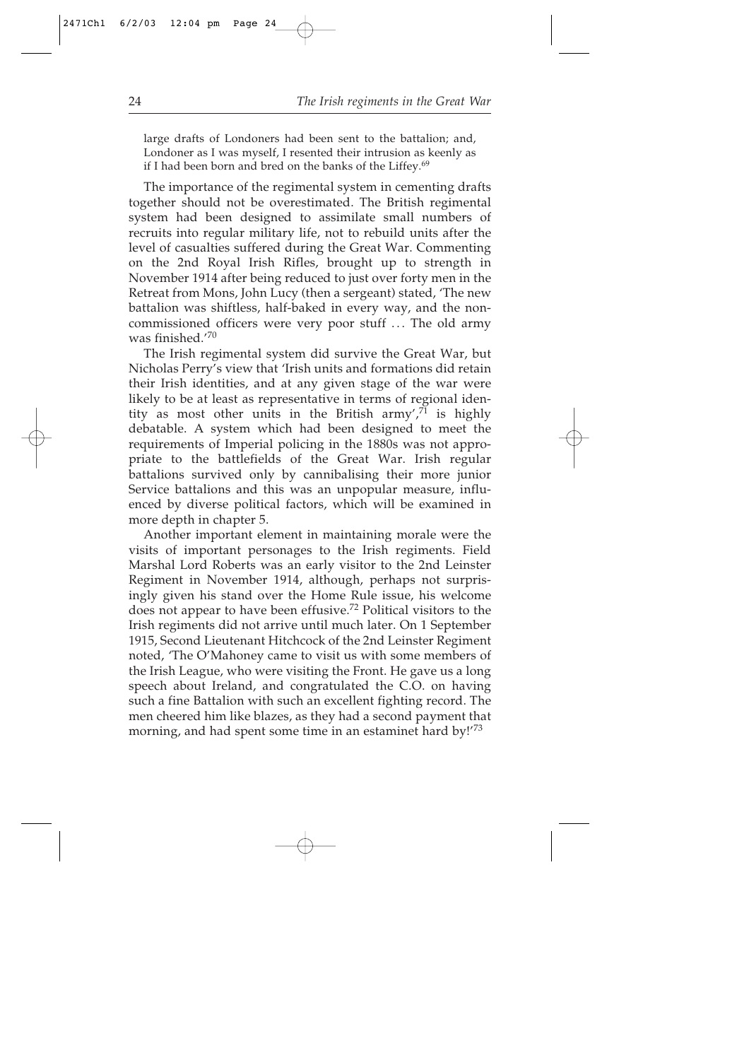> large drafts of Londoners had been sent to the battalion; and, Londoner as I was myself, I resented their intrusion as keenly as if I had been born and bred on the banks of the Liffey.[69]

The importance of the regimental system in cementing drafts together should not be overestimated. The British regimental system had been designed to assimilate small numbers of recruits into regular military life, not to rebuild units after the level of casualties suffered during the Great War. Commenting on the 2nd Royal Irish Rifles, brought up to strength in November 1914 after being reduced to just over forty men in the Retreat from Mons, John Lucy (then a sergeant) stated, 'The new battalion was shiftless, half-baked in every way, and the non-commissioned officers were very poor stuff ... The old army was finished.'[70]

The Irish regimental system did survive the Great War, but Nicholas Perry's view that 'Irish units and formations did retain their Irish identities, and at any given stage of the war were likely to be at least as representative in terms of regional identity as most other units in the British army',[71] is highly debatable. A system which had been designed to meet the requirements of Imperial policing in the 1880s was not appropriate to the battlefields of the Great War. Irish regular battalions survived only by cannibalising their more junior Service battalions and this was an unpopular measure, influenced by diverse political factors, which will be examined in more depth in chapter 5.

Another important element in maintaining morale were the visits of important personages to the Irish regiments. Field Marshal Lord Roberts was an early visitor to the 2nd Leinster Regiment in November 1914, although, perhaps not surprisingly given his stand over the Home Rule issue, his welcome does not appear to have been effusive.[72] Political visitors to the Irish regiments did not arrive until much later. On 1 September 1915, Second Lieutenant Hitchcock of the 2nd Leinster Regiment noted, 'The O'Mahoney came to visit us with some members of the Irish League, who were visiting the Front. He gave us a long speech about Ireland, and congratulated the C.O. on having such a fine Battalion with such an excellent fighting record. The men cheered him like blazes, as they had a second payment that morning, and had spent some time in an estaminet hard by!'[73]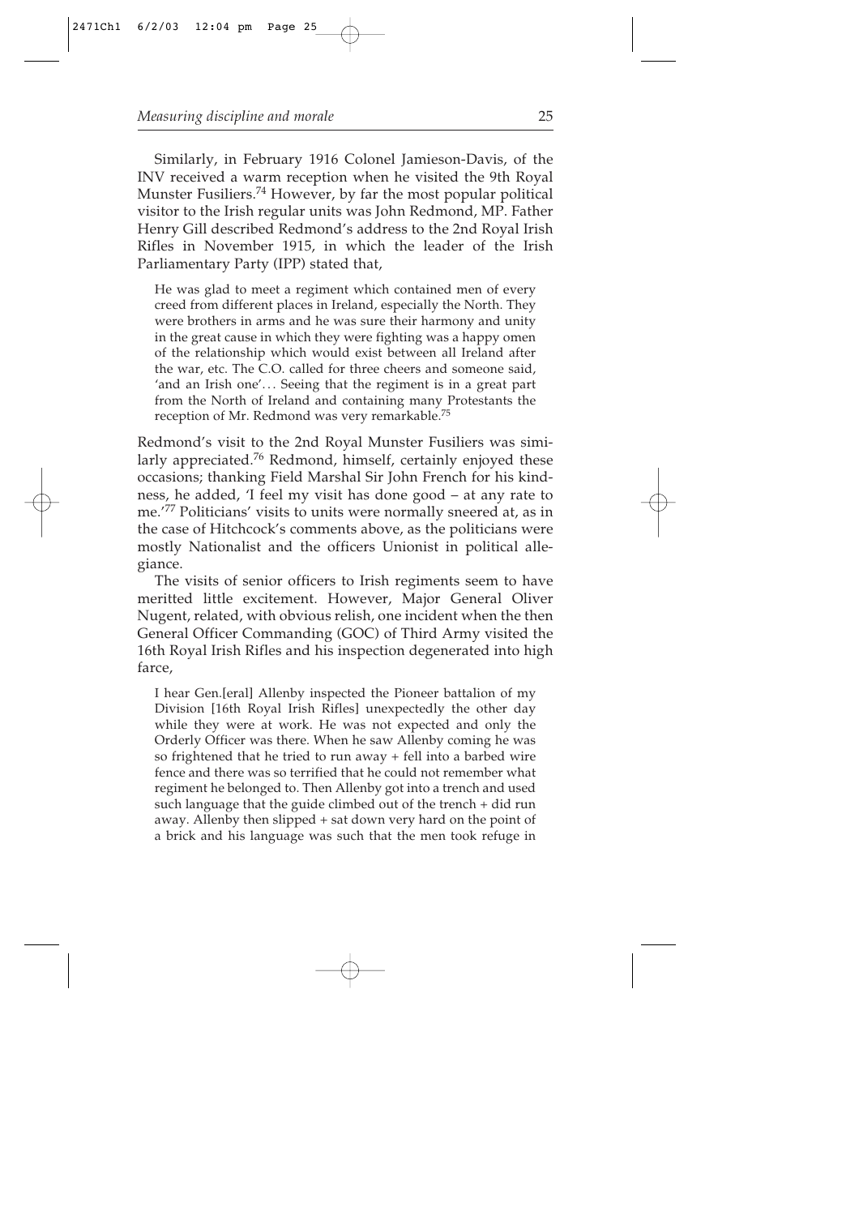Similarly, in February 1916 Colonel Jamieson-Davis, of the INV received a warm reception when he visited the 9th Royal Munster Fusiliers.[74] However, by far the most popular political visitor to the Irish regular units was John Redmond, MP. Father Henry Gill described Redmond's address to the 2nd Royal Irish Rifles in November 1915, in which the leader of the Irish Parliamentary Party (IPP) stated that,

> He was glad to meet a regiment which contained men of every creed from different places in Ireland, especially the North. They were brothers in arms and he was sure their harmony and unity in the great cause in which they were fighting was a happy omen of the relationship which would exist between all Ireland after the war, etc. The C.O. called for three cheers and someone said, 'and an Irish one'... Seeing that the regiment is in a great part from the North of Ireland and containing many Protestants the reception of Mr. Redmond was very remarkable.[75]

Redmond's visit to the 2nd Royal Munster Fusiliers was similarly appreciated.[76] Redmond, himself, certainly enjoyed these occasions; thanking Field Marshal Sir John French for his kindness, he added, 'I feel my visit has done good – at any rate to me.'[77] Politicians' visits to units were normally sneered at, as in the case of Hitchcock's comments above, as the politicians were mostly Nationalist and the officers Unionist in political allegiance.

The visits of senior officers to Irish regiments seem to have meritted little excitement. However, Major General Oliver Nugent, related, with obvious relish, one incident when the then General Officer Commanding (GOC) of Third Army visited the 16th Royal Irish Rifles and his inspection degenerated into high farce,

> I hear Gen.[eral] Allenby inspected the Pioneer battalion of my Division [16th Royal Irish Rifles] unexpectedly the other day while they were at work. He was not expected and only the Orderly Officer was there. When he saw Allenby coming he was so frightened that he tried to run away + fell into a barbed wire fence and there was so terrified that he could not remember what regiment he belonged to. Then Allenby got into a trench and used such language that the guide climbed out of the trench + did run away. Allenby then slipped + sat down very hard on the point of a brick and his language was such that the men took refuge in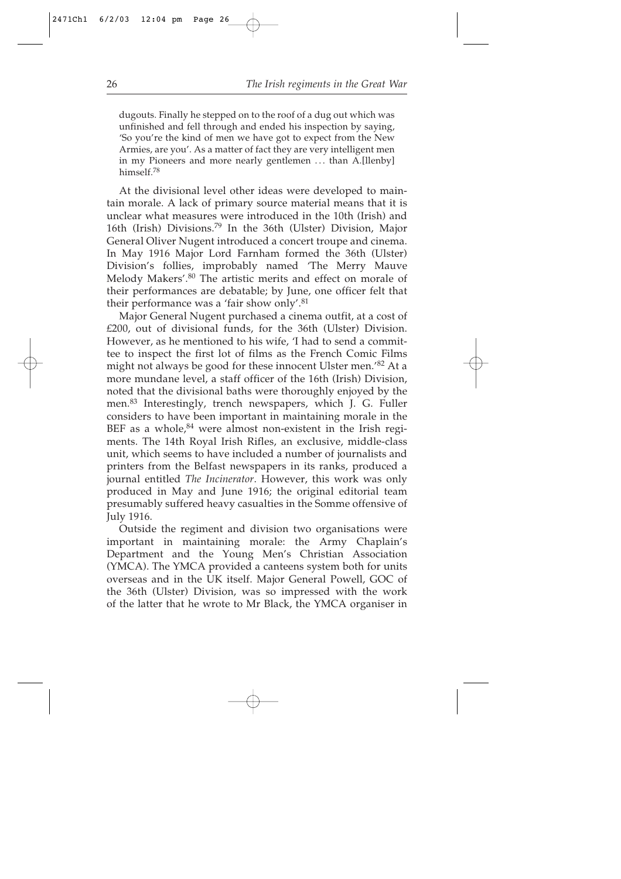dugouts. Finally he stepped on to the roof of a dug out which was unfinished and fell through and ended his inspection by saying, 'So you're the kind of men we have got to expect from the New Armies, are you'. As a matter of fact they are very intelligent men in my Pioneers and more nearly gentlemen ... than A.[llenby] himself.[78]

At the divisional level other ideas were developed to maintain morale. A lack of primary source material means that it is unclear what measures were introduced in the 10th (Irish) and 16th (Irish) Divisions.[79] In the 36th (Ulster) Division, Major General Oliver Nugent introduced a concert troupe and cinema. In May 1916 Major Lord Farnham formed the 36th (Ulster) Division's follies, improbably named 'The Merry Mauve Melody Makers'.[80] The artistic merits and effect on morale of their performances are debatable; by June, one officer felt that their performance was a 'fair show only'.[81]

Major General Nugent purchased a cinema outfit, at a cost of £200, out of divisional funds, for the 36th (Ulster) Division. However, as he mentioned to his wife, 'I had to send a committee to inspect the first lot of films as the French Comic Films might not always be good for these innocent Ulster men.'[82] At a more mundane level, a staff officer of the 16th (Irish) Division, noted that the divisional baths were thoroughly enjoyed by the men.[83] Interestingly, trench newspapers, which J. G. Fuller considers to have been important in maintaining morale in the BEF as a whole,[84] were almost non-existent in the Irish regiments. The 14th Royal Irish Rifles, an exclusive, middle-class unit, which seems to have included a number of journalists and printers from the Belfast newspapers in its ranks, produced a journal entitled *The Incinerator*. However, this work was only produced in May and June 1916; the original editorial team presumably suffered heavy casualties in the Somme offensive of July 1916.

Outside the regiment and division two organisations were important in maintaining morale: the Army Chaplain's Department and the Young Men's Christian Association (YMCA). The YMCA provided a canteens system both for units overseas and in the UK itself. Major General Powell, GOC of the 36th (Ulster) Division, was so impressed with the work of the latter that he wrote to Mr Black, the YMCA organiser in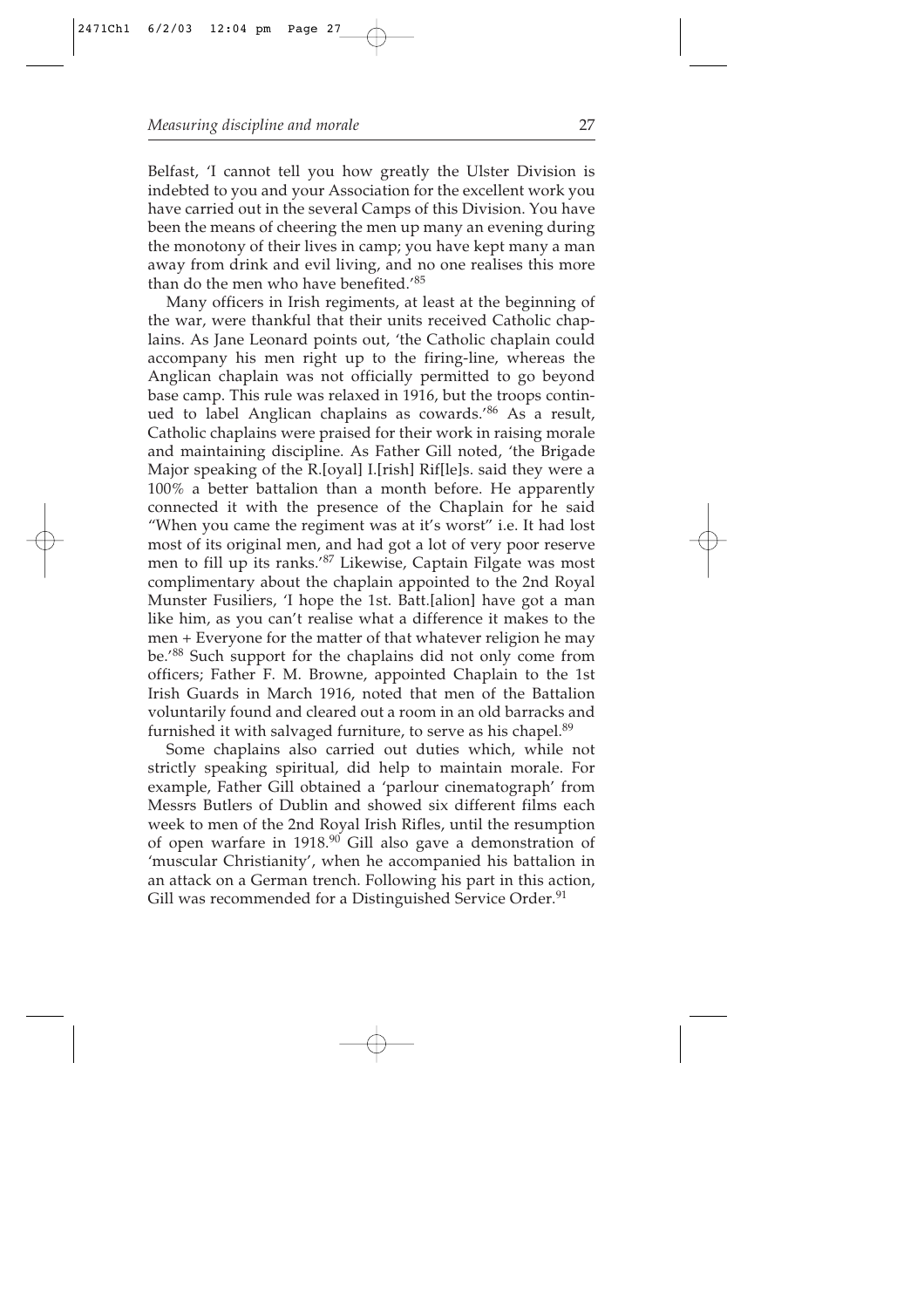Belfast, 'I cannot tell you how greatly the Ulster Division is indebted to you and your Association for the excellent work you have carried out in the several Camps of this Division. You have been the means of cheering the men up many an evening during the monotony of their lives in camp; you have kept many a man away from drink and evil living, and no one realises this more than do the men who have benefited.'[85]

Many officers in Irish regiments, at least at the beginning of the war, were thankful that their units received Catholic chaplains. As Jane Leonard points out, 'the Catholic chaplain could accompany his men right up to the firing-line, whereas the Anglican chaplain was not officially permitted to go beyond base camp. This rule was relaxed in 1916, but the troops continued to label Anglican chaplains as cowards.'[86] As a result, Catholic chaplains were praised for their work in raising morale and maintaining discipline. As Father Gill noted, 'the Brigade Major speaking of the R.[oyal] I.[rish] Rif[le]s. said they were a 100% a better battalion than a month before. He apparently connected it with the presence of the Chaplain for he said "When you came the regiment was at it's worst" i.e. It had lost most of its original men, and had got a lot of very poor reserve men to fill up its ranks.'[87] Likewise, Captain Filgate was most complimentary about the chaplain appointed to the 2nd Royal Munster Fusiliers, 'I hope the 1st. Batt.[alion] have got a man like him, as you can't realise what a difference it makes to the men + Everyone for the matter of that whatever religion he may be.'[88] Such support for the chaplains did not only come from officers; Father F. M. Browne, appointed Chaplain to the 1st Irish Guards in March 1916, noted that men of the Battalion voluntarily found and cleared out a room in an old barracks and furnished it with salvaged furniture, to serve as his chapel.[89]

Some chaplains also carried out duties which, while not strictly speaking spiritual, did help to maintain morale. For example, Father Gill obtained a 'parlour cinematograph' from Messrs Butlers of Dublin and showed six different films each week to men of the 2nd Royal Irish Rifles, until the resumption of open warfare in 1918.[90] Gill also gave a demonstration of 'muscular Christianity', when he accompanied his battalion in an attack on a German trench. Following his part in this action, Gill was recommended for a Distinguished Service Order.[91]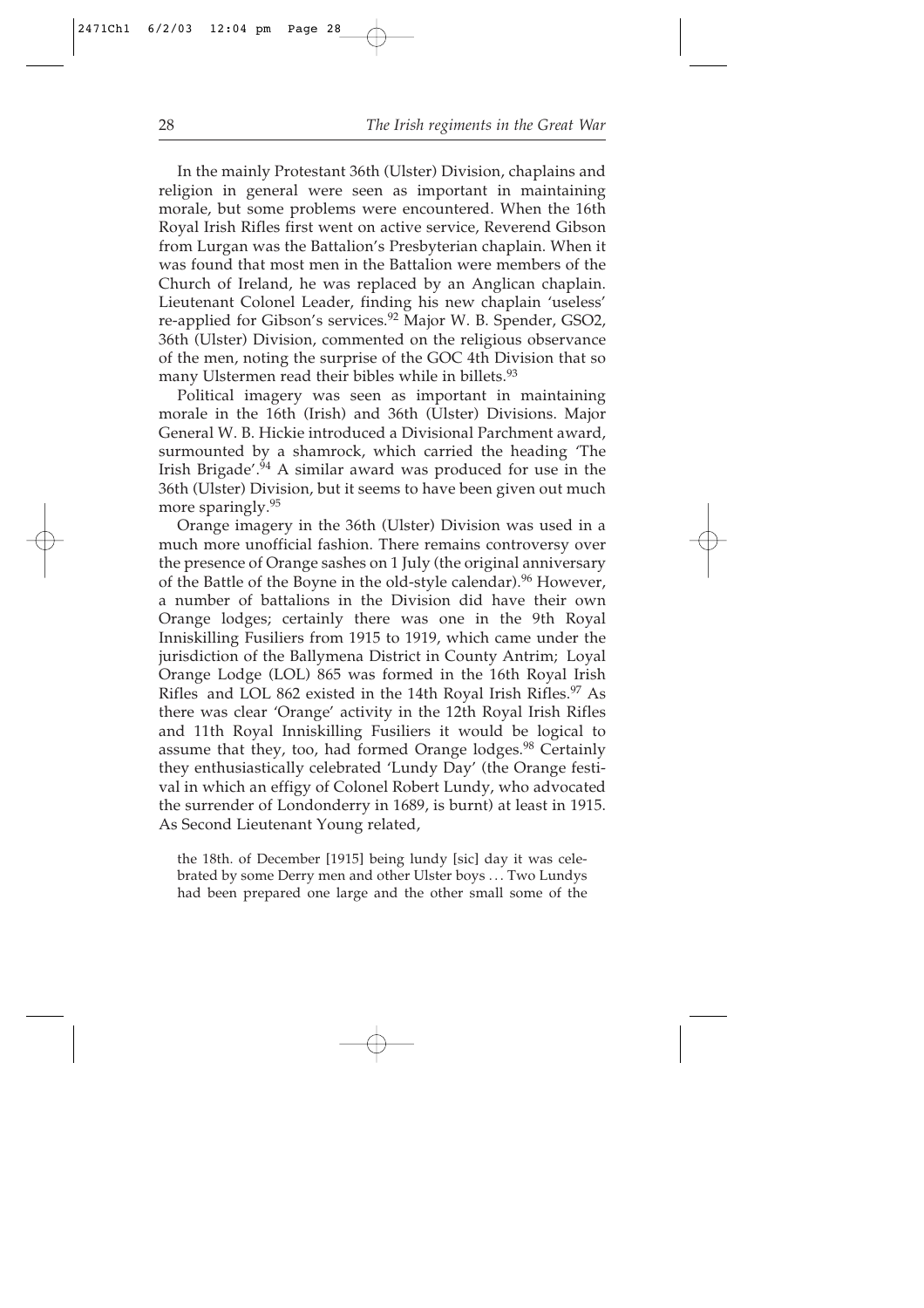In the mainly Protestant 36th (Ulster) Division, chaplains and religion in general were seen as important in maintaining morale, but some problems were encountered. When the 16th Royal Irish Rifles first went on active service, Reverend Gibson from Lurgan was the Battalion's Presbyterian chaplain. When it was found that most men in the Battalion were members of the Church of Ireland, he was replaced by an Anglican chaplain. Lieutenant Colonel Leader, finding his new chaplain 'useless' re-applied for Gibson's services.[92] Major W. B. Spender, GSO2, 36th (Ulster) Division, commented on the religious observance of the men, noting the surprise of the GOC 4th Division that so many Ulstermen read their bibles while in billets.[93]

Political imagery was seen as important in maintaining morale in the 16th (Irish) and 36th (Ulster) Divisions. Major General W. B. Hickie introduced a Divisional Parchment award, surmounted by a shamrock, which carried the heading 'The Irish Brigade'.[94] A similar award was produced for use in the 36th (Ulster) Division, but it seems to have been given out much more sparingly.[95]

Orange imagery in the 36th (Ulster) Division was used in a much more unofficial fashion. There remains controversy over the presence of Orange sashes on 1 July (the original anniversary of the Battle of the Boyne in the old-style calendar).[96] However, a number of battalions in the Division did have their own Orange lodges; certainly there was one in the 9th Royal Inniskilling Fusiliers from 1915 to 1919, which came under the jurisdiction of the Ballymena District in County Antrim; Loyal Orange Lodge (LOL) 865 was formed in the 16th Royal Irish Rifles and LOL 862 existed in the 14th Royal Irish Rifles.[97] As there was clear 'Orange' activity in the 12th Royal Irish Rifles and 11th Royal Inniskilling Fusiliers it would be logical to assume that they, too, had formed Orange lodges.[98] Certainly they enthusiastically celebrated 'Lundy Day' (the Orange festival in which an effigy of Colonel Robert Lundy, who advocated the surrender of Londonderry in 1689, is burnt) at least in 1915. As Second Lieutenant Young related,

> the 18th. of December [1915] being lundy [sic] day it was celebrated by some Derry men and other Ulster boys ... Two Lundys had been prepared one large and the other small some of the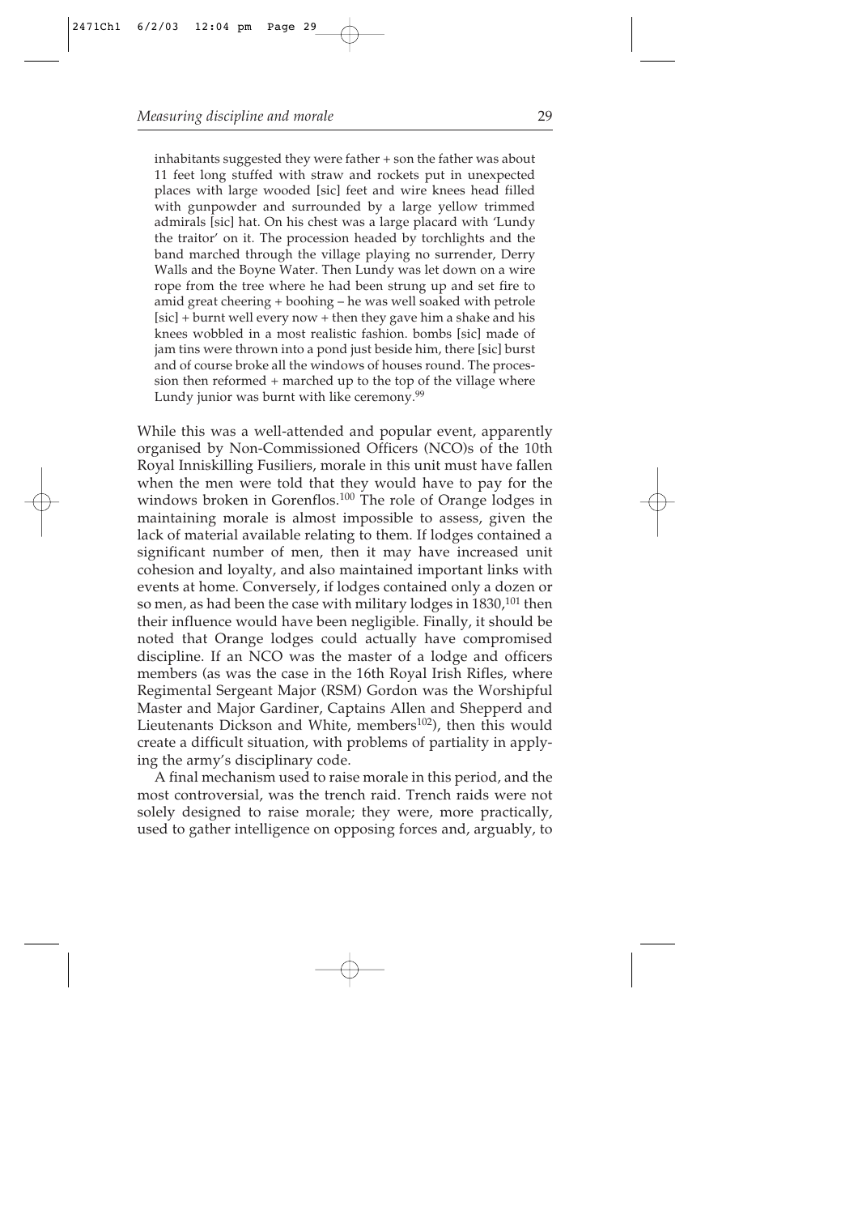> inhabitants suggested they were father + son the father was about 11 feet long stuffed with straw and rockets put in unexpected places with large wooded [sic] feet and wire knees head filled with gunpowder and surrounded by a large yellow trimmed admirals [sic] hat. On his chest was a large placard with 'Lundy the traitor' on it. The procession headed by torchlights and the band marched through the village playing no surrender, Derry Walls and the Boyne Water. Then Lundy was let down on a wire rope from the tree where he had been strung up and set fire to amid great cheering + boohing – he was well soaked with petrole [sic] + burnt well every now + then they gave him a shake and his knees wobbled in a most realistic fashion. bombs [sic] made of jam tins were thrown into a pond just beside him, there [sic] burst and of course broke all the windows of houses round. The procession then reformed + marched up to the top of the village where Lundy junior was burnt with like ceremony.[99]

While this was a well-attended and popular event, apparently organised by Non-Commissioned Officers (NCO)s of the 10th Royal Inniskilling Fusiliers, morale in this unit must have fallen when the men were told that they would have to pay for the windows broken in Gorenflos.[100] The role of Orange lodges in maintaining morale is almost impossible to assess, given the lack of material available relating to them. If lodges contained a significant number of men, then it may have increased unit cohesion and loyalty, and also maintained important links with events at home. Conversely, if lodges contained only a dozen or so men, as had been the case with military lodges in 1830,[101] then their influence would have been negligible. Finally, it should be noted that Orange lodges could actually have compromised discipline. If an NCO was the master of a lodge and officers members (as was the case in the 16th Royal Irish Rifles, where Regimental Sergeant Major (RSM) Gordon was the Worshipful Master and Major Gardiner, Captains Allen and Shepperd and Lieutenants Dickson and White, members[102]), then this would create a difficult situation, with problems of partiality in applying the army's disciplinary code.

A final mechanism used to raise morale in this period, and the most controversial, was the trench raid. Trench raids were not solely designed to raise morale; they were, more practically, used to gather intelligence on opposing forces and, arguably, to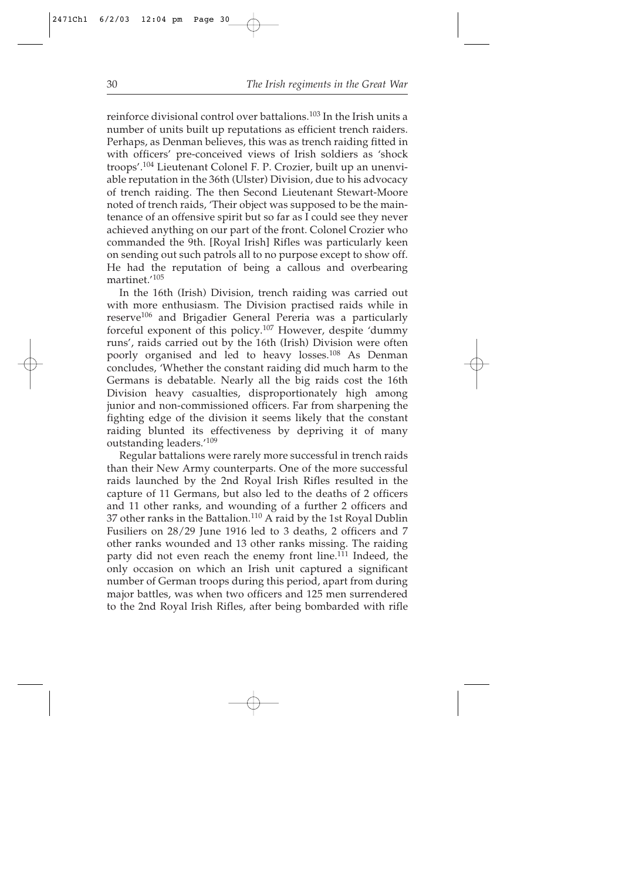reinforce divisional control over battalions.[103] In the Irish units a number of units built up reputations as efficient trench raiders. Perhaps, as Denman believes, this was as trench raiding fitted in with officers' pre-conceived views of Irish soldiers as 'shock troops'.[104] Lieutenant Colonel F. P. Crozier, built up an unenviable reputation in the 36th (Ulster) Division, due to his advocacy of trench raiding. The then Second Lieutenant Stewart-Moore noted of trench raids, 'Their object was supposed to be the maintenance of an offensive spirit but so far as I could see they never achieved anything on our part of the front. Colonel Crozier who commanded the 9th. [Royal Irish] Rifles was particularly keen on sending out such patrols all to no purpose except to show off. He had the reputation of being a callous and overbearing martinet.'[105]

In the 16th (Irish) Division, trench raiding was carried out with more enthusiasm. The Division practised raids while in reserve[106] and Brigadier General Pereria was a particularly forceful exponent of this policy.[107] However, despite 'dummy runs', raids carried out by the 16th (Irish) Division were often poorly organised and led to heavy losses.[108] As Denman concludes, 'Whether the constant raiding did much harm to the Germans is debatable. Nearly all the big raids cost the 16th Division heavy casualties, disproportionately high among junior and non-commissioned officers. Far from sharpening the fighting edge of the division it seems likely that the constant raiding blunted its effectiveness by depriving it of many outstanding leaders.'[109]

Regular battalions were rarely more successful in trench raids than their New Army counterparts. One of the more successful raids launched by the 2nd Royal Irish Rifles resulted in the capture of 11 Germans, but also led to the deaths of 2 officers and 11 other ranks, and wounding of a further 2 officers and 37 other ranks in the Battalion.[110] A raid by the 1st Royal Dublin Fusiliers on 28/29 June 1916 led to 3 deaths, 2 officers and 7 other ranks wounded and 13 other ranks missing. The raiding party did not even reach the enemy front line.[111] Indeed, the only occasion on which an Irish unit captured a significant number of German troops during this period, apart from during major battles, was when two officers and 125 men surrendered to the 2nd Royal Irish Rifles, after being bombarded with rifle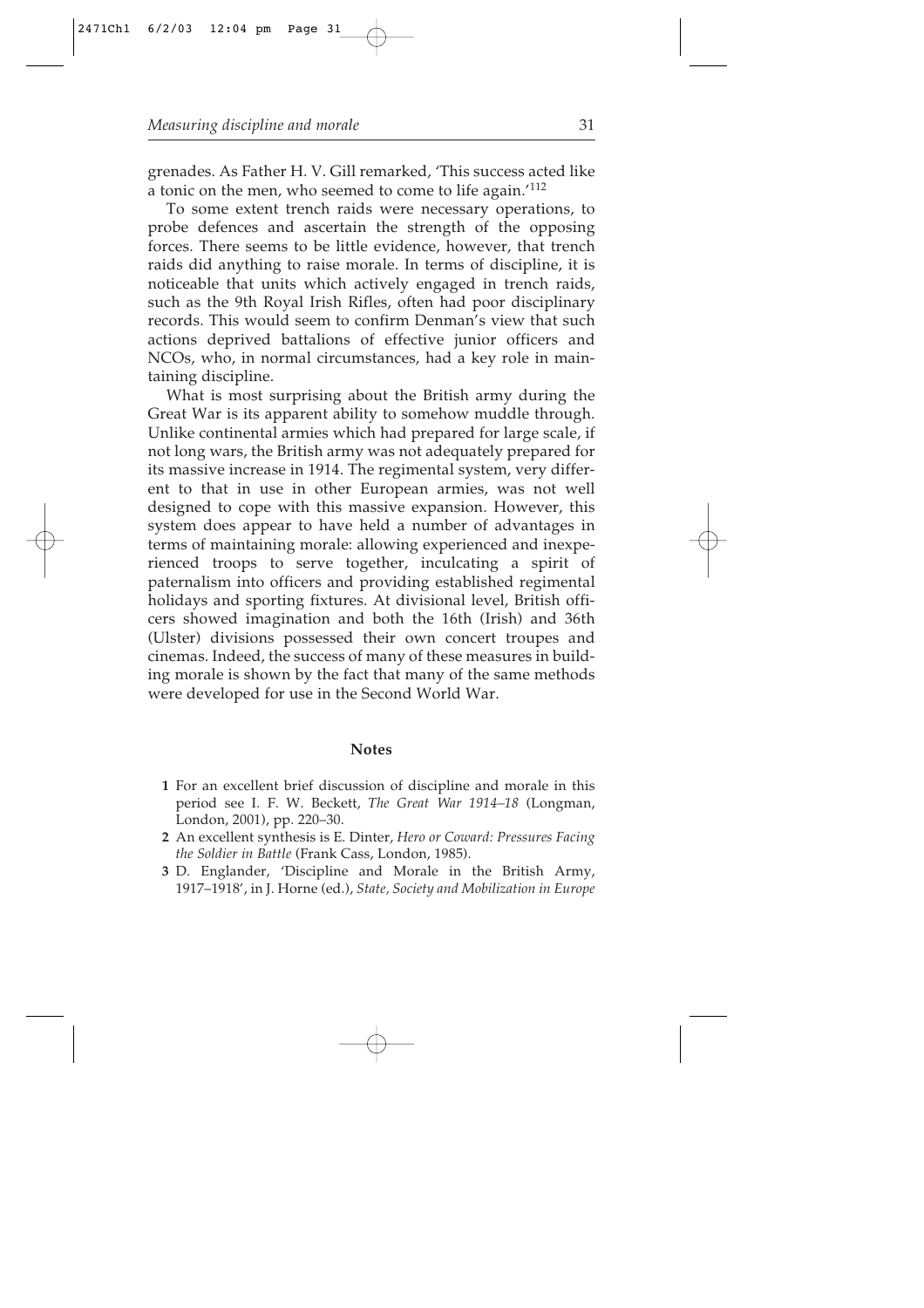grenades. As Father H. V. Gill remarked, 'This success acted like a tonic on the men, who seemed to come to life again.'[112]

To some extent trench raids were necessary operations, to probe defences and ascertain the strength of the opposing forces. There seems to be little evidence, however, that trench raids did anything to raise morale. In terms of discipline, it is noticeable that units which actively engaged in trench raids, such as the 9th Royal Irish Rifles, often had poor disciplinary records. This would seem to confirm Denman's view that such actions deprived battalions of effective junior officers and NCOs, who, in normal circumstances, had a key role in maintaining discipline.

What is most surprising about the British army during the Great War is its apparent ability to somehow muddle through. Unlike continental armies which had prepared for large scale, if not long wars, the British army was not adequately prepared for its massive increase in 1914. The regimental system, very different to that in use in other European armies, was not well designed to cope with this massive expansion. However, this system does appear to have held a number of advantages in terms of maintaining morale: allowing experienced and inexperienced troops to serve together, inculcating a spirit of paternalism into officers and providing established regimental holidays and sporting fixtures. At divisional level, British officers showed imagination and both the 16th (Irish) and 36th (Ulster) divisions possessed their own concert troupes and cinemas. Indeed, the success of many of these measures in building morale is shown by the fact that many of the same methods were developed for use in the Second World War.

## Notes

1. For an excellent brief discussion of discipline and morale in this period see I. F. W. Beckett, *The Great War 1914–18* (Longman, London, 2001), pp. 220–30.
2. An excellent synthesis is E. Dinter, *Hero or Coward: Pressures Facing the Soldier in Battle* (Frank Cass, London, 1985).
3. D. Englander, 'Discipline and Morale in the British Army, 1917–1918', in J. Horne (ed.), *State, Society and Mobilization in Europe*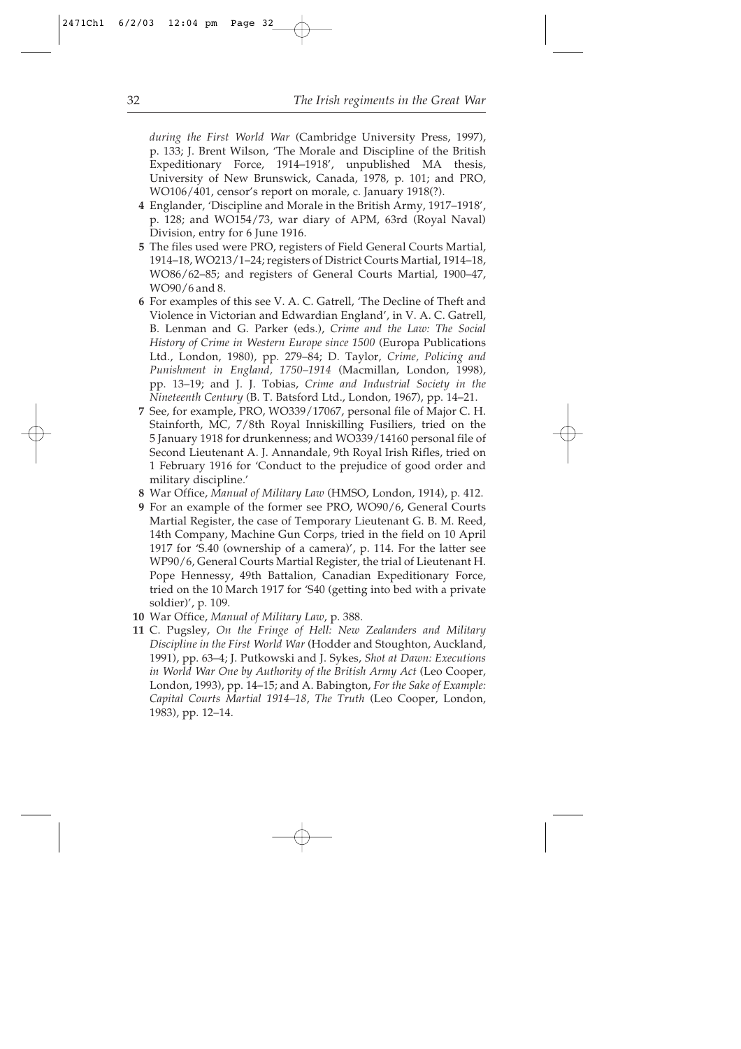*during the First World War* (Cambridge University Press, 1997), p. 133; J. Brent Wilson, 'The Morale and Discipline of the British Expeditionary Force, 1914–1918', unpublished MA thesis, University of New Brunswick, Canada, 1978, p. 101; and PRO, WO106/401, censor's report on morale, c. January 1918(?).

4 Englander, 'Discipline and Morale in the British Army, 1917–1918', p. 128; and WO154/73, war diary of APM, 63rd (Royal Naval) Division, entry for 6 June 1916.

5 The files used were PRO, registers of Field General Courts Martial, 1914–18, WO213/1–24; registers of District Courts Martial, 1914–18, WO86/62–85; and registers of General Courts Martial, 1900–47, WO90/6 and 8.

6 For examples of this see V. A. C. Gatrell, 'The Decline of Theft and Violence in Victorian and Edwardian England', in V. A. C. Gatrell, B. Lenman and G. Parker (eds.), *Crime and the Law: The Social History of Crime in Western Europe since 1500* (Europa Publications Ltd., London, 1980), pp. 279–84; D. Taylor, *Crime, Policing and Punishment in England, 1750–1914* (Macmillan, London, 1998), pp. 13–19; and J. J. Tobias, *Crime and Industrial Society in the Nineteenth Century* (B. T. Batsford Ltd., London, 1967), pp. 14–21.

7 See, for example, PRO, WO339/17067, personal file of Major C. H. Stainforth, MC, 7/8th Royal Inniskilling Fusiliers, tried on the 5 January 1918 for drunkenness; and WO339/14160 personal file of Second Lieutenant A. J. Annandale, 9th Royal Irish Rifles, tried on 1 February 1916 for 'Conduct to the prejudice of good order and military discipline.'

8 War Office, *Manual of Military Law* (HMSO, London, 1914), p. 412.

9 For an example of the former see PRO, WO90/6, General Courts Martial Register, the case of Temporary Lieutenant G. B. M. Reed, 14th Company, Machine Gun Corps, tried in the field on 10 April 1917 for 'S.40 (ownership of a camera)', p. 114. For the latter see WP90/6, General Courts Martial Register, the trial of Lieutenant H. Pope Hennessy, 49th Battalion, Canadian Expeditionary Force, tried on the 10 March 1917 for 'S40 (getting into bed with a private soldier)', p. 109.

10 War Office, *Manual of Military Law*, p. 388.

11 C. Pugsley, *On the Fringe of Hell: New Zealanders and Military Discipline in the First World War* (Hodder and Stoughton, Auckland, 1991), pp. 63–4; J. Putkowski and J. Sykes, *Shot at Dawn: Executions in World War One by Authority of the British Army Act* (Leo Cooper, London, 1993), pp. 14–15; and A. Babington, *For the Sake of Example: Capital Courts Martial 1914–18, The Truth* (Leo Cooper, London, 1983), pp. 12–14.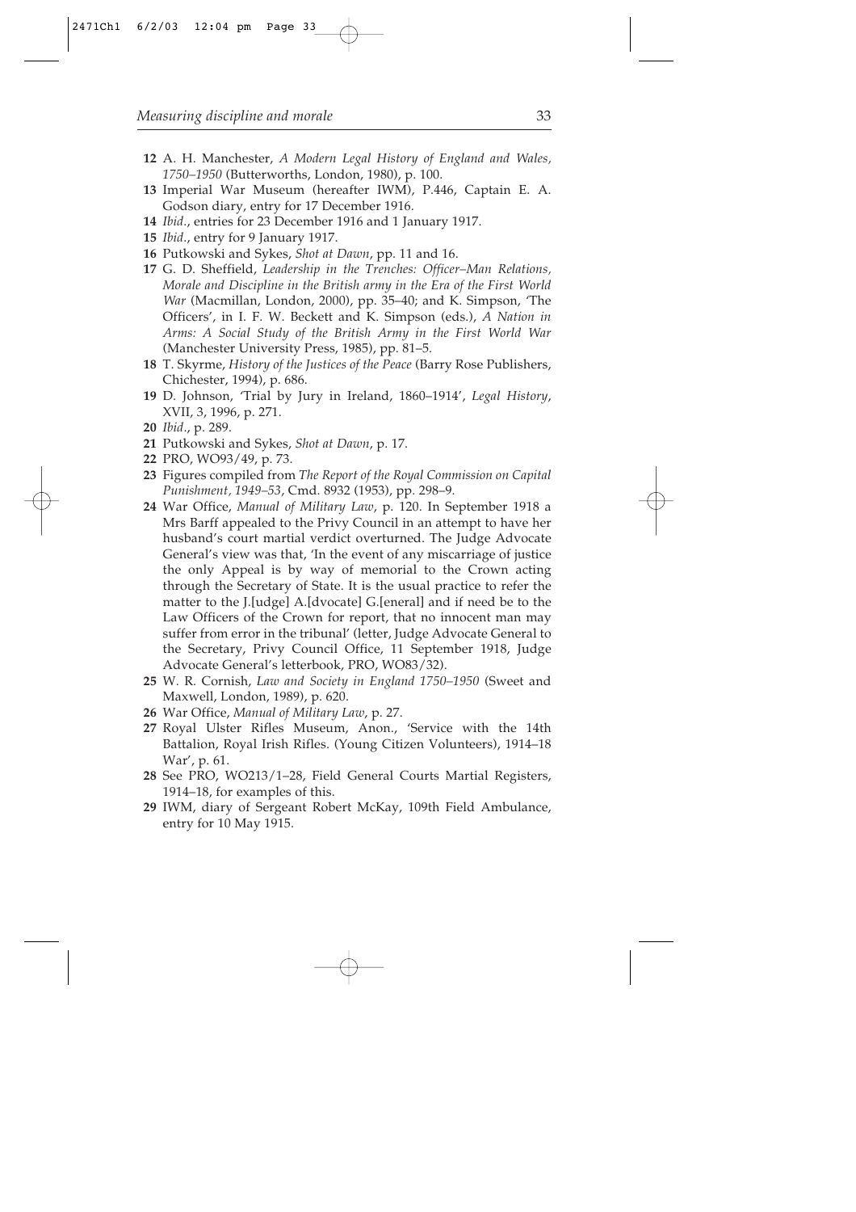**12** A. H. Manchester, *A Modern Legal History of England and Wales, 1750–1950* (Butterworths, London, 1980), p. 100.

**13** Imperial War Museum (hereafter IWM), P.446, Captain E. A. Godson diary, entry for 17 December 1916.

**14** *Ibid*., entries for 23 December 1916 and 1 January 1917.

**15** *Ibid*., entry for 9 January 1917.

**16** Putkowski and Sykes, *Shot at Dawn*, pp. 11 and 16.

**17** G. D. Sheffield, *Leadership in the Trenches: Officer–Man Relations, Morale and Discipline in the British army in the Era of the First World War* (Macmillan, London, 2000), pp. 35–40; and K. Simpson, 'The Officers', in I. F. W. Beckett and K. Simpson (eds.), *A Nation in Arms: A Social Study of the British Army in the First World War* (Manchester University Press, 1985), pp. 81–5.

**18** T. Skyrme, *History of the Justices of the Peace* (Barry Rose Publishers, Chichester, 1994), p. 686.

**19** D. Johnson, 'Trial by Jury in Ireland, 1860–1914', *Legal History*, XVII, 3, 1996, p. 271.

**20** *Ibid*., p. 289.

**21** Putkowski and Sykes, *Shot at Dawn*, p. 17.

**22** PRO, WO93/49, p. 73.

**23** Figures compiled from *The Report of the Royal Commission on Capital Punishment, 1949–53*, Cmd. 8932 (1953), pp. 298–9.

**24** War Office, *Manual of Military Law*, p. 120. In September 1918 a Mrs Barff appealed to the Privy Council in an attempt to have her husband's court martial verdict overturned. The Judge Advocate General's view was that, 'In the event of any miscarriage of justice the only Appeal is by way of memorial to the Crown acting through the Secretary of State. It is the usual practice to refer the matter to the J.[udge] A.[dvocate] G.[eneral] and if need be to the Law Officers of the Crown for report, that no innocent man may suffer from error in the tribunal' (letter, Judge Advocate General to the Secretary, Privy Council Office, 11 September 1918, Judge Advocate General's letterbook, PRO, WO83/32).

**25** W. R. Cornish, *Law and Society in England 1750–1950* (Sweet and Maxwell, London, 1989), p. 620.

**26** War Office, *Manual of Military Law*, p. 27.

**27** Royal Ulster Rifles Museum, Anon., 'Service with the 14th Battalion, Royal Irish Rifles. (Young Citizen Volunteers), 1914–18 War', p. 61.

**28** See PRO, WO213/1–28, Field General Courts Martial Registers, 1914–18, for examples of this.

**29** IWM, diary of Sergeant Robert McKay, 109th Field Ambulance, entry for 10 May 1915.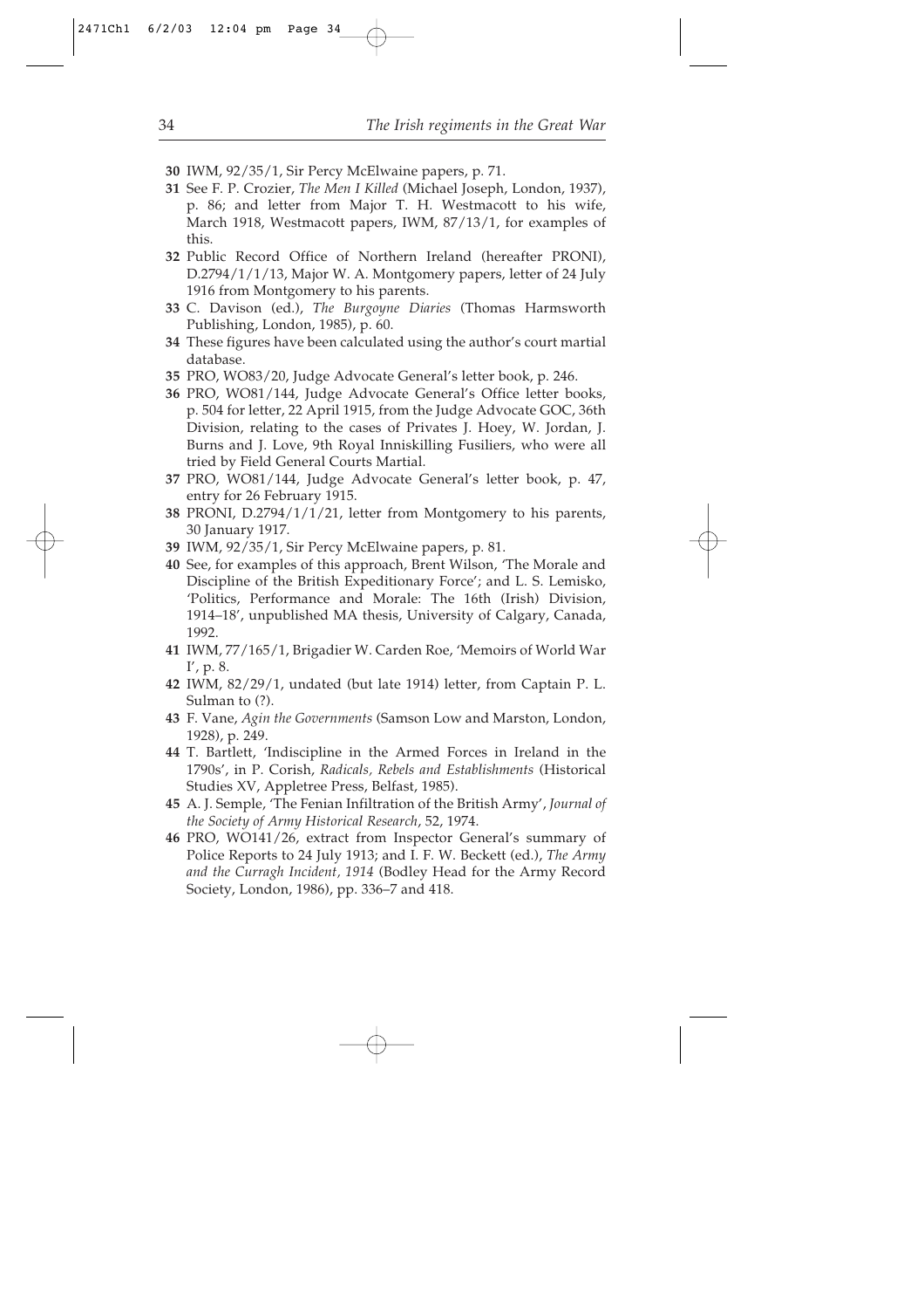**30** IWM, 92/35/1, Sir Percy McElwaine papers, p. 71.

**31** See F. P. Crozier, *The Men I Killed* (Michael Joseph, London, 1937), p. 86; and letter from Major T. H. Westmacott to his wife, March 1918, Westmacott papers, IWM, 87/13/1, for examples of this.

**32** Public Record Office of Northern Ireland (hereafter PRONI), D.2794/1/1/13, Major W. A. Montgomery papers, letter of 24 July 1916 from Montgomery to his parents.

**33** C. Davison (ed.), *The Burgoyne Diaries* (Thomas Harmsworth Publishing, London, 1985), p. 60.

**34** These figures have been calculated using the author's court martial database.

**35** PRO, WO83/20, Judge Advocate General's letter book, p. 246.

**36** PRO, WO81/144, Judge Advocate General's Office letter books, p. 504 for letter, 22 April 1915, from the Judge Advocate GOC, 36th Division, relating to the cases of Privates J. Hoey, W. Jordan, J. Burns and J. Love, 9th Royal Inniskilling Fusiliers, who were all tried by Field General Courts Martial.

**37** PRO, WO81/144, Judge Advocate General's letter book, p. 47, entry for 26 February 1915.

**38** PRONI, D.2794/1/1/21, letter from Montgomery to his parents, 30 January 1917.

**39** IWM, 92/35/1, Sir Percy McElwaine papers, p. 81.

**40** See, for examples of this approach, Brent Wilson, 'The Morale and Discipline of the British Expeditionary Force'; and L. S. Lemisko, 'Politics, Performance and Morale: The 16th (Irish) Division, 1914–18', unpublished MA thesis, University of Calgary, Canada, 1992.

**41** IWM, 77/165/1, Brigadier W. Carden Roe, 'Memoirs of World War I', p. 8.

**42** IWM, 82/29/1, undated (but late 1914) letter, from Captain P. L. Sulman to (?).

**43** F. Vane, *Agin the Governments* (Samson Low and Marston, London, 1928), p. 249.

**44** T. Bartlett, 'Indiscipline in the Armed Forces in Ireland in the 1790s', in P. Corish, *Radicals, Rebels and Establishments* (Historical Studies XV, Appletree Press, Belfast, 1985).

**45** A. J. Semple, 'The Fenian Infiltration of the British Army', *Journal of the Society of Army Historical Research*, 52, 1974.

**46** PRO, WO141/26, extract from Inspector General's summary of Police Reports to 24 July 1913; and I. F. W. Beckett (ed.), *The Army and the Curragh Incident, 1914* (Bodley Head for the Army Record Society, London, 1986), pp. 336–7 and 418.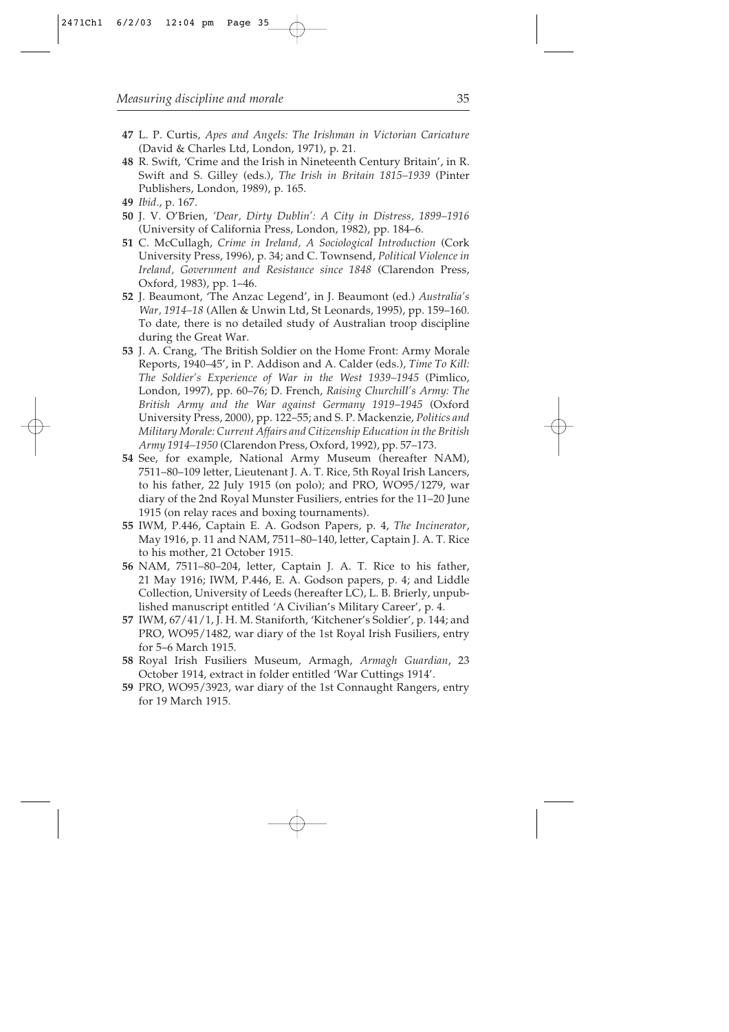**47** L. P. Curtis, *Apes and Angels: The Irishman in Victorian Caricature* (David & Charles Ltd, London, 1971), p. 21.

**48** R. Swift, 'Crime and the Irish in Nineteenth Century Britain', in R. Swift and S. Gilley (eds.), *The Irish in Britain 1815–1939* (Pinter Publishers, London, 1989), p. 165.

**49** *Ibid.*, p. 167.

**50** J. V. O'Brien, *'Dear, Dirty Dublin': A City in Distress, 1899–1916* (University of California Press, London, 1982), pp. 184–6.

**51** C. McCullagh, *Crime in Ireland, A Sociological Introduction* (Cork University Press, 1996), p. 34; and C. Townsend, *Political Violence in Ireland, Government and Resistance since 1848* (Clarendon Press, Oxford, 1983), pp. 1–46.

**52** J. Beaumont, 'The Anzac Legend', in J. Beaumont (ed.) *Australia's War, 1914–18* (Allen & Unwin Ltd, St Leonards, 1995), pp. 159–160. To date, there is no detailed study of Australian troop discipline during the Great War.

**53** J. A. Crang, 'The British Soldier on the Home Front: Army Morale Reports, 1940–45', in P. Addison and A. Calder (eds.), *Time To Kill: The Soldier's Experience of War in the West 1939–1945* (Pimlico, London, 1997), pp. 60–76; D. French, *Raising Churchill's Army: The British Army and the War against Germany 1919–1945* (Oxford University Press, 2000), pp. 122–55; and S. P. Mackenzie, *Politics and Military Morale: Current Affairs and Citizenship Education in the British Army 1914–1950* (Clarendon Press, Oxford, 1992), pp. 57–173.

**54** See, for example, National Army Museum (hereafter NAM), 7511–80–109 letter, Lieutenant J. A. T. Rice, 5th Royal Irish Lancers, to his father, 22 July 1915 (on polo); and PRO, WO95/1279, war diary of the 2nd Royal Munster Fusiliers, entries for the 11–20 June 1915 (on relay races and boxing tournaments).

**55** IWM, P.446, Captain E. A. Godson Papers, p. 4, *The Incinerator*, May 1916, p. 11 and NAM, 7511–80–140, letter, Captain J. A. T. Rice to his mother, 21 October 1915.

**56** NAM, 7511–80–204, letter, Captain J. A. T. Rice to his father, 21 May 1916; IWM, P.446, E. A. Godson papers, p. 4; and Liddle Collection, University of Leeds (hereafter LC), L. B. Brierly, unpublished manuscript entitled 'A Civilian's Military Career', p. 4.

**57** IWM, 67/41/1, J. H. M. Staniforth, 'Kitchener's Soldier', p. 144; and PRO, WO95/1482, war diary of the 1st Royal Irish Fusiliers, entry for 5–6 March 1915.

**58** Royal Irish Fusiliers Museum, Armagh, *Armagh Guardian*, 23 October 1914, extract in folder entitled 'War Cuttings 1914'.

**59** PRO, WO95/3923, war diary of the 1st Connaught Rangers, entry for 19 March 1915.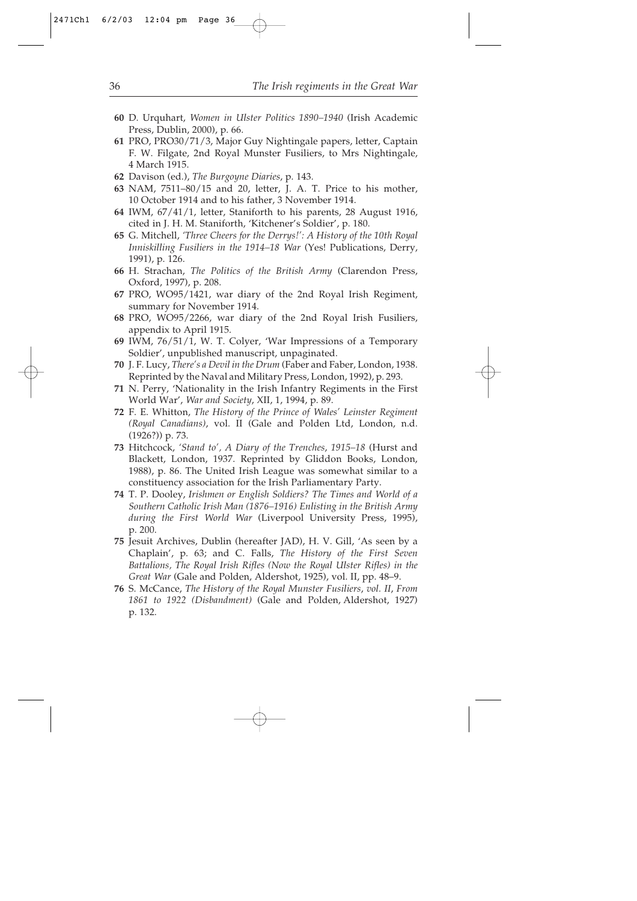**60** D. Urquhart, *Women in Ulster Politics 1890–1940* (Irish Academic Press, Dublin, 2000), p. 66.

**61** PRO, PRO30/71/3, Major Guy Nightingale papers, letter, Captain F. W. Filgate, 2nd Royal Munster Fusiliers, to Mrs Nightingale, 4 March 1915.

**62** Davison (ed.), *The Burgoyne Diaries*, p. 143.

**63** NAM, 7511–80/15 and 20, letter, J. A. T. Price to his mother, 10 October 1914 and to his father, 3 November 1914.

**64** IWM, 67/41/1, letter, Staniforth to his parents, 28 August 1916, cited in J. H. M. Staniforth, 'Kitchener's Soldier', p. 180.

**65** G. Mitchell, *'Three Cheers for the Derrys!': A History of the 10th Royal Inniskilling Fusiliers in the 1914–18 War* (Yes! Publications, Derry, 1991), p. 126.

**66** H. Strachan, *The Politics of the British Army* (Clarendon Press, Oxford, 1997), p. 208.

**67** PRO, WO95/1421, war diary of the 2nd Royal Irish Regiment, summary for November 1914.

**68** PRO, WO95/2266, war diary of the 2nd Royal Irish Fusiliers, appendix to April 1915.

**69** IWM, 76/51/1, W. T. Colyer, 'War Impressions of a Temporary Soldier', unpublished manuscript, unpaginated.

**70** J. F. Lucy, *There's a Devil in the Drum* (Faber and Faber, London, 1938. Reprinted by the Naval and Military Press, London, 1992), p. 293.

**71** N. Perry, 'Nationality in the Irish Infantry Regiments in the First World War', *War and Society*, XII, 1, 1994, p. 89.

**72** F. E. Whitton, *The History of the Prince of Wales' Leinster Regiment (Royal Canadians)*, vol. II (Gale and Polden Ltd, London, n.d. (1926?)) p. 73.

**73** Hitchcock, *'Stand to', A Diary of the Trenches, 1915–18* (Hurst and Blackett, London, 1937. Reprinted by Gliddon Books, London, 1988), p. 86. The United Irish League was somewhat similar to a constituency association for the Irish Parliamentary Party.

**74** T. P. Dooley, *Irishmen or English Soldiers? The Times and World of a Southern Catholic Irish Man (1876–1916) Enlisting in the British Army during the First World War* (Liverpool University Press, 1995), p. 200.

**75** Jesuit Archives, Dublin (hereafter JAD), H. V. Gill, 'As seen by a Chaplain', p. 63; and C. Falls, *The History of the First Seven Battalions, The Royal Irish Rifles (Now the Royal Ulster Rifles) in the Great War* (Gale and Polden, Aldershot, 1925), vol. II, pp. 48–9.

**76** S. McCance, *The History of the Royal Munster Fusiliers, vol. II, From 1861 to 1922 (Disbandment)* (Gale and Polden, Aldershot, 1927) p. 132.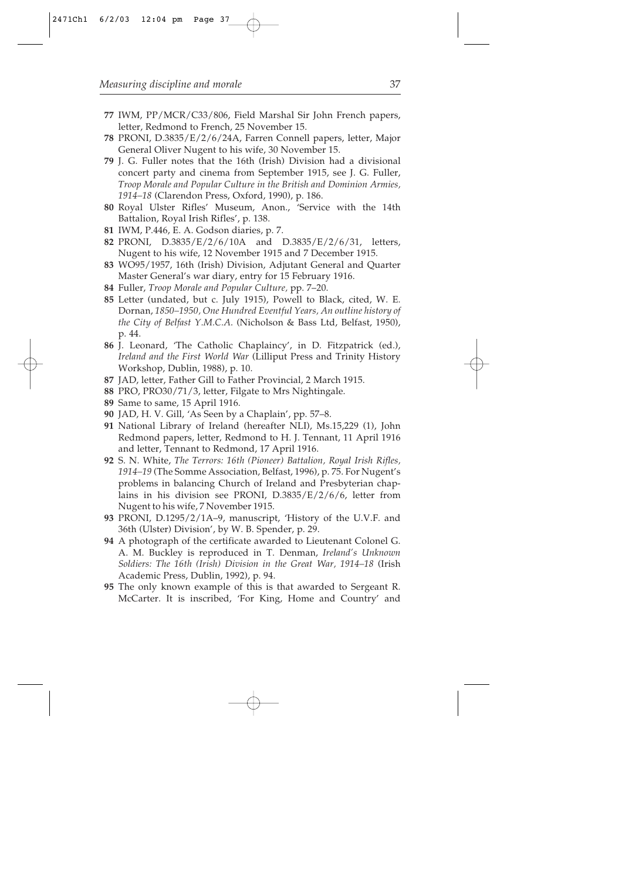**77** IWM, PP/MCR/C33/806, Field Marshal Sir John French papers, letter, Redmond to French, 25 November 15.

**78** PRONI, D.3835/E/2/6/24A, Farren Connell papers, letter, Major General Oliver Nugent to his wife, 30 November 15.

**79** J. G. Fuller notes that the 16th (Irish) Division had a divisional concert party and cinema from September 1915, see J. G. Fuller, *Troop Morale and Popular Culture in the British and Dominion Armies, 1914–18* (Clarendon Press, Oxford, 1990), p. 186.

**80** Royal Ulster Rifles' Museum, Anon., 'Service with the 14th Battalion, Royal Irish Rifles', p. 138.

**81** IWM, P.446, E. A. Godson diaries, p. 7.

**82** PRONI, D.3835/E/2/6/10A and D.3835/E/2/6/31, letters, Nugent to his wife, 12 November 1915 and 7 December 1915.

**83** WO95/1957, 16th (Irish) Division, Adjutant General and Quarter Master General's war diary, entry for 15 February 1916.

**84** Fuller, *Troop Morale and Popular Culture,* pp. 7–20.

**85** Letter (undated, but c. July 1915), Powell to Black, cited, W. E. Dornan, *1850–1950, One Hundred Eventful Years, An outline history of the City of Belfast Y.M.C.A.* (Nicholson & Bass Ltd, Belfast, 1950), p. 44.

**86** J. Leonard, 'The Catholic Chaplaincy', in D. Fitzpatrick (ed.), *Ireland and the First World War* (Lilliput Press and Trinity History Workshop, Dublin, 1988), p. 10.

**87** JAD, letter, Father Gill to Father Provincial, 2 March 1915.

**88** PRO, PRO30/71/3, letter, Filgate to Mrs Nightingale.

**89** Same to same, 15 April 1916.

**90** JAD, H. V. Gill, 'As Seen by a Chaplain', pp. 57–8.

**91** National Library of Ireland (hereafter NLI), Ms.15,229 (1), John Redmond papers, letter, Redmond to H. J. Tennant, 11 April 1916 and letter, Tennant to Redmond, 17 April 1916.

**92** S. N. White, *The Terrors: 16th (Pioneer) Battalion, Royal Irish Rifles, 1914–19* (The Somme Association, Belfast, 1996), p. 75. For Nugent's problems in balancing Church of Ireland and Presbyterian chaplains in his division see PRONI, D.3835/E/2/6/6, letter from Nugent to his wife, 7 November 1915.

**93** PRONI, D.1295/2/1A–9, manuscript, 'History of the U.V.F. and 36th (Ulster) Division', by W. B. Spender, p. 29.

**94** A photograph of the certificate awarded to Lieutenant Colonel G. A. M. Buckley is reproduced in T. Denman, *Ireland's Unknown Soldiers: The 16th (Irish) Division in the Great War, 1914–18* (Irish Academic Press, Dublin, 1992), p. 94.

**95** The only known example of this is that awarded to Sergeant R. McCarter. It is inscribed, 'For King, Home and Country' and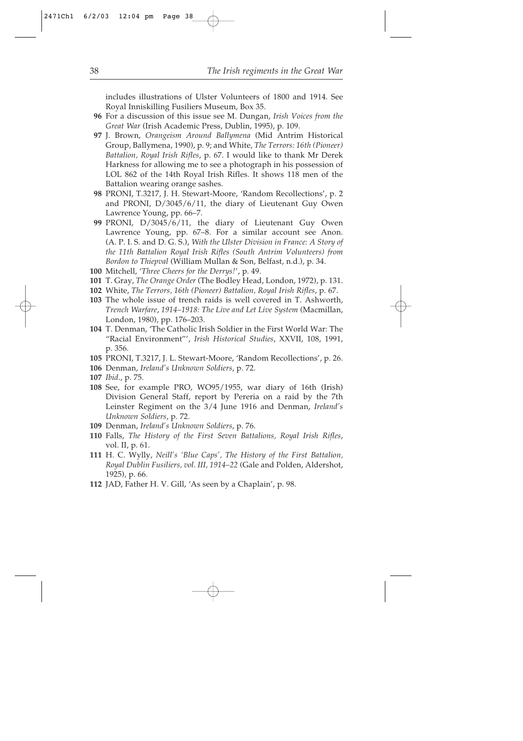includes illustrations of Ulster Volunteers of 1800 and 1914. See Royal Inniskilling Fusiliers Museum, Box 35.

**96** For a discussion of this issue see M. Dungan, *Irish Voices from the Great War* (Irish Academic Press, Dublin, 1995), p. 109.

**97** J. Brown, *Orangeism Around Ballymena* (Mid Antrim Historical Group, Ballymena, 1990), p. 9; and White, *The Terrors: 16th (Pioneer) Battalion, Royal Irish Rifles*, p. 67. I would like to thank Mr Derek Harkness for allowing me to see a photograph in his possession of LOL 862 of the 14th Royal Irish Rifles. It shows 118 men of the Battalion wearing orange sashes.

**98** PRONI, T.3217, J. H. Stewart-Moore, 'Random Recollections', p. 2 and PRONI, D/3045/6/11, the diary of Lieutenant Guy Owen Lawrence Young, pp. 66–7.

**99** PRONI, D/3045/6/11, the diary of Lieutenant Guy Owen Lawrence Young, pp. 67–8. For a similar account see Anon. (A. P. I. S. and D. G. S.), *With the Ulster Division in France: A Story of the 11th Battalion Royal Irish Rifles (South Antrim Volunteers) from Bordon to Thiepval* (William Mullan & Son, Belfast, n.d.), p. 34.

**100** Mitchell, '*Three Cheers for the Derrys!*', p. 49.

**101** T. Gray, *The Orange Order* (The Bodley Head, London, 1972), p. 131.

**102** White, *The Terrors, 16th (Pioneer) Battalion, Royal Irish Rifles*, p. 67.

**103** The whole issue of trench raids is well covered in T. Ashworth, *Trench Warfare, 1914–1918: The Live and Let Live System* (Macmillan, London, 1980), pp. 176–203.

**104** T. Denman, 'The Catholic Irish Soldier in the First World War: The "Racial Environment"', *Irish Historical Studies*, XXVII, 108, 1991, p. 356.

**105** PRONI, T.3217, J. L. Stewart-Moore, 'Random Recollections', p. 26.

**106** Denman, *Ireland's Unknown Soldiers*, p. 72.

**107** *Ibid.*, p. 75.

**108** See, for example PRO, WO95/1955, war diary of 16th (Irish) Division General Staff, report by Pereria on a raid by the 7th Leinster Regiment on the 3/4 June 1916 and Denman, *Ireland's Unknown Soldiers*, p. 72.

**109** Denman, *Ireland's Unknown Soldiers*, p. 76.

**110** Falls, *The History of the First Seven Battalions, Royal Irish Rifles*, vol. II, p. 61.

**111** H. C. Wylly, *Neill's 'Blue Caps', The History of the First Battalion, Royal Dublin Fusiliers, vol. III, 1914–22* (Gale and Polden, Aldershot, 1925), p. 66.

**112** JAD, Father H. V. Gill, 'As seen by a Chaplain', p. 98.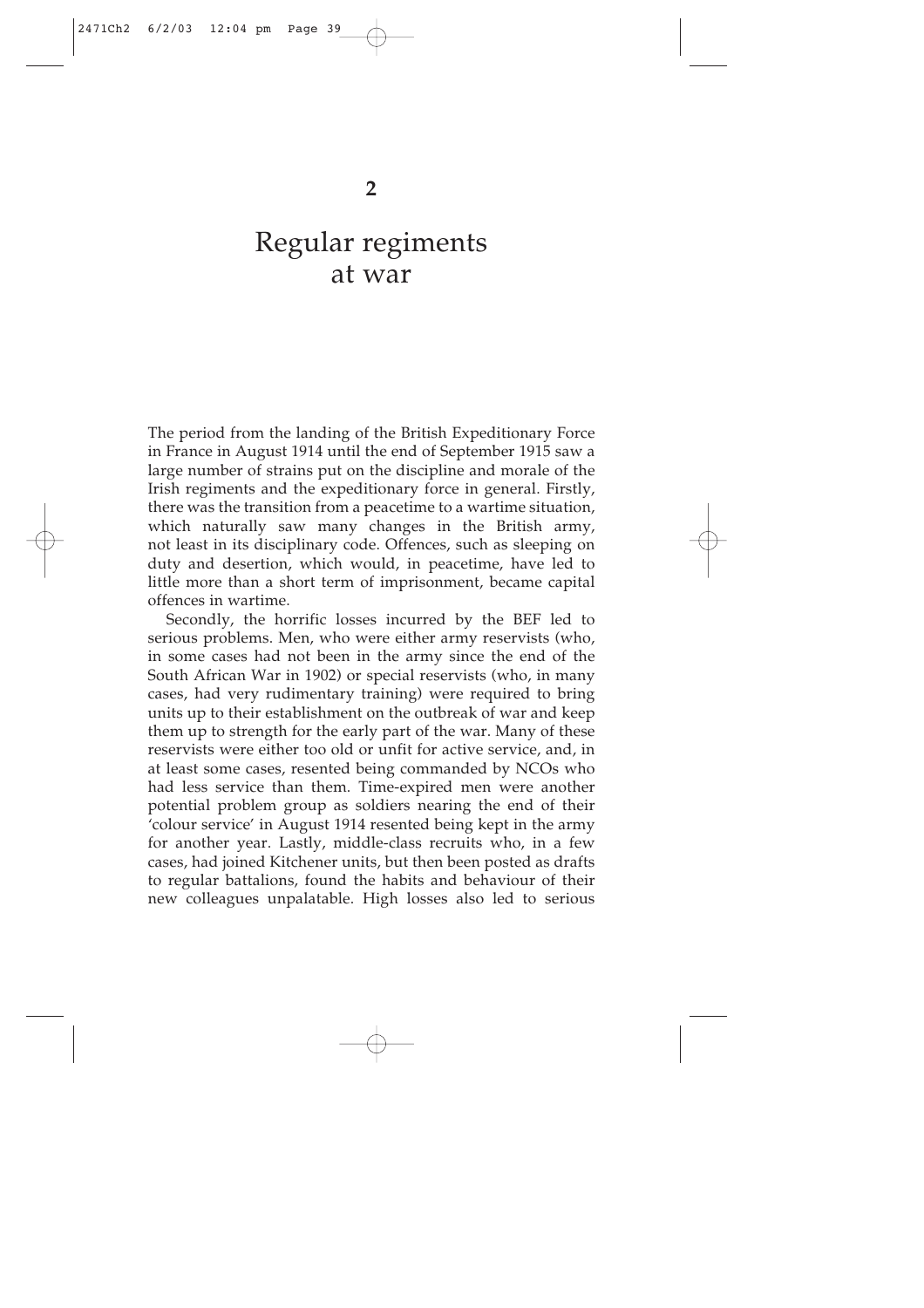# 2

# Regular regiments at war

The period from the landing of the British Expeditionary Force in France in August 1914 until the end of September 1915 saw a large number of strains put on the discipline and morale of the Irish regiments and the expeditionary force in general. Firstly, there was the transition from a peacetime to a wartime situation, which naturally saw many changes in the British army, not least in its disciplinary code. Offences, such as sleeping on duty and desertion, which would, in peacetime, have led to little more than a short term of imprisonment, became capital offences in wartime.

Secondly, the horrific losses incurred by the BEF led to serious problems. Men, who were either army reservists (who, in some cases had not been in the army since the end of the South African War in 1902) or special reservists (who, in many cases, had very rudimentary training) were required to bring units up to their establishment on the outbreak of war and keep them up to strength for the early part of the war. Many of these reservists were either too old or unfit for active service, and, in at least some cases, resented being commanded by NCOs who had less service than them. Time-expired men were another potential problem group as soldiers nearing the end of their 'colour service' in August 1914 resented being kept in the army for another year. Lastly, middle-class recruits who, in a few cases, had joined Kitchener units, but then been posted as drafts to regular battalions, found the habits and behaviour of their new colleagues unpalatable. High losses also led to serious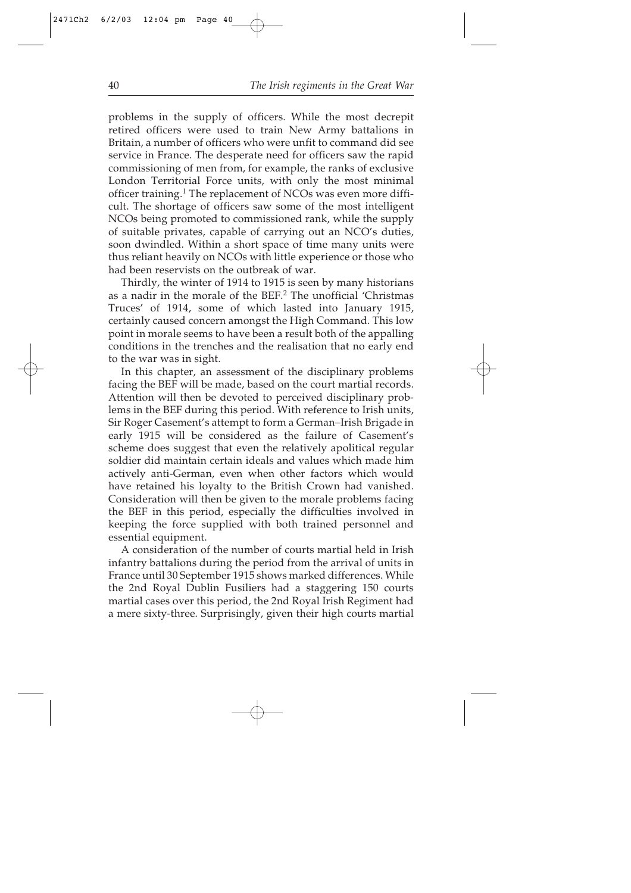problems in the supply of officers. While the most decrepit retired officers were used to train New Army battalions in Britain, a number of officers who were unfit to command did see service in France. The desperate need for officers saw the rapid commissioning of men from, for example, the ranks of exclusive London Territorial Force units, with only the most minimal officer training.[1] The replacement of NCOs was even more difficult. The shortage of officers saw some of the most intelligent NCOs being promoted to commissioned rank, while the supply of suitable privates, capable of carrying out an NCO's duties, soon dwindled. Within a short space of time many units were thus reliant heavily on NCOs with little experience or those who had been reservists on the outbreak of war.

Thirdly, the winter of 1914 to 1915 is seen by many historians as a nadir in the morale of the BEF.[2] The unofficial 'Christmas Truces' of 1914, some of which lasted into January 1915, certainly caused concern amongst the High Command. This low point in morale seems to have been a result both of the appalling conditions in the trenches and the realisation that no early end to the war was in sight.

In this chapter, an assessment of the disciplinary problems facing the BEF will be made, based on the court martial records. Attention will then be devoted to perceived disciplinary problems in the BEF during this period. With reference to Irish units, Sir Roger Casement's attempt to form a German–Irish Brigade in early 1915 will be considered as the failure of Casement's scheme does suggest that even the relatively apolitical regular soldier did maintain certain ideals and values which made him actively anti-German, even when other factors which would have retained his loyalty to the British Crown had vanished. Consideration will then be given to the morale problems facing the BEF in this period, especially the difficulties involved in keeping the force supplied with both trained personnel and essential equipment.

A consideration of the number of courts martial held in Irish infantry battalions during the period from the arrival of units in France until 30 September 1915 shows marked differences. While the 2nd Royal Dublin Fusiliers had a staggering 150 courts martial cases over this period, the 2nd Royal Irish Regiment had a mere sixty-three. Surprisingly, given their high courts martial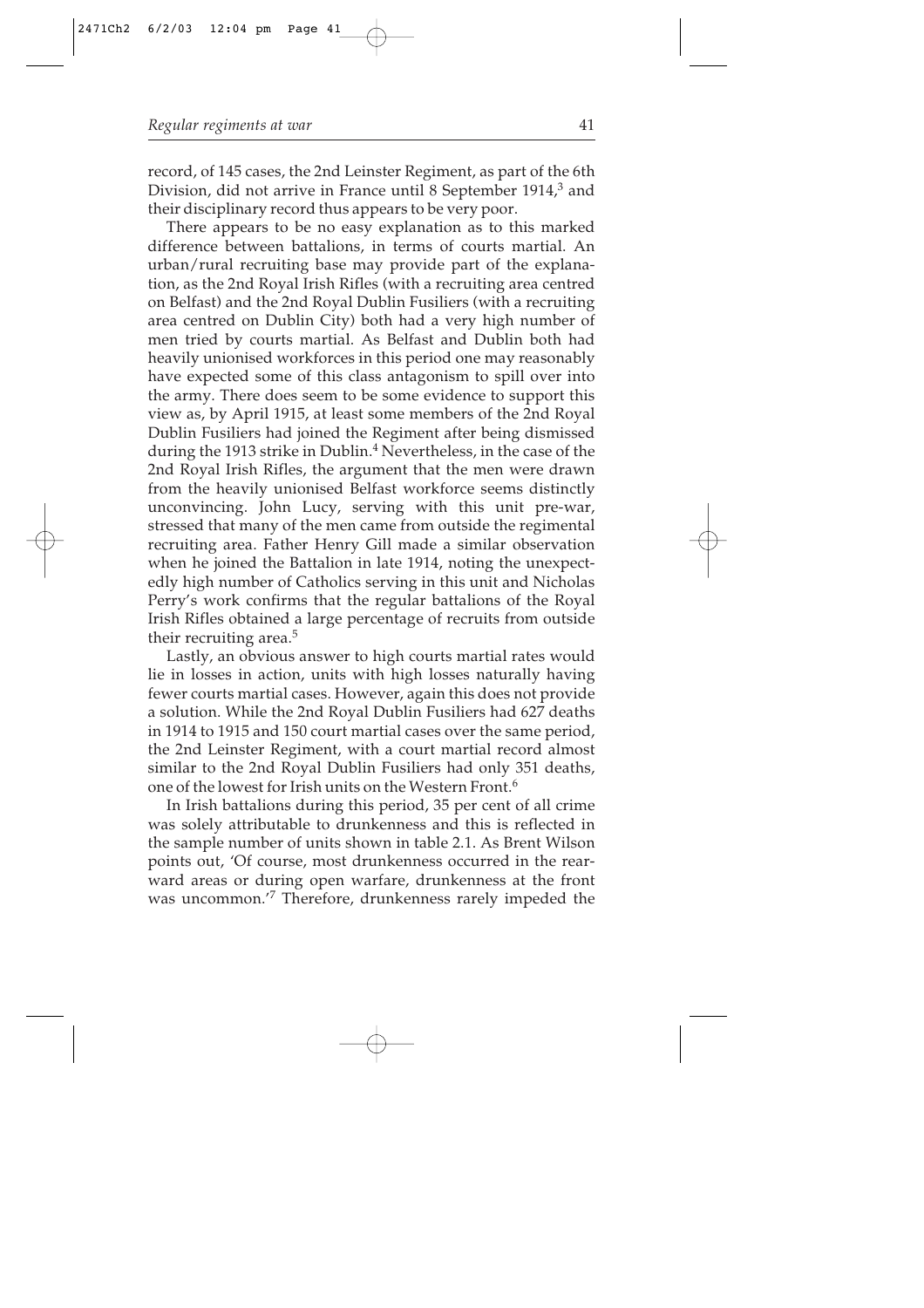record, of 145 cases, the 2nd Leinster Regiment, as part of the 6th Division, did not arrive in France until 8 September 1914,[3] and their disciplinary record thus appears to be very poor.

There appears to be no easy explanation as to this marked difference between battalions, in terms of courts martial. An urban/rural recruiting base may provide part of the explanation, as the 2nd Royal Irish Rifles (with a recruiting area centred on Belfast) and the 2nd Royal Dublin Fusiliers (with a recruiting area centred on Dublin City) both had a very high number of men tried by courts martial. As Belfast and Dublin both had heavily unionised workforces in this period one may reasonably have expected some of this class antagonism to spill over into the army. There does seem to be some evidence to support this view as, by April 1915, at least some members of the 2nd Royal Dublin Fusiliers had joined the Regiment after being dismissed during the 1913 strike in Dublin.[4] Nevertheless, in the case of the 2nd Royal Irish Rifles, the argument that the men were drawn from the heavily unionised Belfast workforce seems distinctly unconvincing. John Lucy, serving with this unit pre-war, stressed that many of the men came from outside the regimental recruiting area. Father Henry Gill made a similar observation when he joined the Battalion in late 1914, noting the unexpectedly high number of Catholics serving in this unit and Nicholas Perry's work confirms that the regular battalions of the Royal Irish Rifles obtained a large percentage of recruits from outside their recruiting area.[5]

Lastly, an obvious answer to high courts martial rates would lie in losses in action, units with high losses naturally having fewer courts martial cases. However, again this does not provide a solution. While the 2nd Royal Dublin Fusiliers had 627 deaths in 1914 to 1915 and 150 court martial cases over the same period, the 2nd Leinster Regiment, with a court martial record almost similar to the 2nd Royal Dublin Fusiliers had only 351 deaths, one of the lowest for Irish units on the Western Front.[6]

In Irish battalions during this period, 35 per cent of all crime was solely attributable to drunkenness and this is reflected in the sample number of units shown in table 2.1. As Brent Wilson points out, 'Of course, most drunkenness occurred in the rearward areas or during open warfare, drunkenness at the front was uncommon.'[7] Therefore, drunkenness rarely impeded the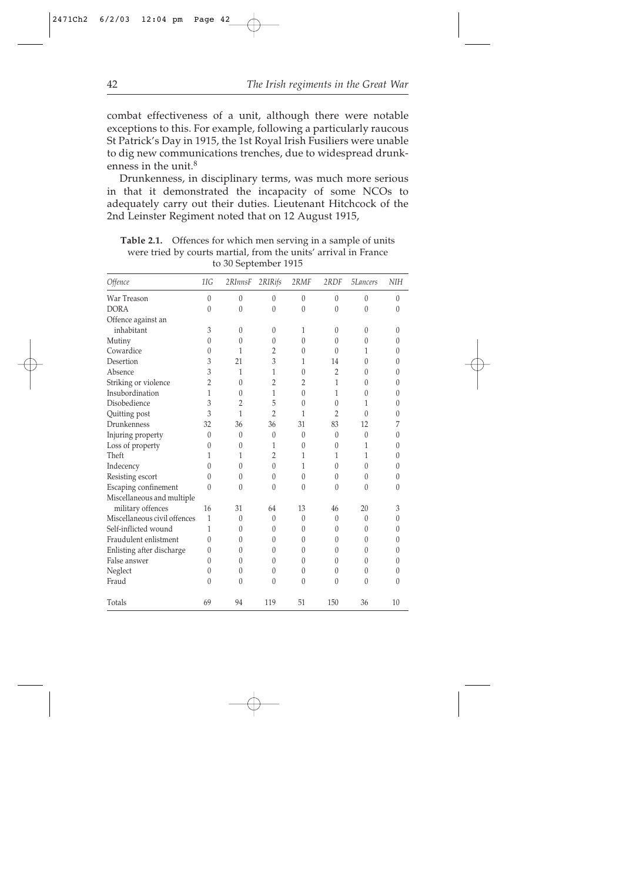combat effectiveness of a unit, although there were notable exceptions to this. For example, following a particularly raucous St Patrick's Day in 1915, the 1st Royal Irish Fusiliers were unable to dig new communications trenches, due to widespread drunkenness in the unit.[8]

Drunkenness, in disciplinary terms, was much more serious in that it demonstrated the incapacity of some NCOs to adequately carry out their duties. Lieutenant Hitchcock of the 2nd Leinster Regiment noted that on 12 August 1915,

**Table 2.1.** Offences for which men serving in a sample of units were tried by courts martial, from the units' arrival in France to 30 September 1915

| *Offence* | *1IG* | *2RInnsF* | *2RIRifs* | *2RMF* | *2RDF* | *5Lancers* | *NIH* |
|---|---|---|---|---|---|---|---|
| War Treason | 0 | 0 | 0 | 0 | 0 | 0 | 0 |
| DORA | 0 | 0 | 0 | 0 | 0 | 0 | 0 |
| Offence against an inhabitant | 3 | 0 | 0 | 1 | 0 | 0 | 0 |
| Mutiny | 0 | 0 | 0 | 0 | 0 | 0 | 0 |
| Cowardice | 0 | 1 | 2 | 0 | 0 | 1 | 0 |
| Desertion | 3 | 21 | 3 | 1 | 14 | 0 | 0 |
| Absence | 3 | 1 | 1 | 0 | 2 | 0 | 0 |
| Striking or violence | 2 | 0 | 2 | 2 | 1 | 0 | 0 |
| Insubordination | 1 | 0 | 1 | 0 | 1 | 0 | 0 |
| Disobedience | 3 | 2 | 5 | 0 | 0 | 1 | 0 |
| Quitting post | 3 | 1 | 2 | 1 | 2 | 0 | 0 |
| Drunkenness | 32 | 36 | 36 | 31 | 83 | 12 | 7 |
| Injuring property | 0 | 0 | 0 | 0 | 0 | 0 | 0 |
| Loss of property | 0 | 0 | 1 | 0 | 0 | 1 | 0 |
| Theft | 1 | 1 | 2 | 1 | 1 | 1 | 0 |
| Indecency | 0 | 0 | 0 | 1 | 0 | 0 | 0 |
| Resisting escort | 0 | 0 | 0 | 0 | 0 | 0 | 0 |
| Escaping confinement | 0 | 0 | 0 | 0 | 0 | 0 | 0 |
| Miscellaneous and multiple military offences | 16 | 31 | 64 | 13 | 46 | 20 | 3 |
| Miscellaneous civil offences | 1 | 0 | 0 | 0 | 0 | 0 | 0 |
| Self-inflicted wound | 1 | 0 | 0 | 0 | 0 | 0 | 0 |
| Fraudulent enlistment | 0 | 0 | 0 | 0 | 0 | 0 | 0 |
| Enlisting after discharge | 0 | 0 | 0 | 0 | 0 | 0 | 0 |
| False answer | 0 | 0 | 0 | 0 | 0 | 0 | 0 |
| Neglect | 0 | 0 | 0 | 0 | 0 | 0 | 0 |
| Fraud | 0 | 0 | 0 | 0 | 0 | 0 | 0 |
| Totals | 69 | 94 | 119 | 51 | 150 | 36 | 10 |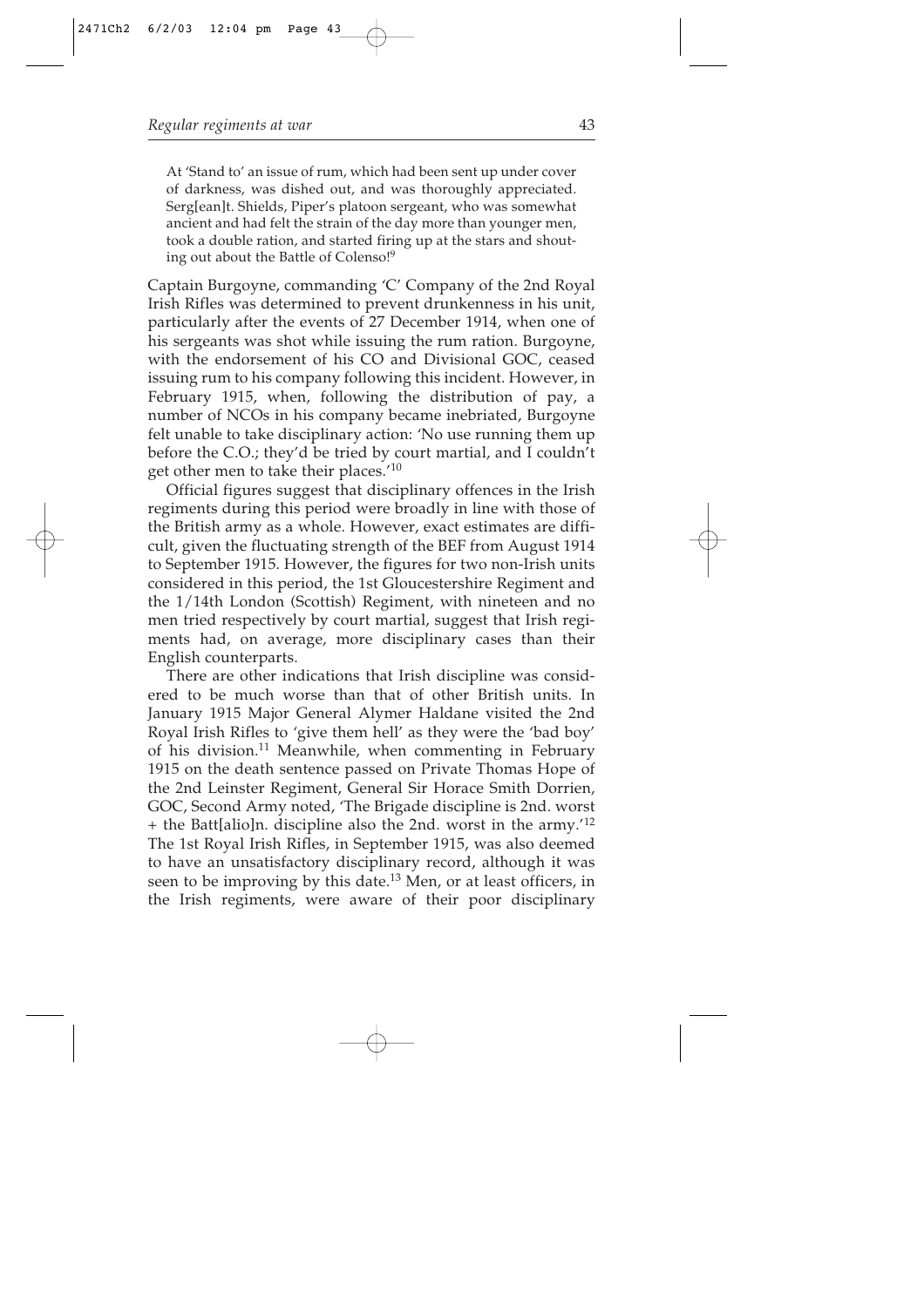> At 'Stand to' an issue of rum, which had been sent up under cover of darkness, was dished out, and was thoroughly appreciated. Serg[ean]t. Shields, Piper's platoon sergeant, who was somewhat ancient and had felt the strain of the day more than younger men, took a double ration, and started firing up at the stars and shouting out about the Battle of Colenso![9]

Captain Burgoyne, commanding 'C' Company of the 2nd Royal Irish Rifles was determined to prevent drunkenness in his unit, particularly after the events of 27 December 1914, when one of his sergeants was shot while issuing the rum ration. Burgoyne, with the endorsement of his CO and Divisional GOC, ceased issuing rum to his company following this incident. However, in February 1915, when, following the distribution of pay, a number of NCOs in his company became inebriated, Burgoyne felt unable to take disciplinary action: 'No use running them up before the C.O.; they'd be tried by court martial, and I couldn't get other men to take their places.'[10]

Official figures suggest that disciplinary offences in the Irish regiments during this period were broadly in line with those of the British army as a whole. However, exact estimates are difficult, given the fluctuating strength of the BEF from August 1914 to September 1915. However, the figures for two non-Irish units considered in this period, the 1st Gloucestershire Regiment and the 1/14th London (Scottish) Regiment, with nineteen and no men tried respectively by court martial, suggest that Irish regiments had, on average, more disciplinary cases than their English counterparts.

There are other indications that Irish discipline was considered to be much worse than that of other British units. In January 1915 Major General Alymer Haldane visited the 2nd Royal Irish Rifles to 'give them hell' as they were the 'bad boy' of his division.[11] Meanwhile, when commenting in February 1915 on the death sentence passed on Private Thomas Hope of the 2nd Leinster Regiment, General Sir Horace Smith Dorrien, GOC, Second Army noted, 'The Brigade discipline is 2nd. worst + the Batt[alio]n. discipline also the 2nd. worst in the army.'[12] The 1st Royal Irish Rifles, in September 1915, was also deemed to have an unsatisfactory disciplinary record, although it was seen to be improving by this date.[13] Men, or at least officers, in the Irish regiments, were aware of their poor disciplinary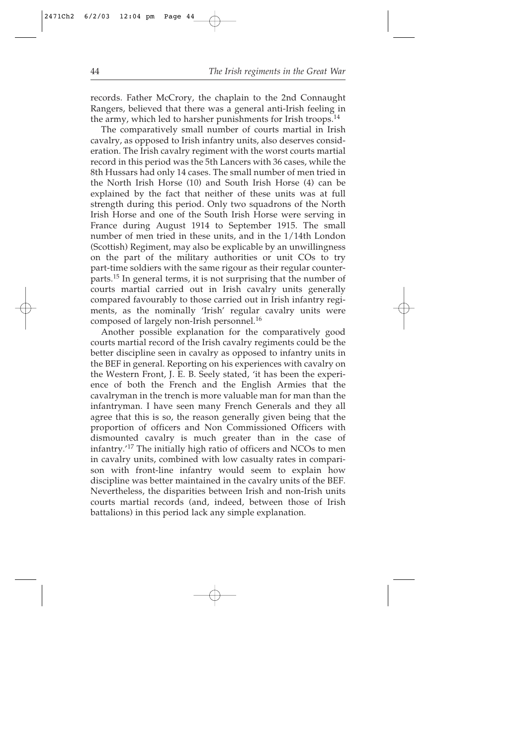records. Father McCrory, the chaplain to the 2nd Connaught Rangers, believed that there was a general anti-Irish feeling in the army, which led to harsher punishments for Irish troops.[14]

The comparatively small number of courts martial in Irish cavalry, as opposed to Irish infantry units, also deserves consideration. The Irish cavalry regiment with the worst courts martial record in this period was the 5th Lancers with 36 cases, while the 8th Hussars had only 14 cases. The small number of men tried in the North Irish Horse (10) and South Irish Horse (4) can be explained by the fact that neither of these units was at full strength during this period. Only two squadrons of the North Irish Horse and one of the South Irish Horse were serving in France during August 1914 to September 1915. The small number of men tried in these units, and in the 1/14th London (Scottish) Regiment, may also be explicable by an unwillingness on the part of the military authorities or unit COs to try part-time soldiers with the same rigour as their regular counterparts.[15] In general terms, it is not surprising that the number of courts martial carried out in Irish cavalry units generally compared favourably to those carried out in Irish infantry regiments, as the nominally 'Irish' regular cavalry units were composed of largely non-Irish personnel.[16]

Another possible explanation for the comparatively good courts martial record of the Irish cavalry regiments could be the better discipline seen in cavalry as opposed to infantry units in the BEF in general. Reporting on his experiences with cavalry on the Western Front, J. E. B. Seely stated, 'it has been the experience of both the French and the English Armies that the cavalryman in the trench is more valuable man for man than the infantryman. I have seen many French Generals and they all agree that this is so, the reason generally given being that the proportion of officers and Non Commissioned Officers with dismounted cavalry is much greater than in the case of infantry.'[17] The initially high ratio of officers and NCOs to men in cavalry units, combined with low casualty rates in comparison with front-line infantry would seem to explain how discipline was better maintained in the cavalry units of the BEF. Nevertheless, the disparities between Irish and non-Irish units courts martial records (and, indeed, between those of Irish battalions) in this period lack any simple explanation.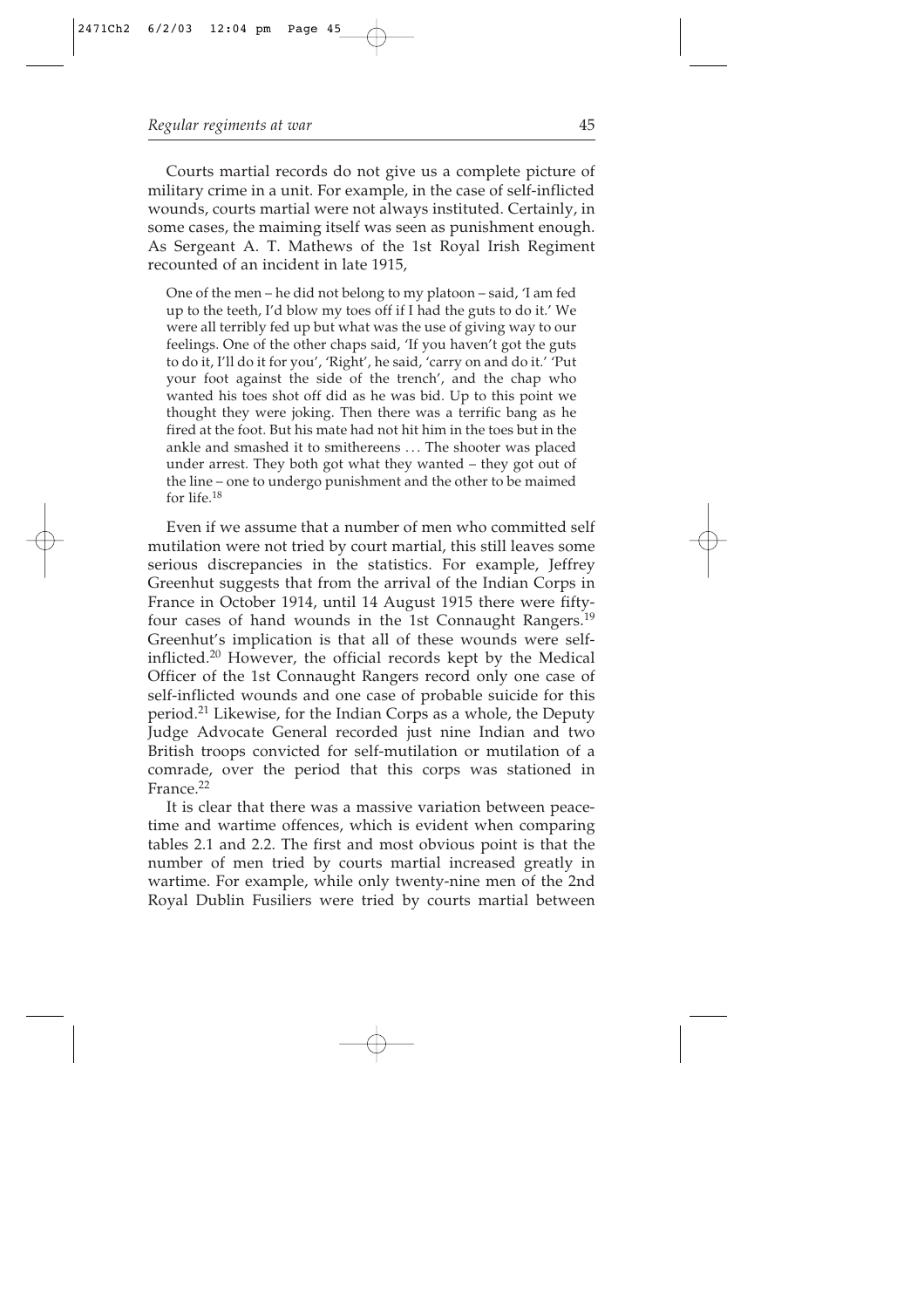Courts martial records do not give us a complete picture of military crime in a unit. For example, in the case of self-inflicted wounds, courts martial were not always instituted. Certainly, in some cases, the maiming itself was seen as punishment enough. As Sergeant A. T. Mathews of the 1st Royal Irish Regiment recounted of an incident in late 1915,

> One of the men – he did not belong to my platoon – said, 'I am fed up to the teeth, I'd blow my toes off if I had the guts to do it.' We were all terribly fed up but what was the use of giving way to our feelings. One of the other chaps said, 'If you haven't got the guts to do it, I'll do it for you', 'Right', he said, 'carry on and do it.' 'Put your foot against the side of the trench', and the chap who wanted his toes shot off did as he was bid. Up to this point we thought they were joking. Then there was a terrific bang as he fired at the foot. But his mate had not hit him in the toes but in the ankle and smashed it to smithereens . . . The shooter was placed under arrest. They both got what they wanted – they got out of the line – one to undergo punishment and the other to be maimed for life.[18]

Even if we assume that a number of men who committed self mutilation were not tried by court martial, this still leaves some serious discrepancies in the statistics. For example, Jeffrey Greenhut suggests that from the arrival of the Indian Corps in France in October 1914, until 14 August 1915 there were fifty-four cases of hand wounds in the 1st Connaught Rangers.[19] Greenhut's implication is that all of these wounds were self-inflicted.[20] However, the official records kept by the Medical Officer of the 1st Connaught Rangers record only one case of self-inflicted wounds and one case of probable suicide for this period.[21] Likewise, for the Indian Corps as a whole, the Deputy Judge Advocate General recorded just nine Indian and two British troops convicted for self-mutilation or mutilation of a comrade, over the period that this corps was stationed in France.[22]

It is clear that there was a massive variation between peace-time and wartime offences, which is evident when comparing tables 2.1 and 2.2. The first and most obvious point is that the number of men tried by courts martial increased greatly in wartime. For example, while only twenty-nine men of the 2nd Royal Dublin Fusiliers were tried by courts martial between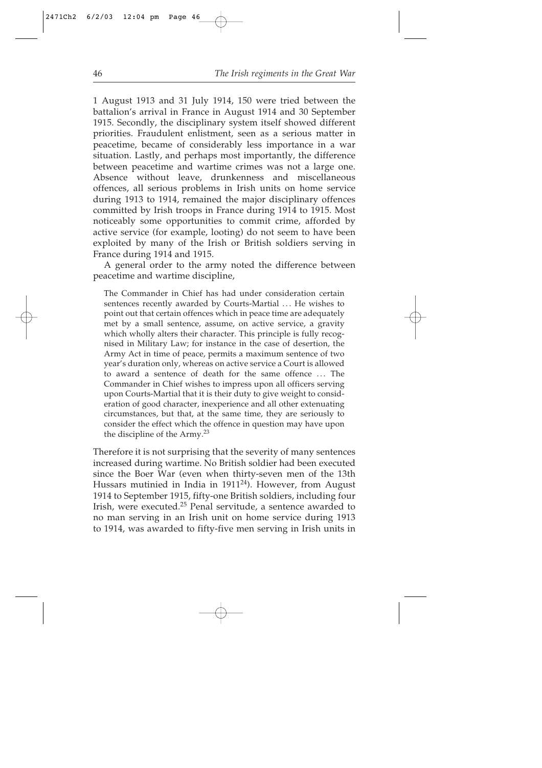1 August 1913 and 31 July 1914, 150 were tried between the battalion's arrival in France in August 1914 and 30 September 1915. Secondly, the disciplinary system itself showed different priorities. Fraudulent enlistment, seen as a serious matter in peacetime, became of considerably less importance in a war situation. Lastly, and perhaps most importantly, the difference between peacetime and wartime crimes was not a large one. Absence without leave, drunkenness and miscellaneous offences, all serious problems in Irish units on home service during 1913 to 1914, remained the major disciplinary offences committed by Irish troops in France during 1914 to 1915. Most noticeably some opportunities to commit crime, afforded by active service (for example, looting) do not seem to have been exploited by many of the Irish or British soldiers serving in France during 1914 and 1915.

A general order to the army noted the difference between peacetime and wartime discipline,

> The Commander in Chief has had under consideration certain sentences recently awarded by Courts-Martial ... He wishes to point out that certain offences which in peace time are adequately met by a small sentence, assume, on active service, a gravity which wholly alters their character. This principle is fully recognised in Military Law; for instance in the case of desertion, the Army Act in time of peace, permits a maximum sentence of two year's duration only, whereas on active service a Court is allowed to award a sentence of death for the same offence ... The Commander in Chief wishes to impress upon all officers serving upon Courts-Martial that it is their duty to give weight to consideration of good character, inexperience and all other extenuating circumstances, but that, at the same time, they are seriously to consider the effect which the offence in question may have upon the discipline of the Army.[23]

Therefore it is not surprising that the severity of many sentences increased during wartime. No British soldier had been executed since the Boer War (even when thirty-seven men of the 13th Hussars mutinied in India in 1911[24]). However, from August 1914 to September 1915, fifty-one British soldiers, including four Irish, were executed.[25] Penal servitude, a sentence awarded to no man serving in an Irish unit on home service during 1913 to 1914, was awarded to fifty-five men serving in Irish units in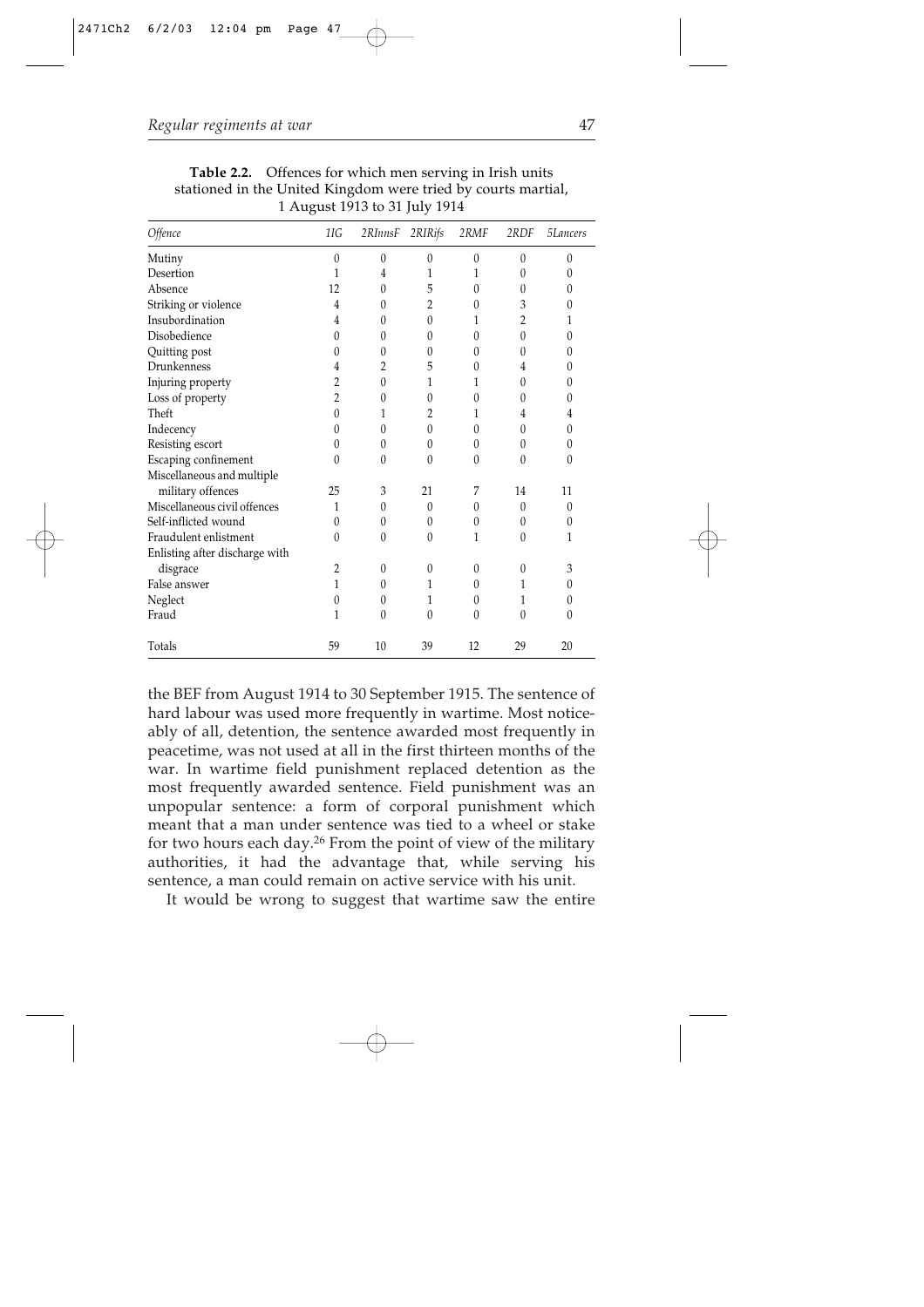**Table 2.2.** Offences for which men serving in Irish units stationed in the United Kingdom were tried by courts martial, 1 August 1913 to 31 July 1914

| *Offence* | *1IG* | *2RInnsF* | *2RIRifs* | *2RMF* | *2RDF* | *5Lancers* |
|---|---|---|---|---|---|---|
| Mutiny | 0 | 0 | 0 | 0 | 0 | 0 |
| Desertion | 1 | 4 | 1 | 1 | 0 | 0 |
| Absence | 12 | 0 | 5 | 0 | 0 | 0 |
| Striking or violence | 4 | 0 | 2 | 0 | 3 | 0 |
| Insubordination | 4 | 0 | 0 | 1 | 2 | 1 |
| Disobedience | 0 | 0 | 0 | 0 | 0 | 0 |
| Quitting post | 0 | 0 | 0 | 0 | 0 | 0 |
| Drunkenness | 4 | 2 | 5 | 0 | 4 | 0 |
| Injuring property | 2 | 0 | 1 | 1 | 0 | 0 |
| Loss of property | 2 | 0 | 0 | 0 | 0 | 0 |
| Theft | 0 | 1 | 2 | 1 | 4 | 4 |
| Indecency | 0 | 0 | 0 | 0 | 0 | 0 |
| Resisting escort | 0 | 0 | 0 | 0 | 0 | 0 |
| Escaping confinement | 0 | 0 | 0 | 0 | 0 | 0 |
| Miscellaneous and multiple military offences | 25 | 3 | 21 | 7 | 14 | 11 |
| Miscellaneous civil offences | 1 | 0 | 0 | 0 | 0 | 0 |
| Self-inflicted wound | 0 | 0 | 0 | 0 | 0 | 0 |
| Fraudulent enlistment | 0 | 0 | 0 | 1 | 0 | 1 |
| Enlisting after discharge with disgrace | 2 | 0 | 0 | 0 | 0 | 3 |
| False answer | 1 | 0 | 1 | 0 | 1 | 0 |
| Neglect | 0 | 0 | 1 | 0 | 1 | 0 |
| Fraud | 1 | 0 | 0 | 0 | 0 | 0 |
| Totals | 59 | 10 | 39 | 12 | 29 | 20 |

the BEF from August 1914 to 30 September 1915. The sentence of hard labour was used more frequently in wartime. Most noticeably of all, detention, the sentence awarded most frequently in peacetime, was not used at all in the first thirteen months of the war. In wartime field punishment replaced detention as the most frequently awarded sentence. Field punishment was an unpopular sentence: a form of corporal punishment which meant that a man under sentence was tied to a wheel or stake for two hours each day.[26] From the point of view of the military authorities, it had the advantage that, while serving his sentence, a man could remain on active service with his unit.

It would be wrong to suggest that wartime saw the entire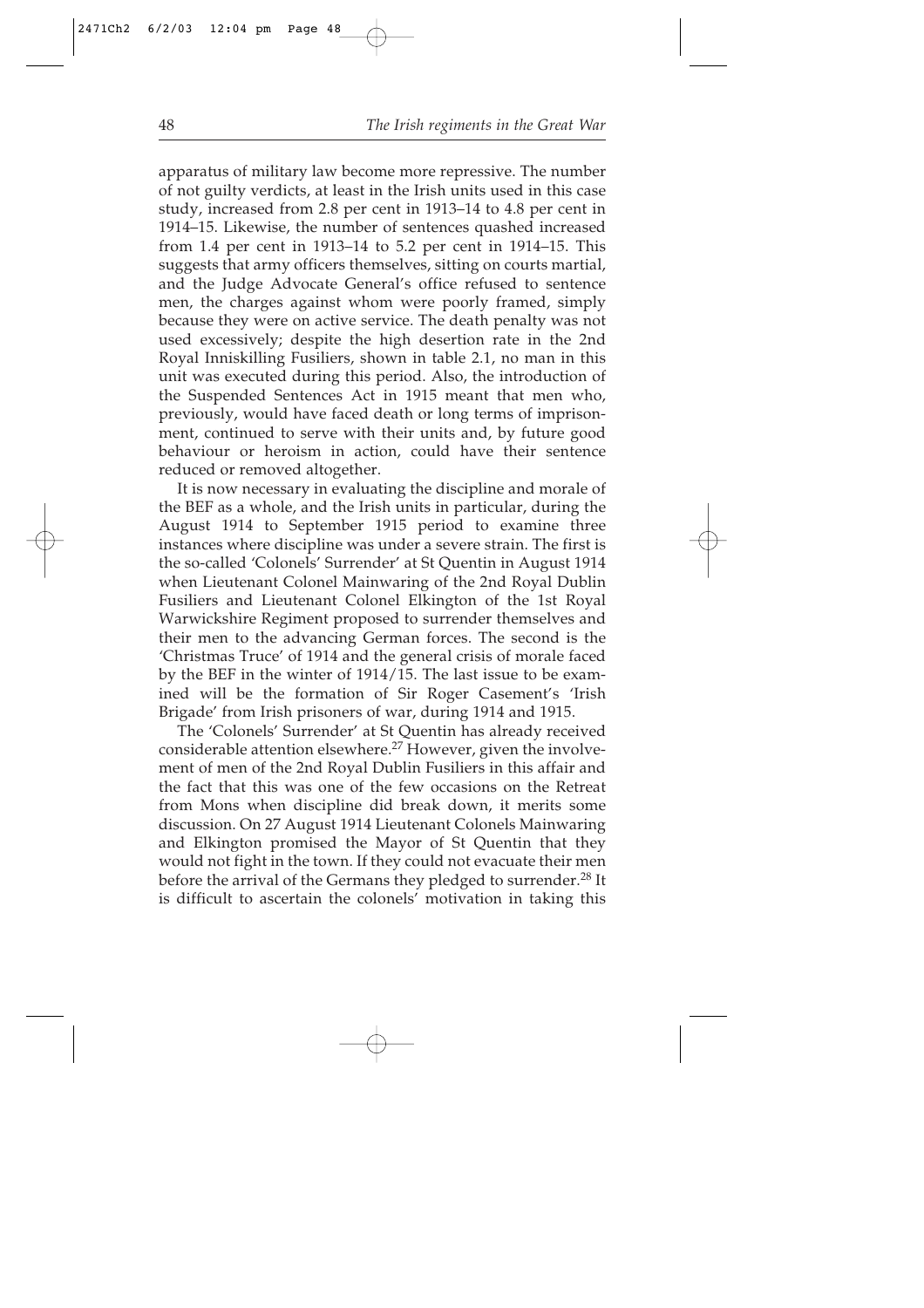apparatus of military law become more repressive. The number of not guilty verdicts, at least in the Irish units used in this case study, increased from 2.8 per cent in 1913–14 to 4.8 per cent in 1914–15. Likewise, the number of sentences quashed increased from 1.4 per cent in 1913–14 to 5.2 per cent in 1914–15. This suggests that army officers themselves, sitting on courts martial, and the Judge Advocate General's office refused to sentence men, the charges against whom were poorly framed, simply because they were on active service. The death penalty was not used excessively; despite the high desertion rate in the 2nd Royal Inniskilling Fusiliers, shown in table 2.1, no man in this unit was executed during this period. Also, the introduction of the Suspended Sentences Act in 1915 meant that men who, previously, would have faced death or long terms of imprisonment, continued to serve with their units and, by future good behaviour or heroism in action, could have their sentence reduced or removed altogether.

It is now necessary in evaluating the discipline and morale of the BEF as a whole, and the Irish units in particular, during the August 1914 to September 1915 period to examine three instances where discipline was under a severe strain. The first is the so-called 'Colonels' Surrender' at St Quentin in August 1914 when Lieutenant Colonel Mainwaring of the 2nd Royal Dublin Fusiliers and Lieutenant Colonel Elkington of the 1st Royal Warwickshire Regiment proposed to surrender themselves and their men to the advancing German forces. The second is the 'Christmas Truce' of 1914 and the general crisis of morale faced by the BEF in the winter of 1914/15. The last issue to be examined will be the formation of Sir Roger Casement's 'Irish Brigade' from Irish prisoners of war, during 1914 and 1915.

The 'Colonels' Surrender' at St Quentin has already received considerable attention elsewhere.[27] However, given the involvement of men of the 2nd Royal Dublin Fusiliers in this affair and the fact that this was one of the few occasions on the Retreat from Mons when discipline did break down, it merits some discussion. On 27 August 1914 Lieutenant Colonels Mainwaring and Elkington promised the Mayor of St Quentin that they would not fight in the town. If they could not evacuate their men before the arrival of the Germans they pledged to surrender.[28] It is difficult to ascertain the colonels' motivation in taking this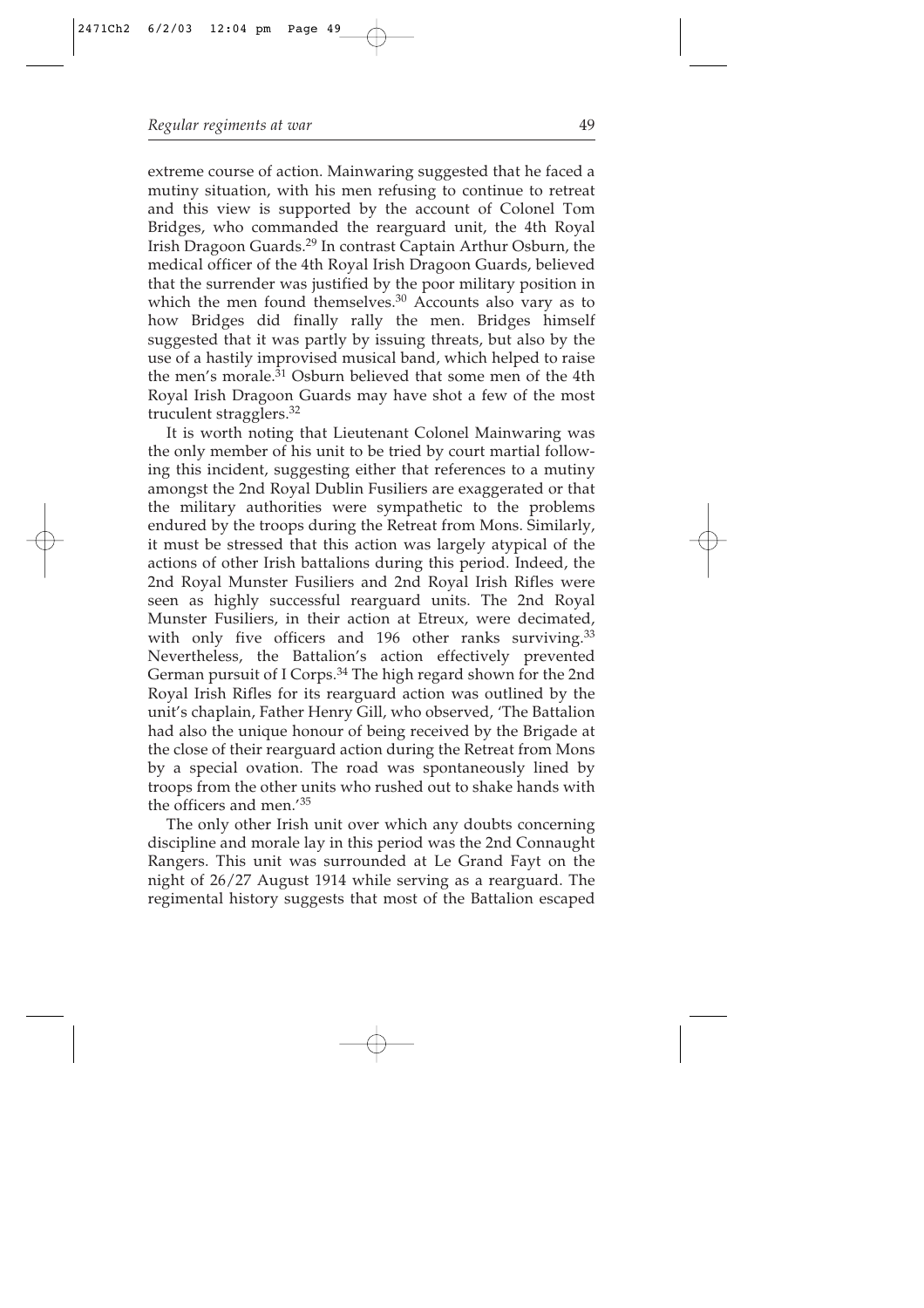extreme course of action. Mainwaring suggested that he faced a mutiny situation, with his men refusing to continue to retreat and this view is supported by the account of Colonel Tom Bridges, who commanded the rearguard unit, the 4th Royal Irish Dragoon Guards.[29] In contrast Captain Arthur Osburn, the medical officer of the 4th Royal Irish Dragoon Guards, believed that the surrender was justified by the poor military position in which the men found themselves.[30] Accounts also vary as to how Bridges did finally rally the men. Bridges himself suggested that it was partly by issuing threats, but also by the use of a hastily improvised musical band, which helped to raise the men's morale.[31] Osburn believed that some men of the 4th Royal Irish Dragoon Guards may have shot a few of the most truculent stragglers.[32]

It is worth noting that Lieutenant Colonel Mainwaring was the only member of his unit to be tried by court martial following this incident, suggesting either that references to a mutiny amongst the 2nd Royal Dublin Fusiliers are exaggerated or that the military authorities were sympathetic to the problems endured by the troops during the Retreat from Mons. Similarly, it must be stressed that this action was largely atypical of the actions of other Irish battalions during this period. Indeed, the 2nd Royal Munster Fusiliers and 2nd Royal Irish Rifles were seen as highly successful rearguard units. The 2nd Royal Munster Fusiliers, in their action at Etreux, were decimated, with only five officers and 196 other ranks surviving.[33] Nevertheless, the Battalion's action effectively prevented German pursuit of I Corps.[34] The high regard shown for the 2nd Royal Irish Rifles for its rearguard action was outlined by the unit's chaplain, Father Henry Gill, who observed, 'The Battalion had also the unique honour of being received by the Brigade at the close of their rearguard action during the Retreat from Mons by a special ovation. The road was spontaneously lined by troops from the other units who rushed out to shake hands with the officers and men.'[35]

The only other Irish unit over which any doubts concerning discipline and morale lay in this period was the 2nd Connaught Rangers. This unit was surrounded at Le Grand Fayt on the night of 26/27 August 1914 while serving as a rearguard. The regimental history suggests that most of the Battalion escaped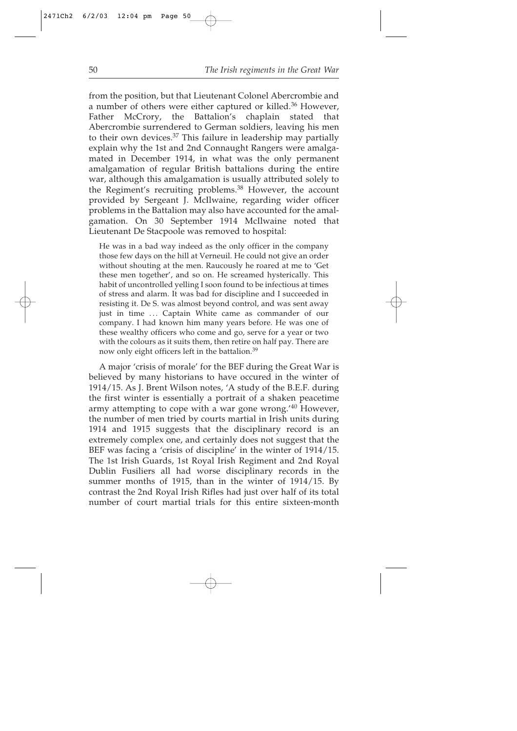from the position, but that Lieutenant Colonel Abercrombie and a number of others were either captured or killed.[36] However, Father McCrory, the Battalion's chaplain stated that Abercrombie surrendered to German soldiers, leaving his men to their own devices.[37] This failure in leadership may partially explain why the 1st and 2nd Connaught Rangers were amalgamated in December 1914, in what was the only permanent amalgamation of regular British battalions during the entire war, although this amalgamation is usually attributed solely to the Regiment's recruiting problems.[38] However, the account provided by Sergeant J. McIlwaine, regarding wider officer problems in the Battalion may also have accounted for the amalgamation. On 30 September 1914 McIlwaine noted that Lieutenant De Stacpoole was removed to hospital:

> He was in a bad way indeed as the only officer in the company those few days on the hill at Verneuil. He could not give an order without shouting at the men. Raucously he roared at me to 'Get these men together', and so on. He screamed hysterically. This habit of uncontrolled yelling I soon found to be infectious at times of stress and alarm. It was bad for discipline and I succeeded in resisting it. De S. was almost beyond control, and was sent away just in time ... Captain White came as commander of our company. I had known him many years before. He was one of these wealthy officers who come and go, serve for a year or two with the colours as it suits them, then retire on half pay. There are now only eight officers left in the battalion.[39]

A major 'crisis of morale' for the BEF during the Great War is believed by many historians to have occured in the winter of 1914/15. As J. Brent Wilson notes, 'A study of the B.E.F. during the first winter is essentially a portrait of a shaken peacetime army attempting to cope with a war gone wrong.'[40] However, the number of men tried by courts martial in Irish units during 1914 and 1915 suggests that the disciplinary record is an extremely complex one, and certainly does not suggest that the BEF was facing a 'crisis of discipline' in the winter of 1914/15. The 1st Irish Guards, 1st Royal Irish Regiment and 2nd Royal Dublin Fusiliers all had worse disciplinary records in the summer months of 1915, than in the winter of 1914/15. By contrast the 2nd Royal Irish Rifles had just over half of its total number of court martial trials for this entire sixteen-month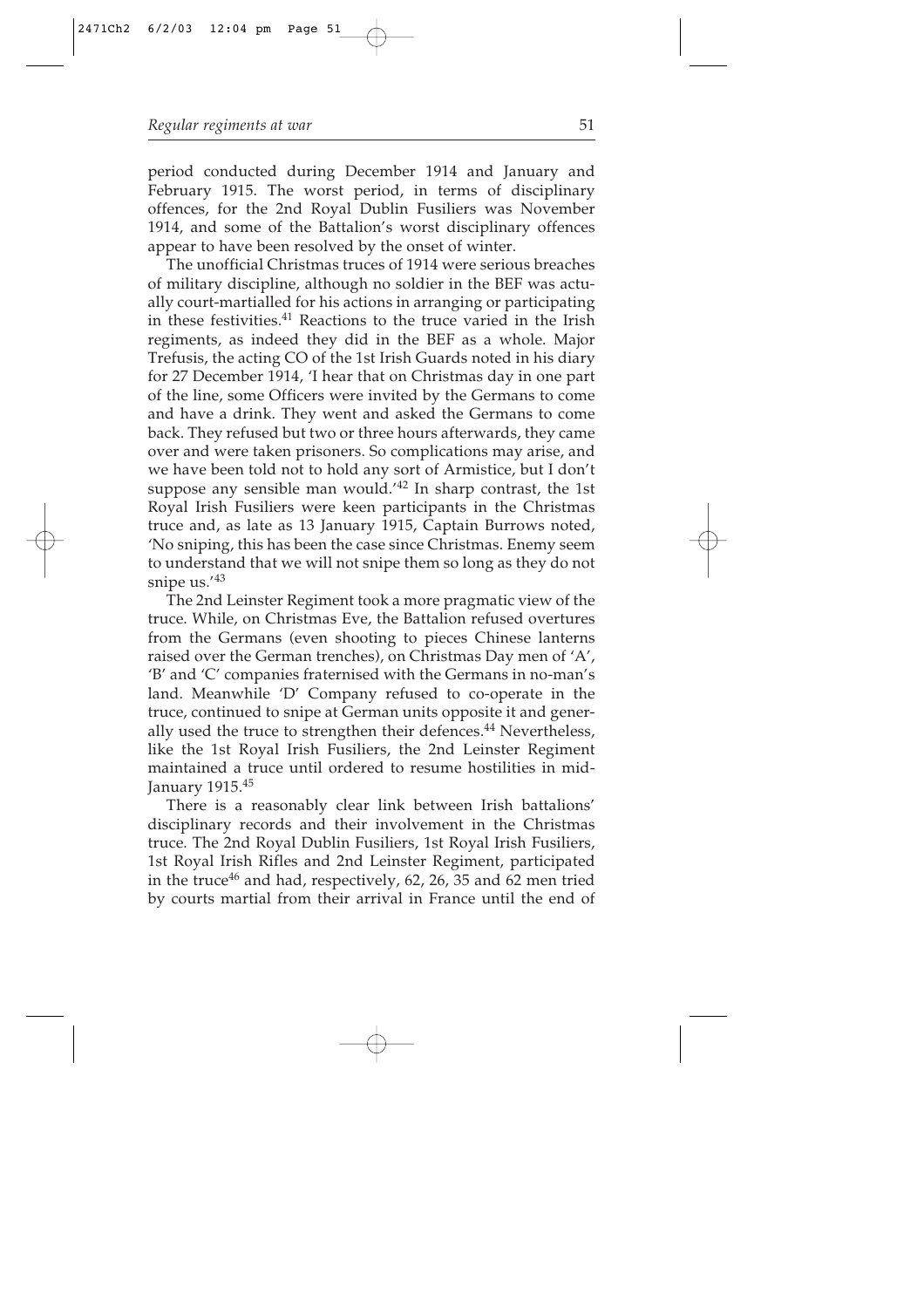period conducted during December 1914 and January and February 1915. The worst period, in terms of disciplinary offences, for the 2nd Royal Dublin Fusiliers was November 1914, and some of the Battalion's worst disciplinary offences appear to have been resolved by the onset of winter.

The unofficial Christmas truces of 1914 were serious breaches of military discipline, although no soldier in the BEF was actually court-martialled for his actions in arranging or participating in these festivities.[41] Reactions to the truce varied in the Irish regiments, as indeed they did in the BEF as a whole. Major Trefusis, the acting CO of the 1st Irish Guards noted in his diary for 27 December 1914, 'I hear that on Christmas day in one part of the line, some Officers were invited by the Germans to come and have a drink. They went and asked the Germans to come back. They refused but two or three hours afterwards, they came over and were taken prisoners. So complications may arise, and we have been told not to hold any sort of Armistice, but I don't suppose any sensible man would.'[42] In sharp contrast, the 1st Royal Irish Fusiliers were keen participants in the Christmas truce and, as late as 13 January 1915, Captain Burrows noted, 'No sniping, this has been the case since Christmas. Enemy seem to understand that we will not snipe them so long as they do not snipe us.'[43]

The 2nd Leinster Regiment took a more pragmatic view of the truce. While, on Christmas Eve, the Battalion refused overtures from the Germans (even shooting to pieces Chinese lanterns raised over the German trenches), on Christmas Day men of 'A', 'B' and 'C' companies fraternised with the Germans in no-man's land. Meanwhile 'D' Company refused to co-operate in the truce, continued to snipe at German units opposite it and generally used the truce to strengthen their defences.[44] Nevertheless, like the 1st Royal Irish Fusiliers, the 2nd Leinster Regiment maintained a truce until ordered to resume hostilities in mid-January 1915.[45]

There is a reasonably clear link between Irish battalions' disciplinary records and their involvement in the Christmas truce. The 2nd Royal Dublin Fusiliers, 1st Royal Irish Fusiliers, 1st Royal Irish Rifles and 2nd Leinster Regiment, participated in the truce[46] and had, respectively, 62, 26, 35 and 62 men tried by courts martial from their arrival in France until the end of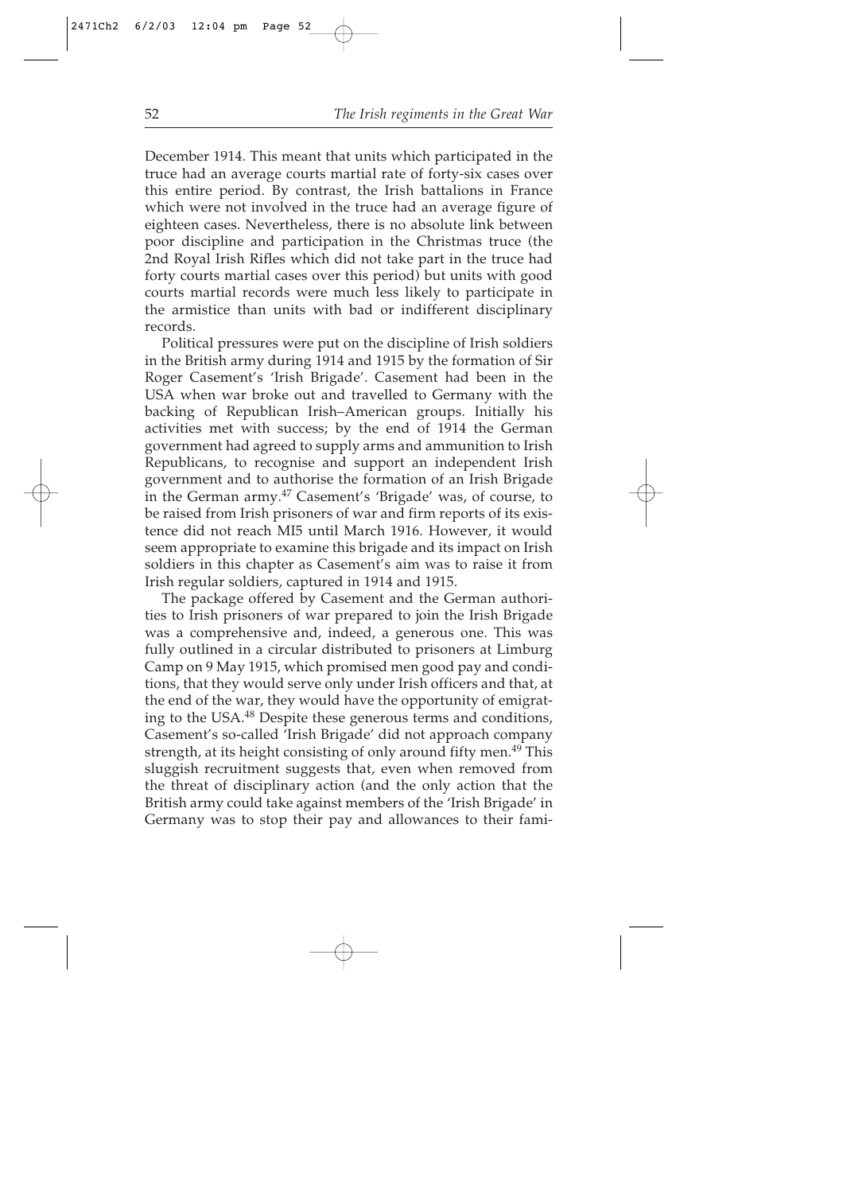December 1914. This meant that units which participated in the truce had an average courts martial rate of forty-six cases over this entire period. By contrast, the Irish battalions in France which were not involved in the truce had an average figure of eighteen cases. Nevertheless, there is no absolute link between poor discipline and participation in the Christmas truce (the 2nd Royal Irish Rifles which did not take part in the truce had forty courts martial cases over this period) but units with good courts martial records were much less likely to participate in the armistice than units with bad or indifferent disciplinary records.

Political pressures were put on the discipline of Irish soldiers in the British army during 1914 and 1915 by the formation of Sir Roger Casement's 'Irish Brigade'. Casement had been in the USA when war broke out and travelled to Germany with the backing of Republican Irish–American groups. Initially his activities met with success; by the end of 1914 the German government had agreed to supply arms and ammunition to Irish Republicans, to recognise and support an independent Irish government and to authorise the formation of an Irish Brigade in the German army.[47] Casement's 'Brigade' was, of course, to be raised from Irish prisoners of war and firm reports of its existence did not reach MI5 until March 1916. However, it would seem appropriate to examine this brigade and its impact on Irish soldiers in this chapter as Casement's aim was to raise it from Irish regular soldiers, captured in 1914 and 1915.

The package offered by Casement and the German authorities to Irish prisoners of war prepared to join the Irish Brigade was a comprehensive and, indeed, a generous one. This was fully outlined in a circular distributed to prisoners at Limburg Camp on 9 May 1915, which promised men good pay and conditions, that they would serve only under Irish officers and that, at the end of the war, they would have the opportunity of emigrating to the USA.[48] Despite these generous terms and conditions, Casement's so-called 'Irish Brigade' did not approach company strength, at its height consisting of only around fifty men.[49] This sluggish recruitment suggests that, even when removed from the threat of disciplinary action (and the only action that the British army could take against members of the 'Irish Brigade' in Germany was to stop their pay and allowances to their fami-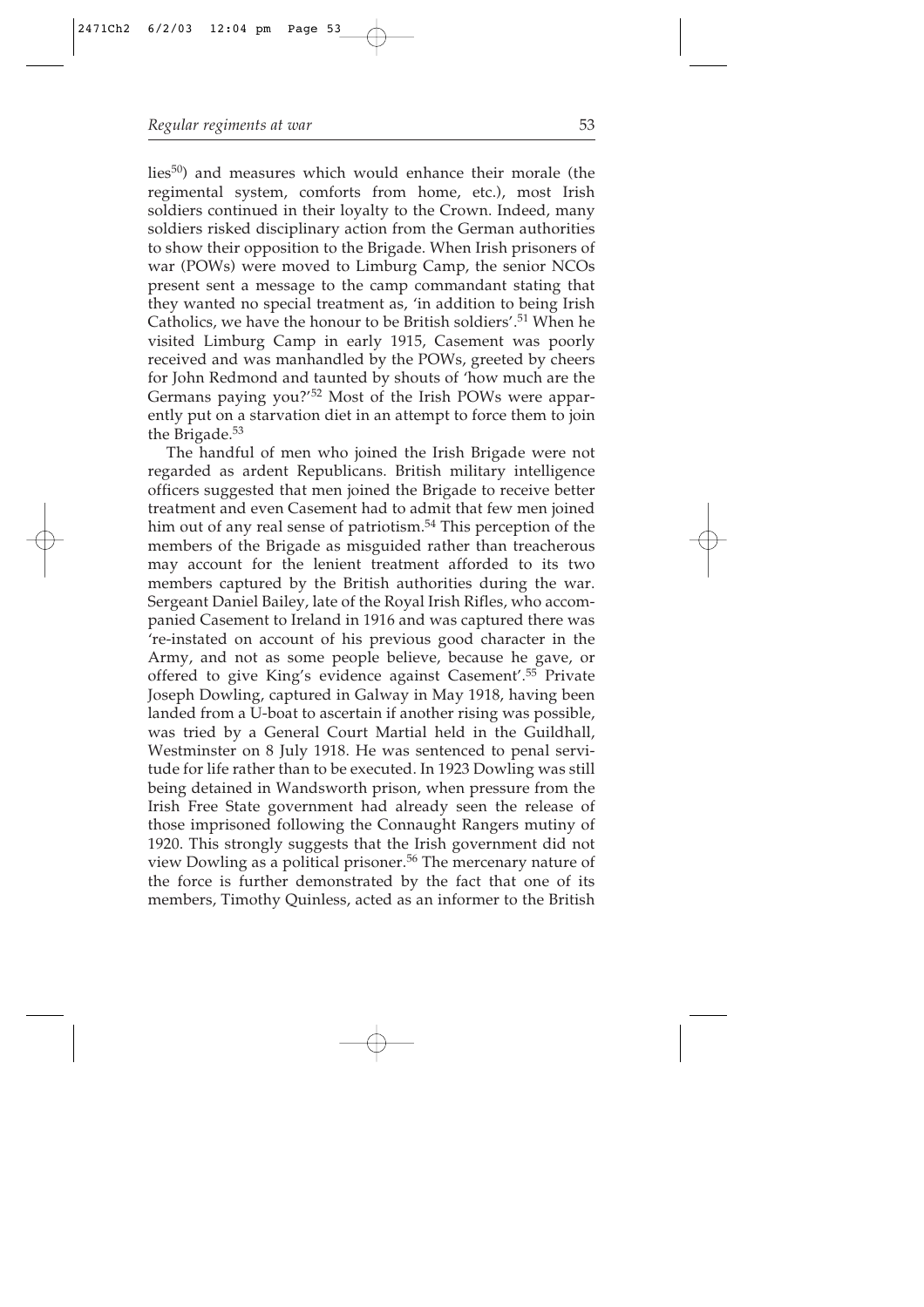lies[50]) and measures which would enhance their morale (the regimental system, comforts from home, etc.), most Irish soldiers continued in their loyalty to the Crown. Indeed, many soldiers risked disciplinary action from the German authorities to show their opposition to the Brigade. When Irish prisoners of war (POWs) were moved to Limburg Camp, the senior NCOs present sent a message to the camp commandant stating that they wanted no special treatment as, 'in addition to being Irish Catholics, we have the honour to be British soldiers'.[51] When he visited Limburg Camp in early 1915, Casement was poorly received and was manhandled by the POWs, greeted by cheers for John Redmond and taunted by shouts of 'how much are the Germans paying you?'[52] Most of the Irish POWs were apparently put on a starvation diet in an attempt to force them to join the Brigade.[53]

The handful of men who joined the Irish Brigade were not regarded as ardent Republicans. British military intelligence officers suggested that men joined the Brigade to receive better treatment and even Casement had to admit that few men joined him out of any real sense of patriotism.[54] This perception of the members of the Brigade as misguided rather than treacherous may account for the lenient treatment afforded to its two members captured by the British authorities during the war. Sergeant Daniel Bailey, late of the Royal Irish Rifles, who accompanied Casement to Ireland in 1916 and was captured there was 're-instated on account of his previous good character in the Army, and not as some people believe, because he gave, or offered to give King's evidence against Casement'.[55] Private Joseph Dowling, captured in Galway in May 1918, having been landed from a U-boat to ascertain if another rising was possible, was tried by a General Court Martial held in the Guildhall, Westminster on 8 July 1918. He was sentenced to penal servitude for life rather than to be executed. In 1923 Dowling was still being detained in Wandsworth prison, when pressure from the Irish Free State government had already seen the release of those imprisoned following the Connaught Rangers mutiny of 1920. This strongly suggests that the Irish government did not view Dowling as a political prisoner.[56] The mercenary nature of the force is further demonstrated by the fact that one of its members, Timothy Quinless, acted as an informer to the British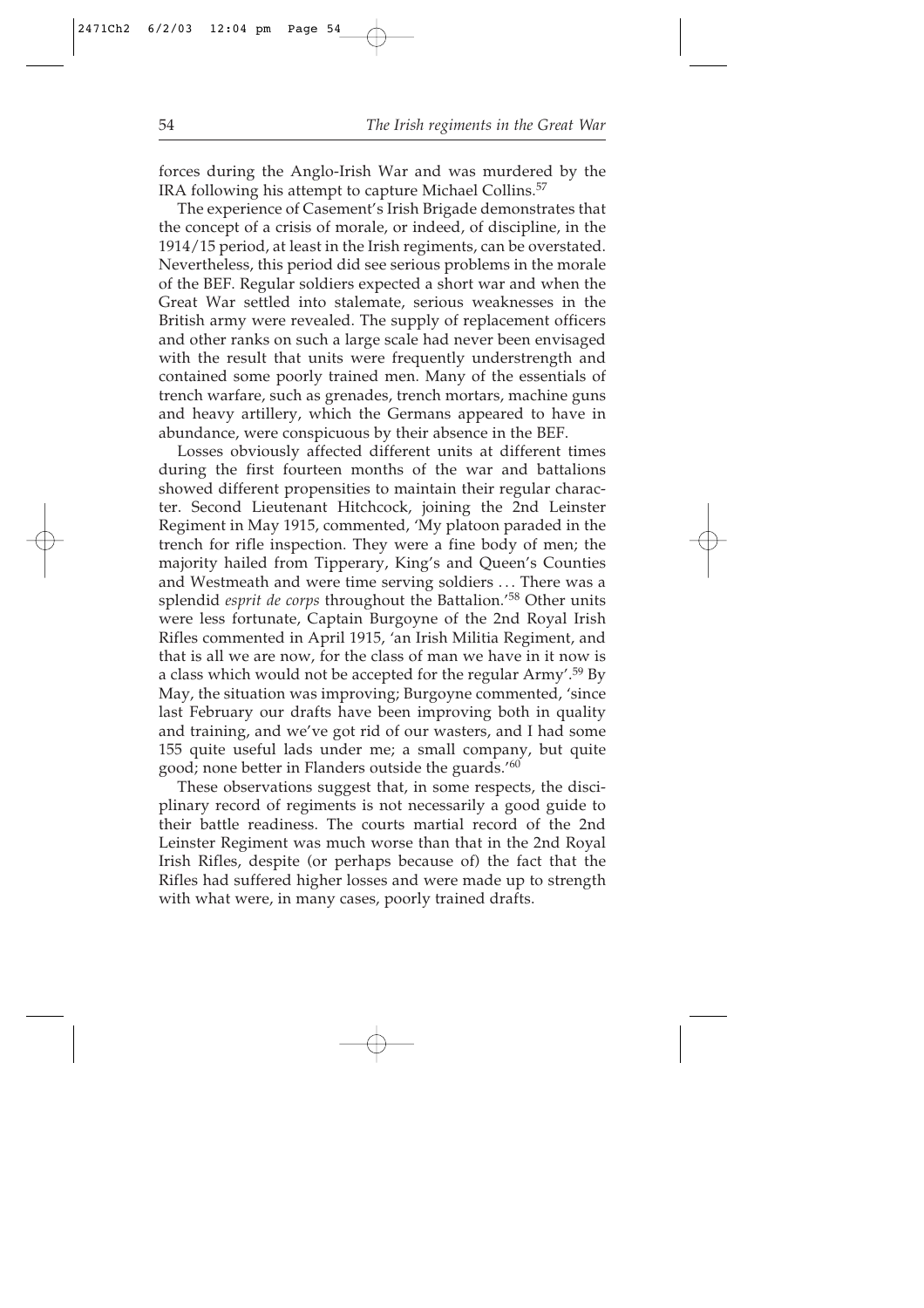forces during the Anglo-Irish War and was murdered by the IRA following his attempt to capture Michael Collins.[57]

The experience of Casement's Irish Brigade demonstrates that the concept of a crisis of morale, or indeed, of discipline, in the 1914/15 period, at least in the Irish regiments, can be overstated. Nevertheless, this period did see serious problems in the morale of the BEF. Regular soldiers expected a short war and when the Great War settled into stalemate, serious weaknesses in the British army were revealed. The supply of replacement officers and other ranks on such a large scale had never been envisaged with the result that units were frequently understrength and contained some poorly trained men. Many of the essentials of trench warfare, such as grenades, trench mortars, machine guns and heavy artillery, which the Germans appeared to have in abundance, were conspicuous by their absence in the BEF.

Losses obviously affected different units at different times during the first fourteen months of the war and battalions showed different propensities to maintain their regular character. Second Lieutenant Hitchcock, joining the 2nd Leinster Regiment in May 1915, commented, 'My platoon paraded in the trench for rifle inspection. They were a fine body of men; the majority hailed from Tipperary, King's and Queen's Counties and Westmeath and were time serving soldiers ... There was a splendid *esprit de corps* throughout the Battalion.'[58] Other units were less fortunate, Captain Burgoyne of the 2nd Royal Irish Rifles commented in April 1915, 'an Irish Militia Regiment, and that is all we are now, for the class of man we have in it now is a class which would not be accepted for the regular Army'.[59] By May, the situation was improving; Burgoyne commented, 'since last February our drafts have been improving both in quality and training, and we've got rid of our wasters, and I had some 155 quite useful lads under me; a small company, but quite good; none better in Flanders outside the guards.'[60]

These observations suggest that, in some respects, the disciplinary record of regiments is not necessarily a good guide to their battle readiness. The courts martial record of the 2nd Leinster Regiment was much worse than that in the 2nd Royal Irish Rifles, despite (or perhaps because of) the fact that the Rifles had suffered higher losses and were made up to strength with what were, in many cases, poorly trained drafts.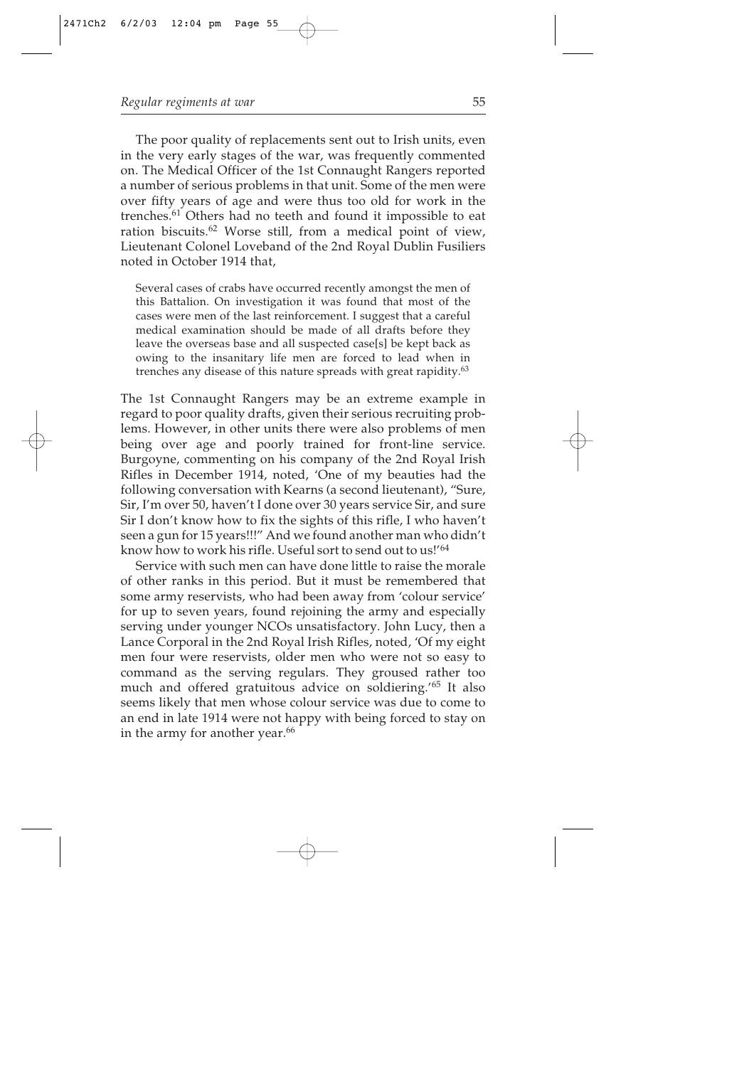The poor quality of replacements sent out to Irish units, even in the very early stages of the war, was frequently commented on. The Medical Officer of the 1st Connaught Rangers reported a number of serious problems in that unit. Some of the men were over fifty years of age and were thus too old for work in the trenches.[61] Others had no teeth and found it impossible to eat ration biscuits.[62] Worse still, from a medical point of view, Lieutenant Colonel Loveband of the 2nd Royal Dublin Fusiliers noted in October 1914 that,

> Several cases of crabs have occurred recently amongst the men of this Battalion. On investigation it was found that most of the cases were men of the last reinforcement. I suggest that a careful medical examination should be made of all drafts before they leave the overseas base and all suspected case[s] be kept back as owing to the insanitary life men are forced to lead when in trenches any disease of this nature spreads with great rapidity.[63]

The 1st Connaught Rangers may be an extreme example in regard to poor quality drafts, given their serious recruiting problems. However, in other units there were also problems of men being over age and poorly trained for front-line service. Burgoyne, commenting on his company of the 2nd Royal Irish Rifles in December 1914, noted, 'One of my beauties had the following conversation with Kearns (a second lieutenant), "Sure, Sir, I'm over 50, haven't I done over 30 years service Sir, and sure Sir I don't know how to fix the sights of this rifle, I who haven't seen a gun for 15 years!!!" And we found another man who didn't know how to work his rifle. Useful sort to send out to us!'[64]

Service with such men can have done little to raise the morale of other ranks in this period. But it must be remembered that some army reservists, who had been away from 'colour service' for up to seven years, found rejoining the army and especially serving under younger NCOs unsatisfactory. John Lucy, then a Lance Corporal in the 2nd Royal Irish Rifles, noted, 'Of my eight men four were reservists, older men who were not so easy to command as the serving regulars. They groused rather too much and offered gratuitous advice on soldiering.'[65] It also seems likely that men whose colour service was due to come to an end in late 1914 were not happy with being forced to stay on in the army for another year.[66]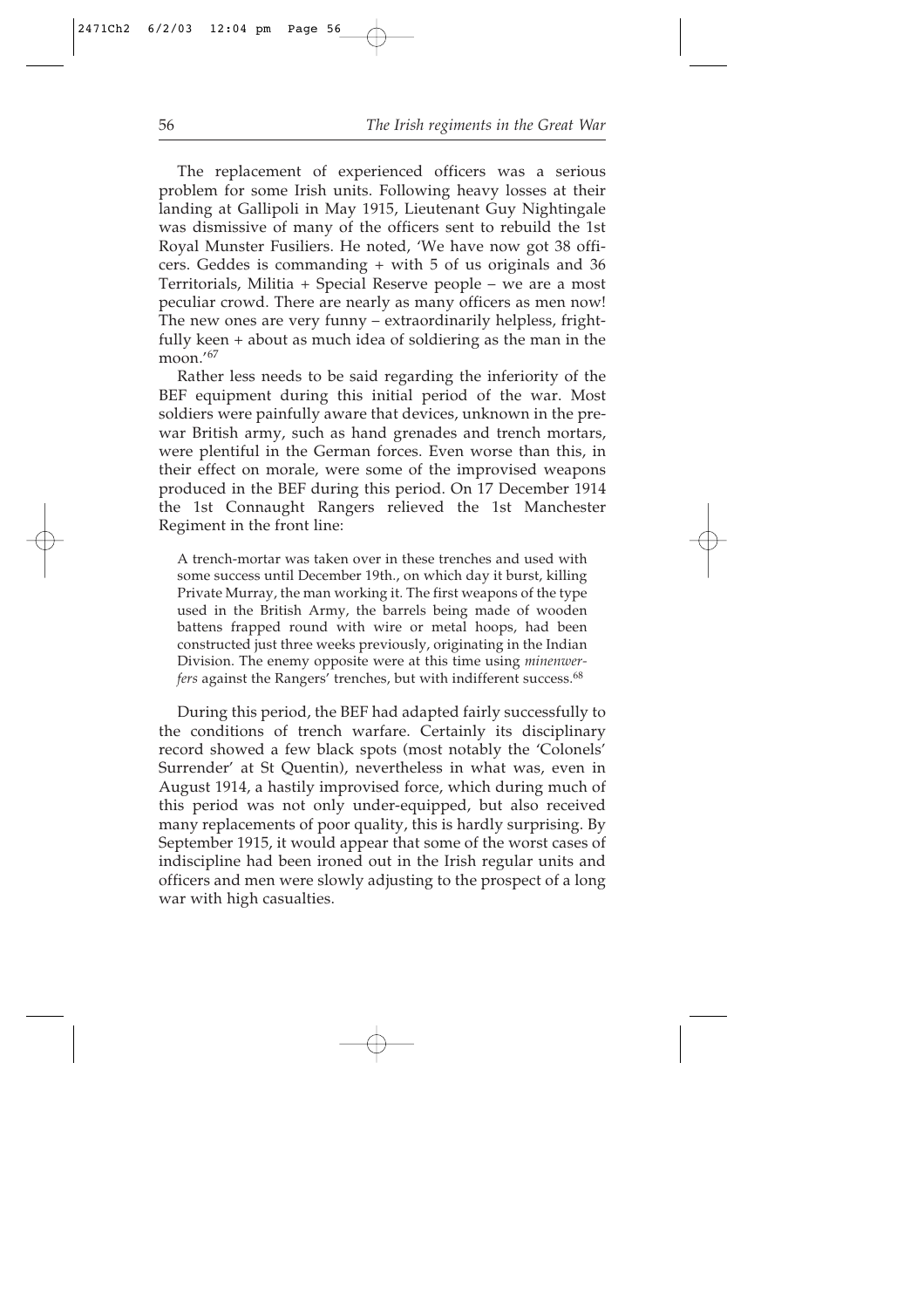The replacement of experienced officers was a serious problem for some Irish units. Following heavy losses at their landing at Gallipoli in May 1915, Lieutenant Guy Nightingale was dismissive of many of the officers sent to rebuild the 1st Royal Munster Fusiliers. He noted, 'We have now got 38 officers. Geddes is commanding + with 5 of us originals and 36 Territorials, Militia + Special Reserve people – we are a most peculiar crowd. There are nearly as many officers as men now! The new ones are very funny – extraordinarily helpless, frightfully keen + about as much idea of soldiering as the man in the moon.'[67]

Rather less needs to be said regarding the inferiority of the BEF equipment during this initial period of the war. Most soldiers were painfully aware that devices, unknown in the pre-war British army, such as hand grenades and trench mortars, were plentiful in the German forces. Even worse than this, in their effect on morale, were some of the improvised weapons produced in the BEF during this period. On 17 December 1914 the 1st Connaught Rangers relieved the 1st Manchester Regiment in the front line:

> A trench-mortar was taken over in these trenches and used with some success until December 19th., on which day it burst, killing Private Murray, the man working it. The first weapons of the type used in the British Army, the barrels being made of wooden battens frapped round with wire or metal hoops, had been constructed just three weeks previously, originating in the Indian Division. The enemy opposite were at this time using *minenwerfers* against the Rangers' trenches, but with indifferent success.[68]

During this period, the BEF had adapted fairly successfully to the conditions of trench warfare. Certainly its disciplinary record showed a few black spots (most notably the 'Colonels' Surrender' at St Quentin), nevertheless in what was, even in August 1914, a hastily improvised force, which during much of this period was not only under-equipped, but also received many replacements of poor quality, this is hardly surprising. By September 1915, it would appear that some of the worst cases of indiscipline had been ironed out in the Irish regular units and officers and men were slowly adjusting to the prospect of a long war with high casualties.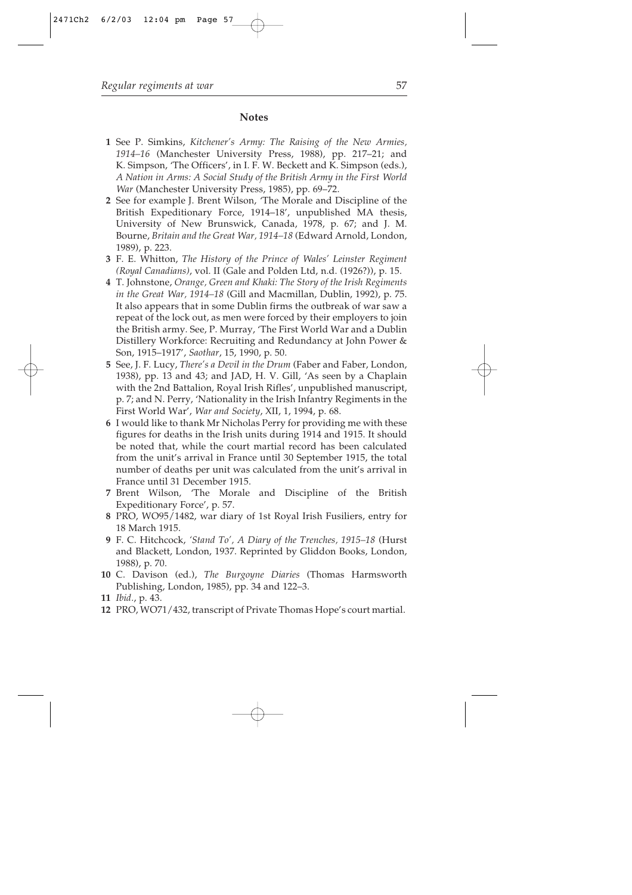## Notes

1 See P. Simkins, *Kitchener's Army: The Raising of the New Armies, 1914–16* (Manchester University Press, 1988), pp. 217–21; and K. Simpson, 'The Officers', in I. F. W. Beckett and K. Simpson (eds.), *A Nation in Arms: A Social Study of the British Army in the First World War* (Manchester University Press, 1985), pp. 69–72.

2 See for example J. Brent Wilson, 'The Morale and Discipline of the British Expeditionary Force, 1914–18', unpublished MA thesis, University of New Brunswick, Canada, 1978, p. 67; and J. M. Bourne, *Britain and the Great War, 1914–18* (Edward Arnold, London, 1989), p. 223.

3 F. E. Whitton, *The History of the Prince of Wales' Leinster Regiment (Royal Canadians)*, vol. II (Gale and Polden Ltd, n.d. (1926?)), p. 15.

4 T. Johnstone, *Orange, Green and Khaki: The Story of the Irish Regiments in the Great War, 1914–18* (Gill and Macmillan, Dublin, 1992), p. 75. It also appears that in some Dublin firms the outbreak of war saw a repeat of the lock out, as men were forced by their employers to join the British army. See, P. Murray, 'The First World War and a Dublin Distillery Workforce: Recruiting and Redundancy at John Power & Son, 1915–1917', *Saothar*, 15, 1990, p. 50.

5 See, J. F. Lucy, *There's a Devil in the Drum* (Faber and Faber, London, 1938), pp. 13 and 43; and JAD, H. V. Gill, 'As seen by a Chaplain with the 2nd Battalion, Royal Irish Rifles', unpublished manuscript, p. 7; and N. Perry, 'Nationality in the Irish Infantry Regiments in the First World War', *War and Society*, XII, 1, 1994, p. 68.

6 I would like to thank Mr Nicholas Perry for providing me with these figures for deaths in the Irish units during 1914 and 1915. It should be noted that, while the court martial record has been calculated from the unit's arrival in France until 30 September 1915, the total number of deaths per unit was calculated from the unit's arrival in France until 31 December 1915.

7 Brent Wilson, 'The Morale and Discipline of the British Expeditionary Force', p. 57.

8 PRO, WO95/1482, war diary of 1st Royal Irish Fusiliers, entry for 18 March 1915.

9 F. C. Hitchcock, *'Stand To', A Diary of the Trenches, 1915–18* (Hurst and Blackett, London, 1937. Reprinted by Gliddon Books, London, 1988), p. 70.

10 C. Davison (ed.), *The Burgoyne Diaries* (Thomas Harmsworth Publishing, London, 1985), pp. 34 and 122–3.

11 *Ibid.*, p. 43.

12 PRO, WO71/432, transcript of Private Thomas Hope's court martial.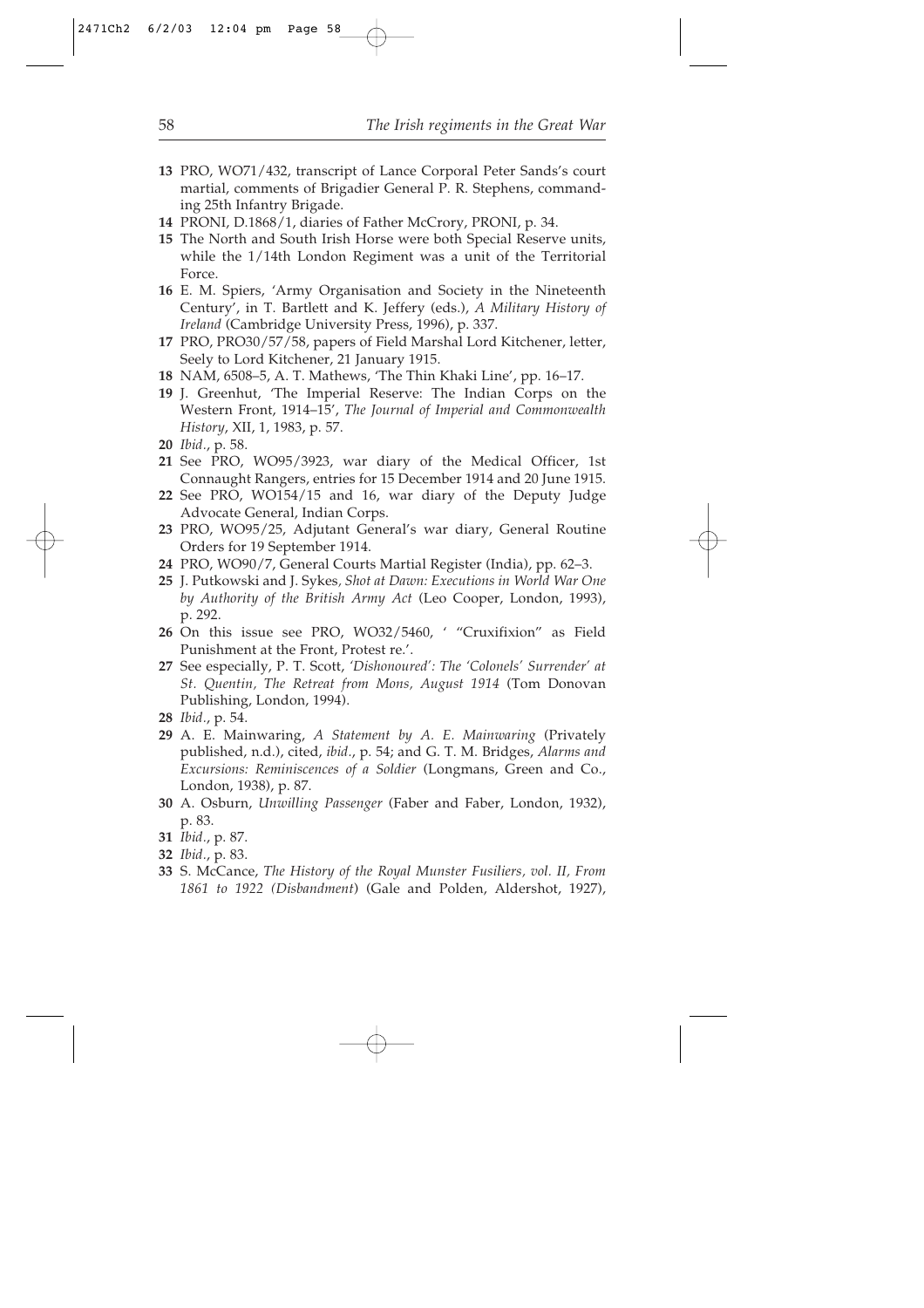**13** PRO, WO71/432, transcript of Lance Corporal Peter Sands's court martial, comments of Brigadier General P. R. Stephens, commanding 25th Infantry Brigade.

**14** PRONI, D.1868/1, diaries of Father McCrory, PRONI, p. 34.

**15** The North and South Irish Horse were both Special Reserve units, while the 1/14th London Regiment was a unit of the Territorial Force.

**16** E. M. Spiers, 'Army Organisation and Society in the Nineteenth Century', in T. Bartlett and K. Jeffery (eds.), *A Military History of Ireland* (Cambridge University Press, 1996), p. 337.

**17** PRO, PRO30/57/58, papers of Field Marshal Lord Kitchener, letter, Seely to Lord Kitchener, 21 January 1915.

**18** NAM, 6508–5, A. T. Mathews, 'The Thin Khaki Line', pp. 16–17.

**19** J. Greenhut, 'The Imperial Reserve: The Indian Corps on the Western Front, 1914–15', *The Journal of Imperial and Commonwealth History*, XII, 1, 1983, p. 57.

**20** *Ibid.*, p. 58.

**21** See PRO, WO95/3923, war diary of the Medical Officer, 1st Connaught Rangers, entries for 15 December 1914 and 20 June 1915.

**22** See PRO, WO154/15 and 16, war diary of the Deputy Judge Advocate General, Indian Corps.

**23** PRO, WO95/25, Adjutant General's war diary, General Routine Orders for 19 September 1914.

**24** PRO, WO90/7, General Courts Martial Register (India), pp. 62–3.

**25** J. Putkowski and J. Sykes, *Shot at Dawn: Executions in World War One by Authority of the British Army Act* (Leo Cooper, London, 1993), p. 292.

**26** On this issue see PRO, WO32/5460, ' "Cruxifixion" as Field Punishment at the Front, Protest re.'.

**27** See especially, P. T. Scott, *'Dishonoured': The 'Colonels' Surrender' at St. Quentin, The Retreat from Mons, August 1914* (Tom Donovan Publishing, London, 1994).

**28** *Ibid.*, p. 54.

**29** A. E. Mainwaring, *A Statement by A. E. Mainwaring* (Privately published, n.d.), cited, *ibid.*, p. 54; and G. T. M. Bridges, *Alarms and Excursions: Reminiscences of a Soldier* (Longmans, Green and Co., London, 1938), p. 87.

**30** A. Osburn, *Unwilling Passenger* (Faber and Faber, London, 1932), p. 83.

**31** *Ibid.*, p. 87.

**32** *Ibid.*, p. 83.

**33** S. McCance, *The History of the Royal Munster Fusiliers, vol. II, From 1861 to 1922 (Disbandment)* (Gale and Polden, Aldershot, 1927),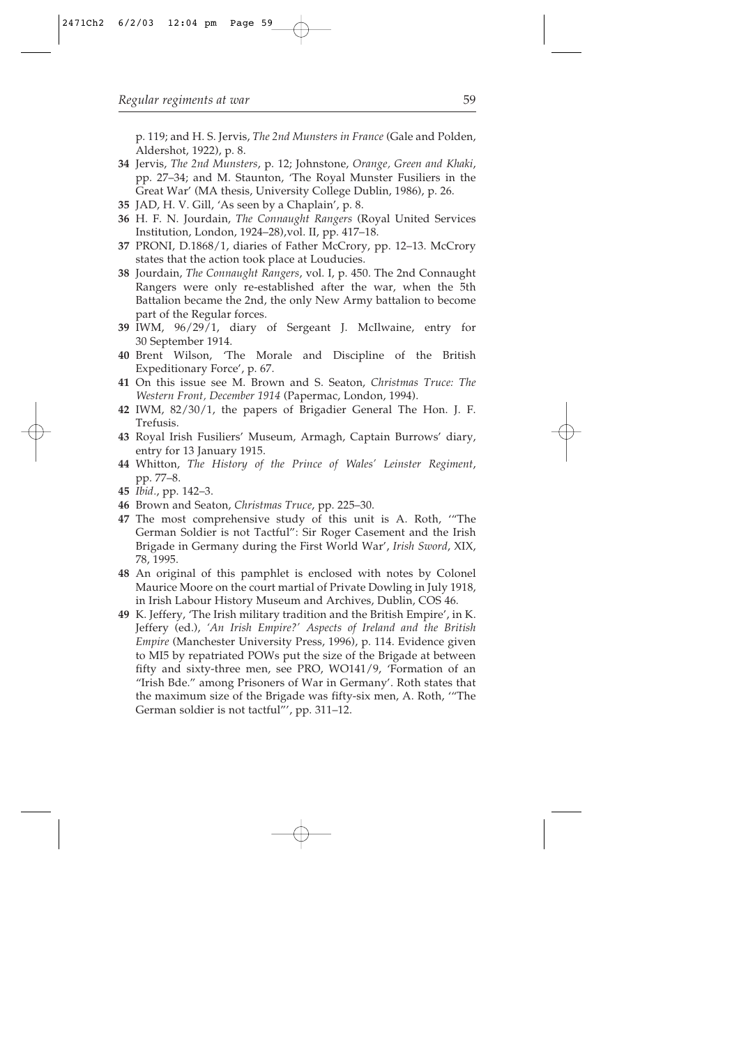p. 119; and H. S. Jervis, *The 2nd Munsters in France* (Gale and Polden, Aldershot, 1922), p. 8.

**34** Jervis, *The 2nd Munsters*, p. 12; Johnstone, *Orange, Green and Khaki*, pp. 27–34; and M. Staunton, 'The Royal Munster Fusiliers in the Great War' (MA thesis, University College Dublin, 1986), p. 26.

**35** JAD, H. V. Gill, 'As seen by a Chaplain', p. 8.

**36** H. F. N. Jourdain, *The Connaught Rangers* (Royal United Services Institution, London, 1924–28),vol. II, pp. 417–18.

**37** PRONI, D.1868/1, diaries of Father McCrory, pp. 12–13. McCrory states that the action took place at Louducies.

**38** Jourdain, *The Connaught Rangers*, vol. I, p. 450. The 2nd Connaught Rangers were only re-established after the war, when the 5th Battalion became the 2nd, the only New Army battalion to become part of the Regular forces.

**39** IWM, 96/29/1, diary of Sergeant J. McIlwaine, entry for 30 September 1914.

**40** Brent Wilson, 'The Morale and Discipline of the British Expeditionary Force', p. 67.

**41** On this issue see M. Brown and S. Seaton, *Christmas Truce: The Western Front, December 1914* (Papermac, London, 1994).

**42** IWM, 82/30/1, the papers of Brigadier General The Hon. J. F. Trefusis.

**43** Royal Irish Fusiliers' Museum, Armagh, Captain Burrows' diary, entry for 13 January 1915.

**44** Whitton, *The History of the Prince of Wales' Leinster Regiment*, pp. 77–8.

**45** *Ibid.*, pp. 142–3.

**46** Brown and Seaton, *Christmas Truce*, pp. 225–30.

**47** The most comprehensive study of this unit is A. Roth, '"The German Soldier is not Tactful": Sir Roger Casement and the Irish Brigade in Germany during the First World War', *Irish Sword*, XIX, 78, 1995.

**48** An original of this pamphlet is enclosed with notes by Colonel Maurice Moore on the court martial of Private Dowling in July 1918, in Irish Labour History Museum and Archives, Dublin, COS 46.

**49** K. Jeffery, 'The Irish military tradition and the British Empire', in K. Jeffery (ed.), *'An Irish Empire?' Aspects of Ireland and the British Empire* (Manchester University Press, 1996), p. 114. Evidence given to MI5 by repatriated POWs put the size of the Brigade at between fifty and sixty-three men, see PRO, WO141/9, 'Formation of an "Irish Bde." among Prisoners of War in Germany'. Roth states that the maximum size of the Brigade was fifty-six men, A. Roth, '"The German soldier is not tactful"', pp. 311–12.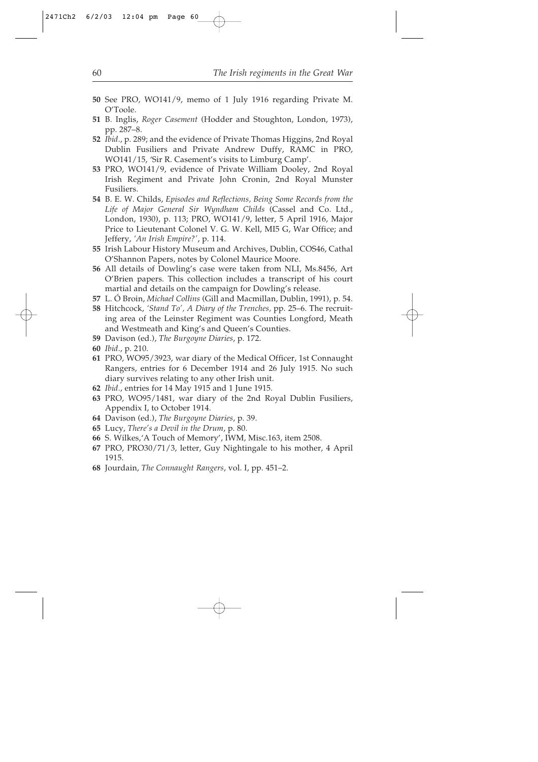**50** See PRO, WO141/9, memo of 1 July 1916 regarding Private M. O'Toole.

**51** B. Inglis, *Roger Casement* (Hodder and Stoughton, London, 1973), pp. 287–8.

**52** *Ibid.*, p. 289; and the evidence of Private Thomas Higgins, 2nd Royal Dublin Fusiliers and Private Andrew Duffy, RAMC in PRO, WO141/15, 'Sir R. Casement's visits to Limburg Camp'.

**53** PRO, WO141/9, evidence of Private William Dooley, 2nd Royal Irish Regiment and Private John Cronin, 2nd Royal Munster Fusiliers.

**54** B. E. W. Childs, *Episodes and Reflections, Being Some Records from the Life of Major General Sir Wyndham Childs* (Cassel and Co. Ltd., London, 1930), p. 113; PRO, WO141/9, letter, 5 April 1916, Major Price to Lieutenant Colonel V. G. W. Kell, MI5 G, War Office; and Jeffery, *'An Irish Empire?'*, p. 114.

**55** Irish Labour History Museum and Archives, Dublin, COS46, Cathal O'Shannon Papers, notes by Colonel Maurice Moore.

**56** All details of Dowling's case were taken from NLI, Ms.8456, Art O'Brien papers. This collection includes a transcript of his court martial and details on the campaign for Dowling's release.

**57** L. Ó Broin, *Michael Collins* (Gill and Macmillan, Dublin, 1991), p. 54.

**58** Hitchcock, *'Stand To', A Diary of the Trenches,* pp. 25–6. The recruiting area of the Leinster Regiment was Counties Longford, Meath and Westmeath and King's and Queen's Counties.

**59** Davison (ed.), *The Burgoyne Diaries*, p. 172.

**60** *Ibid.*, p. 210.

**61** PRO, WO95/3923, war diary of the Medical Officer, 1st Connaught Rangers, entries for 6 December 1914 and 26 July 1915. No such diary survives relating to any other Irish unit.

**62** *Ibid.*, entries for 14 May 1915 and 1 June 1915.

**63** PRO, WO95/1481, war diary of the 2nd Royal Dublin Fusiliers, Appendix I, to October 1914.

**64** Davison (ed.), *The Burgoyne Diaries*, p. 39.

**65** Lucy, *There's a Devil in the Drum*, p. 80.

**66** S. Wilkes,'A Touch of Memory', IWM, Misc.163, item 2508.

**67** PRO, PRO30/71/3, letter, Guy Nightingale to his mother, 4 April 1915.

**68** Jourdain, *The Connaught Rangers*, vol. I, pp. 451–2.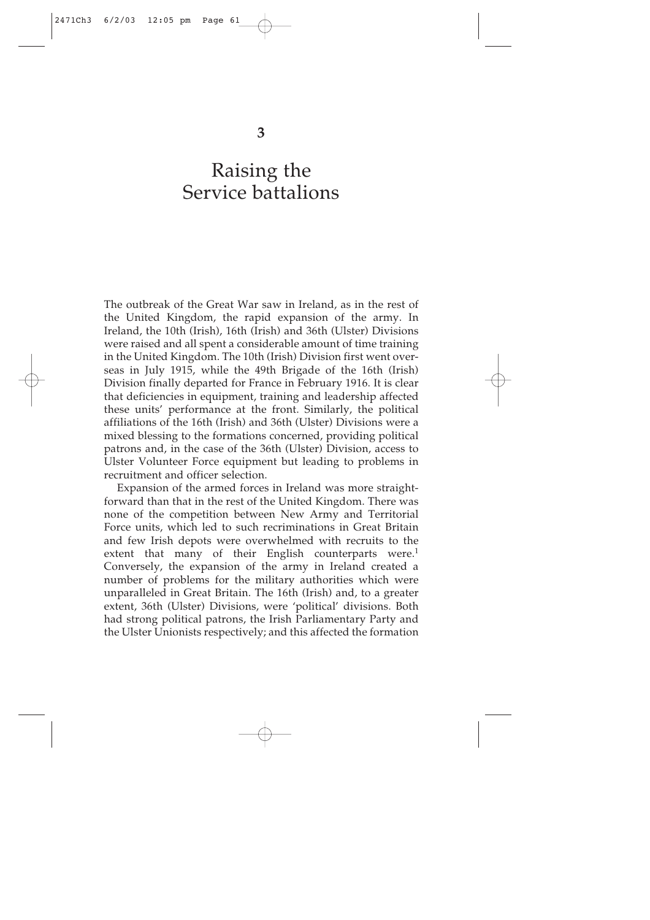# 3

# Raising the Service battalions

The outbreak of the Great War saw in Ireland, as in the rest of the United Kingdom, the rapid expansion of the army. In Ireland, the 10th (Irish), 16th (Irish) and 36th (Ulster) Divisions were raised and all spent a considerable amount of time training in the United Kingdom. The 10th (Irish) Division first went overseas in July 1915, while the 49th Brigade of the 16th (Irish) Division finally departed for France in February 1916. It is clear that deficiencies in equipment, training and leadership affected these units' performance at the front. Similarly, the political affiliations of the 16th (Irish) and 36th (Ulster) Divisions were a mixed blessing to the formations concerned, providing political patrons and, in the case of the 36th (Ulster) Division, access to Ulster Volunteer Force equipment but leading to problems in recruitment and officer selection.

Expansion of the armed forces in Ireland was more straightforward than that in the rest of the United Kingdom. There was none of the competition between New Army and Territorial Force units, which led to such recriminations in Great Britain and few Irish depots were overwhelmed with recruits to the extent that many of their English counterparts were.[1] Conversely, the expansion of the army in Ireland created a number of problems for the military authorities which were unparalleled in Great Britain. The 16th (Irish) and, to a greater extent, 36th (Ulster) Divisions, were 'political' divisions. Both had strong political patrons, the Irish Parliamentary Party and the Ulster Unionists respectively; and this affected the formation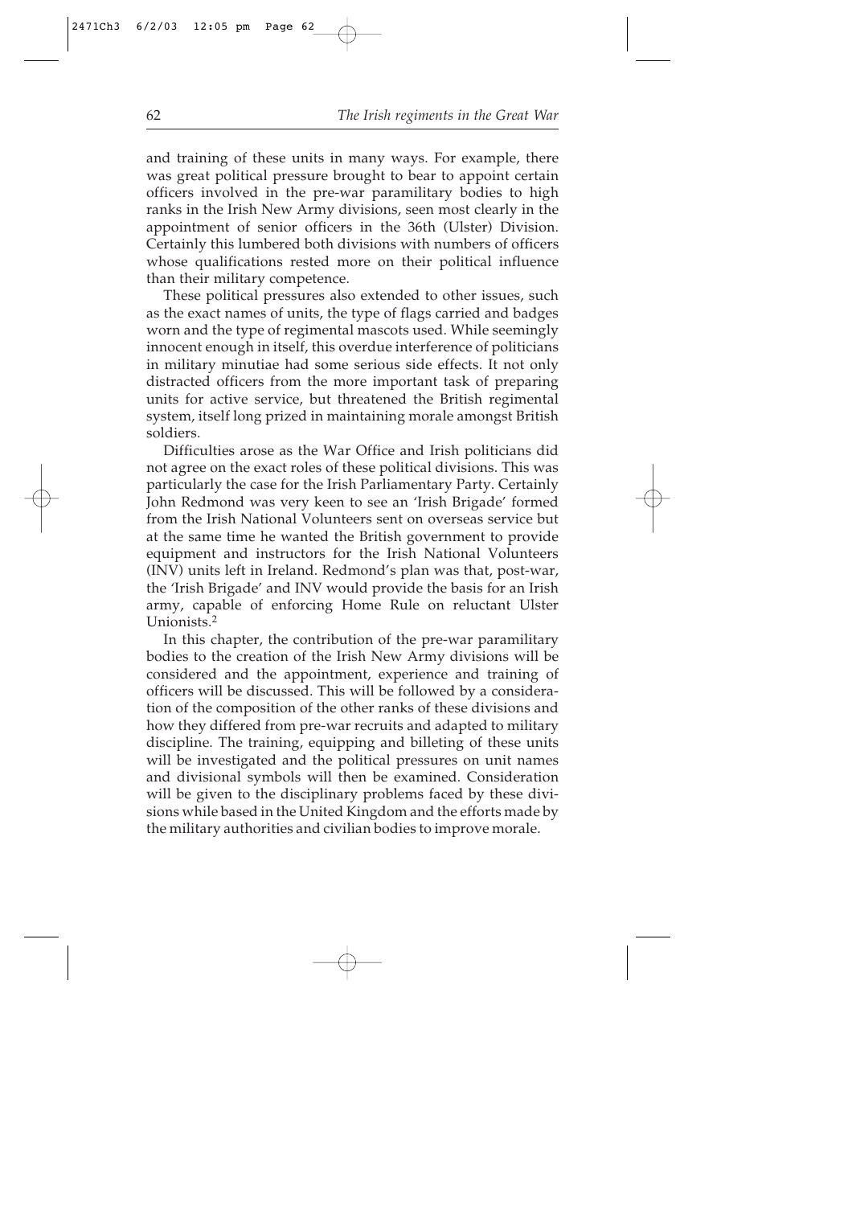and training of these units in many ways. For example, there was great political pressure brought to bear to appoint certain officers involved in the pre-war paramilitary bodies to high ranks in the Irish New Army divisions, seen most clearly in the appointment of senior officers in the 36th (Ulster) Division. Certainly this lumbered both divisions with numbers of officers whose qualifications rested more on their political influence than their military competence.

These political pressures also extended to other issues, such as the exact names of units, the type of flags carried and badges worn and the type of regimental mascots used. While seemingly innocent enough in itself, this overdue interference of politicians in military minutiae had some serious side effects. It not only distracted officers from the more important task of preparing units for active service, but threatened the British regimental system, itself long prized in maintaining morale amongst British soldiers.

Difficulties arose as the War Office and Irish politicians did not agree on the exact roles of these political divisions. This was particularly the case for the Irish Parliamentary Party. Certainly John Redmond was very keen to see an 'Irish Brigade' formed from the Irish National Volunteers sent on overseas service but at the same time he wanted the British government to provide equipment and instructors for the Irish National Volunteers (INV) units left in Ireland. Redmond's plan was that, post-war, the 'Irish Brigade' and INV would provide the basis for an Irish army, capable of enforcing Home Rule on reluctant Ulster Unionists.[2]

In this chapter, the contribution of the pre-war paramilitary bodies to the creation of the Irish New Army divisions will be considered and the appointment, experience and training of officers will be discussed. This will be followed by a consideration of the composition of the other ranks of these divisions and how they differed from pre-war recruits and adapted to military discipline. The training, equipping and billeting of these units will be investigated and the political pressures on unit names and divisional symbols will then be examined. Consideration will be given to the disciplinary problems faced by these divisions while based in the United Kingdom and the efforts made by the military authorities and civilian bodies to improve morale.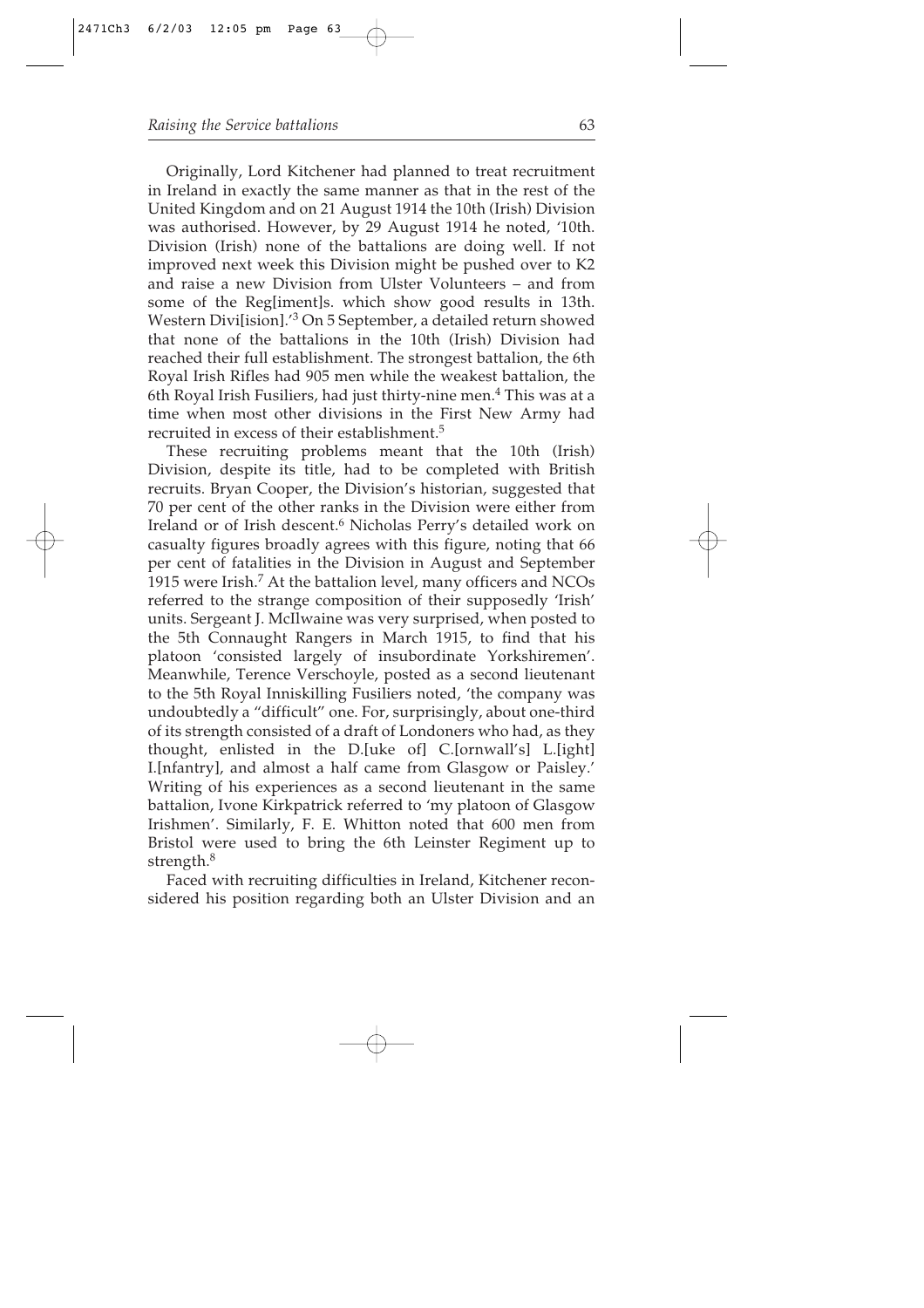Originally, Lord Kitchener had planned to treat recruitment in Ireland in exactly the same manner as that in the rest of the United Kingdom and on 21 August 1914 the 10th (Irish) Division was authorised. However, by 29 August 1914 he noted, '10th. Division (Irish) none of the battalions are doing well. If not improved next week this Division might be pushed over to K2 and raise a new Division from Ulster Volunteers – and from some of the Reg[iment]s. which show good results in 13th. Western Divi[ision].'[3] On 5 September, a detailed return showed that none of the battalions in the 10th (Irish) Division had reached their full establishment. The strongest battalion, the 6th Royal Irish Rifles had 905 men while the weakest battalion, the 6th Royal Irish Fusiliers, had just thirty-nine men.[4] This was at a time when most other divisions in the First New Army had recruited in excess of their establishment.[5]

These recruiting problems meant that the 10th (Irish) Division, despite its title, had to be completed with British recruits. Bryan Cooper, the Division's historian, suggested that 70 per cent of the other ranks in the Division were either from Ireland or of Irish descent.[6] Nicholas Perry's detailed work on casualty figures broadly agrees with this figure, noting that 66 per cent of fatalities in the Division in August and September 1915 were Irish.[7] At the battalion level, many officers and NCOs referred to the strange composition of their supposedly 'Irish' units. Sergeant J. McIlwaine was very surprised, when posted to the 5th Connaught Rangers in March 1915, to find that his platoon 'consisted largely of insubordinate Yorkshiremen'. Meanwhile, Terence Verschoyle, posted as a second lieutenant to the 5th Royal Inniskilling Fusiliers noted, 'the company was undoubtedly a "difficult" one. For, surprisingly, about one-third of its strength consisted of a draft of Londoners who had, as they thought, enlisted in the D.[uke of] C.[ornwall's] L.[ight] I.[nfantry], and almost a half came from Glasgow or Paisley.' Writing of his experiences as a second lieutenant in the same battalion, Ivone Kirkpatrick referred to 'my platoon of Glasgow Irishmen'. Similarly, F. E. Whitton noted that 600 men from Bristol were used to bring the 6th Leinster Regiment up to strength.[8]

Faced with recruiting difficulties in Ireland, Kitchener reconsidered his position regarding both an Ulster Division and an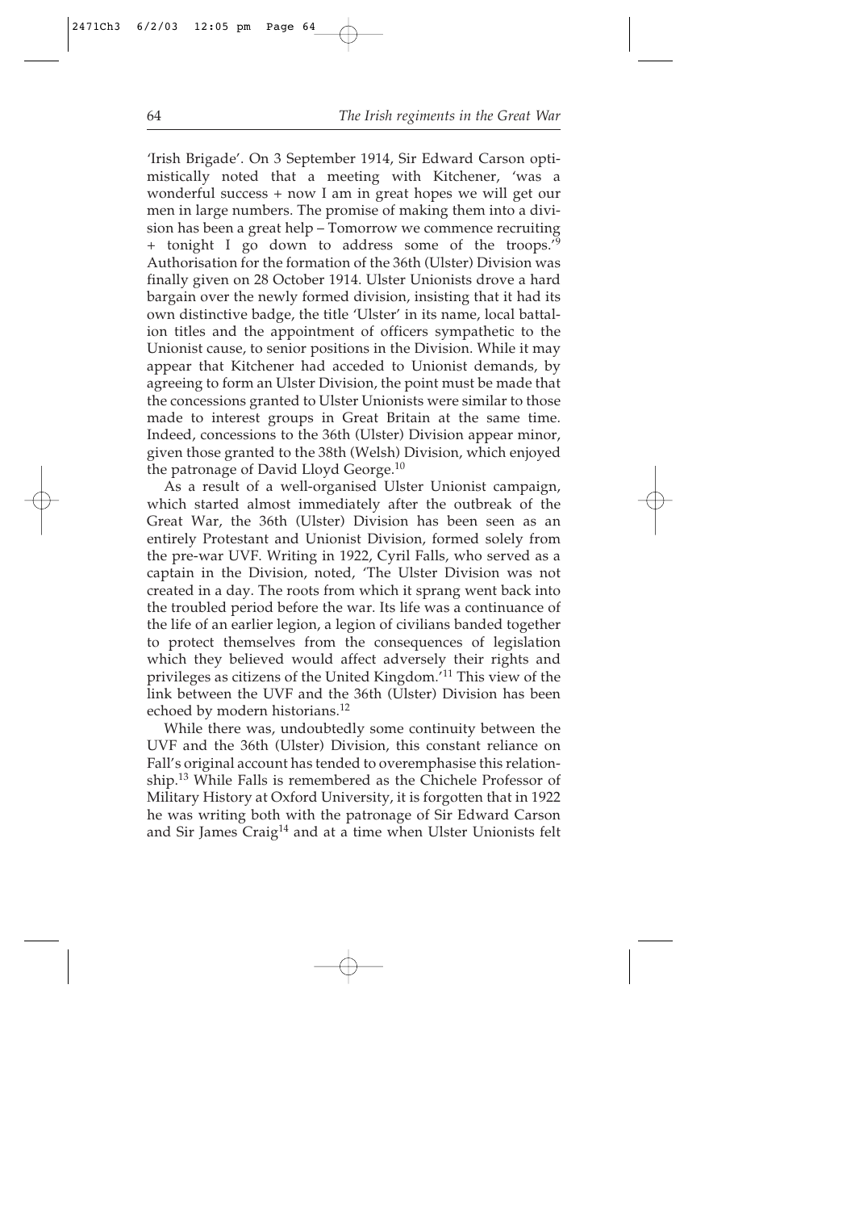'Irish Brigade'. On 3 September 1914, Sir Edward Carson optimistically noted that a meeting with Kitchener, 'was a wonderful success + now I am in great hopes we will get our men in large numbers. The promise of making them into a division has been a great help – Tomorrow we commence recruiting + tonight I go down to address some of the troops.'[9] Authorisation for the formation of the 36th (Ulster) Division was finally given on 28 October 1914. Ulster Unionists drove a hard bargain over the newly formed division, insisting that it had its own distinctive badge, the title 'Ulster' in its name, local battalion titles and the appointment of officers sympathetic to the Unionist cause, to senior positions in the Division. While it may appear that Kitchener had acceded to Unionist demands, by agreeing to form an Ulster Division, the point must be made that the concessions granted to Ulster Unionists were similar to those made to interest groups in Great Britain at the same time. Indeed, concessions to the 36th (Ulster) Division appear minor, given those granted to the 38th (Welsh) Division, which enjoyed the patronage of David Lloyd George.[10]

As a result of a well-organised Ulster Unionist campaign, which started almost immediately after the outbreak of the Great War, the 36th (Ulster) Division has been seen as an entirely Protestant and Unionist Division, formed solely from the pre-war UVF. Writing in 1922, Cyril Falls, who served as a captain in the Division, noted, 'The Ulster Division was not created in a day. The roots from which it sprang went back into the troubled period before the war. Its life was a continuance of the life of an earlier legion, a legion of civilians banded together to protect themselves from the consequences of legislation which they believed would affect adversely their rights and privileges as citizens of the United Kingdom.'[11] This view of the link between the UVF and the 36th (Ulster) Division has been echoed by modern historians.[12]

While there was, undoubtedly some continuity between the UVF and the 36th (Ulster) Division, this constant reliance on Fall's original account has tended to overemphasise this relationship.[13] While Falls is remembered as the Chichele Professor of Military History at Oxford University, it is forgotten that in 1922 he was writing both with the patronage of Sir Edward Carson and Sir James Craig[14] and at a time when Ulster Unionists felt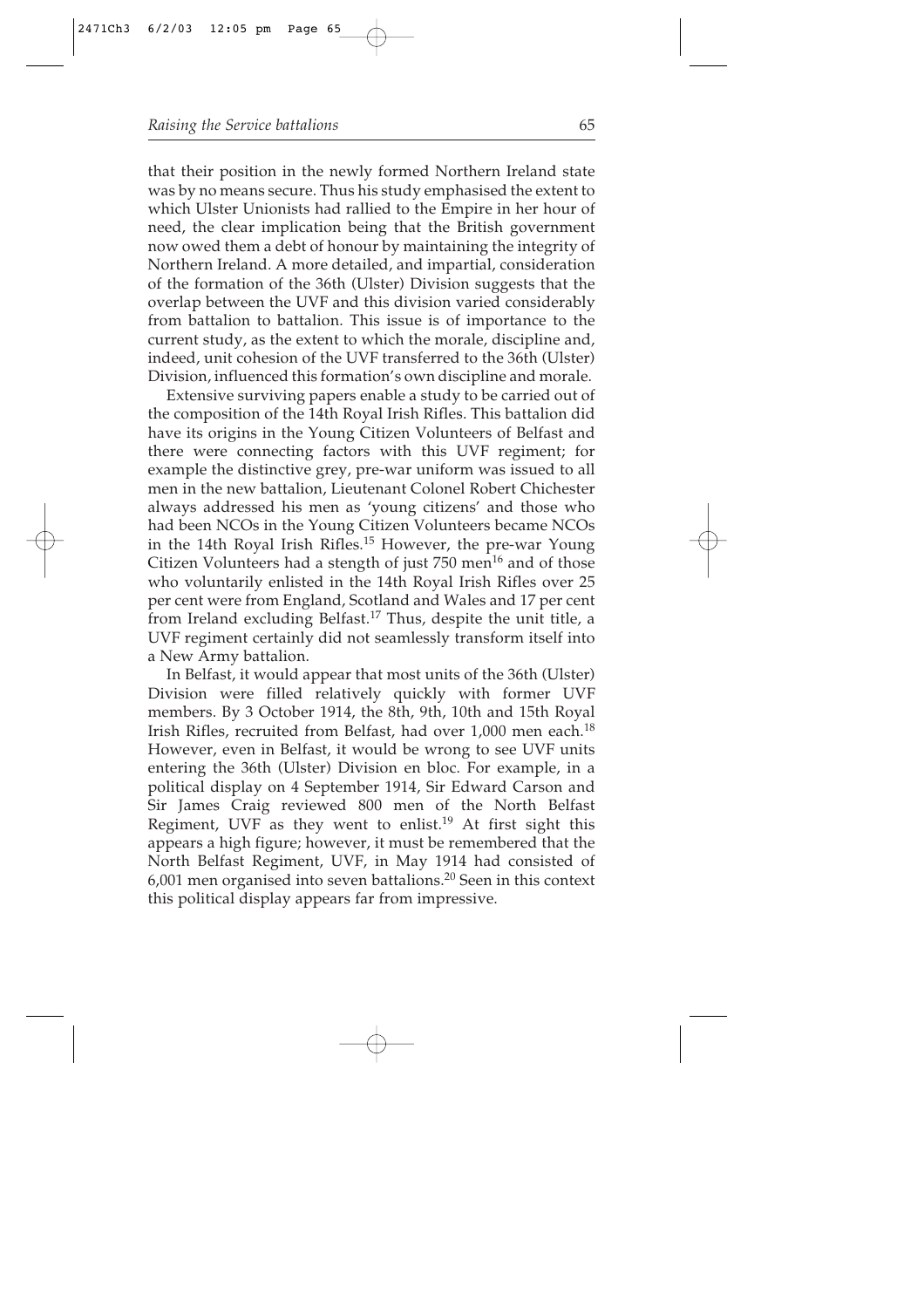that their position in the newly formed Northern Ireland state was by no means secure. Thus his study emphasised the extent to which Ulster Unionists had rallied to the Empire in her hour of need, the clear implication being that the British government now owed them a debt of honour by maintaining the integrity of Northern Ireland. A more detailed, and impartial, consideration of the formation of the 36th (Ulster) Division suggests that the overlap between the UVF and this division varied considerably from battalion to battalion. This issue is of importance to the current study, as the extent to which the morale, discipline and, indeed, unit cohesion of the UVF transferred to the 36th (Ulster) Division, influenced this formation's own discipline and morale.

Extensive surviving papers enable a study to be carried out of the composition of the 14th Royal Irish Rifles. This battalion did have its origins in the Young Citizen Volunteers of Belfast and there were connecting factors with this UVF regiment; for example the distinctive grey, pre-war uniform was issued to all men in the new battalion, Lieutenant Colonel Robert Chichester always addressed his men as 'young citizens' and those who had been NCOs in the Young Citizen Volunteers became NCOs in the 14th Royal Irish Rifles.[15] However, the pre-war Young Citizen Volunteers had a stength of just 750 men[16] and of those who voluntarily enlisted in the 14th Royal Irish Rifles over 25 per cent were from England, Scotland and Wales and 17 per cent from Ireland excluding Belfast.[17] Thus, despite the unit title, a UVF regiment certainly did not seamlessly transform itself into a New Army battalion.

In Belfast, it would appear that most units of the 36th (Ulster) Division were filled relatively quickly with former UVF members. By 3 October 1914, the 8th, 9th, 10th and 15th Royal Irish Rifles, recruited from Belfast, had over 1,000 men each.[18] However, even in Belfast, it would be wrong to see UVF units entering the 36th (Ulster) Division en bloc. For example, in a political display on 4 September 1914, Sir Edward Carson and Sir James Craig reviewed 800 men of the North Belfast Regiment, UVF as they went to enlist.[19] At first sight this appears a high figure; however, it must be remembered that the North Belfast Regiment, UVF, in May 1914 had consisted of 6,001 men organised into seven battalions.[20] Seen in this context this political display appears far from impressive.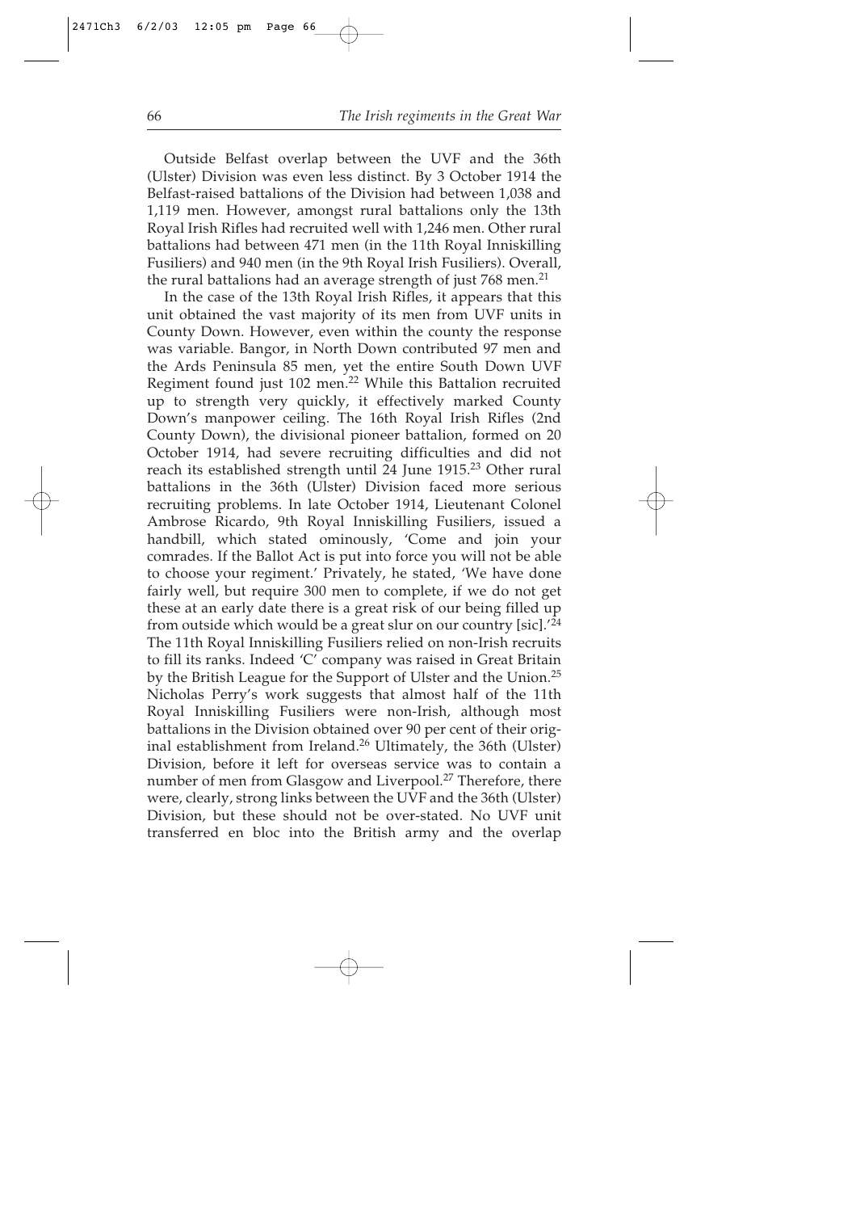Outside Belfast overlap between the UVF and the 36th (Ulster) Division was even less distinct. By 3 October 1914 the Belfast-raised battalions of the Division had between 1,038 and 1,119 men. However, amongst rural battalions only the 13th Royal Irish Rifles had recruited well with 1,246 men. Other rural battalions had between 471 men (in the 11th Royal Inniskilling Fusiliers) and 940 men (in the 9th Royal Irish Fusiliers). Overall, the rural battalions had an average strength of just 768 men.[21]

In the case of the 13th Royal Irish Rifles, it appears that this unit obtained the vast majority of its men from UVF units in County Down. However, even within the county the response was variable. Bangor, in North Down contributed 97 men and the Ards Peninsula 85 men, yet the entire South Down UVF Regiment found just 102 men.[22] While this Battalion recruited up to strength very quickly, it effectively marked County Down's manpower ceiling. The 16th Royal Irish Rifles (2nd County Down), the divisional pioneer battalion, formed on 20 October 1914, had severe recruiting difficulties and did not reach its established strength until 24 June 1915.[23] Other rural battalions in the 36th (Ulster) Division faced more serious recruiting problems. In late October 1914, Lieutenant Colonel Ambrose Ricardo, 9th Royal Inniskilling Fusiliers, issued a handbill, which stated ominously, 'Come and join your comrades. If the Ballot Act is put into force you will not be able to choose your regiment.' Privately, he stated, 'We have done fairly well, but require 300 men to complete, if we do not get these at an early date there is a great risk of our being filled up from outside which would be a great slur on our country [sic].'[24] The 11th Royal Inniskilling Fusiliers relied on non-Irish recruits to fill its ranks. Indeed 'C' company was raised in Great Britain by the British League for the Support of Ulster and the Union.[25] Nicholas Perry's work suggests that almost half of the 11th Royal Inniskilling Fusiliers were non-Irish, although most battalions in the Division obtained over 90 per cent of their original establishment from Ireland.[26] Ultimately, the 36th (Ulster) Division, before it left for overseas service was to contain a number of men from Glasgow and Liverpool.[27] Therefore, there were, clearly, strong links between the UVF and the 36th (Ulster) Division, but these should not be over-stated. No UVF unit transferred en bloc into the British army and the overlap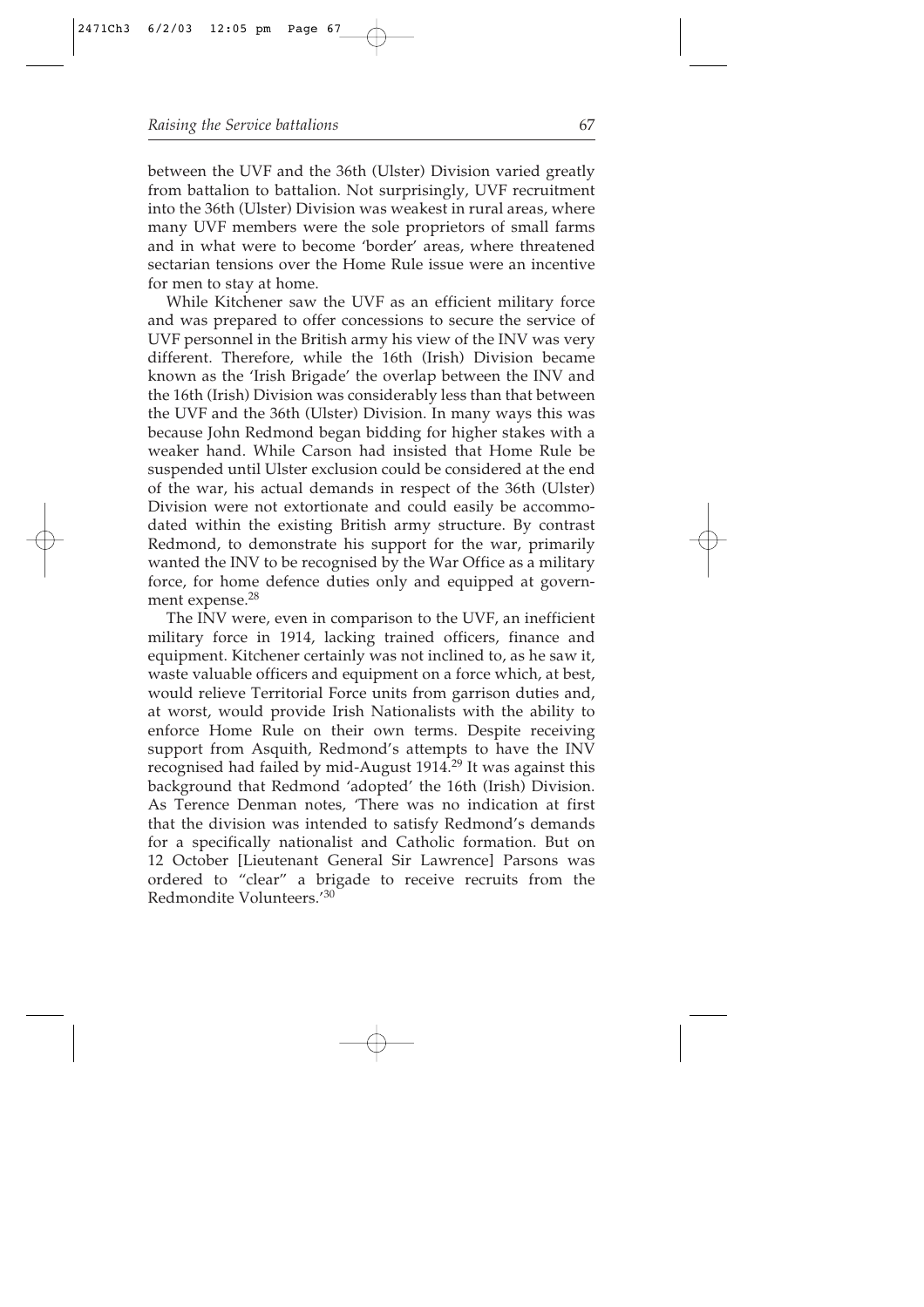between the UVF and the 36th (Ulster) Division varied greatly from battalion to battalion. Not surprisingly, UVF recruitment into the 36th (Ulster) Division was weakest in rural areas, where many UVF members were the sole proprietors of small farms and in what were to become 'border' areas, where threatened sectarian tensions over the Home Rule issue were an incentive for men to stay at home.

While Kitchener saw the UVF as an efficient military force and was prepared to offer concessions to secure the service of UVF personnel in the British army his view of the INV was very different. Therefore, while the 16th (Irish) Division became known as the 'Irish Brigade' the overlap between the INV and the 16th (Irish) Division was considerably less than that between the UVF and the 36th (Ulster) Division. In many ways this was because John Redmond began bidding for higher stakes with a weaker hand. While Carson had insisted that Home Rule be suspended until Ulster exclusion could be considered at the end of the war, his actual demands in respect of the 36th (Ulster) Division were not extortionate and could easily be accommodated within the existing British army structure. By contrast Redmond, to demonstrate his support for the war, primarily wanted the INV to be recognised by the War Office as a military force, for home defence duties only and equipped at government expense.[28]

The INV were, even in comparison to the UVF, an inefficient military force in 1914, lacking trained officers, finance and equipment. Kitchener certainly was not inclined to, as he saw it, waste valuable officers and equipment on a force which, at best, would relieve Territorial Force units from garrison duties and, at worst, would provide Irish Nationalists with the ability to enforce Home Rule on their own terms. Despite receiving support from Asquith, Redmond's attempts to have the INV recognised had failed by mid-August 1914.[29] It was against this background that Redmond 'adopted' the 16th (Irish) Division. As Terence Denman notes, 'There was no indication at first that the division was intended to satisfy Redmond's demands for a specifically nationalist and Catholic formation. But on 12 October [Lieutenant General Sir Lawrence] Parsons was ordered to "clear" a brigade to receive recruits from the Redmondite Volunteers.'[30]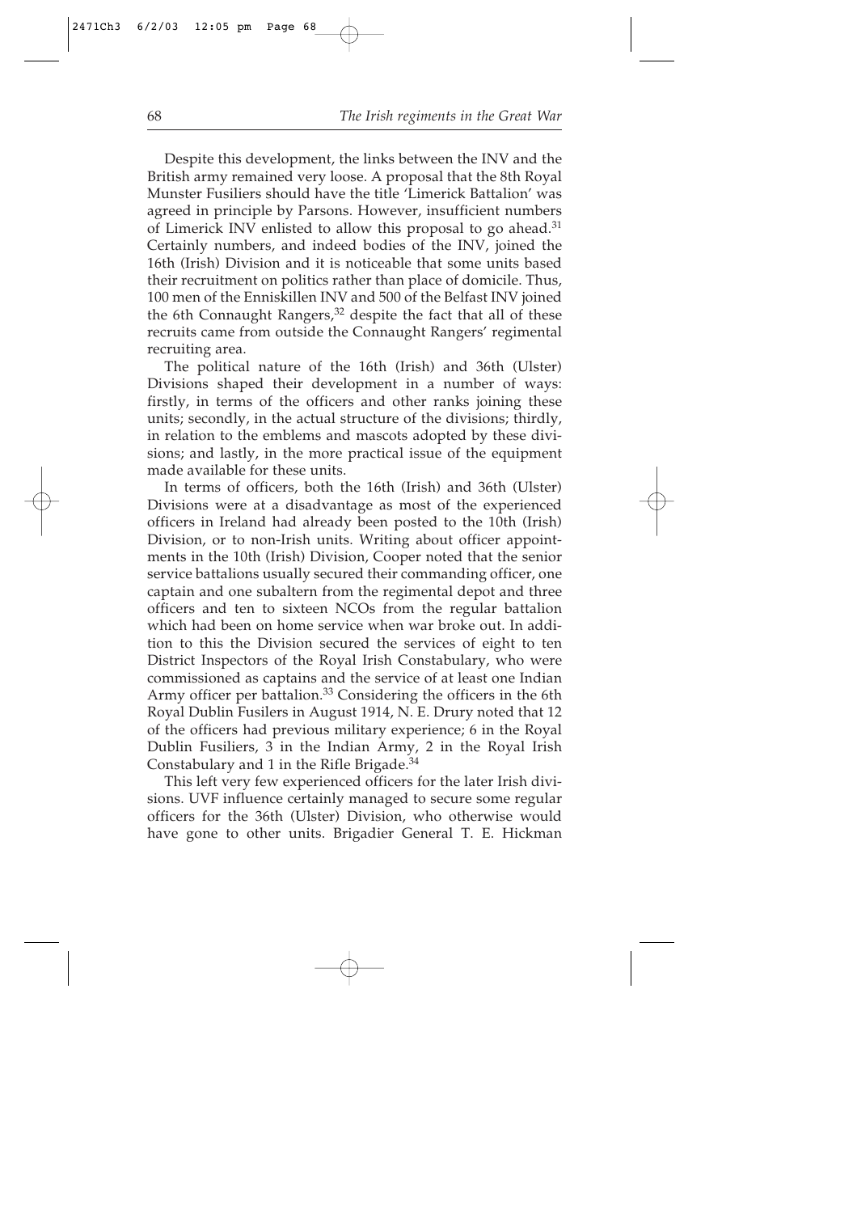Despite this development, the links between the INV and the British army remained very loose. A proposal that the 8th Royal Munster Fusiliers should have the title 'Limerick Battalion' was agreed in principle by Parsons. However, insufficient numbers of Limerick INV enlisted to allow this proposal to go ahead.[31] Certainly numbers, and indeed bodies of the INV, joined the 16th (Irish) Division and it is noticeable that some units based their recruitment on politics rather than place of domicile. Thus, 100 men of the Enniskillen INV and 500 of the Belfast INV joined the 6th Connaught Rangers,[32] despite the fact that all of these recruits came from outside the Connaught Rangers' regimental recruiting area.

The political nature of the 16th (Irish) and 36th (Ulster) Divisions shaped their development in a number of ways: firstly, in terms of the officers and other ranks joining these units; secondly, in the actual structure of the divisions; thirdly, in relation to the emblems and mascots adopted by these divisions; and lastly, in the more practical issue of the equipment made available for these units.

In terms of officers, both the 16th (Irish) and 36th (Ulster) Divisions were at a disadvantage as most of the experienced officers in Ireland had already been posted to the 10th (Irish) Division, or to non-Irish units. Writing about officer appointments in the 10th (Irish) Division, Cooper noted that the senior service battalions usually secured their commanding officer, one captain and one subaltern from the regimental depot and three officers and ten to sixteen NCOs from the regular battalion which had been on home service when war broke out. In addition to this the Division secured the services of eight to ten District Inspectors of the Royal Irish Constabulary, who were commissioned as captains and the service of at least one Indian Army officer per battalion.[33] Considering the officers in the 6th Royal Dublin Fusilers in August 1914, N. E. Drury noted that 12 of the officers had previous military experience; 6 in the Royal Dublin Fusiliers, 3 in the Indian Army, 2 in the Royal Irish Constabulary and 1 in the Rifle Brigade.[34]

This left very few experienced officers for the later Irish divisions. UVF influence certainly managed to secure some regular officers for the 36th (Ulster) Division, who otherwise would have gone to other units. Brigadier General T. E. Hickman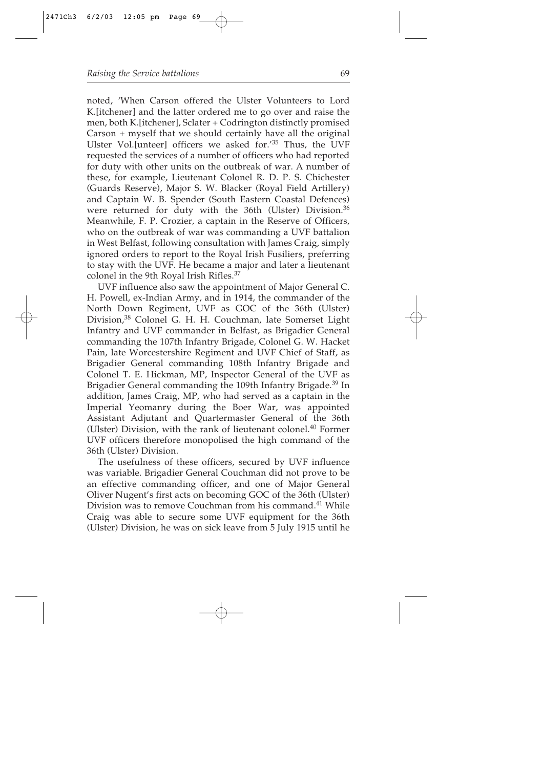noted, 'When Carson offered the Ulster Volunteers to Lord K.[itchener] and the latter ordered me to go over and raise the men, both K.[itchener], Sclater + Codrington distinctly promised Carson + myself that we should certainly have all the original Ulster Vol.[unteer] officers we asked for.'[35] Thus, the UVF requested the services of a number of officers who had reported for duty with other units on the outbreak of war. A number of these, for example, Lieutenant Colonel R. D. P. S. Chichester (Guards Reserve), Major S. W. Blacker (Royal Field Artillery) and Captain W. B. Spender (South Eastern Coastal Defences) were returned for duty with the 36th (Ulster) Division.[36] Meanwhile, F. P. Crozier, a captain in the Reserve of Officers, who on the outbreak of war was commanding a UVF battalion in West Belfast, following consultation with James Craig, simply ignored orders to report to the Royal Irish Fusiliers, preferring to stay with the UVF. He became a major and later a lieutenant colonel in the 9th Royal Irish Rifles.[37]

UVF influence also saw the appointment of Major General C. H. Powell, ex-Indian Army, and in 1914, the commander of the North Down Regiment, UVF as GOC of the 36th (Ulster) Division,[38] Colonel G. H. H. Couchman, late Somerset Light Infantry and UVF commander in Belfast, as Brigadier General commanding the 107th Infantry Brigade, Colonel G. W. Hacket Pain, late Worcestershire Regiment and UVF Chief of Staff, as Brigadier General commanding 108th Infantry Brigade and Colonel T. E. Hickman, MP, Inspector General of the UVF as Brigadier General commanding the 109th Infantry Brigade.[39] In addition, James Craig, MP, who had served as a captain in the Imperial Yeomanry during the Boer War, was appointed Assistant Adjutant and Quartermaster General of the 36th (Ulster) Division, with the rank of lieutenant colonel.[40] Former UVF officers therefore monopolised the high command of the 36th (Ulster) Division.

The usefulness of these officers, secured by UVF influence was variable. Brigadier General Couchman did not prove to be an effective commanding officer, and one of Major General Oliver Nugent's first acts on becoming GOC of the 36th (Ulster) Division was to remove Couchman from his command.[41] While Craig was able to secure some UVF equipment for the 36th (Ulster) Division, he was on sick leave from 5 July 1915 until he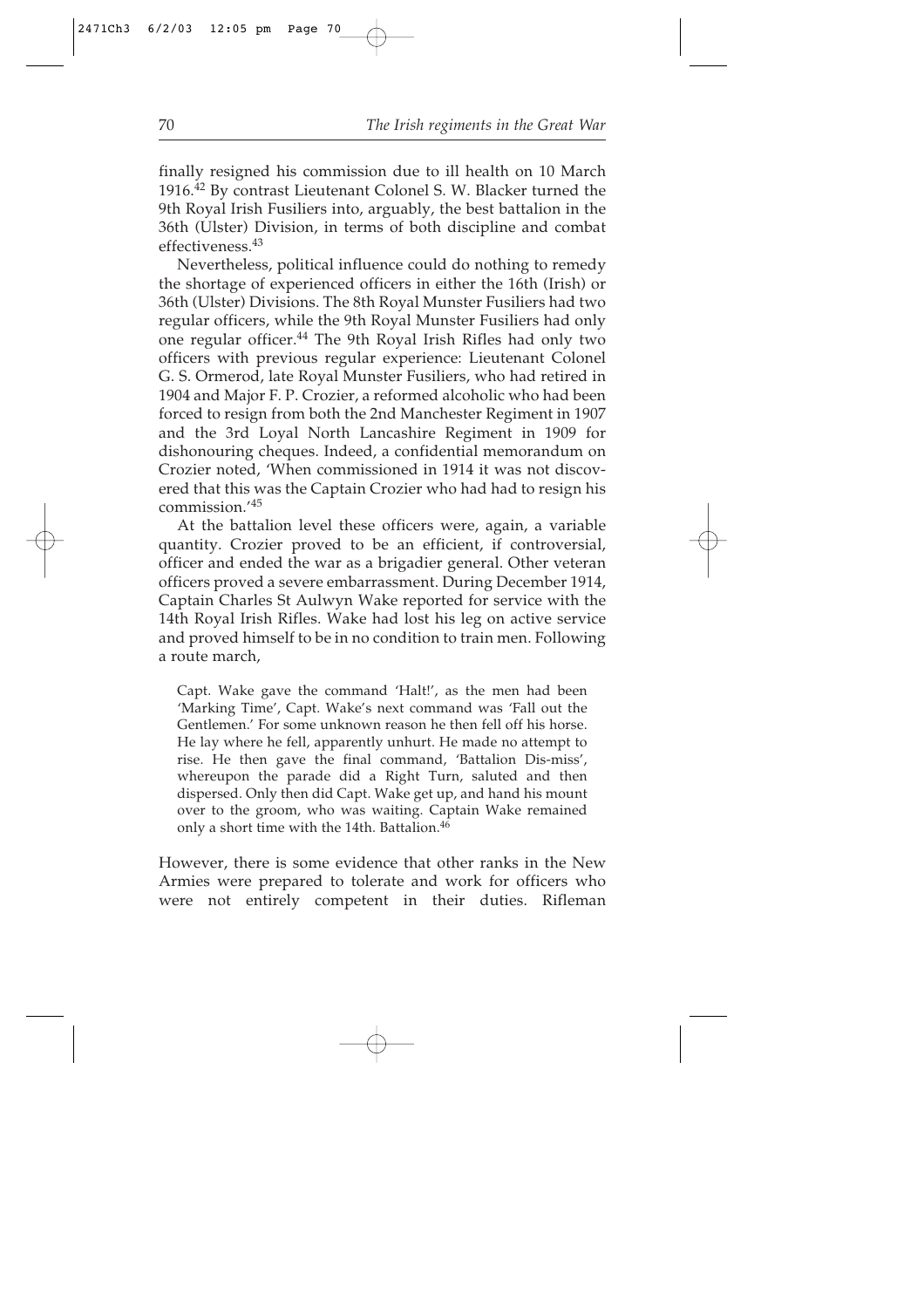finally resigned his commission due to ill health on 10 March 1916.[42] By contrast Lieutenant Colonel S. W. Blacker turned the 9th Royal Irish Fusiliers into, arguably, the best battalion in the 36th (Ulster) Division, in terms of both discipline and combat effectiveness.[43]

Nevertheless, political influence could do nothing to remedy the shortage of experienced officers in either the 16th (Irish) or 36th (Ulster) Divisions. The 8th Royal Munster Fusiliers had two regular officers, while the 9th Royal Munster Fusiliers had only one regular officer.[44] The 9th Royal Irish Rifles had only two officers with previous regular experience: Lieutenant Colonel G. S. Ormerod, late Royal Munster Fusiliers, who had retired in 1904 and Major F. P. Crozier, a reformed alcoholic who had been forced to resign from both the 2nd Manchester Regiment in 1907 and the 3rd Loyal North Lancashire Regiment in 1909 for dishonouring cheques. Indeed, a confidential memorandum on Crozier noted, 'When commissioned in 1914 it was not discovered that this was the Captain Crozier who had had to resign his commission.'[45]

At the battalion level these officers were, again, a variable quantity. Crozier proved to be an efficient, if controversial, officer and ended the war as a brigadier general. Other veteran officers proved a severe embarrassment. During December 1914, Captain Charles St Aulwyn Wake reported for service with the 14th Royal Irish Rifles. Wake had lost his leg on active service and proved himself to be in no condition to train men. Following a route march,

> Capt. Wake gave the command 'Halt!', as the men had been 'Marking Time', Capt. Wake's next command was 'Fall out the Gentlemen.' For some unknown reason he then fell off his horse. He lay where he fell, apparently unhurt. He made no attempt to rise. He then gave the final command, 'Battalion Dis-miss', whereupon the parade did a Right Turn, saluted and then dispersed. Only then did Capt. Wake get up, and hand his mount over to the groom, who was waiting. Captain Wake remained only a short time with the 14th. Battalion.[46]

However, there is some evidence that other ranks in the New Armies were prepared to tolerate and work for officers who were not entirely competent in their duties. Rifleman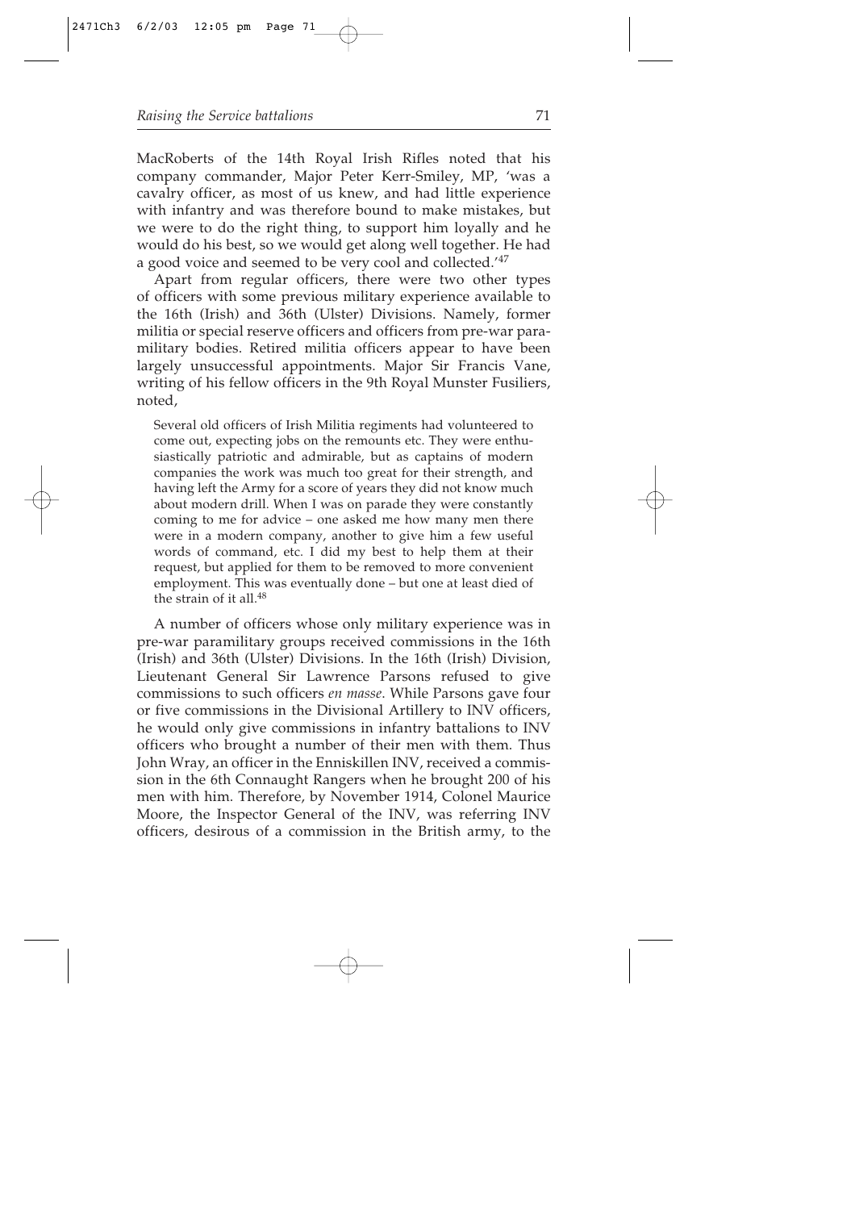MacRoberts of the 14th Royal Irish Rifles noted that his company commander, Major Peter Kerr-Smiley, MP, 'was a cavalry officer, as most of us knew, and had little experience with infantry and was therefore bound to make mistakes, but we were to do the right thing, to support him loyally and he would do his best, so we would get along well together. He had a good voice and seemed to be very cool and collected.'[47]

Apart from regular officers, there were two other types of officers with some previous military experience available to the 16th (Irish) and 36th (Ulster) Divisions. Namely, former militia or special reserve officers and officers from pre-war paramilitary bodies. Retired militia officers appear to have been largely unsuccessful appointments. Major Sir Francis Vane, writing of his fellow officers in the 9th Royal Munster Fusiliers, noted,

> Several old officers of Irish Militia regiments had volunteered to come out, expecting jobs on the remounts etc. They were enthusiastically patriotic and admirable, but as captains of modern companies the work was much too great for their strength, and having left the Army for a score of years they did not know much about modern drill. When I was on parade they were constantly coming to me for advice – one asked me how many men there were in a modern company, another to give him a few useful words of command, etc. I did my best to help them at their request, but applied for them to be removed to more convenient employment. This was eventually done – but one at least died of the strain of it all.[48]

A number of officers whose only military experience was in pre-war paramilitary groups received commissions in the 16th (Irish) and 36th (Ulster) Divisions. In the 16th (Irish) Division, Lieutenant General Sir Lawrence Parsons refused to give commissions to such officers *en masse*. While Parsons gave four or five commissions in the Divisional Artillery to INV officers, he would only give commissions in infantry battalions to INV officers who brought a number of their men with them. Thus John Wray, an officer in the Enniskillen INV, received a commission in the 6th Connaught Rangers when he brought 200 of his men with him. Therefore, by November 1914, Colonel Maurice Moore, the Inspector General of the INV, was referring INV officers, desirous of a commission in the British army, to the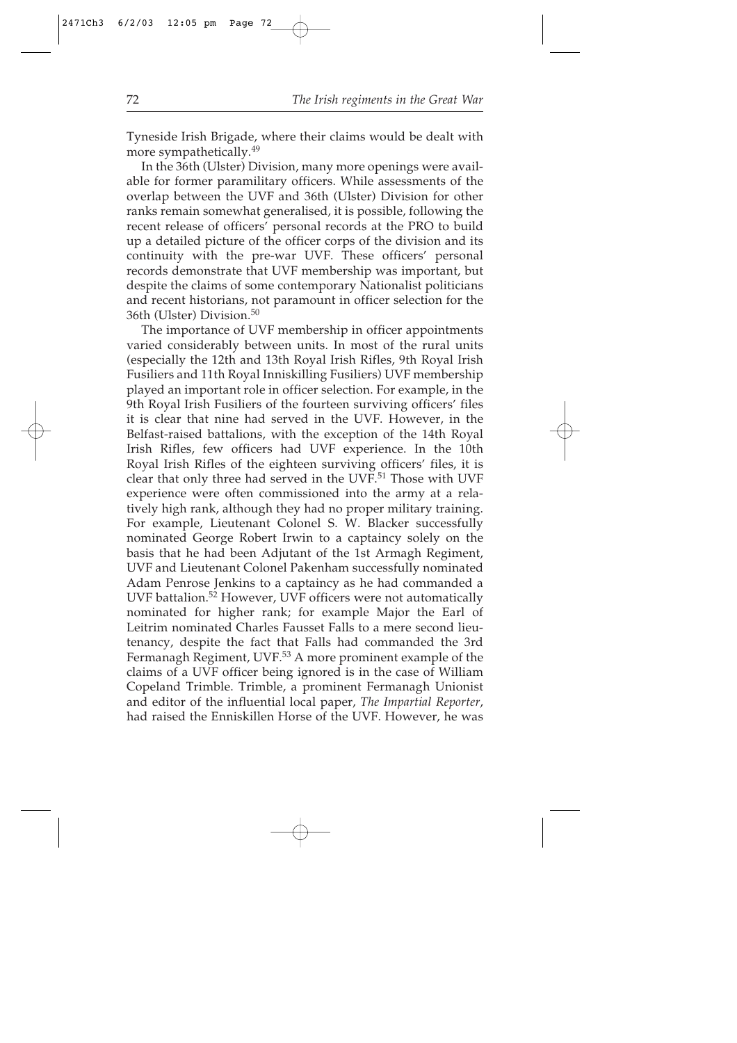Tyneside Irish Brigade, where their claims would be dealt with more sympathetically.[49]

In the 36th (Ulster) Division, many more openings were available for former paramilitary officers. While assessments of the overlap between the UVF and 36th (Ulster) Division for other ranks remain somewhat generalised, it is possible, following the recent release of officers' personal records at the PRO to build up a detailed picture of the officer corps of the division and its continuity with the pre-war UVF. These officers' personal records demonstrate that UVF membership was important, but despite the claims of some contemporary Nationalist politicians and recent historians, not paramount in officer selection for the 36th (Ulster) Division.[50]

The importance of UVF membership in officer appointments varied considerably between units. In most of the rural units (especially the 12th and 13th Royal Irish Rifles, 9th Royal Irish Fusiliers and 11th Royal Inniskilling Fusiliers) UVF membership played an important role in officer selection. For example, in the 9th Royal Irish Fusiliers of the fourteen surviving officers' files it is clear that nine had served in the UVF. However, in the Belfast-raised battalions, with the exception of the 14th Royal Irish Rifles, few officers had UVF experience. In the 10th Royal Irish Rifles of the eighteen surviving officers' files, it is clear that only three had served in the UVF.[51] Those with UVF experience were often commissioned into the army at a relatively high rank, although they had no proper military training. For example, Lieutenant Colonel S. W. Blacker successfully nominated George Robert Irwin to a captaincy solely on the basis that he had been Adjutant of the 1st Armagh Regiment, UVF and Lieutenant Colonel Pakenham successfully nominated Adam Penrose Jenkins to a captaincy as he had commanded a UVF battalion.[52] However, UVF officers were not automatically nominated for higher rank; for example Major the Earl of Leitrim nominated Charles Fausset Falls to a mere second lieutenancy, despite the fact that Falls had commanded the 3rd Fermanagh Regiment, UVF.[53] A more prominent example of the claims of a UVF officer being ignored is in the case of William Copeland Trimble. Trimble, a prominent Fermanagh Unionist and editor of the influential local paper, *The Impartial Reporter*, had raised the Enniskillen Horse of the UVF. However, he was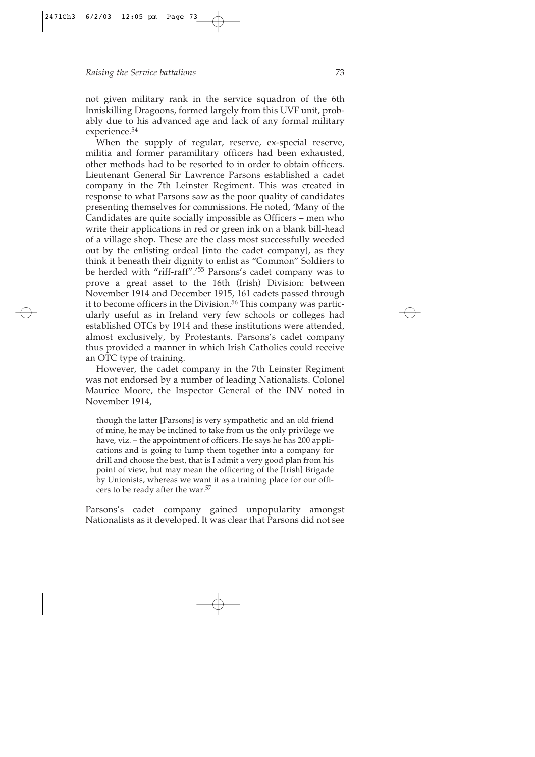not given military rank in the service squadron of the 6th Inniskilling Dragoons, formed largely from this UVF unit, probably due to his advanced age and lack of any formal military experience.[54]

When the supply of regular, reserve, ex-special reserve, militia and former paramilitary officers had been exhausted, other methods had to be resorted to in order to obtain officers. Lieutenant General Sir Lawrence Parsons established a cadet company in the 7th Leinster Regiment. This was created in response to what Parsons saw as the poor quality of candidates presenting themselves for commissions. He noted, 'Many of the Candidates are quite socially impossible as Officers – men who write their applications in red or green ink on a blank bill-head of a village shop. These are the class most successfully weeded out by the enlisting ordeal [into the cadet company], as they think it beneath their dignity to enlist as "Common" Soldiers to be herded with "riff-raff".'[55] Parsons's cadet company was to prove a great asset to the 16th (Irish) Division: between November 1914 and December 1915, 161 cadets passed through it to become officers in the Division.[56] This company was particularly useful as in Ireland very few schools or colleges had established OTCs by 1914 and these institutions were attended, almost exclusively, by Protestants. Parsons's cadet company thus provided a manner in which Irish Catholics could receive an OTC type of training.

However, the cadet company in the 7th Leinster Regiment was not endorsed by a number of leading Nationalists. Colonel Maurice Moore, the Inspector General of the INV noted in November 1914,

> though the latter [Parsons] is very sympathetic and an old friend of mine, he may be inclined to take from us the only privilege we have, viz. – the appointment of officers. He says he has 200 applications and is going to lump them together into a company for drill and choose the best, that is I admit a very good plan from his point of view, but may mean the officering of the [Irish] Brigade by Unionists, whereas we want it as a training place for our officers to be ready after the war.[57]

Parsons's cadet company gained unpopularity amongst Nationalists as it developed. It was clear that Parsons did not see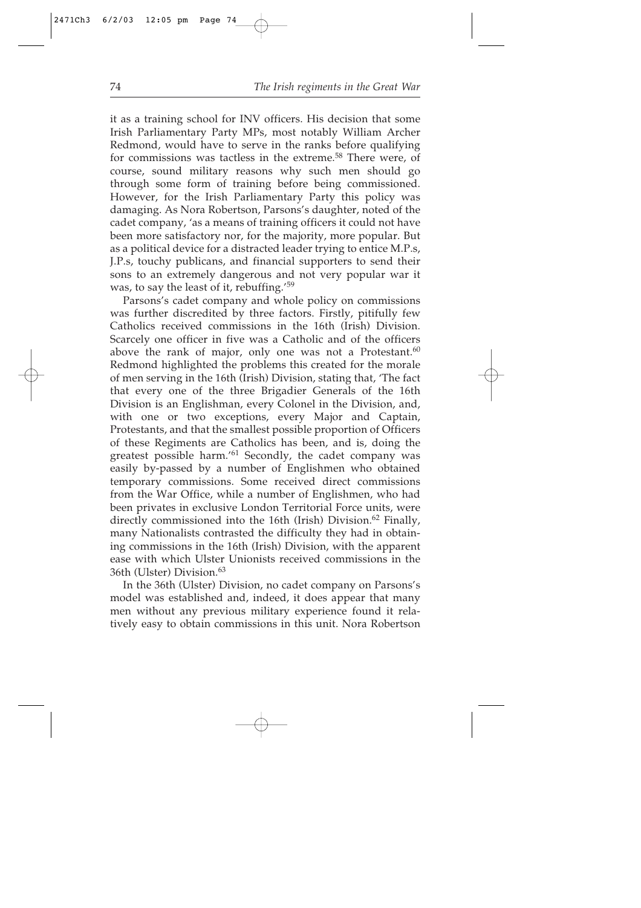it as a training school for INV officers. His decision that some Irish Parliamentary Party MPs, most notably William Archer Redmond, would have to serve in the ranks before qualifying for commissions was tactless in the extreme.[58] There were, of course, sound military reasons why such men should go through some form of training before being commissioned. However, for the Irish Parliamentary Party this policy was damaging. As Nora Robertson, Parsons's daughter, noted of the cadet company, 'as a means of training officers it could not have been more satisfactory nor, for the majority, more popular. But as a political device for a distracted leader trying to entice M.P.s, J.P.s, touchy publicans, and financial supporters to send their sons to an extremely dangerous and not very popular war it was, to say the least of it, rebuffing.'[59]

Parsons's cadet company and whole policy on commissions was further discredited by three factors. Firstly, pitifully few Catholics received commissions in the 16th (Irish) Division. Scarcely one officer in five was a Catholic and of the officers above the rank of major, only one was not a Protestant.[60] Redmond highlighted the problems this created for the morale of men serving in the 16th (Irish) Division, stating that, 'The fact that every one of the three Brigadier Generals of the 16th Division is an Englishman, every Colonel in the Division, and, with one or two exceptions, every Major and Captain, Protestants, and that the smallest possible proportion of Officers of these Regiments are Catholics has been, and is, doing the greatest possible harm.'[61] Secondly, the cadet company was easily by-passed by a number of Englishmen who obtained temporary commissions. Some received direct commissions from the War Office, while a number of Englishmen, who had been privates in exclusive London Territorial Force units, were directly commissioned into the 16th (Irish) Division.[62] Finally, many Nationalists contrasted the difficulty they had in obtaining commissions in the 16th (Irish) Division, with the apparent ease with which Ulster Unionists received commissions in the 36th (Ulster) Division.[63]

In the 36th (Ulster) Division, no cadet company on Parsons's model was established and, indeed, it does appear that many men without any previous military experience found it relatively easy to obtain commissions in this unit. Nora Robertson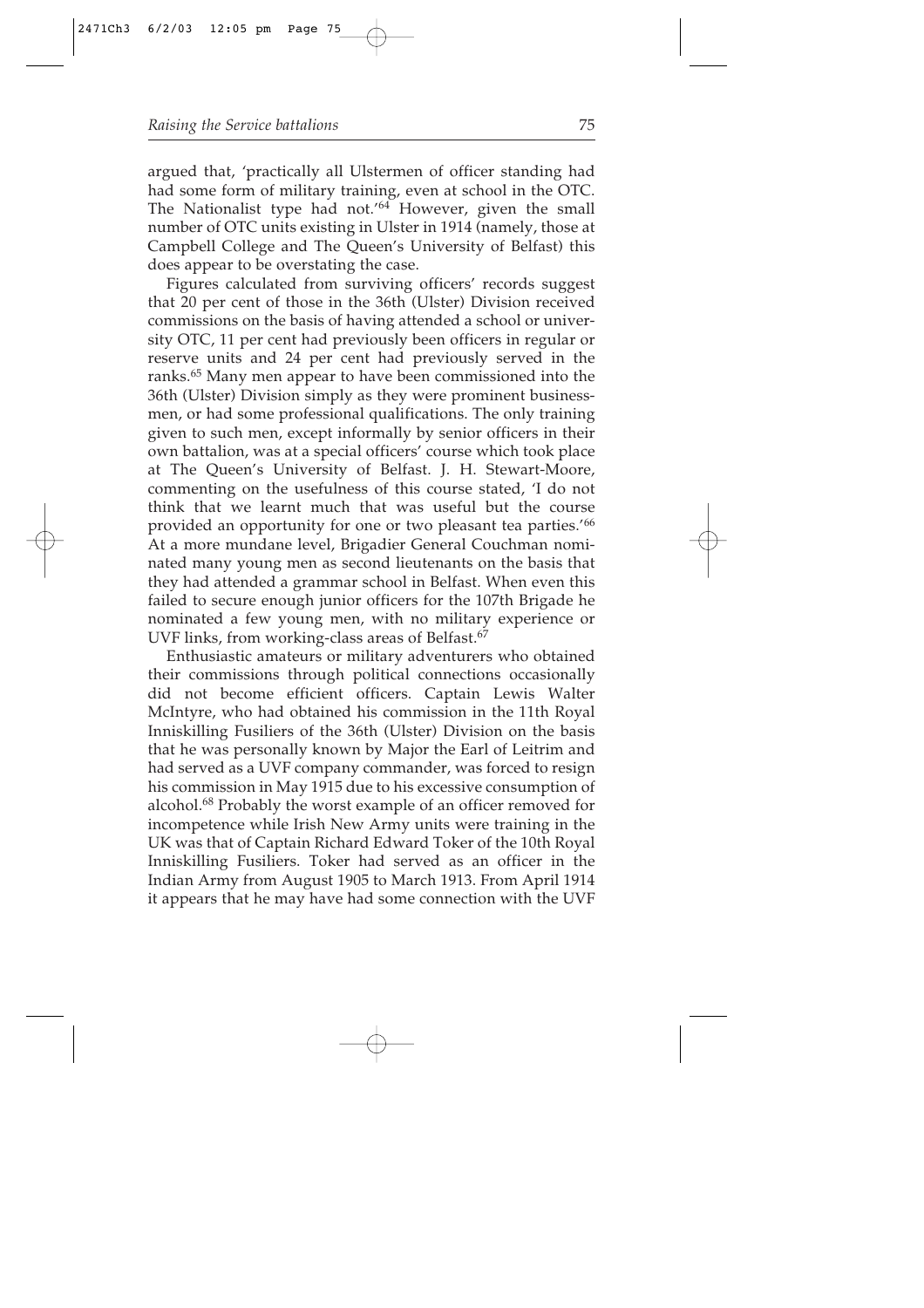argued that, 'practically all Ulstermen of officer standing had had some form of military training, even at school in the OTC. The Nationalist type had not.'[64] However, given the small number of OTC units existing in Ulster in 1914 (namely, those at Campbell College and The Queen's University of Belfast) this does appear to be overstating the case.

Figures calculated from surviving officers' records suggest that 20 per cent of those in the 36th (Ulster) Division received commissions on the basis of having attended a school or university OTC, 11 per cent had previously been officers in regular or reserve units and 24 per cent had previously served in the ranks.[65] Many men appear to have been commissioned into the 36th (Ulster) Division simply as they were prominent businessmen, or had some professional qualifications. The only training given to such men, except informally by senior officers in their own battalion, was at a special officers' course which took place at The Queen's University of Belfast. J. H. Stewart-Moore, commenting on the usefulness of this course stated, 'I do not think that we learnt much that was useful but the course provided an opportunity for one or two pleasant tea parties.'[66] At a more mundane level, Brigadier General Couchman nominated many young men as second lieutenants on the basis that they had attended a grammar school in Belfast. When even this failed to secure enough junior officers for the 107th Brigade he nominated a few young men, with no military experience or UVF links, from working-class areas of Belfast.[67]

Enthusiastic amateurs or military adventurers who obtained their commissions through political connections occasionally did not become efficient officers. Captain Lewis Walter McIntyre, who had obtained his commission in the 11th Royal Inniskilling Fusiliers of the 36th (Ulster) Division on the basis that he was personally known by Major the Earl of Leitrim and had served as a UVF company commander, was forced to resign his commission in May 1915 due to his excessive consumption of alcohol.[68] Probably the worst example of an officer removed for incompetence while Irish New Army units were training in the UK was that of Captain Richard Edward Toker of the 10th Royal Inniskilling Fusiliers. Toker had served as an officer in the Indian Army from August 1905 to March 1913. From April 1914 it appears that he may have had some connection with the UVF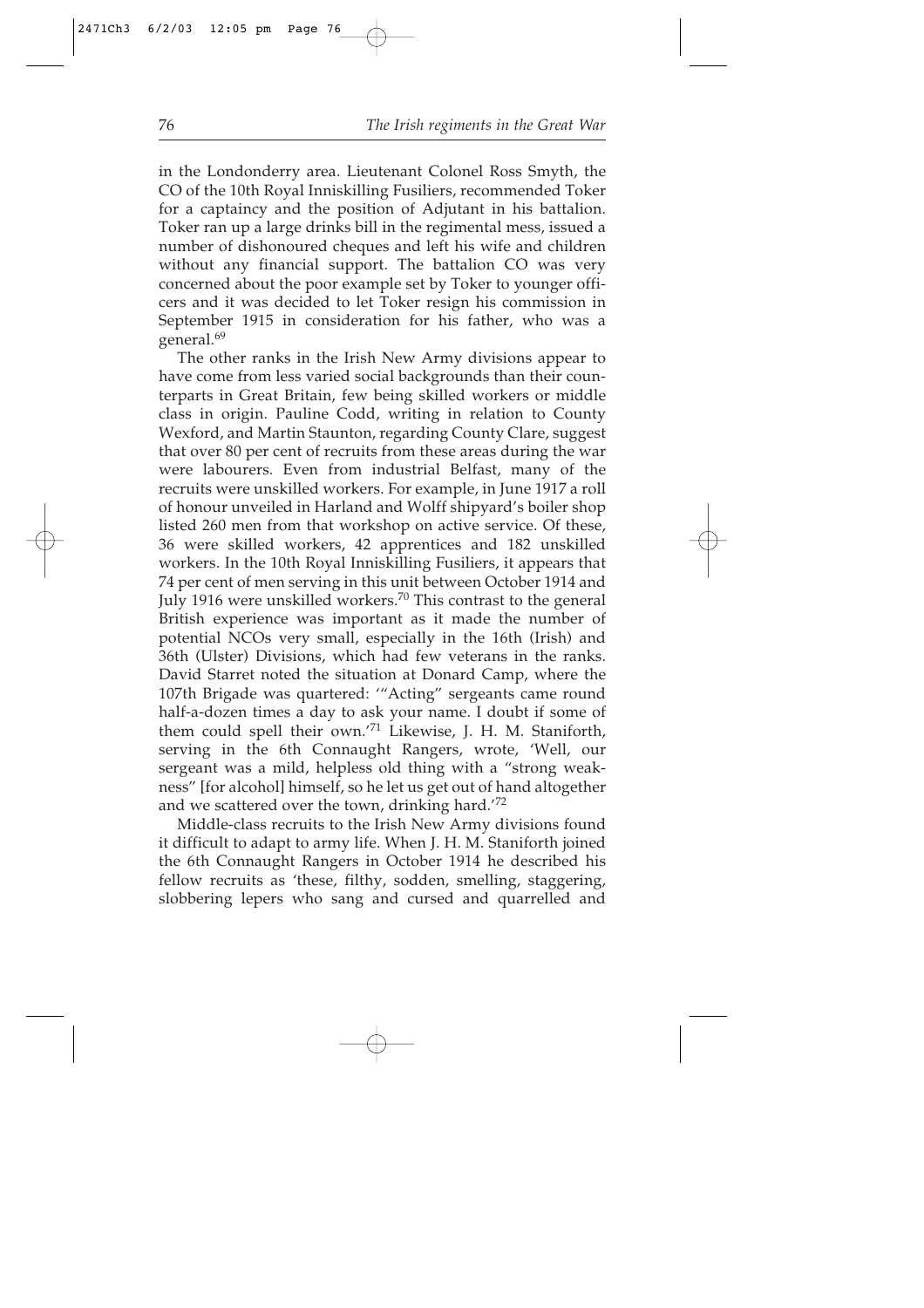in the Londonderry area. Lieutenant Colonel Ross Smyth, the CO of the 10th Royal Inniskilling Fusiliers, recommended Toker for a captaincy and the position of Adjutant in his battalion. Toker ran up a large drinks bill in the regimental mess, issued a number of dishonoured cheques and left his wife and children without any financial support. The battalion CO was very concerned about the poor example set by Toker to younger officers and it was decided to let Toker resign his commission in September 1915 in consideration for his father, who was a general.[69]

The other ranks in the Irish New Army divisions appear to have come from less varied social backgrounds than their counterparts in Great Britain, few being skilled workers or middle class in origin. Pauline Codd, writing in relation to County Wexford, and Martin Staunton, regarding County Clare, suggest that over 80 per cent of recruits from these areas during the war were labourers. Even from industrial Belfast, many of the recruits were unskilled workers. For example, in June 1917 a roll of honour unveiled in Harland and Wolff shipyard's boiler shop listed 260 men from that workshop on active service. Of these, 36 were skilled workers, 42 apprentices and 182 unskilled workers. In the 10th Royal Inniskilling Fusiliers, it appears that 74 per cent of men serving in this unit between October 1914 and July 1916 were unskilled workers.[70] This contrast to the general British experience was important as it made the number of potential NCOs very small, especially in the 16th (Irish) and 36th (Ulster) Divisions, which had few veterans in the ranks. David Starret noted the situation at Donard Camp, where the 107th Brigade was quartered: '"Acting" sergeants came round half-a-dozen times a day to ask your name. I doubt if some of them could spell their own.'[71] Likewise, J. H. M. Staniforth, serving in the 6th Connaught Rangers, wrote, 'Well, our sergeant was a mild, helpless old thing with a "strong weakness" [for alcohol] himself, so he let us get out of hand altogether and we scattered over the town, drinking hard.'[72]

Middle-class recruits to the Irish New Army divisions found it difficult to adapt to army life. When J. H. M. Staniforth joined the 6th Connaught Rangers in October 1914 he described his fellow recruits as 'these, filthy, sodden, smelling, staggering, slobbering lepers who sang and cursed and quarrelled and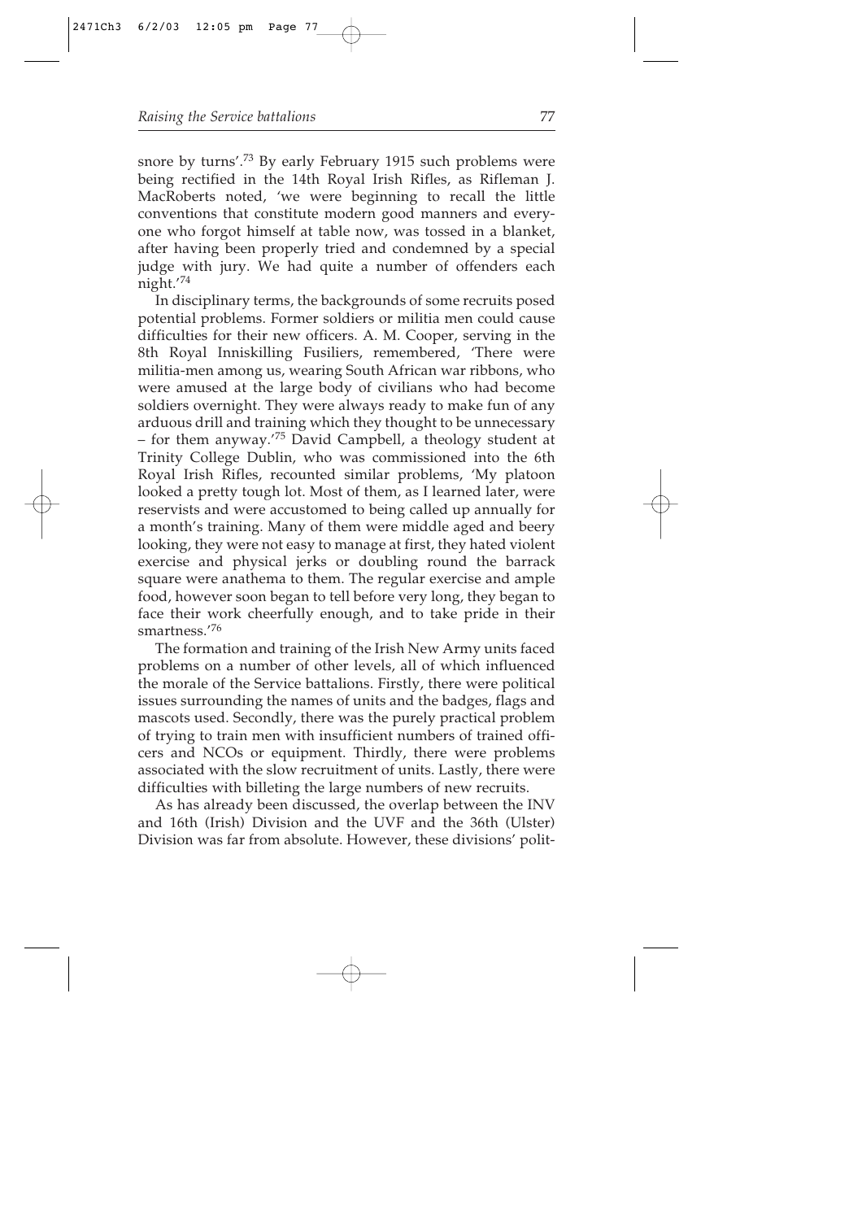snore by turns'.[73] By early February 1915 such problems were being rectified in the 14th Royal Irish Rifles, as Rifleman J. MacRoberts noted, 'we were beginning to recall the little conventions that constitute modern good manners and everyone who forgot himself at table now, was tossed in a blanket, after having been properly tried and condemned by a special judge with jury. We had quite a number of offenders each night.'[74]

In disciplinary terms, the backgrounds of some recruits posed potential problems. Former soldiers or militia men could cause difficulties for their new officers. A. M. Cooper, serving in the 8th Royal Inniskilling Fusiliers, remembered, 'There were militia-men among us, wearing South African war ribbons, who were amused at the large body of civilians who had become soldiers overnight. They were always ready to make fun of any arduous drill and training which they thought to be unnecessary – for them anyway.'[75] David Campbell, a theology student at Trinity College Dublin, who was commissioned into the 6th Royal Irish Rifles, recounted similar problems, 'My platoon looked a pretty tough lot. Most of them, as I learned later, were reservists and were accustomed to being called up annually for a month's training. Many of them were middle aged and beery looking, they were not easy to manage at first, they hated violent exercise and physical jerks or doubling round the barrack square were anathema to them. The regular exercise and ample food, however soon began to tell before very long, they began to face their work cheerfully enough, and to take pride in their smartness.'[76]

The formation and training of the Irish New Army units faced problems on a number of other levels, all of which influenced the morale of the Service battalions. Firstly, there were political issues surrounding the names of units and the badges, flags and mascots used. Secondly, there was the purely practical problem of trying to train men with insufficient numbers of trained officers and NCOs or equipment. Thirdly, there were problems associated with the slow recruitment of units. Lastly, there were difficulties with billeting the large numbers of new recruits.

As has already been discussed, the overlap between the INV and 16th (Irish) Division and the UVF and the 36th (Ulster) Division was far from absolute. However, these divisions' polit-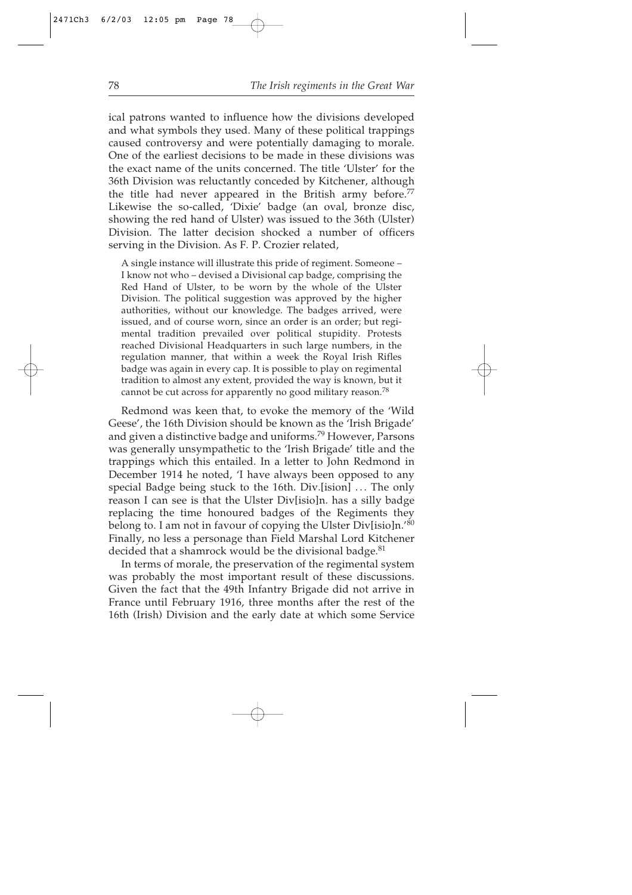ical patrons wanted to influence how the divisions developed and what symbols they used. Many of these political trappings caused controversy and were potentially damaging to morale. One of the earliest decisions to be made in these divisions was the exact name of the units concerned. The title 'Ulster' for the 36th Division was reluctantly conceded by Kitchener, although the title had never appeared in the British army before.[77] Likewise the so-called, 'Dixie' badge (an oval, bronze disc, showing the red hand of Ulster) was issued to the 36th (Ulster) Division. The latter decision shocked a number of officers serving in the Division. As F. P. Crozier related,

> A single instance will illustrate this pride of regiment. Someone – I know not who – devised a Divisional cap badge, comprising the Red Hand of Ulster, to be worn by the whole of the Ulster Division. The political suggestion was approved by the higher authorities, without our knowledge. The badges arrived, were issued, and of course worn, since an order is an order; but regimental tradition prevailed over political stupidity. Protests reached Divisional Headquarters in such large numbers, in the regulation manner, that within a week the Royal Irish Rifles badge was again in every cap. It is possible to play on regimental tradition to almost any extent, provided the way is known, but it cannot be cut across for apparently no good military reason.[78]

Redmond was keen that, to evoke the memory of the 'Wild Geese', the 16th Division should be known as the 'Irish Brigade' and given a distinctive badge and uniforms.[79] However, Parsons was generally unsympathetic to the 'Irish Brigade' title and the trappings which this entailed. In a letter to John Redmond in December 1914 he noted, 'I have always been opposed to any special Badge being stuck to the 16th. Div.[ision] . . . The only reason I can see is that the Ulster Div[isio]n. has a silly badge replacing the time honoured badges of the Regiments they belong to. I am not in favour of copying the Ulster Div[isio]n.'[80] Finally, no less a personage than Field Marshal Lord Kitchener decided that a shamrock would be the divisional badge.[81]

In terms of morale, the preservation of the regimental system was probably the most important result of these discussions. Given the fact that the 49th Infantry Brigade did not arrive in France until February 1916, three months after the rest of the 16th (Irish) Division and the early date at which some Service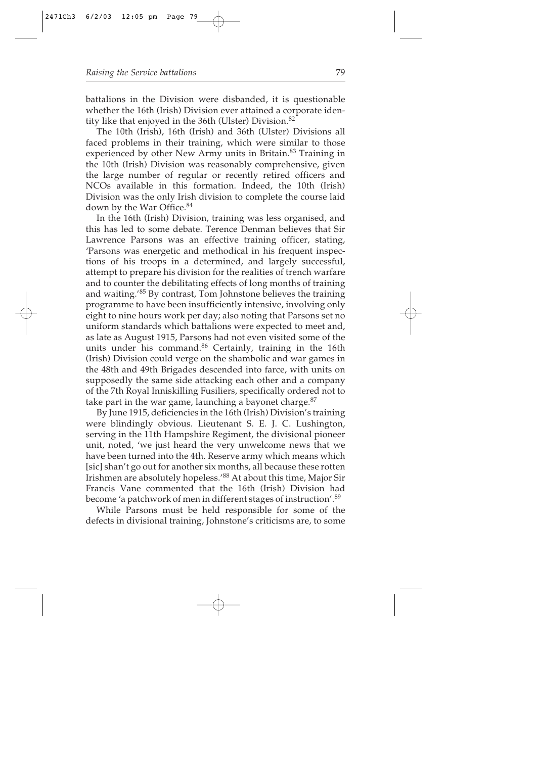battalions in the Division were disbanded, it is questionable whether the 16th (Irish) Division ever attained a corporate identity like that enjoyed in the 36th (Ulster) Division.[82]

The 10th (Irish), 16th (Irish) and 36th (Ulster) Divisions all faced problems in their training, which were similar to those experienced by other New Army units in Britain.[83] Training in the 10th (Irish) Division was reasonably comprehensive, given the large number of regular or recently retired officers and NCOs available in this formation. Indeed, the 10th (Irish) Division was the only Irish division to complete the course laid down by the War Office.[84]

In the 16th (Irish) Division, training was less organised, and this has led to some debate. Terence Denman believes that Sir Lawrence Parsons was an effective training officer, stating, 'Parsons was energetic and methodical in his frequent inspections of his troops in a determined, and largely successful, attempt to prepare his division for the realities of trench warfare and to counter the debilitating effects of long months of training and waiting.'[85] By contrast, Tom Johnstone believes the training programme to have been insufficiently intensive, involving only eight to nine hours work per day; also noting that Parsons set no uniform standards which battalions were expected to meet and, as late as August 1915, Parsons had not even visited some of the units under his command.[86] Certainly, training in the 16th (Irish) Division could verge on the shambolic and war games in the 48th and 49th Brigades descended into farce, with units on supposedly the same side attacking each other and a company of the 7th Royal Inniskilling Fusiliers, specifically ordered not to take part in the war game, launching a bayonet charge.[87]

By June 1915, deficiencies in the 16th (Irish) Division's training were blindingly obvious. Lieutenant S. E. J. C. Lushington, serving in the 11th Hampshire Regiment, the divisional pioneer unit, noted, 'we just heard the very unwelcome news that we have been turned into the 4th. Reserve army which means which [sic] shan't go out for another six months, all because these rotten Irishmen are absolutely hopeless.'[88] At about this time, Major Sir Francis Vane commented that the 16th (Irish) Division had become 'a patchwork of men in different stages of instruction'.[89]

While Parsons must be held responsible for some of the defects in divisional training, Johnstone's criticisms are, to some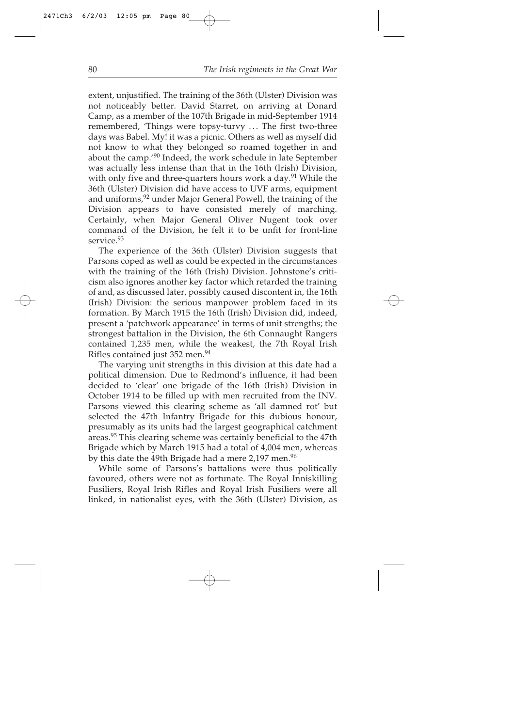extent, unjustified. The training of the 36th (Ulster) Division was not noticeably better. David Starret, on arriving at Donard Camp, as a member of the 107th Brigade in mid-September 1914 remembered, 'Things were topsy-turvy ... The first two-three days was Babel. My! it was a picnic. Others as well as myself did not know to what they belonged so roamed together in and about the camp.'[90] Indeed, the work schedule in late September was actually less intense than that in the 16th (Irish) Division, with only five and three-quarters hours work a day.[91] While the 36th (Ulster) Division did have access to UVF arms, equipment and uniforms,[92] under Major General Powell, the training of the Division appears to have consisted merely of marching. Certainly, when Major General Oliver Nugent took over command of the Division, he felt it to be unfit for front-line service.[93]

The experience of the 36th (Ulster) Division suggests that Parsons coped as well as could be expected in the circumstances with the training of the 16th (Irish) Division. Johnstone's criticism also ignores another key factor which retarded the training of and, as discussed later, possibly caused discontent in, the 16th (Irish) Division: the serious manpower problem faced in its formation. By March 1915 the 16th (Irish) Division did, indeed, present a 'patchwork appearance' in terms of unit strengths; the strongest battalion in the Division, the 6th Connaught Rangers contained 1,235 men, while the weakest, the 7th Royal Irish Rifles contained just 352 men.[94]

The varying unit strengths in this division at this date had a political dimension. Due to Redmond's influence, it had been decided to 'clear' one brigade of the 16th (Irish) Division in October 1914 to be filled up with men recruited from the INV. Parsons viewed this clearing scheme as 'all damned rot' but selected the 47th Infantry Brigade for this dubious honour, presumably as its units had the largest geographical catchment areas.[95] This clearing scheme was certainly beneficial to the 47th Brigade which by March 1915 had a total of 4,004 men, whereas by this date the 49th Brigade had a mere 2,197 men.[96]

While some of Parsons's battalions were thus politically favoured, others were not as fortunate. The Royal Inniskilling Fusiliers, Royal Irish Rifles and Royal Irish Fusiliers were all linked, in nationalist eyes, with the 36th (Ulster) Division, as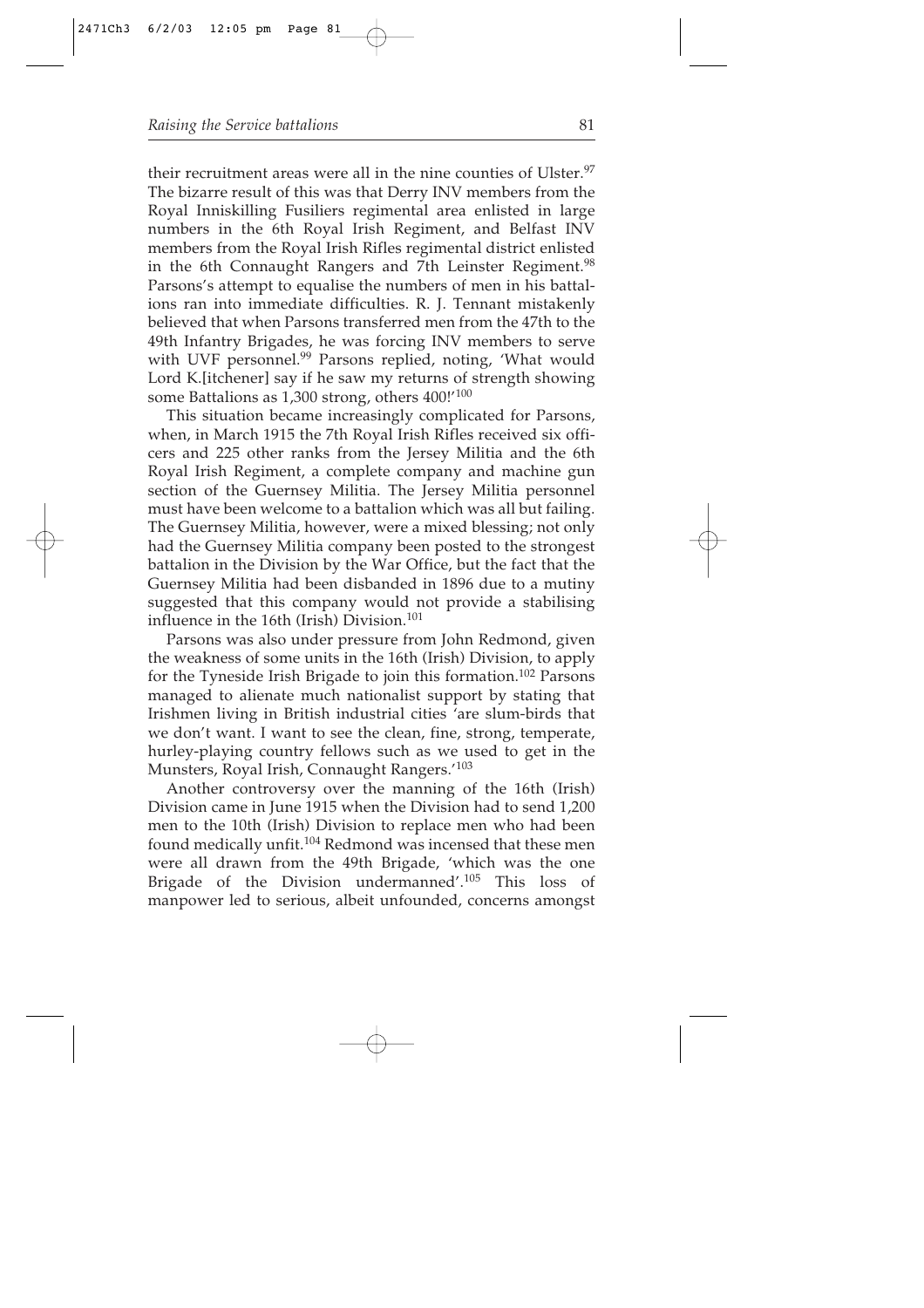their recruitment areas were all in the nine counties of Ulster.[97] The bizarre result of this was that Derry INV members from the Royal Inniskilling Fusiliers regimental area enlisted in large numbers in the 6th Royal Irish Regiment, and Belfast INV members from the Royal Irish Rifles regimental district enlisted in the 6th Connaught Rangers and 7th Leinster Regiment.[98] Parsons's attempt to equalise the numbers of men in his battalions ran into immediate difficulties. R. J. Tennant mistakenly believed that when Parsons transferred men from the 47th to the 49th Infantry Brigades, he was forcing INV members to serve with UVF personnel.[99] Parsons replied, noting, 'What would Lord K.[itchener] say if he saw my returns of strength showing some Battalions as 1,300 strong, others 400!'[100]

This situation became increasingly complicated for Parsons, when, in March 1915 the 7th Royal Irish Rifles received six officers and 225 other ranks from the Jersey Militia and the 6th Royal Irish Regiment, a complete company and machine gun section of the Guernsey Militia. The Jersey Militia personnel must have been welcome to a battalion which was all but failing. The Guernsey Militia, however, were a mixed blessing; not only had the Guernsey Militia company been posted to the strongest battalion in the Division by the War Office, but the fact that the Guernsey Militia had been disbanded in 1896 due to a mutiny suggested that this company would not provide a stabilising influence in the 16th (Irish) Division.[101]

Parsons was also under pressure from John Redmond, given the weakness of some units in the 16th (Irish) Division, to apply for the Tyneside Irish Brigade to join this formation.[102] Parsons managed to alienate much nationalist support by stating that Irishmen living in British industrial cities 'are slum-birds that we don't want. I want to see the clean, fine, strong, temperate, hurley-playing country fellows such as we used to get in the Munsters, Royal Irish, Connaught Rangers.'[103]

Another controversy over the manning of the 16th (Irish) Division came in June 1915 when the Division had to send 1,200 men to the 10th (Irish) Division to replace men who had been found medically unfit.[104] Redmond was incensed that these men were all drawn from the 49th Brigade, 'which was the one Brigade of the Division undermanned'.[105] This loss of manpower led to serious, albeit unfounded, concerns amongst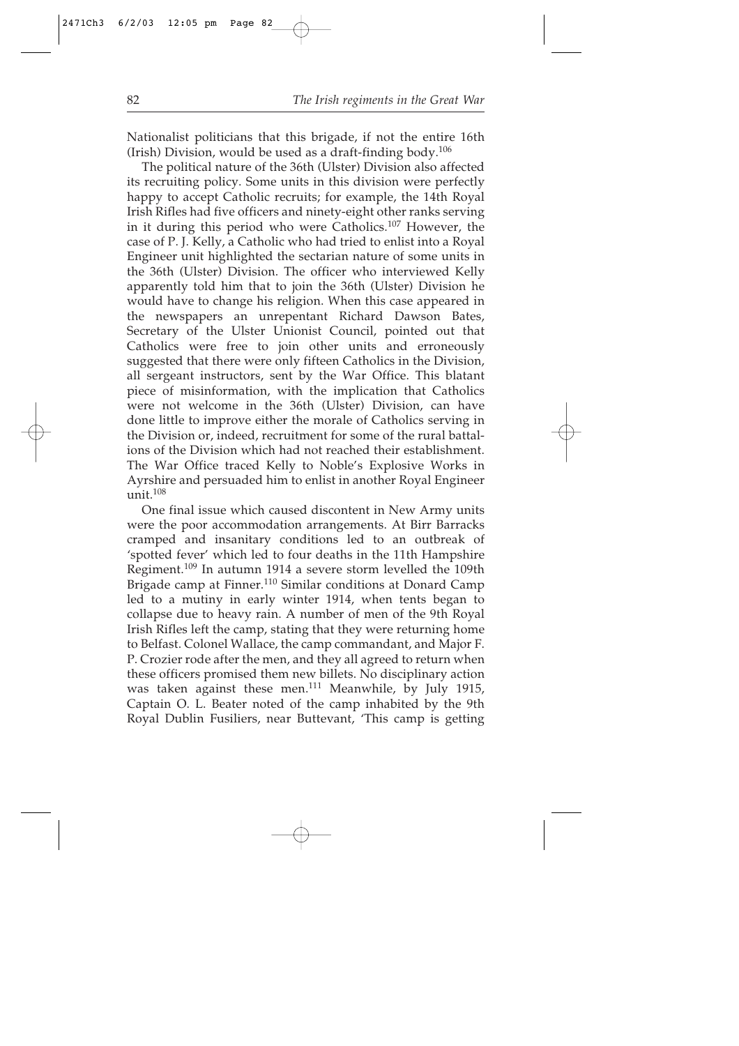Nationalist politicians that this brigade, if not the entire 16th (Irish) Division, would be used as a draft-finding body.[106]

The political nature of the 36th (Ulster) Division also affected its recruiting policy. Some units in this division were perfectly happy to accept Catholic recruits; for example, the 14th Royal Irish Rifles had five officers and ninety-eight other ranks serving in it during this period who were Catholics.[107] However, the case of P. J. Kelly, a Catholic who had tried to enlist into a Royal Engineer unit highlighted the sectarian nature of some units in the 36th (Ulster) Division. The officer who interviewed Kelly apparently told him that to join the 36th (Ulster) Division he would have to change his religion. When this case appeared in the newspapers an unrepentant Richard Dawson Bates, Secretary of the Ulster Unionist Council, pointed out that Catholics were free to join other units and erroneously suggested that there were only fifteen Catholics in the Division, all sergeant instructors, sent by the War Office. This blatant piece of misinformation, with the implication that Catholics were not welcome in the 36th (Ulster) Division, can have done little to improve either the morale of Catholics serving in the Division or, indeed, recruitment for some of the rural battalions of the Division which had not reached their establishment. The War Office traced Kelly to Noble's Explosive Works in Ayrshire and persuaded him to enlist in another Royal Engineer unit.[108]

One final issue which caused discontent in New Army units were the poor accommodation arrangements. At Birr Barracks cramped and insanitary conditions led to an outbreak of 'spotted fever' which led to four deaths in the 11th Hampshire Regiment.[109] In autumn 1914 a severe storm levelled the 109th Brigade camp at Finner.[110] Similar conditions at Donard Camp led to a mutiny in early winter 1914, when tents began to collapse due to heavy rain. A number of men of the 9th Royal Irish Rifles left the camp, stating that they were returning home to Belfast. Colonel Wallace, the camp commandant, and Major F. P. Crozier rode after the men, and they all agreed to return when these officers promised them new billets. No disciplinary action was taken against these men.[111] Meanwhile, by July 1915, Captain O. L. Beater noted of the camp inhabited by the 9th Royal Dublin Fusiliers, near Buttevant, 'This camp is getting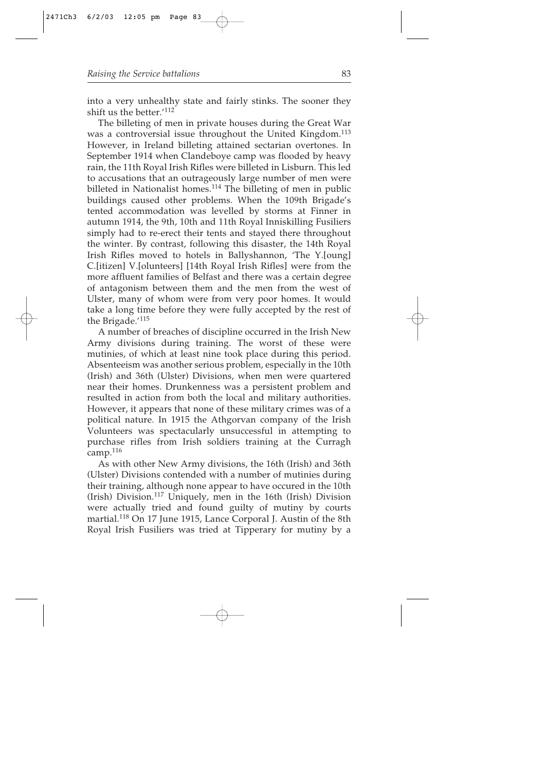into a very unhealthy state and fairly stinks. The sooner they shift us the better.'[112]

The billeting of men in private houses during the Great War was a controversial issue throughout the United Kingdom.[113] However, in Ireland billeting attained sectarian overtones. In September 1914 when Clandeboye camp was flooded by heavy rain, the 11th Royal Irish Rifles were billeted in Lisburn. This led to accusations that an outrageously large number of men were billeted in Nationalist homes.[114] The billeting of men in public buildings caused other problems. When the 109th Brigade's tented accommodation was levelled by storms at Finner in autumn 1914, the 9th, 10th and 11th Royal Inniskilling Fusiliers simply had to re-erect their tents and stayed there throughout the winter. By contrast, following this disaster, the 14th Royal Irish Rifles moved to hotels in Ballyshannon, 'The Y.[oung] C.[itizen] V.[olunteers] [14th Royal Irish Rifles] were from the more affluent families of Belfast and there was a certain degree of antagonism between them and the men from the west of Ulster, many of whom were from very poor homes. It would take a long time before they were fully accepted by the rest of the Brigade.'[115]

A number of breaches of discipline occurred in the Irish New Army divisions during training. The worst of these were mutinies, of which at least nine took place during this period. Absenteeism was another serious problem, especially in the 10th (Irish) and 36th (Ulster) Divisions, when men were quartered near their homes. Drunkenness was a persistent problem and resulted in action from both the local and military authorities. However, it appears that none of these military crimes was of a political nature. In 1915 the Athgorvan company of the Irish Volunteers was spectacularly unsuccessful in attempting to purchase rifles from Irish soldiers training at the Curragh camp.[116]

As with other New Army divisions, the 16th (Irish) and 36th (Ulster) Divisions contended with a number of mutinies during their training, although none appear to have occured in the 10th (Irish) Division.[117] Uniquely, men in the 16th (Irish) Division were actually tried and found guilty of mutiny by courts martial.[118] On 17 June 1915, Lance Corporal J. Austin of the 8th Royal Irish Fusiliers was tried at Tipperary for mutiny by a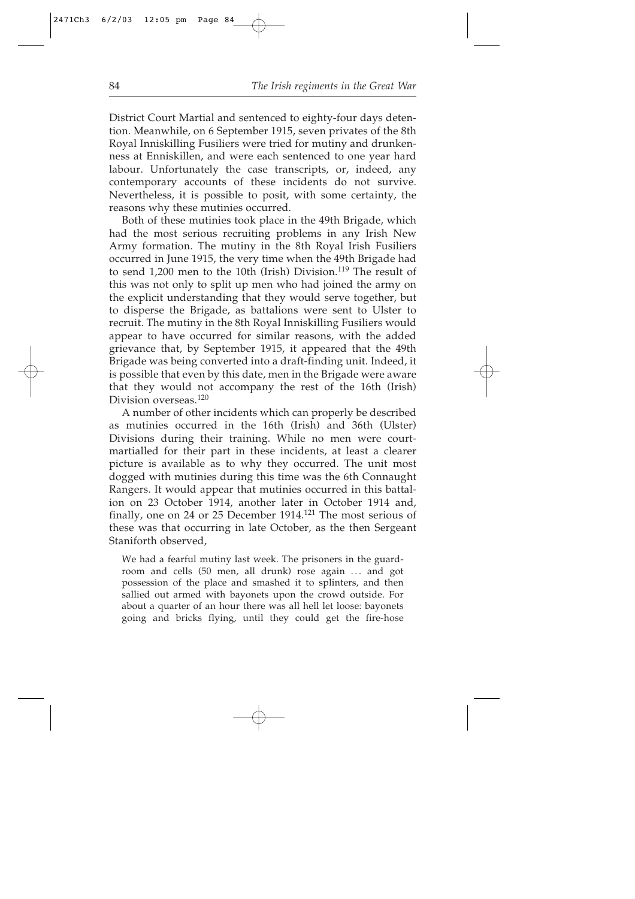District Court Martial and sentenced to eighty-four days detention. Meanwhile, on 6 September 1915, seven privates of the 8th Royal Inniskilling Fusiliers were tried for mutiny and drunkenness at Enniskillen, and were each sentenced to one year hard labour. Unfortunately the case transcripts, or, indeed, any contemporary accounts of these incidents do not survive. Nevertheless, it is possible to posit, with some certainty, the reasons why these mutinies occurred.

Both of these mutinies took place in the 49th Brigade, which had the most serious recruiting problems in any Irish New Army formation. The mutiny in the 8th Royal Irish Fusiliers occurred in June 1915, the very time when the 49th Brigade had to send 1,200 men to the 10th (Irish) Division.[119] The result of this was not only to split up men who had joined the army on the explicit understanding that they would serve together, but to disperse the Brigade, as battalions were sent to Ulster to recruit. The mutiny in the 8th Royal Inniskilling Fusiliers would appear to have occurred for similar reasons, with the added grievance that, by September 1915, it appeared that the 49th Brigade was being converted into a draft-finding unit. Indeed, it is possible that even by this date, men in the Brigade were aware that they would not accompany the rest of the 16th (Irish) Division overseas.[120]

A number of other incidents which can properly be described as mutinies occurred in the 16th (Irish) and 36th (Ulster) Divisions during their training. While no men were court-martialled for their part in these incidents, at least a clearer picture is available as to why they occurred. The unit most dogged with mutinies during this time was the 6th Connaught Rangers. It would appear that mutinies occurred in this battalion on 23 October 1914, another later in October 1914 and, finally, one on 24 or 25 December 1914.[121] The most serious of these was that occurring in late October, as the then Sergeant Staniforth observed,

> We had a fearful mutiny last week. The prisoners in the guard-room and cells (50 men, all drunk) rose again ... and got possession of the place and smashed it to splinters, and then sallied out armed with bayonets upon the crowd outside. For about a quarter of an hour there was all hell let loose: bayonets going and bricks flying, until they could get the fire-hose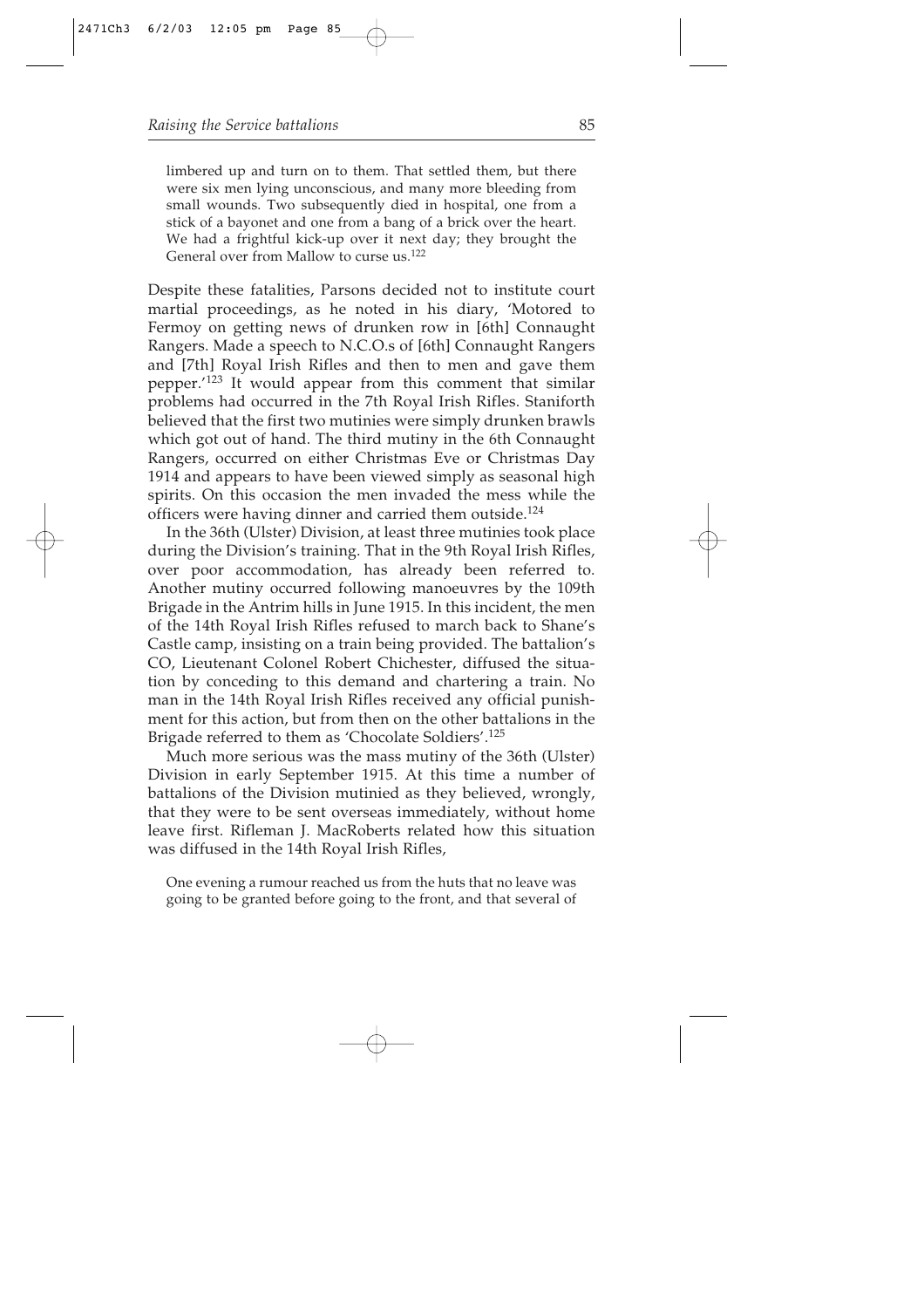> limbered up and turn on to them. That settled them, but there were six men lying unconscious, and many more bleeding from small wounds. Two subsequently died in hospital, one from a stick of a bayonet and one from a bang of a brick over the heart. We had a frightful kick-up over it next day; they brought the General over from Mallow to curse us.[122]

Despite these fatalities, Parsons decided not to institute court martial proceedings, as he noted in his diary, 'Motored to Fermoy on getting news of drunken row in [6th] Connaught Rangers. Made a speech to N.C.O.s of [6th] Connaught Rangers and [7th] Royal Irish Rifles and then to men and gave them pepper.'[123] It would appear from this comment that similar problems had occurred in the 7th Royal Irish Rifles. Staniforth believed that the first two mutinies were simply drunken brawls which got out of hand. The third mutiny in the 6th Connaught Rangers, occurred on either Christmas Eve or Christmas Day 1914 and appears to have been viewed simply as seasonal high spirits. On this occasion the men invaded the mess while the officers were having dinner and carried them outside.[124]

In the 36th (Ulster) Division, at least three mutinies took place during the Division's training. That in the 9th Royal Irish Rifles, over poor accommodation, has already been referred to. Another mutiny occurred following manoeuvres by the 109th Brigade in the Antrim hills in June 1915. In this incident, the men of the 14th Royal Irish Rifles refused to march back to Shane's Castle camp, insisting on a train being provided. The battalion's CO, Lieutenant Colonel Robert Chichester, diffused the situation by conceding to this demand and chartering a train. No man in the 14th Royal Irish Rifles received any official punishment for this action, but from then on the other battalions in the Brigade referred to them as 'Chocolate Soldiers'.[125]

Much more serious was the mass mutiny of the 36th (Ulster) Division in early September 1915. At this time a number of battalions of the Division mutinied as they believed, wrongly, that they were to be sent overseas immediately, without home leave first. Rifleman J. MacRoberts related how this situation was diffused in the 14th Royal Irish Rifles,

> One evening a rumour reached us from the huts that no leave was going to be granted before going to the front, and that several of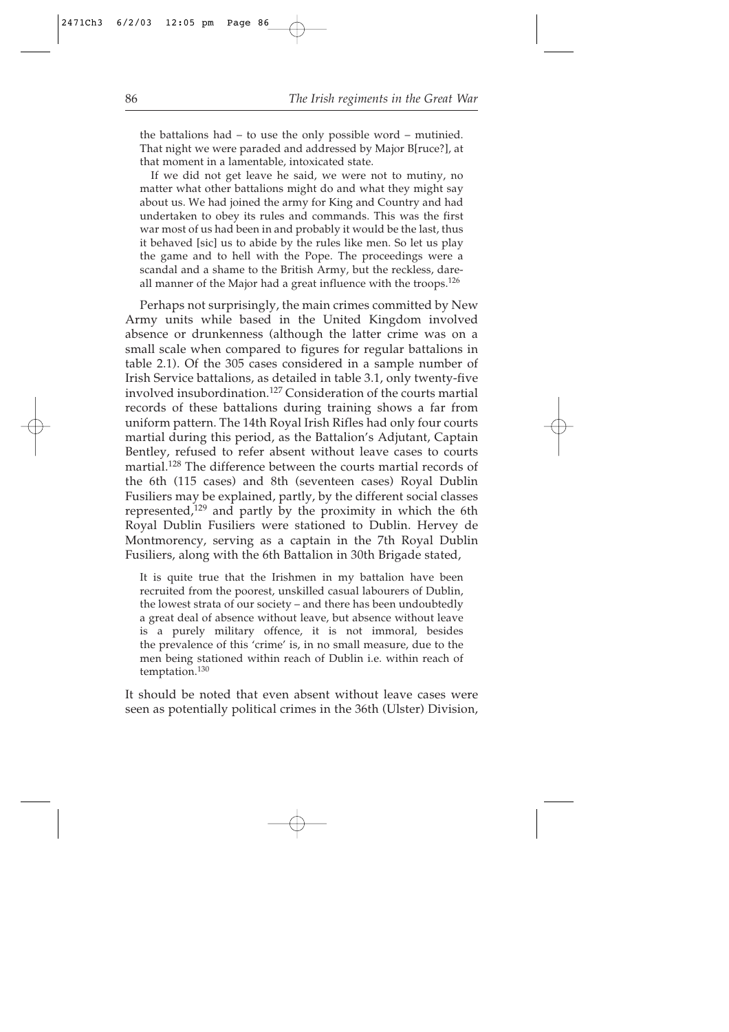> the battalions had – to use the only possible word – mutinied. That night we were paraded and addressed by Major B[ruce?], at that moment in a lamentable, intoxicated state.
>
> If we did not get leave he said, we were not to mutiny, no matter what other battalions might do and what they might say about us. We had joined the army for King and Country and had undertaken to obey its rules and commands. This was the first war most of us had been in and probably it would be the last, thus it behaved [sic] us to abide by the rules like men. So let us play the game and to hell with the Pope. The proceedings were a scandal and a shame to the British Army, but the reckless, dare-all manner of the Major had a great influence with the troops.[126]

Perhaps not surprisingly, the main crimes committed by New Army units while based in the United Kingdom involved absence or drunkenness (although the latter crime was on a small scale when compared to figures for regular battalions in table 2.1). Of the 305 cases considered in a sample number of Irish Service battalions, as detailed in table 3.1, only twenty-five involved insubordination.[127] Consideration of the courts martial records of these battalions during training shows a far from uniform pattern. The 14th Royal Irish Rifles had only four courts martial during this period, as the Battalion's Adjutant, Captain Bentley, refused to refer absent without leave cases to courts martial.[128] The difference between the courts martial records of the 6th (115 cases) and 8th (seventeen cases) Royal Dublin Fusiliers may be explained, partly, by the different social classes represented,[129] and partly by the proximity in which the 6th Royal Dublin Fusiliers were stationed to Dublin. Hervey de Montmorency, serving as a captain in the 7th Royal Dublin Fusiliers, along with the 6th Battalion in 30th Brigade stated,

> It is quite true that the Irishmen in my battalion have been recruited from the poorest, unskilled casual labourers of Dublin, the lowest strata of our society – and there has been undoubtedly a great deal of absence without leave, but absence without leave is a purely military offence, it is not immoral, besides the prevalence of this 'crime' is, in no small measure, due to the men being stationed within reach of Dublin i.e. within reach of temptation.[130]

It should be noted that even absent without leave cases were seen as potentially political crimes in the 36th (Ulster) Division,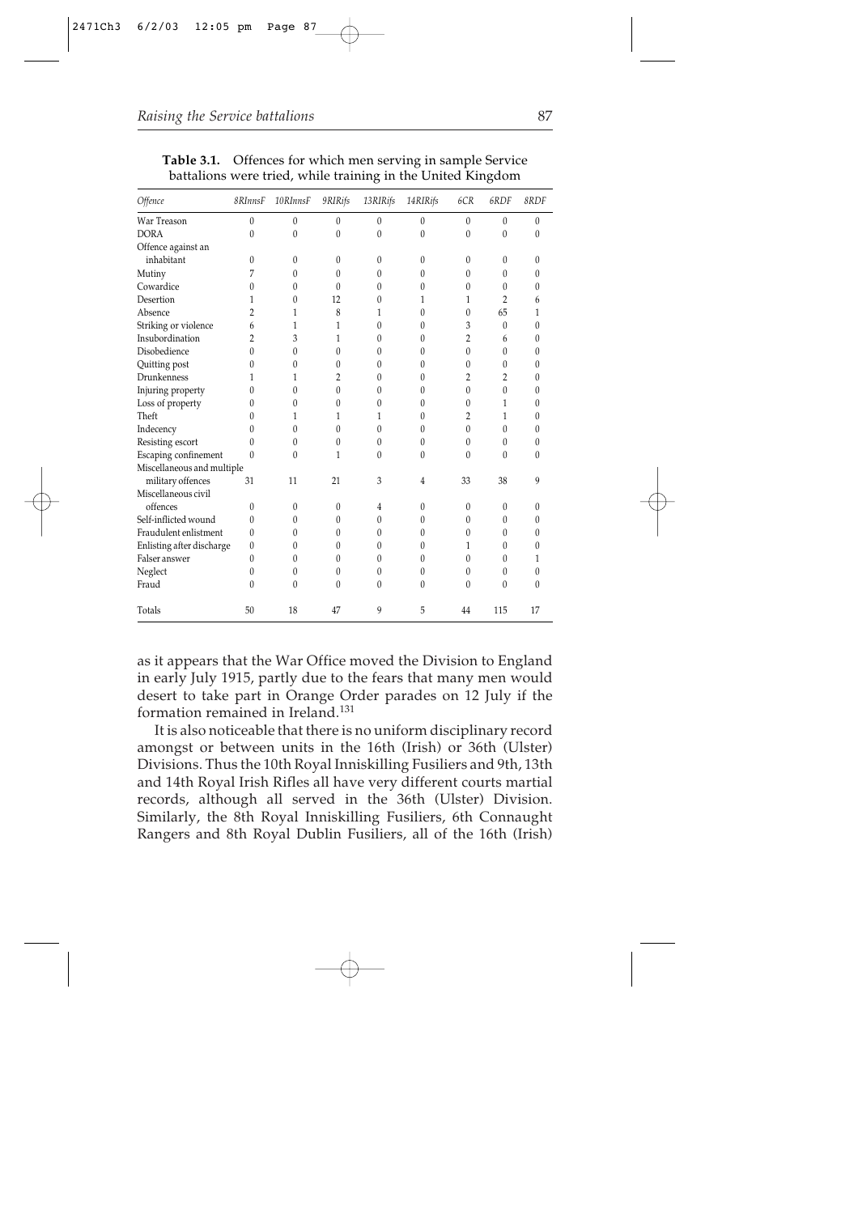**Table 3.1.** Offences for which men serving in sample Service battalions were tried, while training in the United Kingdom

| *Offence* | *8RInnsF* | *10RInnsF* | *9RIRifs* | *13RIRifs* | *14RIRifs* | *6CR* | *6RDF* | *8RDF* |
|---|---|---|---|---|---|---|---|---|
| War Treason | 0 | 0 | 0 | 0 | 0 | 0 | 0 | 0 |
| DORA | 0 | 0 | 0 | 0 | 0 | 0 | 0 | 0 |
| Offence against an inhabitant | 0 | 0 | 0 | 0 | 0 | 0 | 0 | 0 |
| Mutiny | 7 | 0 | 0 | 0 | 0 | 0 | 0 | 0 |
| Cowardice | 0 | 0 | 0 | 0 | 0 | 0 | 0 | 0 |
| Desertion | 1 | 0 | 12 | 0 | 1 | 1 | 2 | 6 |
| Absence | 2 | 1 | 8 | 1 | 0 | 0 | 65 | 1 |
| Striking or violence | 6 | 1 | 1 | 0 | 0 | 3 | 0 | 0 |
| Insubordination | 2 | 3 | 1 | 0 | 0 | 2 | 6 | 0 |
| Disobedience | 0 | 0 | 0 | 0 | 0 | 0 | 0 | 0 |
| Quitting post | 0 | 0 | 0 | 0 | 0 | 0 | 0 | 0 |
| Drunkenness | 1 | 1 | 2 | 0 | 0 | 2 | 2 | 0 |
| Injuring property | 0 | 0 | 0 | 0 | 0 | 0 | 0 | 0 |
| Loss of property | 0 | 0 | 0 | 0 | 0 | 0 | 1 | 0 |
| Theft | 0 | 1 | 1 | 1 | 0 | 2 | 1 | 0 |
| Indecency | 0 | 0 | 0 | 0 | 0 | 0 | 0 | 0 |
| Resisting escort | 0 | 0 | 0 | 0 | 0 | 0 | 0 | 0 |
| Escaping confinement | 0 | 0 | 1 | 0 | 0 | 0 | 0 | 0 |
| Miscellaneous and multiple military offences | 31 | 11 | 21 | 3 | 4 | 33 | 38 | 9 |
| Miscellaneous civil offences | 0 | 0 | 0 | 4 | 0 | 0 | 0 | 0 |
| Self-inflicted wound | 0 | 0 | 0 | 0 | 0 | 0 | 0 | 0 |
| Fraudulent enlistment | 0 | 0 | 0 | 0 | 0 | 0 | 0 | 0 |
| Enlisting after discharge | 0 | 0 | 0 | 0 | 0 | 1 | 0 | 0 |
| Falser answer | 0 | 0 | 0 | 0 | 0 | 0 | 0 | 1 |
| Neglect | 0 | 0 | 0 | 0 | 0 | 0 | 0 | 0 |
| Fraud | 0 | 0 | 0 | 0 | 0 | 0 | 0 | 0 |
| Totals | 50 | 18 | 47 | 9 | 5 | 44 | 115 | 17 |

as it appears that the War Office moved the Division to England in early July 1915, partly due to the fears that many men would desert to take part in Orange Order parades on 12 July if the formation remained in Ireland.[131]

It is also noticeable that there is no uniform disciplinary record amongst or between units in the 16th (Irish) or 36th (Ulster) Divisions. Thus the 10th Royal Inniskilling Fusiliers and 9th, 13th and 14th Royal Irish Rifles all have very different courts martial records, although all served in the 36th (Ulster) Division. Similarly, the 8th Royal Inniskilling Fusiliers, 6th Connaught Rangers and 8th Royal Dublin Fusiliers, all of the 16th (Irish)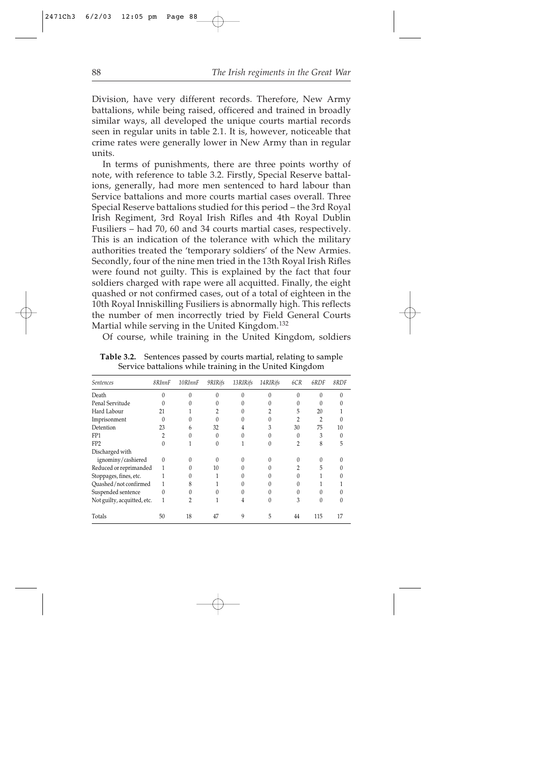Division, have very different records. Therefore, New Army battalions, while being raised, officered and trained in broadly similar ways, all developed the unique courts martial records seen in regular units in table 2.1. It is, however, noticeable that crime rates were generally lower in New Army than in regular units.

In terms of punishments, there are three points worthy of note, with reference to table 3.2. Firstly, Special Reserve battalions, generally, had more men sentenced to hard labour than Service battalions and more courts martial cases overall. Three Special Reserve battalions studied for this period – the 3rd Royal Irish Regiment, 3rd Royal Irish Rifles and 4th Royal Dublin Fusiliers – had 70, 60 and 34 courts martial cases, respectively. This is an indication of the tolerance with which the military authorities treated the 'temporary soldiers' of the New Armies. Secondly, four of the nine men tried in the 13th Royal Irish Rifles were found not guilty. This is explained by the fact that four soldiers charged with rape were all acquitted. Finally, the eight quashed or not confirmed cases, out of a total of eighteen in the 10th Royal Inniskilling Fusiliers is abnormally high. This reflects the number of men incorrectly tried by Field General Courts Martial while serving in the United Kingdom.[132]

Of course, while training in the United Kingdom, soldiers

**Table 3.2.** Sentences passed by courts martial, relating to sample Service battalions while training in the United Kingdom

| *Sentences* | *8RInnF* | *10RInnF* | *9RIRifs* | *13RIRifs* | *14RIRifs* | *6CR* | *6RDF* | *8RDF* |
|---|---|---|---|---|---|---|---|---|
| Death | 0 | 0 | 0 | 0 | 0 | 0 | 0 | 0 |
| Penal Servitude | 0 | 0 | 0 | 0 | 0 | 0 | 0 | 0 |
| Hard Labour | 21 | 1 | 2 | 0 | 2 | 5 | 20 | 1 |
| Imprisonment | 0 | 0 | 0 | 0 | 0 | 2 | 2 | 0 |
| Detention | 23 | 6 | 32 | 4 | 3 | 30 | 75 | 10 |
| FP1 | 2 | 0 | 0 | 0 | 0 | 0 | 3 | 0 |
| FP2 | 0 | 1 | 0 | 1 | 0 | 2 | 8 | 5 |
| Discharged with ignominy/cashiered | 0 | 0 | 0 | 0 | 0 | 0 | 0 | 0 |
| Reduced or reprimanded | 1 | 0 | 10 | 0 | 0 | 2 | 5 | 0 |
| Stoppages, fines, etc. | 1 | 0 | 1 | 0 | 0 | 0 | 1 | 0 |
| Quashed/not confirmed | 1 | 8 | 1 | 0 | 0 | 0 | 1 | 1 |
| Suspended sentence | 0 | 0 | 0 | 0 | 0 | 0 | 0 | 0 |
| Not guilty, acquitted, etc. | 1 | 2 | 1 | 4 | 0 | 3 | 0 | 0 |
| Totals | 50 | 18 | 47 | 9 | 5 | 44 | 115 | 17 |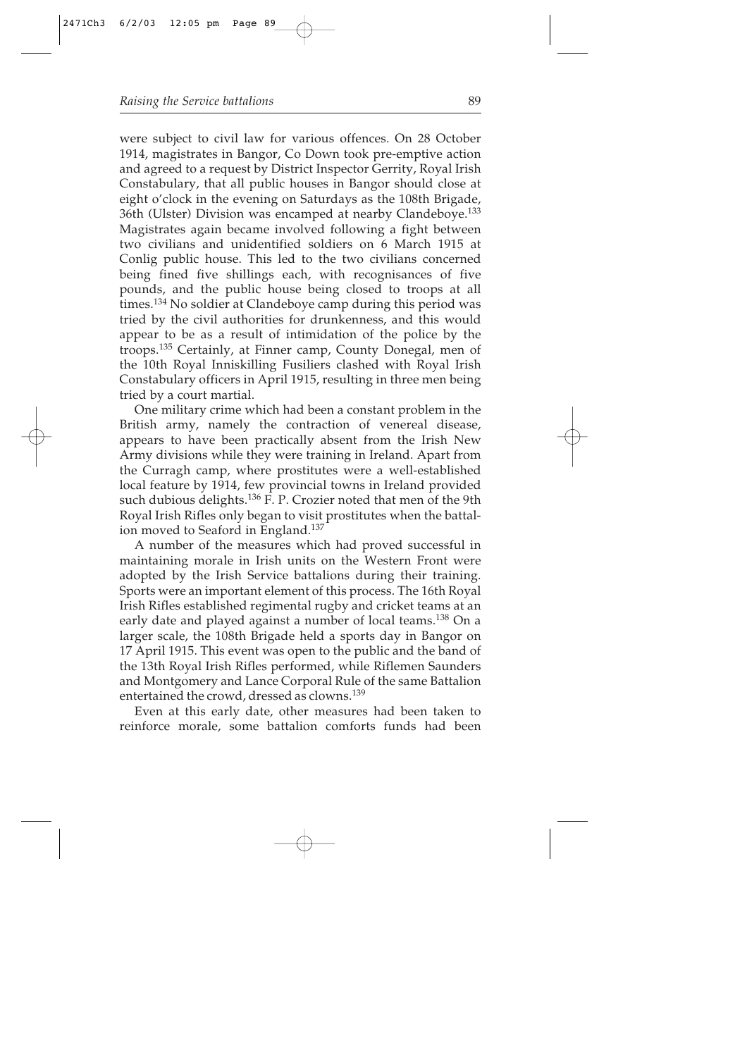were subject to civil law for various offences. On 28 October 1914, magistrates in Bangor, Co Down took pre-emptive action and agreed to a request by District Inspector Gerrity, Royal Irish Constabulary, that all public houses in Bangor should close at eight o'clock in the evening on Saturdays as the 108th Brigade, 36th (Ulster) Division was encamped at nearby Clandeboye.[133] Magistrates again became involved following a fight between two civilians and unidentified soldiers on 6 March 1915 at Conlig public house. This led to the two civilians concerned being fined five shillings each, with recognisances of five pounds, and the public house being closed to troops at all times.[134] No soldier at Clandeboye camp during this period was tried by the civil authorities for drunkenness, and this would appear to be as a result of intimidation of the police by the troops.[135] Certainly, at Finner camp, County Donegal, men of the 10th Royal Inniskilling Fusiliers clashed with Royal Irish Constabulary officers in April 1915, resulting in three men being tried by a court martial.

One military crime which had been a constant problem in the British army, namely the contraction of venereal disease, appears to have been practically absent from the Irish New Army divisions while they were training in Ireland. Apart from the Curragh camp, where prostitutes were a well-established local feature by 1914, few provincial towns in Ireland provided such dubious delights.[136] F. P. Crozier noted that men of the 9th Royal Irish Rifles only began to visit prostitutes when the battalion moved to Seaford in England.[137]

A number of the measures which had proved successful in maintaining morale in Irish units on the Western Front were adopted by the Irish Service battalions during their training. Sports were an important element of this process. The 16th Royal Irish Rifles established regimental rugby and cricket teams at an early date and played against a number of local teams.[138] On a larger scale, the 108th Brigade held a sports day in Bangor on 17 April 1915. This event was open to the public and the band of the 13th Royal Irish Rifles performed, while Riflemen Saunders and Montgomery and Lance Corporal Rule of the same Battalion entertained the crowd, dressed as clowns.[139]

Even at this early date, other measures had been taken to reinforce morale, some battalion comforts funds had been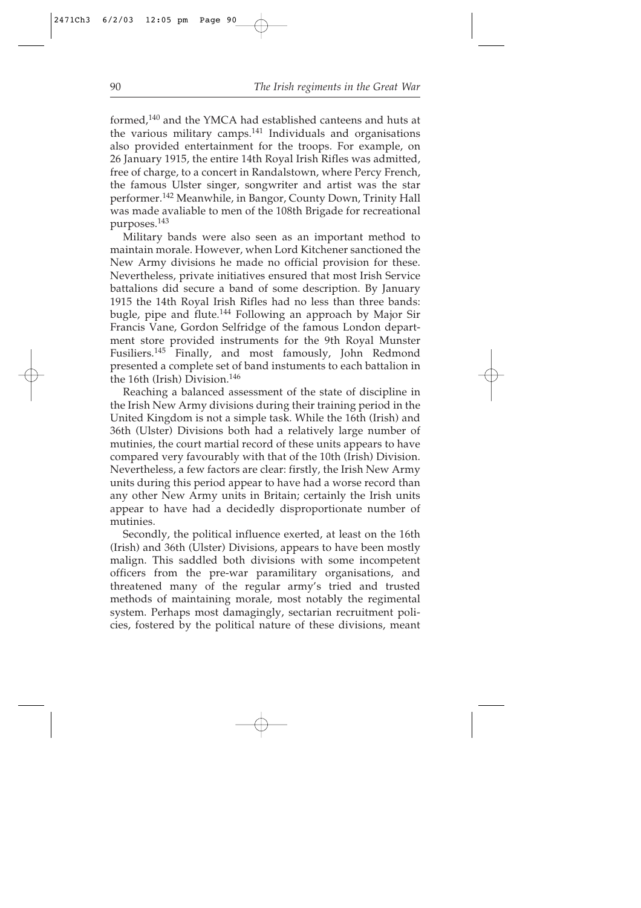formed,[140] and the YMCA had established canteens and huts at the various military camps.[141] Individuals and organisations also provided entertainment for the troops. For example, on 26 January 1915, the entire 14th Royal Irish Rifles was admitted, free of charge, to a concert in Randalstown, where Percy French, the famous Ulster singer, songwriter and artist was the star performer.[142] Meanwhile, in Bangor, County Down, Trinity Hall was made avaliable to men of the 108th Brigade for recreational purposes.[143]

Military bands were also seen as an important method to maintain morale. However, when Lord Kitchener sanctioned the New Army divisions he made no official provision for these. Nevertheless, private initiatives ensured that most Irish Service battalions did secure a band of some description. By January 1915 the 14th Royal Irish Rifles had no less than three bands: bugle, pipe and flute.[144] Following an approach by Major Sir Francis Vane, Gordon Selfridge of the famous London department store provided instruments for the 9th Royal Munster Fusiliers.[145] Finally, and most famously, John Redmond presented a complete set of band instuments to each battalion in the 16th (Irish) Division.[146]

Reaching a balanced assessment of the state of discipline in the Irish New Army divisions during their training period in the United Kingdom is not a simple task. While the 16th (Irish) and 36th (Ulster) Divisions both had a relatively large number of mutinies, the court martial record of these units appears to have compared very favourably with that of the 10th (Irish) Division. Nevertheless, a few factors are clear: firstly, the Irish New Army units during this period appear to have had a worse record than any other New Army units in Britain; certainly the Irish units appear to have had a decidedly disproportionate number of mutinies.

Secondly, the political influence exerted, at least on the 16th (Irish) and 36th (Ulster) Divisions, appears to have been mostly malign. This saddled both divisions with some incompetent officers from the pre-war paramilitary organisations, and threatened many of the regular army's tried and trusted methods of maintaining morale, most notably the regimental system. Perhaps most damagingly, sectarian recruitment policies, fostered by the political nature of these divisions, meant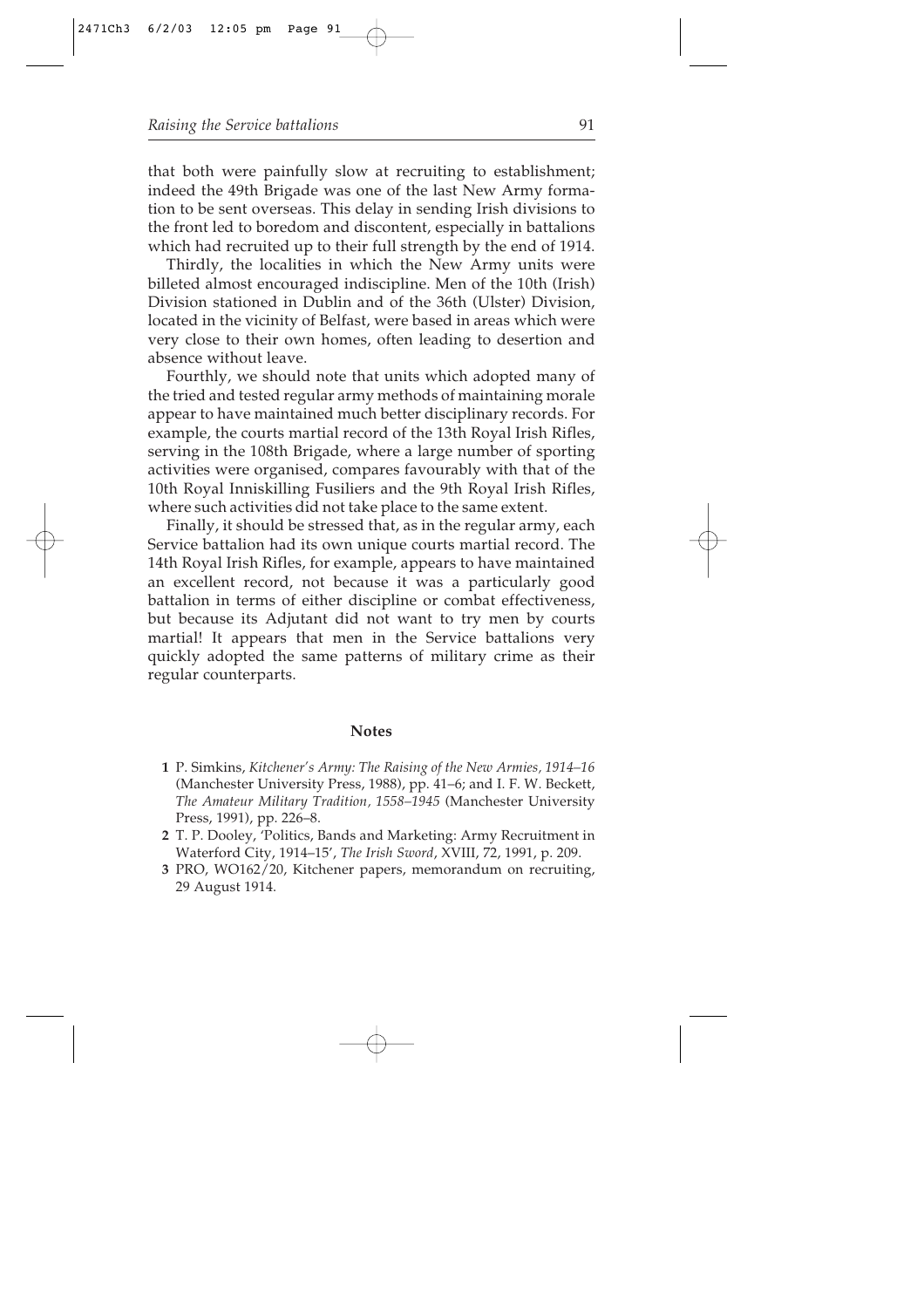that both were painfully slow at recruiting to establishment; indeed the 49th Brigade was one of the last New Army formation to be sent overseas. This delay in sending Irish divisions to the front led to boredom and discontent, especially in battalions which had recruited up to their full strength by the end of 1914.

Thirdly, the localities in which the New Army units were billeted almost encouraged indiscipline. Men of the 10th (Irish) Division stationed in Dublin and of the 36th (Ulster) Division, located in the vicinity of Belfast, were based in areas which were very close to their own homes, often leading to desertion and absence without leave.

Fourthly, we should note that units which adopted many of the tried and tested regular army methods of maintaining morale appear to have maintained much better disciplinary records. For example, the courts martial record of the 13th Royal Irish Rifles, serving in the 108th Brigade, where a large number of sporting activities were organised, compares favourably with that of the 10th Royal Inniskilling Fusiliers and the 9th Royal Irish Rifles, where such activities did not take place to the same extent.

Finally, it should be stressed that, as in the regular army, each Service battalion had its own unique courts martial record. The 14th Royal Irish Rifles, for example, appears to have maintained an excellent record, not because it was a particularly good battalion in terms of either discipline or combat effectiveness, but because its Adjutant did not want to try men by courts martial! It appears that men in the Service battalions very quickly adopted the same patterns of military crime as their regular counterparts.

## Notes

**1** P. Simkins, *Kitchener's Army: The Raising of the New Armies, 1914–16* (Manchester University Press, 1988), pp. 41–6; and I. F. W. Beckett, *The Amateur Military Tradition, 1558–1945* (Manchester University Press, 1991), pp. 226–8.

**2** T. P. Dooley, 'Politics, Bands and Marketing: Army Recruitment in Waterford City, 1914–15', *The Irish Sword*, XVIII, 72, 1991, p. 209.

**3** PRO, WO162/20, Kitchener papers, memorandum on recruiting, 29 August 1914.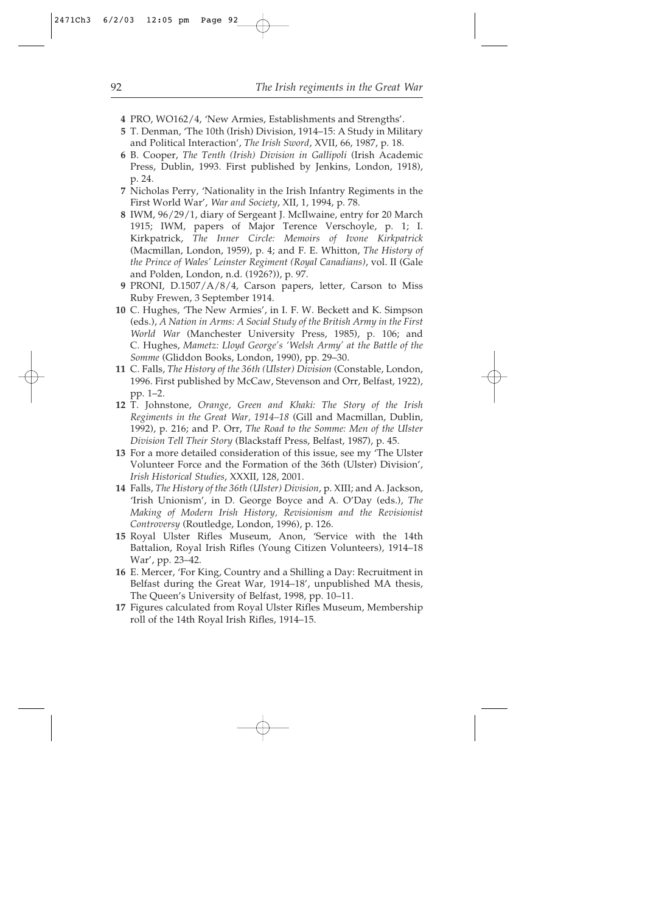4 PRO, WO162/4, 'New Armies, Establishments and Strengths'.

5 T. Denman, 'The 10th (Irish) Division, 1914–15: A Study in Military and Political Interaction', *The Irish Sword*, XVII, 66, 1987, p. 18.

6 B. Cooper, *The Tenth (Irish) Division in Gallipoli* (Irish Academic Press, Dublin, 1993. First published by Jenkins, London, 1918), p. 24.

7 Nicholas Perry, 'Nationality in the Irish Infantry Regiments in the First World War', *War and Society*, XII, 1, 1994, p. 78.

8 IWM, 96/29/1, diary of Sergeant J. McIlwaine, entry for 20 March 1915; IWM, papers of Major Terence Verschoyle, p. 1; I. Kirkpatrick, *The Inner Circle: Memoirs of Ivone Kirkpatrick* (Macmillan, London, 1959), p. 4; and F. E. Whitton, *The History of the Prince of Wales' Leinster Regiment (Royal Canadians)*, vol. II (Gale and Polden, London, n.d. (1926?)), p. 97.

9 PRONI, D.1507/A/8/4, Carson papers, letter, Carson to Miss Ruby Frewen, 3 September 1914.

10 C. Hughes, 'The New Armies', in I. F. W. Beckett and K. Simpson (eds.), *A Nation in Arms: A Social Study of the British Army in the First World War* (Manchester University Press, 1985), p. 106; and C. Hughes, *Mametz: Lloyd George's 'Welsh Army' at the Battle of the Somme* (Gliddon Books, London, 1990), pp. 29–30.

11 C. Falls, *The History of the 36th (Ulster) Division* (Constable, London, 1996. First published by McCaw, Stevenson and Orr, Belfast, 1922), pp. 1–2.

12 T. Johnstone, *Orange, Green and Khaki: The Story of the Irish Regiments in the Great War, 1914–18* (Gill and Macmillan, Dublin, 1992), p. 216; and P. Orr, *The Road to the Somme: Men of the Ulster Division Tell Their Story* (Blackstaff Press, Belfast, 1987), p. 45.

13 For a more detailed consideration of this issue, see my 'The Ulster Volunteer Force and the Formation of the 36th (Ulster) Division', *Irish Historical Studies*, XXXII, 128, 2001.

14 Falls, *The History of the 36th (Ulster) Division*, p. XIII; and A. Jackson, 'Irish Unionism', in D. George Boyce and A. O'Day (eds.), *The Making of Modern Irish History, Revisionism and the Revisionist Controversy* (Routledge, London, 1996), p. 126.

15 Royal Ulster Rifles Museum, Anon, 'Service with the 14th Battalion, Royal Irish Rifles (Young Citizen Volunteers), 1914–18 War', pp. 23–42.

16 E. Mercer, 'For King, Country and a Shilling a Day: Recruitment in Belfast during the Great War, 1914–18', unpublished MA thesis, The Queen's University of Belfast, 1998, pp. 10–11.

17 Figures calculated from Royal Ulster Rifles Museum, Membership roll of the 14th Royal Irish Rifles, 1914–15.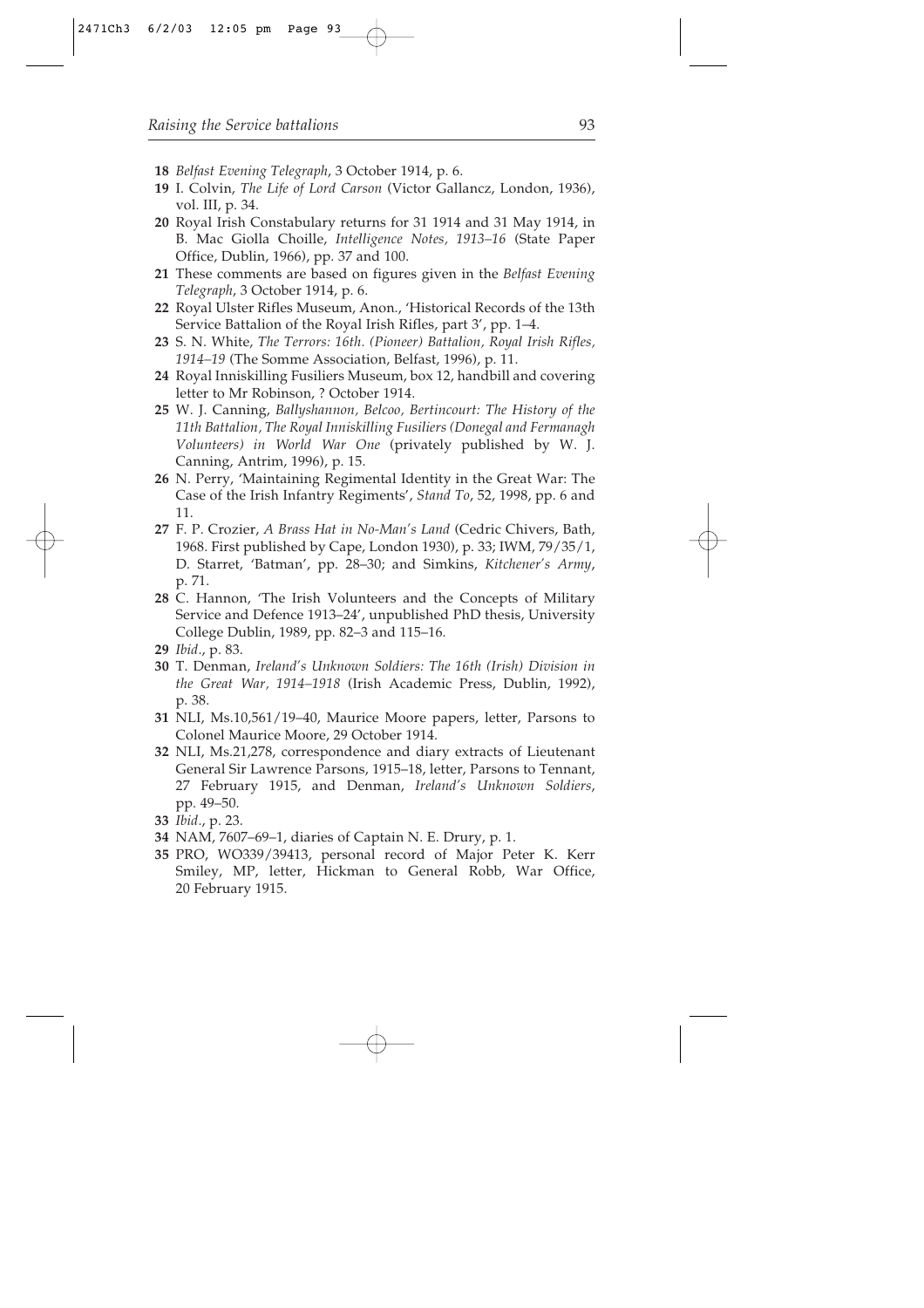18 *Belfast Evening Telegraph*, 3 October 1914, p. 6.

19 I. Colvin, *The Life of Lord Carson* (Victor Gallancz, London, 1936), vol. III, p. 34.

20 Royal Irish Constabulary returns for 31 1914 and 31 May 1914, in B. Mac Giolla Choille, *Intelligence Notes, 1913–16* (State Paper Office, Dublin, 1966), pp. 37 and 100.

21 These comments are based on figures given in the *Belfast Evening Telegraph*, 3 October 1914, p. 6.

22 Royal Ulster Rifles Museum, Anon., 'Historical Records of the 13th Service Battalion of the Royal Irish Rifles, part 3', pp. 1–4.

23 S. N. White, *The Terrors: 16th. (Pioneer) Battalion, Royal Irish Rifles, 1914–19* (The Somme Association, Belfast, 1996), p. 11.

24 Royal Inniskilling Fusiliers Museum, box 12, handbill and covering letter to Mr Robinson, ? October 1914.

25 W. J. Canning, *Ballyshannon, Belcoo, Bertincourt: The History of the 11th Battalion, The Royal Inniskilling Fusiliers (Donegal and Fermanagh Volunteers) in World War One* (privately published by W. J. Canning, Antrim, 1996), p. 15.

26 N. Perry, 'Maintaining Regimental Identity in the Great War: The Case of the Irish Infantry Regiments', *Stand To*, 52, 1998, pp. 6 and 11.

27 F. P. Crozier, *A Brass Hat in No-Man's Land* (Cedric Chivers, Bath, 1968. First published by Cape, London 1930), p. 33; IWM, 79/35/1, D. Starret, 'Batman', pp. 28–30; and Simkins, *Kitchener's Army*, p. 71.

28 C. Hannon, 'The Irish Volunteers and the Concepts of Military Service and Defence 1913–24', unpublished PhD thesis, University College Dublin, 1989, pp. 82–3 and 115–16.

29 *Ibid*., p. 83.

30 T. Denman, *Ireland's Unknown Soldiers: The 16th (Irish) Division in the Great War, 1914–1918* (Irish Academic Press, Dublin, 1992), p. 38.

31 NLI, Ms.10,561/19–40, Maurice Moore papers, letter, Parsons to Colonel Maurice Moore, 29 October 1914.

32 NLI, Ms.21,278, correspondence and diary extracts of Lieutenant General Sir Lawrence Parsons, 1915–18, letter, Parsons to Tennant, 27 February 1915, and Denman, *Ireland's Unknown Soldiers*, pp. 49–50.

33 *Ibid*., p. 23.

34 NAM, 7607–69–1, diaries of Captain N. E. Drury, p. 1.

35 PRO, WO339/39413, personal record of Major Peter K. Kerr Smiley, MP, letter, Hickman to General Robb, War Office, 20 February 1915.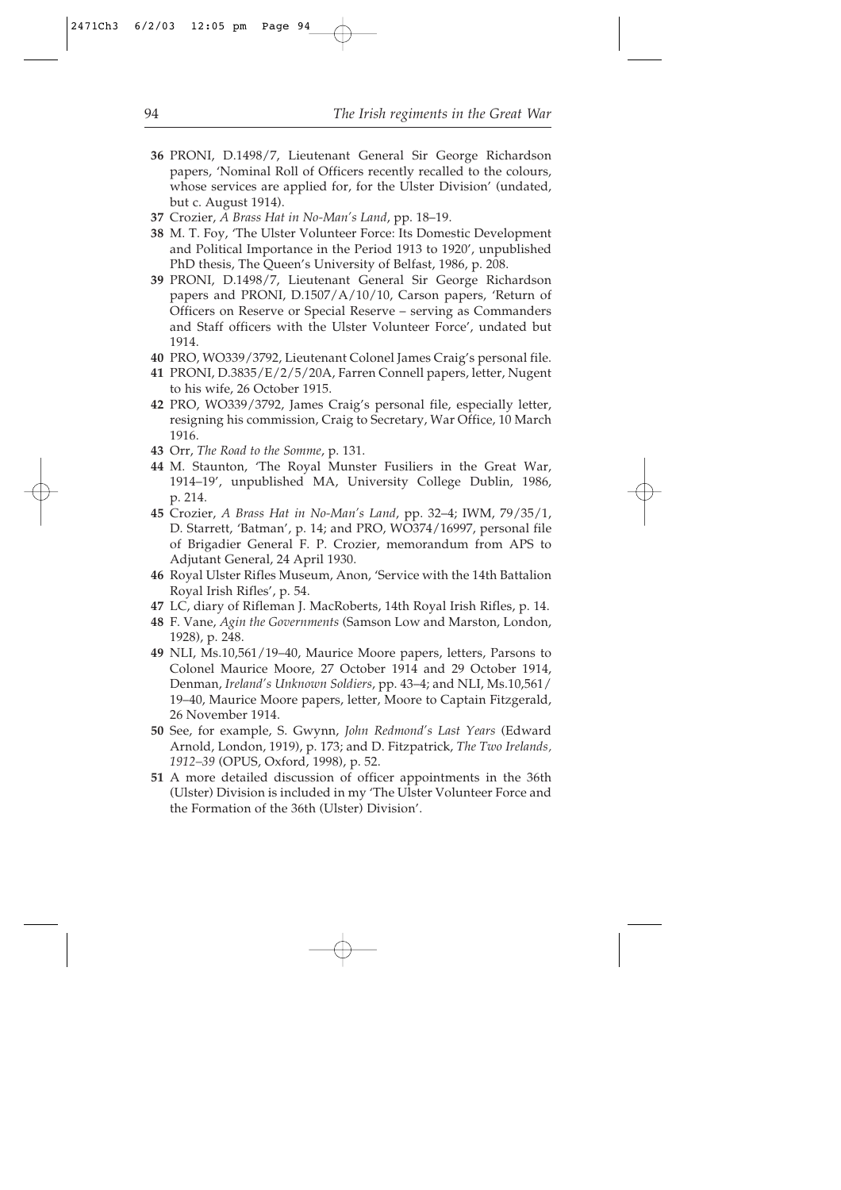**36** PRONI, D.1498/7, Lieutenant General Sir George Richardson papers, 'Nominal Roll of Officers recently recalled to the colours, whose services are applied for, for the Ulster Division' (undated, but c. August 1914).

**37** Crozier, *A Brass Hat in No-Man's Land*, pp. 18–19.

**38** M. T. Foy, 'The Ulster Volunteer Force: Its Domestic Development and Political Importance in the Period 1913 to 1920', unpublished PhD thesis, The Queen's University of Belfast, 1986, p. 208.

**39** PRONI, D.1498/7, Lieutenant General Sir George Richardson papers and PRONI, D.1507/A/10/10, Carson papers, 'Return of Officers on Reserve or Special Reserve – serving as Commanders and Staff officers with the Ulster Volunteer Force', undated but 1914.

**40** PRO, WO339/3792, Lieutenant Colonel James Craig's personal file.

**41** PRONI, D.3835/E/2/5/20A, Farren Connell papers, letter, Nugent to his wife, 26 October 1915.

**42** PRO, WO339/3792, James Craig's personal file, especially letter, resigning his commission, Craig to Secretary, War Office, 10 March 1916.

**43** Orr, *The Road to the Somme*, p. 131.

**44** M. Staunton, 'The Royal Munster Fusiliers in the Great War, 1914–19', unpublished MA, University College Dublin, 1986, p. 214.

**45** Crozier, *A Brass Hat in No-Man's Land*, pp. 32–4; IWM, 79/35/1, D. Starrett, 'Batman', p. 14; and PRO, WO374/16997, personal file of Brigadier General F. P. Crozier, memorandum from APS to Adjutant General, 24 April 1930.

**46** Royal Ulster Rifles Museum, Anon, 'Service with the 14th Battalion Royal Irish Rifles', p. 54.

**47** LC, diary of Rifleman J. MacRoberts, 14th Royal Irish Rifles, p. 14.

**48** F. Vane, *Agin the Governments* (Samson Low and Marston, London, 1928), p. 248.

**49** NLI, Ms.10,561/19–40, Maurice Moore papers, letters, Parsons to Colonel Maurice Moore, 27 October 1914 and 29 October 1914, Denman, *Ireland's Unknown Soldiers*, pp. 43–4; and NLI, Ms.10,561/19–40, Maurice Moore papers, letter, Moore to Captain Fitzgerald, 26 November 1914.

**50** See, for example, S. Gwynn, *John Redmond's Last Years* (Edward Arnold, London, 1919), p. 173; and D. Fitzpatrick, *The Two Irelands, 1912–39* (OPUS, Oxford, 1998), p. 52.

**51** A more detailed discussion of officer appointments in the 36th (Ulster) Division is included in my 'The Ulster Volunteer Force and the Formation of the 36th (Ulster) Division'.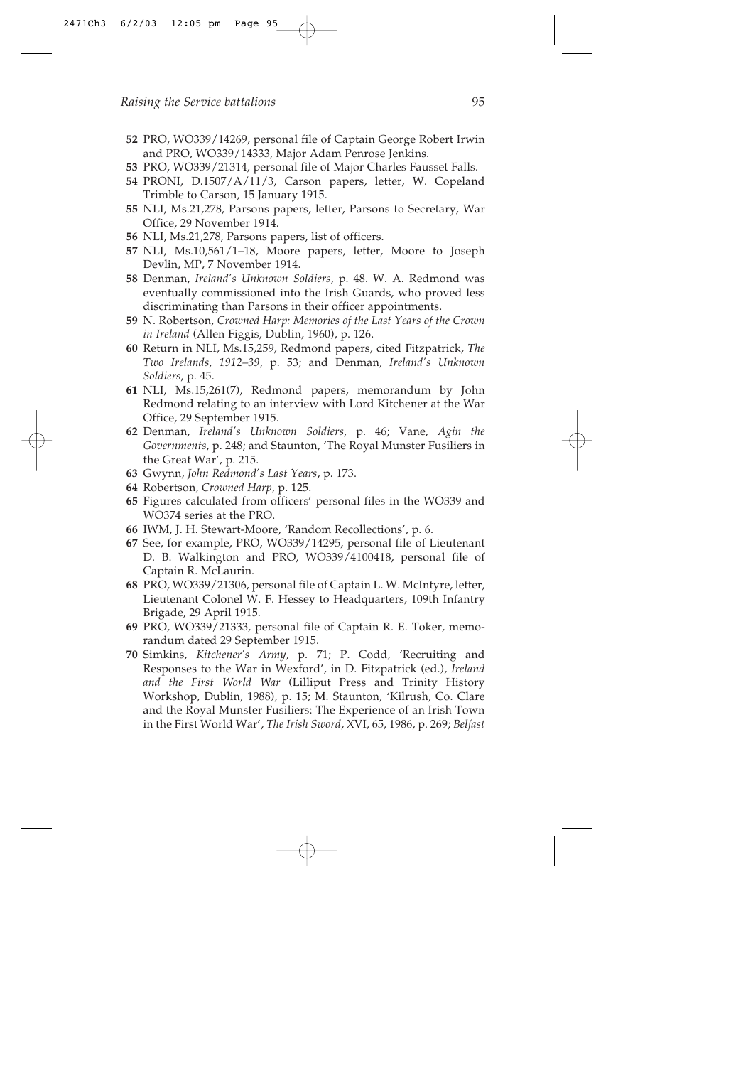**52** PRO, WO339/14269, personal file of Captain George Robert Irwin and PRO, WO339/14333, Major Adam Penrose Jenkins.

**53** PRO, WO339/21314, personal file of Major Charles Fausset Falls.

**54** PRONI, D.1507/A/11/3, Carson papers, letter, W. Copeland Trimble to Carson, 15 January 1915.

**55** NLI, Ms.21,278, Parsons papers, letter, Parsons to Secretary, War Office, 29 November 1914.

**56** NLI, Ms.21,278, Parsons papers, list of officers.

**57** NLI, Ms.10,561/1–18, Moore papers, letter, Moore to Joseph Devlin, MP, 7 November 1914.

**58** Denman, *Ireland's Unknown Soldiers*, p. 48. W. A. Redmond was eventually commissioned into the Irish Guards, who proved less discriminating than Parsons in their officer appointments.

**59** N. Robertson, *Crowned Harp: Memories of the Last Years of the Crown in Ireland* (Allen Figgis, Dublin, 1960), p. 126.

**60** Return in NLI, Ms.15,259, Redmond papers, cited Fitzpatrick, *The Two Irelands, 1912–39*, p. 53; and Denman, *Ireland's Unknown Soldiers*, p. 45.

**61** NLI, Ms.15,261(7), Redmond papers, memorandum by John Redmond relating to an interview with Lord Kitchener at the War Office, 29 September 1915.

**62** Denman, *Ireland's Unknown Soldiers*, p. 46; Vane, *Agin the Governments*, p. 248; and Staunton, 'The Royal Munster Fusiliers in the Great War', p. 215.

**63** Gwynn, *John Redmond's Last Years*, p. 173.

**64** Robertson, *Crowned Harp*, p. 125.

**65** Figures calculated from officers' personal files in the WO339 and WO374 series at the PRO.

**66** IWM, J. H. Stewart-Moore, 'Random Recollections', p. 6.

**67** See, for example, PRO, WO339/14295, personal file of Lieutenant D. B. Walkington and PRO, WO339/4100418, personal file of Captain R. McLaurin.

**68** PRO, WO339/21306, personal file of Captain L. W. McIntyre, letter, Lieutenant Colonel W. F. Hessey to Headquarters, 109th Infantry Brigade, 29 April 1915.

**69** PRO, WO339/21333, personal file of Captain R. E. Toker, memorandum dated 29 September 1915.

**70** Simkins, *Kitchener's Army*, p. 71; P. Codd, 'Recruiting and Responses to the War in Wexford', in D. Fitzpatrick (ed.), *Ireland and the First World War* (Lilliput Press and Trinity History Workshop, Dublin, 1988), p. 15; M. Staunton, 'Kilrush, Co. Clare and the Royal Munster Fusiliers: The Experience of an Irish Town in the First World War', *The Irish Sword*, XVI, 65, 1986, p. 269; *Belfast*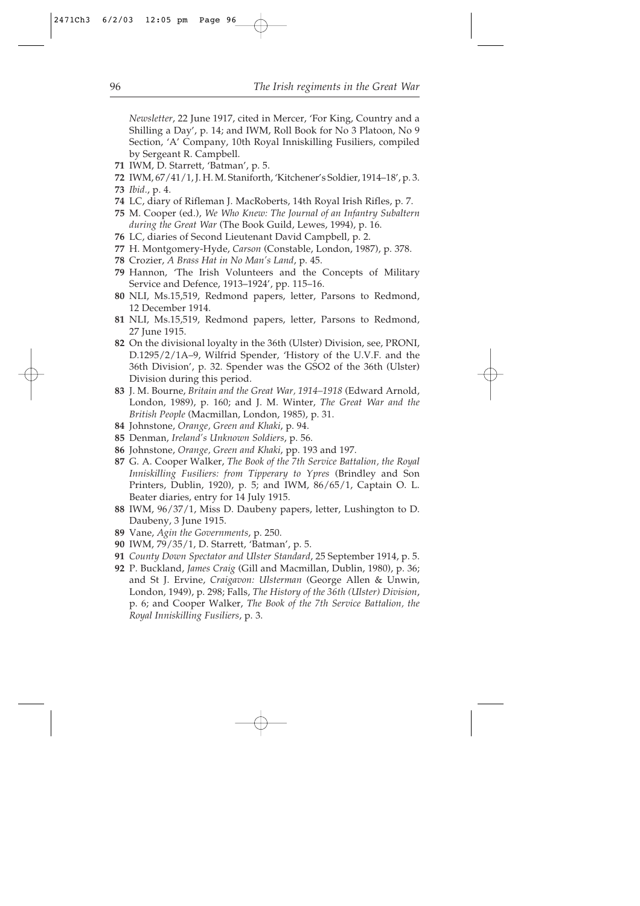*Newsletter*, 22 June 1917, cited in Mercer, 'For King, Country and a Shilling a Day', p. 14; and IWM, Roll Book for No 3 Platoon, No 9 Section, 'A' Company, 10th Royal Inniskilling Fusiliers, compiled by Sergeant R. Campbell.

**71** IWM, D. Starrett, 'Batman', p. 5.

**72** IWM, 67/41/1, J. H. M. Staniforth, 'Kitchener's Soldier, 1914–18', p. 3.

**73** *Ibid.*, p. 4.

**74** LC, diary of Rifleman J. MacRoberts, 14th Royal Irish Rifles, p. 7.

**75** M. Cooper (ed.), *We Who Knew: The Journal of an Infantry Subaltern during the Great War* (The Book Guild, Lewes, 1994), p. 16.

**76** LC, diaries of Second Lieutenant David Campbell, p. 2.

**77** H. Montgomery-Hyde, *Carson* (Constable, London, 1987), p. 378.

**78** Crozier, *A Brass Hat in No Man's Land*, p. 45.

**79** Hannon, 'The Irish Volunteers and the Concepts of Military Service and Defence, 1913–1924', pp. 115–16.

**80** NLI, Ms.15,519, Redmond papers, letter, Parsons to Redmond, 12 December 1914.

**81** NLI, Ms.15,519, Redmond papers, letter, Parsons to Redmond, 27 June 1915.

**82** On the divisional loyalty in the 36th (Ulster) Division, see, PRONI, D.1295/2/1A–9, Wilfrid Spender, 'History of the U.V.F. and the 36th Division', p. 32. Spender was the GSO2 of the 36th (Ulster) Division during this period.

**83** J. M. Bourne, *Britain and the Great War, 1914–1918* (Edward Arnold, London, 1989), p. 160; and J. M. Winter, *The Great War and the British People* (Macmillan, London, 1985), p. 31.

**84** Johnstone, *Orange, Green and Khaki*, p. 94.

**85** Denman, *Ireland's Unknown Soldiers*, p. 56.

**86** Johnstone, *Orange, Green and Khaki*, pp. 193 and 197.

**87** G. A. Cooper Walker, *The Book of the 7th Service Battalion, the Royal Inniskilling Fusiliers: from Tipperary to Ypres* (Brindley and Son Printers, Dublin, 1920), p. 5; and IWM, 86/65/1, Captain O. L. Beater diaries, entry for 14 July 1915.

**88** IWM, 96/37/1, Miss D. Daubeny papers, letter, Lushington to D. Daubeny, 3 June 1915.

**89** Vane, *Agin the Governments*, p. 250.

**90** IWM, 79/35/1, D. Starrett, 'Batman', p. 5.

**91** *County Down Spectator and Ulster Standard*, 25 September 1914, p. 5.

**92** P. Buckland, *James Craig* (Gill and Macmillan, Dublin, 1980), p. 36; and St J. Ervine, *Craigavon: Ulsterman* (George Allen & Unwin, London, 1949), p. 298; Falls, *The History of the 36th (Ulster) Division*, p. 6; and Cooper Walker, *The Book of the 7th Service Battalion, the Royal Inniskilling Fusiliers*, p. 3.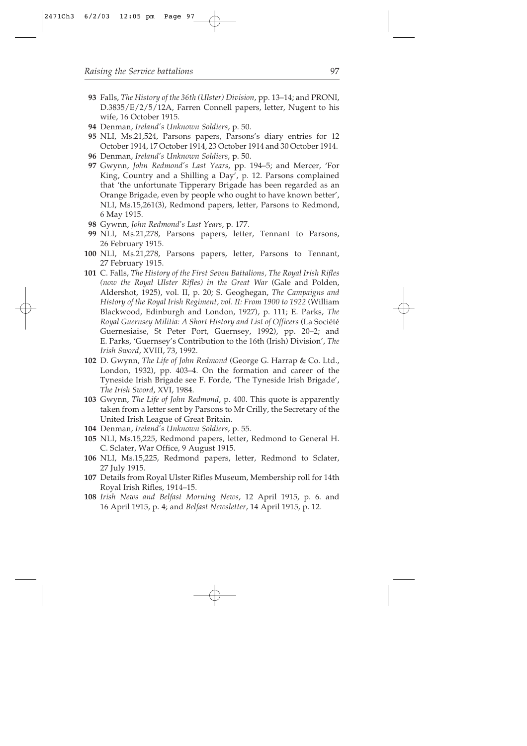**93** Falls, *The History of the 36th (Ulster) Division*, pp. 13–14; and PRONI, D.3835/E/2/5/12A, Farren Connell papers, letter, Nugent to his wife, 16 October 1915.

**94** Denman, *Ireland's Unknown Soldiers*, p. 50.

**95** NLI, Ms.21,524, Parsons papers, Parsons's diary entries for 12 October 1914, 17 October 1914, 23 October 1914 and 30 October 1914.

**96** Denman, *Ireland's Unknown Soldiers*, p. 50.

**97** Gwynn, *John Redmond's Last Years*, pp. 194–5; and Mercer, 'For King, Country and a Shilling a Day', p. 12. Parsons complained that 'the unfortunate Tipperary Brigade has been regarded as an Orange Brigade, even by people who ought to have known better', NLI, Ms.15,261(3), Redmond papers, letter, Parsons to Redmond, 6 May 1915.

**98** Gywnn, *John Redmond's Last Years*, p. 177.

**99** NLI, Ms.21,278, Parsons papers, letter, Tennant to Parsons, 26 February 1915.

**100** NLI, Ms.21,278, Parsons papers, letter, Parsons to Tennant, 27 February 1915.

**101** C. Falls, *The History of the First Seven Battalions, The Royal Irish Rifles (now the Royal Ulster Rifles) in the Great War* (Gale and Polden, Aldershot, 1925), vol. II, p. 20; S. Geoghegan, *The Campaigns and History of the Royal Irish Regiment, vol. II: From 1900 to 1922* (William Blackwood, Edinburgh and London, 1927), p. 111; E. Parks, *The Royal Guernsey Militia: A Short History and List of Officers* (La Société Guernesiaise, St Peter Port, Guernsey, 1992), pp. 20–2; and E. Parks, 'Guernsey's Contribution to the 16th (Irish) Division', *The Irish Sword*, XVIII, 73, 1992.

**102** D. Gwynn, *The Life of John Redmond* (George G. Harrap & Co. Ltd., London, 1932), pp. 403–4. On the formation and career of the Tyneside Irish Brigade see F. Forde, 'The Tyneside Irish Brigade', *The Irish Sword*, XVI, 1984.

**103** Gwynn, *The Life of John Redmond*, p. 400. This quote is apparently taken from a letter sent by Parsons to Mr Crilly, the Secretary of the United Irish League of Great Britain.

**104** Denman, *Ireland's Unknown Soldiers*, p. 55.

**105** NLI, Ms.15,225, Redmond papers, letter, Redmond to General H. C. Sclater, War Office, 9 August 1915.

**106** NLI, Ms.15,225, Redmond papers, letter, Redmond to Sclater, 27 July 1915.

**107** Details from Royal Ulster Rifles Museum, Membership roll for 14th Royal Irish Rifles, 1914–15.

**108** *Irish News and Belfast Morning News*, 12 April 1915, p. 6. and 16 April 1915, p. 4; and *Belfast Newsletter*, 14 April 1915, p. 12.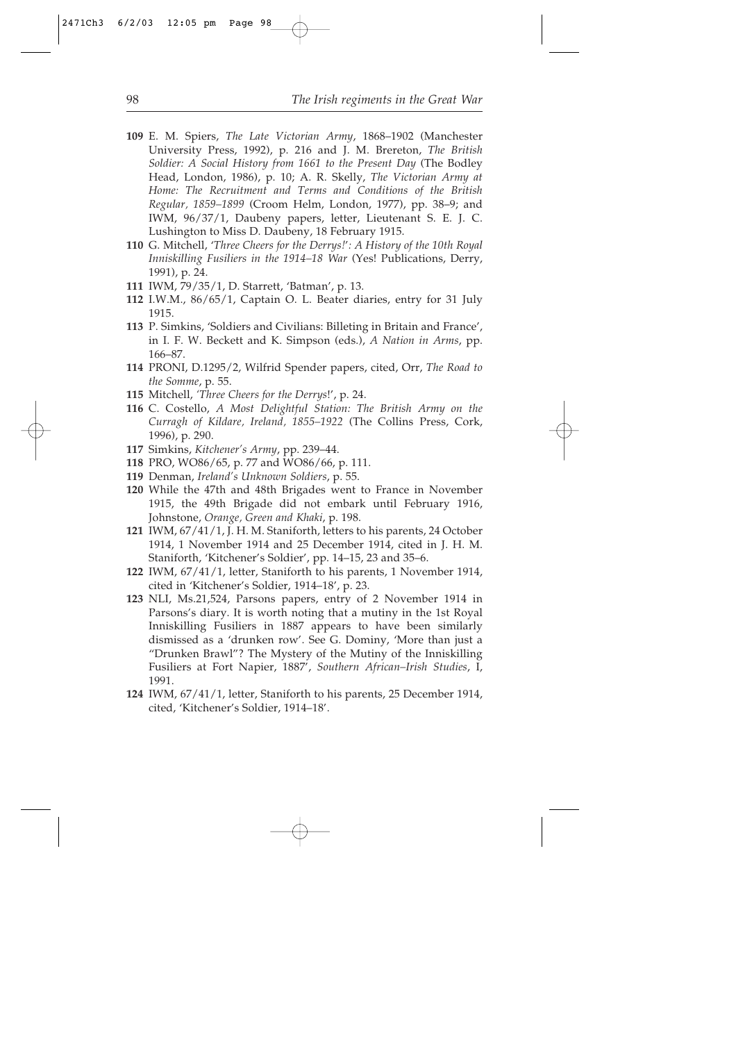**109** E. M. Spiers, *The Late Victorian Army*, 1868–1902 (Manchester University Press, 1992), p. 216 and J. M. Brereton, *The British Soldier: A Social History from 1661 to the Present Day* (The Bodley Head, London, 1986), p. 10; A. R. Skelly, *The Victorian Army at Home: The Recruitment and Terms and Conditions of the British Regular, 1859–1899* (Croom Helm, London, 1977), pp. 38–9; and IWM, 96/37/1, Daubeny papers, letter, Lieutenant S. E. J. C. Lushington to Miss D. Daubeny, 18 February 1915.

**110** G. Mitchell, *'Three Cheers for the Derrys!': A History of the 10th Royal Inniskilling Fusiliers in the 1914–18 War* (Yes! Publications, Derry, 1991), p. 24.

**111** IWM, 79/35/1, D. Starrett, 'Batman', p. 13.

**112** I.W.M., 86/65/1, Captain O. L. Beater diaries, entry for 31 July 1915.

**113** P. Simkins, 'Soldiers and Civilians: Billeting in Britain and France', in I. F. W. Beckett and K. Simpson (eds.), *A Nation in Arms*, pp. 166–87.

**114** PRONI, D.1295/2, Wilfrid Spender papers, cited, Orr, *The Road to the Somme*, p. 55.

**115** Mitchell, *'Three Cheers for the Derrys*!', p. 24.

**116** C. Costello, *A Most Delightful Station: The British Army on the Curragh of Kildare, Ireland, 1855–1922* (The Collins Press, Cork, 1996), p. 290.

**117** Simkins, *Kitchener's Army*, pp. 239–44.

**118** PRO, WO86/65, p. 77 and WO86/66, p. 111.

**119** Denman, *Ireland's Unknown Soldiers*, p. 55.

**120** While the 47th and 48th Brigades went to France in November 1915, the 49th Brigade did not embark until February 1916, Johnstone, *Orange, Green and Khaki*, p. 198.

**121** IWM, 67/41/1, J. H. M. Staniforth, letters to his parents, 24 October 1914, 1 November 1914 and 25 December 1914, cited in J. H. M. Staniforth, 'Kitchener's Soldier', pp. 14–15, 23 and 35–6.

**122** IWM, 67/41/1, letter, Staniforth to his parents, 1 November 1914, cited in 'Kitchener's Soldier, 1914–18', p. 23.

**123** NLI, Ms.21,524, Parsons papers, entry of 2 November 1914 in Parsons's diary. It is worth noting that a mutiny in the 1st Royal Inniskilling Fusiliers in 1887 appears to have been similarly dismissed as a 'drunken row'. See G. Dominy, 'More than just a "Drunken Brawl"? The Mystery of the Mutiny of the Inniskilling Fusiliers at Fort Napier, 1887', *Southern African–Irish Studies*, I, 1991.

**124** IWM, 67/41/1, letter, Staniforth to his parents, 25 December 1914, cited, 'Kitchener's Soldier, 1914–18'.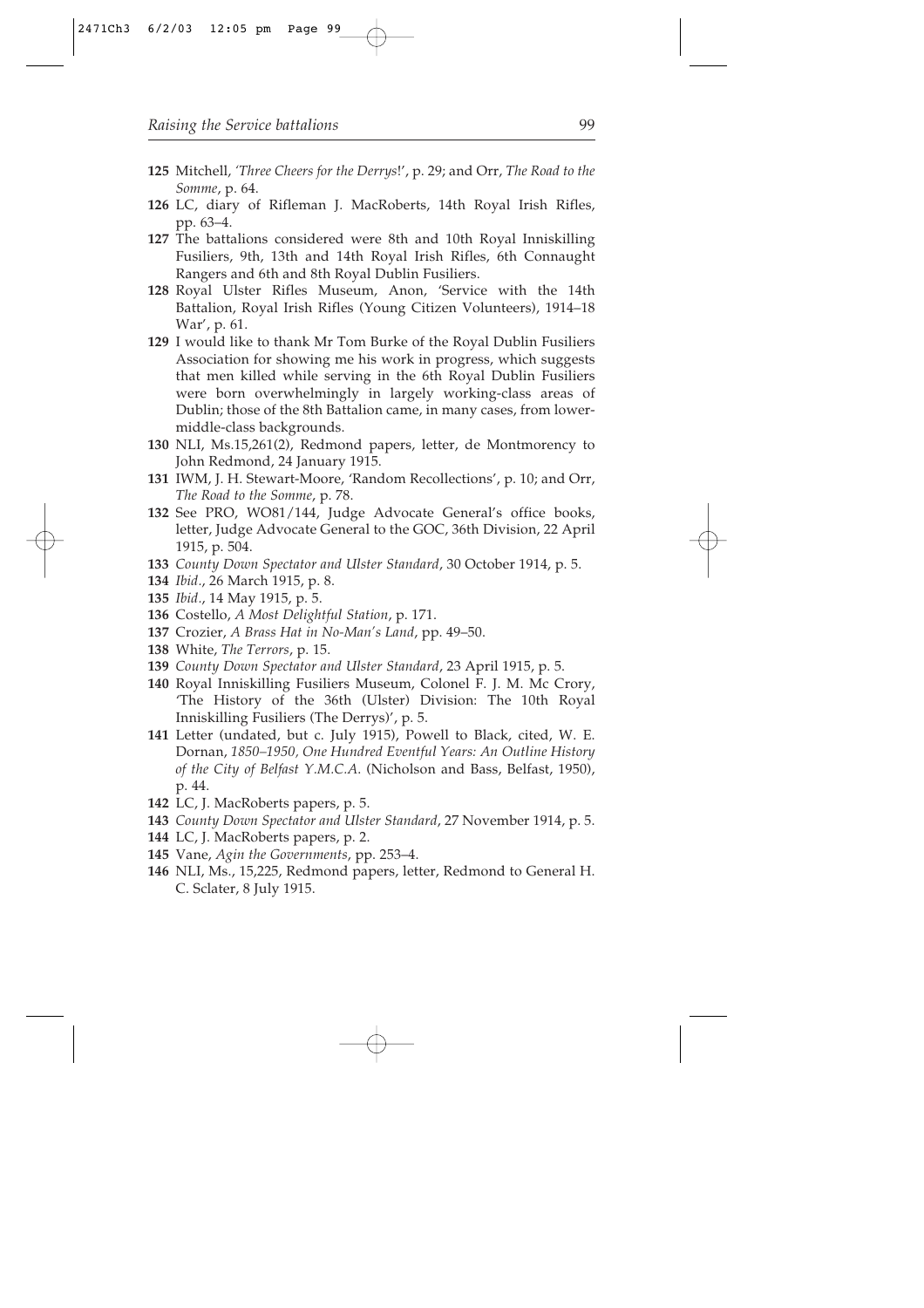**125** Mitchell, *'Three Cheers for the Derrys!'*, p. 29; and Orr, *The Road to the Somme*, p. 64.

**126** LC, diary of Rifleman J. MacRoberts, 14th Royal Irish Rifles, pp. 63–4.

**127** The battalions considered were 8th and 10th Royal Inniskilling Fusiliers, 9th, 13th and 14th Royal Irish Rifles, 6th Connaught Rangers and 6th and 8th Royal Dublin Fusiliers.

**128** Royal Ulster Rifles Museum, Anon, 'Service with the 14th Battalion, Royal Irish Rifles (Young Citizen Volunteers), 1914–18 War', p. 61.

**129** I would like to thank Mr Tom Burke of the Royal Dublin Fusiliers Association for showing me his work in progress, which suggests that men killed while serving in the 6th Royal Dublin Fusiliers were born overwhelmingly in largely working-class areas of Dublin; those of the 8th Battalion came, in many cases, from lower-middle-class backgrounds.

**130** NLI, Ms.15,261(2), Redmond papers, letter, de Montmorency to John Redmond, 24 January 1915.

**131** IWM, J. H. Stewart-Moore, 'Random Recollections', p. 10; and Orr, *The Road to the Somme*, p. 78.

**132** See PRO, WO81/144, Judge Advocate General's office books, letter, Judge Advocate General to the GOC, 36th Division, 22 April 1915, p. 504.

**133** *County Down Spectator and Ulster Standard*, 30 October 1914, p. 5.

**134** *Ibid.*, 26 March 1915, p. 8.

**135** *Ibid.*, 14 May 1915, p. 5.

**136** Costello, *A Most Delightful Station*, p. 171.

**137** Crozier, *A Brass Hat in No-Man's Land*, pp. 49–50.

**138** White, *The Terrors*, p. 15.

**139** *County Down Spectator and Ulster Standard*, 23 April 1915, p. 5.

**140** Royal Inniskilling Fusiliers Museum, Colonel F. J. M. Mc Crory, 'The History of the 36th (Ulster) Division: The 10th Royal Inniskilling Fusiliers (The Derrys)', p. 5.

**141** Letter (undated, but c. July 1915), Powell to Black, cited, W. E. Dornan, *1850–1950, One Hundred Eventful Years: An Outline History of the City of Belfast Y.M.C.A.* (Nicholson and Bass, Belfast, 1950), p. 44.

**142** LC, J. MacRoberts papers, p. 5.

**143** *County Down Spectator and Ulster Standard*, 27 November 1914, p. 5.

**144** LC, J. MacRoberts papers, p. 2.

**145** Vane, *Agin the Governments*, pp. 253–4.

**146** NLI, Ms., 15,225, Redmond papers, letter, Redmond to General H. C. Sclater, 8 July 1915.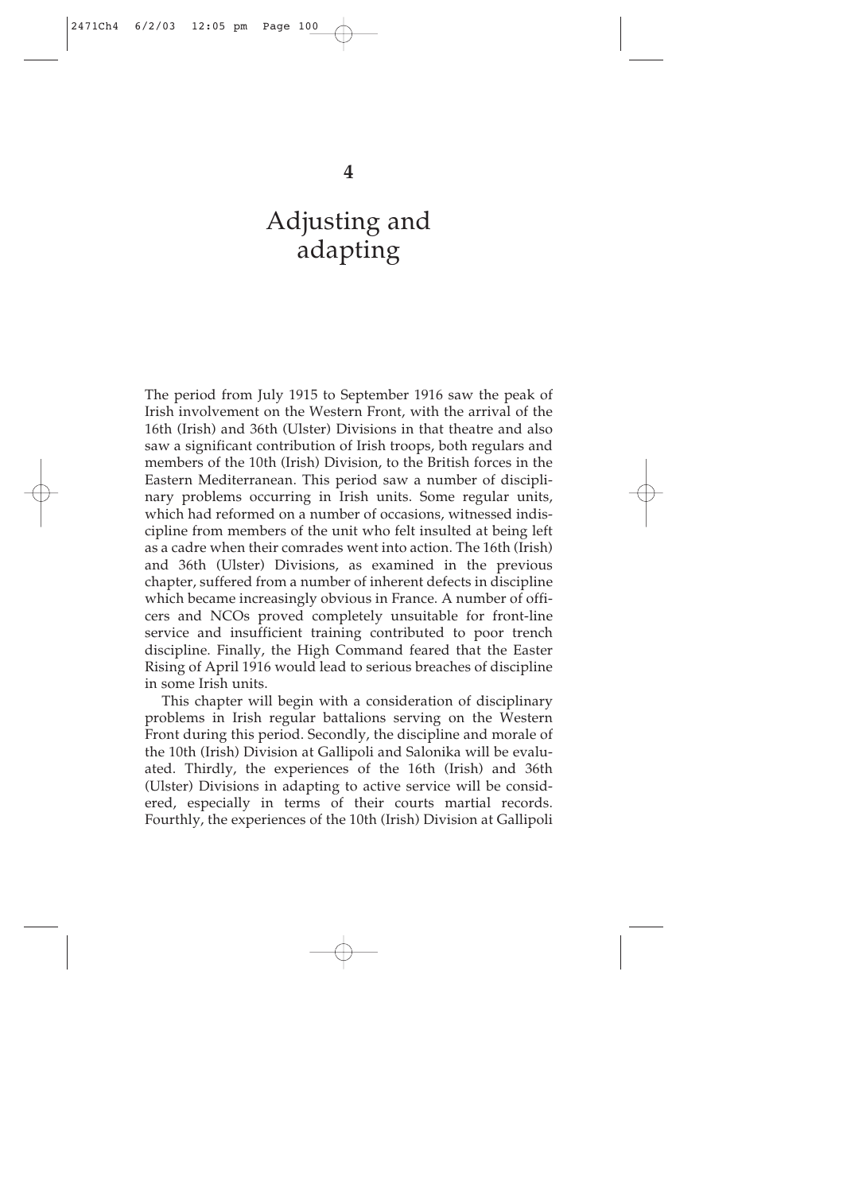# 4

# Adjusting and adapting

The period from July 1915 to September 1916 saw the peak of Irish involvement on the Western Front, with the arrival of the 16th (Irish) and 36th (Ulster) Divisions in that theatre and also saw a significant contribution of Irish troops, both regulars and members of the 10th (Irish) Division, to the British forces in the Eastern Mediterranean. This period saw a number of disciplinary problems occurring in Irish units. Some regular units, which had reformed on a number of occasions, witnessed indiscipline from members of the unit who felt insulted at being left as a cadre when their comrades went into action. The 16th (Irish) and 36th (Ulster) Divisions, as examined in the previous chapter, suffered from a number of inherent defects in discipline which became increasingly obvious in France. A number of officers and NCOs proved completely unsuitable for front-line service and insufficient training contributed to poor trench discipline. Finally, the High Command feared that the Easter Rising of April 1916 would lead to serious breaches of discipline in some Irish units.

This chapter will begin with a consideration of disciplinary problems in Irish regular battalions serving on the Western Front during this period. Secondly, the discipline and morale of the 10th (Irish) Division at Gallipoli and Salonika will be evaluated. Thirdly, the experiences of the 16th (Irish) and 36th (Ulster) Divisions in adapting to active service will be considered, especially in terms of their courts martial records. Fourthly, the experiences of the 10th (Irish) Division at Gallipoli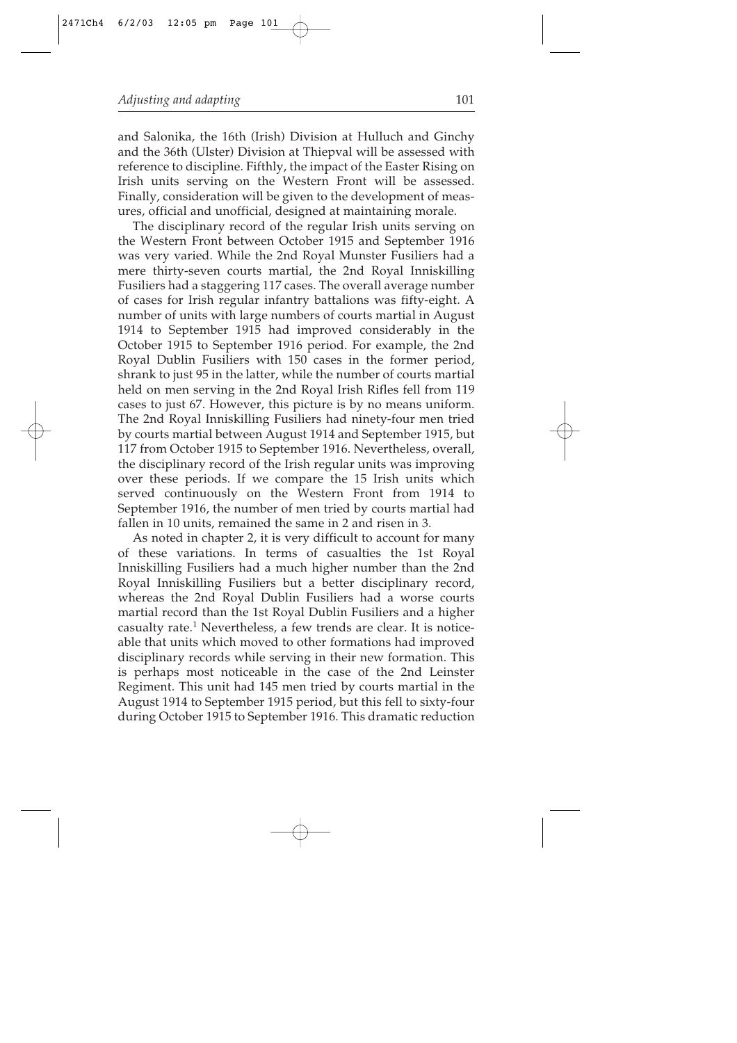and Salonika, the 16th (Irish) Division at Hulluch and Ginchy and the 36th (Ulster) Division at Thiepval will be assessed with reference to discipline. Fifthly, the impact of the Easter Rising on Irish units serving on the Western Front will be assessed. Finally, consideration will be given to the development of measures, official and unofficial, designed at maintaining morale.

The disciplinary record of the regular Irish units serving on the Western Front between October 1915 and September 1916 was very varied. While the 2nd Royal Munster Fusiliers had a mere thirty-seven courts martial, the 2nd Royal Inniskilling Fusiliers had a staggering 117 cases. The overall average number of cases for Irish regular infantry battalions was fifty-eight. A number of units with large numbers of courts martial in August 1914 to September 1915 had improved considerably in the October 1915 to September 1916 period. For example, the 2nd Royal Dublin Fusiliers with 150 cases in the former period, shrank to just 95 in the latter, while the number of courts martial held on men serving in the 2nd Royal Irish Rifles fell from 119 cases to just 67. However, this picture is by no means uniform. The 2nd Royal Inniskilling Fusiliers had ninety-four men tried by courts martial between August 1914 and September 1915, but 117 from October 1915 to September 1916. Nevertheless, overall, the disciplinary record of the Irish regular units was improving over these periods. If we compare the 15 Irish units which served continuously on the Western Front from 1914 to September 1916, the number of men tried by courts martial had fallen in 10 units, remained the same in 2 and risen in 3.

As noted in chapter 2, it is very difficult to account for many of these variations. In terms of casualties the 1st Royal Inniskilling Fusiliers had a much higher number than the 2nd Royal Inniskilling Fusiliers but a better disciplinary record, whereas the 2nd Royal Dublin Fusiliers had a worse courts martial record than the 1st Royal Dublin Fusiliers and a higher casualty rate.[1] Nevertheless, a few trends are clear. It is noticeable that units which moved to other formations had improved disciplinary records while serving in their new formation. This is perhaps most noticeable in the case of the 2nd Leinster Regiment. This unit had 145 men tried by courts martial in the August 1914 to September 1915 period, but this fell to sixty-four during October 1915 to September 1916. This dramatic reduction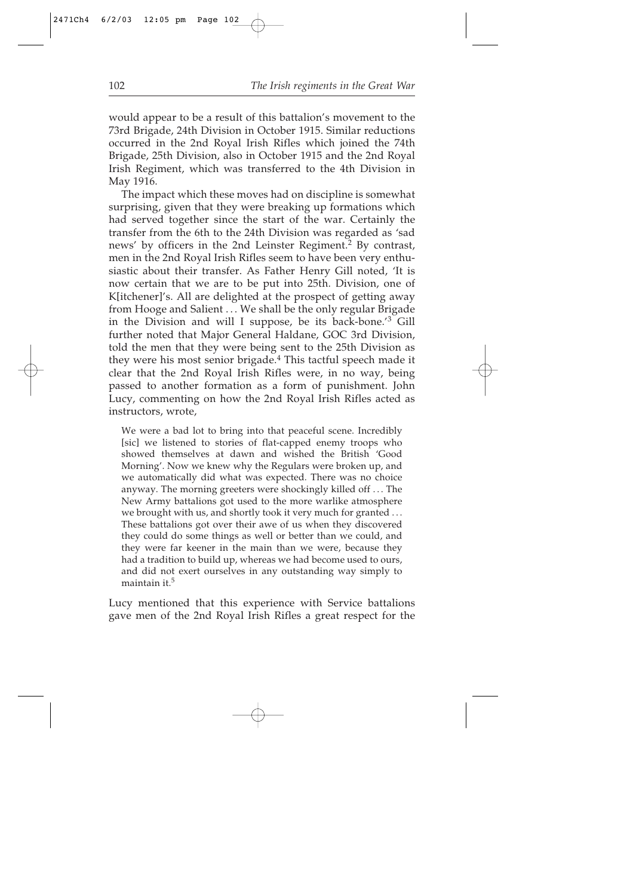would appear to be a result of this battalion's movement to the 73rd Brigade, 24th Division in October 1915. Similar reductions occurred in the 2nd Royal Irish Rifles which joined the 74th Brigade, 25th Division, also in October 1915 and the 2nd Royal Irish Regiment, which was transferred to the 4th Division in May 1916.

The impact which these moves had on discipline is somewhat surprising, given that they were breaking up formations which had served together since the start of the war. Certainly the transfer from the 6th to the 24th Division was regarded as 'sad news' by officers in the 2nd Leinster Regiment.[2] By contrast, men in the 2nd Royal Irish Rifles seem to have been very enthusiastic about their transfer. As Father Henry Gill noted, 'It is now certain that we are to be put into 25th. Division, one of K[itchener]'s. All are delighted at the prospect of getting away from Hooge and Salient ... We shall be the only regular Brigade in the Division and will I suppose, be its back-bone.'[3] Gill further noted that Major General Haldane, GOC 3rd Division, told the men that they were being sent to the 25th Division as they were his most senior brigade.[4] This tactful speech made it clear that the 2nd Royal Irish Rifles were, in no way, being passed to another formation as a form of punishment. John Lucy, commenting on how the 2nd Royal Irish Rifles acted as instructors, wrote,

> We were a bad lot to bring into that peaceful scene. Incredibly [sic] we listened to stories of flat-capped enemy troops who showed themselves at dawn and wished the British 'Good Morning'. Now we knew why the Regulars were broken up, and we automatically did what was expected. There was no choice anyway. The morning greeters were shockingly killed off ... The New Army battalions got used to the more warlike atmosphere we brought with us, and shortly took it very much for granted ... These battalions got over their awe of us when they discovered they could do some things as well or better than we could, and they were far keener in the main than we were, because they had a tradition to build up, whereas we had become used to ours, and did not exert ourselves in any outstanding way simply to maintain it.[5]

Lucy mentioned that this experience with Service battalions gave men of the 2nd Royal Irish Rifles a great respect for the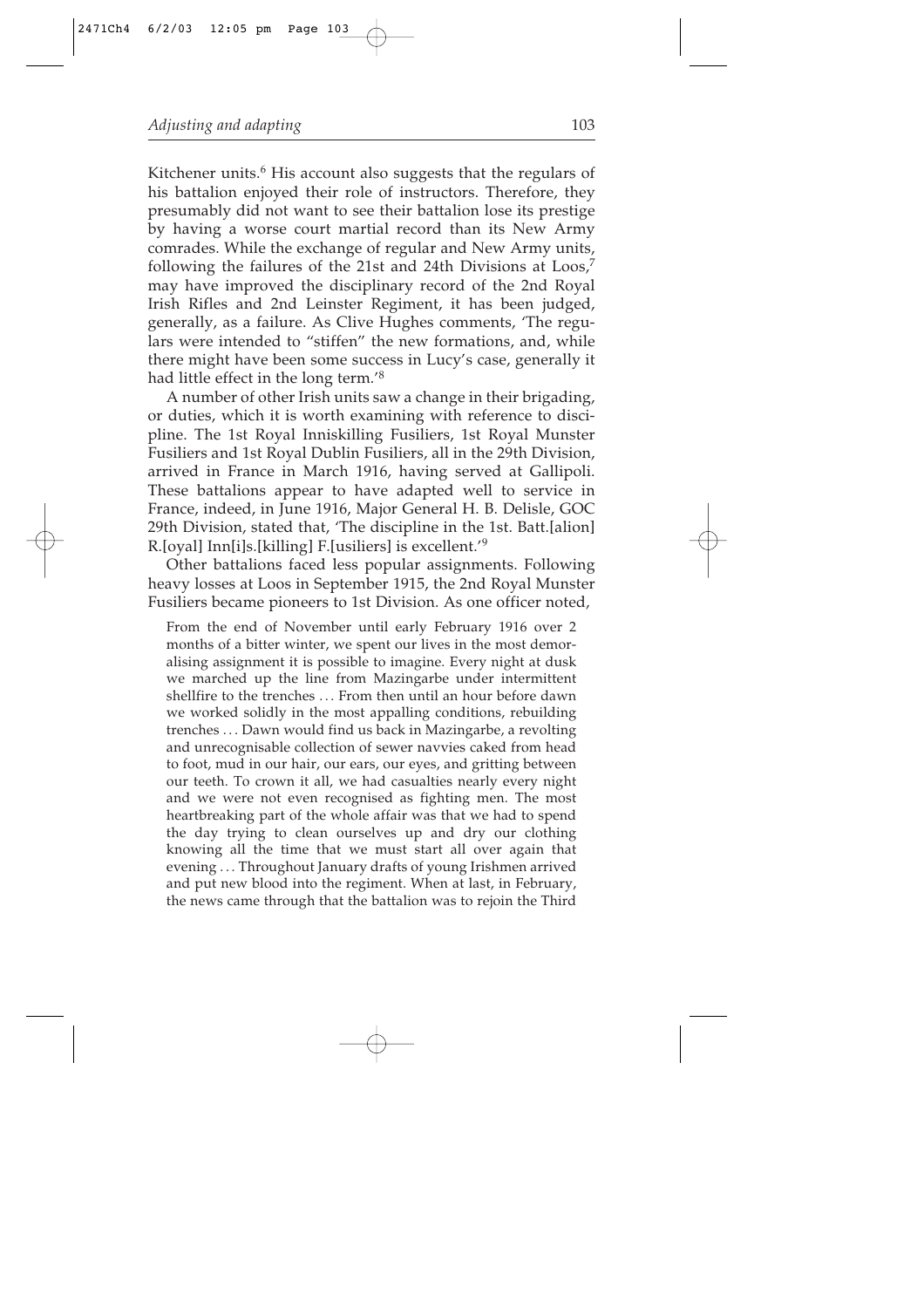Kitchener units.[6] His account also suggests that the regulars of his battalion enjoyed their role of instructors. Therefore, they presumably did not want to see their battalion lose its prestige by having a worse court martial record than its New Army comrades. While the exchange of regular and New Army units, following the failures of the 21st and 24th Divisions at Loos,[7] may have improved the disciplinary record of the 2nd Royal Irish Rifles and 2nd Leinster Regiment, it has been judged, generally, as a failure. As Clive Hughes comments, 'The regulars were intended to "stiffen" the new formations, and, while there might have been some success in Lucy's case, generally it had little effect in the long term.'[8]

A number of other Irish units saw a change in their brigading, or duties, which it is worth examining with reference to discipline. The 1st Royal Inniskilling Fusiliers, 1st Royal Munster Fusiliers and 1st Royal Dublin Fusiliers, all in the 29th Division, arrived in France in March 1916, having served at Gallipoli. These battalions appear to have adapted well to service in France, indeed, in June 1916, Major General H. B. Delisle, GOC 29th Division, stated that, 'The discipline in the 1st. Batt.[alion] R.[oyal] Inn[i]s.[killing] F.[usiliers] is excellent.'[9]

Other battalions faced less popular assignments. Following heavy losses at Loos in September 1915, the 2nd Royal Munster Fusiliers became pioneers to 1st Division. As one officer noted,

> From the end of November until early February 1916 over 2 months of a bitter winter, we spent our lives in the most demoralising assignment it is possible to imagine. Every night at dusk we marched up the line from Mazingarbe under intermittent shellfire to the trenches ... From then until an hour before dawn we worked solidly in the most appalling conditions, rebuilding trenches ... Dawn would find us back in Mazingarbe, a revolting and unrecognisable collection of sewer navvies caked from head to foot, mud in our hair, our ears, our eyes, and gritting between our teeth. To crown it all, we had casualties nearly every night and we were not even recognised as fighting men. The most heartbreaking part of the whole affair was that we had to spend the day trying to clean ourselves up and dry our clothing knowing all the time that we must start all over again that evening ... Throughout January drafts of young Irishmen arrived and put new blood into the regiment. When at last, in February, the news came through that the battalion was to rejoin the Third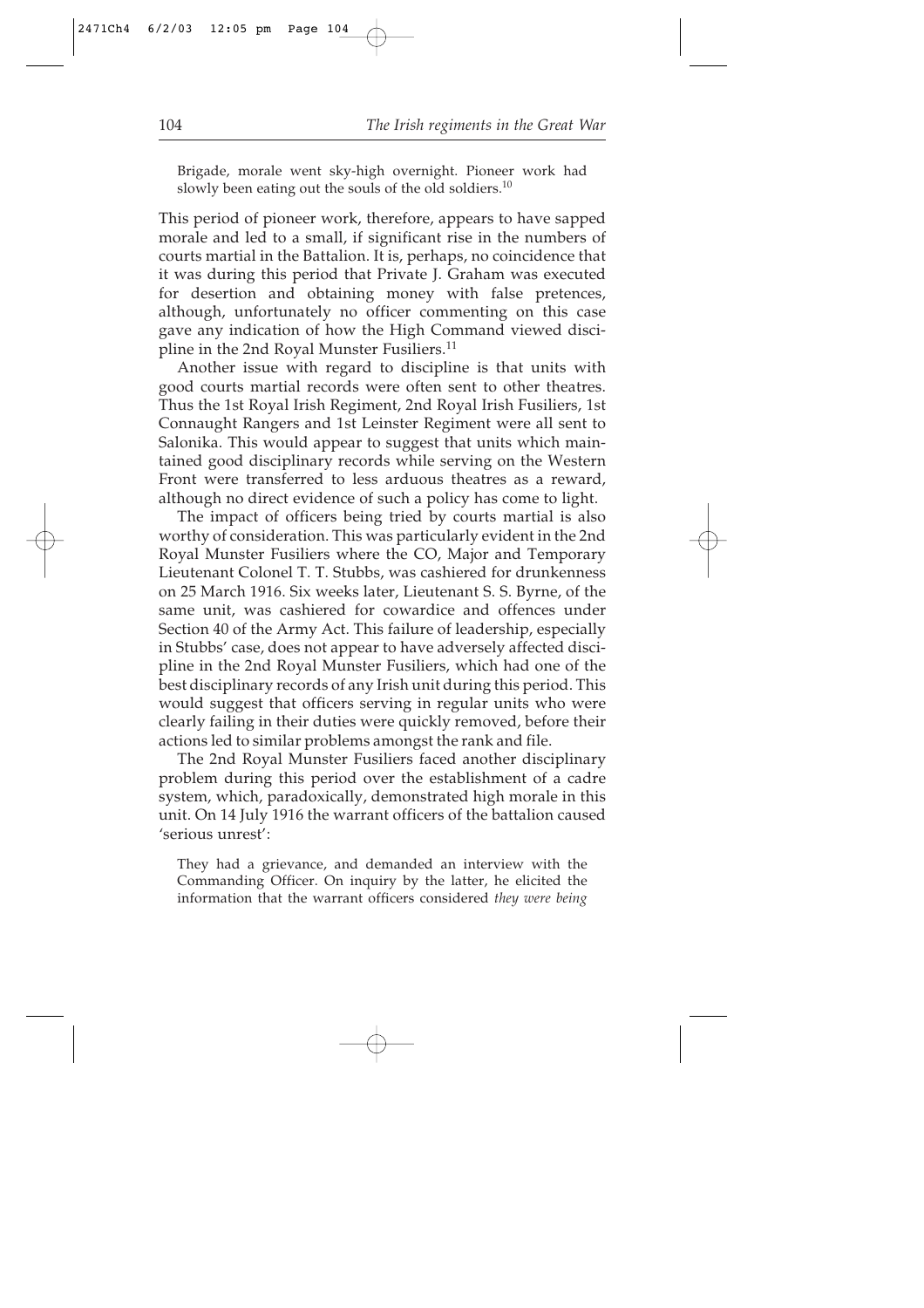> Brigade, morale went sky-high overnight. Pioneer work had slowly been eating out the souls of the old soldiers.[10]

This period of pioneer work, therefore, appears to have sapped morale and led to a small, if significant rise in the numbers of courts martial in the Battalion. It is, perhaps, no coincidence that it was during this period that Private J. Graham was executed for desertion and obtaining money with false pretences, although, unfortunately no officer commenting on this case gave any indication of how the High Command viewed discipline in the 2nd Royal Munster Fusiliers.[11]

Another issue with regard to discipline is that units with good courts martial records were often sent to other theatres. Thus the 1st Royal Irish Regiment, 2nd Royal Irish Fusiliers, 1st Connaught Rangers and 1st Leinster Regiment were all sent to Salonika. This would appear to suggest that units which maintained good disciplinary records while serving on the Western Front were transferred to less arduous theatres as a reward, although no direct evidence of such a policy has come to light.

The impact of officers being tried by courts martial is also worthy of consideration. This was particularly evident in the 2nd Royal Munster Fusiliers where the CO, Major and Temporary Lieutenant Colonel T. T. Stubbs, was cashiered for drunkenness on 25 March 1916. Six weeks later, Lieutenant S. S. Byrne, of the same unit, was cashiered for cowardice and offences under Section 40 of the Army Act. This failure of leadership, especially in Stubbs' case, does not appear to have adversely affected discipline in the 2nd Royal Munster Fusiliers, which had one of the best disciplinary records of any Irish unit during this period. This would suggest that officers serving in regular units who were clearly failing in their duties were quickly removed, before their actions led to similar problems amongst the rank and file.

The 2nd Royal Munster Fusiliers faced another disciplinary problem during this period over the establishment of a cadre system, which, paradoxically, demonstrated high morale in this unit. On 14 July 1916 the warrant officers of the battalion caused 'serious unrest':

> They had a grievance, and demanded an interview with the Commanding Officer. On inquiry by the latter, he elicited the information that the warrant officers considered *they were being*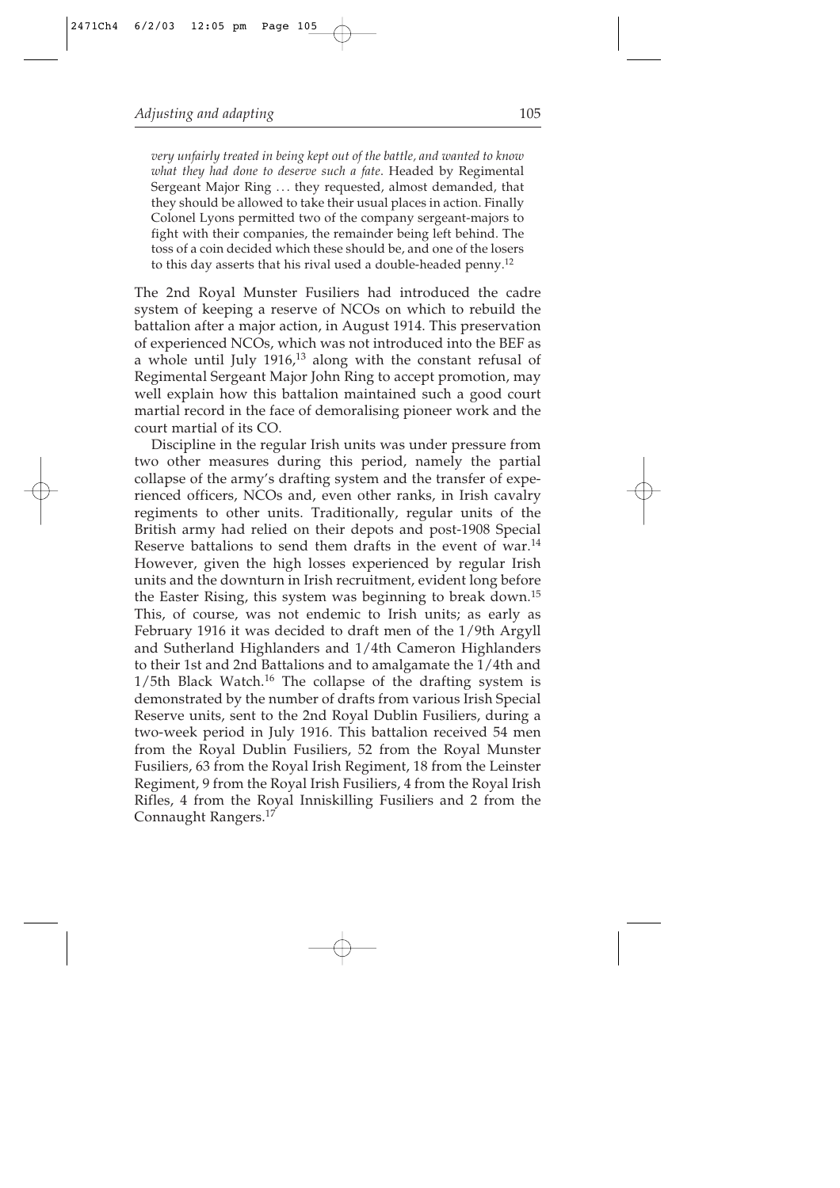> *very unfairly treated in being kept out of the battle, and wanted to know what they had done to deserve such a fate.* Headed by Regimental Sergeant Major Ring ... they requested, almost demanded, that they should be allowed to take their usual places in action. Finally Colonel Lyons permitted two of the company sergeant-majors to fight with their companies, the remainder being left behind. The toss of a coin decided which these should be, and one of the losers to this day asserts that his rival used a double-headed penny.[12]

The 2nd Royal Munster Fusiliers had introduced the cadre system of keeping a reserve of NCOs on which to rebuild the battalion after a major action, in August 1914. This preservation of experienced NCOs, which was not introduced into the BEF as a whole until July 1916,[13] along with the constant refusal of Regimental Sergeant Major John Ring to accept promotion, may well explain how this battalion maintained such a good court martial record in the face of demoralising pioneer work and the court martial of its CO.

Discipline in the regular Irish units was under pressure from two other measures during this period, namely the partial collapse of the army's drafting system and the transfer of experienced officers, NCOs and, even other ranks, in Irish cavalry regiments to other units. Traditionally, regular units of the British army had relied on their depots and post-1908 Special Reserve battalions to send them drafts in the event of war.[14] However, given the high losses experienced by regular Irish units and the downturn in Irish recruitment, evident long before the Easter Rising, this system was beginning to break down.[15] This, of course, was not endemic to Irish units; as early as February 1916 it was decided to draft men of the 1/9th Argyll and Sutherland Highlanders and 1/4th Cameron Highlanders to their 1st and 2nd Battalions and to amalgamate the 1/4th and 1/5th Black Watch.[16] The collapse of the drafting system is demonstrated by the number of drafts from various Irish Special Reserve units, sent to the 2nd Royal Dublin Fusiliers, during a two-week period in July 1916. This battalion received 54 men from the Royal Dublin Fusiliers, 52 from the Royal Munster Fusiliers, 63 from the Royal Irish Regiment, 18 from the Leinster Regiment, 9 from the Royal Irish Fusiliers, 4 from the Royal Irish Rifles, 4 from the Royal Inniskilling Fusiliers and 2 from the Connaught Rangers.[17]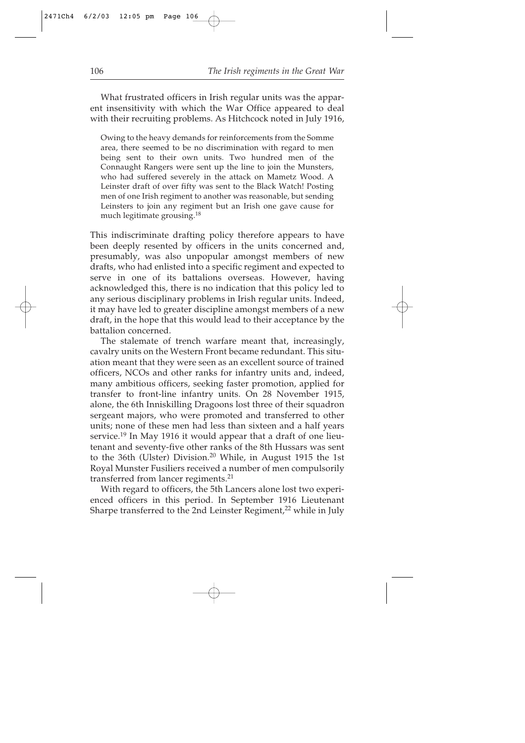What frustrated officers in Irish regular units was the apparent insensitivity with which the War Office appeared to deal with their recruiting problems. As Hitchcock noted in July 1916,

> Owing to the heavy demands for reinforcements from the Somme area, there seemed to be no discrimination with regard to men being sent to their own units. Two hundred men of the Connaught Rangers were sent up the line to join the Munsters, who had suffered severely in the attack on Mametz Wood. A Leinster draft of over fifty was sent to the Black Watch! Posting men of one Irish regiment to another was reasonable, but sending Leinsters to join any regiment but an Irish one gave cause for much legitimate grousing.[18]

This indiscriminate drafting policy therefore appears to have been deeply resented by officers in the units concerned and, presumably, was also unpopular amongst members of new drafts, who had enlisted into a specific regiment and expected to serve in one of its battalions overseas. However, having acknowledged this, there is no indication that this policy led to any serious disciplinary problems in Irish regular units. Indeed, it may have led to greater discipline amongst members of a new draft, in the hope that this would lead to their acceptance by the battalion concerned.

The stalemate of trench warfare meant that, increasingly, cavalry units on the Western Front became redundant. This situation meant that they were seen as an excellent source of trained officers, NCOs and other ranks for infantry units and, indeed, many ambitious officers, seeking faster promotion, applied for transfer to front-line infantry units. On 28 November 1915, alone, the 6th Inniskilling Dragoons lost three of their squadron sergeant majors, who were promoted and transferred to other units; none of these men had less than sixteen and a half years service.[19] In May 1916 it would appear that a draft of one lieutenant and seventy-five other ranks of the 8th Hussars was sent to the 36th (Ulster) Division.[20] While, in August 1915 the 1st Royal Munster Fusiliers received a number of men compulsorily transferred from lancer regiments.[21]

With regard to officers, the 5th Lancers alone lost two experienced officers in this period. In September 1916 Lieutenant Sharpe transferred to the 2nd Leinster Regiment,[22] while in July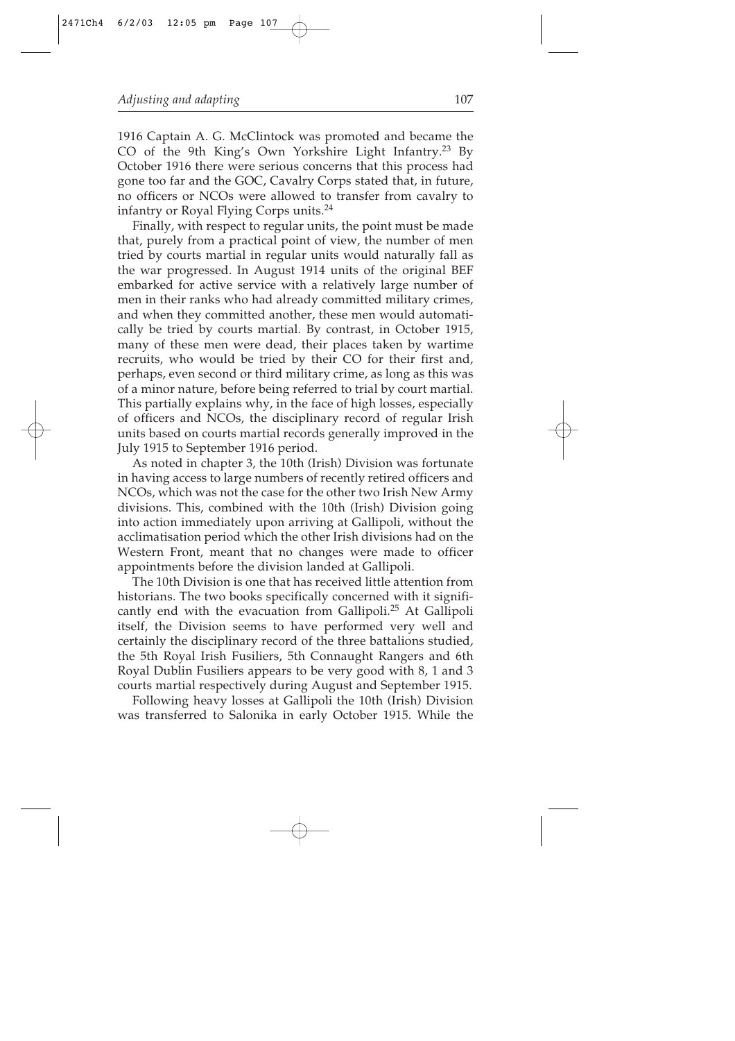1916 Captain A. G. McClintock was promoted and became the CO of the 9th King's Own Yorkshire Light Infantry.[23] By October 1916 there were serious concerns that this process had gone too far and the GOC, Cavalry Corps stated that, in future, no officers or NCOs were allowed to transfer from cavalry to infantry or Royal Flying Corps units.[24]

Finally, with respect to regular units, the point must be made that, purely from a practical point of view, the number of men tried by courts martial in regular units would naturally fall as the war progressed. In August 1914 units of the original BEF embarked for active service with a relatively large number of men in their ranks who had already committed military crimes, and when they committed another, these men would automatically be tried by courts martial. By contrast, in October 1915, many of these men were dead, their places taken by wartime recruits, who would be tried by their CO for their first and, perhaps, even second or third military crime, as long as this was of a minor nature, before being referred to trial by court martial. This partially explains why, in the face of high losses, especially of officers and NCOs, the disciplinary record of regular Irish units based on courts martial records generally improved in the July 1915 to September 1916 period.

As noted in chapter 3, the 10th (Irish) Division was fortunate in having access to large numbers of recently retired officers and NCOs, which was not the case for the other two Irish New Army divisions. This, combined with the 10th (Irish) Division going into action immediately upon arriving at Gallipoli, without the acclimatisation period which the other Irish divisions had on the Western Front, meant that no changes were made to officer appointments before the division landed at Gallipoli.

The 10th Division is one that has received little attention from historians. The two books specifically concerned with it significantly end with the evacuation from Gallipoli.[25] At Gallipoli itself, the Division seems to have performed very well and certainly the disciplinary record of the three battalions studied, the 5th Royal Irish Fusiliers, 5th Connaught Rangers and 6th Royal Dublin Fusiliers appears to be very good with 8, 1 and 3 courts martial respectively during August and September 1915.

Following heavy losses at Gallipoli the 10th (Irish) Division was transferred to Salonika in early October 1915. While the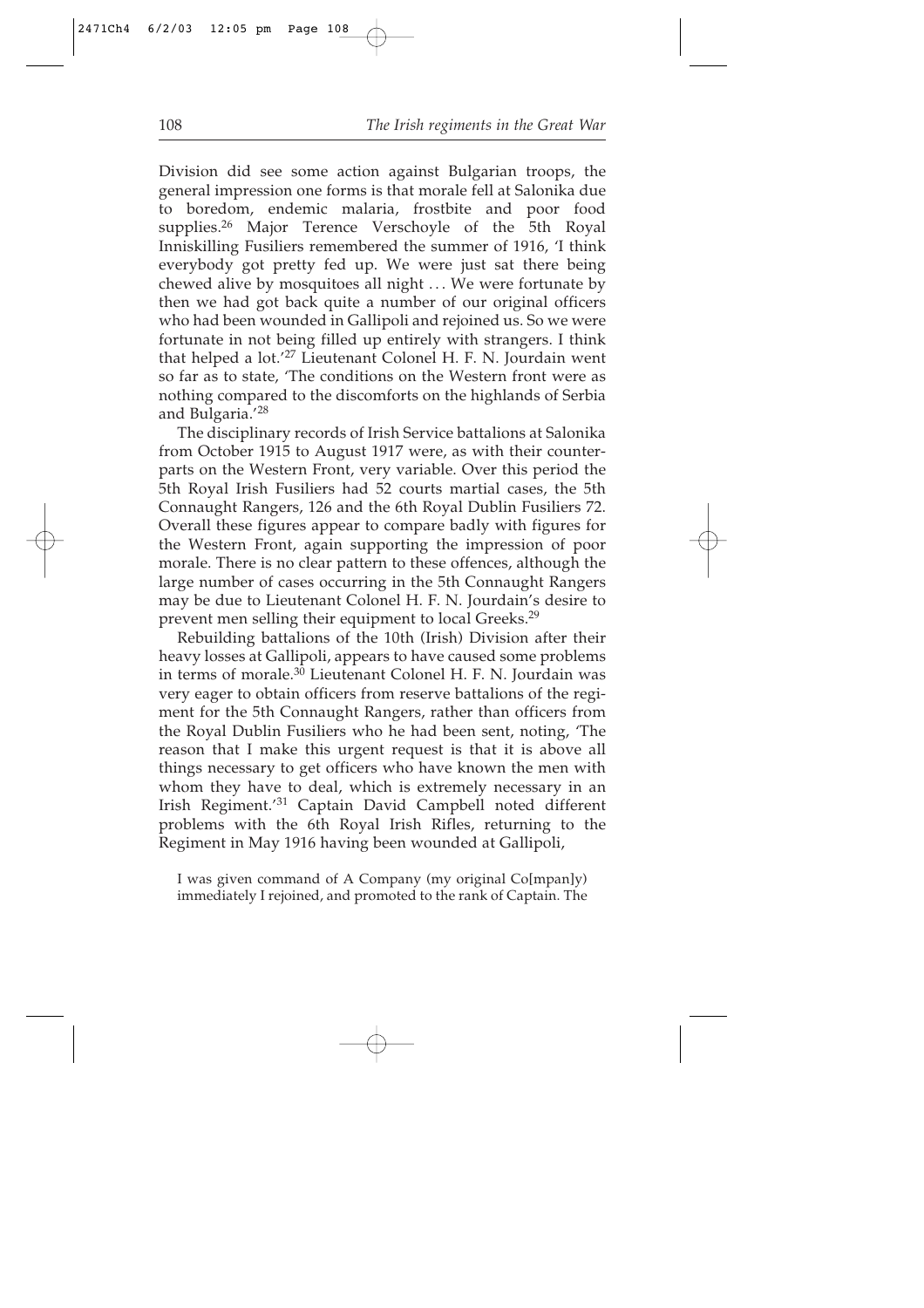Division did see some action against Bulgarian troops, the general impression one forms is that morale fell at Salonika due to boredom, endemic malaria, frostbite and poor food supplies.[26] Major Terence Verschoyle of the 5th Royal Inniskilling Fusiliers remembered the summer of 1916, 'I think everybody got pretty fed up. We were just sat there being chewed alive by mosquitoes all night . . . We were fortunate by then we had got back quite a number of our original officers who had been wounded in Gallipoli and rejoined us. So we were fortunate in not being filled up entirely with strangers. I think that helped a lot.'[27] Lieutenant Colonel H. F. N. Jourdain went so far as to state, 'The conditions on the Western front were as nothing compared to the discomforts on the highlands of Serbia and Bulgaria.'[28]

The disciplinary records of Irish Service battalions at Salonika from October 1915 to August 1917 were, as with their counterparts on the Western Front, very variable. Over this period the 5th Royal Irish Fusiliers had 52 courts martial cases, the 5th Connaught Rangers, 126 and the 6th Royal Dublin Fusiliers 72. Overall these figures appear to compare badly with figures for the Western Front, again supporting the impression of poor morale. There is no clear pattern to these offences, although the large number of cases occurring in the 5th Connaught Rangers may be due to Lieutenant Colonel H. F. N. Jourdain's desire to prevent men selling their equipment to local Greeks.[29]

Rebuilding battalions of the 10th (Irish) Division after their heavy losses at Gallipoli, appears to have caused some problems in terms of morale.[30] Lieutenant Colonel H. F. N. Jourdain was very eager to obtain officers from reserve battalions of the regiment for the 5th Connaught Rangers, rather than officers from the Royal Dublin Fusiliers who he had been sent, noting, 'The reason that I make this urgent request is that it is above all things necessary to get officers who have known the men with whom they have to deal, which is extremely necessary in an Irish Regiment.'[31] Captain David Campbell noted different problems with the 6th Royal Irish Rifles, returning to the Regiment in May 1916 having been wounded at Gallipoli,

> I was given command of A Company (my original Co[mpan]y) immediately I rejoined, and promoted to the rank of Captain. The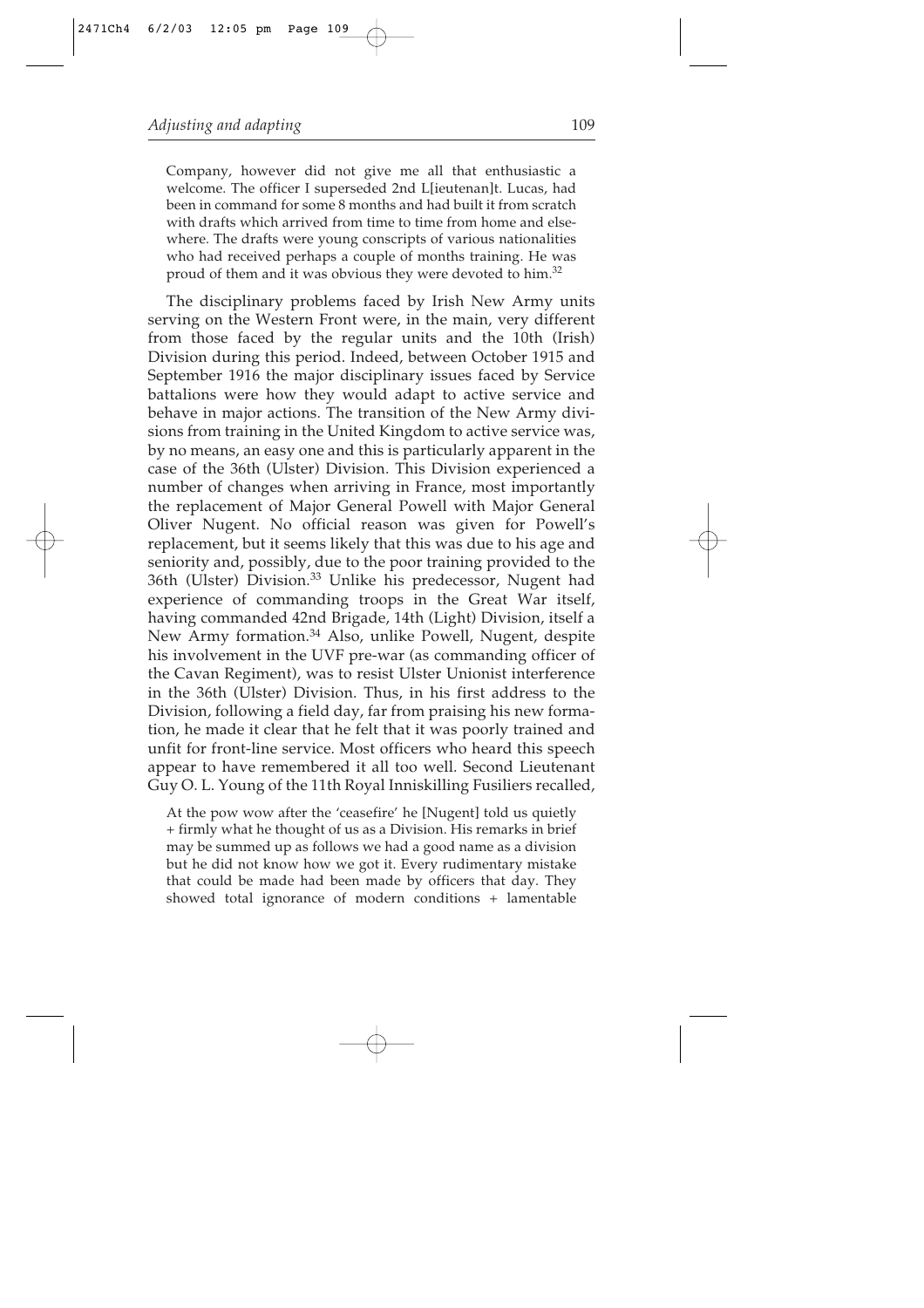> Company, however did not give me all that enthusiastic a welcome. The officer I superseded 2nd L[ieutenan]t. Lucas, had been in command for some 8 months and had built it from scratch with drafts which arrived from time to time from home and elsewhere. The drafts were young conscripts of various nationalities who had received perhaps a couple of months training. He was proud of them and it was obvious they were devoted to him.[32]

The disciplinary problems faced by Irish New Army units serving on the Western Front were, in the main, very different from those faced by the regular units and the 10th (Irish) Division during this period. Indeed, between October 1915 and September 1916 the major disciplinary issues faced by Service battalions were how they would adapt to active service and behave in major actions. The transition of the New Army divisions from training in the United Kingdom to active service was, by no means, an easy one and this is particularly apparent in the case of the 36th (Ulster) Division. This Division experienced a number of changes when arriving in France, most importantly the replacement of Major General Powell with Major General Oliver Nugent. No official reason was given for Powell's replacement, but it seems likely that this was due to his age and seniority and, possibly, due to the poor training provided to the 36th (Ulster) Division.[33] Unlike his predecessor, Nugent had experience of commanding troops in the Great War itself, having commanded 42nd Brigade, 14th (Light) Division, itself a New Army formation.[34] Also, unlike Powell, Nugent, despite his involvement in the UVF pre-war (as commanding officer of the Cavan Regiment), was to resist Ulster Unionist interference in the 36th (Ulster) Division. Thus, in his first address to the Division, following a field day, far from praising his new formation, he made it clear that he felt that it was poorly trained and unfit for front-line service. Most officers who heard this speech appear to have remembered it all too well. Second Lieutenant Guy O. L. Young of the 11th Royal Inniskilling Fusiliers recalled,

> At the pow wow after the 'ceasefire' he [Nugent] told us quietly + firmly what he thought of us as a Division. His remarks in brief may be summed up as follows we had a good name as a division but he did not know how we got it. Every rudimentary mistake that could be made had been made by officers that day. They showed total ignorance of modern conditions + lamentable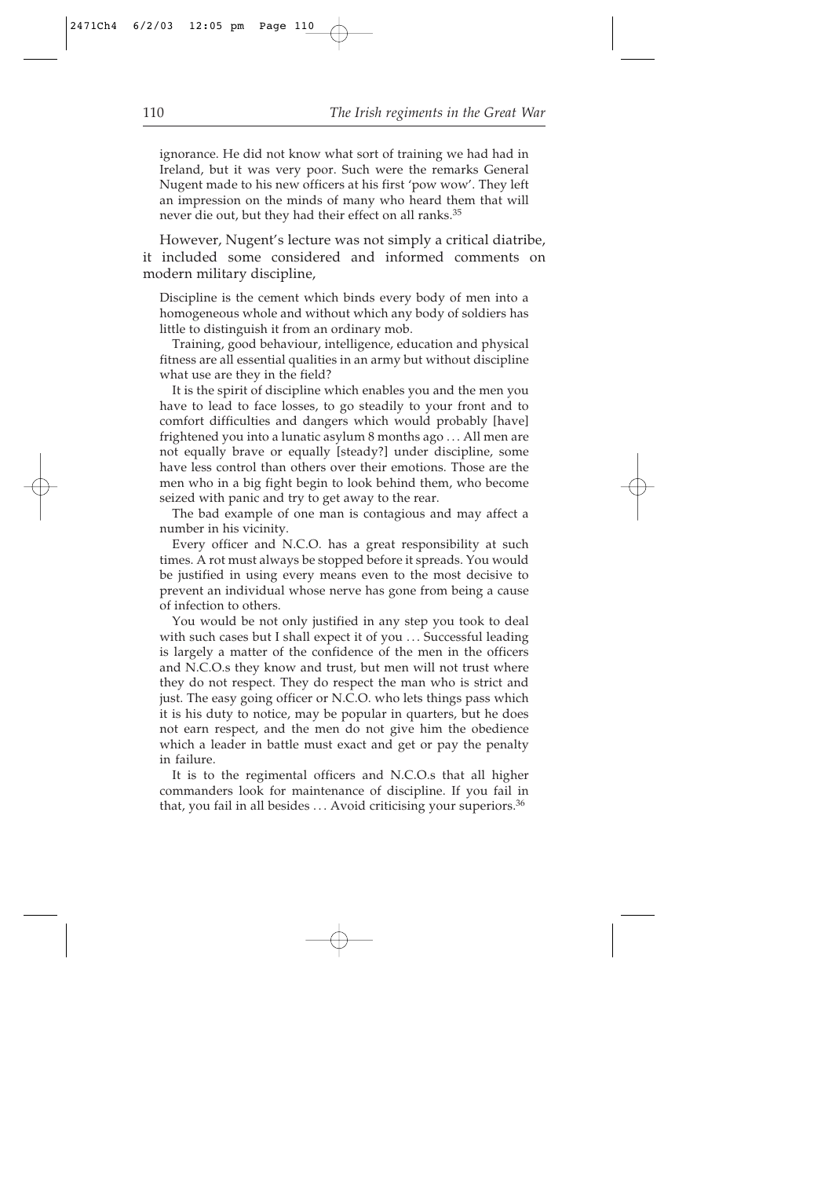ignorance. He did not know what sort of training we had had in Ireland, but it was very poor. Such were the remarks General Nugent made to his new officers at his first 'pow wow'. They left an impression on the minds of many who heard them that will never die out, but they had their effect on all ranks.[35]

However, Nugent's lecture was not simply a critical diatribe, it included some considered and informed comments on modern military discipline,

> Discipline is the cement which binds every body of men into a homogeneous whole and without which any body of soldiers has little to distinguish it from an ordinary mob.
>
> Training, good behaviour, intelligence, education and physical fitness are all essential qualities in an army but without discipline what use are they in the field?
>
> It is the spirit of discipline which enables you and the men you have to lead to face losses, to go steadily to your front and to comfort difficulties and dangers which would probably [have] frightened you into a lunatic asylum 8 months ago . . . All men are not equally brave or equally [steady?] under discipline, some have less control than others over their emotions. Those are the men who in a big fight begin to look behind them, who become seized with panic and try to get away to the rear.
>
> The bad example of one man is contagious and may affect a number in his vicinity.
>
> Every officer and N.C.O. has a great responsibility at such times. A rot must always be stopped before it spreads. You would be justified in using every means even to the most decisive to prevent an individual whose nerve has gone from being a cause of infection to others.
>
> You would be not only justified in any step you took to deal with such cases but I shall expect it of you . . . Successful leading is largely a matter of the confidence of the men in the officers and N.C.O.s they know and trust, but men will not trust where they do not respect. They do respect the man who is strict and just. The easy going officer or N.C.O. who lets things pass which it is his duty to notice, may be popular in quarters, but he does not earn respect, and the men do not give him the obedience which a leader in battle must exact and get or pay the penalty in failure.
>
> It is to the regimental officers and N.C.O.s that all higher commanders look for maintenance of discipline. If you fail in that, you fail in all besides . . . Avoid criticising your superiors.[36]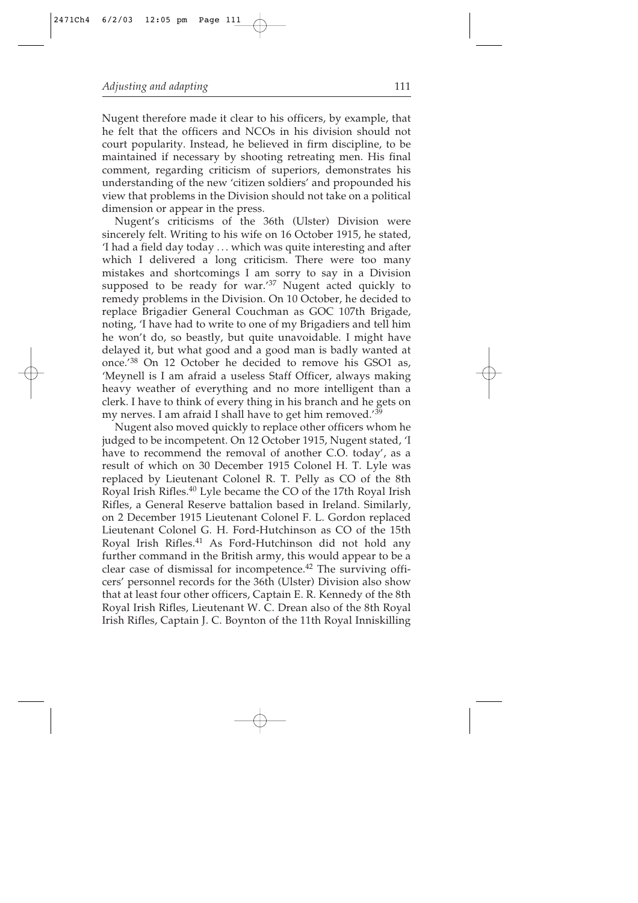Nugent therefore made it clear to his officers, by example, that he felt that the officers and NCOs in his division should not court popularity. Instead, he believed in firm discipline, to be maintained if necessary by shooting retreating men. His final comment, regarding criticism of superiors, demonstrates his understanding of the new 'citizen soldiers' and propounded his view that problems in the Division should not take on a political dimension or appear in the press.

Nugent's criticisms of the 36th (Ulster) Division were sincerely felt. Writing to his wife on 16 October 1915, he stated, 'I had a field day today ... which was quite interesting and after which I delivered a long criticism. There were too many mistakes and shortcomings I am sorry to say in a Division supposed to be ready for war.'[37] Nugent acted quickly to remedy problems in the Division. On 10 October, he decided to replace Brigadier General Couchman as GOC 107th Brigade, noting, 'I have had to write to one of my Brigadiers and tell him he won't do, so beastly, but quite unavoidable. I might have delayed it, but what good and a good man is badly wanted at once.'[38] On 12 October he decided to remove his GSO1 as, 'Meynell is I am afraid a useless Staff Officer, always making heavy weather of everything and no more intelligent than a clerk. I have to think of every thing in his branch and he gets on my nerves. I am afraid I shall have to get him removed.'[39]

Nugent also moved quickly to replace other officers whom he judged to be incompetent. On 12 October 1915, Nugent stated, 'I have to recommend the removal of another C.O. today', as a result of which on 30 December 1915 Colonel H. T. Lyle was replaced by Lieutenant Colonel R. T. Pelly as CO of the 8th Royal Irish Rifles.[40] Lyle became the CO of the 17th Royal Irish Rifles, a General Reserve battalion based in Ireland. Similarly, on 2 December 1915 Lieutenant Colonel F. L. Gordon replaced Lieutenant Colonel G. H. Ford-Hutchinson as CO of the 15th Royal Irish Rifles.[41] As Ford-Hutchinson did not hold any further command in the British army, this would appear to be a clear case of dismissal for incompetence.[42] The surviving officers' personnel records for the 36th (Ulster) Division also show that at least four other officers, Captain E. R. Kennedy of the 8th Royal Irish Rifles, Lieutenant W. C. Drean also of the 8th Royal Irish Rifles, Captain J. C. Boynton of the 11th Royal Inniskilling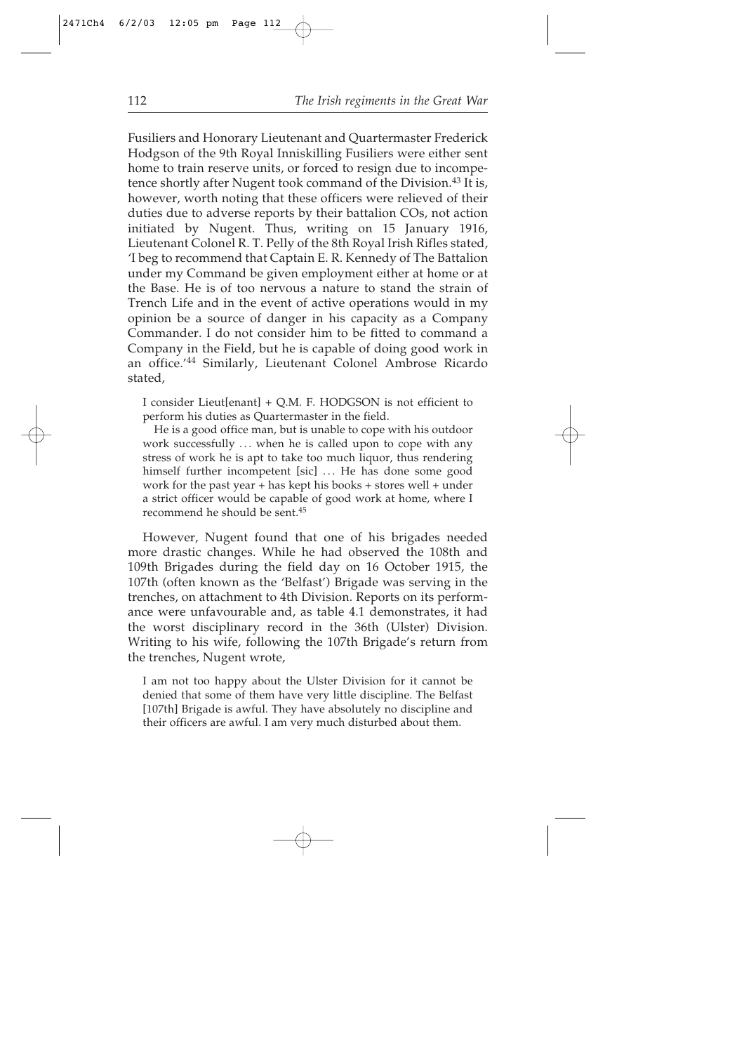Fusiliers and Honorary Lieutenant and Quartermaster Frederick Hodgson of the 9th Royal Inniskilling Fusiliers were either sent home to train reserve units, or forced to resign due to incompetence shortly after Nugent took command of the Division.[43] It is, however, worth noting that these officers were relieved of their duties due to adverse reports by their battalion COs, not action initiated by Nugent. Thus, writing on 15 January 1916, Lieutenant Colonel R. T. Pelly of the 8th Royal Irish Rifles stated, 'I beg to recommend that Captain E. R. Kennedy of The Battalion under my Command be given employment either at home or at the Base. He is of too nervous a nature to stand the strain of Trench Life and in the event of active operations would in my opinion be a source of danger in his capacity as a Company Commander. I do not consider him to be fitted to command a Company in the Field, but he is capable of doing good work in an office.'[44] Similarly, Lieutenant Colonel Ambrose Ricardo stated,

> I consider Lieut[enant] + Q.M. F. HODGSON is not efficient to perform his duties as Quartermaster in the field.
>
> He is a good office man, but is unable to cope with his outdoor work successfully ... when he is called upon to cope with any stress of work he is apt to take too much liquor, thus rendering himself further incompetent [sic] ... He has done some good work for the past year + has kept his books + stores well + under a strict officer would be capable of good work at home, where I recommend he should be sent.[45]

However, Nugent found that one of his brigades needed more drastic changes. While he had observed the 108th and 109th Brigades during the field day on 16 October 1915, the 107th (often known as the 'Belfast') Brigade was serving in the trenches, on attachment to 4th Division. Reports on its performance were unfavourable and, as table 4.1 demonstrates, it had the worst disciplinary record in the 36th (Ulster) Division. Writing to his wife, following the 107th Brigade's return from the trenches, Nugent wrote,

> I am not too happy about the Ulster Division for it cannot be denied that some of them have very little discipline. The Belfast [107th] Brigade is awful. They have absolutely no discipline and their officers are awful. I am very much disturbed about them.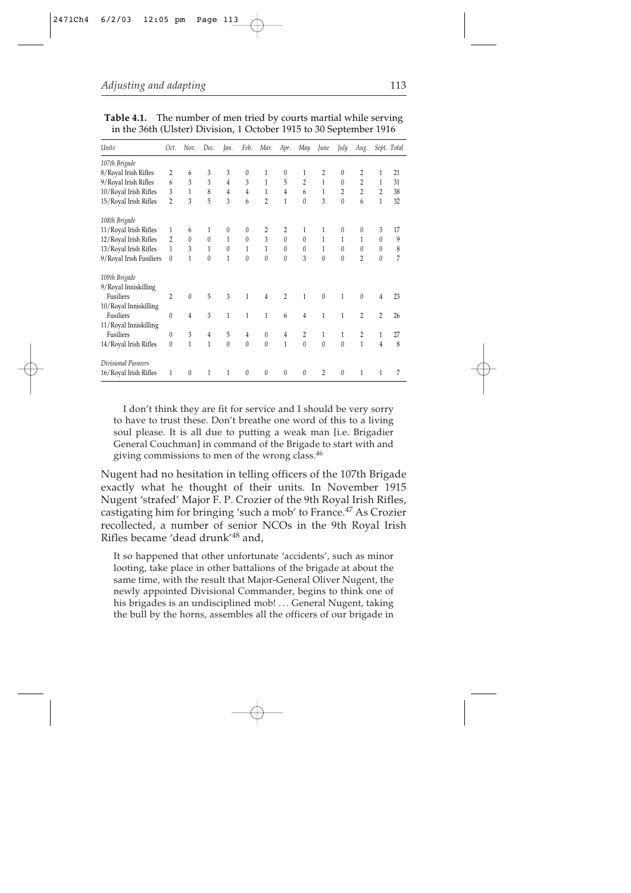**Table 4.1.** The number of men tried by courts martial while serving in the 36th (Ulster) Division, 1 October 1915 to 30 September 1916

| *Units* | *Oct.* | *Nov.* | *Dec.* | *Jan.* | *Feb.* | *Mar.* | *Apr.* | *May* | *June* | *July* | *Aug.* | *Sept.* | *Total* |
|---|---|---|---|---|---|---|---|---|---|---|---|---|---|
| *107th Brigade* | | | | | | | | | | | | | |
| 8/Royal Irish Rifles | 2 | 6 | 3 | 3 | 0 | 1 | 0 | 1 | 2 | 0 | 2 | 1 | 21 |
| 9/Royal Irish Rifles | 6 | 3 | 3 | 4 | 3 | 1 | 5 | 2 | 1 | 0 | 2 | 1 | 31 |
| 10/Royal Irish Rifles | 3 | 1 | 8 | 4 | 4 | 1 | 4 | 6 | 1 | 2 | 2 | 2 | 38 |
| 15/Royal Irish Rifles | 2 | 3 | 5 | 3 | 6 | 2 | 1 | 0 | 3 | 0 | 6 | 1 | 32 |
| *108th Brigade* | | | | | | | | | | | | | |
| 11/Royal Irish Rifles | 1 | 6 | 1 | 0 | 0 | 2 | 2 | 1 | 1 | 0 | 0 | 3 | 17 |
| 12/Royal Irish Rifles | 2 | 0 | 0 | 1 | 0 | 3 | 0 | 0 | 1 | 1 | 1 | 0 | 9 |
| 13/Royal Irish Rifles | 1 | 3 | 1 | 0 | 1 | 1 | 0 | 0 | 1 | 0 | 0 | 0 | 8 |
| 9/Royal Irish Fusiliers | 0 | 1 | 0 | 1 | 0 | 0 | 0 | 3 | 0 | 0 | 2 | 0 | 7 |
| *109th Brigade* | | | | | | | | | | | | | |
| 9/Royal Inniskilling Fusiliers | 2 | 0 | 5 | 3 | 1 | 4 | 2 | 1 | 0 | 1 | 0 | 4 | 23 |
| 10/Royal Inniskilling Fusiliers | 0 | 4 | 3 | 1 | 1 | 1 | 6 | 4 | 1 | 1 | 2 | 2 | 26 |
| 11/Royal Inniskilling Fusiliers | 0 | 3 | 4 | 5 | 4 | 0 | 4 | 2 | 1 | 1 | 2 | 1 | 27 |
| 14/Royal Irish Rifles | 0 | 1 | 1 | 0 | 0 | 0 | 1 | 0 | 0 | 0 | 1 | 4 | 8 |
| *Divisional Pioneers* | | | | | | | | | | | | | |
| 16/Royal Irish Rifles | 1 | 0 | 1 | 1 | 0 | 0 | 0 | 0 | 2 | 0 | 1 | 1 | 7 |

> I don't think they are fit for service and I should be very sorry to have to trust these. Don't breathe one word of this to a living soul please. It is all due to putting a weak man [i.e. Brigadier General Couchman] in command of the Brigade to start with and giving commissions to men of the wrong class.[46]

Nugent had no hesitation in telling officers of the 107th Brigade exactly what he thought of their units. In November 1915 Nugent 'strafed' Major F. P. Crozier of the 9th Royal Irish Rifles, castigating him for bringing 'such a mob' to France.[47] As Crozier recollected, a number of senior NCOs in the 9th Royal Irish Rifles became 'dead drunk'[48] and,

> It so happened that other unfortunate 'accidents', such as minor looting, take place in other battalions of the brigade at about the same time, with the result that Major-General Oliver Nugent, the newly appointed Divisional Commander, begins to think one of his brigades is an undisciplined mob! . . . General Nugent, taking the bull by the horns, assembles all the officers of our brigade in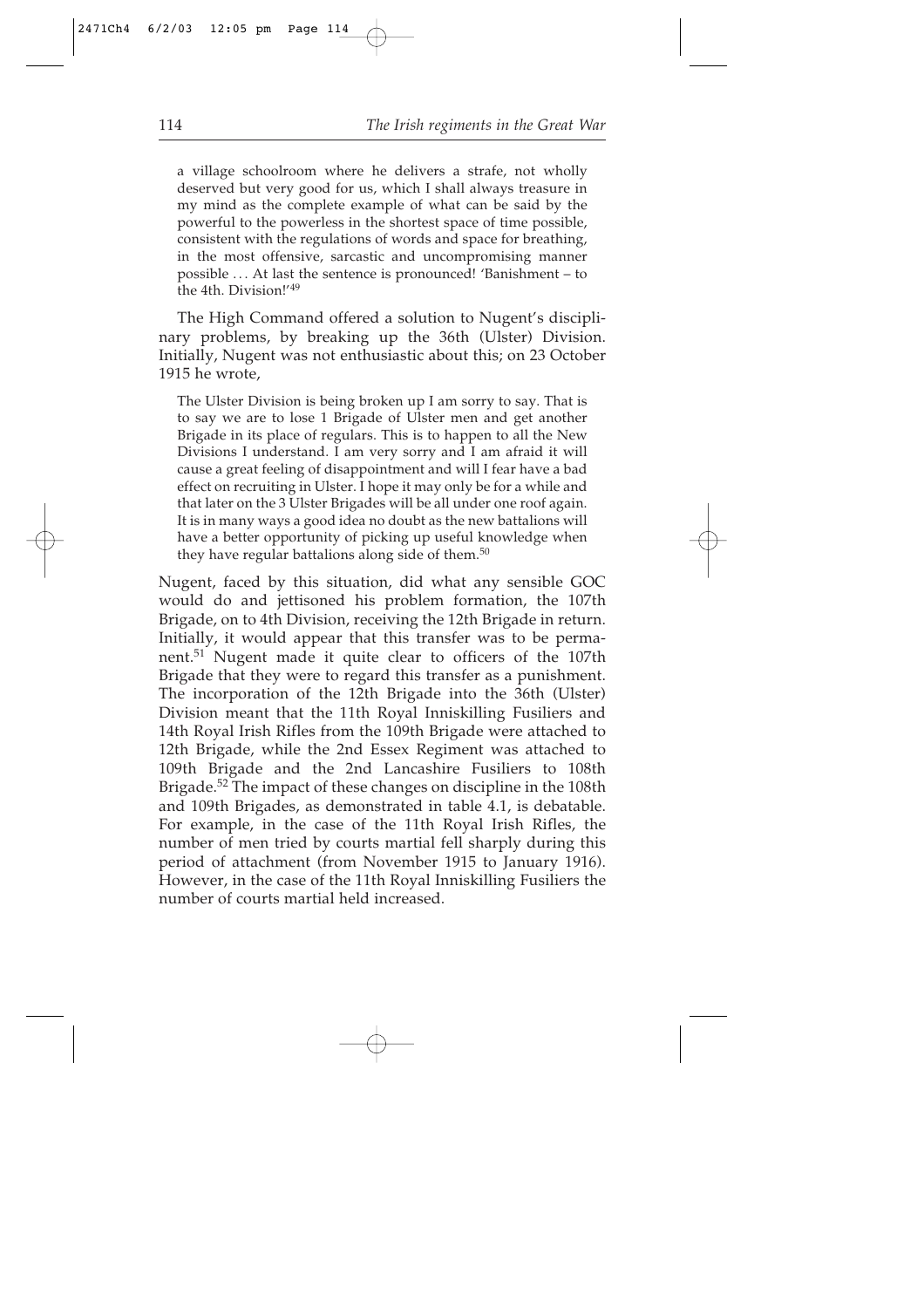> a village schoolroom where he delivers a strafe, not wholly deserved but very good for us, which I shall always treasure in my mind as the complete example of what can be said by the powerful to the powerless in the shortest space of time possible, consistent with the regulations of words and space for breathing, in the most offensive, sarcastic and uncompromising manner possible … At last the sentence is pronounced! 'Banishment – to the 4th. Division!'[49]

The High Command offered a solution to Nugent's disciplinary problems, by breaking up the 36th (Ulster) Division. Initially, Nugent was not enthusiastic about this; on 23 October 1915 he wrote,

> The Ulster Division is being broken up I am sorry to say. That is to say we are to lose 1 Brigade of Ulster men and get another Brigade in its place of regulars. This is to happen to all the New Divisions I understand. I am very sorry and I am afraid it will cause a great feeling of disappointment and will I fear have a bad effect on recruiting in Ulster. I hope it may only be for a while and that later on the 3 Ulster Brigades will be all under one roof again. It is in many ways a good idea no doubt as the new battalions will have a better opportunity of picking up useful knowledge when they have regular battalions along side of them.[50]

Nugent, faced by this situation, did what any sensible GOC would do and jettisoned his problem formation, the 107th Brigade, on to 4th Division, receiving the 12th Brigade in return. Initially, it would appear that this transfer was to be permanent.[51] Nugent made it quite clear to officers of the 107th Brigade that they were to regard this transfer as a punishment. The incorporation of the 12th Brigade into the 36th (Ulster) Division meant that the 11th Royal Inniskilling Fusiliers and 14th Royal Irish Rifles from the 109th Brigade were attached to 12th Brigade, while the 2nd Essex Regiment was attached to 109th Brigade and the 2nd Lancashire Fusiliers to 108th Brigade.[52] The impact of these changes on discipline in the 108th and 109th Brigades, as demonstrated in table 4.1, is debatable. For example, in the case of the 11th Royal Irish Rifles, the number of men tried by courts martial fell sharply during this period of attachment (from November 1915 to January 1916). However, in the case of the 11th Royal Inniskilling Fusiliers the number of courts martial held increased.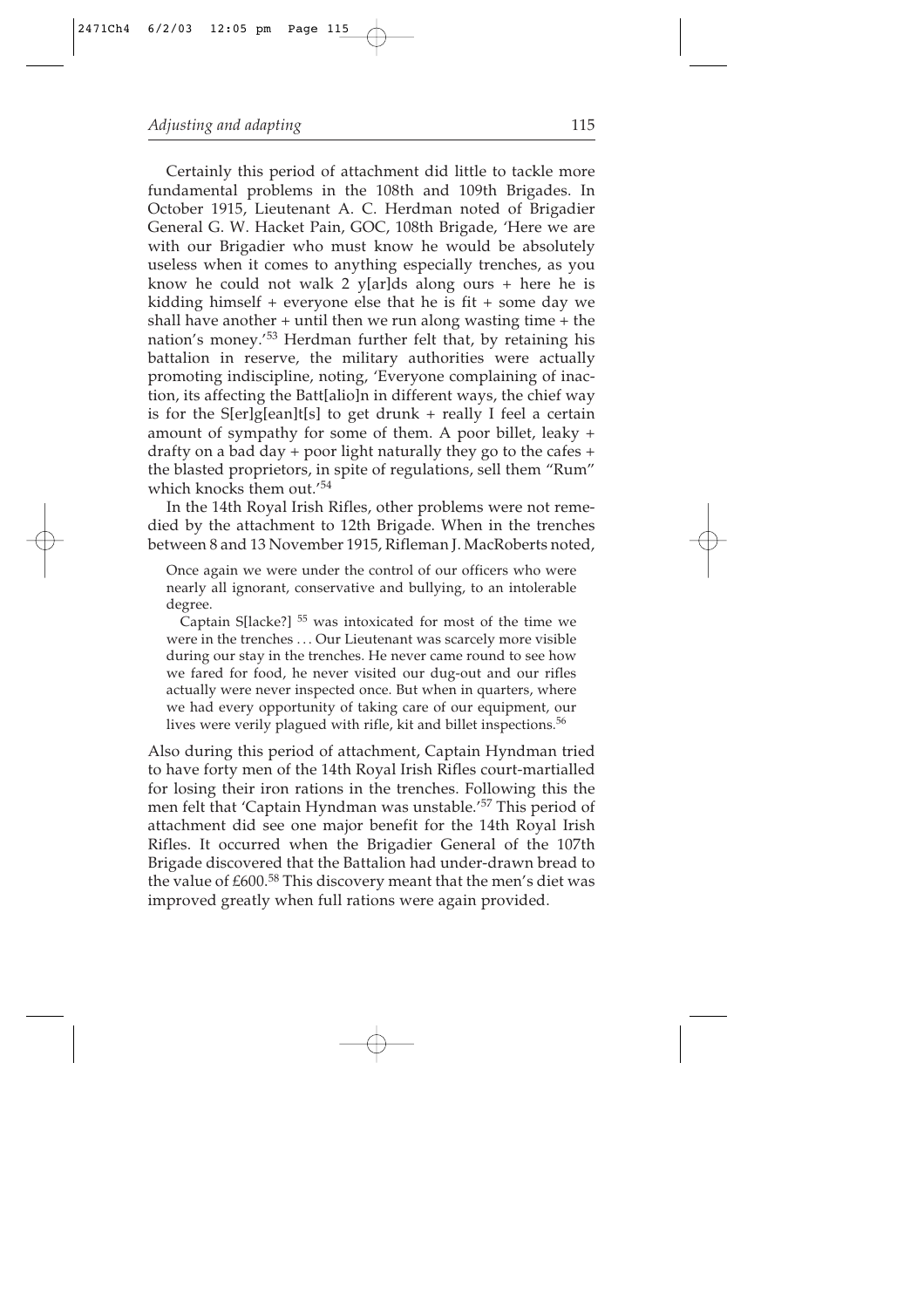Certainly this period of attachment did little to tackle more fundamental problems in the 108th and 109th Brigades. In October 1915, Lieutenant A. C. Herdman noted of Brigadier General G. W. Hacket Pain, GOC, 108th Brigade, 'Here we are with our Brigadier who must know he would be absolutely useless when it comes to anything especially trenches, as you know he could not walk 2 y[ar]ds along ours + here he is kidding himself + everyone else that he is fit + some day we shall have another + until then we run along wasting time + the nation's money.'[53] Herdman further felt that, by retaining his battalion in reserve, the military authorities were actually promoting indiscipline, noting, 'Everyone complaining of inaction, its affecting the Batt[alio]n in different ways, the chief way is for the S[er]g[ean]t[s] to get drunk + really I feel a certain amount of sympathy for some of them. A poor billet, leaky + drafty on a bad day + poor light naturally they go to the cafes + the blasted proprietors, in spite of regulations, sell them "Rum" which knocks them out.'[54]

In the 14th Royal Irish Rifles, other problems were not remedied by the attachment to 12th Brigade. When in the trenches between 8 and 13 November 1915, Rifleman J. MacRoberts noted,

> Once again we were under the control of our officers who were nearly all ignorant, conservative and bullying, to an intolerable degree.
>
> Captain S[lacke?] [55] was intoxicated for most of the time we were in the trenches ... Our Lieutenant was scarcely more visible during our stay in the trenches. He never came round to see how we fared for food, he never visited our dug-out and our rifles actually were never inspected once. But when in quarters, where we had every opportunity of taking care of our equipment, our lives were verily plagued with rifle, kit and billet inspections.[56]

Also during this period of attachment, Captain Hyndman tried to have forty men of the 14th Royal Irish Rifles court-martialled for losing their iron rations in the trenches. Following this the men felt that 'Captain Hyndman was unstable.'[57] This period of attachment did see one major benefit for the 14th Royal Irish Rifles. It occurred when the Brigadier General of the 107th Brigade discovered that the Battalion had under-drawn bread to the value of £600.[58] This discovery meant that the men's diet was improved greatly when full rations were again provided.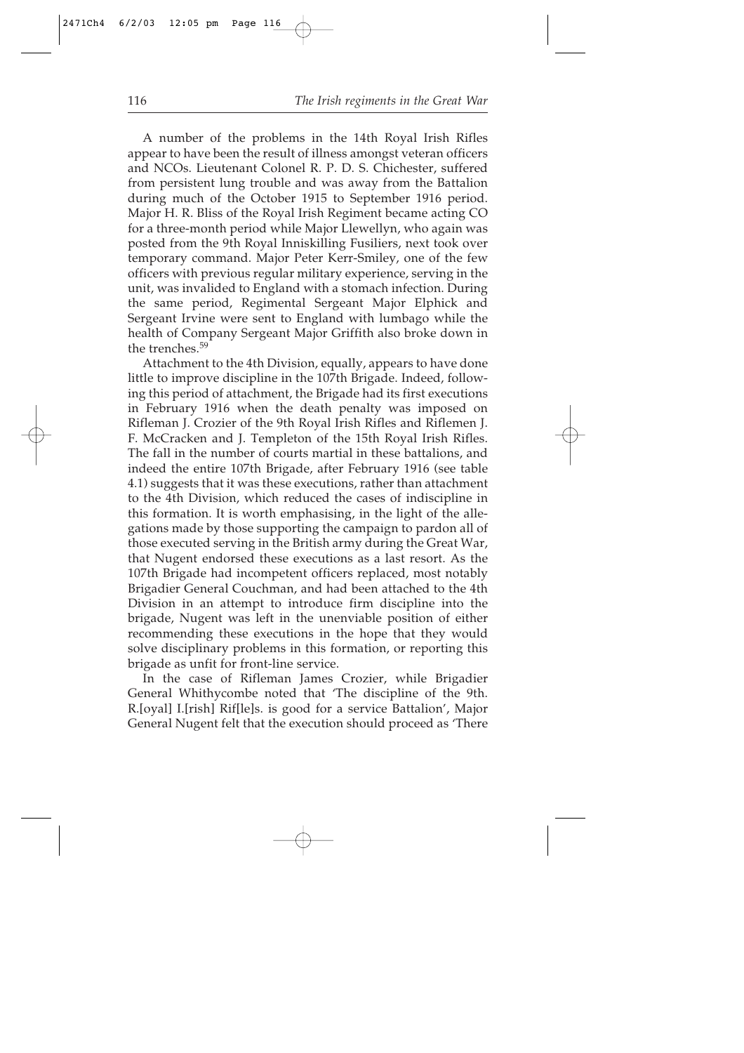A number of the problems in the 14th Royal Irish Rifles appear to have been the result of illness amongst veteran officers and NCOs. Lieutenant Colonel R. P. D. S. Chichester, suffered from persistent lung trouble and was away from the Battalion during much of the October 1915 to September 1916 period. Major H. R. Bliss of the Royal Irish Regiment became acting CO for a three-month period while Major Llewellyn, who again was posted from the 9th Royal Inniskilling Fusiliers, next took over temporary command. Major Peter Kerr-Smiley, one of the few officers with previous regular military experience, serving in the unit, was invalided to England with a stomach infection. During the same period, Regimental Sergeant Major Elphick and Sergeant Irvine were sent to England with lumbago while the health of Company Sergeant Major Griffith also broke down in the trenches.[59]

Attachment to the 4th Division, equally, appears to have done little to improve discipline in the 107th Brigade. Indeed, following this period of attachment, the Brigade had its first executions in February 1916 when the death penalty was imposed on Rifleman J. Crozier of the 9th Royal Irish Rifles and Riflemen J. F. McCracken and J. Templeton of the 15th Royal Irish Rifles. The fall in the number of courts martial in these battalions, and indeed the entire 107th Brigade, after February 1916 (see table 4.1) suggests that it was these executions, rather than attachment to the 4th Division, which reduced the cases of indiscipline in this formation. It is worth emphasising, in the light of the allegations made by those supporting the campaign to pardon all of those executed serving in the British army during the Great War, that Nugent endorsed these executions as a last resort. As the 107th Brigade had incompetent officers replaced, most notably Brigadier General Couchman, and had been attached to the 4th Division in an attempt to introduce firm discipline into the brigade, Nugent was left in the unenviable position of either recommending these executions in the hope that they would solve disciplinary problems in this formation, or reporting this brigade as unfit for front-line service.

In the case of Rifleman James Crozier, while Brigadier General Whithycombe noted that 'The discipline of the 9th. R.[oyal] I.[rish] Rif[le]s. is good for a service Battalion', Major General Nugent felt that the execution should proceed as 'There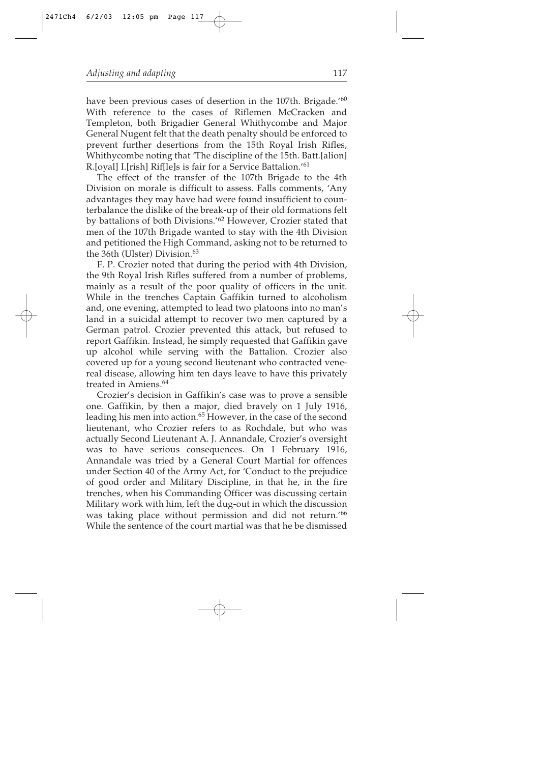have been previous cases of desertion in the 107th. Brigade.'[60] With reference to the cases of Riflemen McCracken and Templeton, both Brigadier General Whithycombe and Major General Nugent felt that the death penalty should be enforced to prevent further desertions from the 15th Royal Irish Rifles, Whithycombe noting that 'The discipline of the 15th. Batt.[alion] R.[oyal] I.[rish] Rif[le]s is fair for a Service Battalion.'[61]

The effect of the transfer of the 107th Brigade to the 4th Division on morale is difficult to assess. Falls comments, 'Any advantages they may have had were found insufficient to counterbalance the dislike of the break-up of their old formations felt by battalions of both Divisions.'[62] However, Crozier stated that men of the 107th Brigade wanted to stay with the 4th Division and petitioned the High Command, asking not to be returned to the 36th (Ulster) Division.[63]

F. P. Crozier noted that during the period with 4th Division, the 9th Royal Irish Rifles suffered from a number of problems, mainly as a result of the poor quality of officers in the unit. While in the trenches Captain Gaffikin turned to alcoholism and, one evening, attempted to lead two platoons into no man's land in a suicidal attempt to recover two men captured by a German patrol. Crozier prevented this attack, but refused to report Gaffikin. Instead, he simply requested that Gaffikin gave up alcohol while serving with the Battalion. Crozier also covered up for a young second lieutenant who contracted venereal disease, allowing him ten days leave to have this privately treated in Amiens.[64]

Crozier's decision in Gaffikin's case was to prove a sensible one. Gaffikin, by then a major, died bravely on 1 July 1916, leading his men into action.[65] However, in the case of the second lieutenant, who Crozier refers to as Rochdale, but who was actually Second Lieutenant A. J. Annandale, Crozier's oversight was to have serious consequences. On 1 February 1916, Annandale was tried by a General Court Martial for offences under Section 40 of the Army Act, for 'Conduct to the prejudice of good order and Military Discipline, in that he, in the fire trenches, when his Commanding Officer was discussing certain Military work with him, left the dug-out in which the discussion was taking place without permission and did not return.'[66] While the sentence of the court martial was that he be dismissed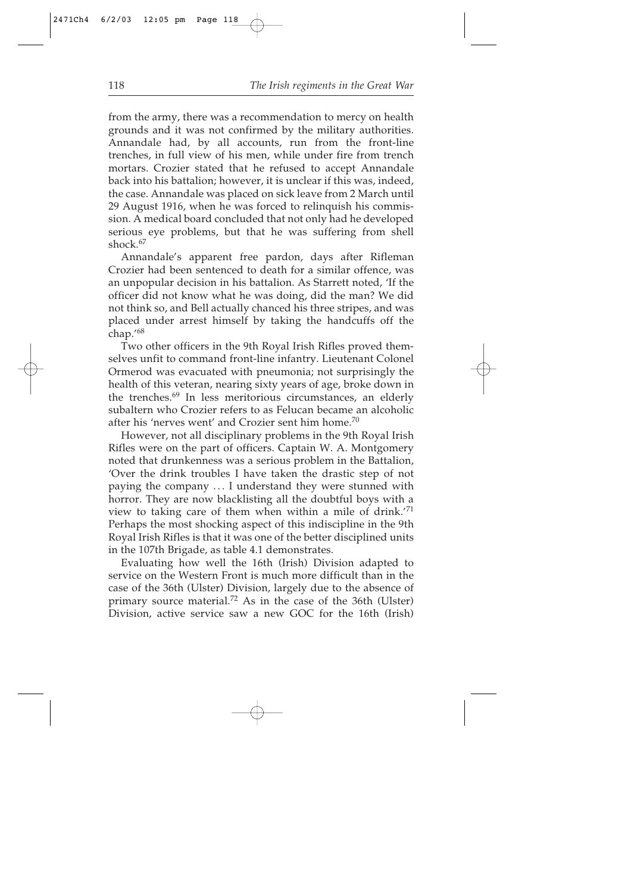from the army, there was a recommendation to mercy on health grounds and it was not confirmed by the military authorities. Annandale had, by all accounts, run from the front-line trenches, in full view of his men, while under fire from trench mortars. Crozier stated that he refused to accept Annandale back into his battalion; however, it is unclear if this was, indeed, the case. Annandale was placed on sick leave from 2 March until 29 August 1916, when he was forced to relinquish his commission. A medical board concluded that not only had he developed serious eye problems, but that he was suffering from shell shock.[67]

Annandale's apparent free pardon, days after Rifleman Crozier had been sentenced to death for a similar offence, was an unpopular decision in his battalion. As Starrett noted, 'If the officer did not know what he was doing, did the man? We did not think so, and Bell actually chanced his three stripes, and was placed under arrest himself by taking the handcuffs off the chap.'[68]

Two other officers in the 9th Royal Irish Rifles proved themselves unfit to command front-line infantry. Lieutenant Colonel Ormerod was evacuated with pneumonia; not surprisingly the health of this veteran, nearing sixty years of age, broke down in the trenches.[69] In less meritorious circumstances, an elderly subaltern who Crozier refers to as Felucan became an alcoholic after his 'nerves went' and Crozier sent him home.[70]

However, not all disciplinary problems in the 9th Royal Irish Rifles were on the part of officers. Captain W. A. Montgomery noted that drunkenness was a serious problem in the Battalion, 'Over the drink troubles I have taken the drastic step of not paying the company ... I understand they were stunned with horror. They are now blacklisting all the doubtful boys with a view to taking care of them when within a mile of drink.'[71] Perhaps the most shocking aspect of this indiscipline in the 9th Royal Irish Rifles is that it was one of the better disciplined units in the 107th Brigade, as table 4.1 demonstrates.

Evaluating how well the 16th (Irish) Division adapted to service on the Western Front is much more difficult than in the case of the 36th (Ulster) Division, largely due to the absence of primary source material.[72] As in the case of the 36th (Ulster) Division, active service saw a new GOC for the 16th (Irish)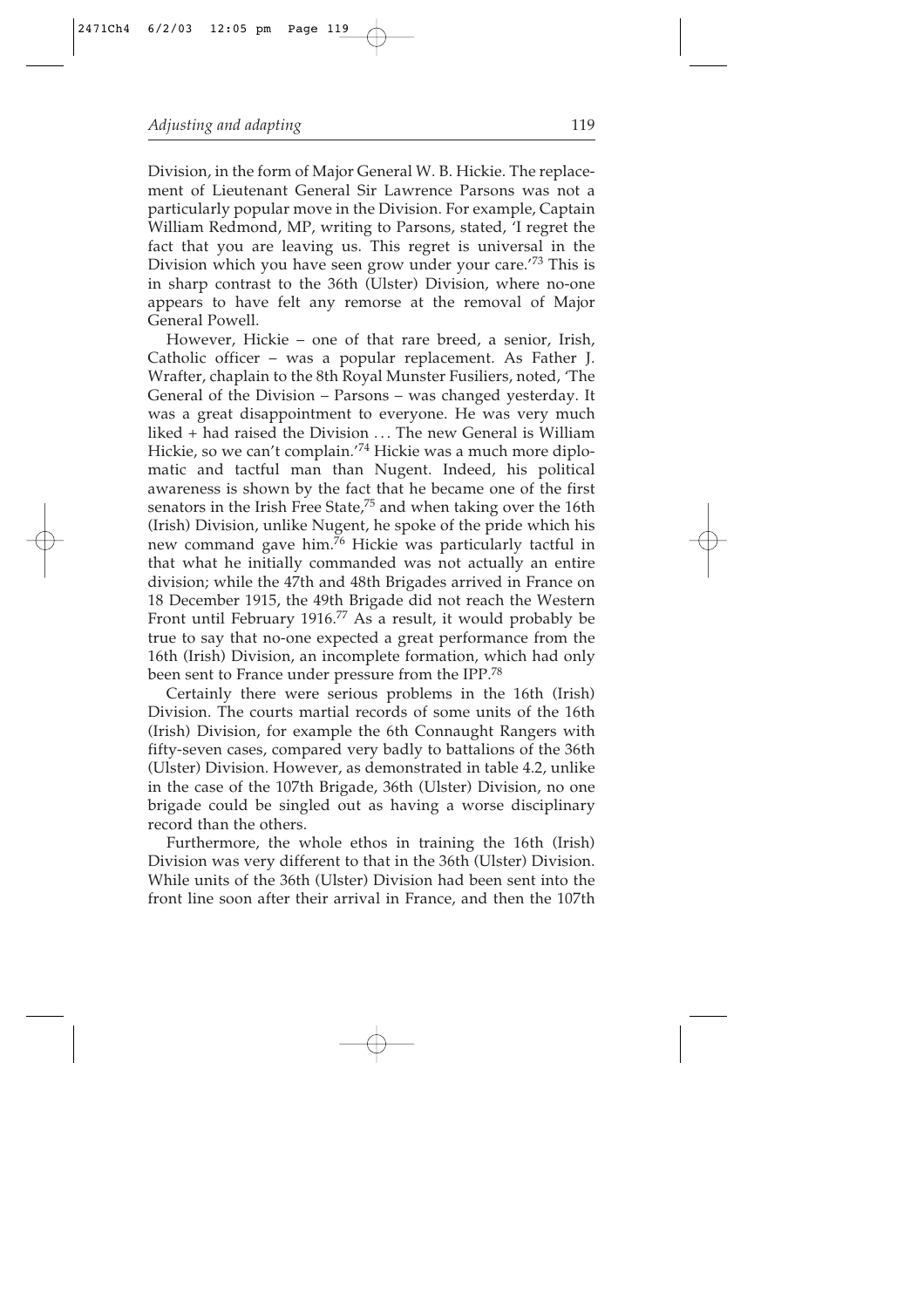Division, in the form of Major General W. B. Hickie. The replacement of Lieutenant General Sir Lawrence Parsons was not a particularly popular move in the Division. For example, Captain William Redmond, MP, writing to Parsons, stated, 'I regret the fact that you are leaving us. This regret is universal in the Division which you have seen grow under your care.'[73] This is in sharp contrast to the 36th (Ulster) Division, where no-one appears to have felt any remorse at the removal of Major General Powell.

However, Hickie – one of that rare breed, a senior, Irish, Catholic officer – was a popular replacement. As Father J. Wrafter, chaplain to the 8th Royal Munster Fusiliers, noted, 'The General of the Division – Parsons – was changed yesterday. It was a great disappointment to everyone. He was very much liked + had raised the Division . . . The new General is William Hickie, so we can't complain.'[74] Hickie was a much more diplomatic and tactful man than Nugent. Indeed, his political awareness is shown by the fact that he became one of the first senators in the Irish Free State,[75] and when taking over the 16th (Irish) Division, unlike Nugent, he spoke of the pride which his new command gave him.[76] Hickie was particularly tactful in that what he initially commanded was not actually an entire division; while the 47th and 48th Brigades arrived in France on 18 December 1915, the 49th Brigade did not reach the Western Front until February 1916.[77] As a result, it would probably be true to say that no-one expected a great performance from the 16th (Irish) Division, an incomplete formation, which had only been sent to France under pressure from the IPP.[78]

Certainly there were serious problems in the 16th (Irish) Division. The courts martial records of some units of the 16th (Irish) Division, for example the 6th Connaught Rangers with fifty-seven cases, compared very badly to battalions of the 36th (Ulster) Division. However, as demonstrated in table 4.2, unlike in the case of the 107th Brigade, 36th (Ulster) Division, no one brigade could be singled out as having a worse disciplinary record than the others.

Furthermore, the whole ethos in training the 16th (Irish) Division was very different to that in the 36th (Ulster) Division. While units of the 36th (Ulster) Division had been sent into the front line soon after their arrival in France, and then the 107th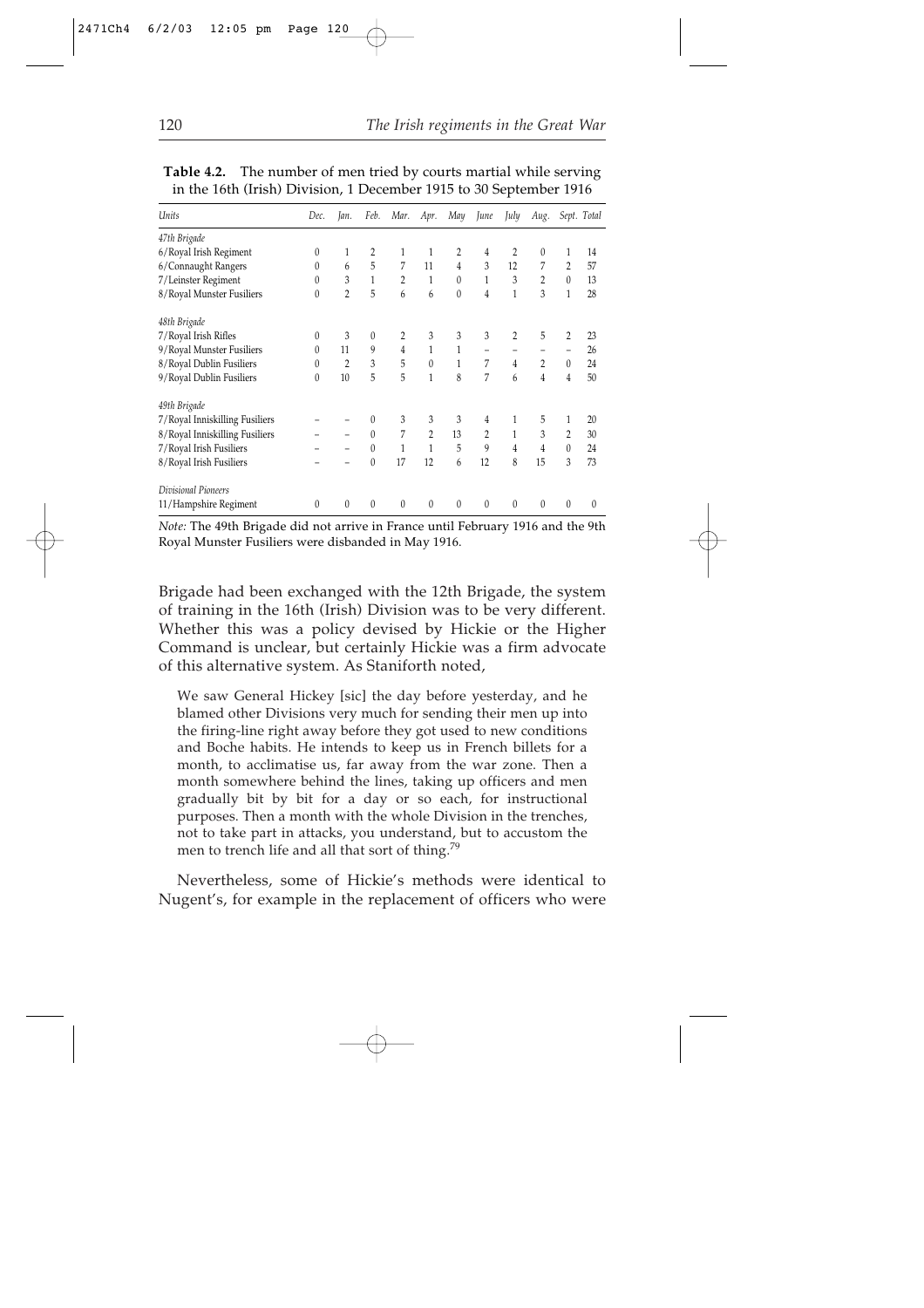**Table 4.2.** The number of men tried by courts martial while serving in the 16th (Irish) Division, 1 December 1915 to 30 September 1916

| *Units* | *Dec.* | *Jan.* | *Feb.* | *Mar.* | *Apr.* | *May* | *June* | *July* | *Aug.* | *Sept.* | *Total* |
|---|---|---|---|---|---|---|---|---|---|---|---|
| *47th Brigade* | | | | | | | | | | | |
| 6/Royal Irish Regiment | 0 | 1 | 2 | 1 | 1 | 2 | 4 | 2 | 0 | 1 | 14 |
| 6/Connaught Rangers | 0 | 6 | 5 | 7 | 11 | 4 | 3 | 12 | 7 | 2 | 57 |
| 7/Leinster Regiment | 0 | 3 | 1 | 2 | 1 | 0 | 1 | 3 | 2 | 0 | 13 |
| 8/Royal Munster Fusiliers | 0 | 2 | 5 | 6 | 6 | 0 | 4 | 1 | 3 | 1 | 28 |
| *48th Brigade* | | | | | | | | | | | |
| 7/Royal Irish Rifles | 0 | 3 | 0 | 2 | 3 | 3 | 3 | 2 | 5 | 2 | 23 |
| 9/Royal Munster Fusiliers | 0 | 11 | 9 | 4 | 1 | 1 | – | – | – | – | 26 |
| 8/Royal Dublin Fusiliers | 0 | 2 | 3 | 5 | 0 | 1 | 7 | 4 | 2 | 0 | 24 |
| 9/Royal Dublin Fusiliers | 0 | 10 | 5 | 5 | 1 | 8 | 7 | 6 | 4 | 4 | 50 |
| *49th Brigade* | | | | | | | | | | | |
| 7/Royal Inniskilling Fusiliers | – | – | 0 | 3 | 3 | 3 | 4 | 1 | 5 | 1 | 20 |
| 8/Royal Inniskilling Fusiliers | – | – | 0 | 7 | 2 | 13 | 2 | 1 | 3 | 2 | 30 |
| 7/Royal Irish Fusiliers | – | – | 0 | 1 | 1 | 5 | 9 | 4 | 4 | 0 | 24 |
| 8/Royal Irish Fusiliers | – | – | 0 | 17 | 12 | 6 | 12 | 8 | 15 | 3 | 73 |
| *Divisional Pioneers* | | | | | | | | | | | |
| 11/Hampshire Regiment | 0 | 0 | 0 | 0 | 0 | 0 | 0 | 0 | 0 | 0 | 0 |

*Note:* The 49th Brigade did not arrive in France until February 1916 and the 9th Royal Munster Fusiliers were disbanded in May 1916.

Brigade had been exchanged with the 12th Brigade, the system of training in the 16th (Irish) Division was to be very different. Whether this was a policy devised by Hickie or the Higher Command is unclear, but certainly Hickie was a firm advocate of this alternative system. As Staniforth noted,

> We saw General Hickey [sic] the day before yesterday, and he blamed other Divisions very much for sending their men up into the firing-line right away before they got used to new conditions and Boche habits. He intends to keep us in French billets for a month, to acclimatise us, far away from the war zone. Then a month somewhere behind the lines, taking up officers and men gradually bit by bit for a day or so each, for instructional purposes. Then a month with the whole Division in the trenches, not to take part in attacks, you understand, but to accustom the men to trench life and all that sort of thing.[79]

Nevertheless, some of Hickie's methods were identical to Nugent's, for example in the replacement of officers who were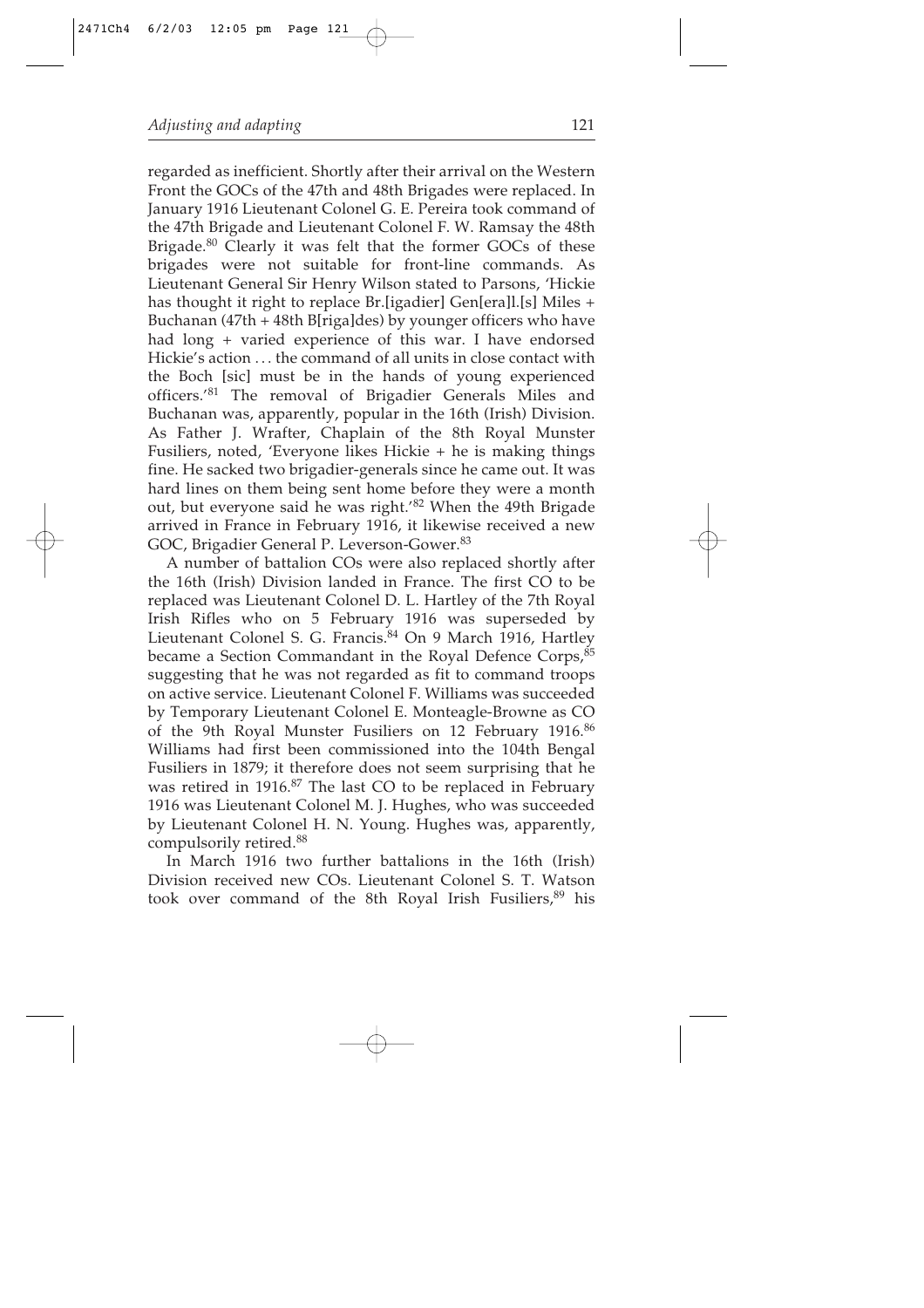regarded as inefficient. Shortly after their arrival on the Western Front the GOCs of the 47th and 48th Brigades were replaced. In January 1916 Lieutenant Colonel G. E. Pereira took command of the 47th Brigade and Lieutenant Colonel F. W. Ramsay the 48th Brigade.[80] Clearly it was felt that the former GOCs of these brigades were not suitable for front-line commands. As Lieutenant General Sir Henry Wilson stated to Parsons, 'Hickie has thought it right to replace Br.[igadier] Gen[era]l.[s] Miles + Buchanan (47th + 48th B[riga]des) by younger officers who have had long + varied experience of this war. I have endorsed Hickie's action . . . the command of all units in close contact with the Boch [sic] must be in the hands of young experienced officers.'[81] The removal of Brigadier Generals Miles and Buchanan was, apparently, popular in the 16th (Irish) Division. As Father J. Wrafter, Chaplain of the 8th Royal Munster Fusiliers, noted, 'Everyone likes Hickie + he is making things fine. He sacked two brigadier-generals since he came out. It was hard lines on them being sent home before they were a month out, but everyone said he was right.'[82] When the 49th Brigade arrived in France in February 1916, it likewise received a new GOC, Brigadier General P. Leverson-Gower.[83]

A number of battalion COs were also replaced shortly after the 16th (Irish) Division landed in France. The first CO to be replaced was Lieutenant Colonel D. L. Hartley of the 7th Royal Irish Rifles who on 5 February 1916 was superseded by Lieutenant Colonel S. G. Francis.[84] On 9 March 1916, Hartley became a Section Commandant in the Royal Defence Corps,[85] suggesting that he was not regarded as fit to command troops on active service. Lieutenant Colonel F. Williams was succeeded by Temporary Lieutenant Colonel E. Monteagle-Browne as CO of the 9th Royal Munster Fusiliers on 12 February 1916.[86] Williams had first been commissioned into the 104th Bengal Fusiliers in 1879; it therefore does not seem surprising that he was retired in 1916.[87] The last CO to be replaced in February 1916 was Lieutenant Colonel M. J. Hughes, who was succeeded by Lieutenant Colonel H. N. Young. Hughes was, apparently, compulsorily retired.[88]

In March 1916 two further battalions in the 16th (Irish) Division received new COs. Lieutenant Colonel S. T. Watson took over command of the 8th Royal Irish Fusiliers,[89] his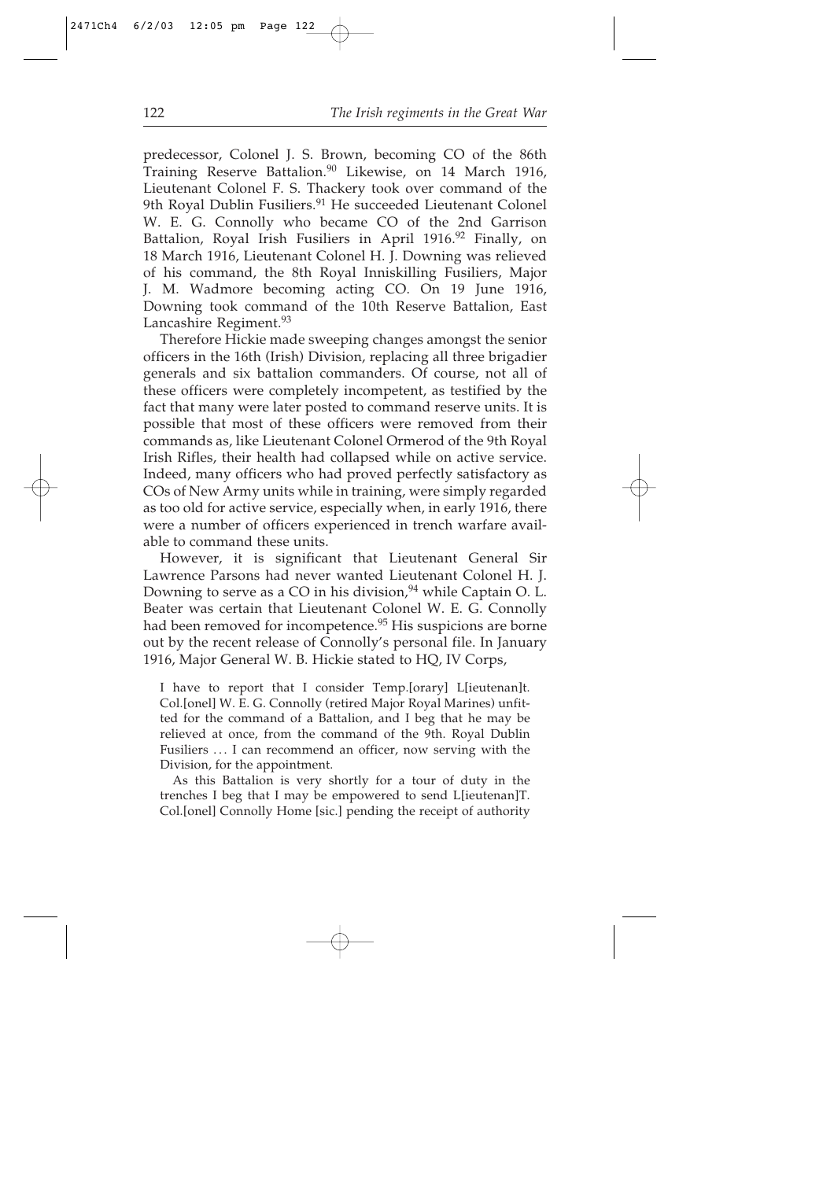predecessor, Colonel J. S. Brown, becoming CO of the 86th Training Reserve Battalion.[90] Likewise, on 14 March 1916, Lieutenant Colonel F. S. Thackery took over command of the 9th Royal Dublin Fusiliers.[91] He succeeded Lieutenant Colonel W. E. G. Connolly who became CO of the 2nd Garrison Battalion, Royal Irish Fusiliers in April 1916.[92] Finally, on 18 March 1916, Lieutenant Colonel H. J. Downing was relieved of his command, the 8th Royal Inniskilling Fusiliers, Major J. M. Wadmore becoming acting CO. On 19 June 1916, Downing took command of the 10th Reserve Battalion, East Lancashire Regiment.[93]

Therefore Hickie made sweeping changes amongst the senior officers in the 16th (Irish) Division, replacing all three brigadier generals and six battalion commanders. Of course, not all of these officers were completely incompetent, as testified by the fact that many were later posted to command reserve units. It is possible that most of these officers were removed from their commands as, like Lieutenant Colonel Ormerod of the 9th Royal Irish Rifles, their health had collapsed while on active service. Indeed, many officers who had proved perfectly satisfactory as COs of New Army units while in training, were simply regarded as too old for active service, especially when, in early 1916, there were a number of officers experienced in trench warfare available to command these units.

However, it is significant that Lieutenant General Sir Lawrence Parsons had never wanted Lieutenant Colonel H. J. Downing to serve as a CO in his division,[94] while Captain O. L. Beater was certain that Lieutenant Colonel W. E. G. Connolly had been removed for incompetence.[95] His suspicions are borne out by the recent release of Connolly's personal file. In January 1916, Major General W. B. Hickie stated to HQ, IV Corps,

> I have to report that I consider Temp.[orary] L[ieutenan]t. Col.[onel] W. E. G. Connolly (retired Major Royal Marines) unfitted for the command of a Battalion, and I beg that he may be relieved at once, from the command of the 9th. Royal Dublin Fusiliers ... I can recommend an officer, now serving with the Division, for the appointment.
>
> As this Battalion is very shortly for a tour of duty in the trenches I beg that I may be empowered to send L[ieutenan]T. Col.[onel] Connolly Home [sic.] pending the receipt of authority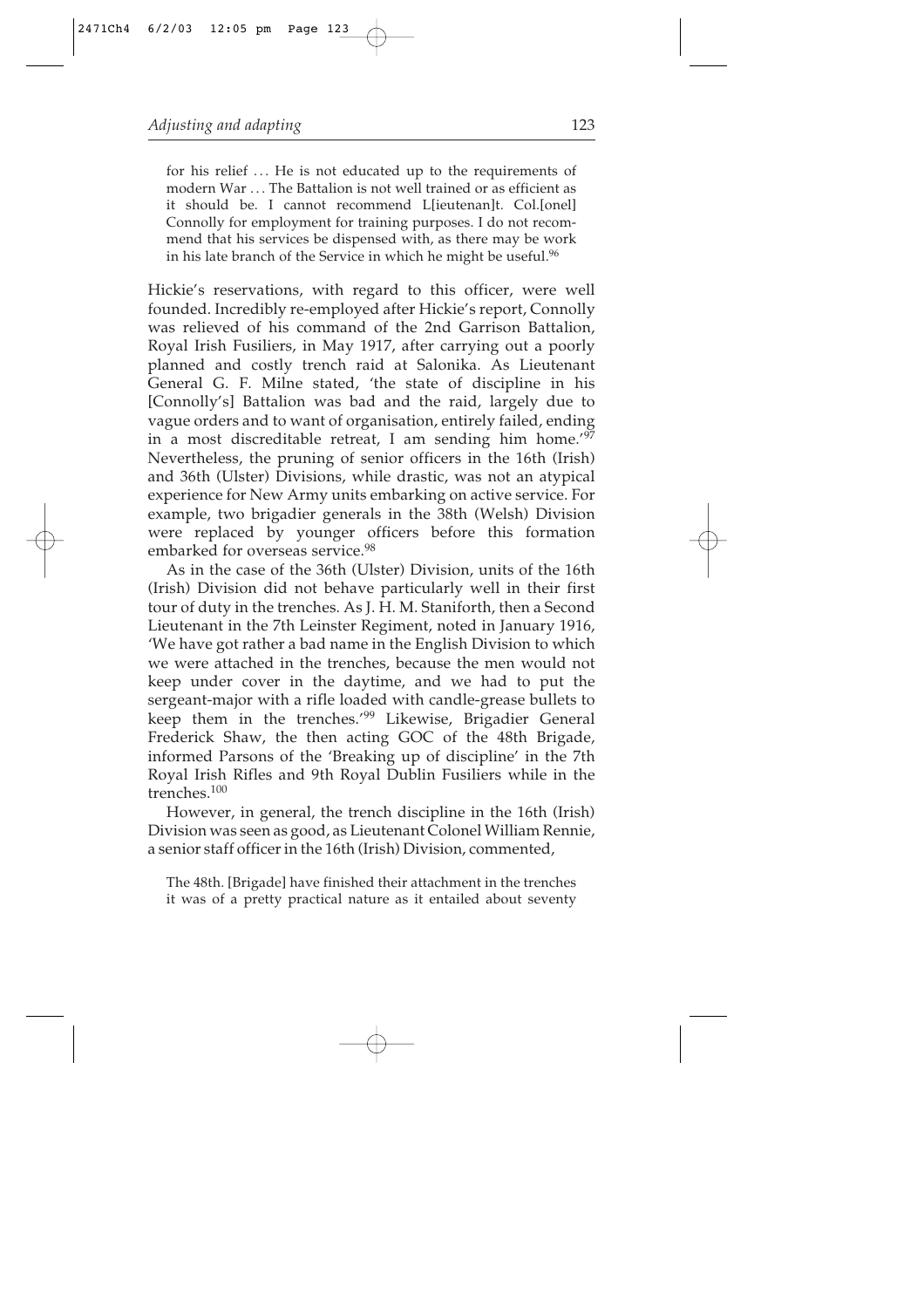> for his relief . . . He is not educated up to the requirements of modern War . . . The Battalion is not well trained or as efficient as it should be. I cannot recommend L[ieutenan]t. Col.[onel] Connolly for employment for training purposes. I do not recommend that his services be dispensed with, as there may be work in his late branch of the Service in which he might be useful.[96]

Hickie's reservations, with regard to this officer, were well founded. Incredibly re-employed after Hickie's report, Connolly was relieved of his command of the 2nd Garrison Battalion, Royal Irish Fusiliers, in May 1917, after carrying out a poorly planned and costly trench raid at Salonika. As Lieutenant General G. F. Milne stated, 'the state of discipline in his [Connolly's] Battalion was bad and the raid, largely due to vague orders and to want of organisation, entirely failed, ending in a most discreditable retreat, I am sending him home.'[97] Nevertheless, the pruning of senior officers in the 16th (Irish) and 36th (Ulster) Divisions, while drastic, was not an atypical experience for New Army units embarking on active service. For example, two brigadier generals in the 38th (Welsh) Division were replaced by younger officers before this formation embarked for overseas service.[98]

As in the case of the 36th (Ulster) Division, units of the 16th (Irish) Division did not behave particularly well in their first tour of duty in the trenches. As J. H. M. Staniforth, then a Second Lieutenant in the 7th Leinster Regiment, noted in January 1916, 'We have got rather a bad name in the English Division to which we were attached in the trenches, because the men would not keep under cover in the daytime, and we had to put the sergeant-major with a rifle loaded with candle-grease bullets to keep them in the trenches.'[99] Likewise, Brigadier General Frederick Shaw, the then acting GOC of the 48th Brigade, informed Parsons of the 'Breaking up of discipline' in the 7th Royal Irish Rifles and 9th Royal Dublin Fusiliers while in the trenches.[100]

However, in general, the trench discipline in the 16th (Irish) Division was seen as good, as Lieutenant Colonel William Rennie, a senior staff officer in the 16th (Irish) Division, commented,

> The 48th. [Brigade] have finished their attachment in the trenches it was of a pretty practical nature as it entailed about seventy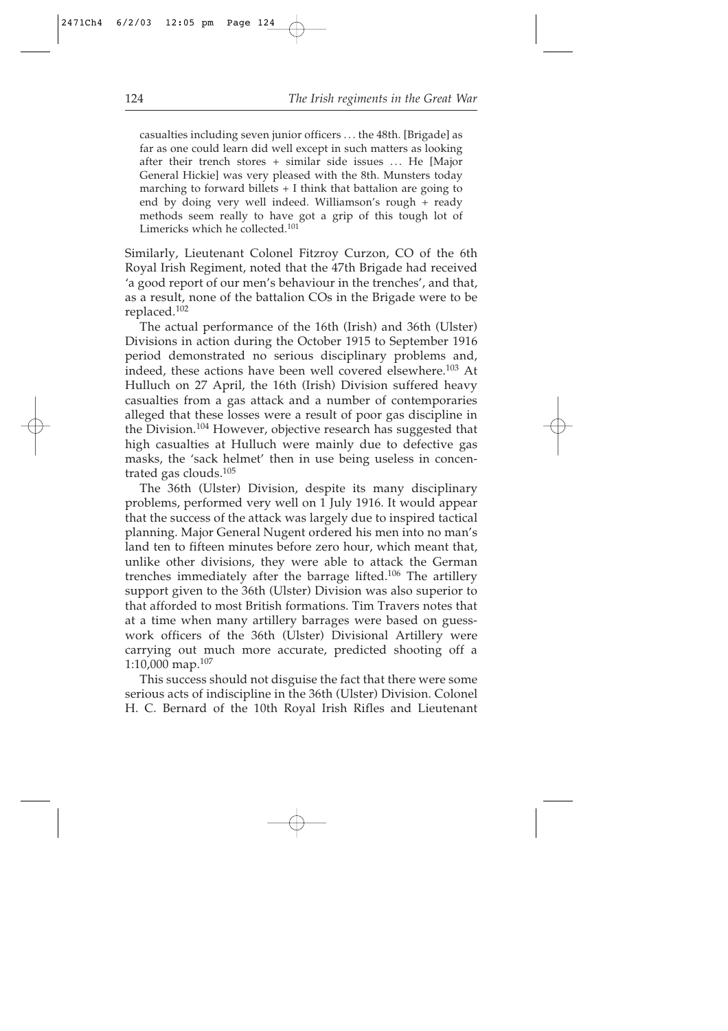casualties including seven junior officers ... the 48th. [Brigade] as far as one could learn did well except in such matters as looking after their trench stores + similar side issues ... He [Major General Hickie] was very pleased with the 8th. Munsters today marching to forward billets + I think that battalion are going to end by doing very well indeed. Williamson's rough + ready methods seem really to have got a grip of this tough lot of Limericks which he collected.[101]

Similarly, Lieutenant Colonel Fitzroy Curzon, CO of the 6th Royal Irish Regiment, noted that the 47th Brigade had received 'a good report of our men's behaviour in the trenches', and that, as a result, none of the battalion COs in the Brigade were to be replaced.[102]

The actual performance of the 16th (Irish) and 36th (Ulster) Divisions in action during the October 1915 to September 1916 period demonstrated no serious disciplinary problems and, indeed, these actions have been well covered elsewhere.[103] At Hulluch on 27 April, the 16th (Irish) Division suffered heavy casualties from a gas attack and a number of contemporaries alleged that these losses were a result of poor gas discipline in the Division.[104] However, objective research has suggested that high casualties at Hulluch were mainly due to defective gas masks, the 'sack helmet' then in use being useless in concentrated gas clouds.[105]

The 36th (Ulster) Division, despite its many disciplinary problems, performed very well on 1 July 1916. It would appear that the success of the attack was largely due to inspired tactical planning. Major General Nugent ordered his men into no man's land ten to fifteen minutes before zero hour, which meant that, unlike other divisions, they were able to attack the German trenches immediately after the barrage lifted.[106] The artillery support given to the 36th (Ulster) Division was also superior to that afforded to most British formations. Tim Travers notes that at a time when many artillery barrages were based on guesswork officers of the 36th (Ulster) Divisional Artillery were carrying out much more accurate, predicted shooting off a 1:10,000 map.[107]

This success should not disguise the fact that there were some serious acts of indiscipline in the 36th (Ulster) Division. Colonel H. C. Bernard of the 10th Royal Irish Rifles and Lieutenant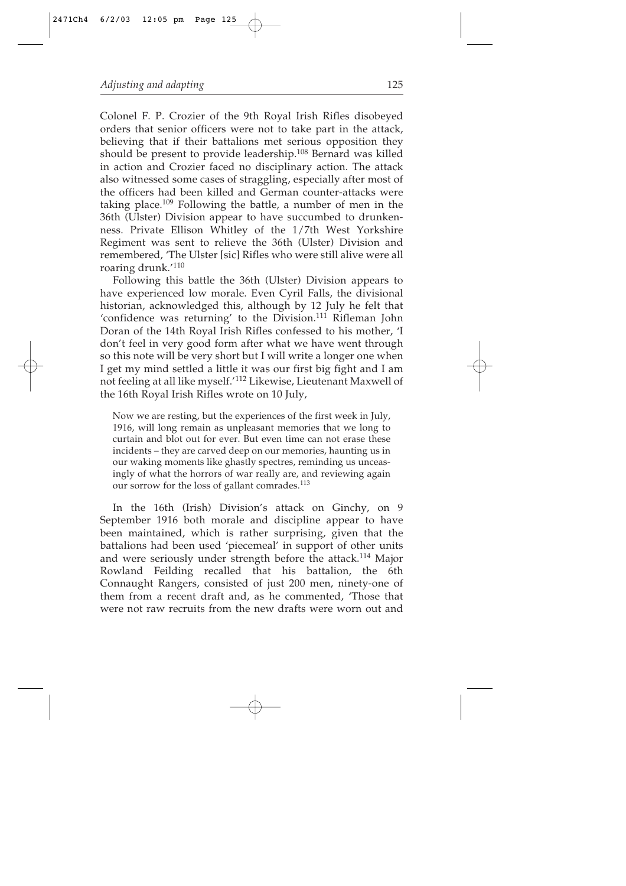Colonel F. P. Crozier of the 9th Royal Irish Rifles disobeyed orders that senior officers were not to take part in the attack, believing that if their battalions met serious opposition they should be present to provide leadership.[108] Bernard was killed in action and Crozier faced no disciplinary action. The attack also witnessed some cases of straggling, especially after most of the officers had been killed and German counter-attacks were taking place.[109] Following the battle, a number of men in the 36th (Ulster) Division appear to have succumbed to drunkenness. Private Ellison Whitley of the 1/7th West Yorkshire Regiment was sent to relieve the 36th (Ulster) Division and remembered, 'The Ulster [sic] Rifles who were still alive were all roaring drunk.'[110]

Following this battle the 36th (Ulster) Division appears to have experienced low morale. Even Cyril Falls, the divisional historian, acknowledged this, although by 12 July he felt that 'confidence was returning' to the Division.[111] Rifleman John Doran of the 14th Royal Irish Rifles confessed to his mother, 'I don't feel in very good form after what we have went through so this note will be very short but I will write a longer one when I get my mind settled a little it was our first big fight and I am not feeling at all like myself.'[112] Likewise, Lieutenant Maxwell of the 16th Royal Irish Rifles wrote on 10 July,

> Now we are resting, but the experiences of the first week in July, 1916, will long remain as unpleasant memories that we long to curtain and blot out for ever. But even time can not erase these incidents – they are carved deep on our memories, haunting us in our waking moments like ghastly spectres, reminding us unceasingly of what the horrors of war really are, and reviewing again our sorrow for the loss of gallant comrades.[113]

In the 16th (Irish) Division's attack on Ginchy, on 9 September 1916 both morale and discipline appear to have been maintained, which is rather surprising, given that the battalions had been used 'piecemeal' in support of other units and were seriously under strength before the attack.[114] Major Rowland Feilding recalled that his battalion, the 6th Connaught Rangers, consisted of just 200 men, ninety-one of them from a recent draft and, as he commented, 'Those that were not raw recruits from the new drafts were worn out and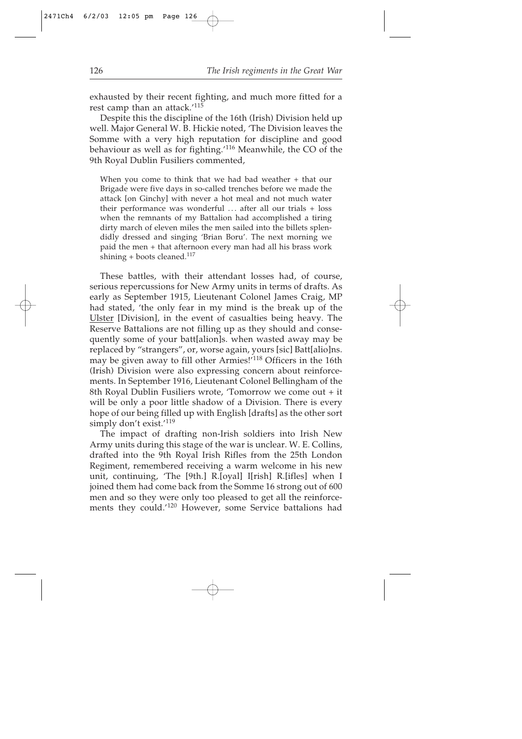exhausted by their recent fighting, and much more fitted for a rest camp than an attack.'[115]

Despite this the discipline of the 16th (Irish) Division held up well. Major General W. B. Hickie noted, 'The Division leaves the Somme with a very high reputation for discipline and good behaviour as well as for fighting.'[116] Meanwhile, the CO of the 9th Royal Dublin Fusiliers commented,

> When you come to think that we had bad weather + that our Brigade were five days in so-called trenches before we made the attack [on Ginchy] with never a hot meal and not much water their performance was wonderful ... after all our trials + loss when the remnants of my Battalion had accomplished a tiring dirty march of eleven miles the men sailed into the billets splendidly dressed and singing 'Brian Boru'. The next morning we paid the men + that afternoon every man had all his brass work shining + boots cleaned.[117]

These battles, with their attendant losses had, of course, serious repercussions for New Army units in terms of drafts. As early as September 1915, Lieutenant Colonel James Craig, MP had stated, 'the only fear in my mind is the break up of the <u>Ulster</u> [Division], in the event of casualties being heavy. The Reserve Battalions are not filling up as they should and consequently some of your batt[alion]s. when wasted away may be replaced by "strangers", or, worse again, yours [sic] Batt[alio]ns. may be given away to fill other Armies!'[118] Officers in the 16th (Irish) Division were also expressing concern about reinforcements. In September 1916, Lieutenant Colonel Bellingham of the 8th Royal Dublin Fusiliers wrote, 'Tomorrow we come out + it will be only a poor little shadow of a Division. There is every hope of our being filled up with English [drafts] as the other sort simply don't exist.'[119]

The impact of drafting non-Irish soldiers into Irish New Army units during this stage of the war is unclear. W. E. Collins, drafted into the 9th Royal Irish Rifles from the 25th London Regiment, remembered receiving a warm welcome in his new unit, continuing, 'The [9th.] R.[oyal] I[rish] R.[ifles] when I joined them had come back from the Somme 16 strong out of 600 men and so they were only too pleased to get all the reinforcements they could.'[120] However, some Service battalions had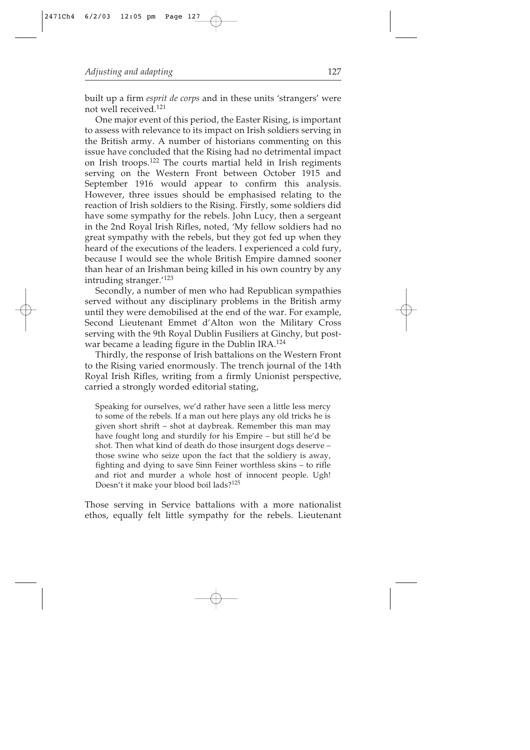built up a firm *esprit de corps* and in these units 'strangers' were not well received.[121]

One major event of this period, the Easter Rising, is important to assess with relevance to its impact on Irish soldiers serving in the British army. A number of historians commenting on this issue have concluded that the Rising had no detrimental impact on Irish troops.[122] The courts martial held in Irish regiments serving on the Western Front between October 1915 and September 1916 would appear to confirm this analysis. However, three issues should be emphasised relating to the reaction of Irish soldiers to the Rising. Firstly, some soldiers did have some sympathy for the rebels. John Lucy, then a sergeant in the 2nd Royal Irish Rifles, noted, 'My fellow soldiers had no great sympathy with the rebels, but they got fed up when they heard of the executions of the leaders. I experienced a cold fury, because I would see the whole British Empire damned sooner than hear of an Irishman being killed in his own country by any intruding stranger.'[123]

Secondly, a number of men who had Republican sympathies served without any disciplinary problems in the British army until they were demobilised at the end of the war. For example, Second Lieutenant Emmet d'Alton won the Military Cross serving with the 9th Royal Dublin Fusiliers at Ginchy, but post-war became a leading figure in the Dublin IRA.[124]

Thirdly, the response of Irish battalions on the Western Front to the Rising varied enormously. The trench journal of the 14th Royal Irish Rifles, writing from a firmly Unionist perspective, carried a strongly worded editorial stating,

> Speaking for ourselves, we'd rather have seen a little less mercy to some of the rebels. If a man out here plays any old tricks he is given short shrift – shot at daybreak. Remember this man may have fought long and sturdily for his Empire – but still he'd be shot. Then what kind of death do those insurgent dogs deserve – those swine who seize upon the fact that the soldiery is away, fighting and dying to save Sinn Feiner worthless skins – to rifle and riot and murder a whole host of innocent people. Ugh! Doesn't it make your blood boil lads?[125]

Those serving in Service battalions with a more nationalist ethos, equally felt little sympathy for the rebels. Lieutenant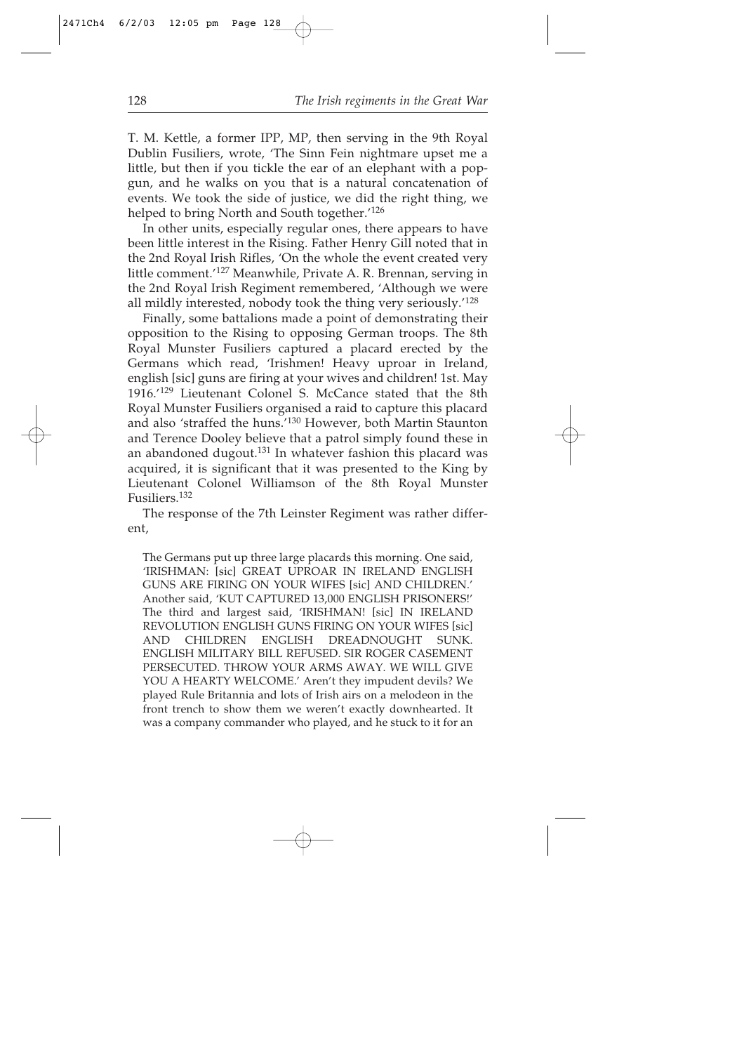T. M. Kettle, a former IPP, MP, then serving in the 9th Royal Dublin Fusiliers, wrote, 'The Sinn Fein nightmare upset me a little, but then if you tickle the ear of an elephant with a pop-gun, and he walks on you that is a natural concatenation of events. We took the side of justice, we did the right thing, we helped to bring North and South together.'[126]

In other units, especially regular ones, there appears to have been little interest in the Rising. Father Henry Gill noted that in the 2nd Royal Irish Rifles, 'On the whole the event created very little comment.'[127] Meanwhile, Private A. R. Brennan, serving in the 2nd Royal Irish Regiment remembered, 'Although we were all mildly interested, nobody took the thing very seriously.'[128]

Finally, some battalions made a point of demonstrating their opposition to the Rising to opposing German troops. The 8th Royal Munster Fusiliers captured a placard erected by the Germans which read, 'Irishmen! Heavy uproar in Ireland, english [sic] guns are firing at your wives and children! 1st. May 1916.'[129] Lieutenant Colonel S. McCance stated that the 8th Royal Munster Fusiliers organised a raid to capture this placard and also 'straffed the huns.'[130] However, both Martin Staunton and Terence Dooley believe that a patrol simply found these in an abandoned dugout.[131] In whatever fashion this placard was acquired, it is significant that it was presented to the King by Lieutenant Colonel Williamson of the 8th Royal Munster Fusiliers.[132]

The response of the 7th Leinster Regiment was rather different,

> The Germans put up three large placards this morning. One said, 'IRISHMAN: [sic] GREAT UPROAR IN IRELAND ENGLISH GUNS ARE FIRING ON YOUR WIFES [sic] AND CHILDREN.' Another said, 'KUT CAPTURED 13,000 ENGLISH PRISONERS!' The third and largest said, 'IRISHMAN! [sic] IN IRELAND REVOLUTION ENGLISH GUNS FIRING ON YOUR WIFES [sic] AND CHILDREN ENGLISH DREADNOUGHT SUNK. ENGLISH MILITARY BILL REFUSED. SIR ROGER CASEMENT PERSECUTED. THROW YOUR ARMS AWAY. WE WILL GIVE YOU A HEARTY WELCOME.' Aren't they impudent devils? We played Rule Britannia and lots of Irish airs on a melodeon in the front trench to show them we weren't exactly downhearted. It was a company commander who played, and he stuck to it for an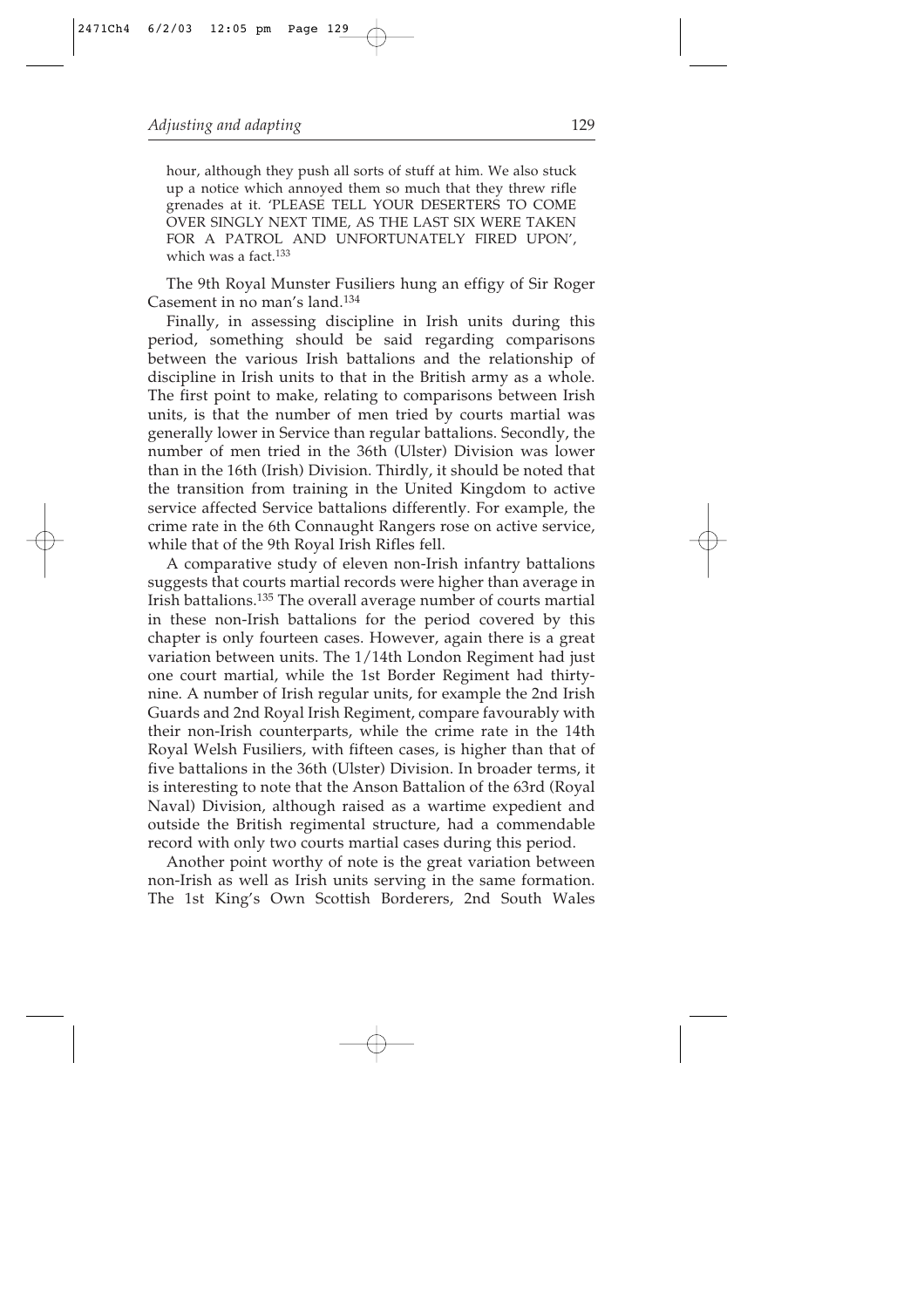hour, although they push all sorts of stuff at him. We also stuck up a notice which annoyed them so much that they threw rifle grenades at it. 'PLEASE TELL YOUR DESERTERS TO COME OVER SINGLY NEXT TIME, AS THE LAST SIX WERE TAKEN FOR A PATROL AND UNFORTUNATELY FIRED UPON', which was a fact.[133]

The 9th Royal Munster Fusiliers hung an effigy of Sir Roger Casement in no man's land.[134]

Finally, in assessing discipline in Irish units during this period, something should be said regarding comparisons between the various Irish battalions and the relationship of discipline in Irish units to that in the British army as a whole. The first point to make, relating to comparisons between Irish units, is that the number of men tried by courts martial was generally lower in Service than regular battalions. Secondly, the number of men tried in the 36th (Ulster) Division was lower than in the 16th (Irish) Division. Thirdly, it should be noted that the transition from training in the United Kingdom to active service affected Service battalions differently. For example, the crime rate in the 6th Connaught Rangers rose on active service, while that of the 9th Royal Irish Rifles fell.

A comparative study of eleven non-Irish infantry battalions suggests that courts martial records were higher than average in Irish battalions.[135] The overall average number of courts martial in these non-Irish battalions for the period covered by this chapter is only fourteen cases. However, again there is a great variation between units. The 1/14th London Regiment had just one court martial, while the 1st Border Regiment had thirty-nine. A number of Irish regular units, for example the 2nd Irish Guards and 2nd Royal Irish Regiment, compare favourably with their non-Irish counterparts, while the crime rate in the 14th Royal Welsh Fusiliers, with fifteen cases, is higher than that of five battalions in the 36th (Ulster) Division. In broader terms, it is interesting to note that the Anson Battalion of the 63rd (Royal Naval) Division, although raised as a wartime expedient and outside the British regimental structure, had a commendable record with only two courts martial cases during this period.

Another point worthy of note is the great variation between non-Irish as well as Irish units serving in the same formation. The 1st King's Own Scottish Borderers, 2nd South Wales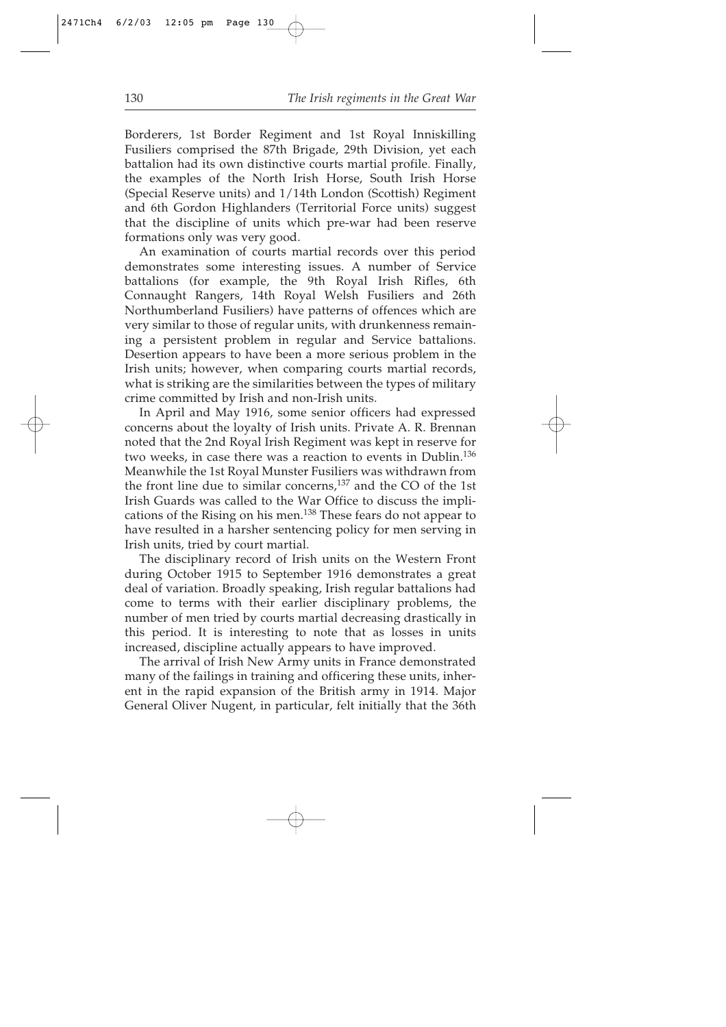Borderers, 1st Border Regiment and 1st Royal Inniskilling Fusiliers comprised the 87th Brigade, 29th Division, yet each battalion had its own distinctive courts martial profile. Finally, the examples of the North Irish Horse, South Irish Horse (Special Reserve units) and 1/14th London (Scottish) Regiment and 6th Gordon Highlanders (Territorial Force units) suggest that the discipline of units which pre-war had been reserve formations only was very good.

An examination of courts martial records over this period demonstrates some interesting issues. A number of Service battalions (for example, the 9th Royal Irish Rifles, 6th Connaught Rangers, 14th Royal Welsh Fusiliers and 26th Northumberland Fusiliers) have patterns of offences which are very similar to those of regular units, with drunkenness remaining a persistent problem in regular and Service battalions. Desertion appears to have been a more serious problem in the Irish units; however, when comparing courts martial records, what is striking are the similarities between the types of military crime committed by Irish and non-Irish units.

In April and May 1916, some senior officers had expressed concerns about the loyalty of Irish units. Private A. R. Brennan noted that the 2nd Royal Irish Regiment was kept in reserve for two weeks, in case there was a reaction to events in Dublin.[136] Meanwhile the 1st Royal Munster Fusiliers was withdrawn from the front line due to similar concerns,[137] and the CO of the 1st Irish Guards was called to the War Office to discuss the implications of the Rising on his men.[138] These fears do not appear to have resulted in a harsher sentencing policy for men serving in Irish units, tried by court martial.

The disciplinary record of Irish units on the Western Front during October 1915 to September 1916 demonstrates a great deal of variation. Broadly speaking, Irish regular battalions had come to terms with their earlier disciplinary problems, the number of men tried by courts martial decreasing drastically in this period. It is interesting to note that as losses in units increased, discipline actually appears to have improved.

The arrival of Irish New Army units in France demonstrated many of the failings in training and officering these units, inherent in the rapid expansion of the British army in 1914. Major General Oliver Nugent, in particular, felt initially that the 36th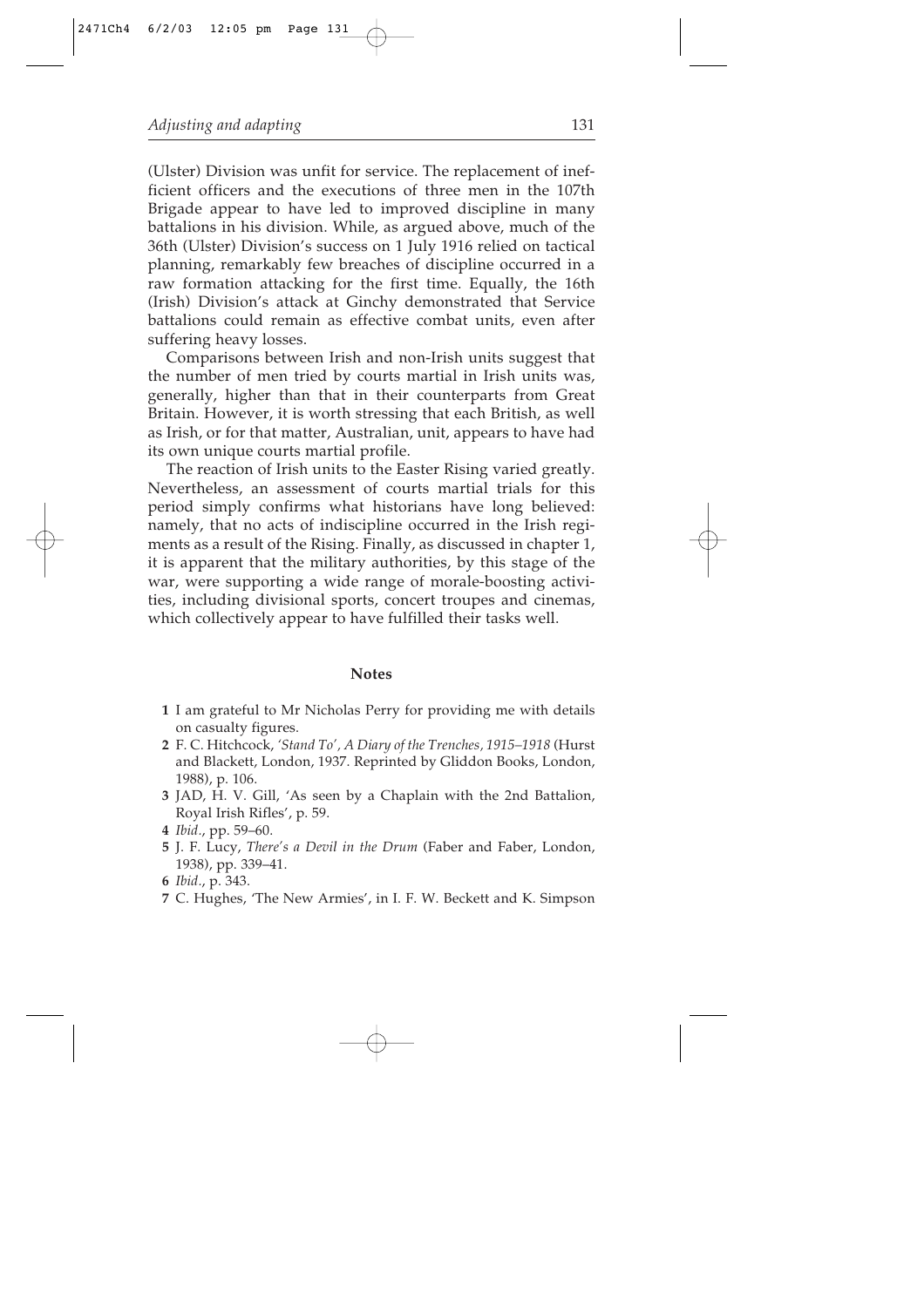(Ulster) Division was unfit for service. The replacement of inefficient officers and the executions of three men in the 107th Brigade appear to have led to improved discipline in many battalions in his division. While, as argued above, much of the 36th (Ulster) Division's success on 1 July 1916 relied on tactical planning, remarkably few breaches of discipline occurred in a raw formation attacking for the first time. Equally, the 16th (Irish) Division's attack at Ginchy demonstrated that Service battalions could remain as effective combat units, even after suffering heavy losses.

Comparisons between Irish and non-Irish units suggest that the number of men tried by courts martial in Irish units was, generally, higher than that in their counterparts from Great Britain. However, it is worth stressing that each British, as well as Irish, or for that matter, Australian, unit, appears to have had its own unique courts martial profile.

The reaction of Irish units to the Easter Rising varied greatly. Nevertheless, an assessment of courts martial trials for this period simply confirms what historians have long believed: namely, that no acts of indiscipline occurred in the Irish regiments as a result of the Rising. Finally, as discussed in chapter 1, it is apparent that the military authorities, by this stage of the war, were supporting a wide range of morale-boosting activities, including divisional sports, concert troupes and cinemas, which collectively appear to have fulfilled their tasks well.

## Notes

**1** I am grateful to Mr Nicholas Perry for providing me with details on casualty figures.

**2** F. C. Hitchcock, *'Stand To', A Diary of the Trenches, 1915–1918* (Hurst and Blackett, London, 1937. Reprinted by Gliddon Books, London, 1988), p. 106.

**3** JAD, H. V. Gill, 'As seen by a Chaplain with the 2nd Battalion, Royal Irish Rifles', p. 59.

**4** *Ibid.*, pp. 59–60.

**5** J. F. Lucy, *There's a Devil in the Drum* (Faber and Faber, London, 1938), pp. 339–41.

**6** *Ibid.*, p. 343.

**7** C. Hughes, 'The New Armies', in I. F. W. Beckett and K. Simpson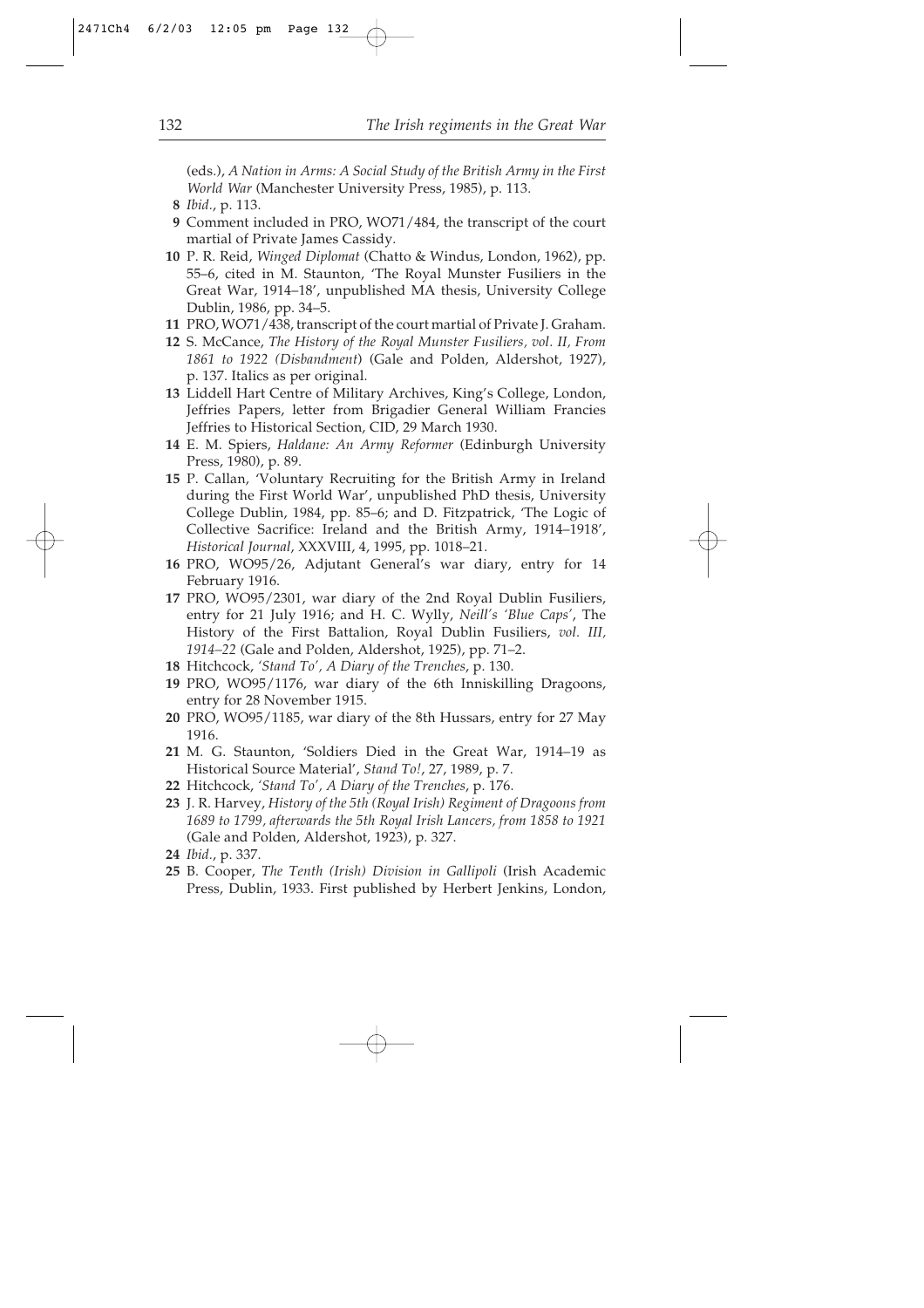(eds.), *A Nation in Arms: A Social Study of the British Army in the First World War* (Manchester University Press, 1985), p. 113.

**8** *Ibid.*, p. 113.

**9** Comment included in PRO, WO71/484, the transcript of the court martial of Private James Cassidy.

**10** P. R. Reid, *Winged Diplomat* (Chatto & Windus, London, 1962), pp. 55–6, cited in M. Staunton, 'The Royal Munster Fusiliers in the Great War, 1914–18', unpublished MA thesis, University College Dublin, 1986, pp. 34–5.

**11** PRO, WO71/438, transcript of the court martial of Private J. Graham.

**12** S. McCance, *The History of the Royal Munster Fusiliers, vol. II, From 1861 to 1922 (Disbandment)* (Gale and Polden, Aldershot, 1927), p. 137. Italics as per original.

**13** Liddell Hart Centre of Military Archives, King's College, London, Jeffries Papers, letter from Brigadier General William Francies Jeffries to Historical Section, CID, 29 March 1930.

**14** E. M. Spiers, *Haldane: An Army Reformer* (Edinburgh University Press, 1980), p. 89.

**15** P. Callan, 'Voluntary Recruiting for the British Army in Ireland during the First World War', unpublished PhD thesis, University College Dublin, 1984, pp. 85–6; and D. Fitzpatrick, 'The Logic of Collective Sacrifice: Ireland and the British Army, 1914–1918', *Historical Journal*, XXXVIII, 4, 1995, pp. 1018–21.

**16** PRO, WO95/26, Adjutant General's war diary, entry for 14 February 1916.

**17** PRO, WO95/2301, war diary of the 2nd Royal Dublin Fusiliers, entry for 21 July 1916; and H. C. Wylly, *Neill's 'Blue Caps'*, The History of the First Battalion, Royal Dublin Fusiliers, *vol. III, 1914–22* (Gale and Polden, Aldershot, 1925), pp. 71–2.

**18** Hitchcock, *'Stand To', A Diary of the Trenches*, p. 130.

**19** PRO, WO95/1176, war diary of the 6th Inniskilling Dragoons, entry for 28 November 1915.

**20** PRO, WO95/1185, war diary of the 8th Hussars, entry for 27 May 1916.

**21** M. G. Staunton, 'Soldiers Died in the Great War, 1914–19 as Historical Source Material', *Stand To!*, 27, 1989, p. 7.

**22** Hitchcock, *'Stand To', A Diary of the Trenches*, p. 176.

**23** J. R. Harvey, *History of the 5th (Royal Irish) Regiment of Dragoons from 1689 to 1799, afterwards the 5th Royal Irish Lancers, from 1858 to 1921* (Gale and Polden, Aldershot, 1923), p. 327.

**24** *Ibid.*, p. 337.

**25** B. Cooper, *The Tenth (Irish) Division in Gallipoli* (Irish Academic Press, Dublin, 1933. First published by Herbert Jenkins, London,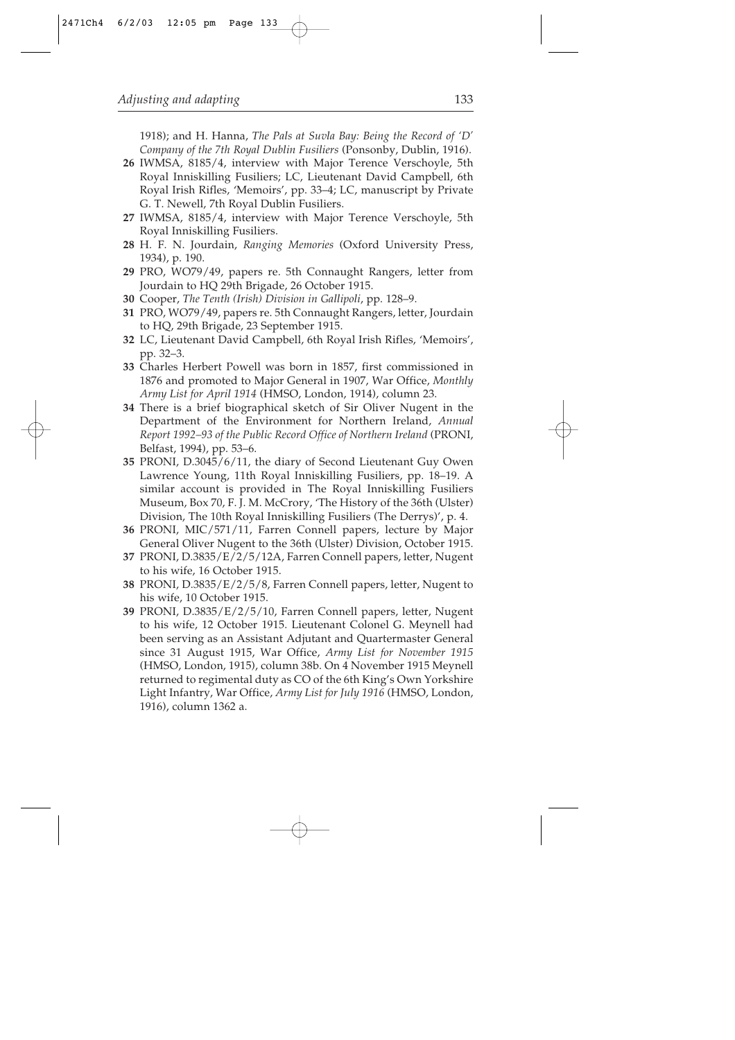1918); and H. Hanna, *The Pals at Suvla Bay: Being the Record of 'D' Company of the 7th Royal Dublin Fusiliers* (Ponsonby, Dublin, 1916).

**26** IWMSA, 8185/4, interview with Major Terence Verschoyle, 5th Royal Inniskilling Fusiliers; LC, Lieutenant David Campbell, 6th Royal Irish Rifles, 'Memoirs', pp. 33–4; LC, manuscript by Private G. T. Newell, 7th Royal Dublin Fusiliers.

**27** IWMSA, 8185/4, interview with Major Terence Verschoyle, 5th Royal Inniskilling Fusiliers.

**28** H. F. N. Jourdain, *Ranging Memories* (Oxford University Press, 1934), p. 190.

**29** PRO, WO79/49, papers re. 5th Connaught Rangers, letter from Jourdain to HQ 29th Brigade, 26 October 1915.

**30** Cooper, *The Tenth (Irish) Division in Gallipoli*, pp. 128–9.

**31** PRO, WO79/49, papers re. 5th Connaught Rangers, letter, Jourdain to HQ, 29th Brigade, 23 September 1915.

**32** LC, Lieutenant David Campbell, 6th Royal Irish Rifles, 'Memoirs', pp. 32–3.

**33** Charles Herbert Powell was born in 1857, first commissioned in 1876 and promoted to Major General in 1907, War Office, *Monthly Army List for April 1914* (HMSO, London, 1914), column 23.

**34** There is a brief biographical sketch of Sir Oliver Nugent in the Department of the Environment for Northern Ireland, *Annual Report 1992–93 of the Public Record Office of Northern Ireland* (PRONI, Belfast, 1994), pp. 53–6.

**35** PRONI, D.3045/6/11, the diary of Second Lieutenant Guy Owen Lawrence Young, 11th Royal Inniskilling Fusiliers, pp. 18–19. A similar account is provided in The Royal Inniskilling Fusiliers Museum, Box 70, F. J. M. McCrory, 'The History of the 36th (Ulster) Division, The 10th Royal Inniskilling Fusiliers (The Derrys)', p. 4.

**36** PRONI, MIC/571/11, Farren Connell papers, lecture by Major General Oliver Nugent to the 36th (Ulster) Division, October 1915.

**37** PRONI, D.3835/E/2/5/12A, Farren Connell papers, letter, Nugent to his wife, 16 October 1915.

**38** PRONI, D.3835/E/2/5/8, Farren Connell papers, letter, Nugent to his wife, 10 October 1915.

**39** PRONI, D.3835/E/2/5/10, Farren Connell papers, letter, Nugent to his wife, 12 October 1915. Lieutenant Colonel G. Meynell had been serving as an Assistant Adjutant and Quartermaster General since 31 August 1915, War Office, *Army List for November 1915* (HMSO, London, 1915), column 38b. On 4 November 1915 Meynell returned to regimental duty as CO of the 6th King's Own Yorkshire Light Infantry, War Office, *Army List for July 1916* (HMSO, London, 1916), column 1362 a.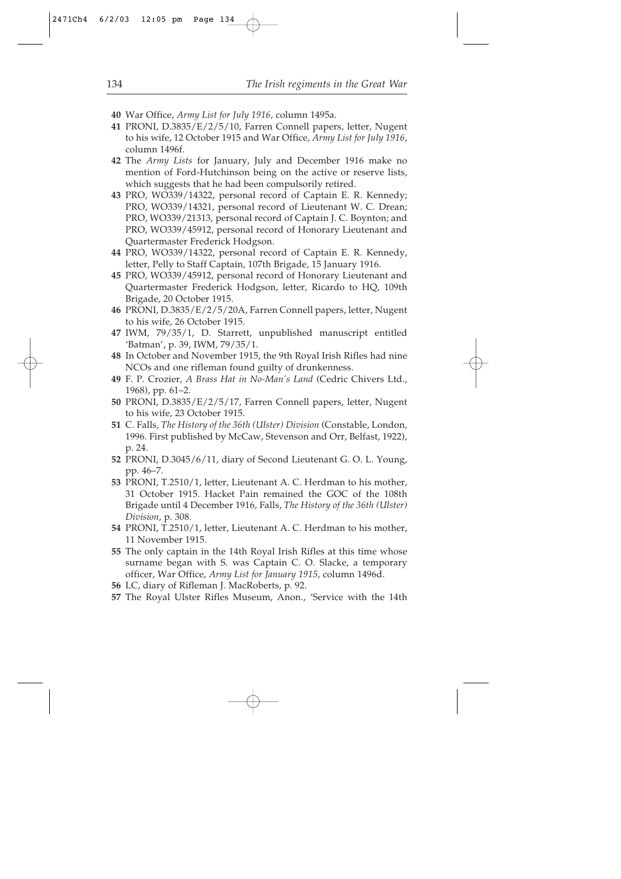**40** War Office, *Army List for July 1916*, column 1495a.

**41** PRONI, D.3835/E/2/5/10, Farren Connell papers, letter, Nugent to his wife, 12 October 1915 and War Office, *Army List for July 1916*, column 1496f.

**42** The *Army Lists* for January, July and December 1916 make no mention of Ford-Hutchinson being on the active or reserve lists, which suggests that he had been compulsorily retired.

**43** PRO, WO339/14322, personal record of Captain E. R. Kennedy; PRO, WO339/14321, personal record of Lieutenant W. C. Drean; PRO, WO339/21313, personal record of Captain J. C. Boynton; and PRO, WO339/45912, personal record of Honorary Lieutenant and Quartermaster Frederick Hodgson.

**44** PRO, WO339/14322, personal record of Captain E. R. Kennedy, letter, Pelly to Staff Captain, 107th Brigade, 15 January 1916.

**45** PRO, WO339/45912, personal record of Honorary Lieutenant and Quartermaster Frederick Hodgson, letter, Ricardo to HQ, 109th Brigade, 20 October 1915.

**46** PRONI, D.3835/E/2/5/20A, Farren Connell papers, letter, Nugent to his wife, 26 October 1915.

**47** IWM, 79/35/1, D. Starrett, unpublished manuscript entitled 'Batman', p. 39, IWM, 79/35/1.

**48** In October and November 1915, the 9th Royal Irish Rifles had nine NCOs and one rifleman found guilty of drunkenness.

**49** F. P. Crozier, *A Brass Hat in No-Man's Land* (Cedric Chivers Ltd., 1968), pp. 61–2.

**50** PRONI, D.3835/E/2/5/17, Farren Connell papers, letter, Nugent to his wife, 23 October 1915.

**51** C. Falls, *The History of the 36th (Ulster) Division* (Constable, London, 1996. First published by McCaw, Stevenson and Orr, Belfast, 1922), p. 24.

**52** PRONI, D.3045/6/11, diary of Second Lieutenant G. O. L. Young, pp. 46–7.

**53** PRONI, T.2510/1, letter, Lieutenant A. C. Herdman to his mother, 31 October 1915. Hacket Pain remained the GOC of the 108th Brigade until 4 December 1916, Falls, *The History of the 36th (Ulster) Division*, p. 308.

**54** PRONI, T.2510/1, letter, Lieutenant A. C. Herdman to his mother, 11 November 1915.

**55** The only captain in the 14th Royal Irish Rifles at this time whose surname began with S. was Captain C. O. Slacke, a temporary officer, War Office, *Army List for January 1915*, column 1496d.

**56** LC, diary of Rifleman J. MacRoberts, p. 92.

**57** The Royal Ulster Rifles Museum, Anon., 'Service with the 14th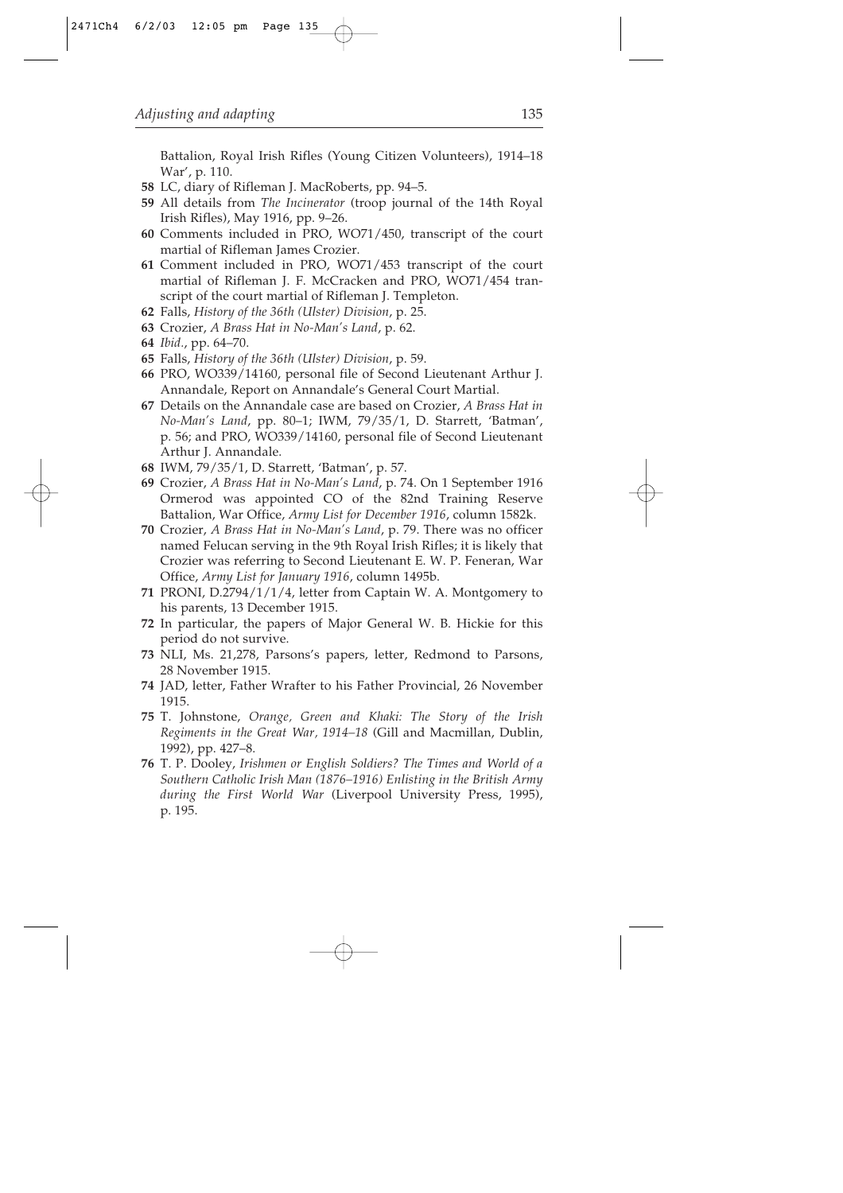Battalion, Royal Irish Rifles (Young Citizen Volunteers), 1914–18 War', p. 110.

**58** LC, diary of Rifleman J. MacRoberts, pp. 94–5.

**59** All details from *The Incinerator* (troop journal of the 14th Royal Irish Rifles), May 1916, pp. 9–26.

**60** Comments included in PRO, WO71/450, transcript of the court martial of Rifleman James Crozier.

**61** Comment included in PRO, WO71/453 transcript of the court martial of Rifleman J. F. McCracken and PRO, WO71/454 transcript of the court martial of Rifleman J. Templeton.

**62** Falls, *History of the 36th (Ulster) Division*, p. 25.

**63** Crozier, *A Brass Hat in No-Man's Land*, p. 62.

**64** *Ibid.*, pp. 64–70.

**65** Falls, *History of the 36th (Ulster) Division*, p. 59.

**66** PRO, WO339/14160, personal file of Second Lieutenant Arthur J. Annandale, Report on Annandale's General Court Martial.

**67** Details on the Annandale case are based on Crozier, *A Brass Hat in No-Man's Land*, pp. 80–1; IWM, 79/35/1, D. Starrett, 'Batman', p. 56; and PRO, WO339/14160, personal file of Second Lieutenant Arthur J. Annandale.

**68** IWM, 79/35/1, D. Starrett, 'Batman', p. 57.

**69** Crozier, *A Brass Hat in No-Man's Land*, p. 74. On 1 September 1916 Ormerod was appointed CO of the 82nd Training Reserve Battalion, War Office, *Army List for December 1916*, column 1582k.

**70** Crozier, *A Brass Hat in No-Man's Land*, p. 79. There was no officer named Felucan serving in the 9th Royal Irish Rifles; it is likely that Crozier was referring to Second Lieutenant E. W. P. Feneran, War Office, *Army List for January 1916*, column 1495b.

**71** PRONI, D.2794/1/1/4, letter from Captain W. A. Montgomery to his parents, 13 December 1915.

**72** In particular, the papers of Major General W. B. Hickie for this period do not survive.

**73** NLI, Ms. 21,278, Parsons's papers, letter, Redmond to Parsons, 28 November 1915.

**74** JAD, letter, Father Wrafter to his Father Provincial, 26 November 1915.

**75** T. Johnstone, *Orange, Green and Khaki: The Story of the Irish Regiments in the Great War, 1914–18* (Gill and Macmillan, Dublin, 1992), pp. 427–8.

**76** T. P. Dooley, *Irishmen or English Soldiers? The Times and World of a Southern Catholic Irish Man (1876–1916) Enlisting in the British Army during the First World War* (Liverpool University Press, 1995), p. 195.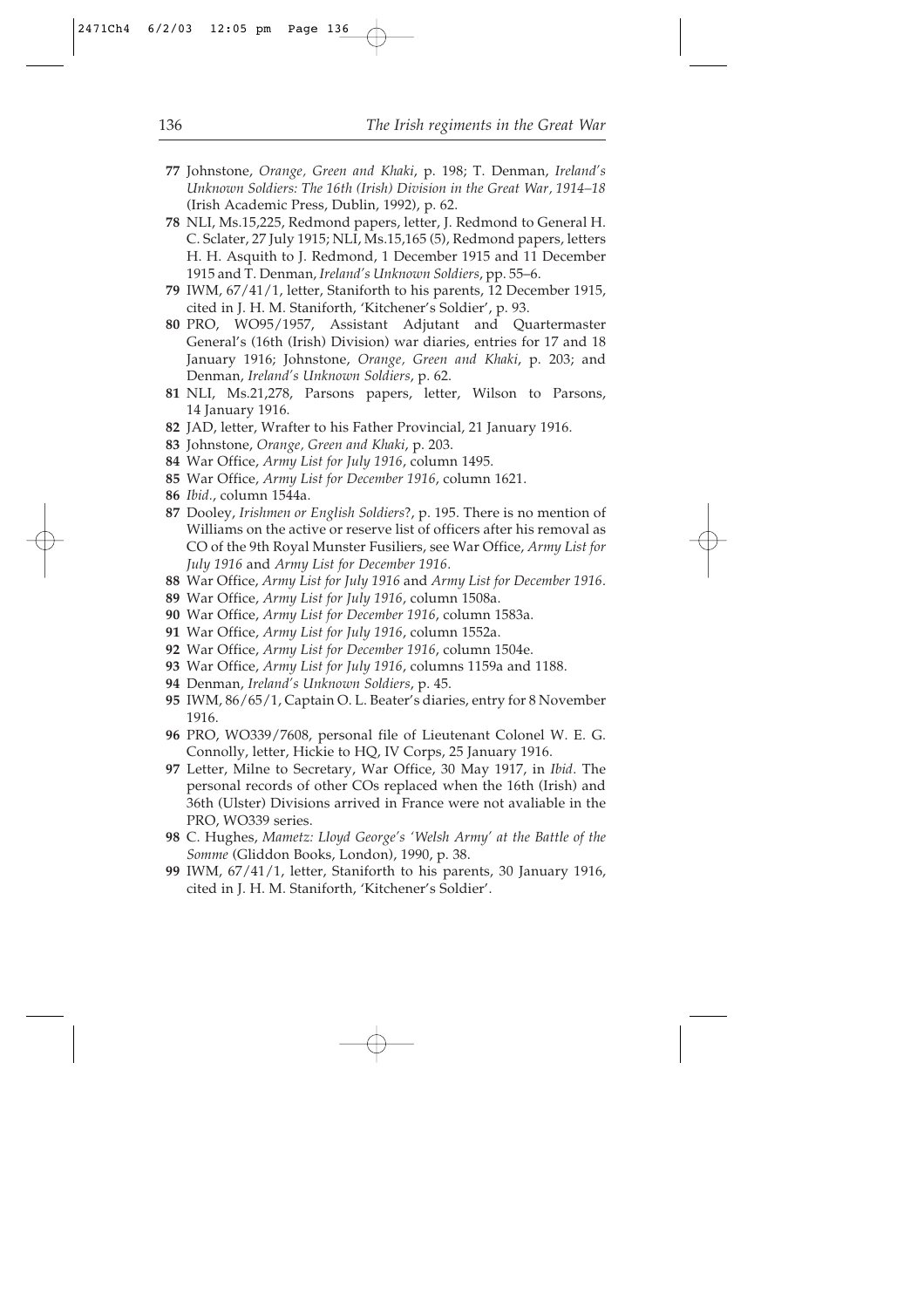**77** Johnstone, *Orange, Green and Khaki*, p. 198; T. Denman, *Ireland's Unknown Soldiers: The 16th (Irish) Division in the Great War, 1914–18* (Irish Academic Press, Dublin, 1992), p. 62.

**78** NLI, Ms.15,225, Redmond papers, letter, J. Redmond to General H. C. Sclater, 27 July 1915; NLI, Ms.15,165 (5), Redmond papers, letters H. H. Asquith to J. Redmond, 1 December 1915 and 11 December 1915 and T. Denman, *Ireland's Unknown Soldiers*, pp. 55–6.

**79** IWM, 67/41/1, letter, Staniforth to his parents, 12 December 1915, cited in J. H. M. Staniforth, 'Kitchener's Soldier', p. 93.

**80** PRO, WO95/1957, Assistant Adjutant and Quartermaster General's (16th (Irish) Division) war diaries, entries for 17 and 18 January 1916; Johnstone, *Orange, Green and Khaki*, p. 203; and Denman, *Ireland's Unknown Soldiers*, p. 62.

**81** NLI, Ms.21,278, Parsons papers, letter, Wilson to Parsons, 14 January 1916.

**82** JAD, letter, Wrafter to his Father Provincial, 21 January 1916.

**83** Johnstone, *Orange, Green and Khaki*, p. 203.

**84** War Office, *Army List for July 1916*, column 1495.

**85** War Office, *Army List for December 1916*, column 1621.

**86** *Ibid.*, column 1544a.

**87** Dooley, *Irishmen or English Soldiers*?, p. 195. There is no mention of Williams on the active or reserve list of officers after his removal as CO of the 9th Royal Munster Fusiliers, see War Office, *Army List for July 1916* and *Army List for December 1916*.

**88** War Office, *Army List for July 1916* and *Army List for December 1916*.

**89** War Office, *Army List for July 1916*, column 1508a.

**90** War Office, *Army List for December 1916*, column 1583a.

**91** War Office, *Army List for July 1916*, column 1552a.

**92** War Office, *Army List for December 1916*, column 1504e.

**93** War Office, *Army List for July 1916*, columns 1159a and 1188.

**94** Denman, *Ireland's Unknown Soldiers*, p. 45.

**95** IWM, 86/65/1, Captain O. L. Beater's diaries, entry for 8 November 1916.

**96** PRO, WO339/7608, personal file of Lieutenant Colonel W. E. G. Connolly, letter, Hickie to HQ, IV Corps, 25 January 1916.

**97** Letter, Milne to Secretary, War Office, 30 May 1917, in *Ibid*. The personal records of other COs replaced when the 16th (Irish) and 36th (Ulster) Divisions arrived in France were not avaliable in the PRO, WO339 series.

**98** C. Hughes, *Mametz: Lloyd George's 'Welsh Army' at the Battle of the Somme* (Gliddon Books, London), 1990, p. 38.

**99** IWM, 67/41/1, letter, Staniforth to his parents, 30 January 1916, cited in J. H. M. Staniforth, 'Kitchener's Soldier'.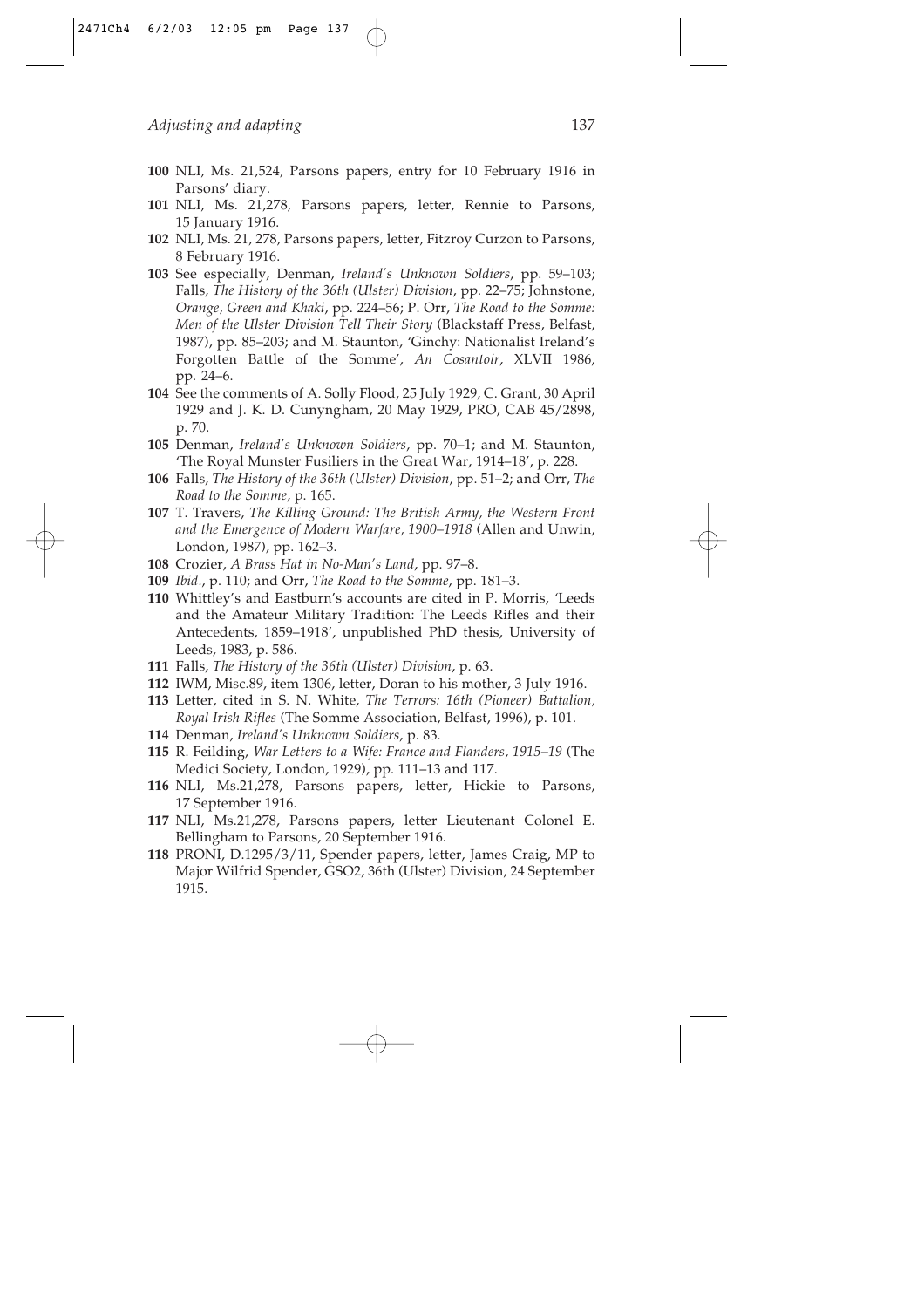**100** NLI, Ms. 21,524, Parsons papers, entry for 10 February 1916 in Parsons' diary.

**101** NLI, Ms. 21,278, Parsons papers, letter, Rennie to Parsons, 15 January 1916.

**102** NLI, Ms. 21, 278, Parsons papers, letter, Fitzroy Curzon to Parsons, 8 February 1916.

**103** See especially, Denman, *Ireland's Unknown Soldiers*, pp. 59–103; Falls, *The History of the 36th (Ulster) Division*, pp. 22–75; Johnstone, *Orange, Green and Khaki*, pp. 224–56; P. Orr, *The Road to the Somme: Men of the Ulster Division Tell Their Story* (Blackstaff Press, Belfast, 1987), pp. 85–203; and M. Staunton, 'Ginchy: Nationalist Ireland's Forgotten Battle of the Somme', *An Cosantoir*, XLVII 1986, pp. 24–6.

**104** See the comments of A. Solly Flood, 25 July 1929, C. Grant, 30 April 1929 and J. K. D. Cunyngham, 20 May 1929, PRO, CAB 45/2898, p. 70.

**105** Denman, *Ireland's Unknown Soldiers*, pp. 70–1; and M. Staunton, 'The Royal Munster Fusiliers in the Great War, 1914–18', p. 228.

**106** Falls, *The History of the 36th (Ulster) Division*, pp. 51–2; and Orr, *The Road to the Somme*, p. 165.

**107** T. Travers, *The Killing Ground: The British Army, the Western Front and the Emergence of Modern Warfare, 1900–1918* (Allen and Unwin, London, 1987), pp. 162–3.

**108** Crozier, *A Brass Hat in No-Man's Land*, pp. 97–8.

**109** *Ibid*., p. 110; and Orr, *The Road to the Somme*, pp. 181–3.

**110** Whittley's and Eastburn's accounts are cited in P. Morris, 'Leeds and the Amateur Military Tradition: The Leeds Rifles and their Antecedents, 1859–1918', unpublished PhD thesis, University of Leeds, 1983, p. 586.

**111** Falls, *The History of the 36th (Ulster) Division*, p. 63.

**112** IWM, Misc.89, item 1306, letter, Doran to his mother, 3 July 1916.

**113** Letter, cited in S. N. White, *The Terrors: 16th (Pioneer) Battalion, Royal Irish Rifles* (The Somme Association, Belfast, 1996), p. 101.

**114** Denman, *Ireland's Unknown Soldiers*, p. 83.

**115** R. Feilding, *War Letters to a Wife: France and Flanders, 1915–19* (The Medici Society, London, 1929), pp. 111–13 and 117.

**116** NLI, Ms.21,278, Parsons papers, letter, Hickie to Parsons, 17 September 1916.

**117** NLI, Ms.21,278, Parsons papers, letter Lieutenant Colonel E. Bellingham to Parsons, 20 September 1916.

**118** PRONI, D.1295/3/11, Spender papers, letter, James Craig, MP to Major Wilfrid Spender, GSO2, 36th (Ulster) Division, 24 September 1915.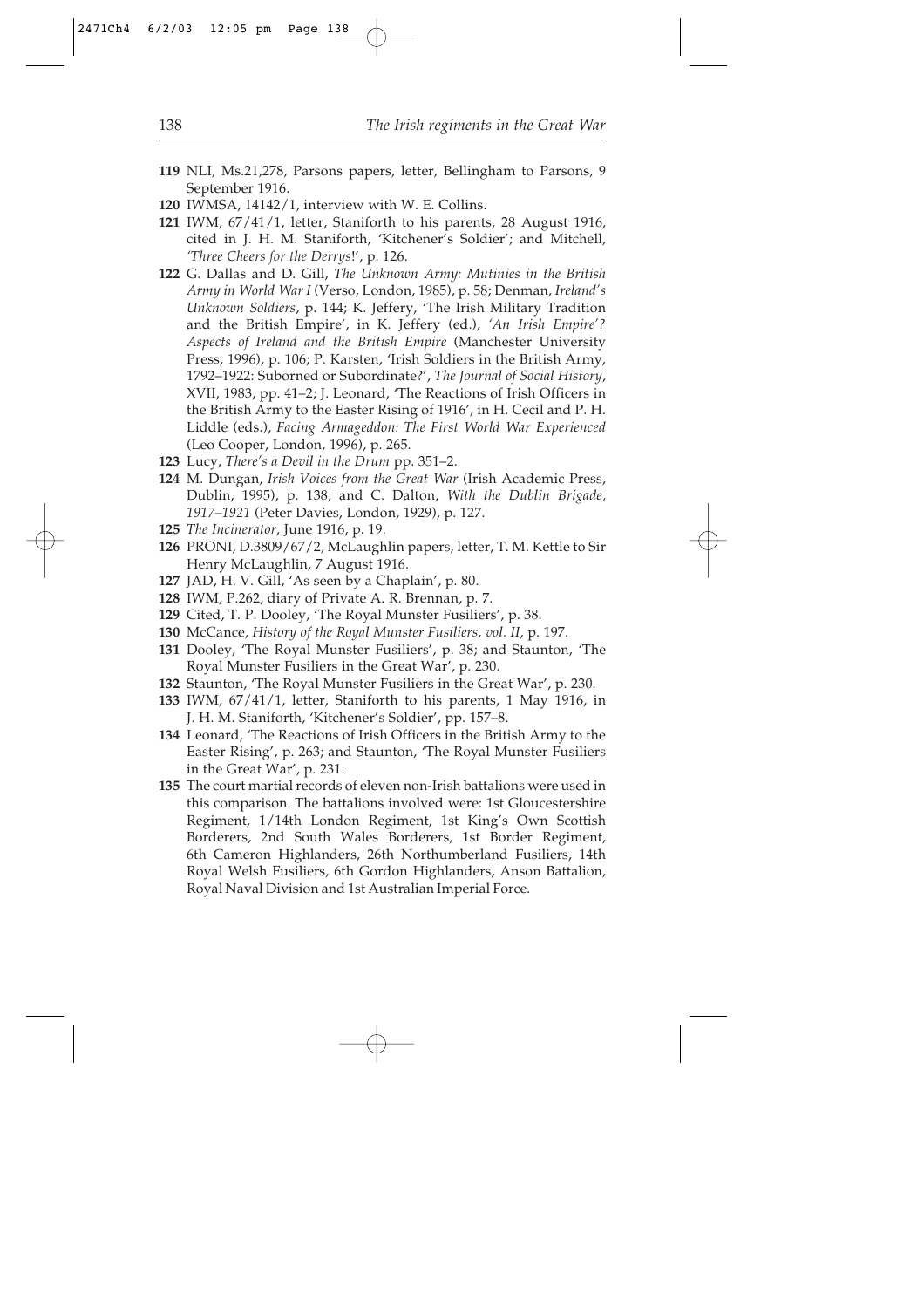**119** NLI, Ms.21,278, Parsons papers, letter, Bellingham to Parsons, 9 September 1916.

**120** IWMSA, 14142/1, interview with W. E. Collins.

**121** IWM, 67/41/1, letter, Staniforth to his parents, 28 August 1916, cited in J. H. M. Staniforth, 'Kitchener's Soldier'; and Mitchell, *'Three Cheers for the Derrys*!', p. 126.

**122** G. Dallas and D. Gill, *The Unknown Army: Mutinies in the British Army in World War I* (Verso, London, 1985), p. 58; Denman, *Ireland's Unknown Soldiers*, p. 144; K. Jeffery, 'The Irish Military Tradition and the British Empire', in K. Jeffery (ed.), *'An Irish Empire'? Aspects of Ireland and the British Empire* (Manchester University Press, 1996), p. 106; P. Karsten, 'Irish Soldiers in the British Army, 1792–1922: Suborned or Subordinate?', *The Journal of Social History*, XVII, 1983, pp. 41–2; J. Leonard, 'The Reactions of Irish Officers in the British Army to the Easter Rising of 1916', in H. Cecil and P. H. Liddle (eds.), *Facing Armageddon: The First World War Experienced* (Leo Cooper, London, 1996), p. 265.

**123** Lucy, *There's a Devil in the Drum* pp. 351–2.

**124** M. Dungan, *Irish Voices from the Great War* (Irish Academic Press, Dublin, 1995), p. 138; and C. Dalton, *With the Dublin Brigade, 1917–1921* (Peter Davies, London, 1929), p. 127.

**125** *The Incinerator*, June 1916, p. 19.

**126** PRONI, D.3809/67/2, McLaughlin papers, letter, T. M. Kettle to Sir Henry McLaughlin, 7 August 1916.

**127** JAD, H. V. Gill, 'As seen by a Chaplain', p. 80.

**128** IWM, P.262, diary of Private A. R. Brennan, p. 7.

**129** Cited, T. P. Dooley, 'The Royal Munster Fusiliers', p. 38.

**130** McCance, *History of the Royal Munster Fusiliers, vol. II*, p. 197.

**131** Dooley, 'The Royal Munster Fusiliers', p. 38; and Staunton, 'The Royal Munster Fusiliers in the Great War', p. 230.

**132** Staunton, 'The Royal Munster Fusiliers in the Great War', p. 230.

**133** IWM, 67/41/1, letter, Staniforth to his parents, 1 May 1916, in J. H. M. Staniforth, 'Kitchener's Soldier', pp. 157–8.

**134** Leonard, 'The Reactions of Irish Officers in the British Army to the Easter Rising', p. 263; and Staunton, 'The Royal Munster Fusiliers in the Great War', p. 231.

**135** The court martial records of eleven non-Irish battalions were used in this comparison. The battalions involved were: 1st Gloucestershire Regiment, 1/14th London Regiment, 1st King's Own Scottish Borderers, 2nd South Wales Borderers, 1st Border Regiment, 6th Cameron Highlanders, 26th Northumberland Fusiliers, 14th Royal Welsh Fusiliers, 6th Gordon Highlanders, Anson Battalion, Royal Naval Division and 1st Australian Imperial Force.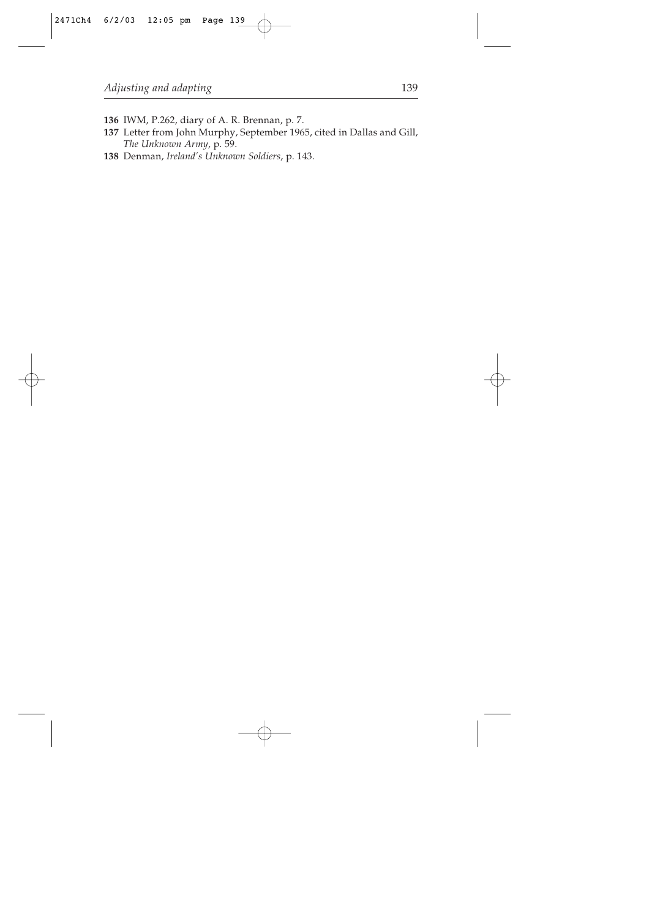**136** IWM, P.262, diary of A. R. Brennan, p. 7.

**137** Letter from John Murphy, September 1965, cited in Dallas and Gill, *The Unknown Army*, p. 59.

**138** Denman, *Ireland's Unknown Soldiers*, p. 143.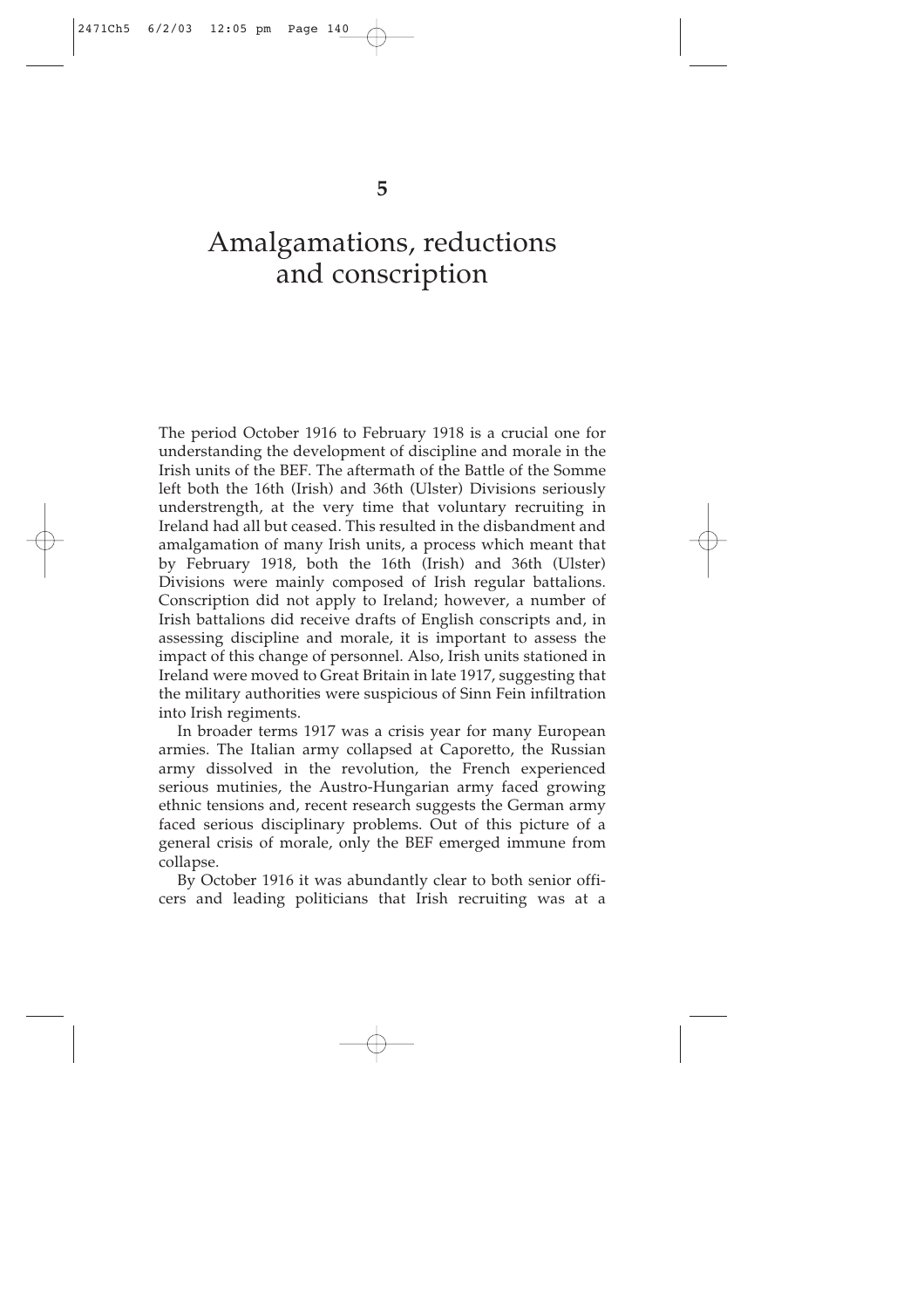# 5

# Amalgamations, reductions and conscription

The period October 1916 to February 1918 is a crucial one for understanding the development of discipline and morale in the Irish units of the BEF. The aftermath of the Battle of the Somme left both the 16th (Irish) and 36th (Ulster) Divisions seriously understrength, at the very time that voluntary recruiting in Ireland had all but ceased. This resulted in the disbandment and amalgamation of many Irish units, a process which meant that by February 1918, both the 16th (Irish) and 36th (Ulster) Divisions were mainly composed of Irish regular battalions. Conscription did not apply to Ireland; however, a number of Irish battalions did receive drafts of English conscripts and, in assessing discipline and morale, it is important to assess the impact of this change of personnel. Also, Irish units stationed in Ireland were moved to Great Britain in late 1917, suggesting that the military authorities were suspicious of Sinn Fein infiltration into Irish regiments.

In broader terms 1917 was a crisis year for many European armies. The Italian army collapsed at Caporetto, the Russian army dissolved in the revolution, the French experienced serious mutinies, the Austro-Hungarian army faced growing ethnic tensions and, recent research suggests the German army faced serious disciplinary problems. Out of this picture of a general crisis of morale, only the BEF emerged immune from collapse.

By October 1916 it was abundantly clear to both senior officers and leading politicians that Irish recruiting was at a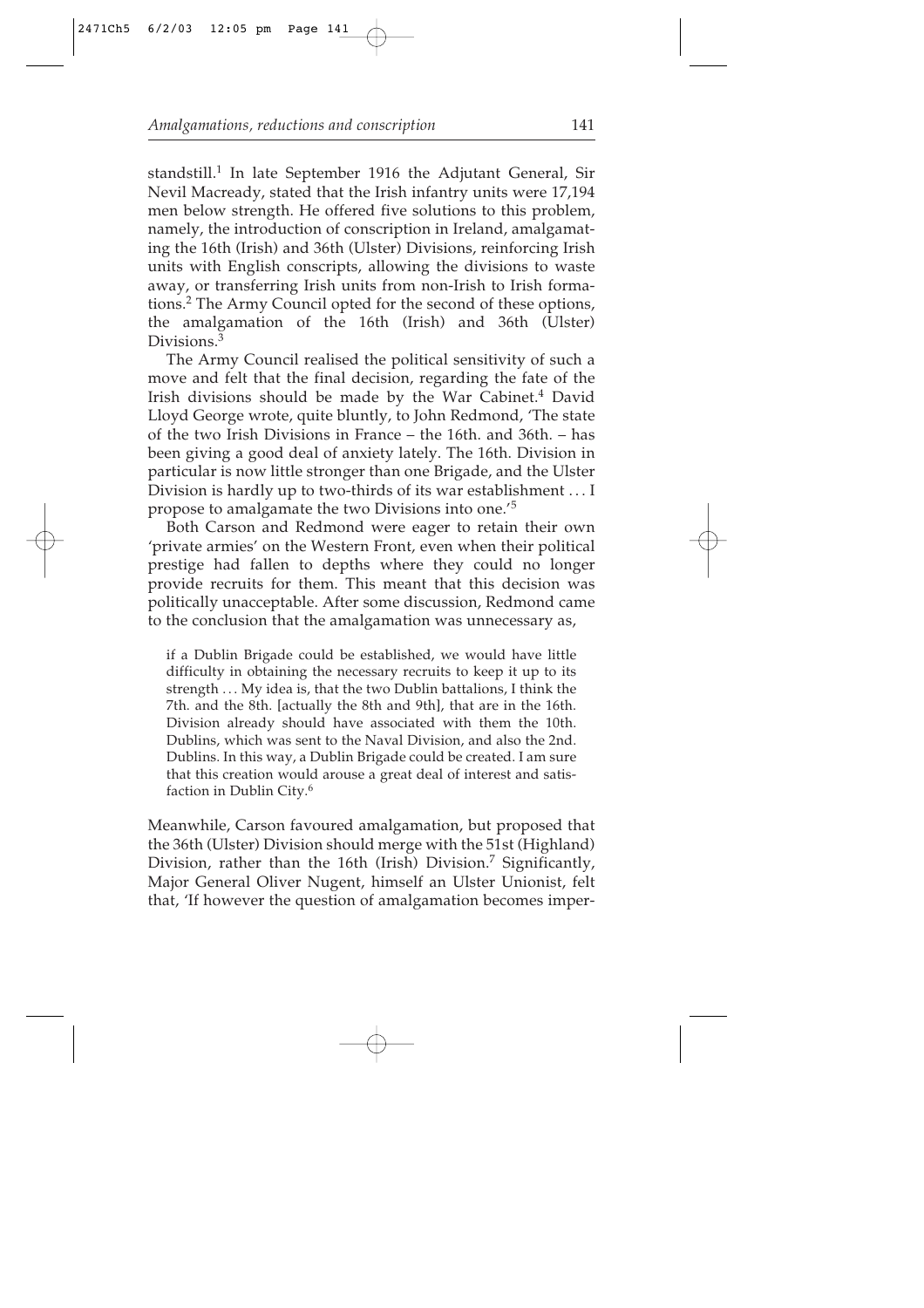standstill.[1] In late September 1916 the Adjutant General, Sir Nevil Macready, stated that the Irish infantry units were 17,194 men below strength. He offered five solutions to this problem, namely, the introduction of conscription in Ireland, amalgamating the 16th (Irish) and 36th (Ulster) Divisions, reinforcing Irish units with English conscripts, allowing the divisions to waste away, or transferring Irish units from non-Irish to Irish formations.[2] The Army Council opted for the second of these options, the amalgamation of the 16th (Irish) and 36th (Ulster) Divisions.[3]

The Army Council realised the political sensitivity of such a move and felt that the final decision, regarding the fate of the Irish divisions should be made by the War Cabinet.[4] David Lloyd George wrote, quite bluntly, to John Redmond, 'The state of the two Irish Divisions in France – the 16th. and 36th. – has been giving a good deal of anxiety lately. The 16th. Division in particular is now little stronger than one Brigade, and the Ulster Division is hardly up to two-thirds of its war establishment . . . I propose to amalgamate the two Divisions into one.'[5]

Both Carson and Redmond were eager to retain their own 'private armies' on the Western Front, even when their political prestige had fallen to depths where they could no longer provide recruits for them. This meant that this decision was politically unacceptable. After some discussion, Redmond came to the conclusion that the amalgamation was unnecessary as,

> if a Dublin Brigade could be established, we would have little difficulty in obtaining the necessary recruits to keep it up to its strength . . . My idea is, that the two Dublin battalions, I think the 7th. and the 8th. [actually the 8th and 9th], that are in the 16th. Division already should have associated with them the 10th. Dublins, which was sent to the Naval Division, and also the 2nd. Dublins. In this way, a Dublin Brigade could be created. I am sure that this creation would arouse a great deal of interest and satisfaction in Dublin City.[6]

Meanwhile, Carson favoured amalgamation, but proposed that the 36th (Ulster) Division should merge with the 51st (Highland) Division, rather than the 16th (Irish) Division.[7] Significantly, Major General Oliver Nugent, himself an Ulster Unionist, felt that, 'If however the question of amalgamation becomes imper-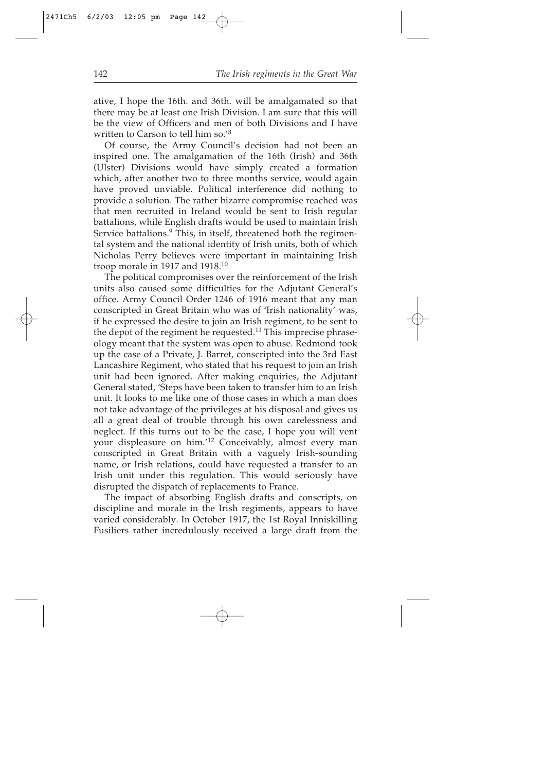ative, I hope the 16th. and 36th. will be amalgamated so that there may be at least one Irish Division. I am sure that this will be the view of Officers and men of both Divisions and I have written to Carson to tell him so.'[8]

Of course, the Army Council's decision had not been an inspired one. The amalgamation of the 16th (Irish) and 36th (Ulster) Divisions would have simply created a formation which, after another two to three months service, would again have proved unviable. Political interference did nothing to provide a solution. The rather bizarre compromise reached was that men recruited in Ireland would be sent to Irish regular battalions, while English drafts would be used to maintain Irish Service battalions.[9] This, in itself, threatened both the regimental system and the national identity of Irish units, both of which Nicholas Perry believes were important in maintaining Irish troop morale in 1917 and 1918.[10]

The political compromises over the reinforcement of the Irish units also caused some difficulties for the Adjutant General's office. Army Council Order 1246 of 1916 meant that any man conscripted in Great Britain who was of 'Irish nationality' was, if he expressed the desire to join an Irish regiment, to be sent to the depot of the regiment he requested.[11] This imprecise phraseology meant that the system was open to abuse. Redmond took up the case of a Private, J. Barret, conscripted into the 3rd East Lancashire Regiment, who stated that his request to join an Irish unit had been ignored. After making enquiries, the Adjutant General stated, 'Steps have been taken to transfer him to an Irish unit. It looks to me like one of those cases in which a man does not take advantage of the privileges at his disposal and gives us all a great deal of trouble through his own carelessness and neglect. If this turns out to be the case, I hope you will vent your displeasure on him.'[12] Conceivably, almost every man conscripted in Great Britain with a vaguely Irish-sounding name, or Irish relations, could have requested a transfer to an Irish unit under this regulation. This would seriously have disrupted the dispatch of replacements to France.

The impact of absorbing English drafts and conscripts, on discipline and morale in the Irish regiments, appears to have varied considerably. In October 1917, the 1st Royal Inniskilling Fusiliers rather incredulously received a large draft from the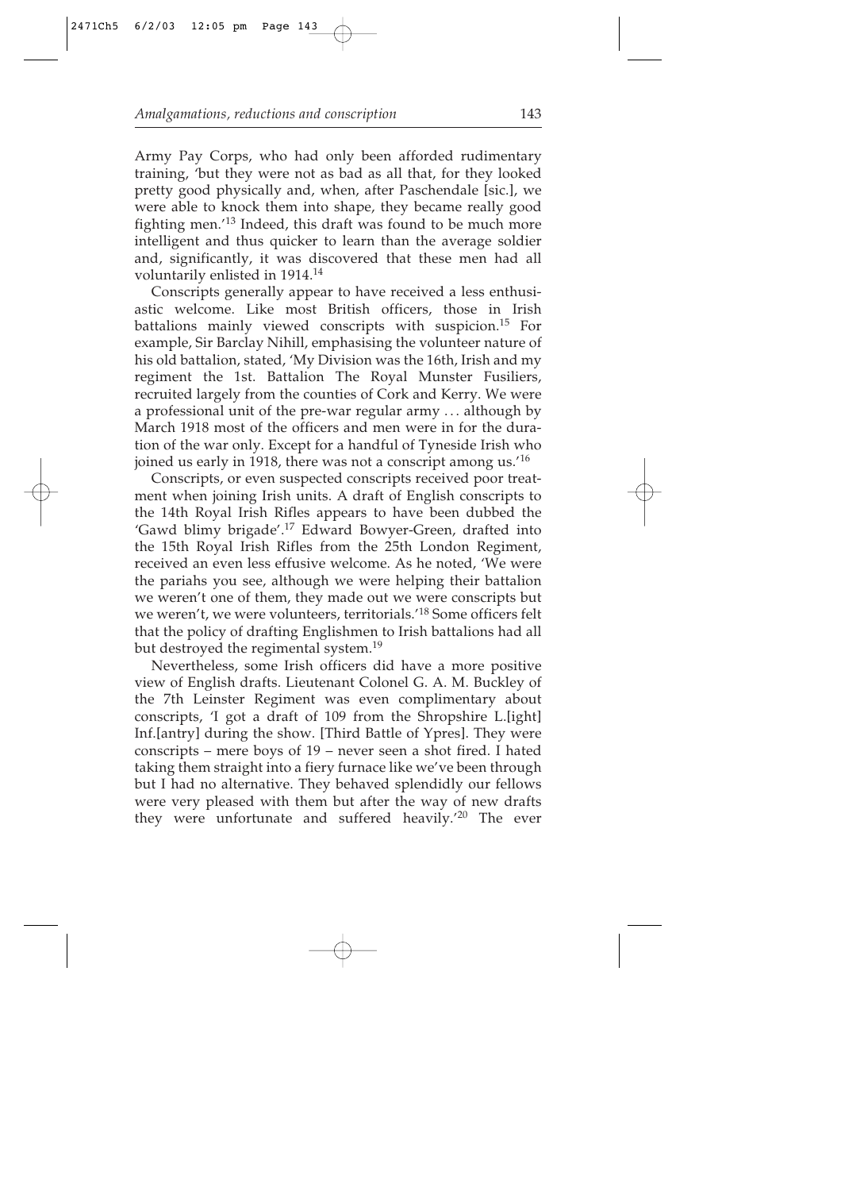Army Pay Corps, who had only been afforded rudimentary training, 'but they were not as bad as all that, for they looked pretty good physically and, when, after Paschendale [sic.], we were able to knock them into shape, they became really good fighting men.'[13] Indeed, this draft was found to be much more intelligent and thus quicker to learn than the average soldier and, significantly, it was discovered that these men had all voluntarily enlisted in 1914.[14]

Conscripts generally appear to have received a less enthusiastic welcome. Like most British officers, those in Irish battalions mainly viewed conscripts with suspicion.[15] For example, Sir Barclay Nihill, emphasising the volunteer nature of his old battalion, stated, 'My Division was the 16th, Irish and my regiment the 1st. Battalion The Royal Munster Fusiliers, recruited largely from the counties of Cork and Kerry. We were a professional unit of the pre-war regular army ... although by March 1918 most of the officers and men were in for the duration of the war only. Except for a handful of Tyneside Irish who joined us early in 1918, there was not a conscript among us.'[16]

Conscripts, or even suspected conscripts received poor treatment when joining Irish units. A draft of English conscripts to the 14th Royal Irish Rifles appears to have been dubbed the 'Gawd blimy brigade'.[17] Edward Bowyer-Green, drafted into the 15th Royal Irish Rifles from the 25th London Regiment, received an even less effusive welcome. As he noted, 'We were the pariahs you see, although we were helping their battalion we weren't one of them, they made out we were conscripts but we weren't, we were volunteers, territorials.'[18] Some officers felt that the policy of drafting Englishmen to Irish battalions had all but destroyed the regimental system.[19]

Nevertheless, some Irish officers did have a more positive view of English drafts. Lieutenant Colonel G. A. M. Buckley of the 7th Leinster Regiment was even complimentary about conscripts, 'I got a draft of 109 from the Shropshire L.[ight] Inf.[antry] during the show. [Third Battle of Ypres]. They were conscripts – mere boys of 19 – never seen a shot fired. I hated taking them straight into a fiery furnace like we've been through but I had no alternative. They behaved splendidly our fellows were very pleased with them but after the way of new drafts they were unfortunate and suffered heavily.'[20] The ever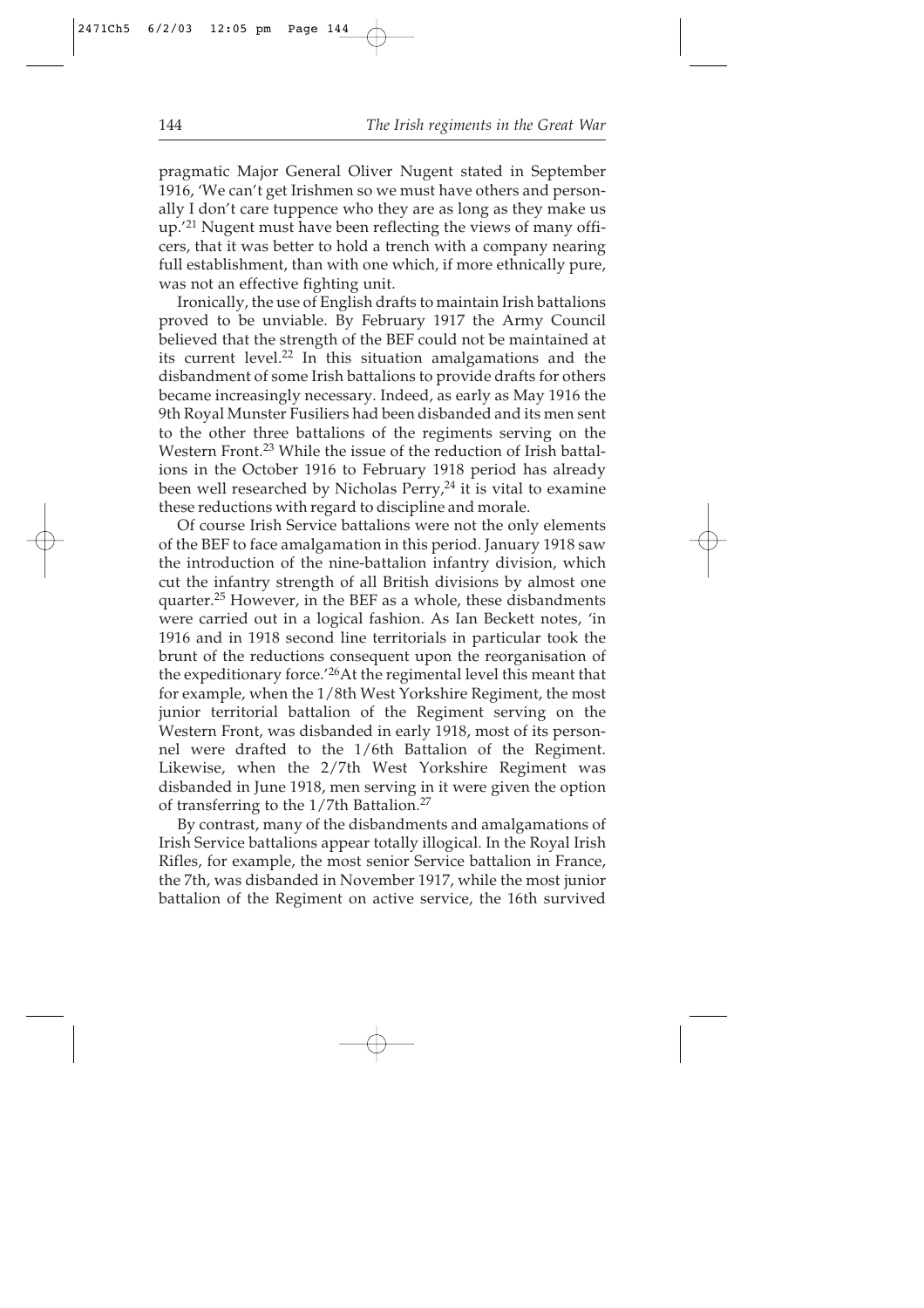pragmatic Major General Oliver Nugent stated in September 1916, 'We can't get Irishmen so we must have others and personally I don't care tuppence who they are as long as they make us up.'[21] Nugent must have been reflecting the views of many officers, that it was better to hold a trench with a company nearing full establishment, than with one which, if more ethnically pure, was not an effective fighting unit.

Ironically, the use of English drafts to maintain Irish battalions proved to be unviable. By February 1917 the Army Council believed that the strength of the BEF could not be maintained at its current level.[22] In this situation amalgamations and the disbandment of some Irish battalions to provide drafts for others became increasingly necessary. Indeed, as early as May 1916 the 9th Royal Munster Fusiliers had been disbanded and its men sent to the other three battalions of the regiments serving on the Western Front.[23] While the issue of the reduction of Irish battalions in the October 1916 to February 1918 period has already been well researched by Nicholas Perry,[24] it is vital to examine these reductions with regard to discipline and morale.

Of course Irish Service battalions were not the only elements of the BEF to face amalgamation in this period. January 1918 saw the introduction of the nine-battalion infantry division, which cut the infantry strength of all British divisions by almost one quarter.[25] However, in the BEF as a whole, these disbandments were carried out in a logical fashion. As Ian Beckett notes, 'in 1916 and in 1918 second line territorials in particular took the brunt of the reductions consequent upon the reorganisation of the expeditionary force.'[26] At the regimental level this meant that for example, when the 1/8th West Yorkshire Regiment, the most junior territorial battalion of the Regiment serving on the Western Front, was disbanded in early 1918, most of its personnel were drafted to the 1/6th Battalion of the Regiment. Likewise, when the 2/7th West Yorkshire Regiment was disbanded in June 1918, men serving in it were given the option of transferring to the 1/7th Battalion.[27]

By contrast, many of the disbandments and amalgamations of Irish Service battalions appear totally illogical. In the Royal Irish Rifles, for example, the most senior Service battalion in France, the 7th, was disbanded in November 1917, while the most junior battalion of the Regiment on active service, the 16th survived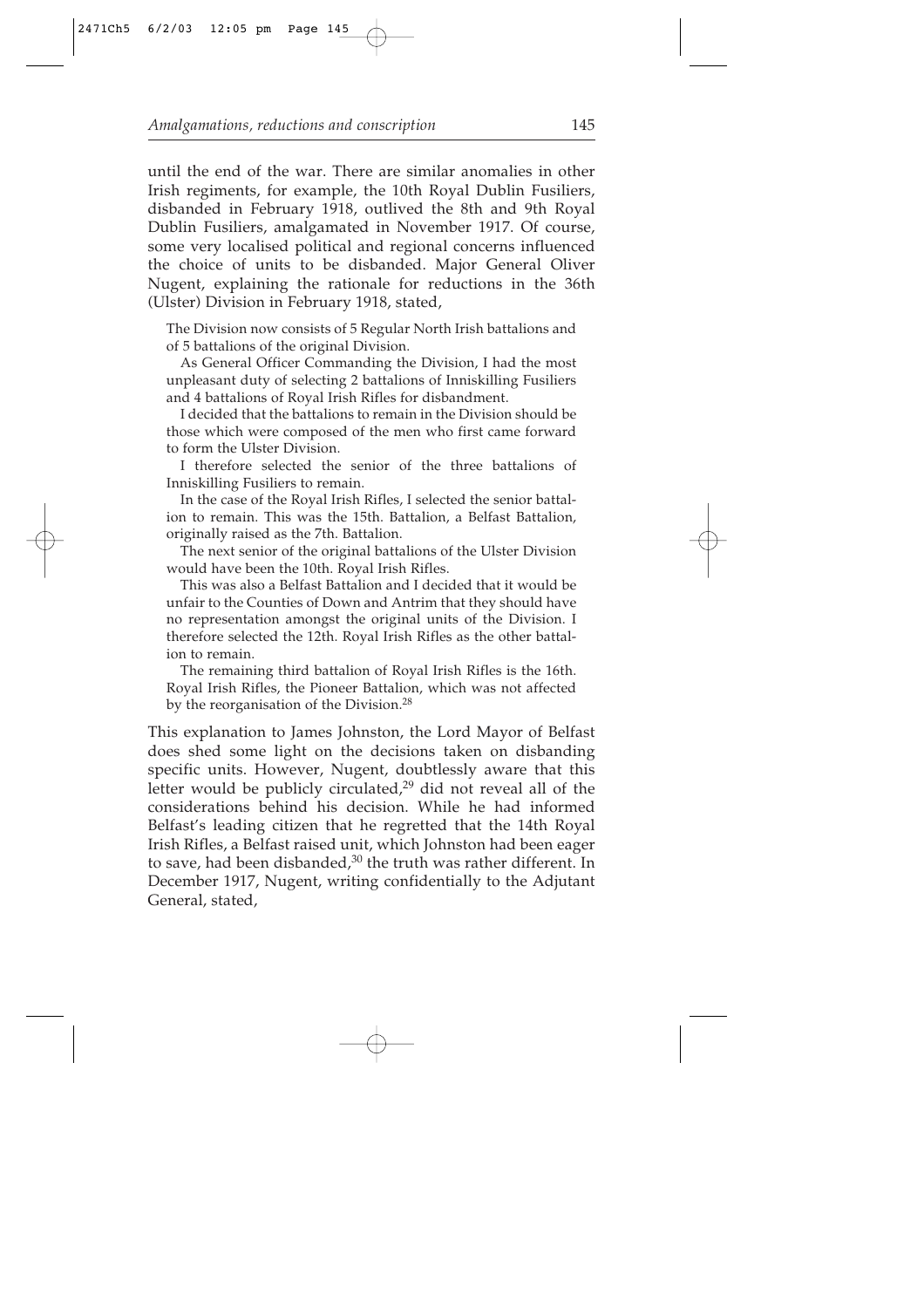until the end of the war. There are similar anomalies in other Irish regiments, for example, the 10th Royal Dublin Fusiliers, disbanded in February 1918, outlived the 8th and 9th Royal Dublin Fusiliers, amalgamated in November 1917. Of course, some very localised political and regional concerns influenced the choice of units to be disbanded. Major General Oliver Nugent, explaining the rationale for reductions in the 36th (Ulster) Division in February 1918, stated,

> The Division now consists of 5 Regular North Irish battalions and of 5 battalions of the original Division.
>
> As General Officer Commanding the Division, I had the most unpleasant duty of selecting 2 battalions of Inniskilling Fusiliers and 4 battalions of Royal Irish Rifles for disbandment.
>
> I decided that the battalions to remain in the Division should be those which were composed of the men who first came forward to form the Ulster Division.
>
> I therefore selected the senior of the three battalions of Inniskilling Fusiliers to remain.
>
> In the case of the Royal Irish Rifles, I selected the senior battalion to remain. This was the 15th. Battalion, a Belfast Battalion, originally raised as the 7th. Battalion.
>
> The next senior of the original battalions of the Ulster Division would have been the 10th. Royal Irish Rifles.
>
> This was also a Belfast Battalion and I decided that it would be unfair to the Counties of Down and Antrim that they should have no representation amongst the original units of the Division. I therefore selected the 12th. Royal Irish Rifles as the other battalion to remain.
>
> The remaining third battalion of Royal Irish Rifles is the 16th. Royal Irish Rifles, the Pioneer Battalion, which was not affected by the reorganisation of the Division.[28]

This explanation to James Johnston, the Lord Mayor of Belfast does shed some light on the decisions taken on disbanding specific units. However, Nugent, doubtlessly aware that this letter would be publicly circulated,[29] did not reveal all of the considerations behind his decision. While he had informed Belfast's leading citizen that he regretted that the 14th Royal Irish Rifles, a Belfast raised unit, which Johnston had been eager to save, had been disbanded,[30] the truth was rather different. In December 1917, Nugent, writing confidentially to the Adjutant General, stated,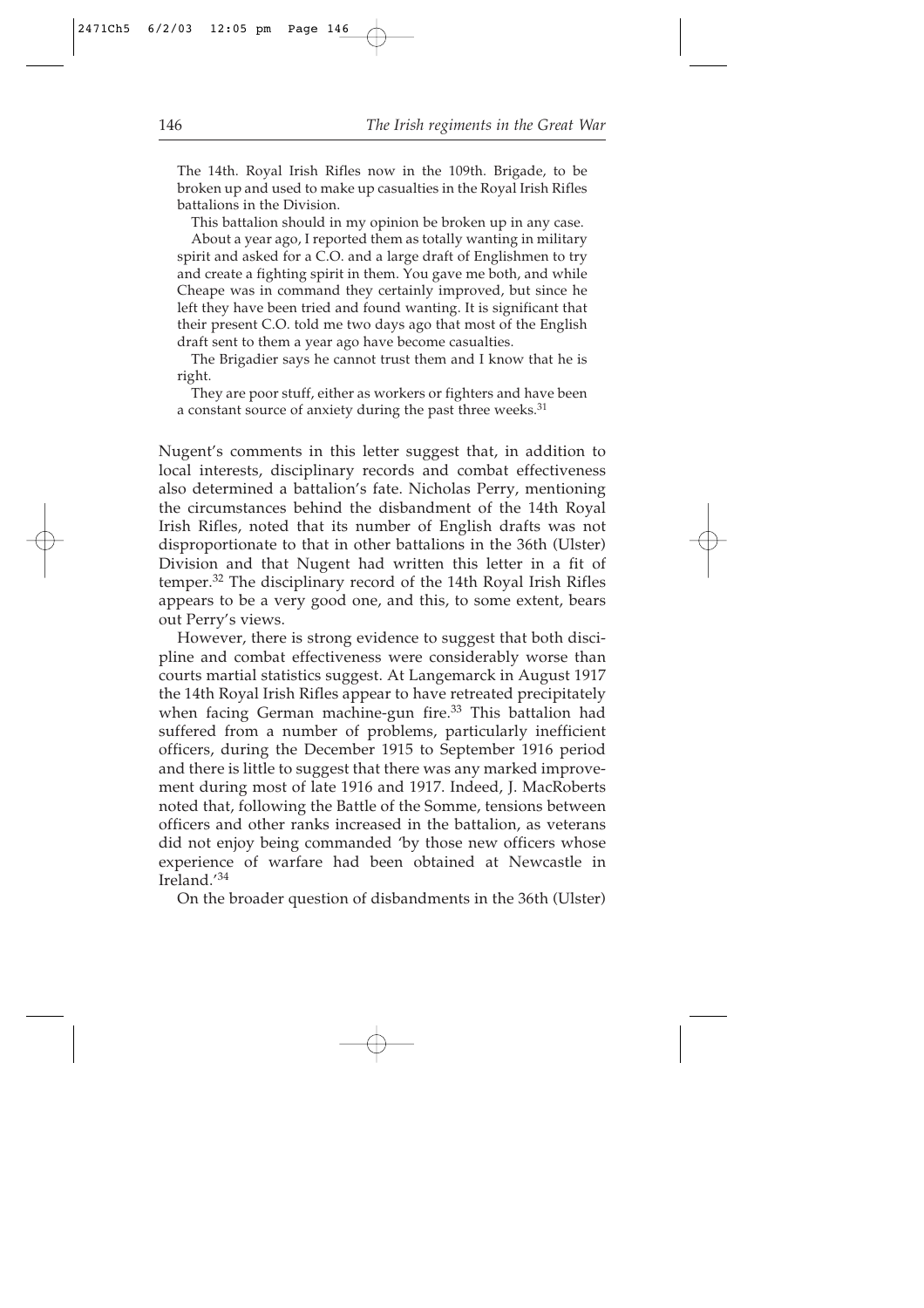> The 14th. Royal Irish Rifles now in the 109th. Brigade, to be broken up and used to make up casualties in the Royal Irish Rifles battalions in the Division.
>
> This battalion should in my opinion be broken up in any case.
>
> About a year ago, I reported them as totally wanting in military spirit and asked for a C.O. and a large draft of Englishmen to try and create a fighting spirit in them. You gave me both, and while Cheape was in command they certainly improved, but since he left they have been tried and found wanting. It is significant that their present C.O. told me two days ago that most of the English draft sent to them a year ago have become casualties.
>
> The Brigadier says he cannot trust them and I know that he is right.
>
> They are poor stuff, either as workers or fighters and have been a constant source of anxiety during the past three weeks.[31]

Nugent's comments in this letter suggest that, in addition to local interests, disciplinary records and combat effectiveness also determined a battalion's fate. Nicholas Perry, mentioning the circumstances behind the disbandment of the 14th Royal Irish Rifles, noted that its number of English drafts was not disproportionate to that in other battalions in the 36th (Ulster) Division and that Nugent had written this letter in a fit of temper.[32] The disciplinary record of the 14th Royal Irish Rifles appears to be a very good one, and this, to some extent, bears out Perry's views.

However, there is strong evidence to suggest that both discipline and combat effectiveness were considerably worse than courts martial statistics suggest. At Langemarck in August 1917 the 14th Royal Irish Rifles appear to have retreated precipitately when facing German machine-gun fire.[33] This battalion had suffered from a number of problems, particularly inefficient officers, during the December 1915 to September 1916 period and there is little to suggest that there was any marked improvement during most of late 1916 and 1917. Indeed, J. MacRoberts noted that, following the Battle of the Somme, tensions between officers and other ranks increased in the battalion, as veterans did not enjoy being commanded 'by those new officers whose experience of warfare had been obtained at Newcastle in Ireland.'[34]

On the broader question of disbandments in the 36th (Ulster)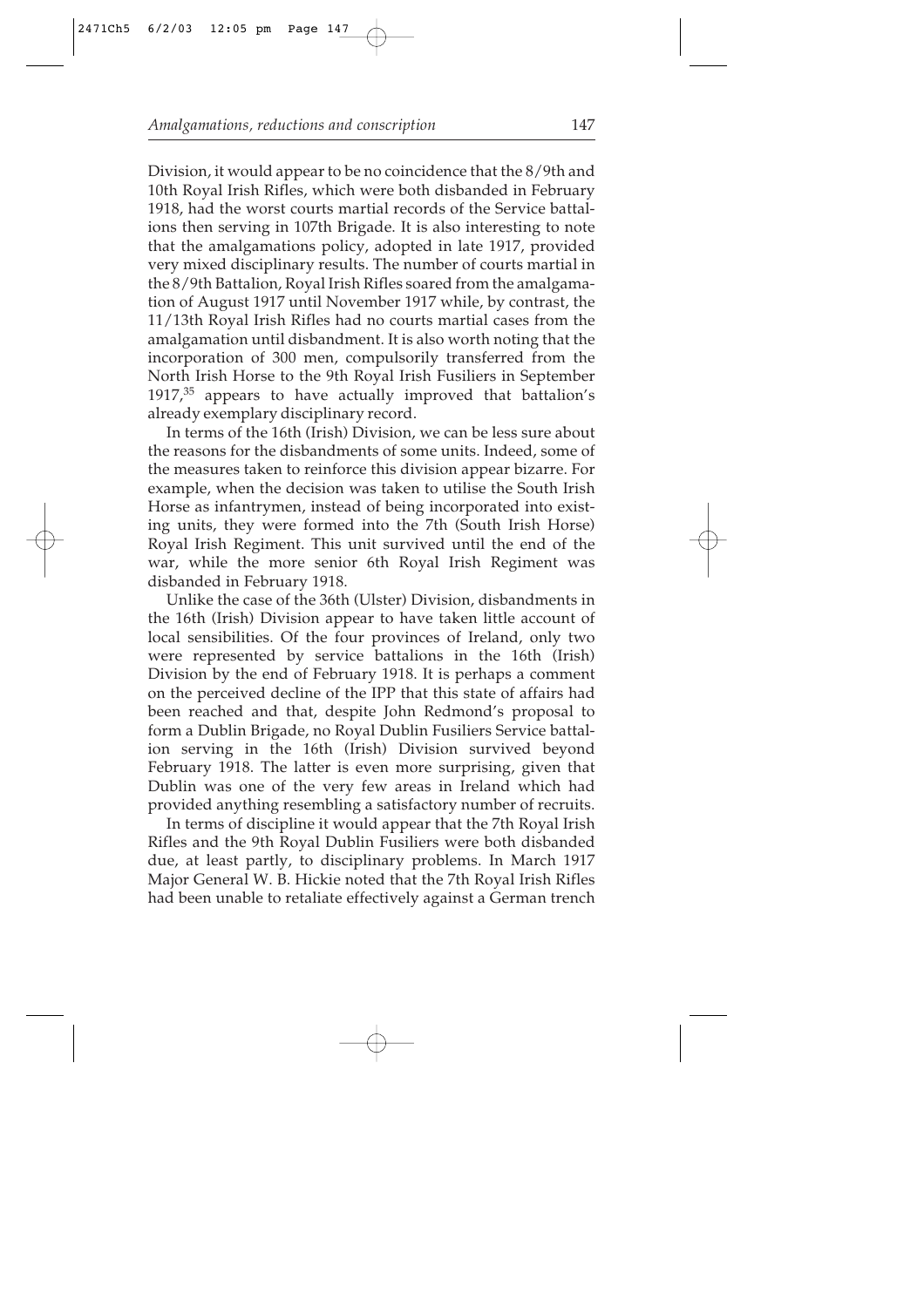Division, it would appear to be no coincidence that the 8/9th and 10th Royal Irish Rifles, which were both disbanded in February 1918, had the worst courts martial records of the Service battalions then serving in 107th Brigade. It is also interesting to note that the amalgamations policy, adopted in late 1917, provided very mixed disciplinary results. The number of courts martial in the 8/9th Battalion, Royal Irish Rifles soared from the amalgamation of August 1917 until November 1917 while, by contrast, the 11/13th Royal Irish Rifles had no courts martial cases from the amalgamation until disbandment. It is also worth noting that the incorporation of 300 men, compulsorily transferred from the North Irish Horse to the 9th Royal Irish Fusiliers in September 1917,[35] appears to have actually improved that battalion's already exemplary disciplinary record.

In terms of the 16th (Irish) Division, we can be less sure about the reasons for the disbandments of some units. Indeed, some of the measures taken to reinforce this division appear bizarre. For example, when the decision was taken to utilise the South Irish Horse as infantrymen, instead of being incorporated into existing units, they were formed into the 7th (South Irish Horse) Royal Irish Regiment. This unit survived until the end of the war, while the more senior 6th Royal Irish Regiment was disbanded in February 1918.

Unlike the case of the 36th (Ulster) Division, disbandments in the 16th (Irish) Division appear to have taken little account of local sensibilities. Of the four provinces of Ireland, only two were represented by service battalions in the 16th (Irish) Division by the end of February 1918. It is perhaps a comment on the perceived decline of the IPP that this state of affairs had been reached and that, despite John Redmond's proposal to form a Dublin Brigade, no Royal Dublin Fusiliers Service battalion serving in the 16th (Irish) Division survived beyond February 1918. The latter is even more surprising, given that Dublin was one of the very few areas in Ireland which had provided anything resembling a satisfactory number of recruits.

In terms of discipline it would appear that the 7th Royal Irish Rifles and the 9th Royal Dublin Fusiliers were both disbanded due, at least partly, to disciplinary problems. In March 1917 Major General W. B. Hickie noted that the 7th Royal Irish Rifles had been unable to retaliate effectively against a German trench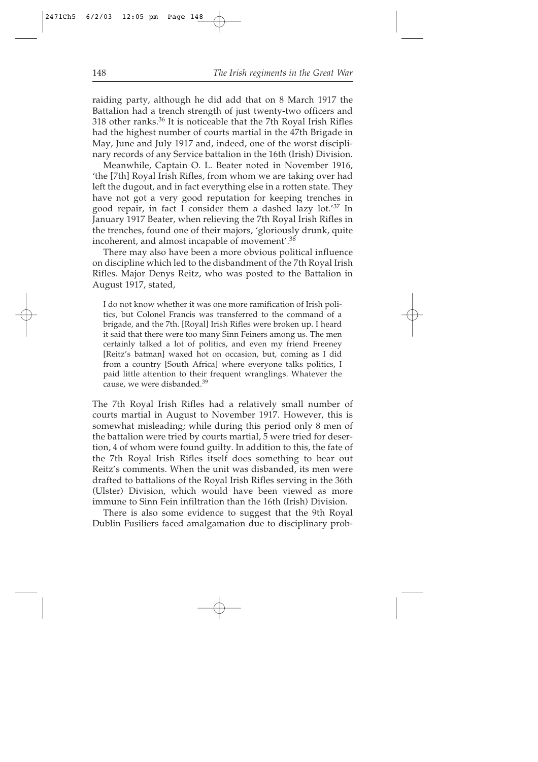raiding party, although he did add that on 8 March 1917 the Battalion had a trench strength of just twenty-two officers and 318 other ranks.[36] It is noticeable that the 7th Royal Irish Rifles had the highest number of courts martial in the 47th Brigade in May, June and July 1917 and, indeed, one of the worst disciplinary records of any Service battalion in the 16th (Irish) Division.

Meanwhile, Captain O. L. Beater noted in November 1916, 'the [7th] Royal Irish Rifles, from whom we are taking over had left the dugout, and in fact everything else in a rotten state. They have not got a very good reputation for keeping trenches in good repair, in fact I consider them a dashed lazy lot.'[37] In January 1917 Beater, when relieving the 7th Royal Irish Rifles in the trenches, found one of their majors, 'gloriously drunk, quite incoherent, and almost incapable of movement'.[38]

There may also have been a more obvious political influence on discipline which led to the disbandment of the 7th Royal Irish Rifles. Major Denys Reitz, who was posted to the Battalion in August 1917, stated,

> I do not know whether it was one more ramification of Irish politics, but Colonel Francis was transferred to the command of a brigade, and the 7th. [Royal] Irish Rifles were broken up. I heard it said that there were too many Sinn Feiners among us. The men certainly talked a lot of politics, and even my friend Freeney [Reitz's batman] waxed hot on occasion, but, coming as I did from a country [South Africa] where everyone talks politics, I paid little attention to their frequent wranglings. Whatever the cause, we were disbanded.[39]

The 7th Royal Irish Rifles had a relatively small number of courts martial in August to November 1917. However, this is somewhat misleading; while during this period only 8 men of the battalion were tried by courts martial, 5 were tried for desertion, 4 of whom were found guilty. In addition to this, the fate of the 7th Royal Irish Rifles itself does something to bear out Reitz's comments. When the unit was disbanded, its men were drafted to battalions of the Royal Irish Rifles serving in the 36th (Ulster) Division, which would have been viewed as more immune to Sinn Fein infiltration than the 16th (Irish) Division.

There is also some evidence to suggest that the 9th Royal Dublin Fusiliers faced amalgamation due to disciplinary prob-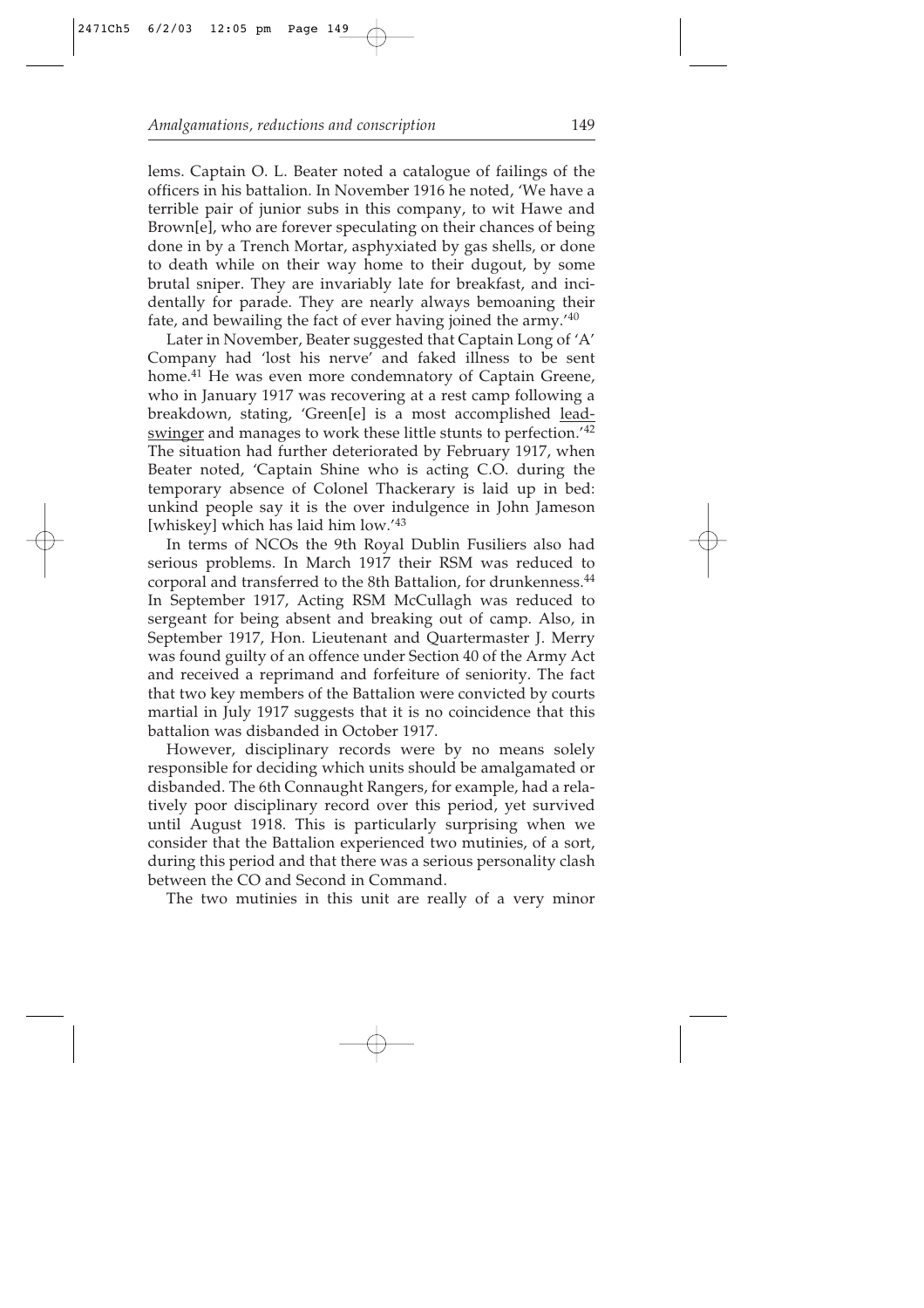lems. Captain O. L. Beater noted a catalogue of failings of the officers in his battalion. In November 1916 he noted, 'We have a terrible pair of junior subs in this company, to wit Hawe and Brown[e], who are forever speculating on their chances of being done in by a Trench Mortar, asphyxiated by gas shells, or done to death while on their way home to their dugout, by some brutal sniper. They are invariably late for breakfast, and incidentally for parade. They are nearly always bemoaning their fate, and bewailing the fact of ever having joined the army.'[40]

Later in November, Beater suggested that Captain Long of 'A' Company had 'lost his nerve' and faked illness to be sent home.[41] He was even more condemnatory of Captain Greene, who in January 1917 was recovering at a rest camp following a breakdown, stating, 'Green[e] is a most accomplished <u>lead-swinger</u> and manages to work these little stunts to perfection.'[42] The situation had further deteriorated by February 1917, when Beater noted, 'Captain Shine who is acting C.O. during the temporary absence of Colonel Thackerary is laid up in bed: unkind people say it is the over indulgence in John Jameson [whiskey] which has laid him low.'[43]

In terms of NCOs the 9th Royal Dublin Fusiliers also had serious problems. In March 1917 their RSM was reduced to corporal and transferred to the 8th Battalion, for drunkenness.[44] In September 1917, Acting RSM McCullagh was reduced to sergeant for being absent and breaking out of camp. Also, in September 1917, Hon. Lieutenant and Quartermaster J. Merry was found guilty of an offence under Section 40 of the Army Act and received a reprimand and forfeiture of seniority. The fact that two key members of the Battalion were convicted by courts martial in July 1917 suggests that it is no coincidence that this battalion was disbanded in October 1917.

However, disciplinary records were by no means solely responsible for deciding which units should be amalgamated or disbanded. The 6th Connaught Rangers, for example, had a relatively poor disciplinary record over this period, yet survived until August 1918. This is particularly surprising when we consider that the Battalion experienced two mutinies, of a sort, during this period and that there was a serious personality clash between the CO and Second in Command.

The two mutinies in this unit are really of a very minor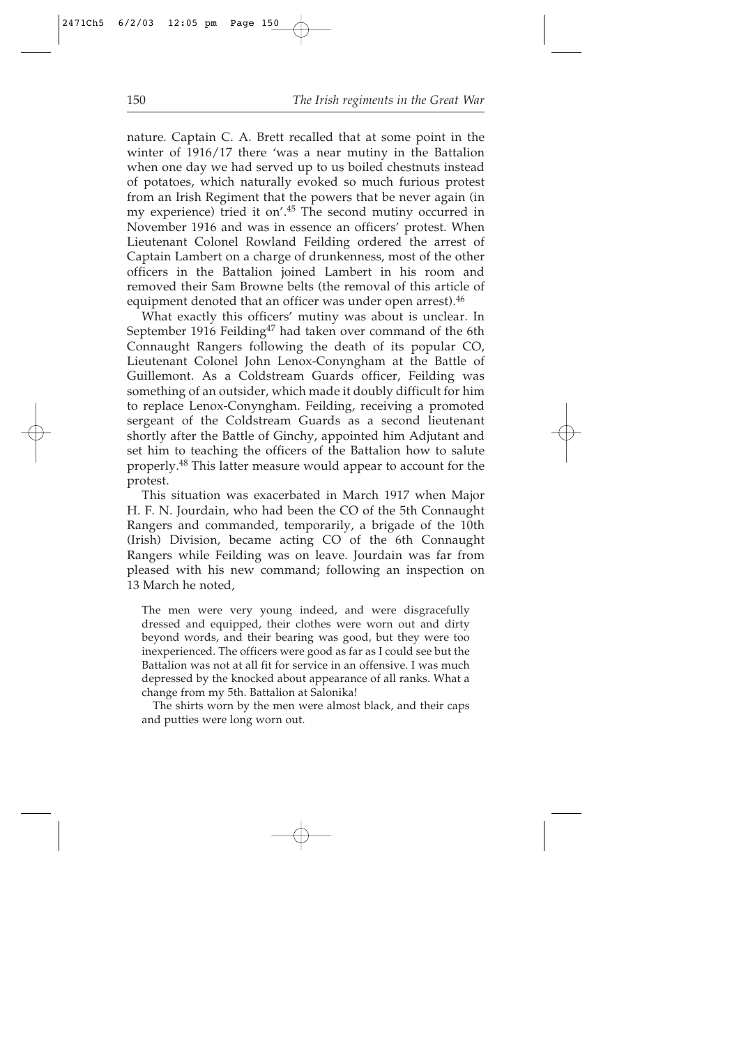nature. Captain C. A. Brett recalled that at some point in the winter of 1916/17 there 'was a near mutiny in the Battalion when one day we had served up to us boiled chestnuts instead of potatoes, which naturally evoked so much furious protest from an Irish Regiment that the powers that be never again (in my experience) tried it on'.[45] The second mutiny occurred in November 1916 and was in essence an officers' protest. When Lieutenant Colonel Rowland Feilding ordered the arrest of Captain Lambert on a charge of drunkenness, most of the other officers in the Battalion joined Lambert in his room and removed their Sam Browne belts (the removal of this article of equipment denoted that an officer was under open arrest).[46]

What exactly this officers' mutiny was about is unclear. In September 1916 Feilding[47] had taken over command of the 6th Connaught Rangers following the death of its popular CO, Lieutenant Colonel John Lenox-Conyngham at the Battle of Guillemont. As a Coldstream Guards officer, Feilding was something of an outsider, which made it doubly difficult for him to replace Lenox-Conyngham. Feilding, receiving a promoted sergeant of the Coldstream Guards as a second lieutenant shortly after the Battle of Ginchy, appointed him Adjutant and set him to teaching the officers of the Battalion how to salute properly.[48] This latter measure would appear to account for the protest.

This situation was exacerbated in March 1917 when Major H. F. N. Jourdain, who had been the CO of the 5th Connaught Rangers and commanded, temporarily, a brigade of the 10th (Irish) Division, became acting CO of the 6th Connaught Rangers while Feilding was on leave. Jourdain was far from pleased with his new command; following an inspection on 13 March he noted,

> The men were very young indeed, and were disgracefully dressed and equipped, their clothes were worn out and dirty beyond words, and their bearing was good, but they were too inexperienced. The officers were good as far as I could see but the Battalion was not at all fit for service in an offensive. I was much depressed by the knocked about appearance of all ranks. What a change from my 5th. Battalion at Salonika!
>
> The shirts worn by the men were almost black, and their caps and putties were long worn out.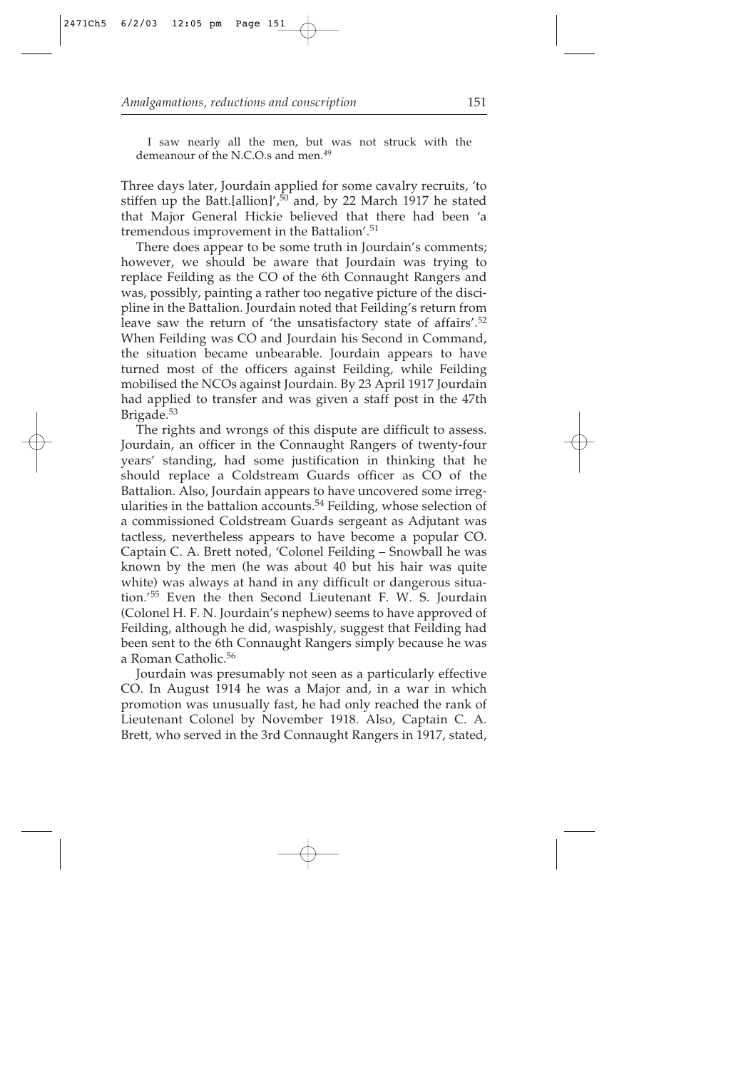I saw nearly all the men, but was not struck with the demeanour of the N.C.O.s and men.[49]

Three days later, Jourdain applied for some cavalry recruits, 'to stiffen up the Batt.[allion]',[50] and, by 22 March 1917 he stated that Major General Hickie believed that there had been 'a tremendous improvement in the Battalion'.[51]

There does appear to be some truth in Jourdain's comments; however, we should be aware that Jourdain was trying to replace Feilding as the CO of the 6th Connaught Rangers and was, possibly, painting a rather too negative picture of the discipline in the Battalion. Jourdain noted that Feilding's return from leave saw the return of 'the unsatisfactory state of affairs'.[52] When Feilding was CO and Jourdain his Second in Command, the situation became unbearable. Jourdain appears to have turned most of the officers against Feilding, while Feilding mobilised the NCOs against Jourdain. By 23 April 1917 Jourdain had applied to transfer and was given a staff post in the 47th Brigade.[53]

The rights and wrongs of this dispute are difficult to assess. Jourdain, an officer in the Connaught Rangers of twenty-four years' standing, had some justification in thinking that he should replace a Coldstream Guards officer as CO of the Battalion. Also, Jourdain appears to have uncovered some irregularities in the battalion accounts.[54] Feilding, whose selection of a commissioned Coldstream Guards sergeant as Adjutant was tactless, nevertheless appears to have become a popular CO. Captain C. A. Brett noted, 'Colonel Feilding – Snowball he was known by the men (he was about 40 but his hair was quite white) was always at hand in any difficult or dangerous situation.'[55] Even the then Second Lieutenant F. W. S. Jourdain (Colonel H. F. N. Jourdain's nephew) seems to have approved of Feilding, although he did, waspishly, suggest that Feilding had been sent to the 6th Connaught Rangers simply because he was a Roman Catholic.[56]

Jourdain was presumably not seen as a particularly effective CO. In August 1914 he was a Major and, in a war in which promotion was unusually fast, he had only reached the rank of Lieutenant Colonel by November 1918. Also, Captain C. A. Brett, who served in the 3rd Connaught Rangers in 1917, stated,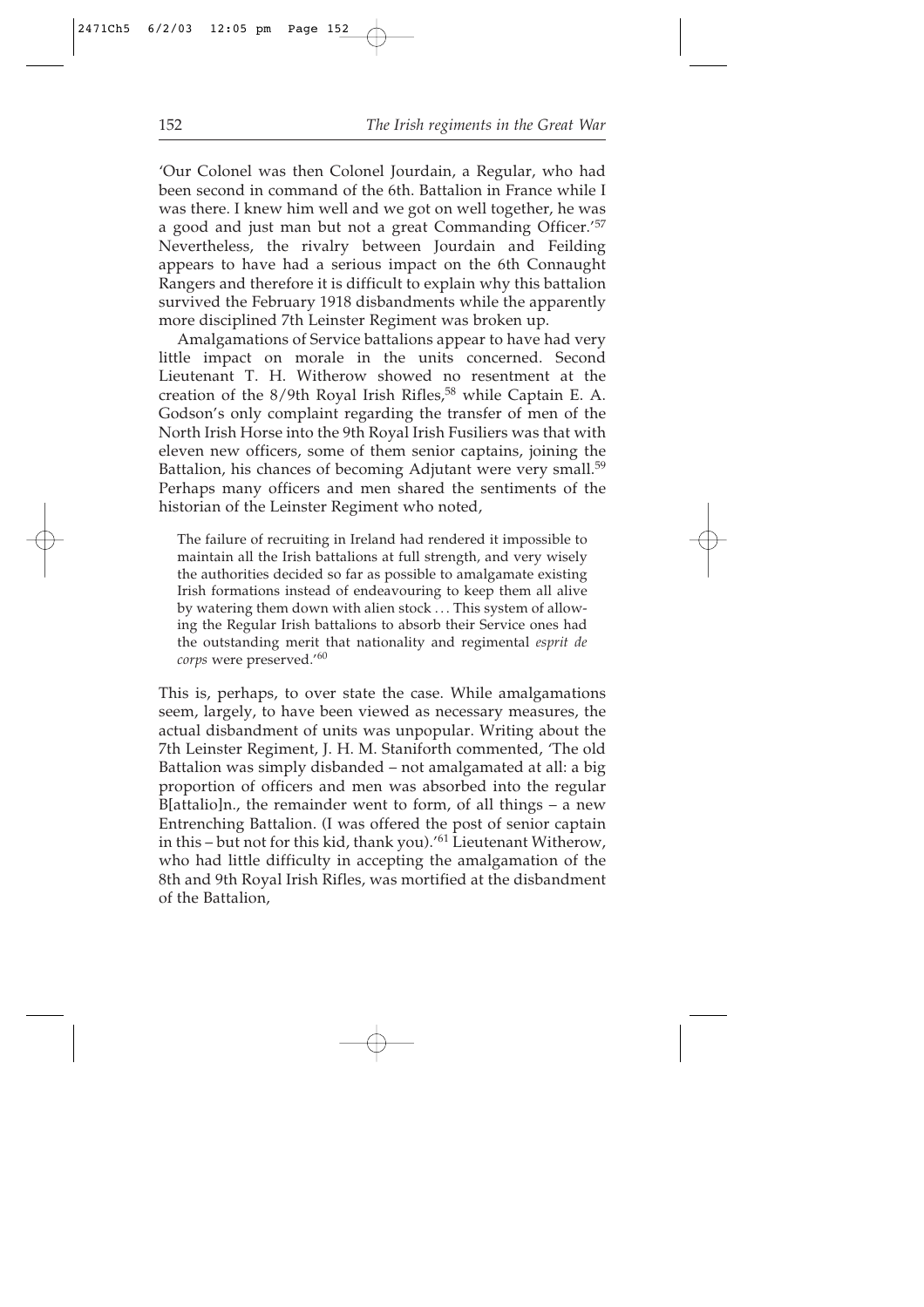'Our Colonel was then Colonel Jourdain, a Regular, who had been second in command of the 6th. Battalion in France while I was there. I knew him well and we got on well together, he was a good and just man but not a great Commanding Officer.'[57] Nevertheless, the rivalry between Jourdain and Feilding appears to have had a serious impact on the 6th Connaught Rangers and therefore it is difficult to explain why this battalion survived the February 1918 disbandments while the apparently more disciplined 7th Leinster Regiment was broken up.

Amalgamations of Service battalions appear to have had very little impact on morale in the units concerned. Second Lieutenant T. H. Witherow showed no resentment at the creation of the 8/9th Royal Irish Rifles,[58] while Captain E. A. Godson's only complaint regarding the transfer of men of the North Irish Horse into the 9th Royal Irish Fusiliers was that with eleven new officers, some of them senior captains, joining the Battalion, his chances of becoming Adjutant were very small.[59] Perhaps many officers and men shared the sentiments of the historian of the Leinster Regiment who noted,

> The failure of recruiting in Ireland had rendered it impossible to maintain all the Irish battalions at full strength, and very wisely the authorities decided so far as possible to amalgamate existing Irish formations instead of endeavouring to keep them all alive by watering them down with alien stock ... This system of allowing the Regular Irish battalions to absorb their Service ones had the outstanding merit that nationality and regimental *esprit de corps* were preserved.'[60]

This is, perhaps, to over state the case. While amalgamations seem, largely, to have been viewed as necessary measures, the actual disbandment of units was unpopular. Writing about the 7th Leinster Regiment, J. H. M. Staniforth commented, 'The old Battalion was simply disbanded – not amalgamated at all: a big proportion of officers and men was absorbed into the regular B[attalio]n., the remainder went to form, of all things – a new Entrenching Battalion. (I was offered the post of senior captain in this – but not for this kid, thank you).'[61] Lieutenant Witherow, who had little difficulty in accepting the amalgamation of the 8th and 9th Royal Irish Rifles, was mortified at the disbandment of the Battalion,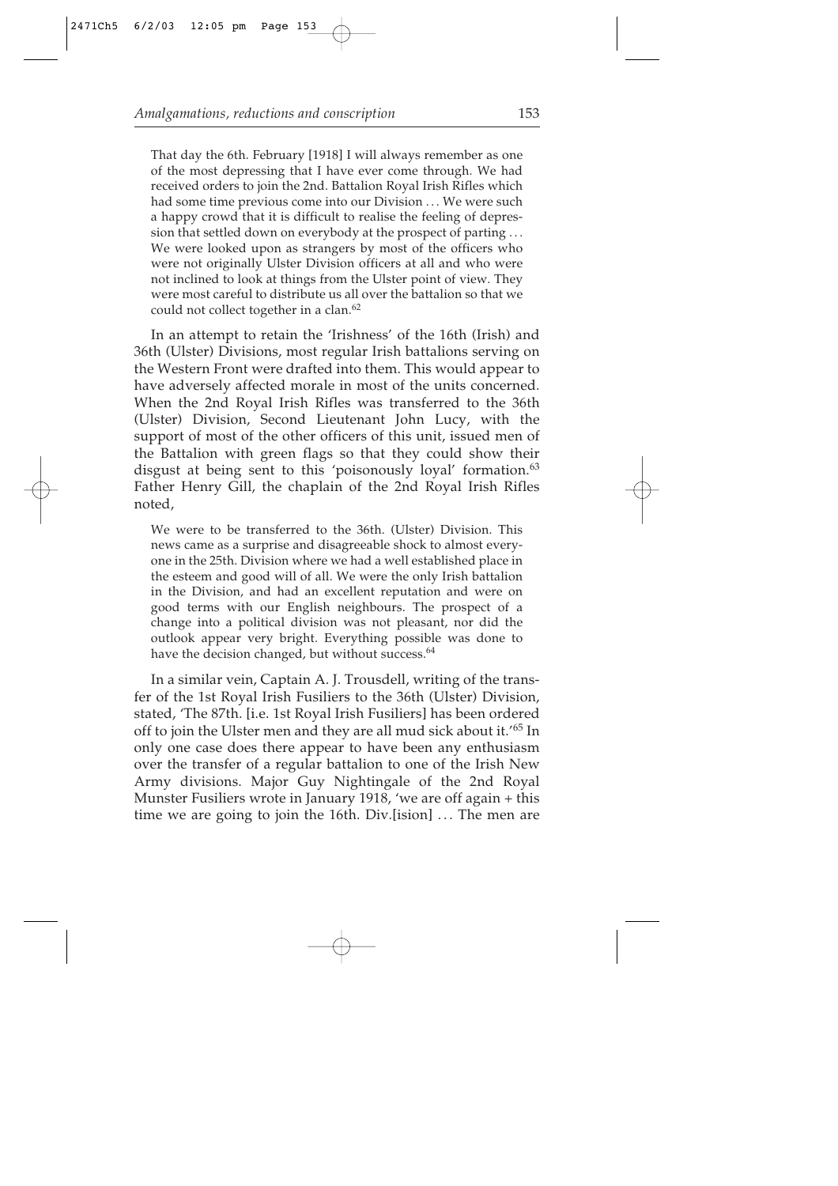> That day the 6th. February [1918] I will always remember as one of the most depressing that I have ever come through. We had received orders to join the 2nd. Battalion Royal Irish Rifles which had some time previous come into our Division . . . We were such a happy crowd that it is difficult to realise the feeling of depression that settled down on everybody at the prospect of parting . . . We were looked upon as strangers by most of the officers who were not originally Ulster Division officers at all and who were not inclined to look at things from the Ulster point of view. They were most careful to distribute us all over the battalion so that we could not collect together in a clan.[62]

In an attempt to retain the 'Irishness' of the 16th (Irish) and 36th (Ulster) Divisions, most regular Irish battalions serving on the Western Front were drafted into them. This would appear to have adversely affected morale in most of the units concerned. When the 2nd Royal Irish Rifles was transferred to the 36th (Ulster) Division, Second Lieutenant John Lucy, with the support of most of the other officers of this unit, issued men of the Battalion with green flags so that they could show their disgust at being sent to this 'poisonously loyal' formation.[63] Father Henry Gill, the chaplain of the 2nd Royal Irish Rifles noted,

> We were to be transferred to the 36th. (Ulster) Division. This news came as a surprise and disagreeable shock to almost everyone in the 25th. Division where we had a well established place in the esteem and good will of all. We were the only Irish battalion in the Division, and had an excellent reputation and were on good terms with our English neighbours. The prospect of a change into a political division was not pleasant, nor did the outlook appear very bright. Everything possible was done to have the decision changed, but without success.[64]

In a similar vein, Captain A. J. Trousdell, writing of the transfer of the 1st Royal Irish Fusiliers to the 36th (Ulster) Division, stated, 'The 87th. [i.e. 1st Royal Irish Fusiliers] has been ordered off to join the Ulster men and they are all mud sick about it.'[65] In only one case does there appear to have been any enthusiasm over the transfer of a regular battalion to one of the Irish New Army divisions. Major Guy Nightingale of the 2nd Royal Munster Fusiliers wrote in January 1918, 'we are off again + this time we are going to join the 16th. Div.[ision] . . . The men are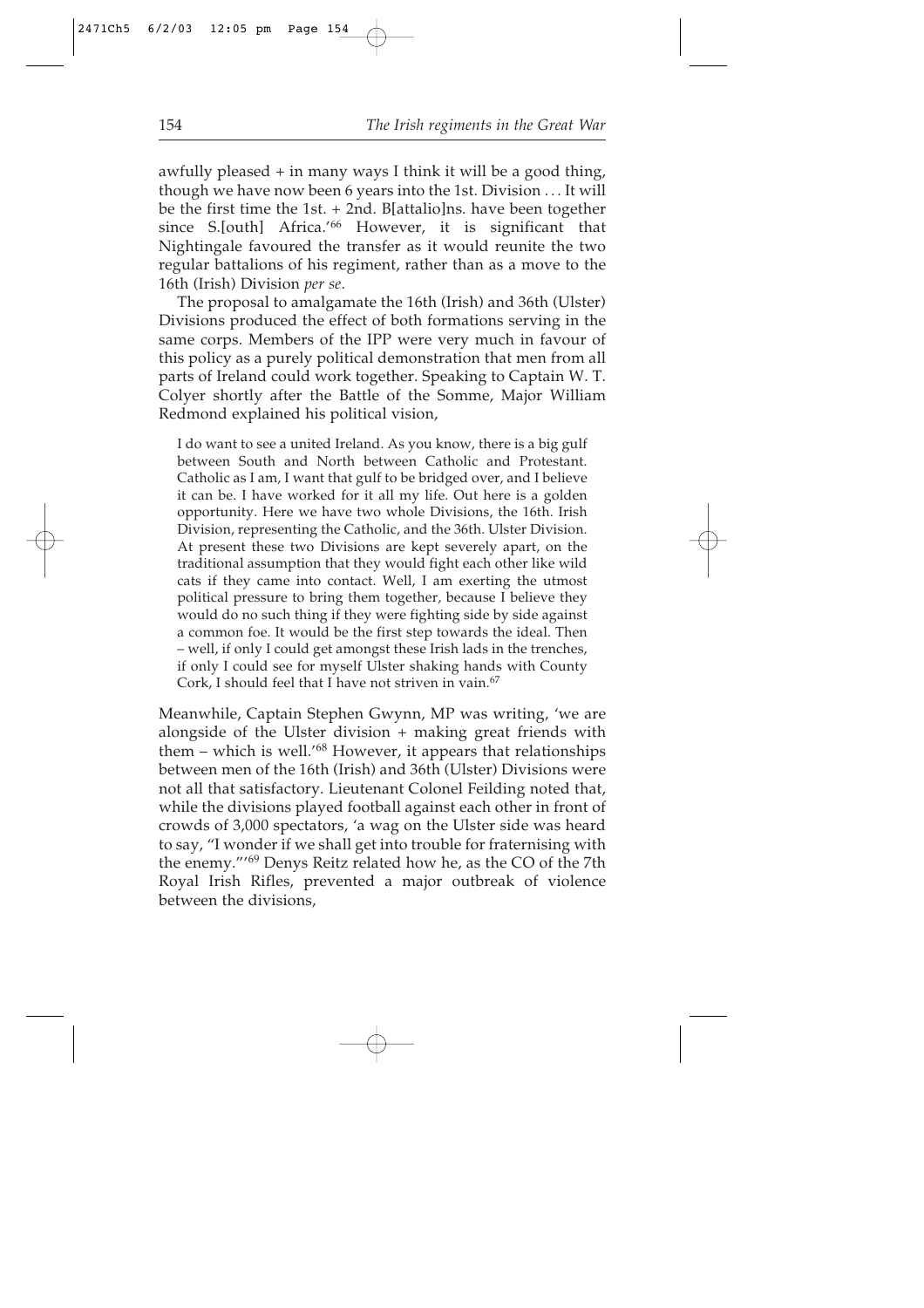awfully pleased + in many ways I think it will be a good thing, though we have now been 6 years into the 1st. Division . . . It will be the first time the 1st. + 2nd. B[attalio]ns. have been together since S.[outh] Africa.'[66] However, it is significant that Nightingale favoured the transfer as it would reunite the two regular battalions of his regiment, rather than as a move to the 16th (Irish) Division *per se*.

The proposal to amalgamate the 16th (Irish) and 36th (Ulster) Divisions produced the effect of both formations serving in the same corps. Members of the IPP were very much in favour of this policy as a purely political demonstration that men from all parts of Ireland could work together. Speaking to Captain W. T. Colyer shortly after the Battle of the Somme, Major William Redmond explained his political vision,

> I do want to see a united Ireland. As you know, there is a big gulf between South and North between Catholic and Protestant. Catholic as I am, I want that gulf to be bridged over, and I believe it can be. I have worked for it all my life. Out here is a golden opportunity. Here we have two whole Divisions, the 16th. Irish Division, representing the Catholic, and the 36th. Ulster Division. At present these two Divisions are kept severely apart, on the traditional assumption that they would fight each other like wild cats if they came into contact. Well, I am exerting the utmost political pressure to bring them together, because I believe they would do no such thing if they were fighting side by side against a common foe. It would be the first step towards the ideal. Then – well, if only I could get amongst these Irish lads in the trenches, if only I could see for myself Ulster shaking hands with County Cork, I should feel that I have not striven in vain.[67]

Meanwhile, Captain Stephen Gwynn, MP was writing, 'we are alongside of the Ulster division + making great friends with them – which is well.'[68] However, it appears that relationships between men of the 16th (Irish) and 36th (Ulster) Divisions were not all that satisfactory. Lieutenant Colonel Feilding noted that, while the divisions played football against each other in front of crowds of 3,000 spectators, 'a wag on the Ulster side was heard to say, "I wonder if we shall get into trouble for fraternising with the enemy."'[69] Denys Reitz related how he, as the CO of the 7th Royal Irish Rifles, prevented a major outbreak of violence between the divisions,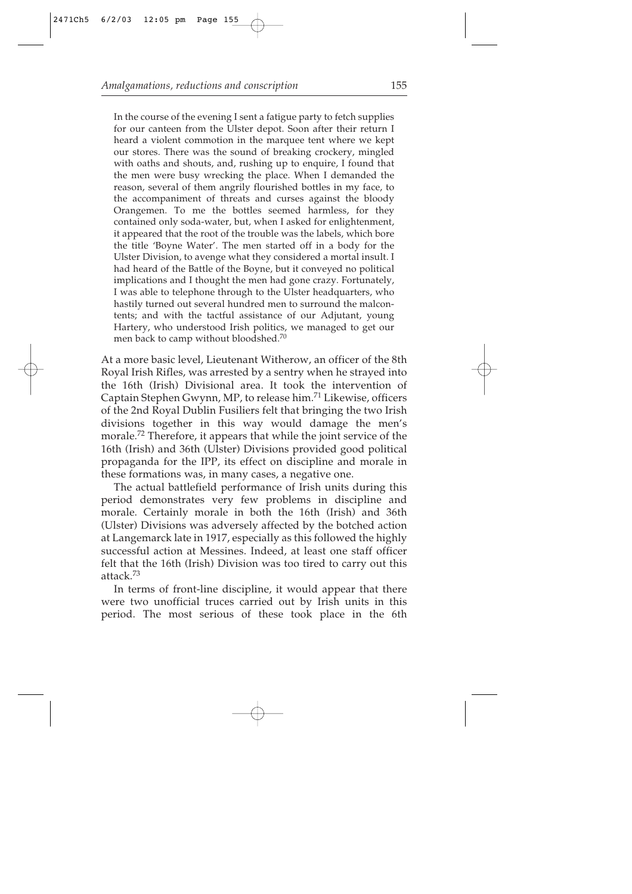> In the course of the evening I sent a fatigue party to fetch supplies for our canteen from the Ulster depot. Soon after their return I heard a violent commotion in the marquee tent where we kept our stores. There was the sound of breaking crockery, mingled with oaths and shouts, and, rushing up to enquire, I found that the men were busy wrecking the place. When I demanded the reason, several of them angrily flourished bottles in my face, to the accompaniment of threats and curses against the bloody Orangemen. To me the bottles seemed harmless, for they contained only soda-water, but, when I asked for enlightenment, it appeared that the root of the trouble was the labels, which bore the title 'Boyne Water'. The men started off in a body for the Ulster Division, to avenge what they considered a mortal insult. I had heard of the Battle of the Boyne, but it conveyed no political implications and I thought the men had gone crazy. Fortunately, I was able to telephone through to the Ulster headquarters, who hastily turned out several hundred men to surround the malcontents; and with the tactful assistance of our Adjutant, young Hartery, who understood Irish politics, we managed to get our men back to camp without bloodshed.[70]

At a more basic level, Lieutenant Witherow, an officer of the 8th Royal Irish Rifles, was arrested by a sentry when he strayed into the 16th (Irish) Divisional area. It took the intervention of Captain Stephen Gwynn, MP, to release him.[71] Likewise, officers of the 2nd Royal Dublin Fusiliers felt that bringing the two Irish divisions together in this way would damage the men's morale.[72] Therefore, it appears that while the joint service of the 16th (Irish) and 36th (Ulster) Divisions provided good political propaganda for the IPP, its effect on discipline and morale in these formations was, in many cases, a negative one.

The actual battlefield performance of Irish units during this period demonstrates very few problems in discipline and morale. Certainly morale in both the 16th (Irish) and 36th (Ulster) Divisions was adversely affected by the botched action at Langemarck late in 1917, especially as this followed the highly successful action at Messines. Indeed, at least one staff officer felt that the 16th (Irish) Division was too tired to carry out this attack.[73]

In terms of front-line discipline, it would appear that there were two unofficial truces carried out by Irish units in this period. The most serious of these took place in the 6th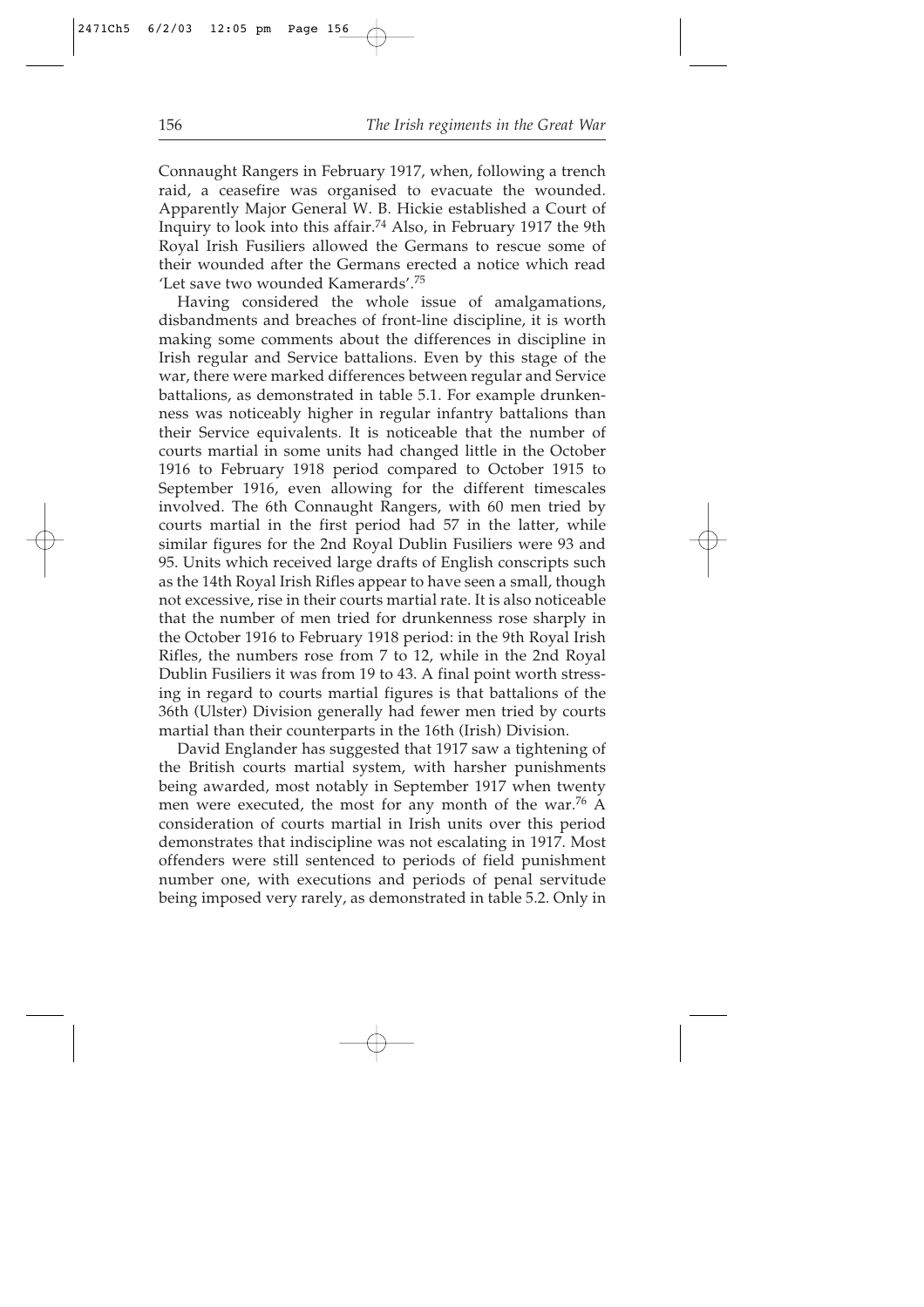Connaught Rangers in February 1917, when, following a trench raid, a ceasefire was organised to evacuate the wounded. Apparently Major General W. B. Hickie established a Court of Inquiry to look into this affair.[74] Also, in February 1917 the 9th Royal Irish Fusiliers allowed the Germans to rescue some of their wounded after the Germans erected a notice which read 'Let save two wounded Kamerards'.[75]

Having considered the whole issue of amalgamations, disbandments and breaches of front-line discipline, it is worth making some comments about the differences in discipline in Irish regular and Service battalions. Even by this stage of the war, there were marked differences between regular and Service battalions, as demonstrated in table 5.1. For example drunkenness was noticeably higher in regular infantry battalions than their Service equivalents. It is noticeable that the number of courts martial in some units had changed little in the October 1916 to February 1918 period compared to October 1915 to September 1916, even allowing for the different timescales involved. The 6th Connaught Rangers, with 60 men tried by courts martial in the first period had 57 in the latter, while similar figures for the 2nd Royal Dublin Fusiliers were 93 and 95. Units which received large drafts of English conscripts such as the 14th Royal Irish Rifles appear to have seen a small, though not excessive, rise in their courts martial rate. It is also noticeable that the number of men tried for drunkenness rose sharply in the October 1916 to February 1918 period: in the 9th Royal Irish Rifles, the numbers rose from 7 to 12, while in the 2nd Royal Dublin Fusiliers it was from 19 to 43. A final point worth stressing in regard to courts martial figures is that battalions of the 36th (Ulster) Division generally had fewer men tried by courts martial than their counterparts in the 16th (Irish) Division.

David Englander has suggested that 1917 saw a tightening of the British courts martial system, with harsher punishments being awarded, most notably in September 1917 when twenty men were executed, the most for any month of the war.[76] A consideration of courts martial in Irish units over this period demonstrates that indiscipline was not escalating in 1917. Most offenders were still sentenced to periods of field punishment number one, with executions and periods of penal servitude being imposed very rarely, as demonstrated in table 5.2. Only in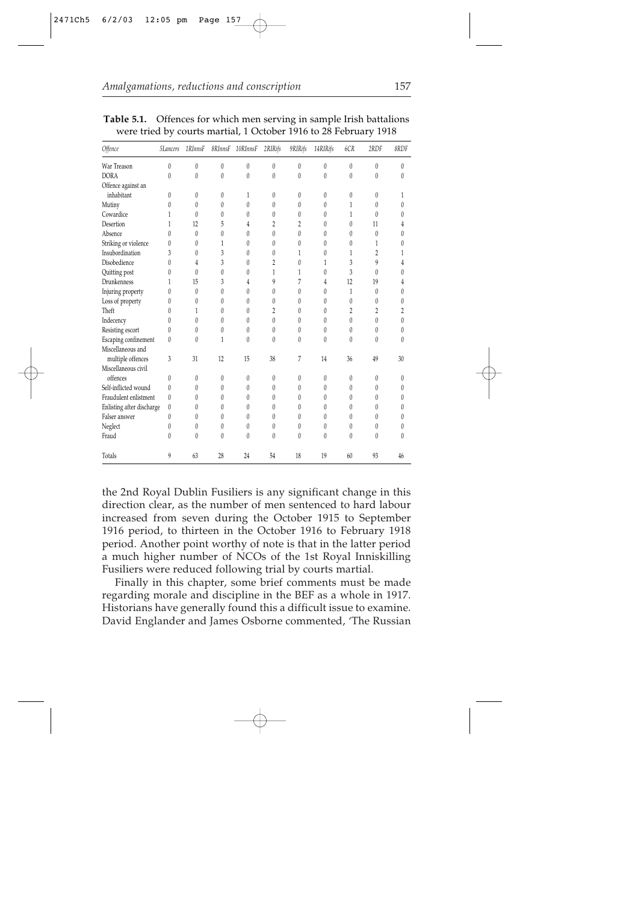**Table 5.1.** Offences for which men serving in sample Irish battalions were tried by courts martial, 1 October 1916 to 28 February 1918

| Offence | 5Lancers | 1RInnsF | 8RInnsF | 10RInnsF | 2RIRifs | 9RIRifs | 14RIRifs | 6CR | 2RDF | 8RDF |
|---|---|---|---|---|---|---|---|---|---|---|
| War Treason | 0 | 0 | 0 | 0 | 0 | 0 | 0 | 0 | 0 | 0 |
| DORA | 0 | 0 | 0 | 0 | 0 | 0 | 0 | 0 | 0 | 0 |
| Offence against an inhabitant | 0 | 0 | 0 | 1 | 0 | 0 | 0 | 0 | 0 | 1 |
| Mutiny | 0 | 0 | 0 | 0 | 0 | 0 | 0 | 1 | 0 | 0 |
| Cowardice | 1 | 0 | 0 | 0 | 0 | 0 | 0 | 1 | 0 | 0 |
| Desertion | 1 | 12 | 5 | 4 | 2 | 2 | 0 | 0 | 11 | 4 |
| Absence | 0 | 0 | 0 | 0 | 0 | 0 | 0 | 0 | 0 | 0 |
| Striking or violence | 0 | 0 | 1 | 0 | 0 | 0 | 0 | 0 | 1 | 0 |
| Insubordination | 3 | 0 | 3 | 0 | 0 | 1 | 0 | 1 | 2 | 1 |
| Disobedience | 0 | 4 | 3 | 0 | 2 | 0 | 1 | 3 | 9 | 4 |
| Quitting post | 0 | 0 | 0 | 0 | 1 | 1 | 0 | 3 | 0 | 0 |
| Drunkenness | 1 | 15 | 3 | 4 | 9 | 7 | 4 | 12 | 19 | 4 |
| Injuring property | 0 | 0 | 0 | 0 | 0 | 0 | 0 | 1 | 0 | 0 |
| Loss of property | 0 | 0 | 0 | 0 | 0 | 0 | 0 | 0 | 0 | 0 |
| Theft | 0 | 1 | 0 | 0 | 2 | 0 | 0 | 2 | 2 | 2 |
| Indecency | 0 | 0 | 0 | 0 | 0 | 0 | 0 | 0 | 0 | 0 |
| Resisting escort | 0 | 0 | 0 | 0 | 0 | 0 | 0 | 0 | 0 | 0 |
| Escaping confinement | 0 | 0 | 1 | 0 | 0 | 0 | 0 | 0 | 0 | 0 |
| Miscellaneous and multiple offences | 3 | 31 | 12 | 15 | 38 | 7 | 14 | 36 | 49 | 30 |
| Miscellaneous civil offences | 0 | 0 | 0 | 0 | 0 | 0 | 0 | 0 | 0 | 0 |
| Self-inflicted wound | 0 | 0 | 0 | 0 | 0 | 0 | 0 | 0 | 0 | 0 |
| Fraudulent enlistment | 0 | 0 | 0 | 0 | 0 | 0 | 0 | 0 | 0 | 0 |
| Enlisting after discharge | 0 | 0 | 0 | 0 | 0 | 0 | 0 | 0 | 0 | 0 |
| Falser answer | 0 | 0 | 0 | 0 | 0 | 0 | 0 | 0 | 0 | 0 |
| Neglect | 0 | 0 | 0 | 0 | 0 | 0 | 0 | 0 | 0 | 0 |
| Fraud | 0 | 0 | 0 | 0 | 0 | 0 | 0 | 0 | 0 | 0 |
| Totals | 9 | 63 | 28 | 24 | 54 | 18 | 19 | 60 | 93 | 46 |

the 2nd Royal Dublin Fusiliers is any significant change in this direction clear, as the number of men sentenced to hard labour increased from seven during the October 1915 to September 1916 period, to thirteen in the October 1916 to February 1918 period. Another point worthy of note is that in the latter period a much higher number of NCOs of the 1st Royal Inniskilling Fusiliers were reduced following trial by courts martial.

Finally in this chapter, some brief comments must be made regarding morale and discipline in the BEF as a whole in 1917. Historians have generally found this a difficult issue to examine. David Englander and James Osborne commented, 'The Russian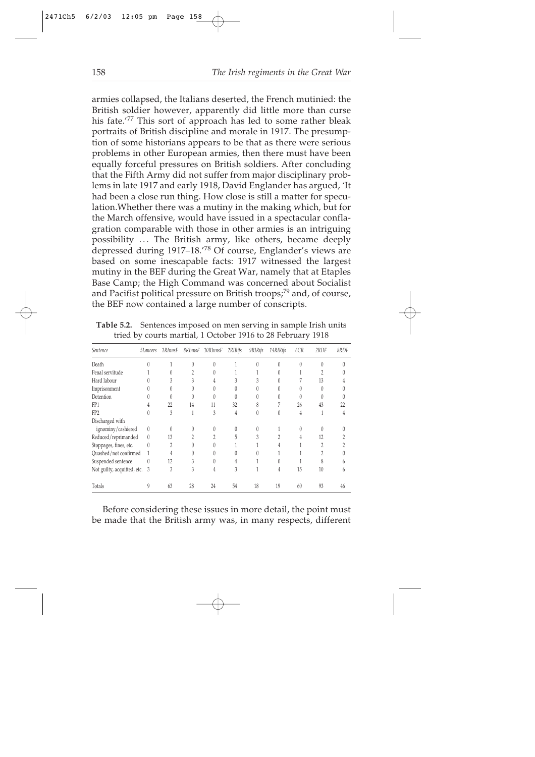armies collapsed, the Italians deserted, the French mutinied: the British soldier however, apparently did little more than curse his fate.'[77] This sort of approach has led to some rather bleak portraits of British discipline and morale in 1917. The presumption of some historians appears to be that as there were serious problems in other European armies, then there must have been equally forceful pressures on British soldiers. After concluding that the Fifth Army did not suffer from major disciplinary problems in late 1917 and early 1918, David Englander has argued, 'It had been a close run thing. How close is still a matter for speculation.Whether there was a mutiny in the making which, but for the March offensive, would have issued in a spectacular conflagration comparable with those in other armies is an intriguing possibility ... The British army, like others, became deeply depressed during 1917–18.'[78] Of course, Englander's views are based on some inescapable facts: 1917 witnessed the largest mutiny in the BEF during the Great War, namely that at Etaples Base Camp; the High Command was concerned about Socialist and Pacifist political pressure on British troops;[79] and, of course, the BEF now contained a large number of conscripts.

**Table 5.2.** Sentences imposed on men serving in sample Irish units tried by courts martial, 1 October 1916 to 28 February 1918

| *Sentence* | *5Lancers* | *1RInnsF* | *8RInnsF* | *10RInnsF* | *2RIRifs* | *9RIRifs* | *14RIRifs* | *6CR* | *2RDF* | *8RDF* |
|---|---|---|---|---|---|---|---|---|---|---|
| Death | 0 | 1 | 0 | 0 | 1 | 0 | 0 | 0 | 0 | 0 |
| Penal servitude | 1 | 0 | 2 | 0 | 1 | 1 | 0 | 1 | 2 | 0 |
| Hard labour | 0 | 3 | 3 | 4 | 3 | 3 | 0 | 7 | 13 | 4 |
| Imprisonment | 0 | 0 | 0 | 0 | 0 | 0 | 0 | 0 | 0 | 0 |
| Detention | 0 | 0 | 0 | 0 | 0 | 0 | 0 | 0 | 0 | 0 |
| FP1 | 4 | 22 | 14 | 11 | 32 | 8 | 7 | 26 | 43 | 22 |
| FP2 | 0 | 3 | 1 | 3 | 4 | 0 | 0 | 4 | 1 | 4 |
| Discharged with ignominy/cashiered | 0 | 0 | 0 | 0 | 0 | 0 | 1 | 0 | 0 | 0 |
| Reduced/reprimanded | 0 | 13 | 2 | 2 | 5 | 3 | 2 | 4 | 12 | 2 |
| Stoppages, fines, etc. | 0 | 2 | 0 | 0 | 1 | 1 | 4 | 1 | 2 | 2 |
| Quashed/not confirmed | 1 | 4 | 0 | 0 | 0 | 0 | 1 | 1 | 2 | 0 |
| Suspended sentence | 0 | 12 | 3 | 0 | 4 | 1 | 0 | 1 | 8 | 6 |
| Not guilty, acquitted, etc. | 3 | 3 | 3 | 4 | 3 | 1 | 4 | 15 | 10 | 6 |
| Totals | 9 | 63 | 28 | 24 | 54 | 18 | 19 | 60 | 93 | 46 |

Before considering these issues in more detail, the point must be made that the British army was, in many respects, different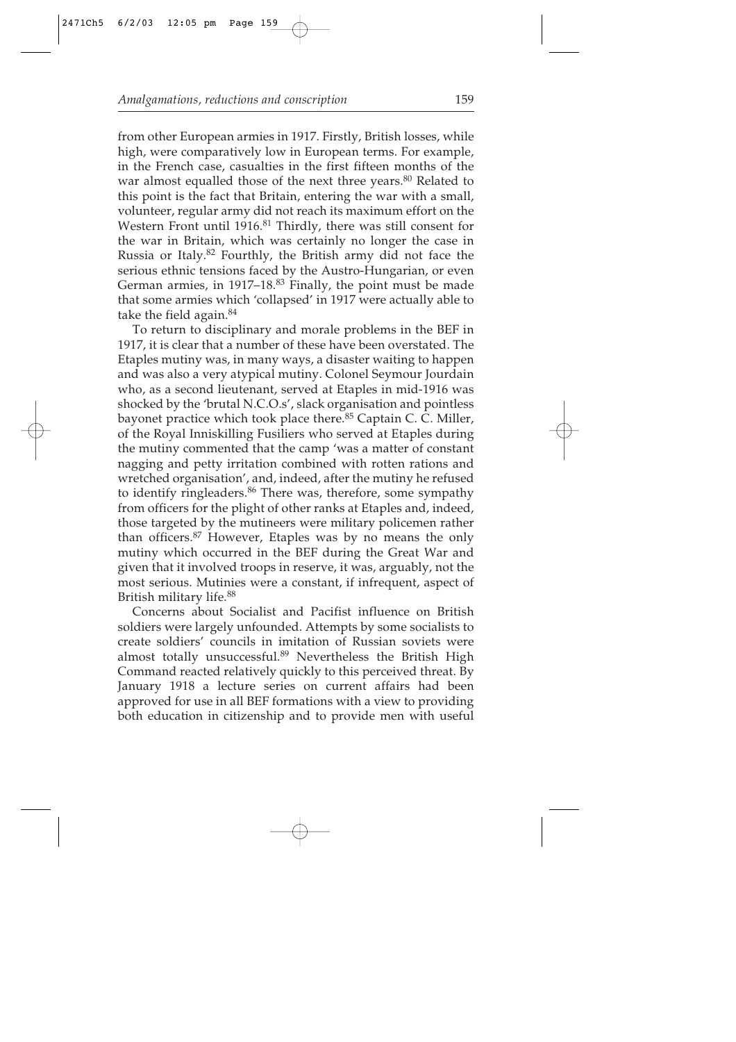from other European armies in 1917. Firstly, British losses, while high, were comparatively low in European terms. For example, in the French case, casualties in the first fifteen months of the war almost equalled those of the next three years.[80] Related to this point is the fact that Britain, entering the war with a small, volunteer, regular army did not reach its maximum effort on the Western Front until 1916.[81] Thirdly, there was still consent for the war in Britain, which was certainly no longer the case in Russia or Italy.[82] Fourthly, the British army did not face the serious ethnic tensions faced by the Austro-Hungarian, or even German armies, in 1917–18.[83] Finally, the point must be made that some armies which 'collapsed' in 1917 were actually able to take the field again.[84]

To return to disciplinary and morale problems in the BEF in 1917, it is clear that a number of these have been overstated. The Etaples mutiny was, in many ways, a disaster waiting to happen and was also a very atypical mutiny. Colonel Seymour Jourdain who, as a second lieutenant, served at Etaples in mid-1916 was shocked by the 'brutal N.C.O.s', slack organisation and pointless bayonet practice which took place there.[85] Captain C. C. Miller, of the Royal Inniskilling Fusiliers who served at Etaples during the mutiny commented that the camp 'was a matter of constant nagging and petty irritation combined with rotten rations and wretched organisation', and, indeed, after the mutiny he refused to identify ringleaders.[86] There was, therefore, some sympathy from officers for the plight of other ranks at Etaples and, indeed, those targeted by the mutineers were military policemen rather than officers.[87] However, Etaples was by no means the only mutiny which occurred in the BEF during the Great War and given that it involved troops in reserve, it was, arguably, not the most serious. Mutinies were a constant, if infrequent, aspect of British military life.[88]

Concerns about Socialist and Pacifist influence on British soldiers were largely unfounded. Attempts by some socialists to create soldiers' councils in imitation of Russian soviets were almost totally unsuccessful.[89] Nevertheless the British High Command reacted relatively quickly to this perceived threat. By January 1918 a lecture series on current affairs had been approved for use in all BEF formations with a view to providing both education in citizenship and to provide men with useful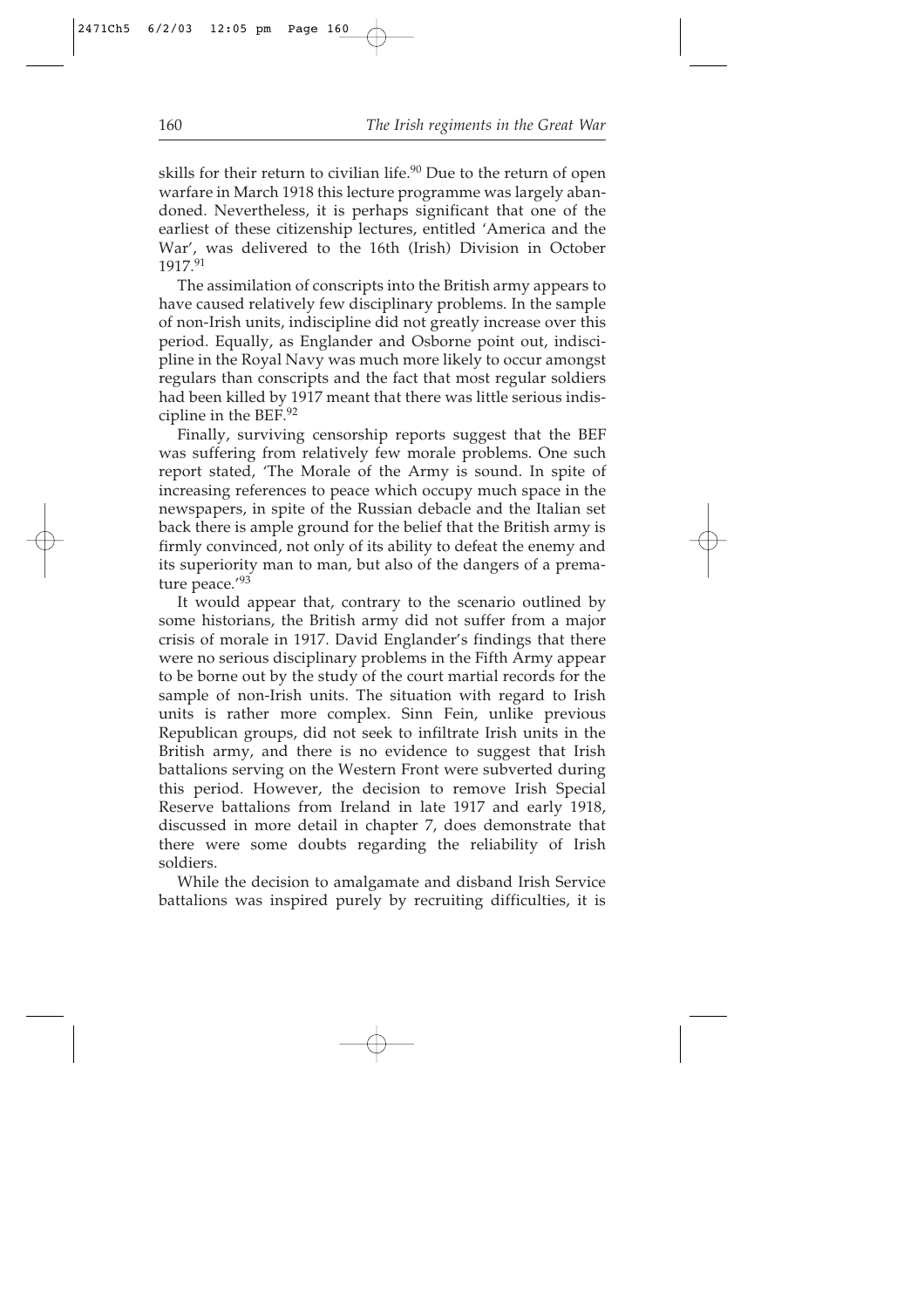skills for their return to civilian life.[90] Due to the return of open warfare in March 1918 this lecture programme was largely abandoned. Nevertheless, it is perhaps significant that one of the earliest of these citizenship lectures, entitled 'America and the War', was delivered to the 16th (Irish) Division in October 1917.[91]

The assimilation of conscripts into the British army appears to have caused relatively few disciplinary problems. In the sample of non-Irish units, indiscipline did not greatly increase over this period. Equally, as Englander and Osborne point out, indiscipline in the Royal Navy was much more likely to occur amongst regulars than conscripts and the fact that most regular soldiers had been killed by 1917 meant that there was little serious indiscipline in the BEF.[92]

Finally, surviving censorship reports suggest that the BEF was suffering from relatively few morale problems. One such report stated, 'The Morale of the Army is sound. In spite of increasing references to peace which occupy much space in the newspapers, in spite of the Russian debacle and the Italian set back there is ample ground for the belief that the British army is firmly convinced, not only of its ability to defeat the enemy and its superiority man to man, but also of the dangers of a premature peace.'[93]

It would appear that, contrary to the scenario outlined by some historians, the British army did not suffer from a major crisis of morale in 1917. David Englander's findings that there were no serious disciplinary problems in the Fifth Army appear to be borne out by the study of the court martial records for the sample of non-Irish units. The situation with regard to Irish units is rather more complex. Sinn Fein, unlike previous Republican groups, did not seek to infiltrate Irish units in the British army, and there is no evidence to suggest that Irish battalions serving on the Western Front were subverted during this period. However, the decision to remove Irish Special Reserve battalions from Ireland in late 1917 and early 1918, discussed in more detail in chapter 7, does demonstrate that there were some doubts regarding the reliability of Irish soldiers.

While the decision to amalgamate and disband Irish Service battalions was inspired purely by recruiting difficulties, it is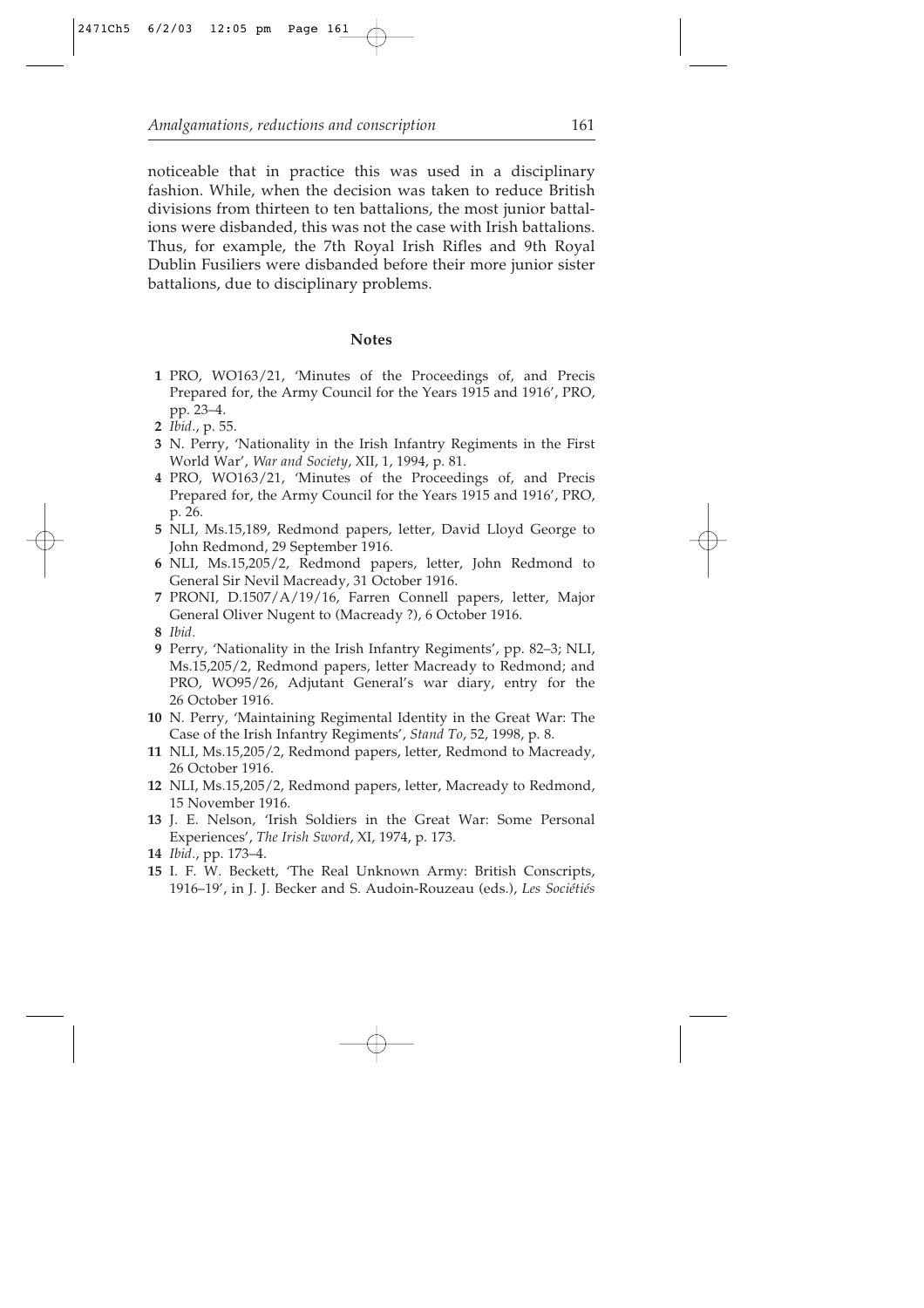noticeable that in practice this was used in a disciplinary fashion. While, when the decision was taken to reduce British divisions from thirteen to ten battalions, the most junior battalions were disbanded, this was not the case with Irish battalions. Thus, for example, the 7th Royal Irish Rifles and 9th Royal Dublin Fusiliers were disbanded before their more junior sister battalions, due to disciplinary problems.

## Notes

1 PRO, WO163/21, 'Minutes of the Proceedings of, and Precis Prepared for, the Army Council for the Years 1915 and 1916', PRO, pp. 23–4.

2 *Ibid.*, p. 55.

3 N. Perry, 'Nationality in the Irish Infantry Regiments in the First World War', *War and Society*, XII, 1, 1994, p. 81.

4 PRO, WO163/21, 'Minutes of the Proceedings of, and Precis Prepared for, the Army Council for the Years 1915 and 1916', PRO, p. 26.

5 NLI, Ms.15,189, Redmond papers, letter, David Lloyd George to John Redmond, 29 September 1916.

6 NLI, Ms.15,205/2, Redmond papers, letter, John Redmond to General Sir Nevil Macready, 31 October 1916.

7 PRONI, D.1507/A/19/16, Farren Connell papers, letter, Major General Oliver Nugent to (Macready ?), 6 October 1916.

8 *Ibid.*

9 Perry, 'Nationality in the Irish Infantry Regiments', pp. 82–3; NLI, Ms.15,205/2, Redmond papers, letter Macready to Redmond; and PRO, WO95/26, Adjutant General's war diary, entry for the 26 October 1916.

10 N. Perry, 'Maintaining Regimental Identity in the Great War: The Case of the Irish Infantry Regiments', *Stand To*, 52, 1998, p. 8.

11 NLI, Ms.15,205/2, Redmond papers, letter, Redmond to Macready, 26 October 1916.

12 NLI, Ms.15,205/2, Redmond papers, letter, Macready to Redmond, 15 November 1916.

13 J. E. Nelson, 'Irish Soldiers in the Great War: Some Personal Experiences', *The Irish Sword*, XI, 1974, p. 173.

14 *Ibid.*, pp. 173–4.

15 I. F. W. Beckett, 'The Real Unknown Army: British Conscripts, 1916–19', in J. J. Becker and S. Audoin-Rouzeau (eds.), *Les Sociétiés*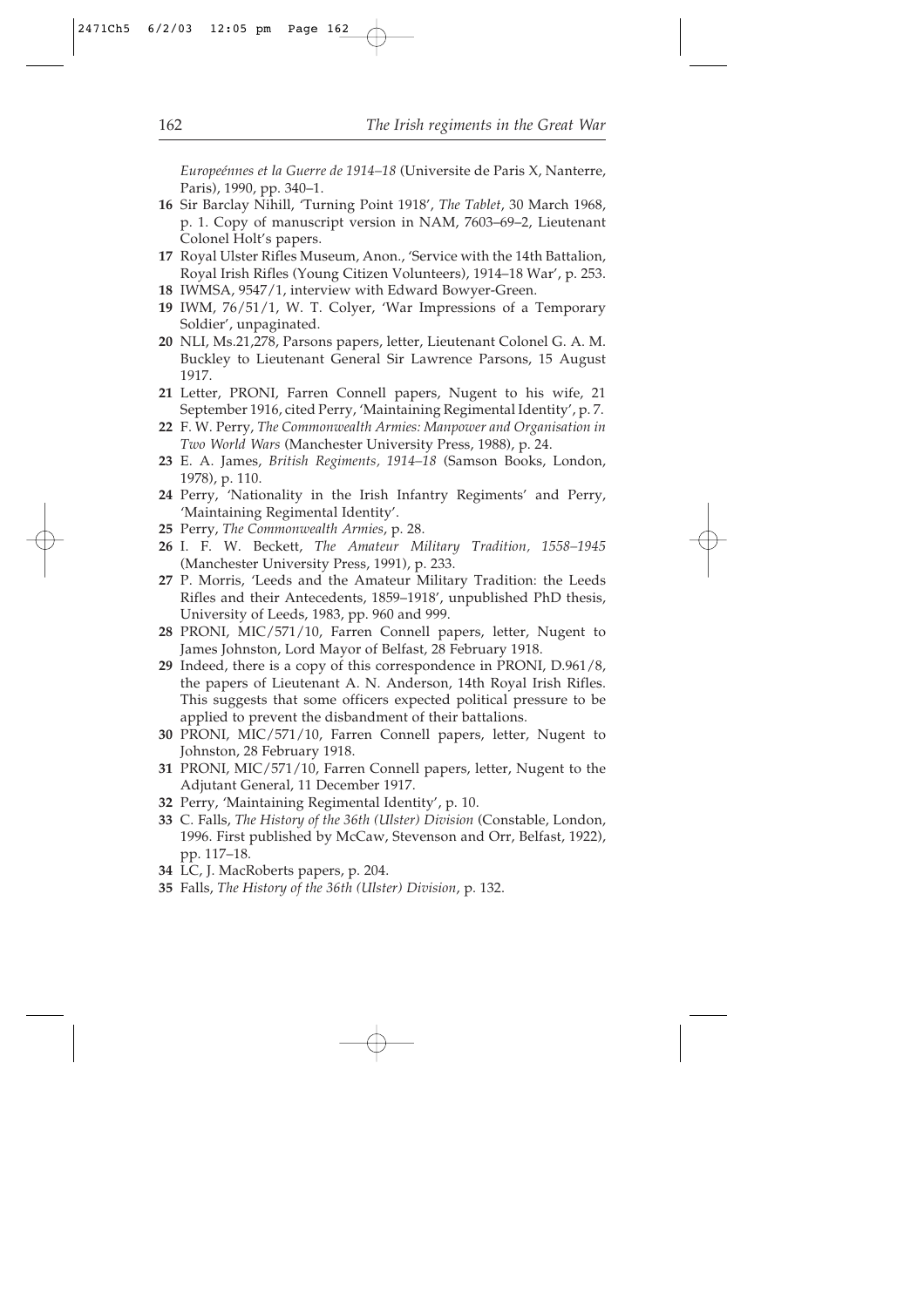*Europeénnes et la Guerre de 1914–18* (Universite de Paris X, Nanterre, Paris), 1990, pp. 340–1.

**16** Sir Barclay Nihill, 'Turning Point 1918', *The Tablet*, 30 March 1968, p. 1. Copy of manuscript version in NAM, 7603–69–2, Lieutenant Colonel Holt's papers.

**17** Royal Ulster Rifles Museum, Anon., 'Service with the 14th Battalion, Royal Irish Rifles (Young Citizen Volunteers), 1914–18 War', p. 253.

**18** IWMSA, 9547/1, interview with Edward Bowyer-Green.

**19** IWM, 76/51/1, W. T. Colyer, 'War Impressions of a Temporary Soldier', unpaginated.

**20** NLI, Ms.21,278, Parsons papers, letter, Lieutenant Colonel G. A. M. Buckley to Lieutenant General Sir Lawrence Parsons, 15 August 1917.

**21** Letter, PRONI, Farren Connell papers, Nugent to his wife, 21 September 1916, cited Perry, 'Maintaining Regimental Identity', p. 7.

**22** F. W. Perry, *The Commonwealth Armies: Manpower and Organisation in Two World Wars* (Manchester University Press, 1988), p. 24.

**23** E. A. James, *British Regiments, 1914–18* (Samson Books, London, 1978), p. 110.

**24** Perry, 'Nationality in the Irish Infantry Regiments' and Perry, 'Maintaining Regimental Identity'.

**25** Perry, *The Commonwealth Armies*, p. 28.

**26** I. F. W. Beckett, *The Amateur Military Tradition, 1558–1945* (Manchester University Press, 1991), p. 233.

**27** P. Morris, 'Leeds and the Amateur Military Tradition: the Leeds Rifles and their Antecedents, 1859–1918', unpublished PhD thesis, University of Leeds, 1983, pp. 960 and 999.

**28** PRONI, MIC/571/10, Farren Connell papers, letter, Nugent to James Johnston, Lord Mayor of Belfast, 28 February 1918.

**29** Indeed, there is a copy of this correspondence in PRONI, D.961/8, the papers of Lieutenant A. N. Anderson, 14th Royal Irish Rifles. This suggests that some officers expected political pressure to be applied to prevent the disbandment of their battalions.

**30** PRONI, MIC/571/10, Farren Connell papers, letter, Nugent to Johnston, 28 February 1918.

**31** PRONI, MIC/571/10, Farren Connell papers, letter, Nugent to the Adjutant General, 11 December 1917.

**32** Perry, 'Maintaining Regimental Identity', p. 10.

**33** C. Falls, *The History of the 36th (Ulster) Division* (Constable, London, 1996. First published by McCaw, Stevenson and Orr, Belfast, 1922), pp. 117–18.

**34** LC, J. MacRoberts papers, p. 204.

**35** Falls, *The History of the 36th (Ulster) Division*, p. 132.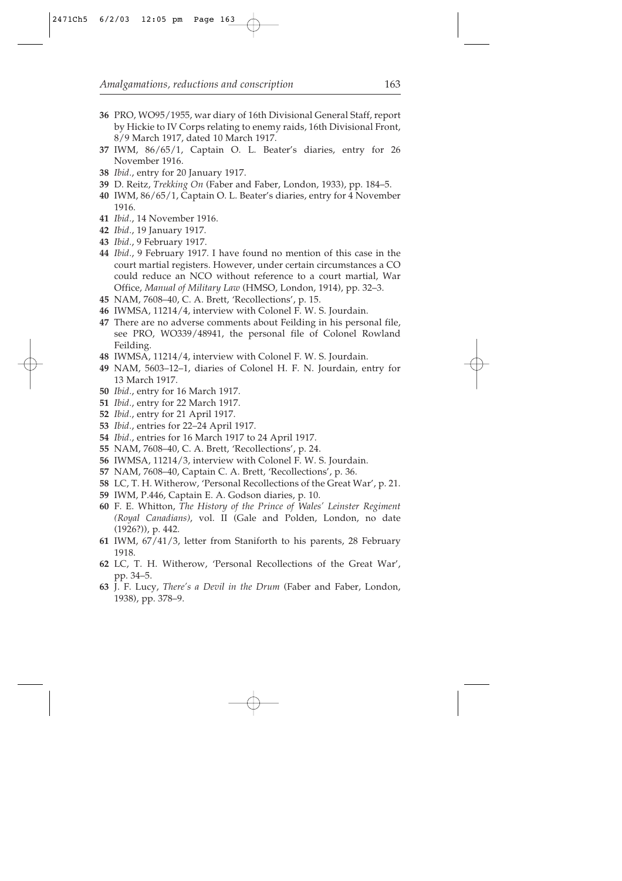**36** PRO, WO95/1955, war diary of 16th Divisional General Staff, report by Hickie to IV Corps relating to enemy raids, 16th Divisional Front, 8/9 March 1917, dated 10 March 1917.

**37** IWM, 86/65/1, Captain O. L. Beater's diaries, entry for 26 November 1916.

**38** *Ibid.*, entry for 20 January 1917.

**39** D. Reitz, *Trekking On* (Faber and Faber, London, 1933), pp. 184–5.

**40** IWM, 86/65/1, Captain O. L. Beater's diaries, entry for 4 November 1916.

**41** *Ibid.*, 14 November 1916.

**42** *Ibid.*, 19 January 1917.

**43** *Ibid.*, 9 February 1917.

**44** *Ibid.*, 9 February 1917. I have found no mention of this case in the court martial registers. However, under certain circumstances a CO could reduce an NCO without reference to a court martial, War Office, *Manual of Military Law* (HMSO, London, 1914), pp. 32–3.

**45** NAM, 7608–40, C. A. Brett, 'Recollections', p. 15.

**46** IWMSA, 11214/4, interview with Colonel F. W. S. Jourdain.

**47** There are no adverse comments about Feilding in his personal file, see PRO, WO339/48941, the personal file of Colonel Rowland Feilding.

**48** IWMSA, 11214/4, interview with Colonel F. W. S. Jourdain.

**49** NAM, 5603–12–1, diaries of Colonel H. F. N. Jourdain, entry for 13 March 1917.

**50** *Ibid.*, entry for 16 March 1917.

**51** *Ibid.*, entry for 22 March 1917.

**52** *Ibid.*, entry for 21 April 1917.

**53** *Ibid.*, entries for 22–24 April 1917.

**54** *Ibid.*, entries for 16 March 1917 to 24 April 1917.

**55** NAM, 7608–40, C. A. Brett, 'Recollections', p. 24.

**56** IWMSA, 11214/3, interview with Colonel F. W. S. Jourdain.

**57** NAM, 7608–40, Captain C. A. Brett, 'Recollections', p. 36.

**58** LC, T. H. Witherow, 'Personal Recollections of the Great War', p. 21.

**59** IWM, P.446, Captain E. A. Godson diaries, p. 10.

**60** F. E. Whitton, *The History of the Prince of Wales' Leinster Regiment (Royal Canadians)*, vol. II (Gale and Polden, London, no date (1926?)), p. 442.

**61** IWM, 67/41/3, letter from Staniforth to his parents, 28 February 1918.

**62** LC, T. H. Witherow, 'Personal Recollections of the Great War', pp. 34–5.

**63** J. F. Lucy, *There's a Devil in the Drum* (Faber and Faber, London, 1938), pp. 378–9.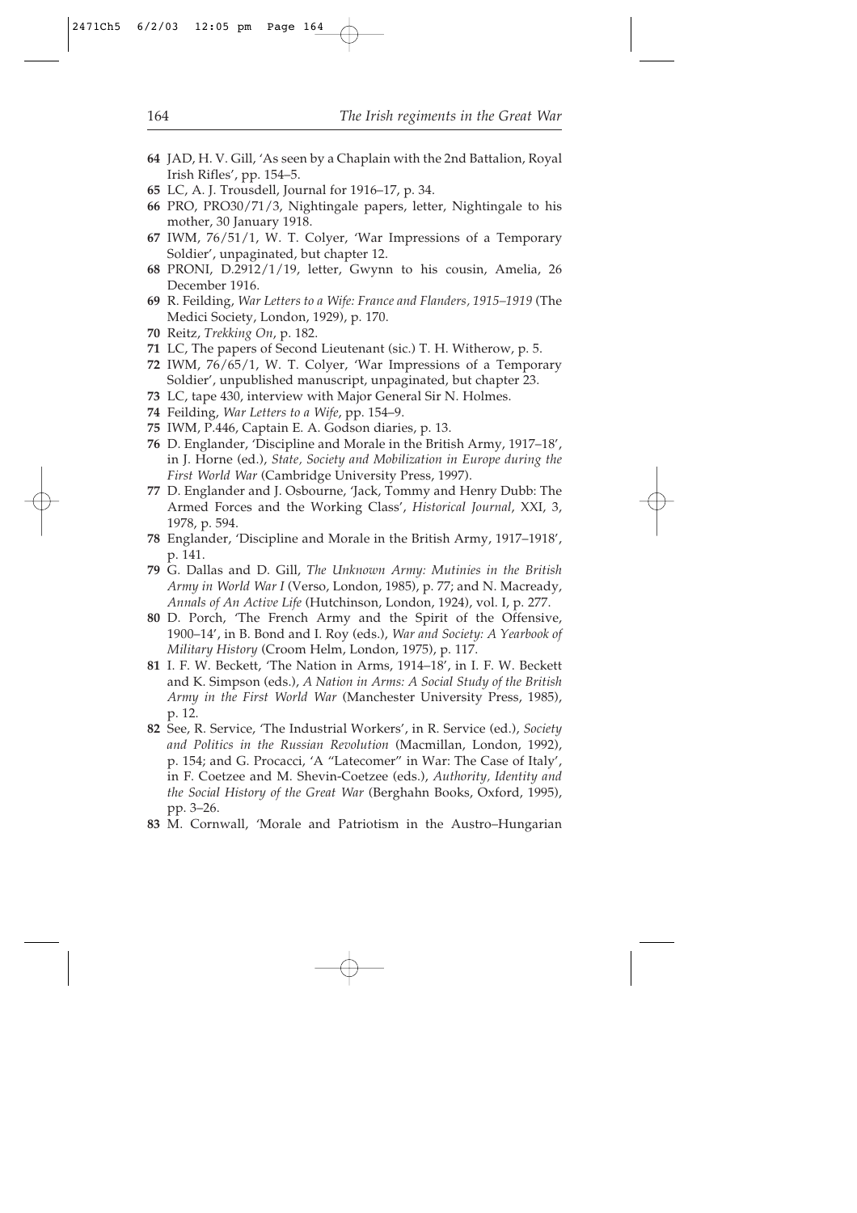**64** JAD, H. V. Gill, 'As seen by a Chaplain with the 2nd Battalion, Royal Irish Rifles', pp. 154–5.

**65** LC, A. J. Trousdell, Journal for 1916–17, p. 34.

**66** PRO, PRO30/71/3, Nightingale papers, letter, Nightingale to his mother, 30 January 1918.

**67** IWM, 76/51/1, W. T. Colyer, 'War Impressions of a Temporary Soldier', unpaginated, but chapter 12.

**68** PRONI, D.2912/1/19, letter, Gwynn to his cousin, Amelia, 26 December 1916.

**69** R. Feilding, *War Letters to a Wife: France and Flanders, 1915–1919* (The Medici Society, London, 1929), p. 170.

**70** Reitz, *Trekking On*, p. 182.

**71** LC, The papers of Second Lieutenant (sic.) T. H. Witherow, p. 5.

**72** IWM, 76/65/1, W. T. Colyer, 'War Impressions of a Temporary Soldier', unpublished manuscript, unpaginated, but chapter 23.

**73** LC, tape 430, interview with Major General Sir N. Holmes.

**74** Feilding, *War Letters to a Wife*, pp. 154–9.

**75** IWM, P.446, Captain E. A. Godson diaries, p. 13.

**76** D. Englander, 'Discipline and Morale in the British Army, 1917–18', in J. Horne (ed.), *State, Society and Mobilization in Europe during the First World War* (Cambridge University Press, 1997).

**77** D. Englander and J. Osbourne, 'Jack, Tommy and Henry Dubb: The Armed Forces and the Working Class', *Historical Journal*, XXI, 3, 1978, p. 594.

**78** Englander, 'Discipline and Morale in the British Army, 1917–1918', p. 141.

**79** G. Dallas and D. Gill, *The Unknown Army: Mutinies in the British Army in World War I* (Verso, London, 1985), p. 77; and N. Macready, *Annals of An Active Life* (Hutchinson, London, 1924), vol. I, p. 277.

**80** D. Porch, 'The French Army and the Spirit of the Offensive, 1900–14', in B. Bond and I. Roy (eds.), *War and Society: A Yearbook of Military History* (Croom Helm, London, 1975), p. 117.

**81** I. F. W. Beckett, 'The Nation in Arms, 1914–18', in I. F. W. Beckett and K. Simpson (eds.), *A Nation in Arms: A Social Study of the British Army in the First World War* (Manchester University Press, 1985), p. 12.

**82** See, R. Service, 'The Industrial Workers', in R. Service (ed.), *Society and Politics in the Russian Revolution* (Macmillan, London, 1992), p. 154; and G. Procacci, 'A "Latecomer" in War: The Case of Italy', in F. Coetzee and M. Shevin-Coetzee (eds.), *Authority, Identity and the Social History of the Great War* (Berghahn Books, Oxford, 1995), pp. 3–26.

**83** M. Cornwall, 'Morale and Patriotism in the Austro–Hungarian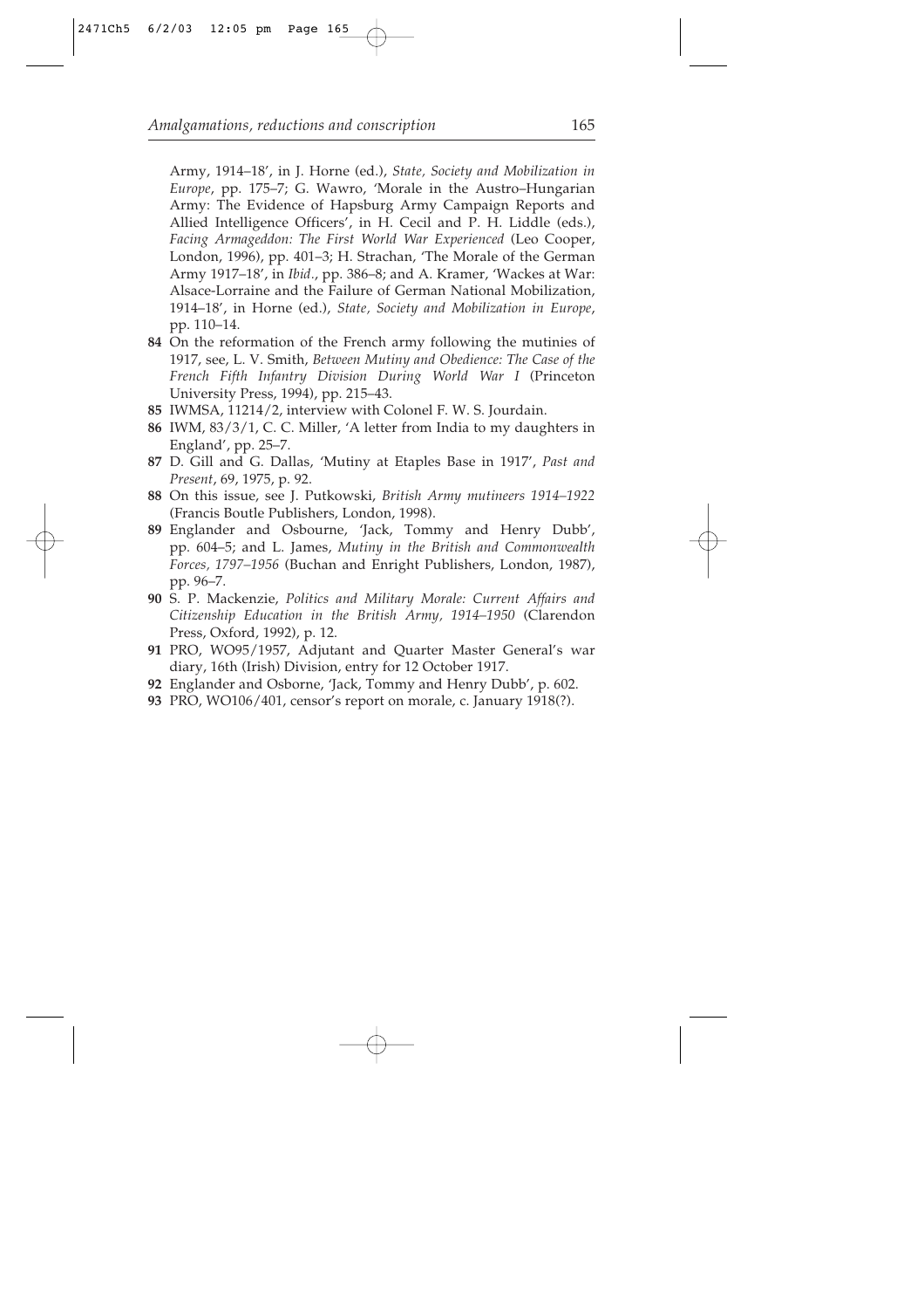Army, 1914–18', in J. Horne (ed.), *State, Society and Mobilization in Europe*, pp. 175–7; G. Wawro, 'Morale in the Austro–Hungarian Army: The Evidence of Hapsburg Army Campaign Reports and Allied Intelligence Officers', in H. Cecil and P. H. Liddle (eds.), *Facing Armageddon: The First World War Experienced* (Leo Cooper, London, 1996), pp. 401–3; H. Strachan, 'The Morale of the German Army 1917–18', in *Ibid.*, pp. 386–8; and A. Kramer, 'Wackes at War: Alsace-Lorraine and the Failure of German National Mobilization, 1914–18', in Horne (ed.), *State, Society and Mobilization in Europe*, pp. 110–14.

**84** On the reformation of the French army following the mutinies of 1917, see, L. V. Smith, *Between Mutiny and Obedience: The Case of the French Fifth Infantry Division During World War I* (Princeton University Press, 1994), pp. 215–43.

**85** IWMSA, 11214/2, interview with Colonel F. W. S. Jourdain.

**86** IWM, 83/3/1, C. C. Miller, 'A letter from India to my daughters in England', pp. 25–7.

**87** D. Gill and G. Dallas, 'Mutiny at Etaples Base in 1917', *Past and Present*, 69, 1975, p. 92.

**88** On this issue, see J. Putkowski, *British Army mutineers 1914–1922* (Francis Boutle Publishers, London, 1998).

**89** Englander and Osbourne, 'Jack, Tommy and Henry Dubb', pp. 604–5; and L. James, *Mutiny in the British and Commonwealth Forces, 1797–1956* (Buchan and Enright Publishers, London, 1987), pp. 96–7.

**90** S. P. Mackenzie, *Politics and Military Morale: Current Affairs and Citizenship Education in the British Army, 1914–1950* (Clarendon Press, Oxford, 1992), p. 12.

**91** PRO, WO95/1957, Adjutant and Quarter Master General's war diary, 16th (Irish) Division, entry for 12 October 1917.

**92** Englander and Osborne, 'Jack, Tommy and Henry Dubb', p. 602.

**93** PRO, WO106/401, censor's report on morale, c. January 1918(?).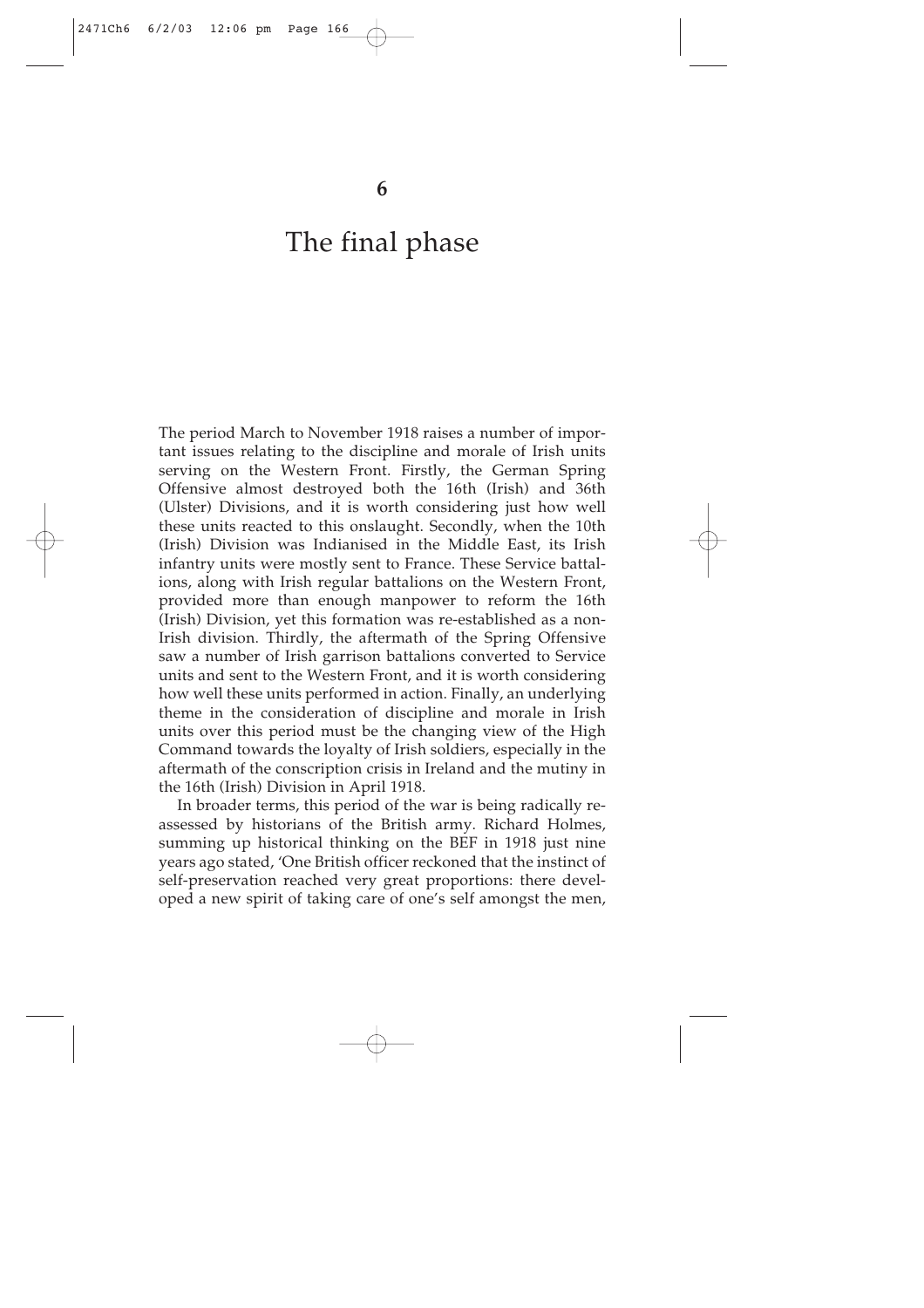# 6

# The final phase

The period March to November 1918 raises a number of important issues relating to the discipline and morale of Irish units serving on the Western Front. Firstly, the German Spring Offensive almost destroyed both the 16th (Irish) and 36th (Ulster) Divisions, and it is worth considering just how well these units reacted to this onslaught. Secondly, when the 10th (Irish) Division was Indianised in the Middle East, its Irish infantry units were mostly sent to France. These Service battalions, along with Irish regular battalions on the Western Front, provided more than enough manpower to reform the 16th (Irish) Division, yet this formation was re-established as a non-Irish division. Thirdly, the aftermath of the Spring Offensive saw a number of Irish garrison battalions converted to Service units and sent to the Western Front, and it is worth considering how well these units performed in action. Finally, an underlying theme in the consideration of discipline and morale in Irish units over this period must be the changing view of the High Command towards the loyalty of Irish soldiers, especially in the aftermath of the conscription crisis in Ireland and the mutiny in the 16th (Irish) Division in April 1918.

In broader terms, this period of the war is being radically reassessed by historians of the British army. Richard Holmes, summing up historical thinking on the BEF in 1918 just nine years ago stated, 'One British officer reckoned that the instinct of self-preservation reached very great proportions: there developed a new spirit of taking care of one's self amongst the men,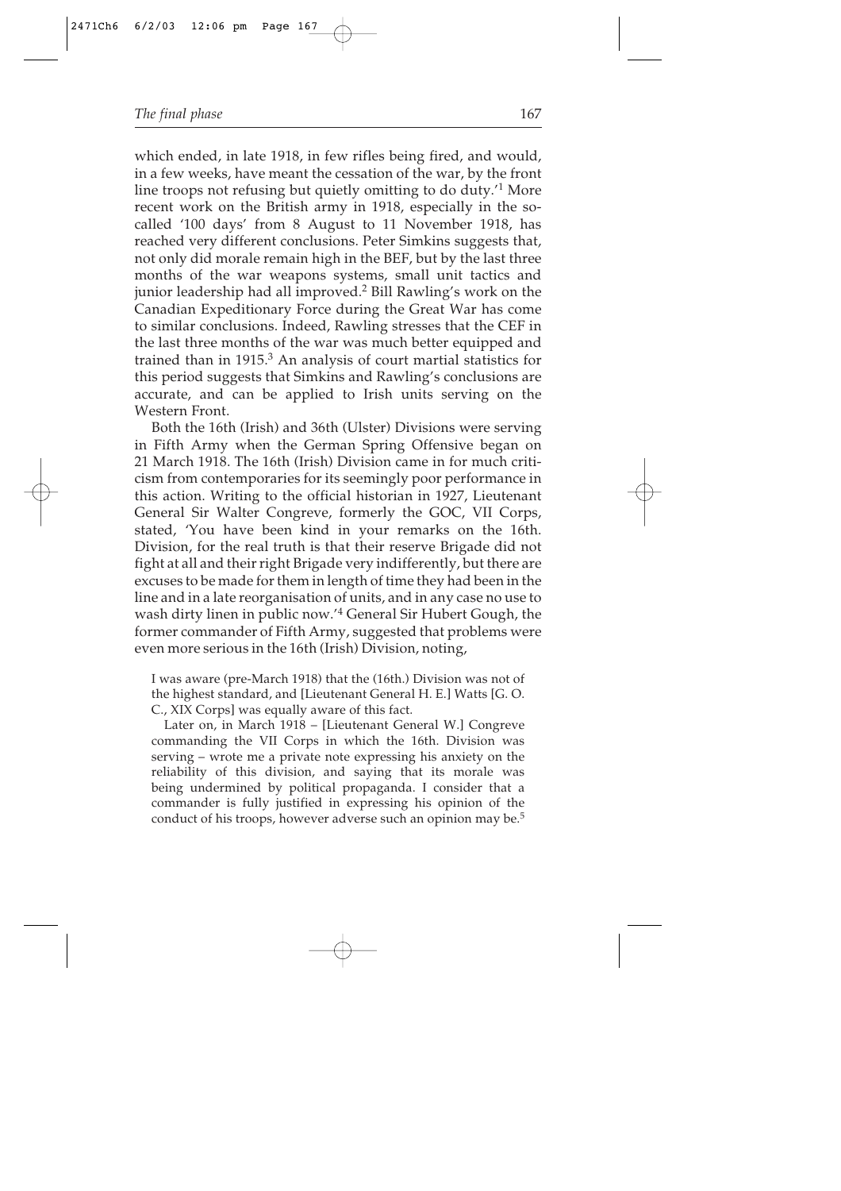which ended, in late 1918, in few rifles being fired, and would, in a few weeks, have meant the cessation of the war, by the front line troops not refusing but quietly omitting to do duty.'[1] More recent work on the British army in 1918, especially in the so-called '100 days' from 8 August to 11 November 1918, has reached very different conclusions. Peter Simkins suggests that, not only did morale remain high in the BEF, but by the last three months of the war weapons systems, small unit tactics and junior leadership had all improved.[2] Bill Rawling's work on the Canadian Expeditionary Force during the Great War has come to similar conclusions. Indeed, Rawling stresses that the CEF in the last three months of the war was much better equipped and trained than in 1915.[3] An analysis of court martial statistics for this period suggests that Simkins and Rawling's conclusions are accurate, and can be applied to Irish units serving on the Western Front.

Both the 16th (Irish) and 36th (Ulster) Divisions were serving in Fifth Army when the German Spring Offensive began on 21 March 1918. The 16th (Irish) Division came in for much criticism from contemporaries for its seemingly poor performance in this action. Writing to the official historian in 1927, Lieutenant General Sir Walter Congreve, formerly the GOC, VII Corps, stated, 'You have been kind in your remarks on the 16th. Division, for the real truth is that their reserve Brigade did not fight at all and their right Brigade very indifferently, but there are excuses to be made for them in length of time they had been in the line and in a late reorganisation of units, and in any case no use to wash dirty linen in public now.'[4] General Sir Hubert Gough, the former commander of Fifth Army, suggested that problems were even more serious in the 16th (Irish) Division, noting,

> I was aware (pre-March 1918) that the (16th.) Division was not of the highest standard, and [Lieutenant General H. E.] Watts [G. O. C., XIX Corps] was equally aware of this fact.
>
> Later on, in March 1918 – [Lieutenant General W.] Congreve commanding the VII Corps in which the 16th. Division was serving – wrote me a private note expressing his anxiety on the reliability of this division, and saying that its morale was being undermined by political propaganda. I consider that a commander is fully justified in expressing his opinion of the conduct of his troops, however adverse such an opinion may be.[5]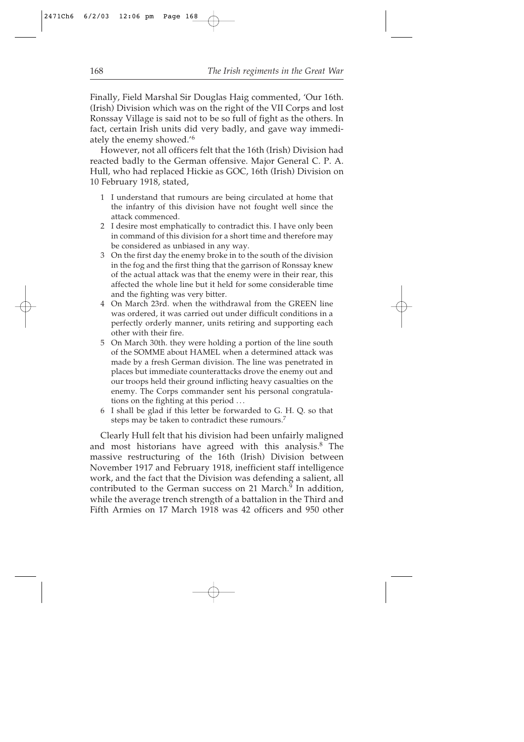Finally, Field Marshal Sir Douglas Haig commented, 'Our 16th. (Irish) Division which was on the right of the VII Corps and lost Ronssay Village is said not to be so full of fight as the others. In fact, certain Irish units did very badly, and gave way immediately the enemy showed.'[6]

However, not all officers felt that the 16th (Irish) Division had reacted badly to the German offensive. Major General C. P. A. Hull, who had replaced Hickie as GOC, 16th (Irish) Division on 10 February 1918, stated,

> 1 I understand that rumours are being circulated at home that the infantry of this division have not fought well since the attack commenced.
>
> 2 I desire most emphatically to contradict this. I have only been in command of this division for a short time and therefore may be considered as unbiased in any way.
>
> 3 On the first day the enemy broke in to the south of the division in the fog and the first thing that the garrison of Ronssay knew of the actual attack was that the enemy were in their rear, this affected the whole line but it held for some considerable time and the fighting was very bitter.
>
> 4 On March 23rd. when the withdrawal from the GREEN line was ordered, it was carried out under difficult conditions in a perfectly orderly manner, units retiring and supporting each other with their fire.
>
> 5 On March 30th. they were holding a portion of the line south of the SOMME about HAMEL when a determined attack was made by a fresh German division. The line was penetrated in places but immediate counterattacks drove the enemy out and our troops held their ground inflicting heavy casualties on the enemy. The Corps commander sent his personal congratulations on the fighting at this period . . .
>
> 6 I shall be glad if this letter be forwarded to G. H. Q. so that steps may be taken to contradict these rumours.[7]

Clearly Hull felt that his division had been unfairly maligned and most historians have agreed with this analysis.[8] The massive restructuring of the 16th (Irish) Division between November 1917 and February 1918, inefficient staff intelligence work, and the fact that the Division was defending a salient, all contributed to the German success on 21 March.[9] In addition, while the average trench strength of a battalion in the Third and Fifth Armies on 17 March 1918 was 42 officers and 950 other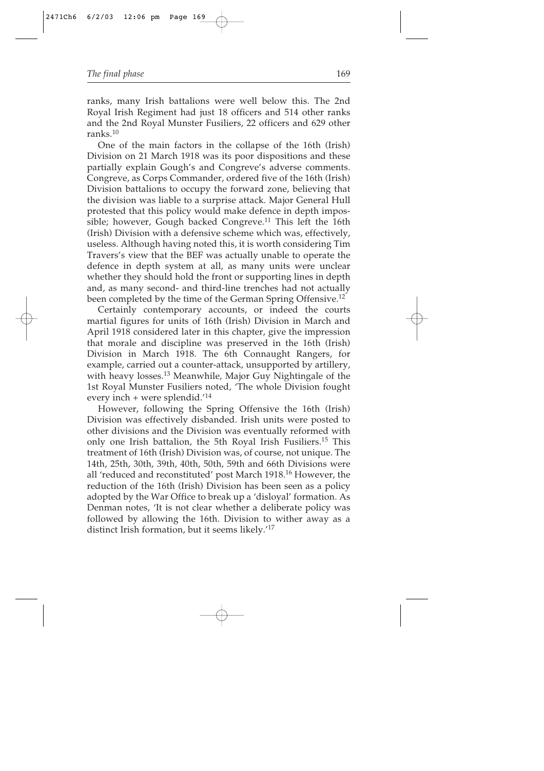ranks, many Irish battalions were well below this. The 2nd Royal Irish Regiment had just 18 officers and 514 other ranks and the 2nd Royal Munster Fusiliers, 22 officers and 629 other ranks.[10]

One of the main factors in the collapse of the 16th (Irish) Division on 21 March 1918 was its poor dispositions and these partially explain Gough's and Congreve's adverse comments. Congreve, as Corps Commander, ordered five of the 16th (Irish) Division battalions to occupy the forward zone, believing that the division was liable to a surprise attack. Major General Hull protested that this policy would make defence in depth impossible; however, Gough backed Congreve.[11] This left the 16th (Irish) Division with a defensive scheme which was, effectively, useless. Although having noted this, it is worth considering Tim Travers's view that the BEF was actually unable to operate the defence in depth system at all, as many units were unclear whether they should hold the front or supporting lines in depth and, as many second- and third-line trenches had not actually been completed by the time of the German Spring Offensive.[12]

Certainly contemporary accounts, or indeed the courts martial figures for units of 16th (Irish) Division in March and April 1918 considered later in this chapter, give the impression that morale and discipline was preserved in the 16th (Irish) Division in March 1918. The 6th Connaught Rangers, for example, carried out a counter-attack, unsupported by artillery, with heavy losses.[13] Meanwhile, Major Guy Nightingale of the 1st Royal Munster Fusiliers noted, 'The whole Division fought every inch + were splendid.'[14]

However, following the Spring Offensive the 16th (Irish) Division was effectively disbanded. Irish units were posted to other divisions and the Division was eventually reformed with only one Irish battalion, the 5th Royal Irish Fusiliers.[15] This treatment of 16th (Irish) Division was, of course, not unique. The 14th, 25th, 30th, 39th, 40th, 50th, 59th and 66th Divisions were all 'reduced and reconstituted' post March 1918.[16] However, the reduction of the 16th (Irish) Division has been seen as a policy adopted by the War Office to break up a 'disloyal' formation. As Denman notes, 'It is not clear whether a deliberate policy was followed by allowing the 16th. Division to wither away as a distinct Irish formation, but it seems likely.'[17]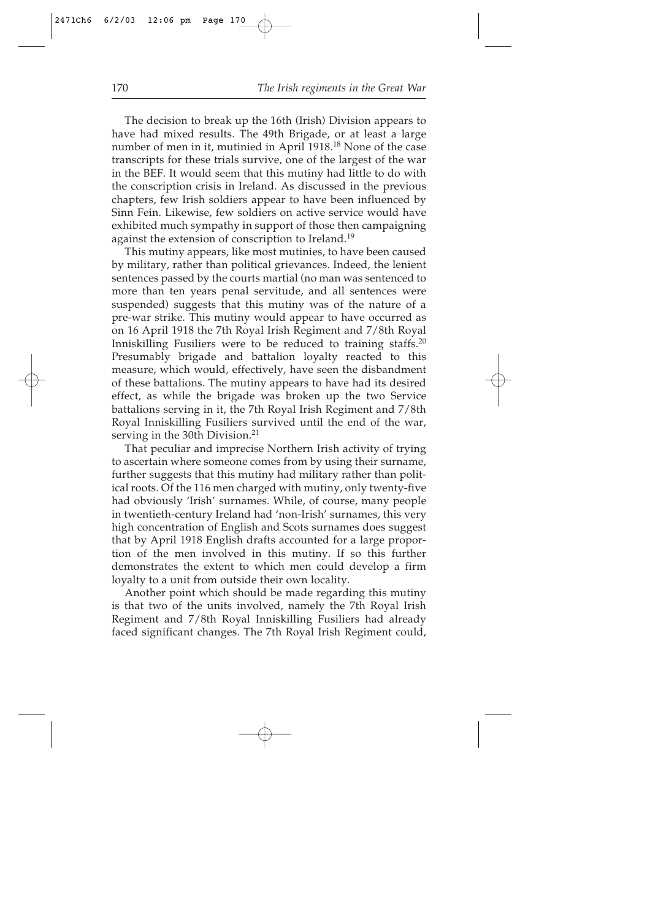The decision to break up the 16th (Irish) Division appears to have had mixed results. The 49th Brigade, or at least a large number of men in it, mutinied in April 1918.[18] None of the case transcripts for these trials survive, one of the largest of the war in the BEF. It would seem that this mutiny had little to do with the conscription crisis in Ireland. As discussed in the previous chapters, few Irish soldiers appear to have been influenced by Sinn Fein. Likewise, few soldiers on active service would have exhibited much sympathy in support of those then campaigning against the extension of conscription to Ireland.[19]

This mutiny appears, like most mutinies, to have been caused by military, rather than political grievances. Indeed, the lenient sentences passed by the courts martial (no man was sentenced to more than ten years penal servitude, and all sentences were suspended) suggests that this mutiny was of the nature of a pre-war strike. This mutiny would appear to have occurred as on 16 April 1918 the 7th Royal Irish Regiment and 7/8th Royal Inniskilling Fusiliers were to be reduced to training staffs.[20] Presumably brigade and battalion loyalty reacted to this measure, which would, effectively, have seen the disbandment of these battalions. The mutiny appears to have had its desired effect, as while the brigade was broken up the two Service battalions serving in it, the 7th Royal Irish Regiment and 7/8th Royal Inniskilling Fusiliers survived until the end of the war, serving in the 30th Division.[21]

That peculiar and imprecise Northern Irish activity of trying to ascertain where someone comes from by using their surname, further suggests that this mutiny had military rather than political roots. Of the 116 men charged with mutiny, only twenty-five had obviously 'Irish' surnames. While, of course, many people in twentieth-century Ireland had 'non-Irish' surnames, this very high concentration of English and Scots surnames does suggest that by April 1918 English drafts accounted for a large proportion of the men involved in this mutiny. If so this further demonstrates the extent to which men could develop a firm loyalty to a unit from outside their own locality.

Another point which should be made regarding this mutiny is that two of the units involved, namely the 7th Royal Irish Regiment and 7/8th Royal Inniskilling Fusiliers had already faced significant changes. The 7th Royal Irish Regiment could,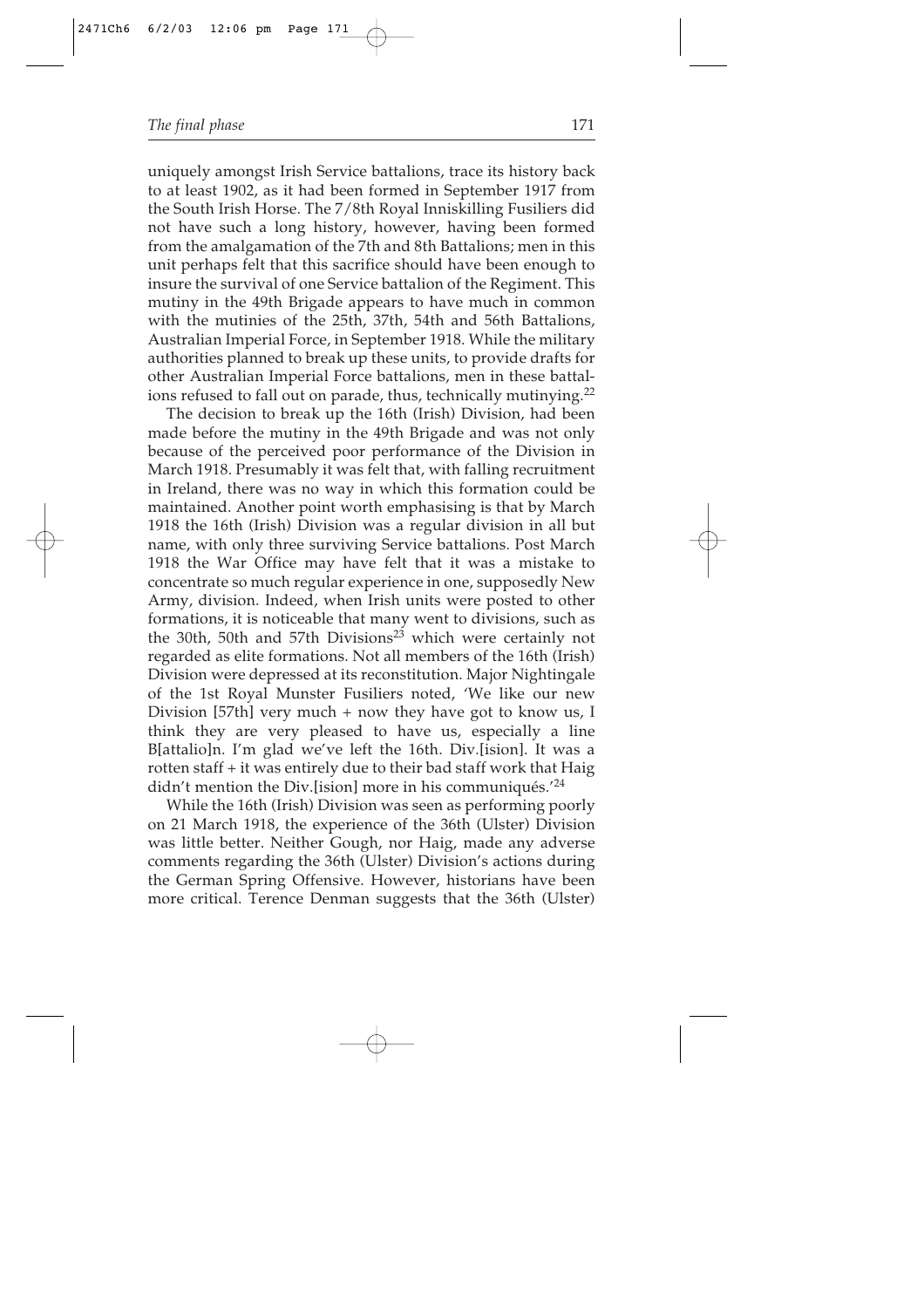uniquely amongst Irish Service battalions, trace its history back to at least 1902, as it had been formed in September 1917 from the South Irish Horse. The 7/8th Royal Inniskilling Fusiliers did not have such a long history, however, having been formed from the amalgamation of the 7th and 8th Battalions; men in this unit perhaps felt that this sacrifice should have been enough to insure the survival of one Service battalion of the Regiment. This mutiny in the 49th Brigade appears to have much in common with the mutinies of the 25th, 37th, 54th and 56th Battalions, Australian Imperial Force, in September 1918. While the military authorities planned to break up these units, to provide drafts for other Australian Imperial Force battalions, men in these battalions refused to fall out on parade, thus, technically mutinying.[22]

The decision to break up the 16th (Irish) Division, had been made before the mutiny in the 49th Brigade and was not only because of the perceived poor performance of the Division in March 1918. Presumably it was felt that, with falling recruitment in Ireland, there was no way in which this formation could be maintained. Another point worth emphasising is that by March 1918 the 16th (Irish) Division was a regular division in all but name, with only three surviving Service battalions. Post March 1918 the War Office may have felt that it was a mistake to concentrate so much regular experience in one, supposedly New Army, division. Indeed, when Irish units were posted to other formations, it is noticeable that many went to divisions, such as the 30th, 50th and 57th Divisions[23] which were certainly not regarded as elite formations. Not all members of the 16th (Irish) Division were depressed at its reconstitution. Major Nightingale of the 1st Royal Munster Fusiliers noted, 'We like our new Division [57th] very much + now they have got to know us, I think they are very pleased to have us, especially a line B[attalio]n. I'm glad we've left the 16th. Div.[ision]. It was a rotten staff + it was entirely due to their bad staff work that Haig didn't mention the Div.[ision] more in his communiqués.'[24]

While the 16th (Irish) Division was seen as performing poorly on 21 March 1918, the experience of the 36th (Ulster) Division was little better. Neither Gough, nor Haig, made any adverse comments regarding the 36th (Ulster) Division's actions during the German Spring Offensive. However, historians have been more critical. Terence Denman suggests that the 36th (Ulster)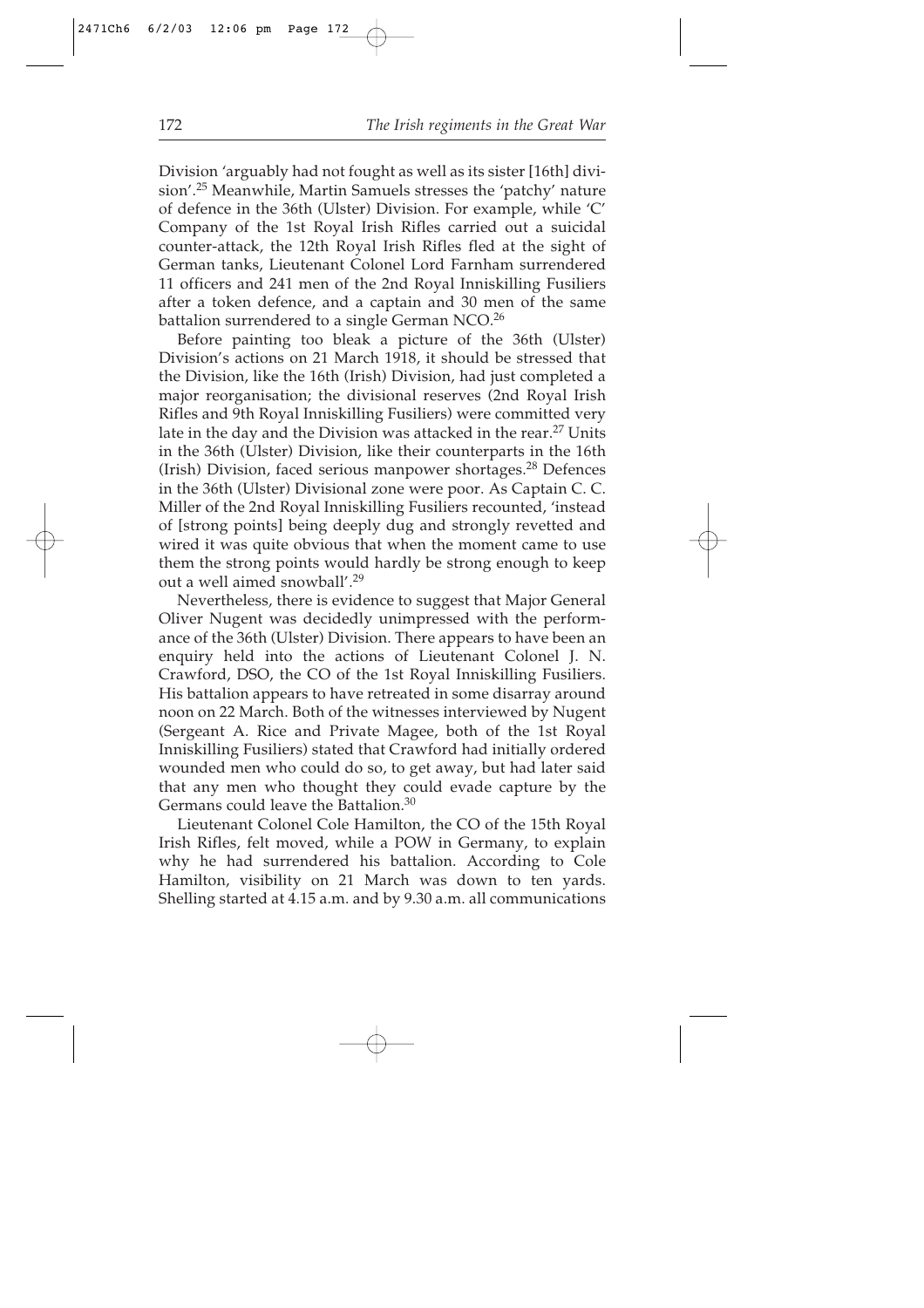Division 'arguably had not fought as well as its sister [16th] division'.[25] Meanwhile, Martin Samuels stresses the 'patchy' nature of defence in the 36th (Ulster) Division. For example, while 'C' Company of the 1st Royal Irish Rifles carried out a suicidal counter-attack, the 12th Royal Irish Rifles fled at the sight of German tanks, Lieutenant Colonel Lord Farnham surrendered 11 officers and 241 men of the 2nd Royal Inniskilling Fusiliers after a token defence, and a captain and 30 men of the same battalion surrendered to a single German NCO.[26]

Before painting too bleak a picture of the 36th (Ulster) Division's actions on 21 March 1918, it should be stressed that the Division, like the 16th (Irish) Division, had just completed a major reorganisation; the divisional reserves (2nd Royal Irish Rifles and 9th Royal Inniskilling Fusiliers) were committed very late in the day and the Division was attacked in the rear.[27] Units in the 36th (Ulster) Division, like their counterparts in the 16th (Irish) Division, faced serious manpower shortages.[28] Defences in the 36th (Ulster) Divisional zone were poor. As Captain C. C. Miller of the 2nd Royal Inniskilling Fusiliers recounted, 'instead of [strong points] being deeply dug and strongly revetted and wired it was quite obvious that when the moment came to use them the strong points would hardly be strong enough to keep out a well aimed snowball'.[29]

Nevertheless, there is evidence to suggest that Major General Oliver Nugent was decidedly unimpressed with the performance of the 36th (Ulster) Division. There appears to have been an enquiry held into the actions of Lieutenant Colonel J. N. Crawford, DSO, the CO of the 1st Royal Inniskilling Fusiliers. His battalion appears to have retreated in some disarray around noon on 22 March. Both of the witnesses interviewed by Nugent (Sergeant A. Rice and Private Magee, both of the 1st Royal Inniskilling Fusiliers) stated that Crawford had initially ordered wounded men who could do so, to get away, but had later said that any men who thought they could evade capture by the Germans could leave the Battalion.[30]

Lieutenant Colonel Cole Hamilton, the CO of the 15th Royal Irish Rifles, felt moved, while a POW in Germany, to explain why he had surrendered his battalion. According to Cole Hamilton, visibility on 21 March was down to ten yards. Shelling started at 4.15 a.m. and by 9.30 a.m. all communications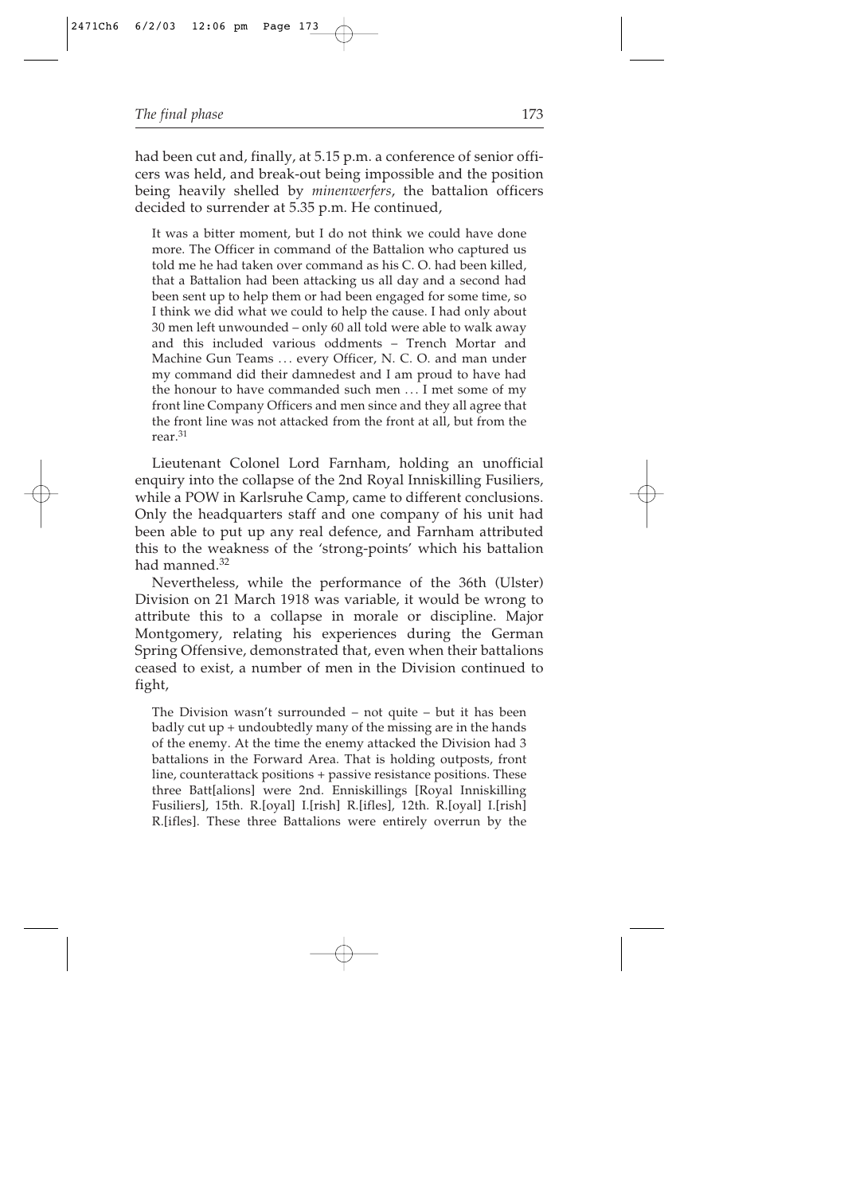had been cut and, finally, at 5.15 p.m. a conference of senior officers was held, and break-out being impossible and the position being heavily shelled by *minenwerfers*, the battalion officers decided to surrender at 5.35 p.m. He continued,

> It was a bitter moment, but I do not think we could have done more. The Officer in command of the Battalion who captured us told me he had taken over command as his C. O. had been killed, that a Battalion had been attacking us all day and a second had been sent up to help them or had been engaged for some time, so I think we did what we could to help the cause. I had only about 30 men left unwounded – only 60 all told were able to walk away and this included various oddments – Trench Mortar and Machine Gun Teams … every Officer, N. C. O. and man under my command did their damnedest and I am proud to have had the honour to have commanded such men … I met some of my front line Company Officers and men since and they all agree that the front line was not attacked from the front at all, but from the rear.[31]

Lieutenant Colonel Lord Farnham, holding an unofficial enquiry into the collapse of the 2nd Royal Inniskilling Fusiliers, while a POW in Karlsruhe Camp, came to different conclusions. Only the headquarters staff and one company of his unit had been able to put up any real defence, and Farnham attributed this to the weakness of the 'strong-points' which his battalion had manned.[32]

Nevertheless, while the performance of the 36th (Ulster) Division on 21 March 1918 was variable, it would be wrong to attribute this to a collapse in morale or discipline. Major Montgomery, relating his experiences during the German Spring Offensive, demonstrated that, even when their battalions ceased to exist, a number of men in the Division continued to fight,

> The Division wasn't surrounded – not quite – but it has been badly cut up + undoubtedly many of the missing are in the hands of the enemy. At the time the enemy attacked the Division had 3 battalions in the Forward Area. That is holding outposts, front line, counterattack positions + passive resistance positions. These three Batt[alions] were 2nd. Enniskillings [Royal Inniskilling Fusiliers], 15th. R.[oyal] I.[rish] R.[ifles], 12th. R.[oyal] I.[rish] R.[ifles]. These three Battalions were entirely overrun by the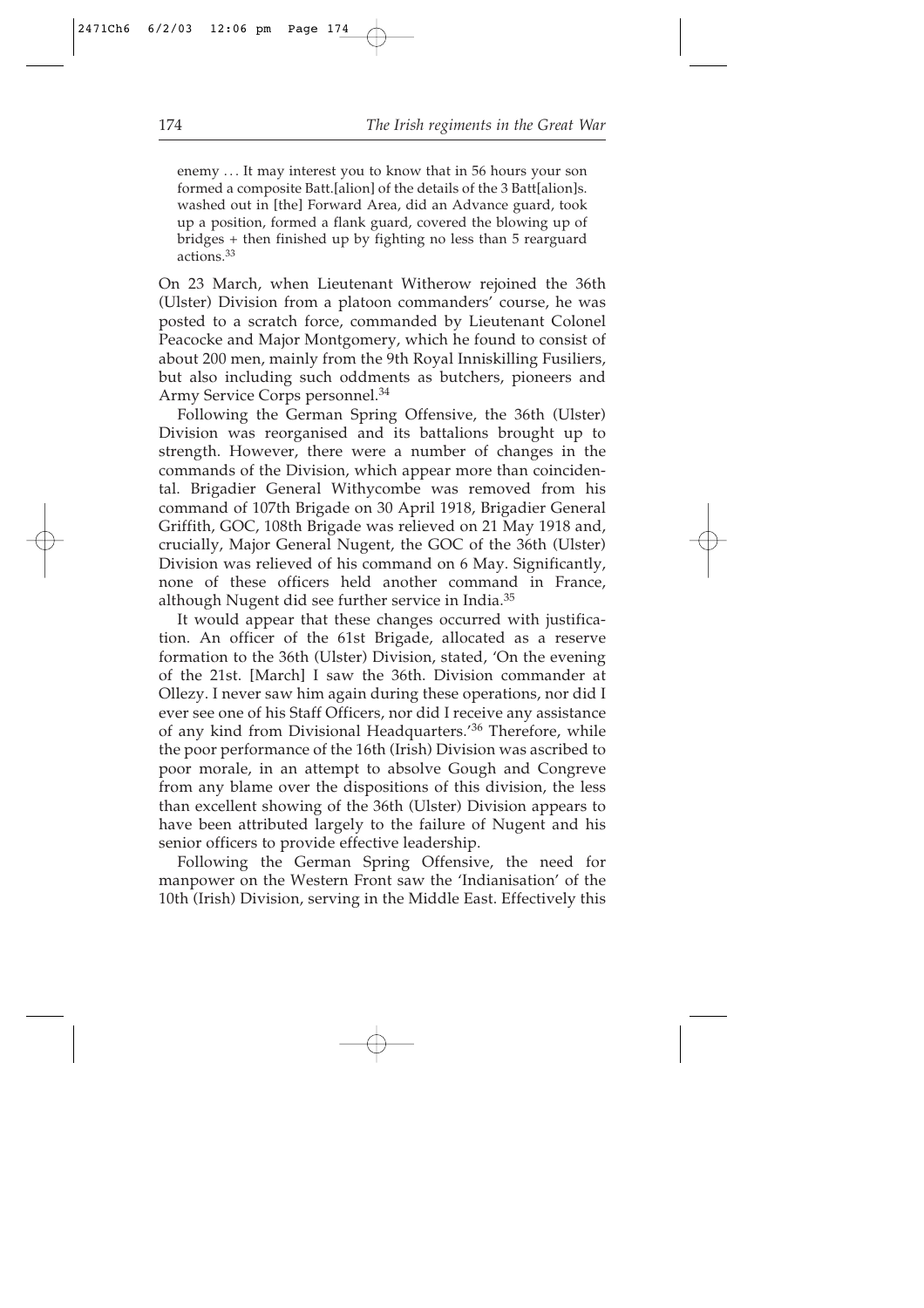enemy . . . It may interest you to know that in 56 hours your son formed a composite Batt.[alion] of the details of the 3 Batt[alion]s. washed out in [the] Forward Area, did an Advance guard, took up a position, formed a flank guard, covered the blowing up of bridges + then finished up by fighting no less than 5 rearguard actions.[33]

On 23 March, when Lieutenant Witherow rejoined the 36th (Ulster) Division from a platoon commanders' course, he was posted to a scratch force, commanded by Lieutenant Colonel Peacocke and Major Montgomery, which he found to consist of about 200 men, mainly from the 9th Royal Inniskilling Fusiliers, but also including such oddments as butchers, pioneers and Army Service Corps personnel.[34]

Following the German Spring Offensive, the 36th (Ulster) Division was reorganised and its battalions brought up to strength. However, there were a number of changes in the commands of the Division, which appear more than coincidental. Brigadier General Withycombe was removed from his command of 107th Brigade on 30 April 1918, Brigadier General Griffith, GOC, 108th Brigade was relieved on 21 May 1918 and, crucially, Major General Nugent, the GOC of the 36th (Ulster) Division was relieved of his command on 6 May. Significantly, none of these officers held another command in France, although Nugent did see further service in India.[35]

It would appear that these changes occurred with justification. An officer of the 61st Brigade, allocated as a reserve formation to the 36th (Ulster) Division, stated, 'On the evening of the 21st. [March] I saw the 36th. Division commander at Ollezy. I never saw him again during these operations, nor did I ever see one of his Staff Officers, nor did I receive any assistance of any kind from Divisional Headquarters.'[36] Therefore, while the poor performance of the 16th (Irish) Division was ascribed to poor morale, in an attempt to absolve Gough and Congreve from any blame over the dispositions of this division, the less than excellent showing of the 36th (Ulster) Division appears to have been attributed largely to the failure of Nugent and his senior officers to provide effective leadership.

Following the German Spring Offensive, the need for manpower on the Western Front saw the 'Indianisation' of the 10th (Irish) Division, serving in the Middle East. Effectively this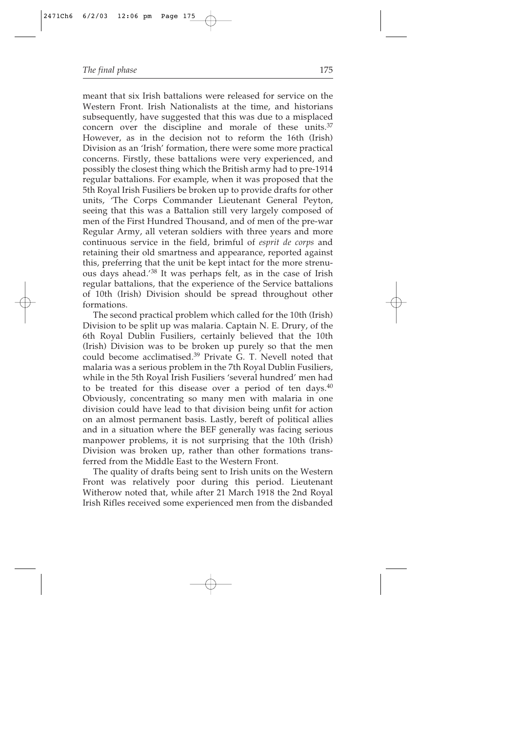meant that six Irish battalions were released for service on the Western Front. Irish Nationalists at the time, and historians subsequently, have suggested that this was due to a misplaced concern over the discipline and morale of these units.[37] However, as in the decision not to reform the 16th (Irish) Division as an 'Irish' formation, there were some more practical concerns. Firstly, these battalions were very experienced, and possibly the closest thing which the British army had to pre-1914 regular battalions. For example, when it was proposed that the 5th Royal Irish Fusiliers be broken up to provide drafts for other units, 'The Corps Commander Lieutenant General Peyton, seeing that this was a Battalion still very largely composed of men of the First Hundred Thousand, and of men of the pre-war Regular Army, all veteran soldiers with three years and more continuous service in the field, brimful of *esprit de corps* and retaining their old smartness and appearance, reported against this, preferring that the unit be kept intact for the more strenuous days ahead.'[38] It was perhaps felt, as in the case of Irish regular battalions, that the experience of the Service battalions of 10th (Irish) Division should be spread throughout other formations.

The second practical problem which called for the 10th (Irish) Division to be split up was malaria. Captain N. E. Drury, of the 6th Royal Dublin Fusiliers, certainly believed that the 10th (Irish) Division was to be broken up purely so that the men could become acclimatised.[39] Private G. T. Nevell noted that malaria was a serious problem in the 7th Royal Dublin Fusiliers, while in the 5th Royal Irish Fusiliers 'several hundred' men had to be treated for this disease over a period of ten days.[40] Obviously, concentrating so many men with malaria in one division could have lead to that division being unfit for action on an almost permanent basis. Lastly, bereft of political allies and in a situation where the BEF generally was facing serious manpower problems, it is not surprising that the 10th (Irish) Division was broken up, rather than other formations transferred from the Middle East to the Western Front.

The quality of drafts being sent to Irish units on the Western Front was relatively poor during this period. Lieutenant Witherow noted that, while after 21 March 1918 the 2nd Royal Irish Rifles received some experienced men from the disbanded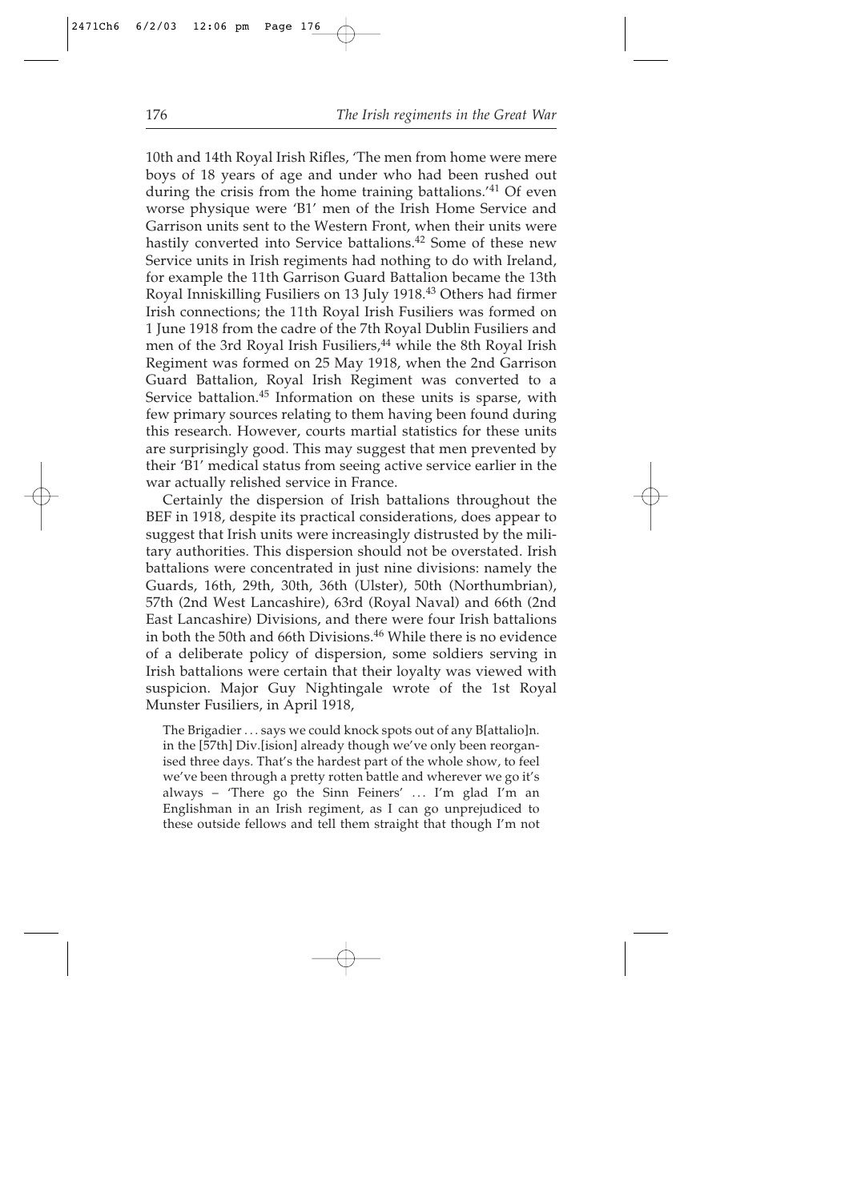10th and 14th Royal Irish Rifles, 'The men from home were mere boys of 18 years of age and under who had been rushed out during the crisis from the home training battalions.'[41] Of even worse physique were 'B1' men of the Irish Home Service and Garrison units sent to the Western Front, when their units were hastily converted into Service battalions.[42] Some of these new Service units in Irish regiments had nothing to do with Ireland, for example the 11th Garrison Guard Battalion became the 13th Royal Inniskilling Fusiliers on 13 July 1918.[43] Others had firmer Irish connections; the 11th Royal Irish Fusiliers was formed on 1 June 1918 from the cadre of the 7th Royal Dublin Fusiliers and men of the 3rd Royal Irish Fusiliers,[44] while the 8th Royal Irish Regiment was formed on 25 May 1918, when the 2nd Garrison Guard Battalion, Royal Irish Regiment was converted to a Service battalion.[45] Information on these units is sparse, with few primary sources relating to them having been found during this research. However, courts martial statistics for these units are surprisingly good. This may suggest that men prevented by their 'B1' medical status from seeing active service earlier in the war actually relished service in France.

Certainly the dispersion of Irish battalions throughout the BEF in 1918, despite its practical considerations, does appear to suggest that Irish units were increasingly distrusted by the military authorities. This dispersion should not be overstated. Irish battalions were concentrated in just nine divisions: namely the Guards, 16th, 29th, 30th, 36th (Ulster), 50th (Northumbrian), 57th (2nd West Lancashire), 63rd (Royal Naval) and 66th (2nd East Lancashire) Divisions, and there were four Irish battalions in both the 50th and 66th Divisions.[46] While there is no evidence of a deliberate policy of dispersion, some soldiers serving in Irish battalions were certain that their loyalty was viewed with suspicion. Major Guy Nightingale wrote of the 1st Royal Munster Fusiliers, in April 1918,

> The Brigadier . . . says we could knock spots out of any B[attalio]n. in the [57th] Div.[ision] already though we've only been reorganised three days. That's the hardest part of the whole show, to feel we've been through a pretty rotten battle and wherever we go it's always – 'There go the Sinn Feiners' . . . I'm glad I'm an Englishman in an Irish regiment, as I can go unprejudiced to these outside fellows and tell them straight that though I'm not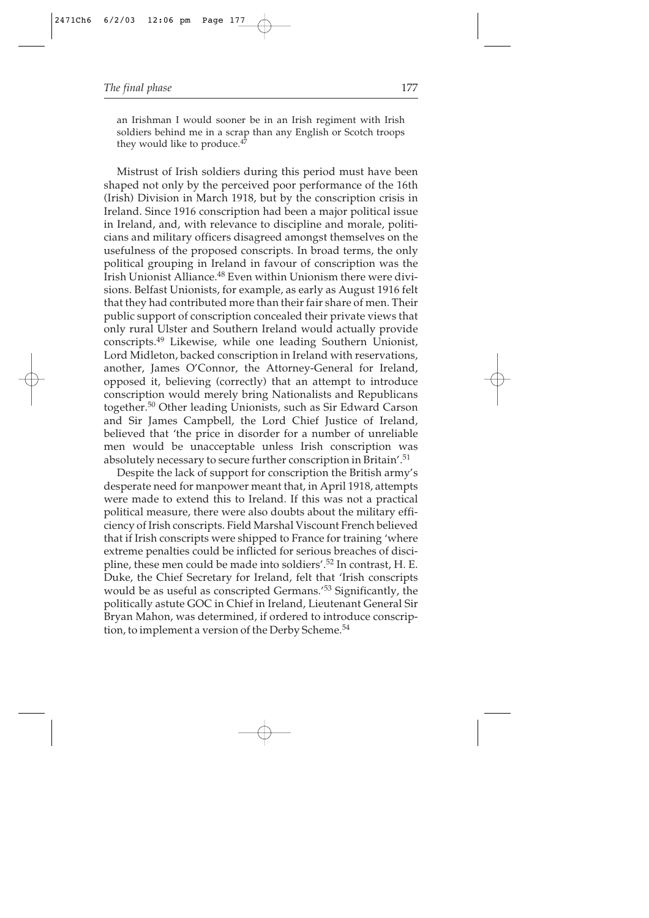an Irishman I would sooner be in an Irish regiment with Irish soldiers behind me in a scrap than any English or Scotch troops they would like to produce.[47]

Mistrust of Irish soldiers during this period must have been shaped not only by the perceived poor performance of the 16th (Irish) Division in March 1918, but by the conscription crisis in Ireland. Since 1916 conscription had been a major political issue in Ireland, and, with relevance to discipline and morale, politicians and military officers disagreed amongst themselves on the usefulness of the proposed conscripts. In broad terms, the only political grouping in Ireland in favour of conscription was the Irish Unionist Alliance.[48] Even within Unionism there were divisions. Belfast Unionists, for example, as early as August 1916 felt that they had contributed more than their fair share of men. Their public support of conscription concealed their private views that only rural Ulster and Southern Ireland would actually provide conscripts.[49] Likewise, while one leading Southern Unionist, Lord Midleton, backed conscription in Ireland with reservations, another, James O'Connor, the Attorney-General for Ireland, opposed it, believing (correctly) that an attempt to introduce conscription would merely bring Nationalists and Republicans together.[50] Other leading Unionists, such as Sir Edward Carson and Sir James Campbell, the Lord Chief Justice of Ireland, believed that 'the price in disorder for a number of unreliable men would be unacceptable unless Irish conscription was absolutely necessary to secure further conscription in Britain'.[51]

Despite the lack of support for conscription the British army's desperate need for manpower meant that, in April 1918, attempts were made to extend this to Ireland. If this was not a practical political measure, there were also doubts about the military efficiency of Irish conscripts. Field Marshal Viscount French believed that if Irish conscripts were shipped to France for training 'where extreme penalties could be inflicted for serious breaches of discipline, these men could be made into soldiers'.[52] In contrast, H. E. Duke, the Chief Secretary for Ireland, felt that 'Irish conscripts would be as useful as conscripted Germans.'[53] Significantly, the politically astute GOC in Chief in Ireland, Lieutenant General Sir Bryan Mahon, was determined, if ordered to introduce conscription, to implement a version of the Derby Scheme.[54]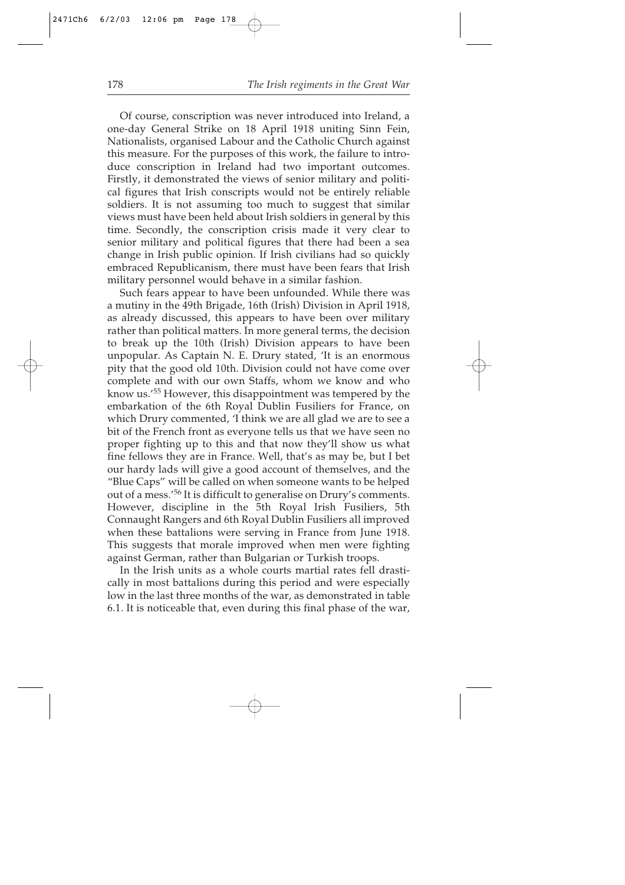Of course, conscription was never introduced into Ireland, a one-day General Strike on 18 April 1918 uniting Sinn Fein, Nationalists, organised Labour and the Catholic Church against this measure. For the purposes of this work, the failure to introduce conscription in Ireland had two important outcomes. Firstly, it demonstrated the views of senior military and political figures that Irish conscripts would not be entirely reliable soldiers. It is not assuming too much to suggest that similar views must have been held about Irish soldiers in general by this time. Secondly, the conscription crisis made it very clear to senior military and political figures that there had been a sea change in Irish public opinion. If Irish civilians had so quickly embraced Republicanism, there must have been fears that Irish military personnel would behave in a similar fashion.

Such fears appear to have been unfounded. While there was a mutiny in the 49th Brigade, 16th (Irish) Division in April 1918, as already discussed, this appears to have been over military rather than political matters. In more general terms, the decision to break up the 10th (Irish) Division appears to have been unpopular. As Captain N. E. Drury stated, 'It is an enormous pity that the good old 10th. Division could not have come over complete and with our own Staffs, whom we know and who know us.'[55] However, this disappointment was tempered by the embarkation of the 6th Royal Dublin Fusiliers for France, on which Drury commented, 'I think we are all glad we are to see a bit of the French front as everyone tells us that we have seen no proper fighting up to this and that now they'll show us what fine fellows they are in France. Well, that's as may be, but I bet our hardy lads will give a good account of themselves, and the "Blue Caps" will be called on when someone wants to be helped out of a mess.'[56] It is difficult to generalise on Drury's comments. However, discipline in the 5th Royal Irish Fusiliers, 5th Connaught Rangers and 6th Royal Dublin Fusiliers all improved when these battalions were serving in France from June 1918. This suggests that morale improved when men were fighting against German, rather than Bulgarian or Turkish troops.

In the Irish units as a whole courts martial rates fell drastically in most battalions during this period and were especially low in the last three months of the war, as demonstrated in table 6.1. It is noticeable that, even during this final phase of the war,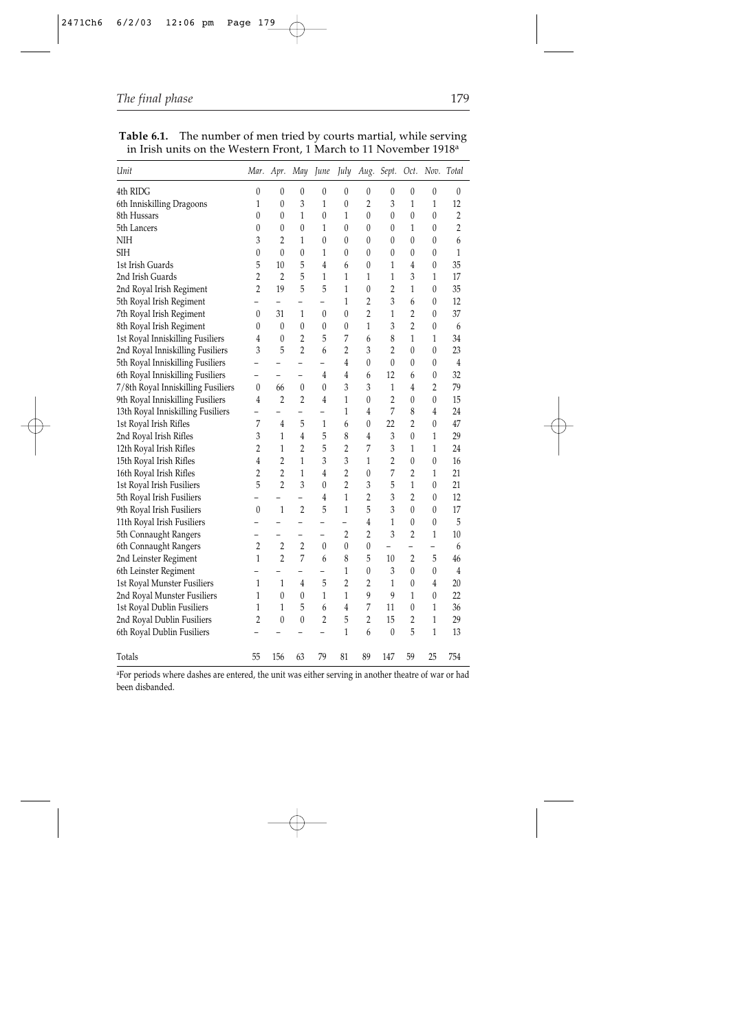**Table 6.1.** The number of men tried by courts martial, while serving in Irish units on the Western Front, 1 March to 11 November 1918[a]

| *Unit* | *Mar.* | *Apr.* | *May* | *June* | *July* | *Aug.* | *Sept.* | *Oct.* | *Nov.* | *Total* |
|---|---|---|---|---|---|---|---|---|---|---|
| 4th RIDG | 0 | 0 | 0 | 0 | 0 | 0 | 0 | 0 | 0 | 0 |
| 6th Inniskilling Dragoons | 1 | 0 | 3 | 1 | 0 | 2 | 3 | 1 | 1 | 12 |
| 8th Hussars | 0 | 0 | 1 | 0 | 1 | 0 | 0 | 0 | 0 | 2 |
| 5th Lancers | 0 | 0 | 0 | 1 | 0 | 0 | 0 | 1 | 0 | 2 |
| NIH | 3 | 2 | 1 | 0 | 0 | 0 | 0 | 0 | 0 | 6 |
| SIH | 0 | 0 | 0 | 1 | 0 | 0 | 0 | 0 | 0 | 1 |
| 1st Irish Guards | 5 | 10 | 5 | 4 | 6 | 0 | 1 | 4 | 0 | 35 |
| 2nd Irish Guards | 2 | 2 | 5 | 1 | 1 | 1 | 1 | 3 | 1 | 17 |
| 2nd Royal Irish Regiment | 2 | 19 | 5 | 5 | 1 | 0 | 2 | 1 | 0 | 35 |
| 5th Royal Irish Regiment | – | – | – | – | 1 | 2 | 3 | 6 | 0 | 12 |
| 7th Royal Irish Regiment | 0 | 31 | 1 | 0 | 0 | 2 | 1 | 2 | 0 | 37 |
| 8th Royal Irish Regiment | 0 | 0 | 0 | 0 | 0 | 1 | 3 | 2 | 0 | 6 |
| 1st Royal Inniskilling Fusiliers | 4 | 0 | 2 | 5 | 7 | 6 | 8 | 1 | 1 | 34 |
| 2nd Royal Inniskilling Fusiliers | 3 | 5 | 2 | 6 | 2 | 3 | 2 | 0 | 0 | 23 |
| 5th Royal Inniskilling Fusiliers | – | – | – | – | 4 | 0 | 0 | 0 | 0 | 4 |
| 6th Royal Inniskilling Fusiliers | – | – | – | 4 | 4 | 6 | 12 | 6 | 0 | 32 |
| 7/8th Royal Inniskilling Fusiliers | 0 | 66 | 0 | 0 | 3 | 3 | 1 | 4 | 2 | 79 |
| 9th Royal Inniskilling Fusiliers | 4 | 2 | 2 | 4 | 1 | 0 | 2 | 0 | 0 | 15 |
| 13th Royal Inniskilling Fusiliers | – | – | – | – | 1 | 4 | 7 | 8 | 4 | 24 |
| 1st Royal Irish Rifles | 7 | 4 | 5 | 1 | 6 | 0 | 22 | 2 | 0 | 47 |
| 2nd Royal Irish Rifles | 3 | 1 | 4 | 5 | 8 | 4 | 3 | 0 | 1 | 29 |
| 12th Royal Irish Rifles | 2 | 1 | 2 | 5 | 2 | 7 | 3 | 1 | 1 | 24 |
| 15th Royal Irish Rifles | 4 | 2 | 1 | 3 | 3 | 1 | 2 | 0 | 0 | 16 |
| 16th Royal Irish Rifles | 2 | 2 | 1 | 4 | 2 | 0 | 7 | 2 | 1 | 21 |
| 1st Royal Irish Fusiliers | 5 | 2 | 3 | 0 | 2 | 3 | 5 | 1 | 0 | 21 |
| 5th Royal Irish Fusiliers | – | – | – | 4 | 1 | 2 | 3 | 2 | 0 | 12 |
| 9th Royal Irish Fusiliers | 0 | 1 | 2 | 5 | 1 | 5 | 3 | 0 | 0 | 17 |
| 11th Royal Irish Fusiliers | – | – | – | – | – | 4 | 1 | 0 | 0 | 5 |
| 5th Connaught Rangers | – | – | – | – | 2 | 2 | 3 | 2 | 1 | 10 |
| 6th Connaught Rangers | 2 | 2 | 2 | 0 | 0 | 0 | – | – | – | 6 |
| 2nd Leinster Regiment | 1 | 2 | 7 | 6 | 8 | 5 | 10 | 2 | 5 | 46 |
| 6th Leinster Regiment | – | – | – | – | 1 | 0 | 3 | 0 | 0 | 4 |
| 1st Royal Munster Fusiliers | 1 | 1 | 4 | 5 | 2 | 2 | 1 | 0 | 4 | 20 |
| 2nd Royal Munster Fusiliers | 1 | 0 | 0 | 1 | 1 | 9 | 9 | 1 | 0 | 22 |
| 1st Royal Dublin Fusiliers | 1 | 1 | 5 | 6 | 4 | 7 | 11 | 0 | 1 | 36 |
| 2nd Royal Dublin Fusiliers | 2 | 0 | 0 | 2 | 5 | 2 | 15 | 2 | 1 | 29 |
| 6th Royal Dublin Fusiliers | – | – | – | – | 1 | 6 | 0 | 5 | 1 | 13 |
| Totals | 55 | 156 | 63 | 79 | 81 | 89 | 147 | 59 | 25 | 754 |

[a]For periods where dashes are entered, the unit was either serving in another theatre of war or had been disbanded.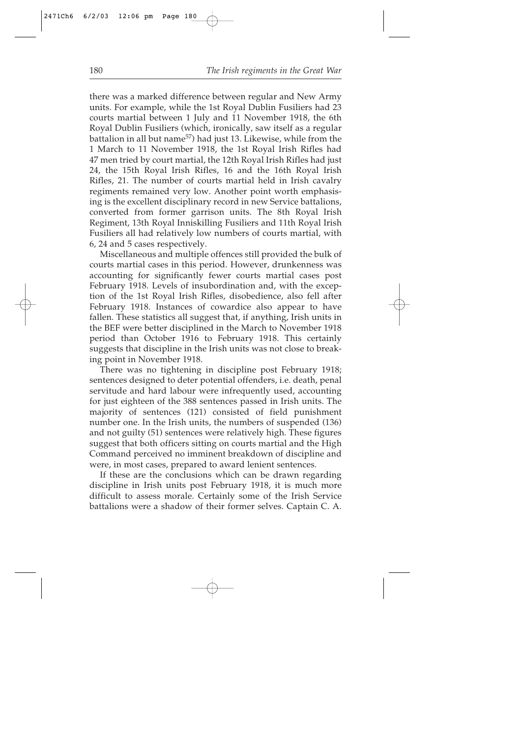there was a marked difference between regular and New Army units. For example, while the 1st Royal Dublin Fusiliers had 23 courts martial between 1 July and 11 November 1918, the 6th Royal Dublin Fusiliers (which, ironically, saw itself as a regular battalion in all but name[57]) had just 13. Likewise, while from the 1 March to 11 November 1918, the 1st Royal Irish Rifles had 47 men tried by court martial, the 12th Royal Irish Rifles had just 24, the 15th Royal Irish Rifles, 16 and the 16th Royal Irish Rifles, 21. The number of courts martial held in Irish cavalry regiments remained very low. Another point worth emphasising is the excellent disciplinary record in new Service battalions, converted from former garrison units. The 8th Royal Irish Regiment, 13th Royal Inniskilling Fusiliers and 11th Royal Irish Fusiliers all had relatively low numbers of courts martial, with 6, 24 and 5 cases respectively.

Miscellaneous and multiple offences still provided the bulk of courts martial cases in this period. However, drunkenness was accounting for significantly fewer courts martial cases post February 1918. Levels of insubordination and, with the exception of the 1st Royal Irish Rifles, disobedience, also fell after February 1918. Instances of cowardice also appear to have fallen. These statistics all suggest that, if anything, Irish units in the BEF were better disciplined in the March to November 1918 period than October 1916 to February 1918. This certainly suggests that discipline in the Irish units was not close to breaking point in November 1918.

There was no tightening in discipline post February 1918; sentences designed to deter potential offenders, i.e. death, penal servitude and hard labour were infrequently used, accounting for just eighteen of the 388 sentences passed in Irish units. The majority of sentences (121) consisted of field punishment number one. In the Irish units, the numbers of suspended (136) and not guilty (51) sentences were relatively high. These figures suggest that both officers sitting on courts martial and the High Command perceived no imminent breakdown of discipline and were, in most cases, prepared to award lenient sentences.

If these are the conclusions which can be drawn regarding discipline in Irish units post February 1918, it is much more difficult to assess morale. Certainly some of the Irish Service battalions were a shadow of their former selves. Captain C. A.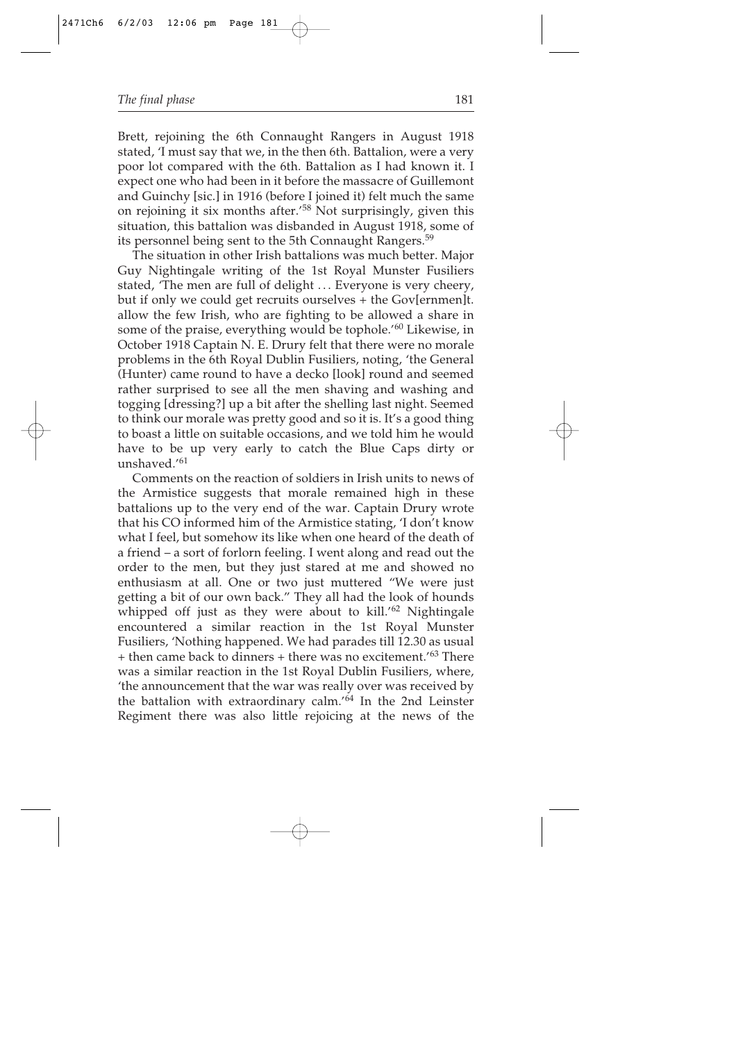Brett, rejoining the 6th Connaught Rangers in August 1918 stated, 'I must say that we, in the then 6th. Battalion, were a very poor lot compared with the 6th. Battalion as I had known it. I expect one who had been in it before the massacre of Guillemont and Guinchy [sic.] in 1916 (before I joined it) felt much the same on rejoining it six months after.'[58] Not surprisingly, given this situation, this battalion was disbanded in August 1918, some of its personnel being sent to the 5th Connaught Rangers.[59]

The situation in other Irish battalions was much better. Major Guy Nightingale writing of the 1st Royal Munster Fusiliers stated, 'The men are full of delight . . . Everyone is very cheery, but if only we could get recruits ourselves + the Gov[ernmen]t. allow the few Irish, who are fighting to be allowed a share in some of the praise, everything would be tophole.'[60] Likewise, in October 1918 Captain N. E. Drury felt that there were no morale problems in the 6th Royal Dublin Fusiliers, noting, 'the General (Hunter) came round to have a decko [look] round and seemed rather surprised to see all the men shaving and washing and togging [dressing?] up a bit after the shelling last night. Seemed to think our morale was pretty good and so it is. It's a good thing to boast a little on suitable occasions, and we told him he would have to be up very early to catch the Blue Caps dirty or unshaved.'[61]

Comments on the reaction of soldiers in Irish units to news of the Armistice suggests that morale remained high in these battalions up to the very end of the war. Captain Drury wrote that his CO informed him of the Armistice stating, 'I don't know what I feel, but somehow its like when one heard of the death of a friend – a sort of forlorn feeling. I went along and read out the order to the men, but they just stared at me and showed no enthusiasm at all. One or two just muttered "We were just getting a bit of our own back." They all had the look of hounds whipped off just as they were about to kill.'[62] Nightingale encountered a similar reaction in the 1st Royal Munster Fusiliers, 'Nothing happened. We had parades till 12.30 as usual + then came back to dinners + there was no excitement.'[63] There was a similar reaction in the 1st Royal Dublin Fusiliers, where, 'the announcement that the war was really over was received by the battalion with extraordinary calm.'[64] In the 2nd Leinster Regiment there was also little rejoicing at the news of the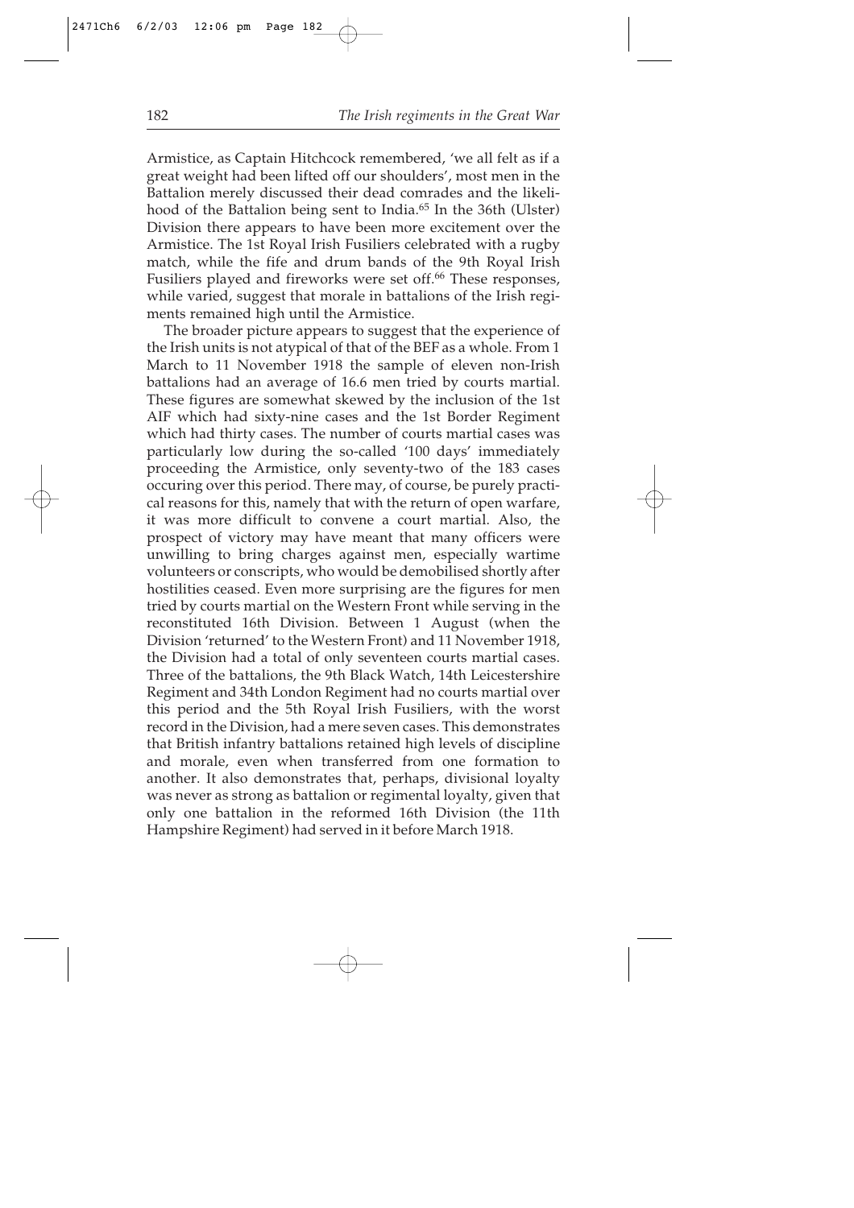Armistice, as Captain Hitchcock remembered, 'we all felt as if a great weight had been lifted off our shoulders', most men in the Battalion merely discussed their dead comrades and the likelihood of the Battalion being sent to India.[65] In the 36th (Ulster) Division there appears to have been more excitement over the Armistice. The 1st Royal Irish Fusiliers celebrated with a rugby match, while the fife and drum bands of the 9th Royal Irish Fusiliers played and fireworks were set off.[66] These responses, while varied, suggest that morale in battalions of the Irish regiments remained high until the Armistice.

The broader picture appears to suggest that the experience of the Irish units is not atypical of that of the BEF as a whole. From 1 March to 11 November 1918 the sample of eleven non-Irish battalions had an average of 16.6 men tried by courts martial. These figures are somewhat skewed by the inclusion of the 1st AIF which had sixty-nine cases and the 1st Border Regiment which had thirty cases. The number of courts martial cases was particularly low during the so-called '100 days' immediately proceeding the Armistice, only seventy-two of the 183 cases occuring over this period. There may, of course, be purely practical reasons for this, namely that with the return of open warfare, it was more difficult to convene a court martial. Also, the prospect of victory may have meant that many officers were unwilling to bring charges against men, especially wartime volunteers or conscripts, who would be demobilised shortly after hostilities ceased. Even more surprising are the figures for men tried by courts martial on the Western Front while serving in the reconstituted 16th Division. Between 1 August (when the Division 'returned' to the Western Front) and 11 November 1918, the Division had a total of only seventeen courts martial cases. Three of the battalions, the 9th Black Watch, 14th Leicestershire Regiment and 34th London Regiment had no courts martial over this period and the 5th Royal Irish Fusiliers, with the worst record in the Division, had a mere seven cases. This demonstrates that British infantry battalions retained high levels of discipline and morale, even when transferred from one formation to another. It also demonstrates that, perhaps, divisional loyalty was never as strong as battalion or regimental loyalty, given that only one battalion in the reformed 16th Division (the 11th Hampshire Regiment) had served in it before March 1918.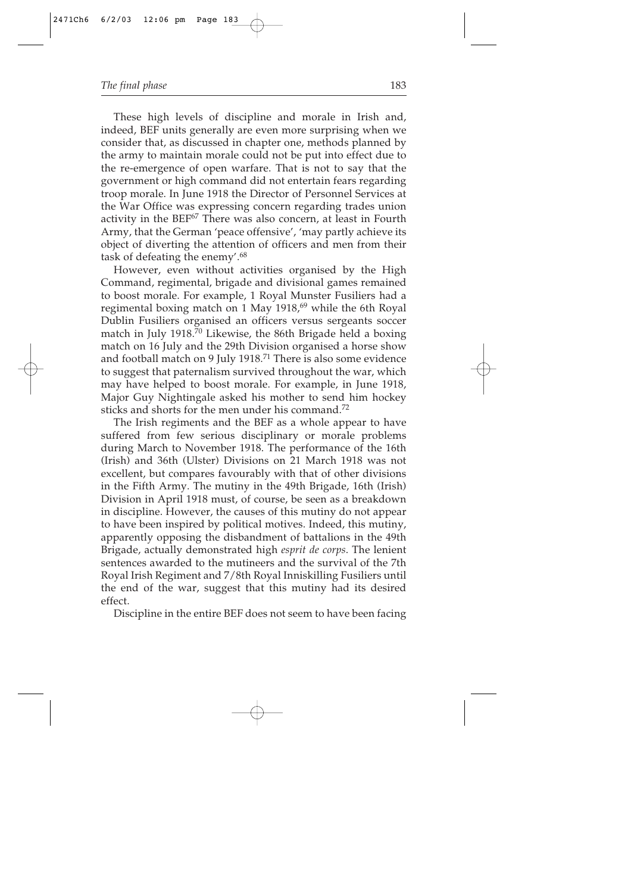These high levels of discipline and morale in Irish and, indeed, BEF units generally are even more surprising when we consider that, as discussed in chapter one, methods planned by the army to maintain morale could not be put into effect due to the re-emergence of open warfare. That is not to say that the government or high command did not entertain fears regarding troop morale. In June 1918 the Director of Personnel Services at the War Office was expressing concern regarding trades union activity in the BEF[67] There was also concern, at least in Fourth Army, that the German 'peace offensive', 'may partly achieve its object of diverting the attention of officers and men from their task of defeating the enemy'.[68]

However, even without activities organised by the High Command, regimental, brigade and divisional games remained to boost morale. For example, 1 Royal Munster Fusiliers had a regimental boxing match on 1 May 1918,[69] while the 6th Royal Dublin Fusiliers organised an officers versus sergeants soccer match in July 1918.[70] Likewise, the 86th Brigade held a boxing match on 16 July and the 29th Division organised a horse show and football match on 9 July 1918.[71] There is also some evidence to suggest that paternalism survived throughout the war, which may have helped to boost morale. For example, in June 1918, Major Guy Nightingale asked his mother to send him hockey sticks and shorts for the men under his command.[72]

The Irish regiments and the BEF as a whole appear to have suffered from few serious disciplinary or morale problems during March to November 1918. The performance of the 16th (Irish) and 36th (Ulster) Divisions on 21 March 1918 was not excellent, but compares favourably with that of other divisions in the Fifth Army. The mutiny in the 49th Brigade, 16th (Irish) Division in April 1918 must, of course, be seen as a breakdown in discipline. However, the causes of this mutiny do not appear to have been inspired by political motives. Indeed, this mutiny, apparently opposing the disbandment of battalions in the 49th Brigade, actually demonstrated high *esprit de corps*. The lenient sentences awarded to the mutineers and the survival of the 7th Royal Irish Regiment and 7/8th Royal Inniskilling Fusiliers until the end of the war, suggest that this mutiny had its desired effect.

Discipline in the entire BEF does not seem to have been facing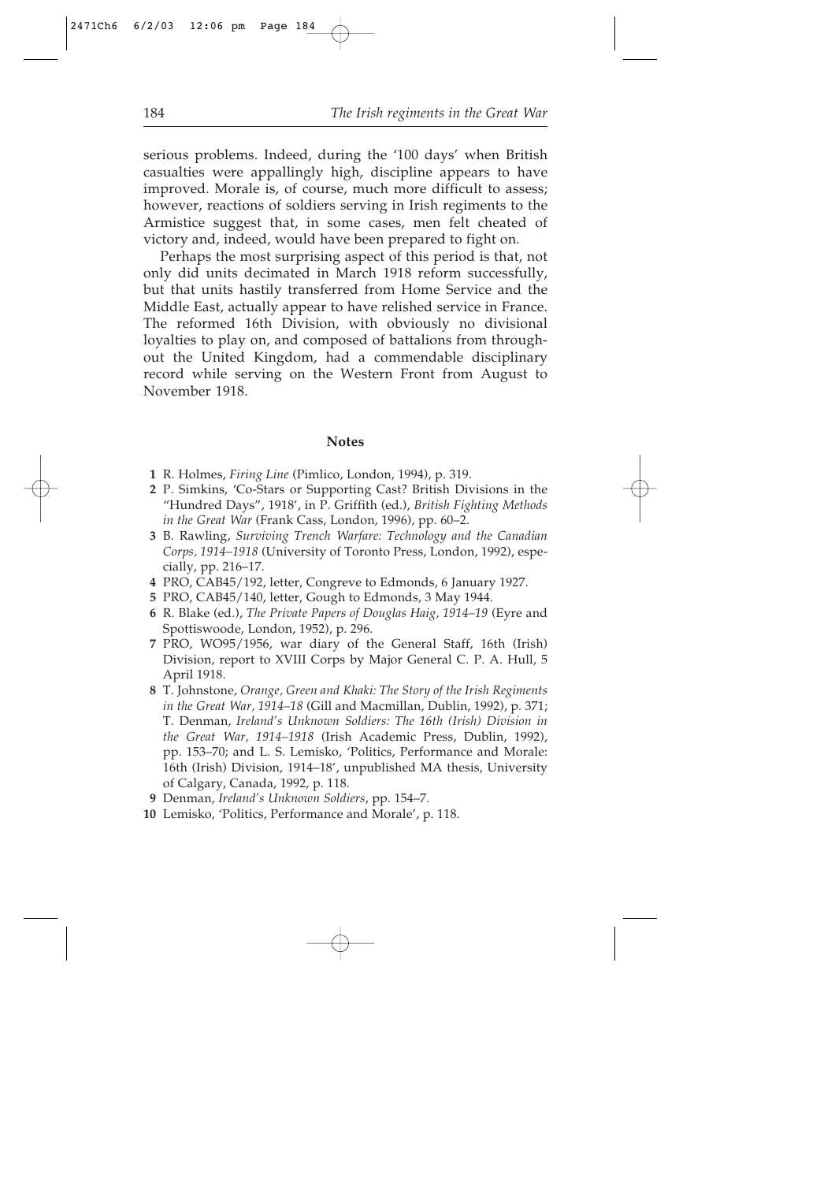serious problems. Indeed, during the '100 days' when British casualties were appallingly high, discipline appears to have improved. Morale is, of course, much more difficult to assess; however, reactions of soldiers serving in Irish regiments to the Armistice suggest that, in some cases, men felt cheated of victory and, indeed, would have been prepared to fight on.

Perhaps the most surprising aspect of this period is that, not only did units decimated in March 1918 reform successfully, but that units hastily transferred from Home Service and the Middle East, actually appear to have relished service in France. The reformed 16th Division, with obviously no divisional loyalties to play on, and composed of battalions from throughout the United Kingdom, had a commendable disciplinary record while serving on the Western Front from August to November 1918.

## Notes

1. R. Holmes, *Firing Line* (Pimlico, London, 1994), p. 319.
2. P. Simkins, 'Co-Stars or Supporting Cast? British Divisions in the "Hundred Days", 1918', in P. Griffith (ed.), *British Fighting Methods in the Great War* (Frank Cass, London, 1996), pp. 60–2.
3. B. Rawling, *Surviving Trench Warfare: Technology and the Canadian Corps, 1914–1918* (University of Toronto Press, London, 1992), especially, pp. 216–17.
4. PRO, CAB45/192, letter, Congreve to Edmonds, 6 January 1927.
5. PRO, CAB45/140, letter, Gough to Edmonds, 3 May 1944.
6. R. Blake (ed.), *The Private Papers of Douglas Haig, 1914–19* (Eyre and Spottiswoode, London, 1952), p. 296.
7. PRO, WO95/1956, war diary of the General Staff, 16th (Irish) Division, report to XVIII Corps by Major General C. P. A. Hull, 5 April 1918.
8. T. Johnstone, *Orange, Green and Khaki: The Story of the Irish Regiments in the Great War, 1914–18* (Gill and Macmillan, Dublin, 1992), p. 371; T. Denman, *Ireland's Unknown Soldiers: The 16th (Irish) Division in the Great War, 1914–1918* (Irish Academic Press, Dublin, 1992), pp. 153–70; and L. S. Lemisko, 'Politics, Performance and Morale: 16th (Irish) Division, 1914–18', unpublished MA thesis, University of Calgary, Canada, 1992, p. 118.
9. Denman, *Ireland's Unknown Soldiers*, pp. 154–7.
10. Lemisko, 'Politics, Performance and Morale', p. 118.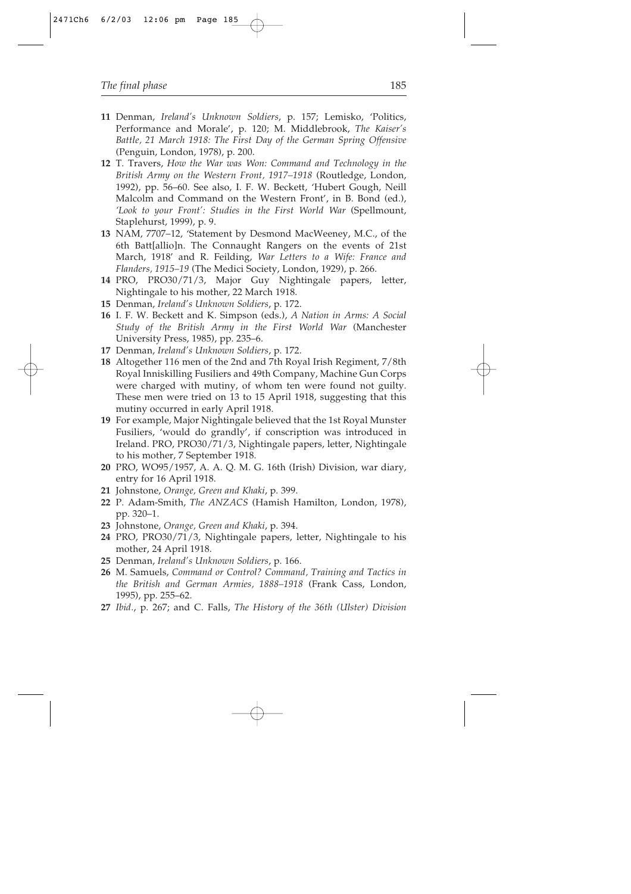**11** Denman, *Ireland's Unknown Soldiers*, p. 157; Lemisko, 'Politics, Performance and Morale', p. 120; M. Middlebrook, *The Kaiser's Battle, 21 March 1918: The First Day of the German Spring Offensive* (Penguin, London, 1978), p. 200.

**12** T. Travers, *How the War was Won: Command and Technology in the British Army on the Western Front, 1917–1918* (Routledge, London, 1992), pp. 56–60. See also, I. F. W. Beckett, 'Hubert Gough, Neill Malcolm and Command on the Western Front', in B. Bond (ed.), *'Look to your Front': Studies in the First World War* (Spellmount, Staplehurst, 1999), p. 9.

**13** NAM, 7707–12, 'Statement by Desmond MacWeeney, M.C., of the 6th Batt[allio]n. The Connaught Rangers on the events of 21st March, 1918' and R. Feilding, *War Letters to a Wife: France and Flanders, 1915–19* (The Medici Society, London, 1929), p. 266.

**14** PRO, PRO30/71/3, Major Guy Nightingale papers, letter, Nightingale to his mother, 22 March 1918.

**15** Denman, *Ireland's Unknown Soldiers*, p. 172.

**16** I. F. W. Beckett and K. Simpson (eds.), *A Nation in Arms: A Social Study of the British Army in the First World War* (Manchester University Press, 1985), pp. 235–6.

**17** Denman, *Ireland's Unknown Soldiers*, p. 172.

**18** Altogether 116 men of the 2nd and 7th Royal Irish Regiment, 7/8th Royal Inniskilling Fusiliers and 49th Company, Machine Gun Corps were charged with mutiny, of whom ten were found not guilty. These men were tried on 13 to 15 April 1918, suggesting that this mutiny occurred in early April 1918.

**19** For example, Major Nightingale believed that the 1st Royal Munster Fusiliers, 'would do grandly', if conscription was introduced in Ireland. PRO, PRO30/71/3, Nightingale papers, letter, Nightingale to his mother, 7 September 1918.

**20** PRO, WO95/1957, A. A. Q. M. G. 16th (Irish) Division, war diary, entry for 16 April 1918.

**21** Johnstone, *Orange, Green and Khaki*, p. 399.

**22** P. Adam-Smith, *The ANZACS* (Hamish Hamilton, London, 1978), pp. 320–1.

**23** Johnstone, *Orange, Green and Khaki*, p. 394.

**24** PRO, PRO30/71/3, Nightingale papers, letter, Nightingale to his mother, 24 April 1918.

**25** Denman, *Ireland's Unknown Soldiers*, p. 166.

**26** M. Samuels, *Command or Control? Command, Training and Tactics in the British and German Armies, 1888–1918* (Frank Cass, London, 1995), pp. 255–62.

**27** *Ibid*., p. 267; and C. Falls, *The History of the 36th (Ulster) Division*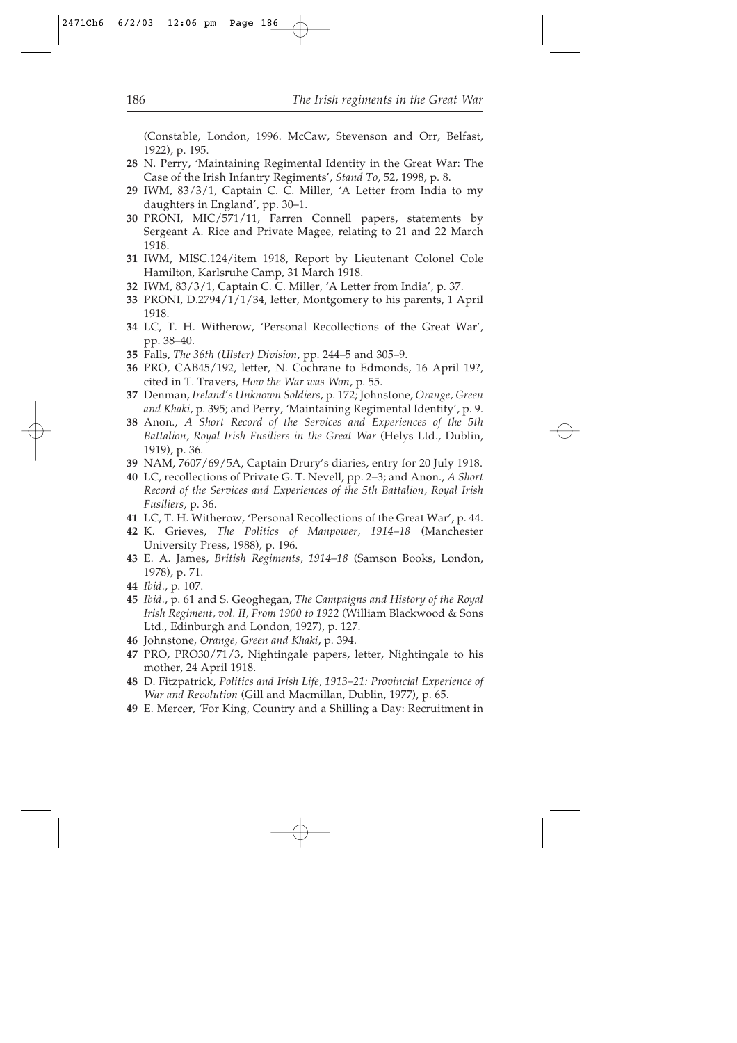(Constable, London, 1996. McCaw, Stevenson and Orr, Belfast, 1922), p. 195.

**28** N. Perry, 'Maintaining Regimental Identity in the Great War: The Case of the Irish Infantry Regiments', *Stand To*, 52, 1998, p. 8.

**29** IWM, 83/3/1, Captain C. C. Miller, 'A Letter from India to my daughters in England', pp. 30–1.

**30** PRONI, MIC/571/11, Farren Connell papers, statements by Sergeant A. Rice and Private Magee, relating to 21 and 22 March 1918.

**31** IWM, MISC.124/item 1918, Report by Lieutenant Colonel Cole Hamilton, Karlsruhe Camp, 31 March 1918.

**32** IWM, 83/3/1, Captain C. C. Miller, 'A Letter from India', p. 37.

**33** PRONI, D.2794/1/1/34, letter, Montgomery to his parents, 1 April 1918.

**34** LC, T. H. Witherow, 'Personal Recollections of the Great War', pp. 38–40.

**35** Falls, *The 36th (Ulster) Division*, pp. 244–5 and 305–9.

**36** PRO, CAB45/192, letter, N. Cochrane to Edmonds, 16 April 19?, cited in T. Travers, *How the War was Won*, p. 55.

**37** Denman, *Ireland's Unknown Soldiers*, p. 172; Johnstone, *Orange, Green and Khaki*, p. 395; and Perry, 'Maintaining Regimental Identity', p. 9.

**38** Anon., *A Short Record of the Services and Experiences of the 5th Battalion, Royal Irish Fusiliers in the Great War* (Helys Ltd., Dublin, 1919), p. 36.

**39** NAM, 7607/69/5A, Captain Drury's diaries, entry for 20 July 1918.

**40** LC, recollections of Private G. T. Nevell, pp. 2–3; and Anon., *A Short Record of the Services and Experiences of the 5th Battalion, Royal Irish Fusiliers*, p. 36.

**41** LC, T. H. Witherow, 'Personal Recollections of the Great War', p. 44.

**42** K. Grieves, *The Politics of Manpower, 1914–18* (Manchester University Press, 1988), p. 196.

**43** E. A. James, *British Regiments, 1914–18* (Samson Books, London, 1978), p. 71.

**44** *Ibid.*, p. 107.

**45** *Ibid.*, p. 61 and S. Geoghegan, *The Campaigns and History of the Royal Irish Regiment, vol. II, From 1900 to 1922* (William Blackwood & Sons Ltd., Edinburgh and London, 1927), p. 127.

**46** Johnstone, *Orange, Green and Khaki*, p. 394.

**47** PRO, PRO30/71/3, Nightingale papers, letter, Nightingale to his mother, 24 April 1918.

**48** D. Fitzpatrick, *Politics and Irish Life, 1913–21: Provincial Experience of War and Revolution* (Gill and Macmillan, Dublin, 1977), p. 65.

**49** E. Mercer, 'For King, Country and a Shilling a Day: Recruitment in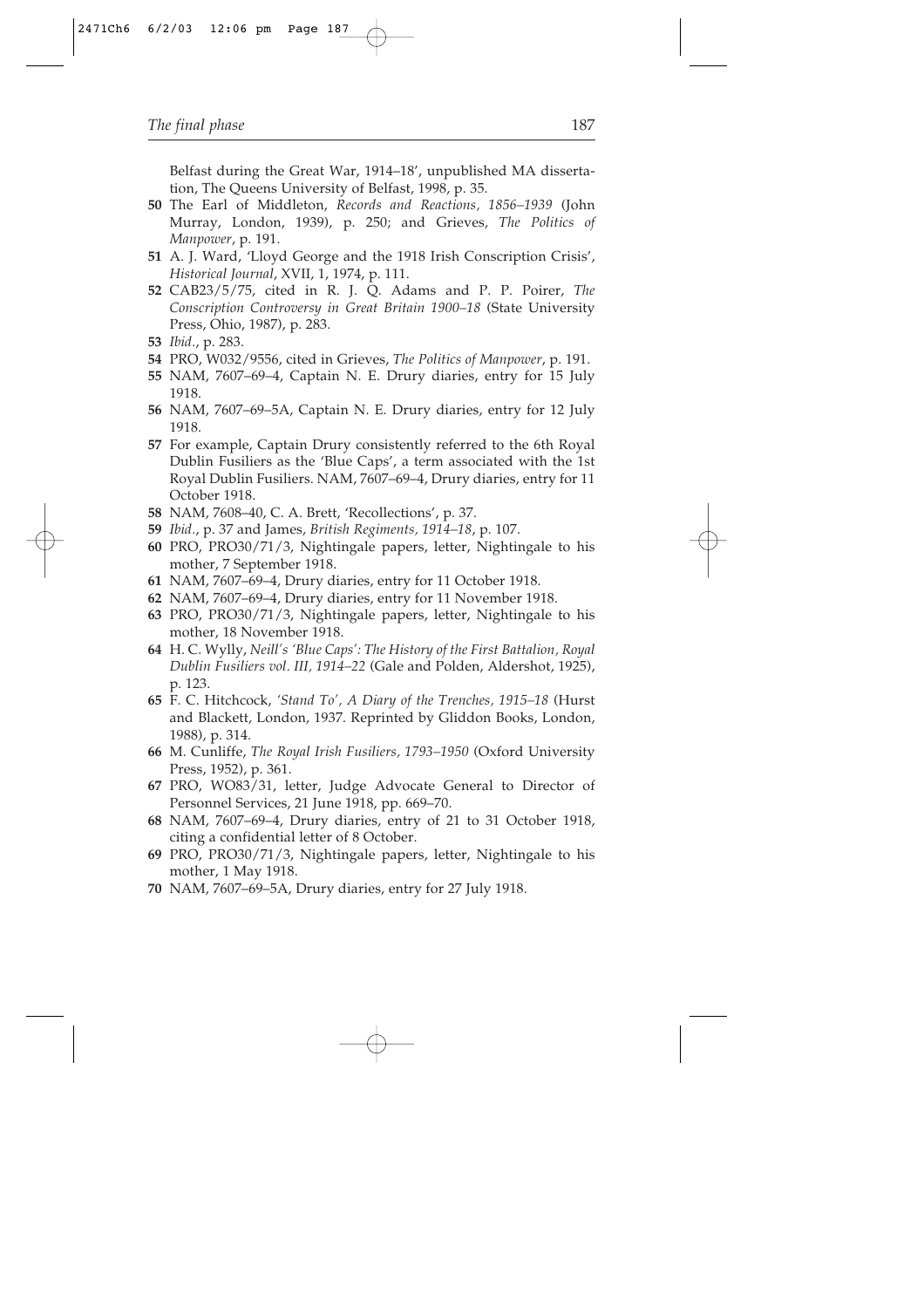Belfast during the Great War, 1914–18', unpublished MA dissertation, The Queens University of Belfast, 1998, p. 35.

**50** The Earl of Middleton, *Records and Reactions, 1856–1939* (John Murray, London, 1939), p. 250; and Grieves, *The Politics of Manpower*, p. 191.

**51** A. J. Ward, 'Lloyd George and the 1918 Irish Conscription Crisis', *Historical Journal*, XVII, 1, 1974, p. 111.

**52** CAB23/5/75, cited in R. J. Q. Adams and P. P. Poirer, *The Conscription Controversy in Great Britain 1900–18* (State University Press, Ohio, 1987), p. 283.

**53** *Ibid.*, p. 283.

**54** PRO, W032/9556, cited in Grieves, *The Politics of Manpower*, p. 191.

**55** NAM, 7607–69–4, Captain N. E. Drury diaries, entry for 15 July 1918.

**56** NAM, 7607–69–5A, Captain N. E. Drury diaries, entry for 12 July 1918.

**57** For example, Captain Drury consistently referred to the 6th Royal Dublin Fusiliers as the 'Blue Caps', a term associated with the 1st Royal Dublin Fusiliers. NAM, 7607–69–4, Drury diaries, entry for 11 October 1918.

**58** NAM, 7608–40, C. A. Brett, 'Recollections', p. 37.

**59** *Ibid.*, p. 37 and James, *British Regiments, 1914–18*, p. 107.

**60** PRO, PRO30/71/3, Nightingale papers, letter, Nightingale to his mother, 7 September 1918.

**61** NAM, 7607–69–4, Drury diaries, entry for 11 October 1918.

**62** NAM, 7607–69–4, Drury diaries, entry for 11 November 1918.

**63** PRO, PRO30/71/3, Nightingale papers, letter, Nightingale to his mother, 18 November 1918.

**64** H. C. Wylly, *Neill's 'Blue Caps': The History of the First Battalion, Royal Dublin Fusiliers vol. III, 1914–22* (Gale and Polden, Aldershot, 1925), p. 123.

**65** F. C. Hitchcock, *'Stand To', A Diary of the Trenches, 1915–18* (Hurst and Blackett, London, 1937. Reprinted by Gliddon Books, London, 1988), p. 314.

**66** M. Cunliffe, *The Royal Irish Fusiliers, 1793–1950* (Oxford University Press, 1952), p. 361.

**67** PRO, WO83/31, letter, Judge Advocate General to Director of Personnel Services, 21 June 1918, pp. 669–70.

**68** NAM, 7607–69–4, Drury diaries, entry of 21 to 31 October 1918, citing a confidential letter of 8 October.

**69** PRO, PRO30/71/3, Nightingale papers, letter, Nightingale to his mother, 1 May 1918.

**70** NAM, 7607–69–5A, Drury diaries, entry for 27 July 1918.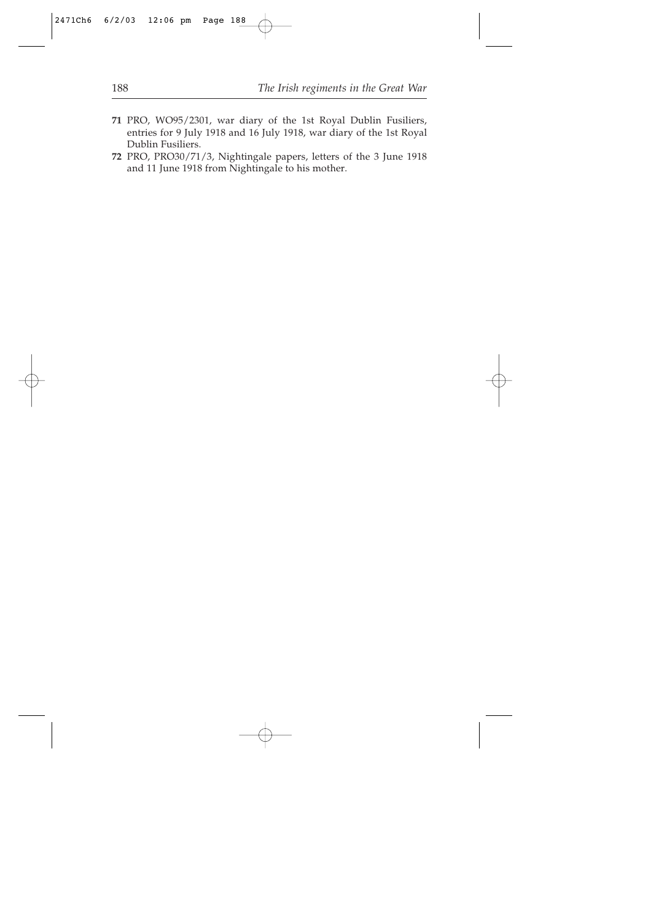**71** PRO, WO95/2301, war diary of the 1st Royal Dublin Fusiliers, entries for 9 July 1918 and 16 July 1918, war diary of the 1st Royal Dublin Fusiliers.

**72** PRO, PRO30/71/3, Nightingale papers, letters of the 3 June 1918 and 11 June 1918 from Nightingale to his mother.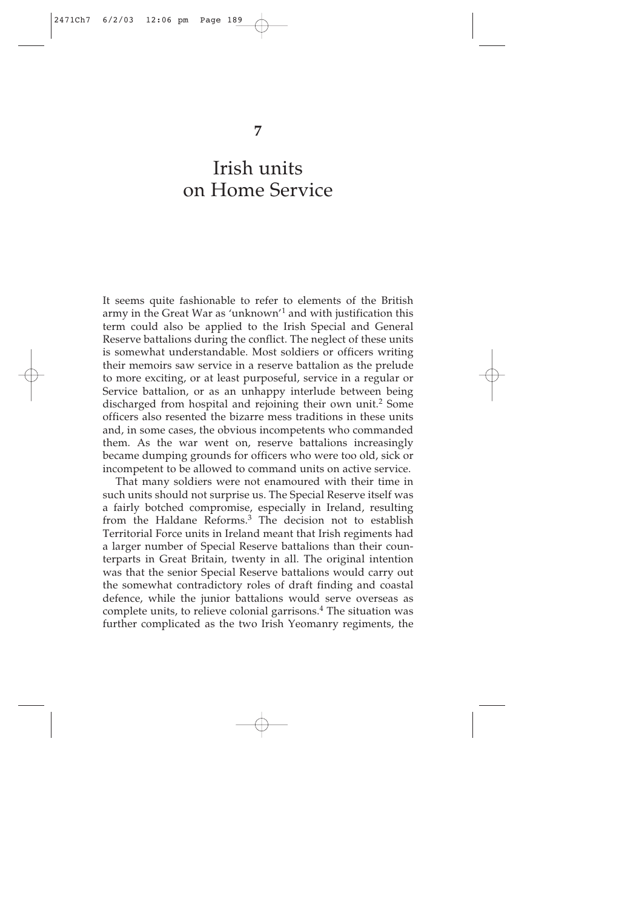# 7

# Irish units on Home Service

It seems quite fashionable to refer to elements of the British army in the Great War as 'unknown'[1] and with justification this term could also be applied to the Irish Special and General Reserve battalions during the conflict. The neglect of these units is somewhat understandable. Most soldiers or officers writing their memoirs saw service in a reserve battalion as the prelude to more exciting, or at least purposeful, service in a regular or Service battalion, or as an unhappy interlude between being discharged from hospital and rejoining their own unit.[2] Some officers also resented the bizarre mess traditions in these units and, in some cases, the obvious incompetents who commanded them. As the war went on, reserve battalions increasingly became dumping grounds for officers who were too old, sick or incompetent to be allowed to command units on active service.

That many soldiers were not enamoured with their time in such units should not surprise us. The Special Reserve itself was a fairly botched compromise, especially in Ireland, resulting from the Haldane Reforms.[3] The decision not to establish Territorial Force units in Ireland meant that Irish regiments had a larger number of Special Reserve battalions than their counterparts in Great Britain, twenty in all. The original intention was that the senior Special Reserve battalions would carry out the somewhat contradictory roles of draft finding and coastal defence, while the junior battalions would serve overseas as complete units, to relieve colonial garrisons.[4] The situation was further complicated as the two Irish Yeomanry regiments, the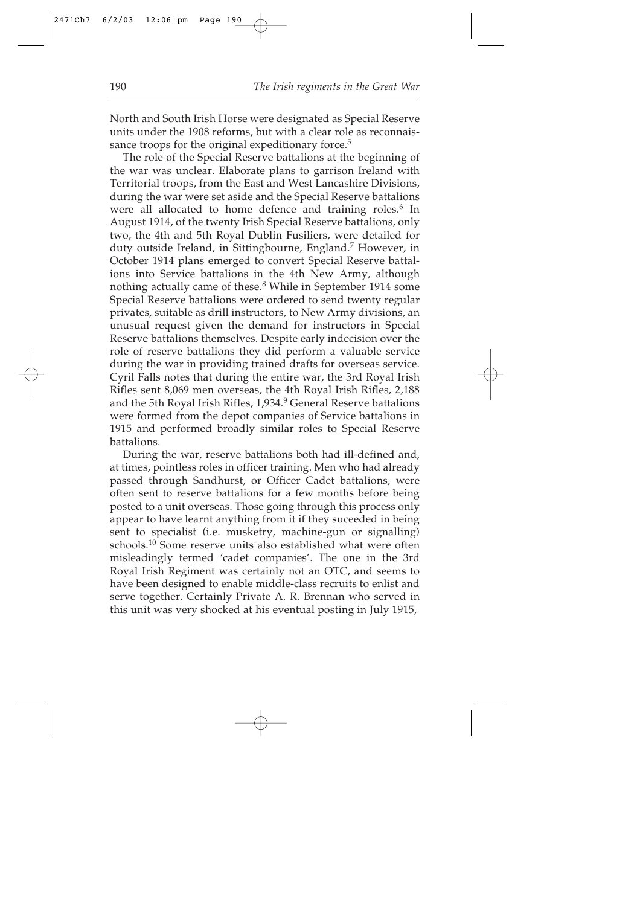North and South Irish Horse were designated as Special Reserve units under the 1908 reforms, but with a clear role as reconnaissance troops for the original expeditionary force.[5]

The role of the Special Reserve battalions at the beginning of the war was unclear. Elaborate plans to garrison Ireland with Territorial troops, from the East and West Lancashire Divisions, during the war were set aside and the Special Reserve battalions were all allocated to home defence and training roles.[6] In August 1914, of the twenty Irish Special Reserve battalions, only two, the 4th and 5th Royal Dublin Fusiliers, were detailed for duty outside Ireland, in Sittingbourne, England.[7] However, in October 1914 plans emerged to convert Special Reserve battalions into Service battalions in the 4th New Army, although nothing actually came of these.[8] While in September 1914 some Special Reserve battalions were ordered to send twenty regular privates, suitable as drill instructors, to New Army divisions, an unusual request given the demand for instructors in Special Reserve battalions themselves. Despite early indecision over the role of reserve battalions they did perform a valuable service during the war in providing trained drafts for overseas service. Cyril Falls notes that during the entire war, the 3rd Royal Irish Rifles sent 8,069 men overseas, the 4th Royal Irish Rifles, 2,188 and the 5th Royal Irish Rifles, 1,934.[9] General Reserve battalions were formed from the depot companies of Service battalions in 1915 and performed broadly similar roles to Special Reserve battalions.

During the war, reserve battalions both had ill-defined and, at times, pointless roles in officer training. Men who had already passed through Sandhurst, or Officer Cadet battalions, were often sent to reserve battalions for a few months before being posted to a unit overseas. Those going through this process only appear to have learnt anything from it if they suceeded in being sent to specialist (i.e. musketry, machine-gun or signalling) schools.[10] Some reserve units also established what were often misleadingly termed 'cadet companies'. The one in the 3rd Royal Irish Regiment was certainly not an OTC, and seems to have been designed to enable middle-class recruits to enlist and serve together. Certainly Private A. R. Brennan who served in this unit was very shocked at his eventual posting in July 1915,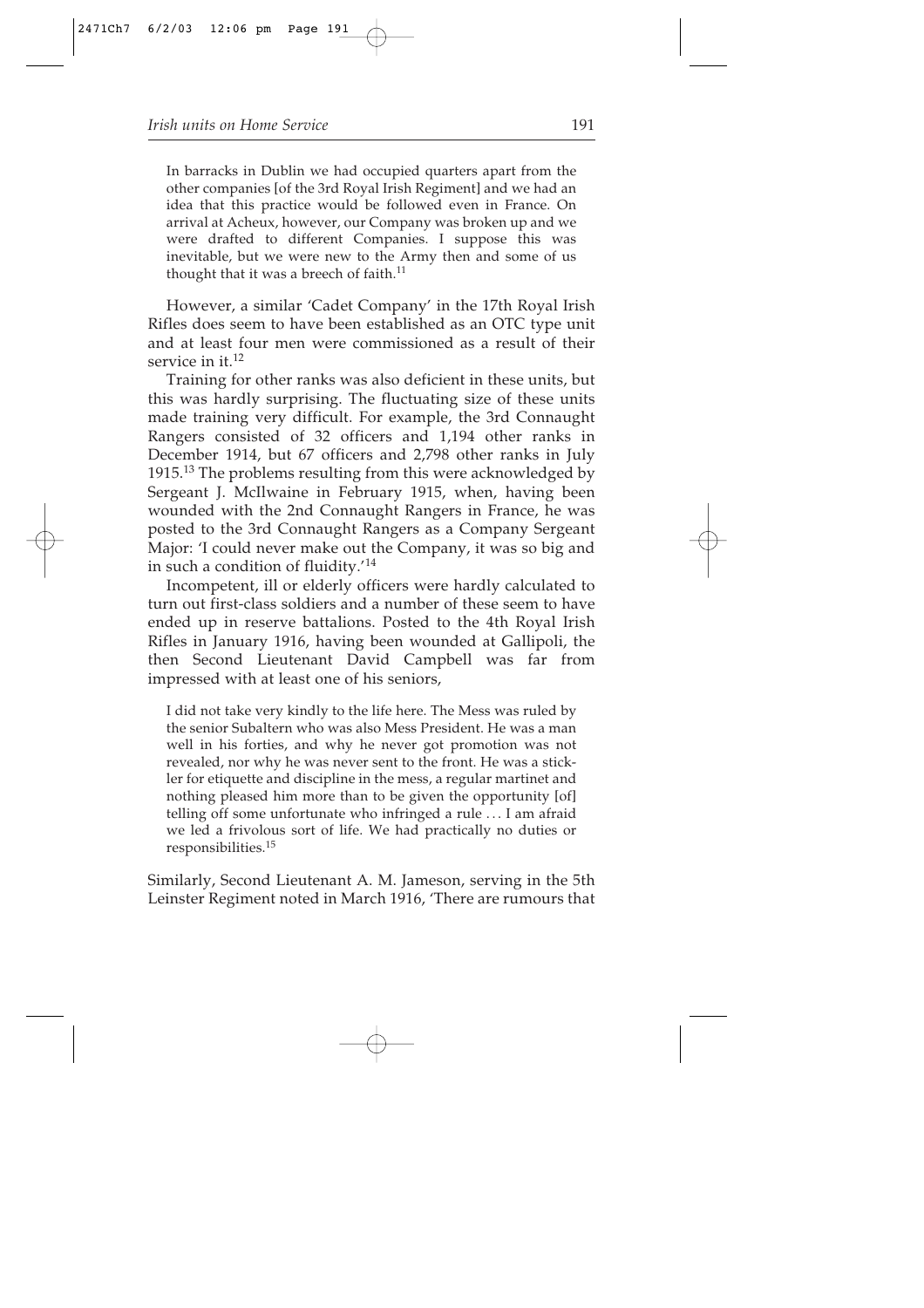> In barracks in Dublin we had occupied quarters apart from the other companies [of the 3rd Royal Irish Regiment] and we had an idea that this practice would be followed even in France. On arrival at Acheux, however, our Company was broken up and we were drafted to different Companies. I suppose this was inevitable, but we were new to the Army then and some of us thought that it was a breech of faith.[11]

However, a similar 'Cadet Company' in the 17th Royal Irish Rifles does seem to have been established as an OTC type unit and at least four men were commissioned as a result of their service in it.[12]

Training for other ranks was also deficient in these units, but this was hardly surprising. The fluctuating size of these units made training very difficult. For example, the 3rd Connaught Rangers consisted of 32 officers and 1,194 other ranks in December 1914, but 67 officers and 2,798 other ranks in July 1915.[13] The problems resulting from this were acknowledged by Sergeant J. McIlwaine in February 1915, when, having been wounded with the 2nd Connaught Rangers in France, he was posted to the 3rd Connaught Rangers as a Company Sergeant Major: 'I could never make out the Company, it was so big and in such a condition of fluidity.'[14]

Incompetent, ill or elderly officers were hardly calculated to turn out first-class soldiers and a number of these seem to have ended up in reserve battalions. Posted to the 4th Royal Irish Rifles in January 1916, having been wounded at Gallipoli, the then Second Lieutenant David Campbell was far from impressed with at least one of his seniors,

> I did not take very kindly to the life here. The Mess was ruled by the senior Subaltern who was also Mess President. He was a man well in his forties, and why he never got promotion was not revealed, nor why he was never sent to the front. He was a stickler for etiquette and discipline in the mess, a regular martinet and nothing pleased him more than to be given the opportunity [of] telling off some unfortunate who infringed a rule . . . I am afraid we led a frivolous sort of life. We had practically no duties or responsibilities.[15]

Similarly, Second Lieutenant A. M. Jameson, serving in the 5th Leinster Regiment noted in March 1916, 'There are rumours that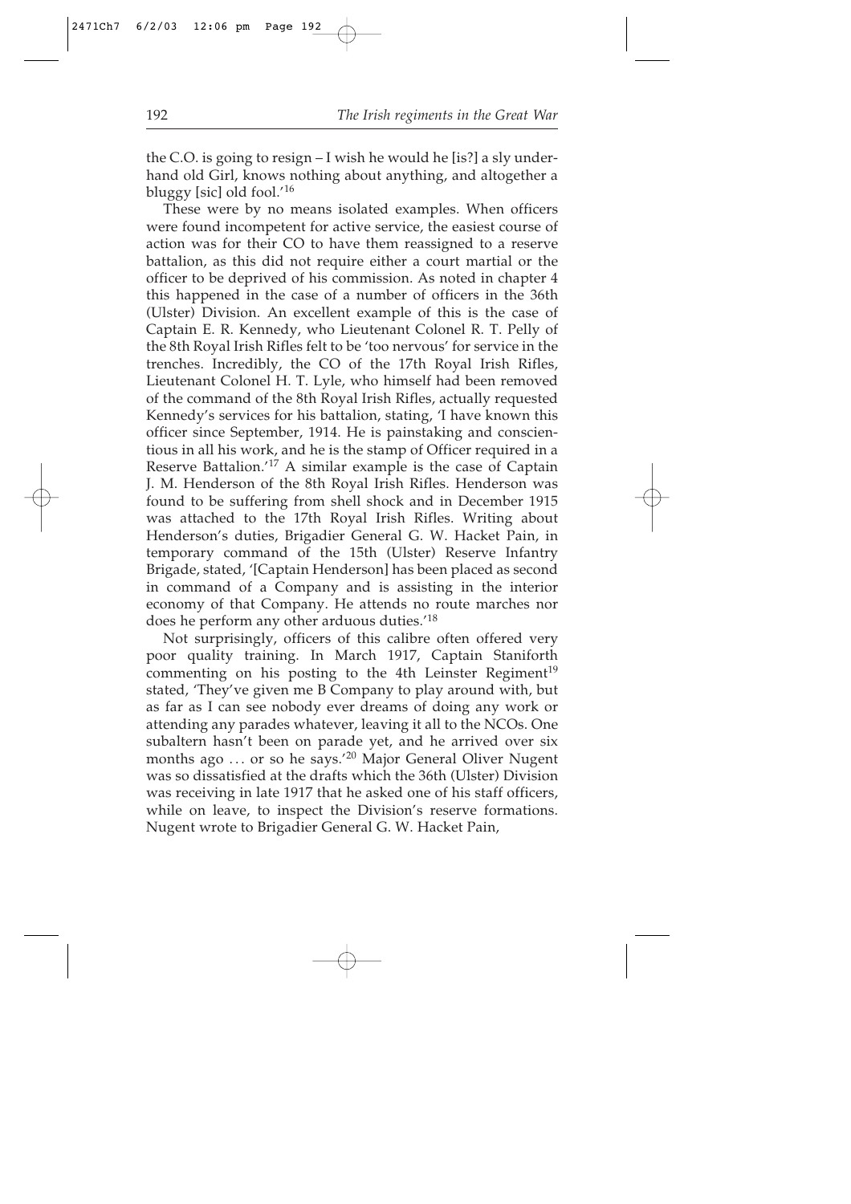the C.O. is going to resign – I wish he would he [is?] a sly underhand old Girl, knows nothing about anything, and altogether a bluggy [sic] old fool.'[16]

These were by no means isolated examples. When officers were found incompetent for active service, the easiest course of action was for their CO to have them reassigned to a reserve battalion, as this did not require either a court martial or the officer to be deprived of his commission. As noted in chapter 4 this happened in the case of a number of officers in the 36th (Ulster) Division. An excellent example of this is the case of Captain E. R. Kennedy, who Lieutenant Colonel R. T. Pelly of the 8th Royal Irish Rifles felt to be 'too nervous' for service in the trenches. Incredibly, the CO of the 17th Royal Irish Rifles, Lieutenant Colonel H. T. Lyle, who himself had been removed of the command of the 8th Royal Irish Rifles, actually requested Kennedy's services for his battalion, stating, 'I have known this officer since September, 1914. He is painstaking and conscientious in all his work, and he is the stamp of Officer required in a Reserve Battalion.'[17] A similar example is the case of Captain J. M. Henderson of the 8th Royal Irish Rifles. Henderson was found to be suffering from shell shock and in December 1915 was attached to the 17th Royal Irish Rifles. Writing about Henderson's duties, Brigadier General G. W. Hacket Pain, in temporary command of the 15th (Ulster) Reserve Infantry Brigade, stated, '[Captain Henderson] has been placed as second in command of a Company and is assisting in the interior economy of that Company. He attends no route marches nor does he perform any other arduous duties.'[18]

Not surprisingly, officers of this calibre often offered very poor quality training. In March 1917, Captain Staniforth commenting on his posting to the 4th Leinster Regiment[19] stated, 'They've given me B Company to play around with, but as far as I can see nobody ever dreams of doing any work or attending any parades whatever, leaving it all to the NCOs. One subaltern hasn't been on parade yet, and he arrived over six months ago ... or so he says.'[20] Major General Oliver Nugent was so dissatisfied at the drafts which the 36th (Ulster) Division was receiving in late 1917 that he asked one of his staff officers, while on leave, to inspect the Division's reserve formations. Nugent wrote to Brigadier General G. W. Hacket Pain,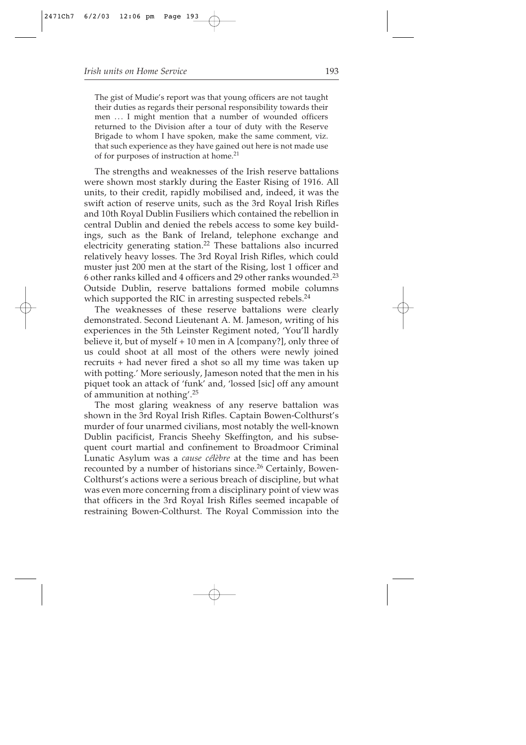> The gist of Mudie's report was that young officers are not taught their duties as regards their personal responsibility towards their men . . . I might mention that a number of wounded officers returned to the Division after a tour of duty with the Reserve Brigade to whom I have spoken, make the same comment, viz. that such experience as they have gained out here is not made use of for purposes of instruction at home.[21]

The strengths and weaknesses of the Irish reserve battalions were shown most starkly during the Easter Rising of 1916. All units, to their credit, rapidly mobilised and, indeed, it was the swift action of reserve units, such as the 3rd Royal Irish Rifles and 10th Royal Dublin Fusiliers which contained the rebellion in central Dublin and denied the rebels access to some key buildings, such as the Bank of Ireland, telephone exchange and electricity generating station.[22] These battalions also incurred relatively heavy losses. The 3rd Royal Irish Rifles, which could muster just 200 men at the start of the Rising, lost 1 officer and 6 other ranks killed and 4 officers and 29 other ranks wounded.[23] Outside Dublin, reserve battalions formed mobile columns which supported the RIC in arresting suspected rebels.[24]

The weaknesses of these reserve battalions were clearly demonstrated. Second Lieutenant A. M. Jameson, writing of his experiences in the 5th Leinster Regiment noted, 'You'll hardly believe it, but of myself + 10 men in A [company?], only three of us could shoot at all most of the others were newly joined recruits + had never fired a shot so all my time was taken up with potting.' More seriously, Jameson noted that the men in his piquet took an attack of 'funk' and, 'lossed [sic] off any amount of ammunition at nothing'.[25]

The most glaring weakness of any reserve battalion was shown in the 3rd Royal Irish Rifles. Captain Bowen-Colthurst's murder of four unarmed civilians, most notably the well-known Dublin pacificist, Francis Sheehy Skeffington, and his subsequent court martial and confinement to Broadmoor Criminal Lunatic Asylum was a *cause célèbre* at the time and has been recounted by a number of historians since.[26] Certainly, Bowen-Colthurst's actions were a serious breach of discipline, but what was even more concerning from a disciplinary point of view was that officers in the 3rd Royal Irish Rifles seemed incapable of restraining Bowen-Colthurst. The Royal Commission into the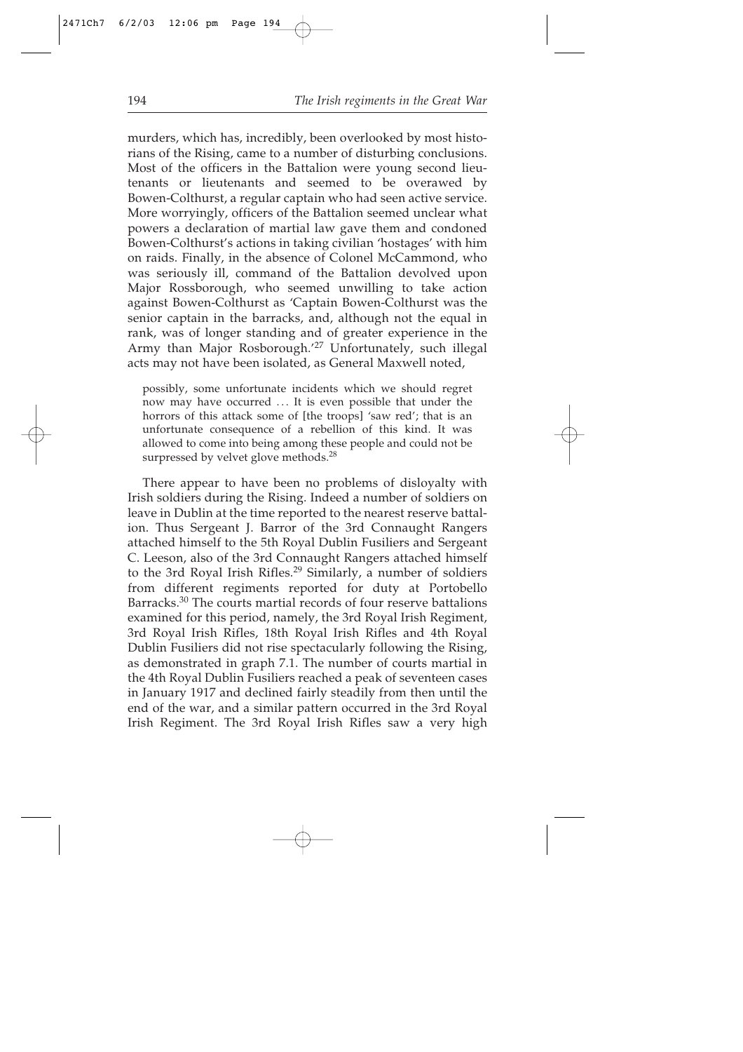murders, which has, incredibly, been overlooked by most historians of the Rising, came to a number of disturbing conclusions. Most of the officers in the Battalion were young second lieutenants or lieutenants and seemed to be overawed by Bowen-Colthurst, a regular captain who had seen active service. More worryingly, officers of the Battalion seemed unclear what powers a declaration of martial law gave them and condoned Bowen-Colthurst's actions in taking civilian 'hostages' with him on raids. Finally, in the absence of Colonel McCammond, who was seriously ill, command of the Battalion devolved upon Major Rossborough, who seemed unwilling to take action against Bowen-Colthurst as 'Captain Bowen-Colthurst was the senior captain in the barracks, and, although not the equal in rank, was of longer standing and of greater experience in the Army than Major Rosborough.'[27] Unfortunately, such illegal acts may not have been isolated, as General Maxwell noted,

> possibly, some unfortunate incidents which we should regret now may have occurred … It is even possible that under the horrors of this attack some of [the troops] 'saw red'; that is an unfortunate consequence of a rebellion of this kind. It was allowed to come into being among these people and could not be surpressed by velvet glove methods.[28]

There appear to have been no problems of disloyalty with Irish soldiers during the Rising. Indeed a number of soldiers on leave in Dublin at the time reported to the nearest reserve battalion. Thus Sergeant J. Barror of the 3rd Connaught Rangers attached himself to the 5th Royal Dublin Fusiliers and Sergeant C. Leeson, also of the 3rd Connaught Rangers attached himself to the 3rd Royal Irish Rifles.[29] Similarly, a number of soldiers from different regiments reported for duty at Portobello Barracks.[30] The courts martial records of four reserve battalions examined for this period, namely, the 3rd Royal Irish Regiment, 3rd Royal Irish Rifles, 18th Royal Irish Rifles and 4th Royal Dublin Fusiliers did not rise spectacularly following the Rising, as demonstrated in graph 7.1. The number of courts martial in the 4th Royal Dublin Fusiliers reached a peak of seventeen cases in January 1917 and declined fairly steadily from then until the end of the war, and a similar pattern occurred in the 3rd Royal Irish Regiment. The 3rd Royal Irish Rifles saw a very high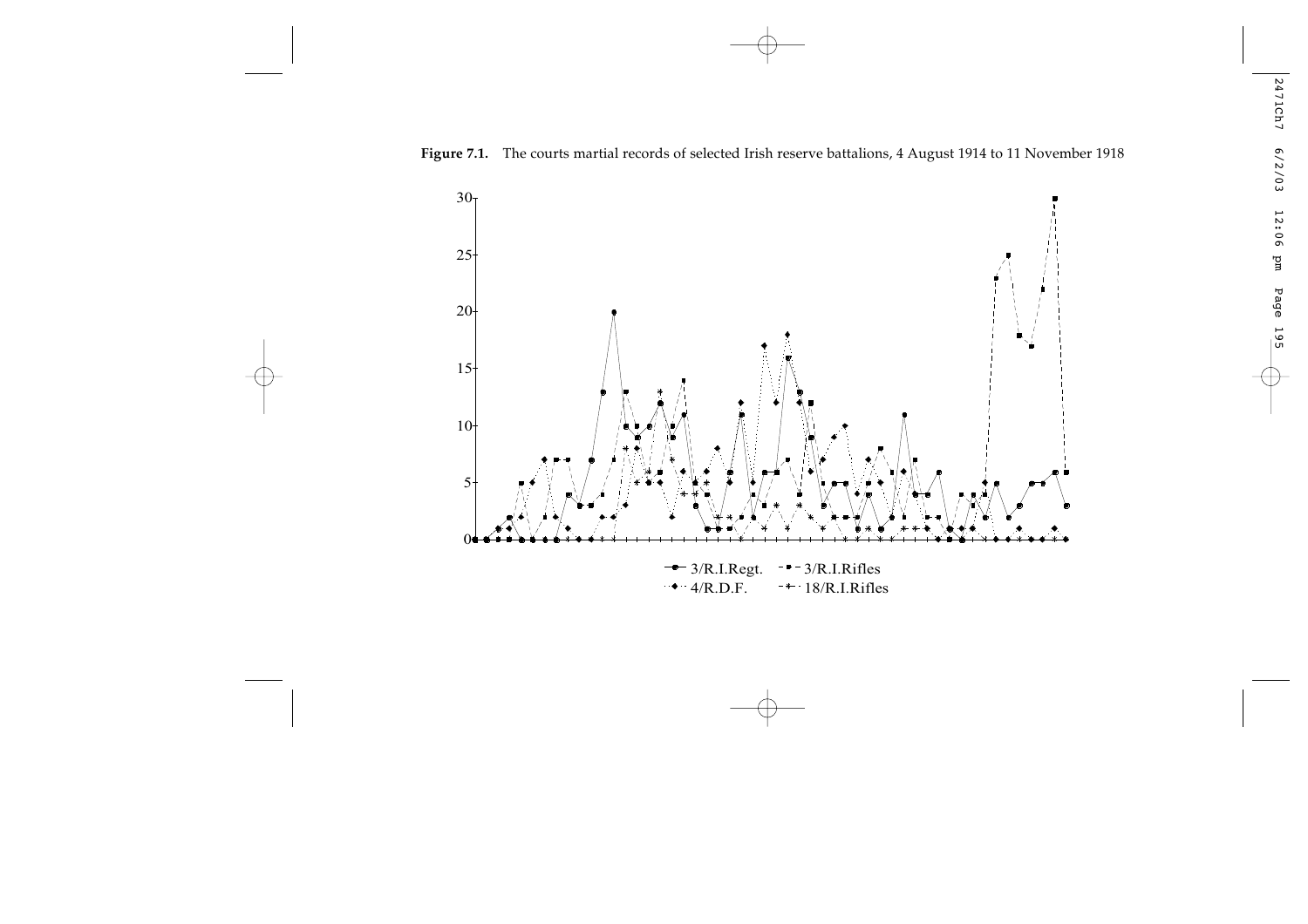**Figure 7.1.** The courts martial records of selected Irish reserve battalions, 4 August 1914 to 11 November 1918

3/R.I.Regt. 3/R.I.Rifles 4/R.D.F. 18/R.I.Rifles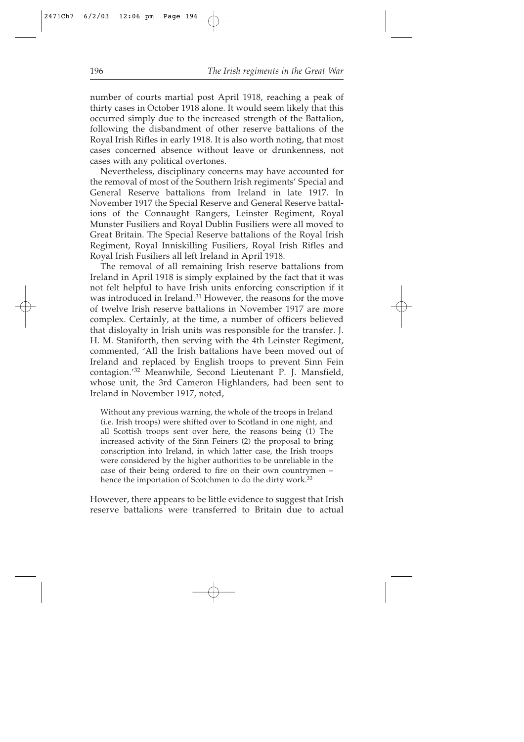number of courts martial post April 1918, reaching a peak of thirty cases in October 1918 alone. It would seem likely that this occurred simply due to the increased strength of the Battalion, following the disbandment of other reserve battalions of the Royal Irish Rifles in early 1918. It is also worth noting, that most cases concerned absence without leave or drunkenness, not cases with any political overtones.

Nevertheless, disciplinary concerns may have accounted for the removal of most of the Southern Irish regiments' Special and General Reserve battalions from Ireland in late 1917. In November 1917 the Special Reserve and General Reserve battalions of the Connaught Rangers, Leinster Regiment, Royal Munster Fusiliers and Royal Dublin Fusiliers were all moved to Great Britain. The Special Reserve battalions of the Royal Irish Regiment, Royal Inniskilling Fusiliers, Royal Irish Rifles and Royal Irish Fusiliers all left Ireland in April 1918.

The removal of all remaining Irish reserve battalions from Ireland in April 1918 is simply explained by the fact that it was not felt helpful to have Irish units enforcing conscription if it was introduced in Ireland.[31] However, the reasons for the move of twelve Irish reserve battalions in November 1917 are more complex. Certainly, at the time, a number of officers believed that disloyalty in Irish units was responsible for the transfer. J. H. M. Staniforth, then serving with the 4th Leinster Regiment, commented, 'All the Irish battalions have been moved out of Ireland and replaced by English troops to prevent Sinn Fein contagion.'[32] Meanwhile, Second Lieutenant P. J. Mansfield, whose unit, the 3rd Cameron Highlanders, had been sent to Ireland in November 1917, noted,

> Without any previous warning, the whole of the troops in Ireland (i.e. Irish troops) were shifted over to Scotland in one night, and all Scottish troops sent over here, the reasons being (1) The increased activity of the Sinn Feiners (2) the proposal to bring conscription into Ireland, in which latter case, the Irish troops were considered by the higher authorities to be unreliable in the case of their being ordered to fire on their own countrymen – hence the importation of Scotchmen to do the dirty work.[33]

However, there appears to be little evidence to suggest that Irish reserve battalions were transferred to Britain due to actual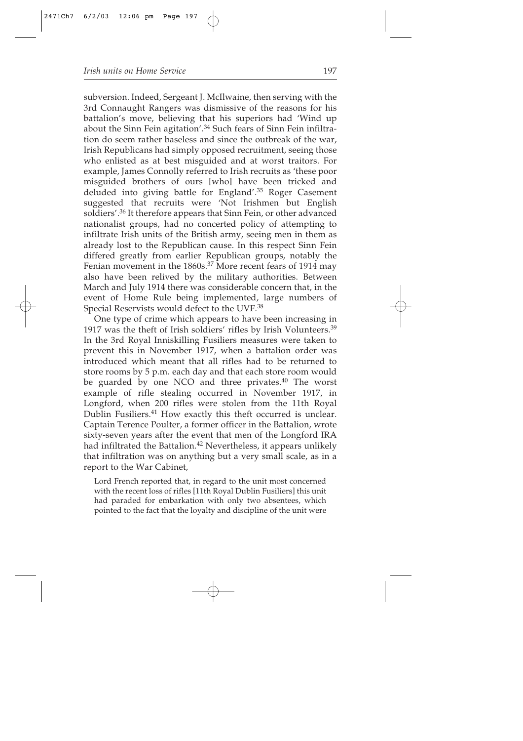subversion. Indeed, Sergeant J. McIlwaine, then serving with the 3rd Connaught Rangers was dismissive of the reasons for his battalion's move, believing that his superiors had 'Wind up about the Sinn Fein agitation'.[34] Such fears of Sinn Fein infiltration do seem rather baseless and since the outbreak of the war, Irish Republicans had simply opposed recruitment, seeing those who enlisted as at best misguided and at worst traitors. For example, James Connolly referred to Irish recruits as 'these poor misguided brothers of ours [who] have been tricked and deluded into giving battle for England'.[35] Roger Casement suggested that recruits were 'Not Irishmen but English soldiers'.[36] It therefore appears that Sinn Fein, or other advanced nationalist groups, had no concerted policy of attempting to infiltrate Irish units of the British army, seeing men in them as already lost to the Republican cause. In this respect Sinn Fein differed greatly from earlier Republican groups, notably the Fenian movement in the 1860s.[37] More recent fears of 1914 may also have been relived by the military authorities. Between March and July 1914 there was considerable concern that, in the event of Home Rule being implemented, large numbers of Special Reservists would defect to the UVF.[38]

One type of crime which appears to have been increasing in 1917 was the theft of Irish soldiers' rifles by Irish Volunteers.[39] In the 3rd Royal Inniskilling Fusiliers measures were taken to prevent this in November 1917, when a battalion order was introduced which meant that all rifles had to be returned to store rooms by 5 p.m. each day and that each store room would be guarded by one NCO and three privates.[40] The worst example of rifle stealing occurred in November 1917, in Longford, when 200 rifles were stolen from the 11th Royal Dublin Fusiliers.[41] How exactly this theft occurred is unclear. Captain Terence Poulter, a former officer in the Battalion, wrote sixty-seven years after the event that men of the Longford IRA had infiltrated the Battalion.[42] Nevertheless, it appears unlikely that infiltration was on anything but a very small scale, as in a report to the War Cabinet,

> Lord French reported that, in regard to the unit most concerned with the recent loss of rifles [11th Royal Dublin Fusiliers] this unit had paraded for embarkation with only two absentees, which pointed to the fact that the loyalty and discipline of the unit were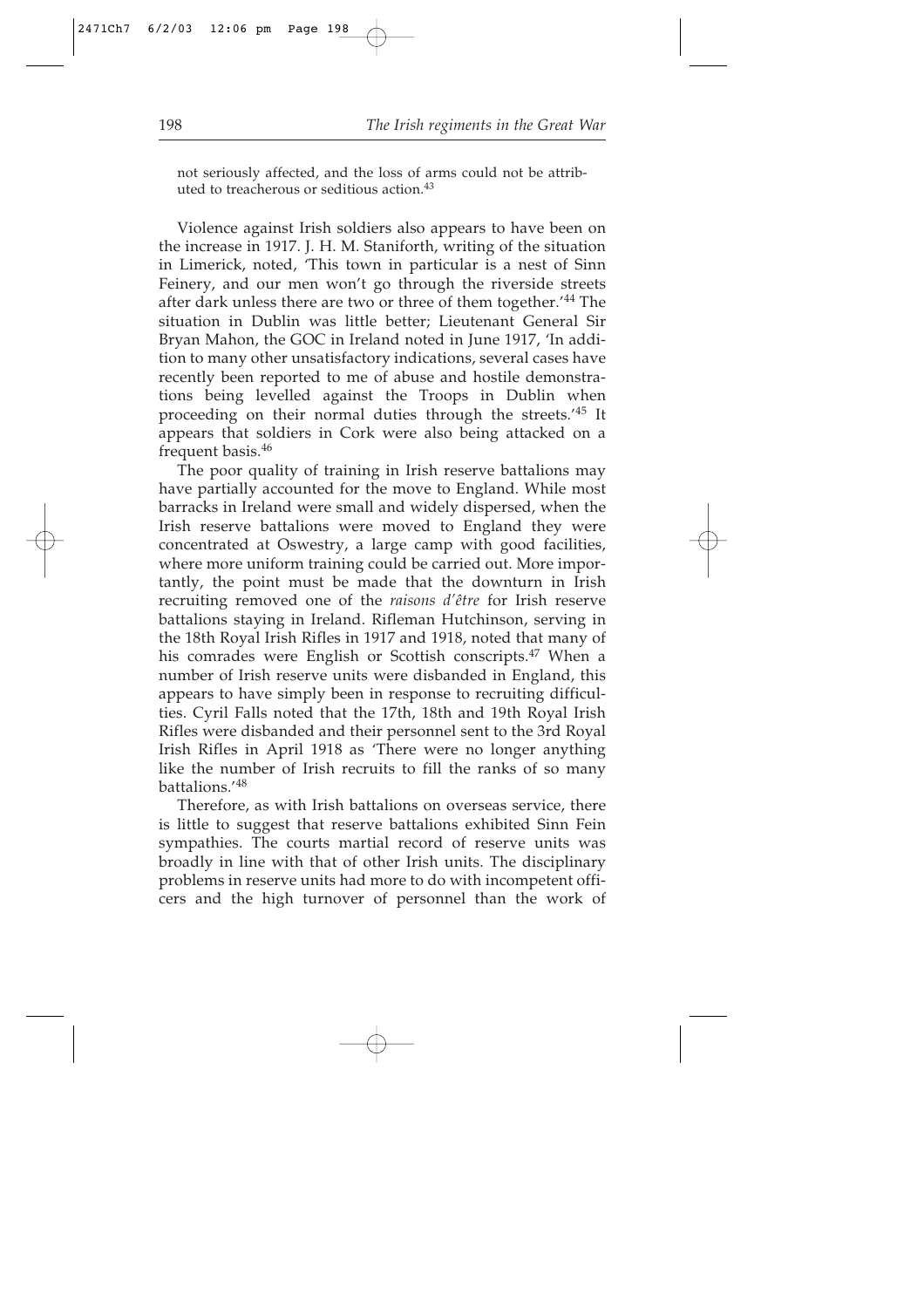not seriously affected, and the loss of arms could not be attributed to treacherous or seditious action.[43]

Violence against Irish soldiers also appears to have been on the increase in 1917. J. H. M. Staniforth, writing of the situation in Limerick, noted, 'This town in particular is a nest of Sinn Feinery, and our men won't go through the riverside streets after dark unless there are two or three of them together.'[44] The situation in Dublin was little better; Lieutenant General Sir Bryan Mahon, the GOC in Ireland noted in June 1917, 'In addition to many other unsatisfactory indications, several cases have recently been reported to me of abuse and hostile demonstrations being levelled against the Troops in Dublin when proceeding on their normal duties through the streets.'[45] It appears that soldiers in Cork were also being attacked on a frequent basis.[46]

The poor quality of training in Irish reserve battalions may have partially accounted for the move to England. While most barracks in Ireland were small and widely dispersed, when the Irish reserve battalions were moved to England they were concentrated at Oswestry, a large camp with good facilities, where more uniform training could be carried out. More importantly, the point must be made that the downturn in Irish recruiting removed one of the *raisons d'être* for Irish reserve battalions staying in Ireland. Rifleman Hutchinson, serving in the 18th Royal Irish Rifles in 1917 and 1918, noted that many of his comrades were English or Scottish conscripts.[47] When a number of Irish reserve units were disbanded in England, this appears to have simply been in response to recruiting difficulties. Cyril Falls noted that the 17th, 18th and 19th Royal Irish Rifles were disbanded and their personnel sent to the 3rd Royal Irish Rifles in April 1918 as 'There were no longer anything like the number of Irish recruits to fill the ranks of so many battalions.'[48]

Therefore, as with Irish battalions on overseas service, there is little to suggest that reserve battalions exhibited Sinn Fein sympathies. The courts martial record of reserve units was broadly in line with that of other Irish units. The disciplinary problems in reserve units had more to do with incompetent officers and the high turnover of personnel than the work of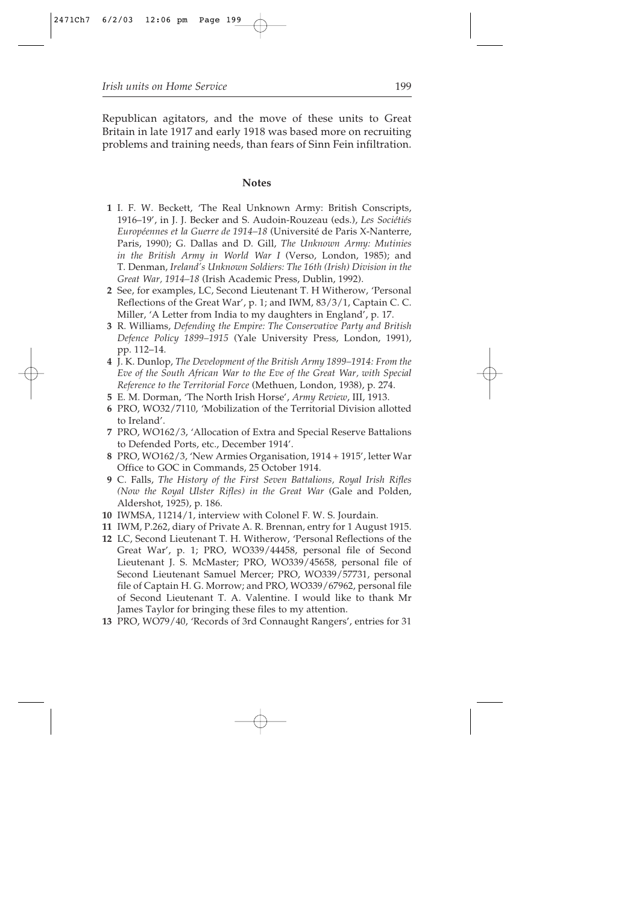Republican agitators, and the move of these units to Great Britain in late 1917 and early 1918 was based more on recruiting problems and training needs, than fears of Sinn Fein infiltration.

## Notes

**1** I. F. W. Beckett, 'The Real Unknown Army: British Conscripts, 1916–19', in J. J. Becker and S. Audoin-Rouzeau (eds.), *Les Sociétiés Européennes et la Guerre de 1914–18* (Université de Paris X-Nanterre, Paris, 1990); G. Dallas and D. Gill, *The Unknown Army: Mutinies in the British Army in World War I* (Verso, London, 1985); and T. Denman, *Ireland's Unknown Soldiers: The 16th (Irish) Division in the Great War, 1914–18* (Irish Academic Press, Dublin, 1992).

**2** See, for examples, LC, Second Lieutenant T. H Witherow, 'Personal Reflections of the Great War', p. 1; and IWM, 83/3/1, Captain C. C. Miller, 'A Letter from India to my daughters in England', p. 17.

**3** R. Williams, *Defending the Empire: The Conservative Party and British Defence Policy 1899–1915* (Yale University Press, London, 1991), pp. 112–14.

**4** J. K. Dunlop, *The Development of the British Army 1899–1914: From the Eve of the South African War to the Eve of the Great War, with Special Reference to the Territorial Force* (Methuen, London, 1938), p. 274.

**5** E. M. Dorman, 'The North Irish Horse', *Army Review*, III, 1913.

**6** PRO, WO32/7110, 'Mobilization of the Territorial Division allotted to Ireland'.

**7** PRO, WO162/3, 'Allocation of Extra and Special Reserve Battalions to Defended Ports, etc., December 1914'.

**8** PRO, WO162/3, 'New Armies Organisation, 1914 + 1915', letter War Office to GOC in Commands, 25 October 1914.

**9** C. Falls, *The History of the First Seven Battalions, Royal Irish Rifles (Now the Royal Ulster Rifles) in the Great War* (Gale and Polden, Aldershot, 1925), p. 186.

**10** IWMSA, 11214/1, interview with Colonel F. W. S. Jourdain.

**11** IWM, P.262, diary of Private A. R. Brennan, entry for 1 August 1915.

**12** LC, Second Lieutenant T. H. Witherow, 'Personal Reflections of the Great War', p. 1; PRO, WO339/44458, personal file of Second Lieutenant J. S. McMaster; PRO, WO339/45658, personal file of Second Lieutenant Samuel Mercer; PRO, WO339/57731, personal file of Captain H. G. Morrow; and PRO, WO339/67962, personal file of Second Lieutenant T. A. Valentine. I would like to thank Mr James Taylor for bringing these files to my attention.

**13** PRO, WO79/40, 'Records of 3rd Connaught Rangers', entries for 31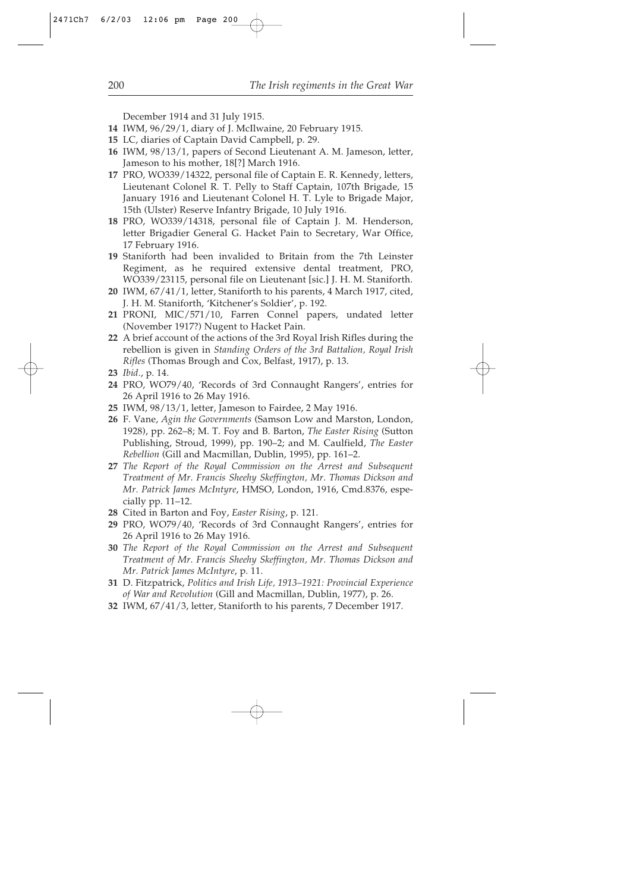December 1914 and 31 July 1915.

**14** IWM, 96/29/1, diary of J. McIlwaine, 20 February 1915.

**15** LC, diaries of Captain David Campbell, p. 29.

**16** IWM, 98/13/1, papers of Second Lieutenant A. M. Jameson, letter, Jameson to his mother, 18[?] March 1916.

**17** PRO, WO339/14322, personal file of Captain E. R. Kennedy, letters, Lieutenant Colonel R. T. Pelly to Staff Captain, 107th Brigade, 15 January 1916 and Lieutenant Colonel H. T. Lyle to Brigade Major, 15th (Ulster) Reserve Infantry Brigade, 10 July 1916.

**18** PRO, WO339/14318, personal file of Captain J. M. Henderson, letter Brigadier General G. Hacket Pain to Secretary, War Office, 17 February 1916.

**19** Staniforth had been invalided to Britain from the 7th Leinster Regiment, as he required extensive dental treatment, PRO, WO339/23115, personal file on Lieutenant [sic.] J. H. M. Staniforth.

**20** IWM, 67/41/1, letter, Staniforth to his parents, 4 March 1917, cited, J. H. M. Staniforth, 'Kitchener's Soldier', p. 192.

**21** PRONI, MIC/571/10, Farren Connel papers, undated letter (November 1917?) Nugent to Hacket Pain.

**22** A brief account of the actions of the 3rd Royal Irish Rifles during the rebellion is given in *Standing Orders of the 3rd Battalion, Royal Irish Rifles* (Thomas Brough and Cox, Belfast, 1917), p. 13.

**23** *Ibid.*, p. 14.

**24** PRO, WO79/40, 'Records of 3rd Connaught Rangers', entries for 26 April 1916 to 26 May 1916.

**25** IWM, 98/13/1, letter, Jameson to Fairdee, 2 May 1916.

**26** F. Vane, *Agin the Governments* (Samson Low and Marston, London, 1928), pp. 262–8; M. T. Foy and B. Barton, *The Easter Rising* (Sutton Publishing, Stroud, 1999), pp. 190–2; and M. Caulfield, *The Easter Rebellion* (Gill and Macmillan, Dublin, 1995), pp. 161–2.

**27** *The Report of the Royal Commission on the Arrest and Subsequent Treatment of Mr. Francis Sheehy Skeffington, Mr. Thomas Dickson and Mr. Patrick James McIntyre*, HMSO, London, 1916, Cmd.8376, especially pp. 11–12.

**28** Cited in Barton and Foy, *Easter Rising*, p. 121.

**29** PRO, WO79/40, 'Records of 3rd Connaught Rangers', entries for 26 April 1916 to 26 May 1916.

**30** *The Report of the Royal Commission on the Arrest and Subsequent Treatment of Mr. Francis Sheehy Skeffington, Mr. Thomas Dickson and Mr. Patrick James McIntyre*, p. 11.

**31** D. Fitzpatrick, *Politics and Irish Life, 1913–1921: Provincial Experience of War and Revolution* (Gill and Macmillan, Dublin, 1977), p. 26.

**32** IWM, 67/41/3, letter, Staniforth to his parents, 7 December 1917.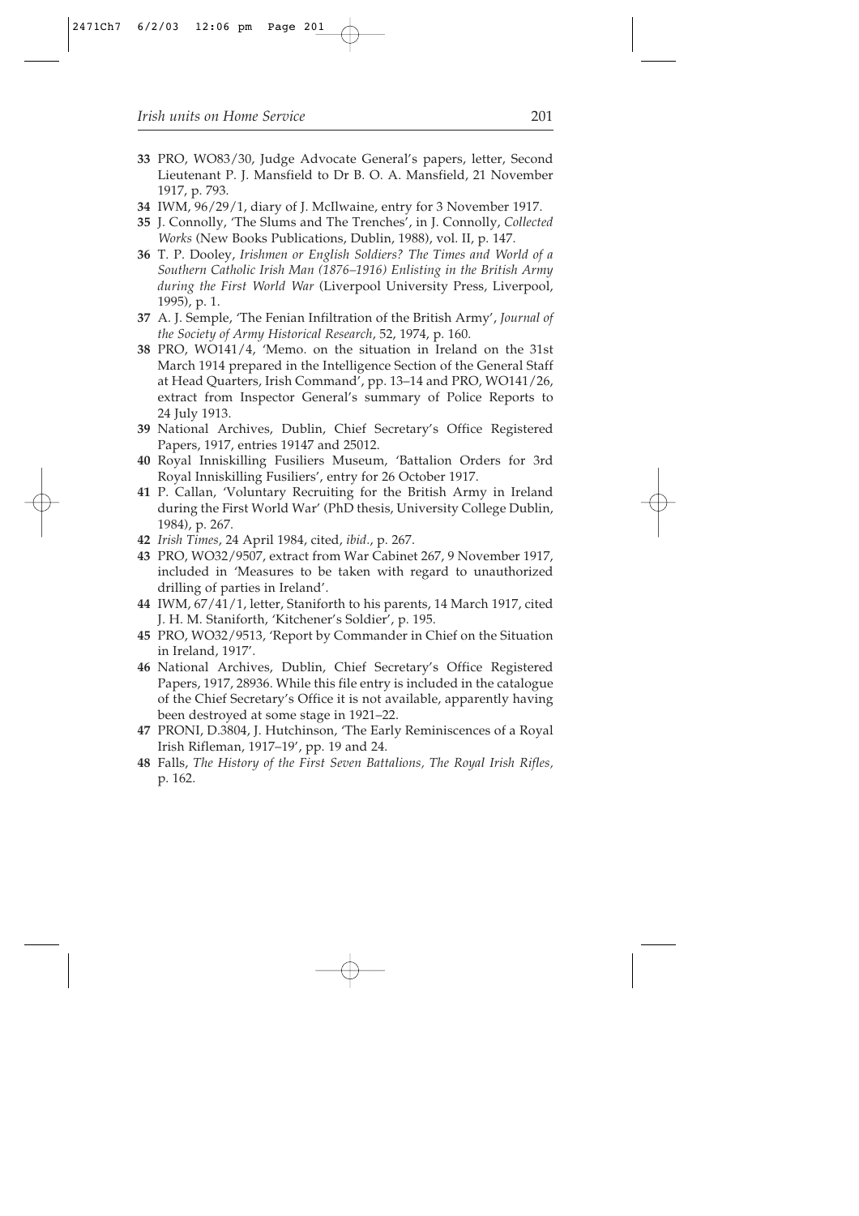**33** PRO, WO83/30, Judge Advocate General's papers, letter, Second Lieutenant P. J. Mansfield to Dr B. O. A. Mansfield, 21 November 1917, p. 793.

**34** IWM, 96/29/1, diary of J. McIlwaine, entry for 3 November 1917.

**35** J. Connolly, 'The Slums and The Trenches', in J. Connolly, *Collected Works* (New Books Publications, Dublin, 1988), vol. II, p. 147.

**36** T. P. Dooley, *Irishmen or English Soldiers? The Times and World of a Southern Catholic Irish Man (1876–1916) Enlisting in the British Army during the First World War* (Liverpool University Press, Liverpool, 1995), p. 1.

**37** A. J. Semple, 'The Fenian Infiltration of the British Army', *Journal of the Society of Army Historical Research*, 52, 1974, p. 160.

**38** PRO, WO141/4, 'Memo. on the situation in Ireland on the 31st March 1914 prepared in the Intelligence Section of the General Staff at Head Quarters, Irish Command', pp. 13–14 and PRO, WO141/26, extract from Inspector General's summary of Police Reports to 24 July 1913.

**39** National Archives, Dublin, Chief Secretary's Office Registered Papers, 1917, entries 19147 and 25012.

**40** Royal Inniskilling Fusiliers Museum, 'Battalion Orders for 3rd Royal Inniskilling Fusiliers', entry for 26 October 1917.

**41** P. Callan, 'Voluntary Recruiting for the British Army in Ireland during the First World War' (PhD thesis, University College Dublin, 1984), p. 267.

**42** *Irish Times*, 24 April 1984, cited, *ibid.*, p. 267.

**43** PRO, WO32/9507, extract from War Cabinet 267, 9 November 1917, included in 'Measures to be taken with regard to unauthorized drilling of parties in Ireland'.

**44** IWM, 67/41/1, letter, Staniforth to his parents, 14 March 1917, cited J. H. M. Staniforth, 'Kitchener's Soldier', p. 195.

**45** PRO, WO32/9513, 'Report by Commander in Chief on the Situation in Ireland, 1917'.

**46** National Archives, Dublin, Chief Secretary's Office Registered Papers, 1917, 28936. While this file entry is included in the catalogue of the Chief Secretary's Office it is not available, apparently having been destroyed at some stage in 1921–22.

**47** PRONI, D.3804, J. Hutchinson, 'The Early Reminiscences of a Royal Irish Rifleman, 1917–19', pp. 19 and 24.

**48** Falls, *The History of the First Seven Battalions, The Royal Irish Rifles,* p. 162.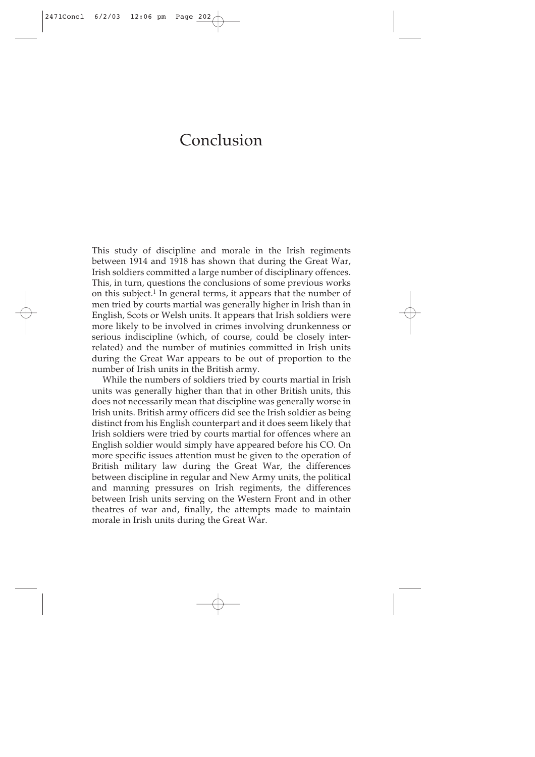# Conclusion

This study of discipline and morale in the Irish regiments between 1914 and 1918 has shown that during the Great War, Irish soldiers committed a large number of disciplinary offences. This, in turn, questions the conclusions of some previous works on this subject.[1] In general terms, it appears that the number of men tried by courts martial was generally higher in Irish than in English, Scots or Welsh units. It appears that Irish soldiers were more likely to be involved in crimes involving drunkenness or serious indiscipline (which, of course, could be closely interrelated) and the number of mutinies committed in Irish units during the Great War appears to be out of proportion to the number of Irish units in the British army.

While the numbers of soldiers tried by courts martial in Irish units was generally higher than that in other British units, this does not necessarily mean that discipline was generally worse in Irish units. British army officers did see the Irish soldier as being distinct from his English counterpart and it does seem likely that Irish soldiers were tried by courts martial for offences where an English soldier would simply have appeared before his CO. On more specific issues attention must be given to the operation of British military law during the Great War, the differences between discipline in regular and New Army units, the political and manning pressures on Irish regiments, the differences between Irish units serving on the Western Front and in other theatres of war and, finally, the attempts made to maintain morale in Irish units during the Great War.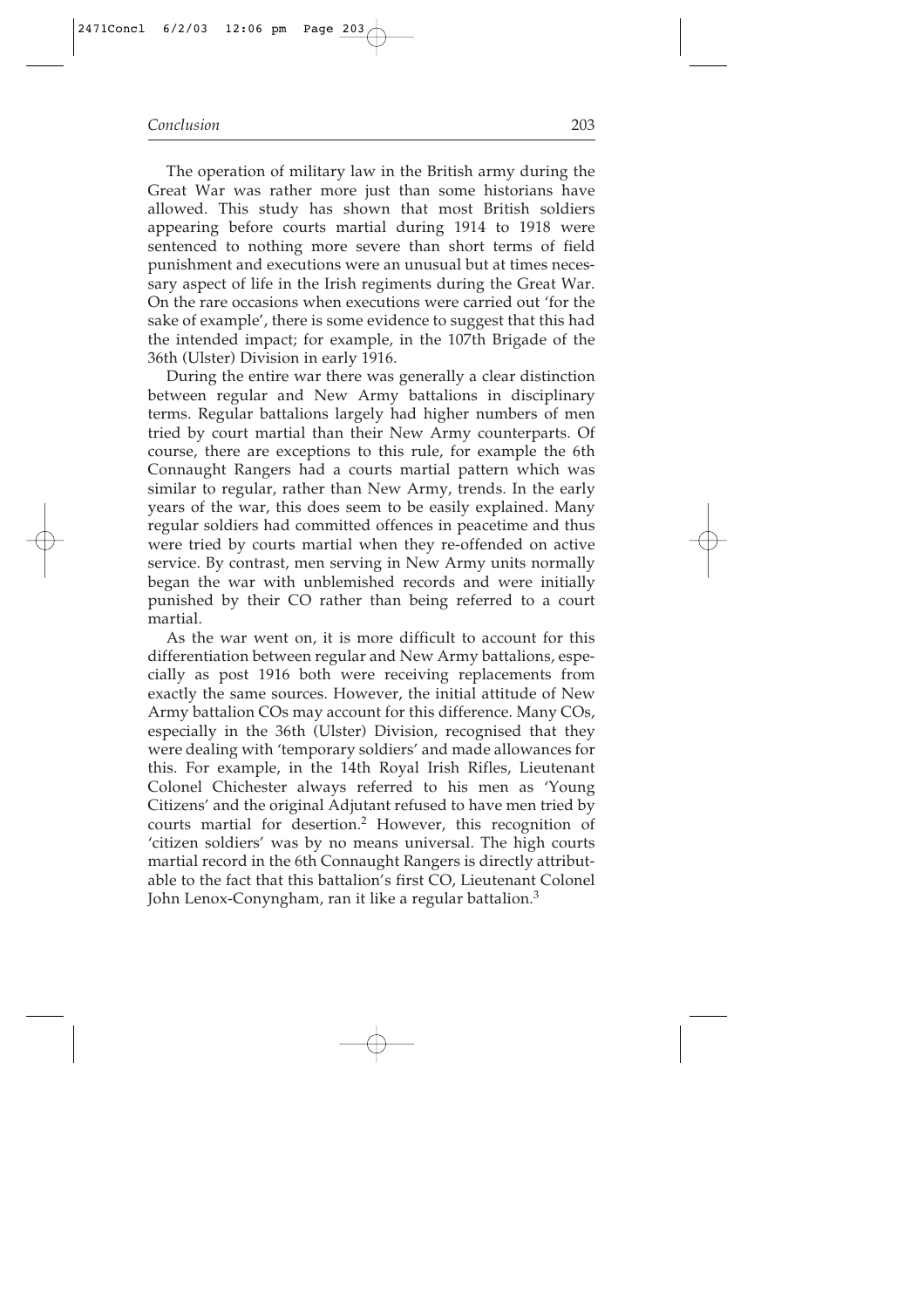The operation of military law in the British army during the Great War was rather more just than some historians have allowed. This study has shown that most British soldiers appearing before courts martial during 1914 to 1918 were sentenced to nothing more severe than short terms of field punishment and executions were an unusual but at times necessary aspect of life in the Irish regiments during the Great War. On the rare occasions when executions were carried out 'for the sake of example', there is some evidence to suggest that this had the intended impact; for example, in the 107th Brigade of the 36th (Ulster) Division in early 1916.

During the entire war there was generally a clear distinction between regular and New Army battalions in disciplinary terms. Regular battalions largely had higher numbers of men tried by court martial than their New Army counterparts. Of course, there are exceptions to this rule, for example the 6th Connaught Rangers had a courts martial pattern which was similar to regular, rather than New Army, trends. In the early years of the war, this does seem to be easily explained. Many regular soldiers had committed offences in peacetime and thus were tried by courts martial when they re-offended on active service. By contrast, men serving in New Army units normally began the war with unblemished records and were initially punished by their CO rather than being referred to a court martial.

As the war went on, it is more difficult to account for this differentiation between regular and New Army battalions, especially as post 1916 both were receiving replacements from exactly the same sources. However, the initial attitude of New Army battalion COs may account for this difference. Many COs, especially in the 36th (Ulster) Division, recognised that they were dealing with 'temporary soldiers' and made allowances for this. For example, in the 14th Royal Irish Rifles, Lieutenant Colonel Chichester always referred to his men as 'Young Citizens' and the original Adjutant refused to have men tried by courts martial for desertion.[2] However, this recognition of 'citizen soldiers' was by no means universal. The high courts martial record in the 6th Connaught Rangers is directly attributable to the fact that this battalion's first CO, Lieutenant Colonel John Lenox-Conyngham, ran it like a regular battalion.[3]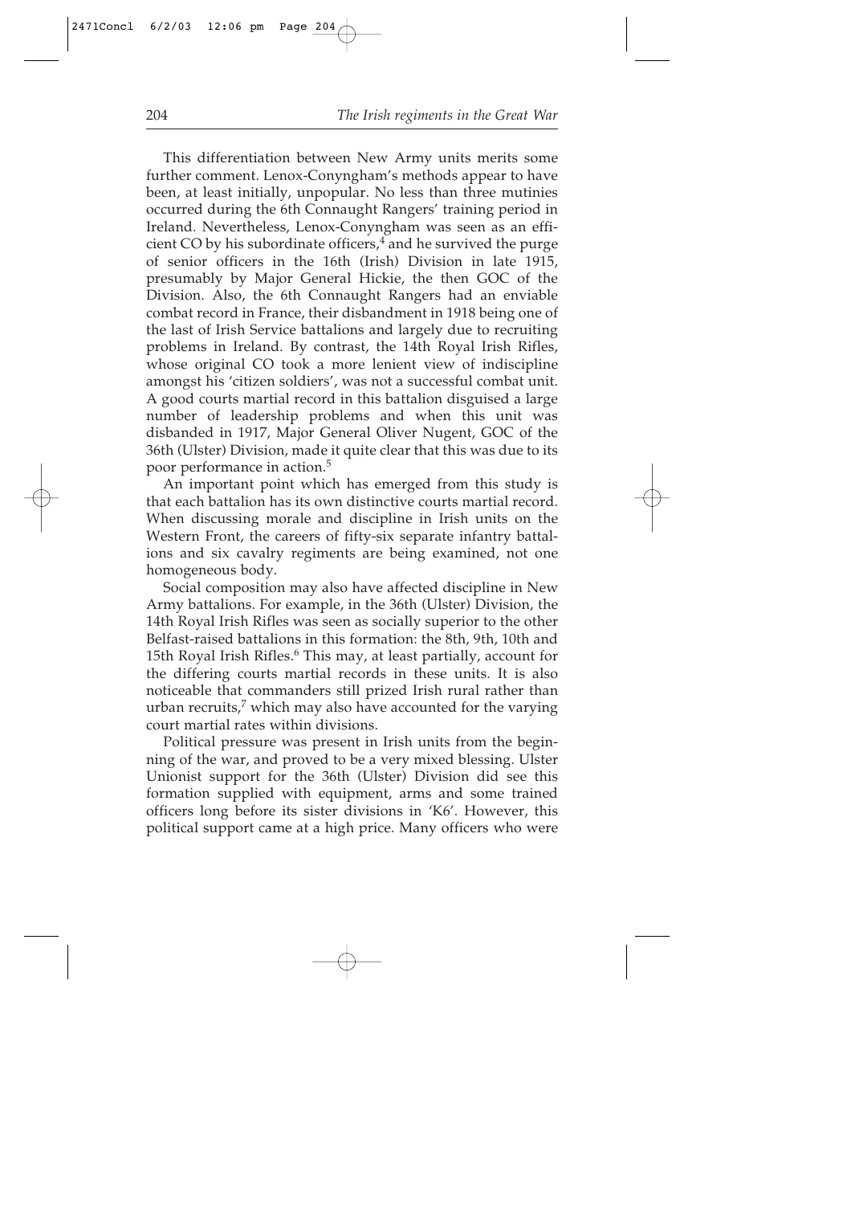This differentiation between New Army units merits some further comment. Lenox-Conyngham's methods appear to have been, at least initially, unpopular. No less than three mutinies occurred during the 6th Connaught Rangers' training period in Ireland. Nevertheless, Lenox-Conyngham was seen as an efficient CO by his subordinate officers,[4] and he survived the purge of senior officers in the 16th (Irish) Division in late 1915, presumably by Major General Hickie, the then GOC of the Division. Also, the 6th Connaught Rangers had an enviable combat record in France, their disbandment in 1918 being one of the last of Irish Service battalions and largely due to recruiting problems in Ireland. By contrast, the 14th Royal Irish Rifles, whose original CO took a more lenient view of indiscipline amongst his 'citizen soldiers', was not a successful combat unit. A good courts martial record in this battalion disguised a large number of leadership problems and when this unit was disbanded in 1917, Major General Oliver Nugent, GOC of the 36th (Ulster) Division, made it quite clear that this was due to its poor performance in action.[5]

An important point which has emerged from this study is that each battalion has its own distinctive courts martial record. When discussing morale and discipline in Irish units on the Western Front, the careers of fifty-six separate infantry battalions and six cavalry regiments are being examined, not one homogeneous body.

Social composition may also have affected discipline in New Army battalions. For example, in the 36th (Ulster) Division, the 14th Royal Irish Rifles was seen as socially superior to the other Belfast-raised battalions in this formation: the 8th, 9th, 10th and 15th Royal Irish Rifles.[6] This may, at least partially, account for the differing courts martial records in these units. It is also noticeable that commanders still prized Irish rural rather than urban recruits,[7] which may also have accounted for the varying court martial rates within divisions.

Political pressure was present in Irish units from the beginning of the war, and proved to be a very mixed blessing. Ulster Unionist support for the 36th (Ulster) Division did see this formation supplied with equipment, arms and some trained officers long before its sister divisions in 'K6'. However, this political support came at a high price. Many officers who were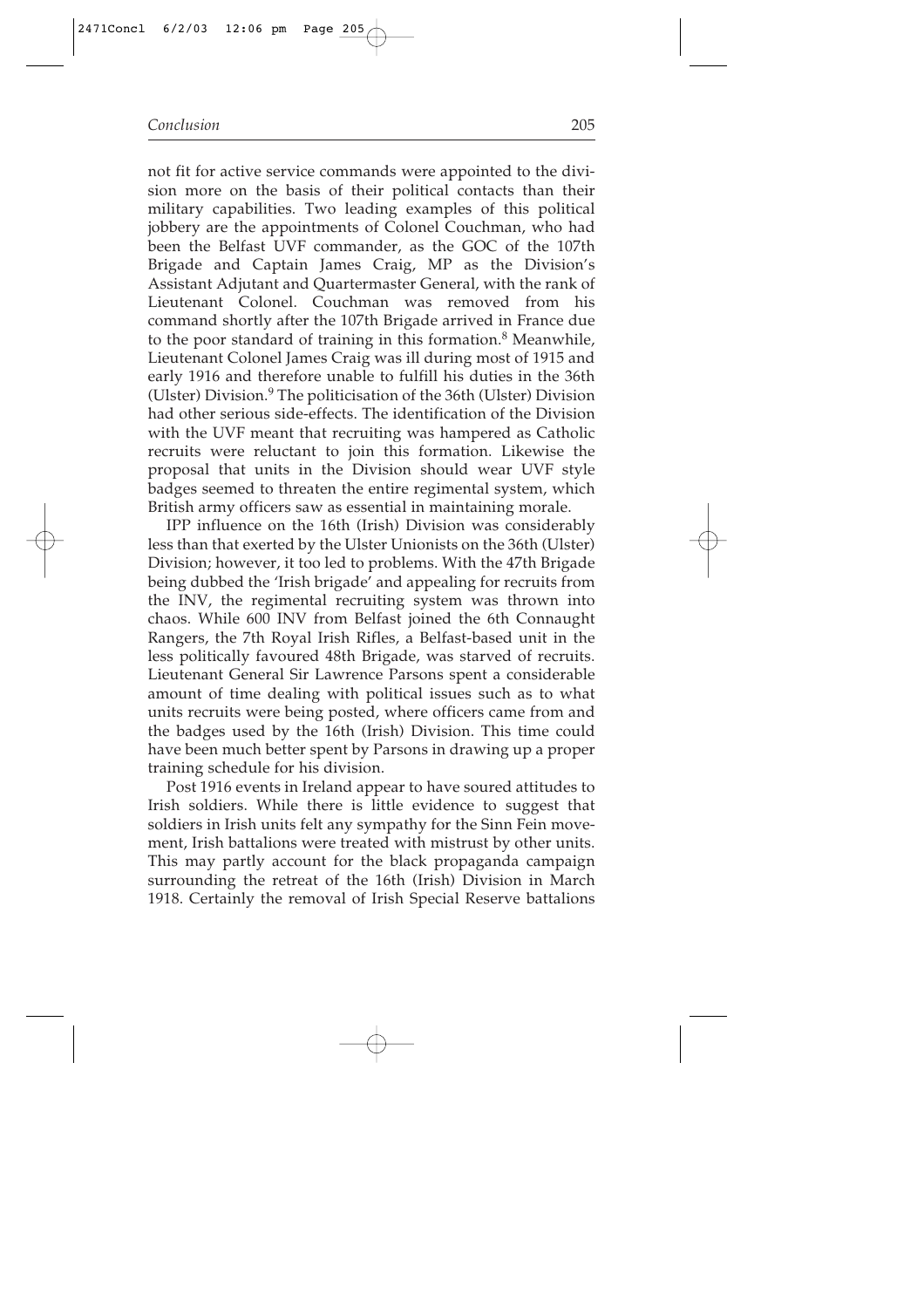not fit for active service commands were appointed to the division more on the basis of their political contacts than their military capabilities. Two leading examples of this political jobbery are the appointments of Colonel Couchman, who had been the Belfast UVF commander, as the GOC of the 107th Brigade and Captain James Craig, MP as the Division's Assistant Adjutant and Quartermaster General, with the rank of Lieutenant Colonel. Couchman was removed from his command shortly after the 107th Brigade arrived in France due to the poor standard of training in this formation.[8] Meanwhile, Lieutenant Colonel James Craig was ill during most of 1915 and early 1916 and therefore unable to fulfill his duties in the 36th (Ulster) Division.[9] The politicisation of the 36th (Ulster) Division had other serious side-effects. The identification of the Division with the UVF meant that recruiting was hampered as Catholic recruits were reluctant to join this formation. Likewise the proposal that units in the Division should wear UVF style badges seemed to threaten the entire regimental system, which British army officers saw as essential in maintaining morale.

IPP influence on the 16th (Irish) Division was considerably less than that exerted by the Ulster Unionists on the 36th (Ulster) Division; however, it too led to problems. With the 47th Brigade being dubbed the 'Irish brigade' and appealing for recruits from the INV, the regimental recruiting system was thrown into chaos. While 600 INV from Belfast joined the 6th Connaught Rangers, the 7th Royal Irish Rifles, a Belfast-based unit in the less politically favoured 48th Brigade, was starved of recruits. Lieutenant General Sir Lawrence Parsons spent a considerable amount of time dealing with political issues such as to what units recruits were being posted, where officers came from and the badges used by the 16th (Irish) Division. This time could have been much better spent by Parsons in drawing up a proper training schedule for his division.

Post 1916 events in Ireland appear to have soured attitudes to Irish soldiers. While there is little evidence to suggest that soldiers in Irish units felt any sympathy for the Sinn Fein movement, Irish battalions were treated with mistrust by other units. This may partly account for the black propaganda campaign surrounding the retreat of the 16th (Irish) Division in March 1918. Certainly the removal of Irish Special Reserve battalions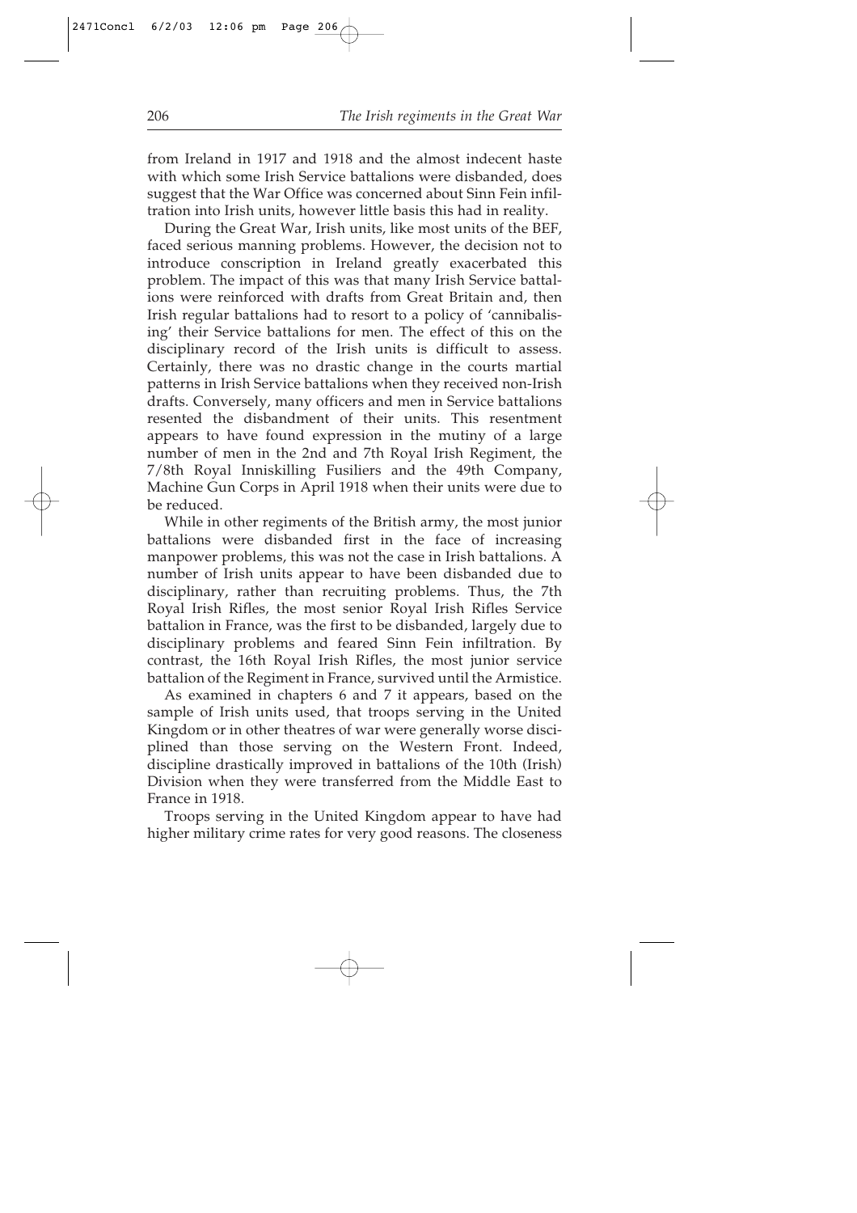from Ireland in 1917 and 1918 and the almost indecent haste with which some Irish Service battalions were disbanded, does suggest that the War Office was concerned about Sinn Fein infiltration into Irish units, however little basis this had in reality.

During the Great War, Irish units, like most units of the BEF, faced serious manning problems. However, the decision not to introduce conscription in Ireland greatly exacerbated this problem. The impact of this was that many Irish Service battalions were reinforced with drafts from Great Britain and, then Irish regular battalions had to resort to a policy of 'cannibalising' their Service battalions for men. The effect of this on the disciplinary record of the Irish units is difficult to assess. Certainly, there was no drastic change in the courts martial patterns in Irish Service battalions when they received non-Irish drafts. Conversely, many officers and men in Service battalions resented the disbandment of their units. This resentment appears to have found expression in the mutiny of a large number of men in the 2nd and 7th Royal Irish Regiment, the 7/8th Royal Inniskilling Fusiliers and the 49th Company, Machine Gun Corps in April 1918 when their units were due to be reduced.

While in other regiments of the British army, the most junior battalions were disbanded first in the face of increasing manpower problems, this was not the case in Irish battalions. A number of Irish units appear to have been disbanded due to disciplinary, rather than recruiting problems. Thus, the 7th Royal Irish Rifles, the most senior Royal Irish Rifles Service battalion in France, was the first to be disbanded, largely due to disciplinary problems and feared Sinn Fein infiltration. By contrast, the 16th Royal Irish Rifles, the most junior service battalion of the Regiment in France, survived until the Armistice.

As examined in chapters 6 and 7 it appears, based on the sample of Irish units used, that troops serving in the United Kingdom or in other theatres of war were generally worse disciplined than those serving on the Western Front. Indeed, discipline drastically improved in battalions of the 10th (Irish) Division when they were transferred from the Middle East to France in 1918.

Troops serving in the United Kingdom appear to have had higher military crime rates for very good reasons. The closeness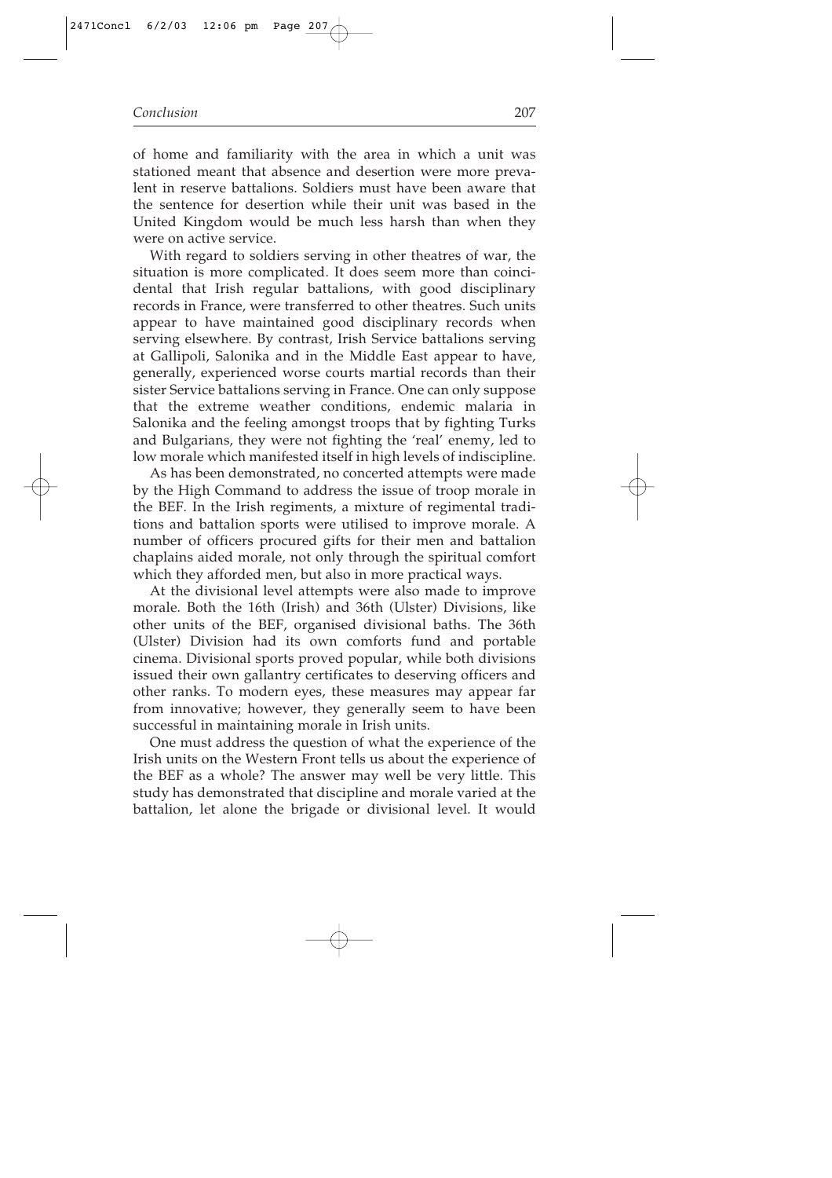of home and familiarity with the area in which a unit was stationed meant that absence and desertion were more prevalent in reserve battalions. Soldiers must have been aware that the sentence for desertion while their unit was based in the United Kingdom would be much less harsh than when they were on active service.

With regard to soldiers serving in other theatres of war, the situation is more complicated. It does seem more than coincidental that Irish regular battalions, with good disciplinary records in France, were transferred to other theatres. Such units appear to have maintained good disciplinary records when serving elsewhere. By contrast, Irish Service battalions serving at Gallipoli, Salonika and in the Middle East appear to have, generally, experienced worse courts martial records than their sister Service battalions serving in France. One can only suppose that the extreme weather conditions, endemic malaria in Salonika and the feeling amongst troops that by fighting Turks and Bulgarians, they were not fighting the 'real' enemy, led to low morale which manifested itself in high levels of indiscipline.

As has been demonstrated, no concerted attempts were made by the High Command to address the issue of troop morale in the BEF. In the Irish regiments, a mixture of regimental traditions and battalion sports were utilised to improve morale. A number of officers procured gifts for their men and battalion chaplains aided morale, not only through the spiritual comfort which they afforded men, but also in more practical ways.

At the divisional level attempts were also made to improve morale. Both the 16th (Irish) and 36th (Ulster) Divisions, like other units of the BEF, organised divisional baths. The 36th (Ulster) Division had its own comforts fund and portable cinema. Divisional sports proved popular, while both divisions issued their own gallantry certificates to deserving officers and other ranks. To modern eyes, these measures may appear far from innovative; however, they generally seem to have been successful in maintaining morale in Irish units.

One must address the question of what the experience of the Irish units on the Western Front tells us about the experience of the BEF as a whole? The answer may well be very little. This study has demonstrated that discipline and morale varied at the battalion, let alone the brigade or divisional level. It would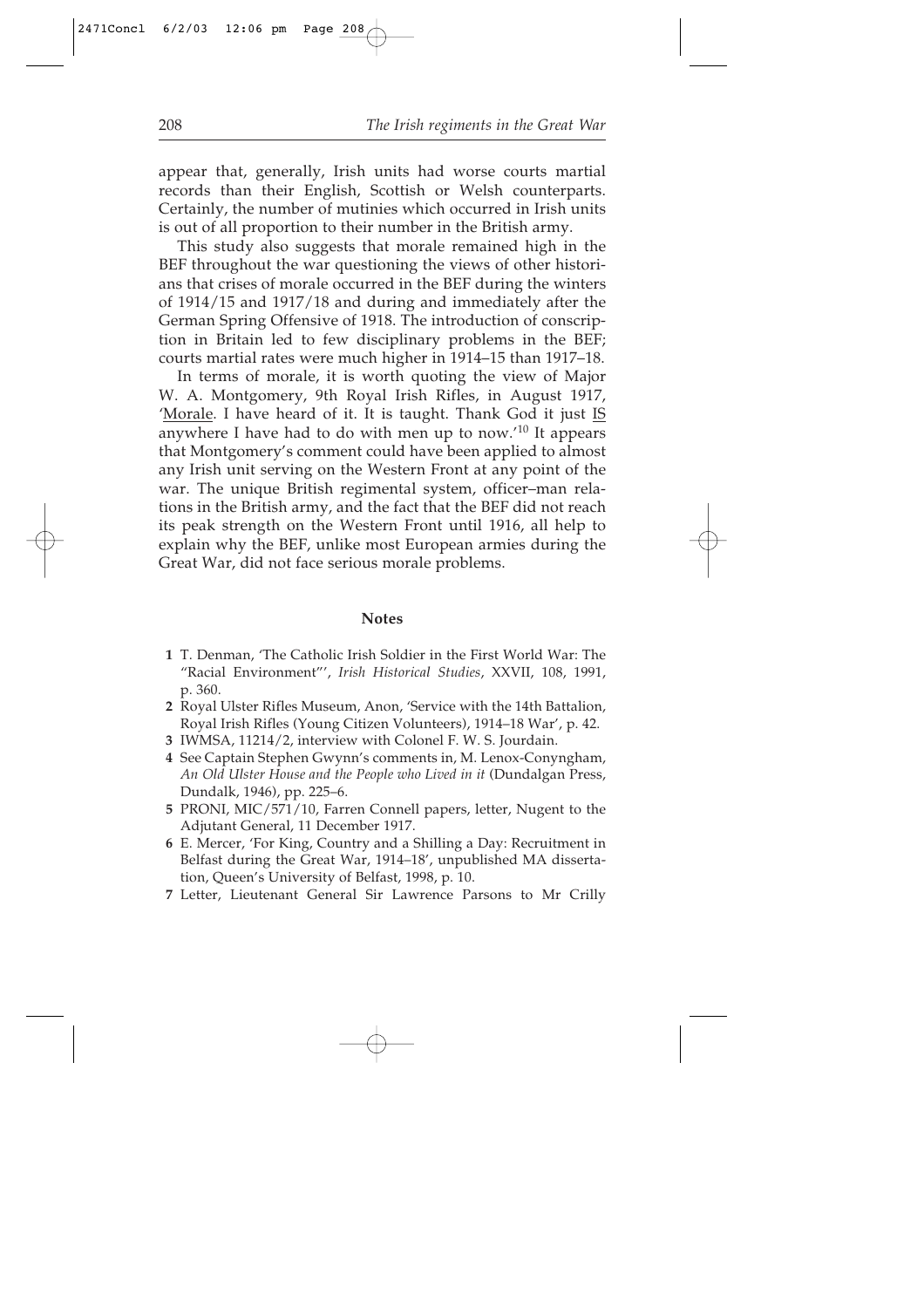appear that, generally, Irish units had worse courts martial records than their English, Scottish or Welsh counterparts. Certainly, the number of mutinies which occurred in Irish units is out of all proportion to their number in the British army.

This study also suggests that morale remained high in the BEF throughout the war questioning the views of other historians that crises of morale occurred in the BEF during the winters of 1914/15 and 1917/18 and during and immediately after the German Spring Offensive of 1918. The introduction of conscription in Britain led to few disciplinary problems in the BEF; courts martial rates were much higher in 1914–15 than 1917–18.

In terms of morale, it is worth quoting the view of Major W. A. Montgomery, 9th Royal Irish Rifles, in August 1917, '<u>Morale</u>. I have heard of it. It is taught. Thank God it just <u>IS</u> anywhere I have had to do with men up to now.'[10] It appears that Montgomery's comment could have been applied to almost any Irish unit serving on the Western Front at any point of the war. The unique British regimental system, officer–man relations in the British army, and the fact that the BEF did not reach its peak strength on the Western Front until 1916, all help to explain why the BEF, unlike most European armies during the Great War, did not face serious morale problems.

## Notes

1. T. Denman, 'The Catholic Irish Soldier in the First World War: The "Racial Environment"', *Irish Historical Studies*, XXVII, 108, 1991, p. 360.
2. Royal Ulster Rifles Museum, Anon, 'Service with the 14th Battalion, Royal Irish Rifles (Young Citizen Volunteers), 1914–18 War', p. 42.
3. IWMSA, 11214/2, interview with Colonel F. W. S. Jourdain.
4. See Captain Stephen Gwynn's comments in, M. Lenox-Conyngham, *An Old Ulster House and the People who Lived in it* (Dundalgan Press, Dundalk, 1946), pp. 225–6.
5. PRONI, MIC/571/10, Farren Connell papers, letter, Nugent to the Adjutant General, 11 December 1917.
6. E. Mercer, 'For King, Country and a Shilling a Day: Recruitment in Belfast during the Great War, 1914–18', unpublished MA dissertation, Queen's University of Belfast, 1998, p. 10.
7. Letter, Lieutenant General Sir Lawrence Parsons to Mr Crilly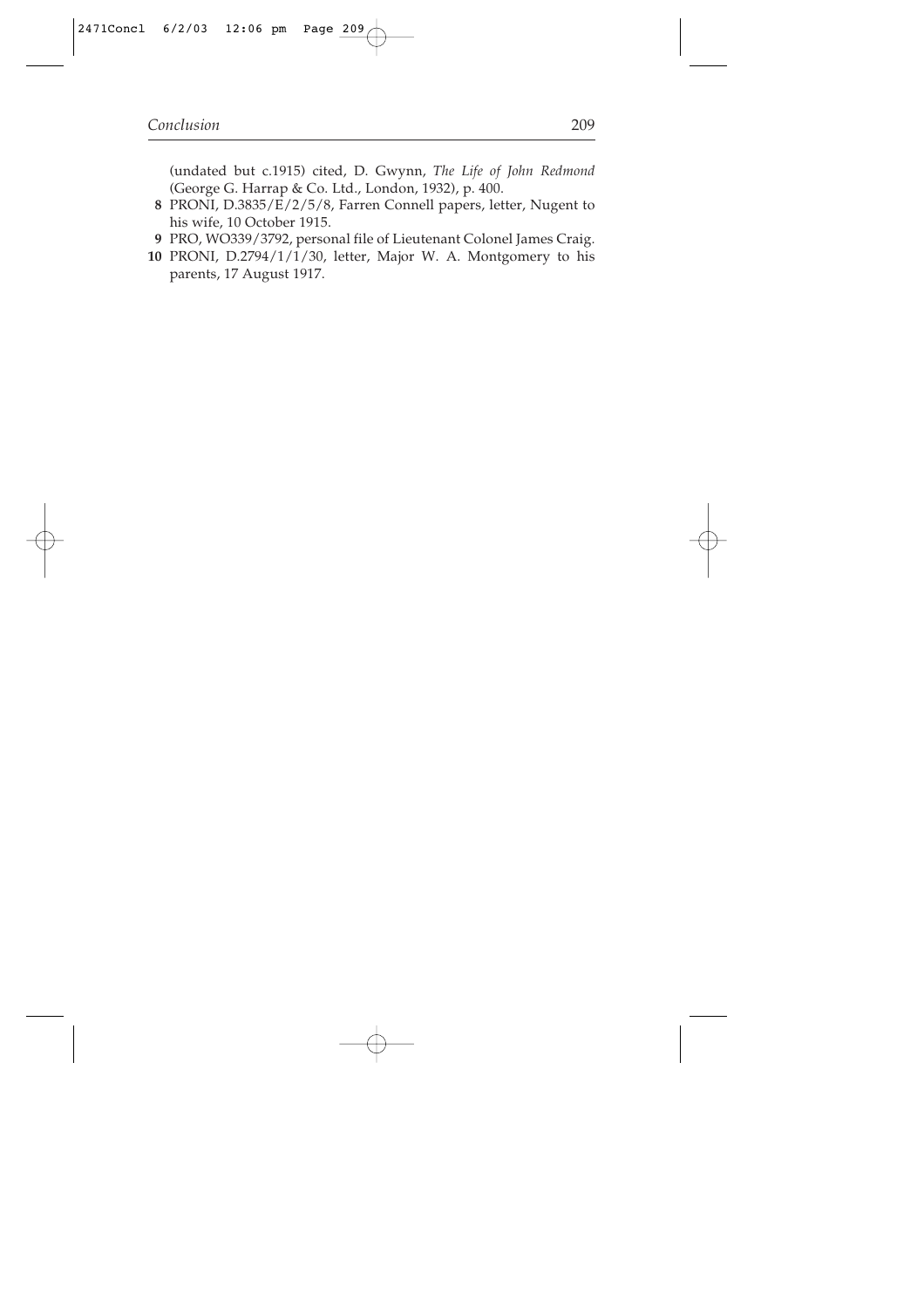(undated but c.1915) cited, D. Gwynn, *The Life of John Redmond* (George G. Harrap & Co. Ltd., London, 1932), p. 400.

**8** PRONI, D.3835/E/2/5/8, Farren Connell papers, letter, Nugent to his wife, 10 October 1915.

**9** PRO, WO339/3792, personal file of Lieutenant Colonel James Craig.

**10** PRONI, D.2794/1/1/30, letter, Major W. A. Montgomery to his parents, 17 August 1917.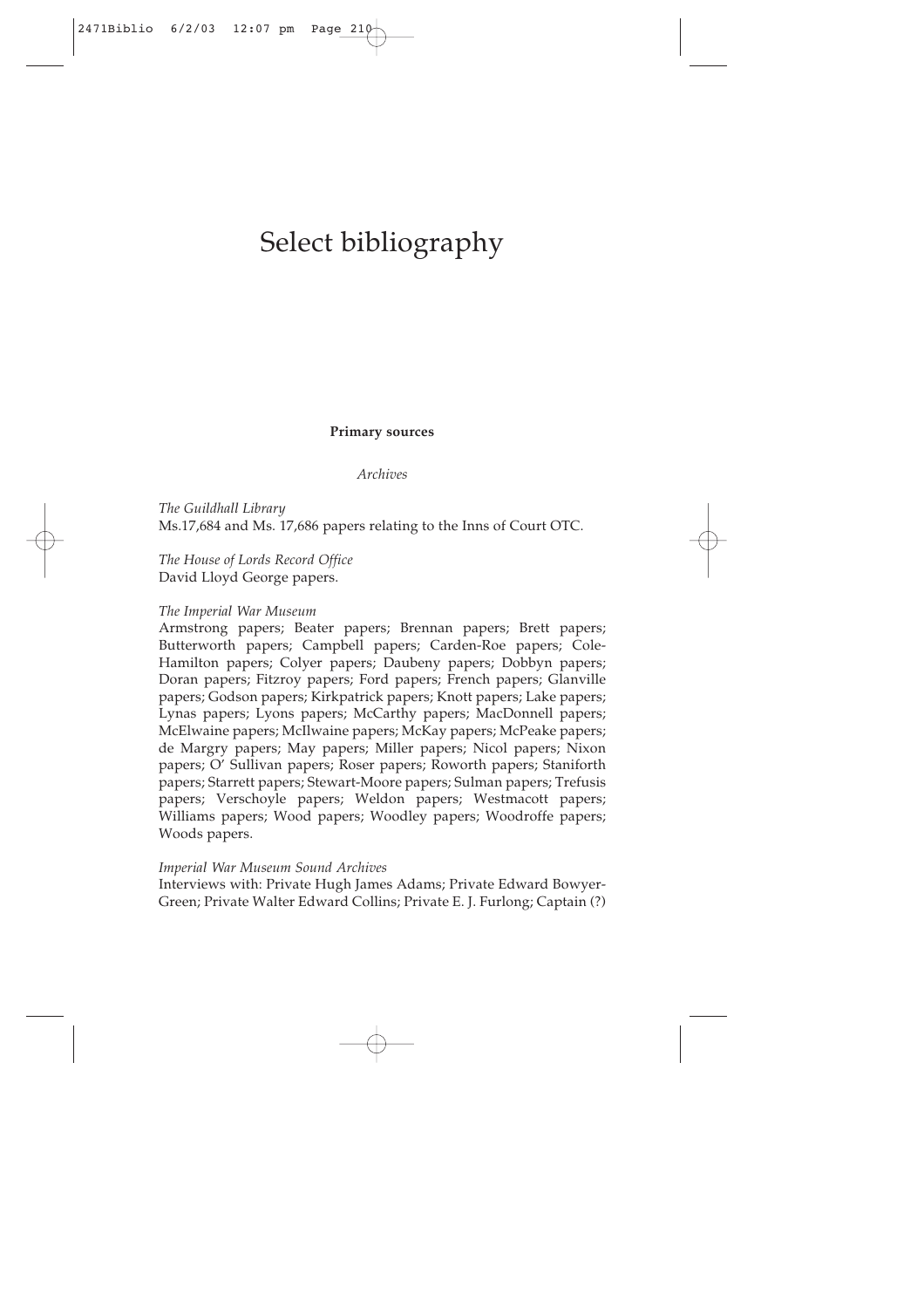# Select bibliography

### Primary sources

*Archives*

*The Guildhall Library*
Ms.17,684 and Ms. 17,686 papers relating to the Inns of Court OTC.

*The House of Lords Record Office*
David Lloyd George papers.

*The Imperial War Museum*
Armstrong papers; Beater papers; Brennan papers; Brett papers; Butterworth papers; Campbell papers; Carden-Roe papers; Cole-Hamilton papers; Colyer papers; Daubeny papers; Dobbyn papers; Doran papers; Fitzroy papers; Ford papers; French papers; Glanville papers; Godson papers; Kirkpatrick papers; Knott papers; Lake papers; Lynas papers; Lyons papers; McCarthy papers; MacDonnell papers; McElwaine papers; McIlwaine papers; McKay papers; McPeake papers; de Margry papers; May papers; Miller papers; Nicol papers; Nixon papers; O' Sullivan papers; Roser papers; Roworth papers; Staniforth papers; Starrett papers; Stewart-Moore papers; Sulman papers; Trefusis papers; Verschoyle papers; Weldon papers; Westmacott papers; Williams papers; Wood papers; Woodley papers; Woodroffe papers; Woods papers.

*Imperial War Museum Sound Archives*
Interviews with: Private Hugh James Adams; Private Edward Bowyer-Green; Private Walter Edward Collins; Private E. J. Furlong; Captain (?)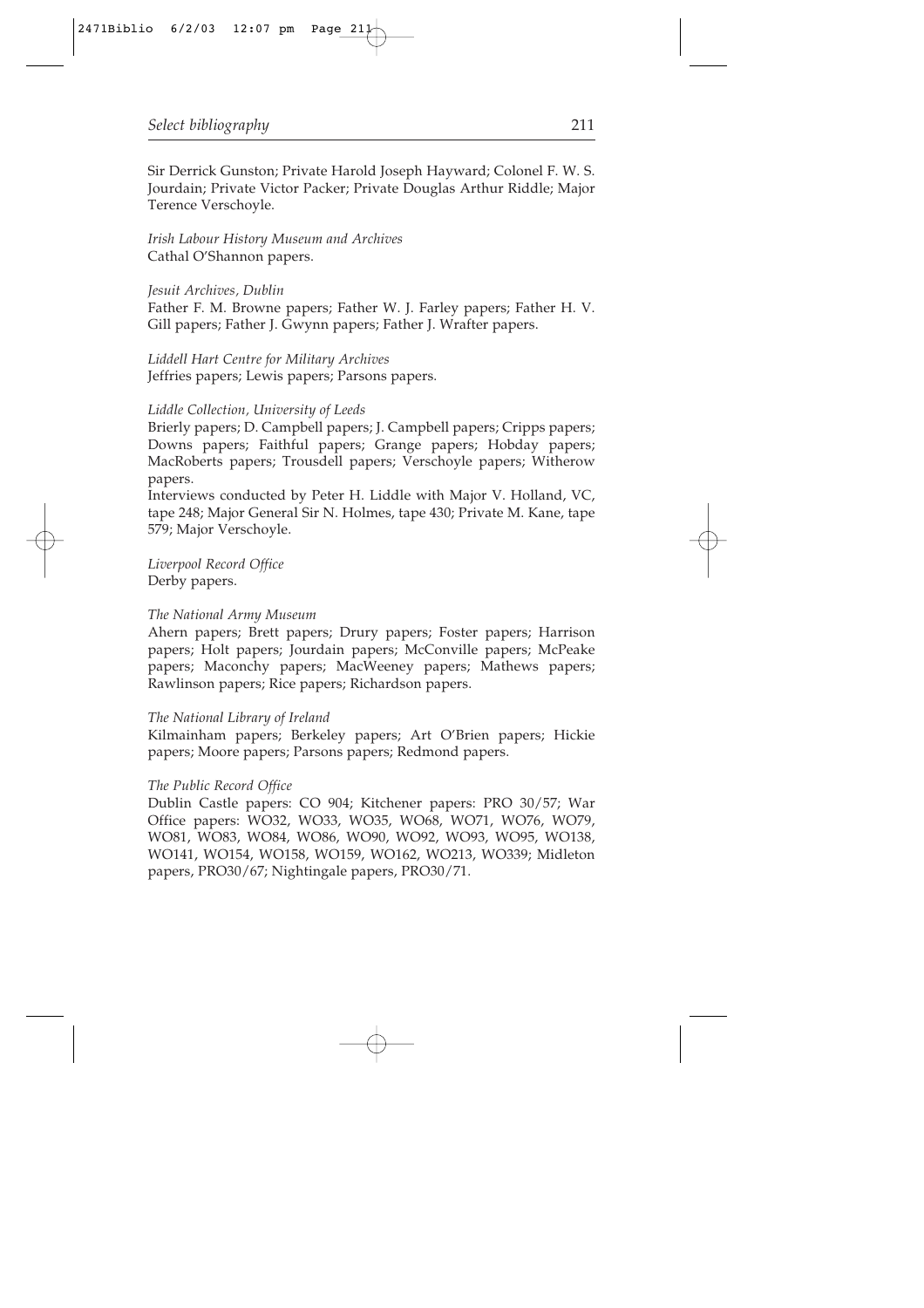Sir Derrick Gunston; Private Harold Joseph Hayward; Colonel F. W. S. Jourdain; Private Victor Packer; Private Douglas Arthur Riddle; Major Terence Verschoyle.

*Irish Labour History Museum and Archives*
Cathal O'Shannon papers.

*Jesuit Archives, Dublin*
Father F. M. Browne papers; Father W. J. Farley papers; Father H. V. Gill papers; Father J. Gwynn papers; Father J. Wrafter papers.

*Liddell Hart Centre for Military Archives*
Jeffries papers; Lewis papers; Parsons papers.

*Liddle Collection, University of Leeds*
Brierly papers; D. Campbell papers; J. Campbell papers; Cripps papers; Downs papers; Faithful papers; Grange papers; Hobday papers; MacRoberts papers; Trousdell papers; Verschoyle papers; Witherow papers.
Interviews conducted by Peter H. Liddle with Major V. Holland, VC, tape 248; Major General Sir N. Holmes, tape 430; Private M. Kane, tape 579; Major Verschoyle.

*Liverpool Record Office*
Derby papers.

*The National Army Museum*
Ahern papers; Brett papers; Drury papers; Foster papers; Harrison papers; Holt papers; Jourdain papers; McConville papers; McPeake papers; Maconchy papers; MacWeeney papers; Mathews papers; Rawlinson papers; Rice papers; Richardson papers.

*The National Library of Ireland*
Kilmainham papers; Berkeley papers; Art O'Brien papers; Hickie papers; Moore papers; Parsons papers; Redmond papers.

*The Public Record Office*
Dublin Castle papers: CO 904; Kitchener papers: PRO 30/57; War Office papers: WO32, WO33, WO35, WO68, WO71, WO76, WO79, WO81, WO83, WO84, WO86, WO90, WO92, WO93, WO95, WO138, WO141, WO154, WO158, WO159, WO162, WO213, WO339; Midleton papers, PRO30/67; Nightingale papers, PRO30/71.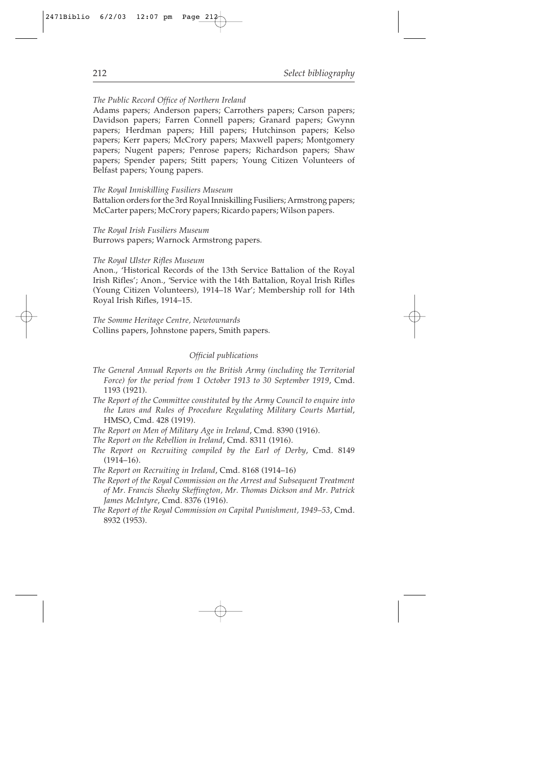*The Public Record Office of Northern Ireland*

Adams papers; Anderson papers; Carrothers papers; Carson papers; Davidson papers; Farren Connell papers; Granard papers; Gwynn papers; Herdman papers; Hill papers; Hutchinson papers; Kelso papers; Kerr papers; McCrory papers; Maxwell papers; Montgomery papers; Nugent papers; Penrose papers; Richardson papers; Shaw papers; Spender papers; Stitt papers; Young Citizen Volunteers of Belfast papers; Young papers.

*The Royal Inniskilling Fusiliers Museum*

Battalion orders for the 3rd Royal Inniskilling Fusiliers; Armstrong papers; McCarter papers; McCrory papers; Ricardo papers; Wilson papers.

*The Royal Irish Fusiliers Museum*

Burrows papers; Warnock Armstrong papers.

*The Royal Ulster Rifles Museum*

Anon., 'Historical Records of the 13th Service Battalion of the Royal Irish Rifles'; Anon., 'Service with the 14th Battalion, Royal Irish Rifles (Young Citizen Volunteers), 1914–18 War'; Membership roll for 14th Royal Irish Rifles, 1914–15.

*The Somme Heritage Centre, Newtownards*

Collins papers, Johnstone papers, Smith papers.

### *Official publications*

*The General Annual Reports on the British Army (including the Territorial Force) for the period from 1 October 1913 to 30 September 1919*, Cmd. 1193 (1921).

*The Report of the Committee constituted by the Army Council to enquire into the Laws and Rules of Procedure Regulating Military Courts Martial*, HMSO, Cmd. 428 (1919).

*The Report on Men of Military Age in Ireland*, Cmd. 8390 (1916).

*The Report on the Rebellion in Ireland*, Cmd. 8311 (1916).

*The Report on Recruiting compiled by the Earl of Derby*, Cmd. 8149 (1914–16).

*The Report on Recruiting in Ireland*, Cmd. 8168 (1914–16)

*The Report of the Royal Commission on the Arrest and Subsequent Treatment of Mr. Francis Sheehy Skeffington, Mr. Thomas Dickson and Mr. Patrick James McIntyre*, Cmd. 8376 (1916).

*The Report of the Royal Commission on Capital Punishment, 1949–53*, Cmd. 8932 (1953).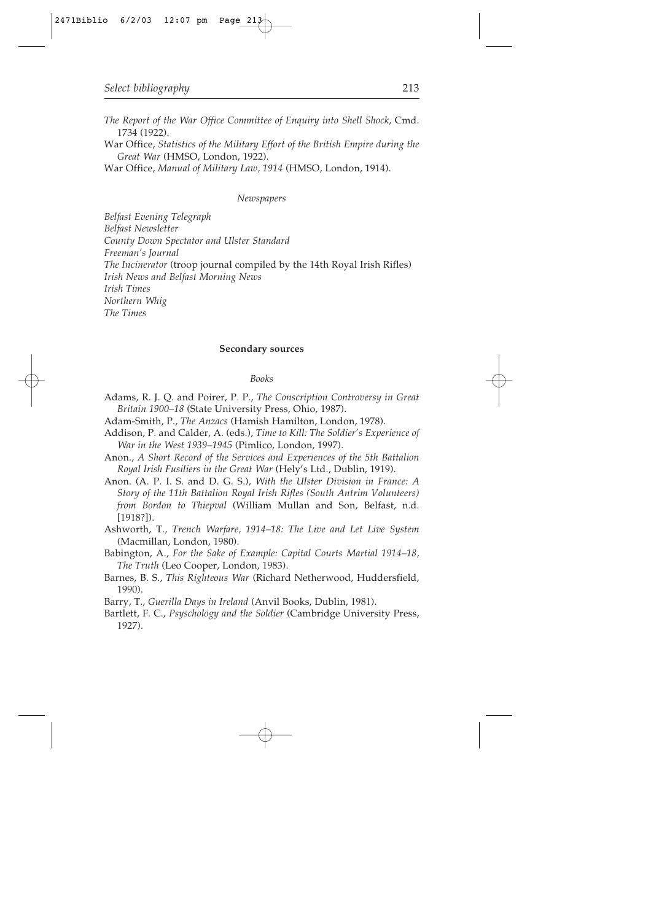*The Report of the War Office Committee of Enquiry into Shell Shock*, Cmd. 1734 (1922).

War Office, *Statistics of the Military Effort of the British Empire during the Great War* (HMSO, London, 1922).

War Office, *Manual of Military Law, 1914* (HMSO, London, 1914).

*Newspapers*

*Belfast Evening Telegraph*
*Belfast Newsletter*
*County Down Spectator and Ulster Standard*
*Freeman's Journal*
*The Incinerator* (troop journal compiled by the 14th Royal Irish Rifles)
*Irish News and Belfast Morning News*
*Irish Times*
*Northern Whig*
*The Times*

## Secondary sources

*Books*

Adams, R. J. Q. and Poirer, P. P., *The Conscription Controversy in Great Britain 1900–18* (State University Press, Ohio, 1987).

Adam-Smith, P., *The Anzacs* (Hamish Hamilton, London, 1978).

Addison, P. and Calder, A. (eds.), *Time to Kill: The Soldier's Experience of War in the West 1939–1945* (Pimlico, London, 1997).

Anon., *A Short Record of the Services and Experiences of the 5th Battalion Royal Irish Fusiliers in the Great War* (Hely's Ltd., Dublin, 1919).

Anon. (A. P. I. S. and D. G. S.), *With the Ulster Division in France: A Story of the 11th Battalion Royal Irish Rifles (South Antrim Volunteers) from Bordon to Thiepval* (William Mullan and Son, Belfast, n.d. [1918?]).

Ashworth, T., *Trench Warfare, 1914–18: The Live and Let Live System* (Macmillan, London, 1980).

Babington, A., *For the Sake of Example: Capital Courts Martial 1914–18, The Truth* (Leo Cooper, London, 1983).

Barnes, B. S., *This Righteous War* (Richard Netherwood, Huddersfield, 1990).

Barry, T., *Guerilla Days in Ireland* (Anvil Books, Dublin, 1981).

Bartlett, F. C., *Psyschology and the Soldier* (Cambridge University Press, 1927).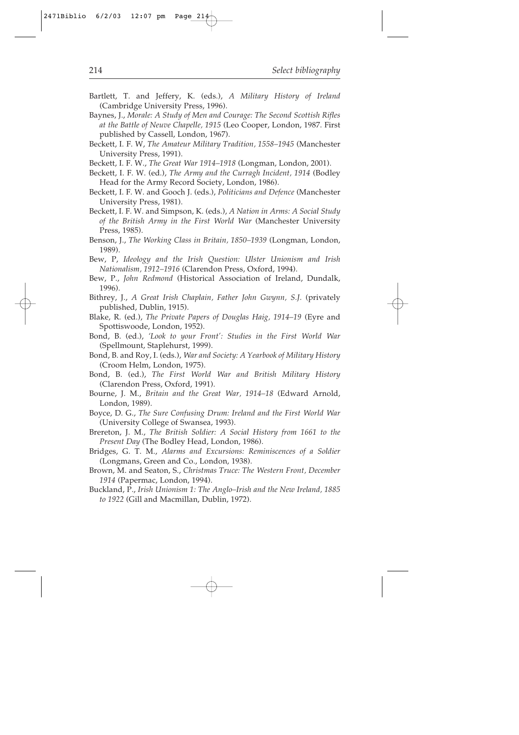Bartlett, T. and Jeffery, K. (eds.), *A Military History of Ireland* (Cambridge University Press, 1996).

Baynes, J., *Morale: A Study of Men and Courage: The Second Scottish Rifles at the Battle of Neuve Chapelle, 1915* (Leo Cooper, London, 1987. First published by Cassell, London, 1967).

Beckett, I. F. W, *The Amateur Military Tradition, 1558–1945* (Manchester University Press, 1991).

Beckett, I. F. W., *The Great War 1914–1918* (Longman, London, 2001).

Beckett, I. F. W. (ed.), *The Army and the Curragh Incident, 1914* (Bodley Head for the Army Record Society, London, 1986).

Beckett, I. F. W. and Gooch J. (eds.), *Politicians and Defence* (Manchester University Press, 1981).

Beckett, I. F. W. and Simpson, K. (eds.), *A Nation in Arms: A Social Study of the British Army in the First World War* (Manchester University Press, 1985).

Benson, J., *The Working Class in Britain, 1850–1939* (Longman, London, 1989).

Bew, P, *Ideology and the Irish Question: Ulster Unionism and Irish Nationalism, 1912–1916* (Clarendon Press, Oxford, 1994).

Bew, P., *John Redmond* (Historical Association of Ireland, Dundalk, 1996).

Bithrey, J., *A Great Irish Chaplain, Father John Gwynn, S.J.* (privately published, Dublin, 1915).

Blake, R. (ed.), *The Private Papers of Douglas Haig, 1914–19* (Eyre and Spottiswoode, London, 1952).

Bond, B. (ed.), *'Look to your Front': Studies in the First World War* (Spellmount, Staplehurst, 1999).

Bond, B. and Roy, I. (eds.), *War and Society: A Yearbook of Military History* (Croom Helm, London, 1975).

Bond, B. (ed.), *The First World War and British Military History* (Clarendon Press, Oxford, 1991).

Bourne, J. M., *Britain and the Great War, 1914–18* (Edward Arnold, London, 1989).

Boyce, D. G., *The Sure Confusing Drum: Ireland and the First World War* (University College of Swansea, 1993).

Brereton, J. M., *The British Soldier: A Social History from 1661 to the Present Day* (The Bodley Head, London, 1986).

Bridges, G. T. M., *Alarms and Excursions: Reminiscences of a Soldier* (Longmans, Green and Co., London, 1938).

Brown, M. and Seaton, S., *Christmas Truce: The Western Front, December 1914* (Papermac, London, 1994).

Buckland, P., *Irish Unionism 1: The Anglo–Irish and the New Ireland, 1885 to 1922* (Gill and Macmillan, Dublin, 1972).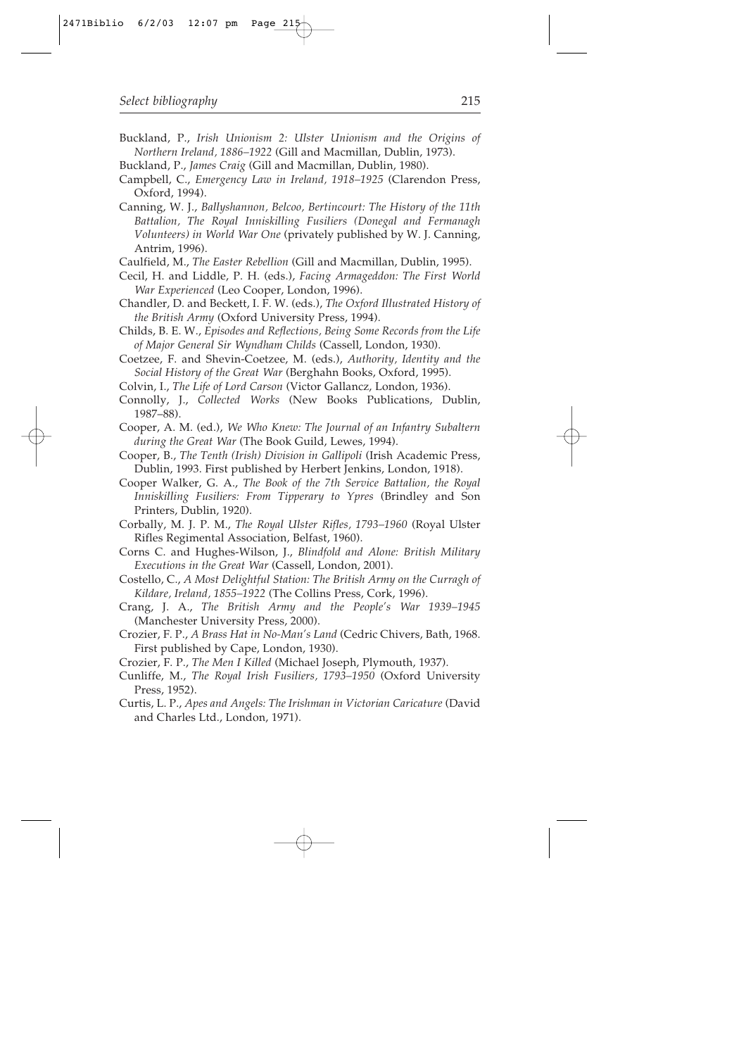Buckland, P., *Irish Unionism 2: Ulster Unionism and the Origins of Northern Ireland, 1886–1922* (Gill and Macmillan, Dublin, 1973).

Buckland, P., *James Craig* (Gill and Macmillan, Dublin, 1980).

Campbell, C., *Emergency Law in Ireland, 1918–1925* (Clarendon Press, Oxford, 1994).

Canning, W. J., *Ballyshannon, Belcoo, Bertincourt: The History of the 11th Battalion, The Royal Inniskilling Fusiliers (Donegal and Fermanagh Volunteers) in World War One* (privately published by W. J. Canning, Antrim, 1996).

Caulfield, M., *The Easter Rebellion* (Gill and Macmillan, Dublin, 1995).

Cecil, H. and Liddle, P. H. (eds.), *Facing Armageddon: The First World War Experienced* (Leo Cooper, London, 1996).

Chandler, D. and Beckett, I. F. W. (eds.), *The Oxford Illustrated History of the British Army* (Oxford University Press, 1994).

Childs, B. E. W., *Episodes and Reflections, Being Some Records from the Life of Major General Sir Wyndham Childs* (Cassell, London, 1930).

Coetzee, F. and Shevin-Coetzee, M. (eds.), *Authority, Identity and the Social History of the Great War* (Berghahn Books, Oxford, 1995).

Colvin, I., *The Life of Lord Carson* (Victor Gallancz, London, 1936).

Connolly, J., *Collected Works* (New Books Publications, Dublin, 1987–88).

Cooper, A. M. (ed.), *We Who Knew: The Journal of an Infantry Subaltern during the Great War* (The Book Guild, Lewes, 1994).

Cooper, B., *The Tenth (Irish) Division in Gallipoli* (Irish Academic Press, Dublin, 1993. First published by Herbert Jenkins, London, 1918).

Cooper Walker, G. A., *The Book of the 7th Service Battalion, the Royal Inniskilling Fusiliers: From Tipperary to Ypres* (Brindley and Son Printers, Dublin, 1920).

Corbally, M. J. P. M., *The Royal Ulster Rifles, 1793–1960* (Royal Ulster Rifles Regimental Association, Belfast, 1960).

Corns C. and Hughes-Wilson, J., *Blindfold and Alone: British Military Executions in the Great War* (Cassell, London, 2001).

Costello, C., *A Most Delightful Station: The British Army on the Curragh of Kildare, Ireland, 1855–1922* (The Collins Press, Cork, 1996).

Crang, J. A., *The British Army and the People's War 1939–1945* (Manchester University Press, 2000).

Crozier, F. P., *A Brass Hat in No-Man's Land* (Cedric Chivers, Bath, 1968. First published by Cape, London, 1930).

Crozier, F. P., *The Men I Killed* (Michael Joseph, Plymouth, 1937).

Cunliffe, M., *The Royal Irish Fusiliers, 1793–1950* (Oxford University Press, 1952).

Curtis, L. P., *Apes and Angels: The Irishman in Victorian Caricature* (David and Charles Ltd., London, 1971).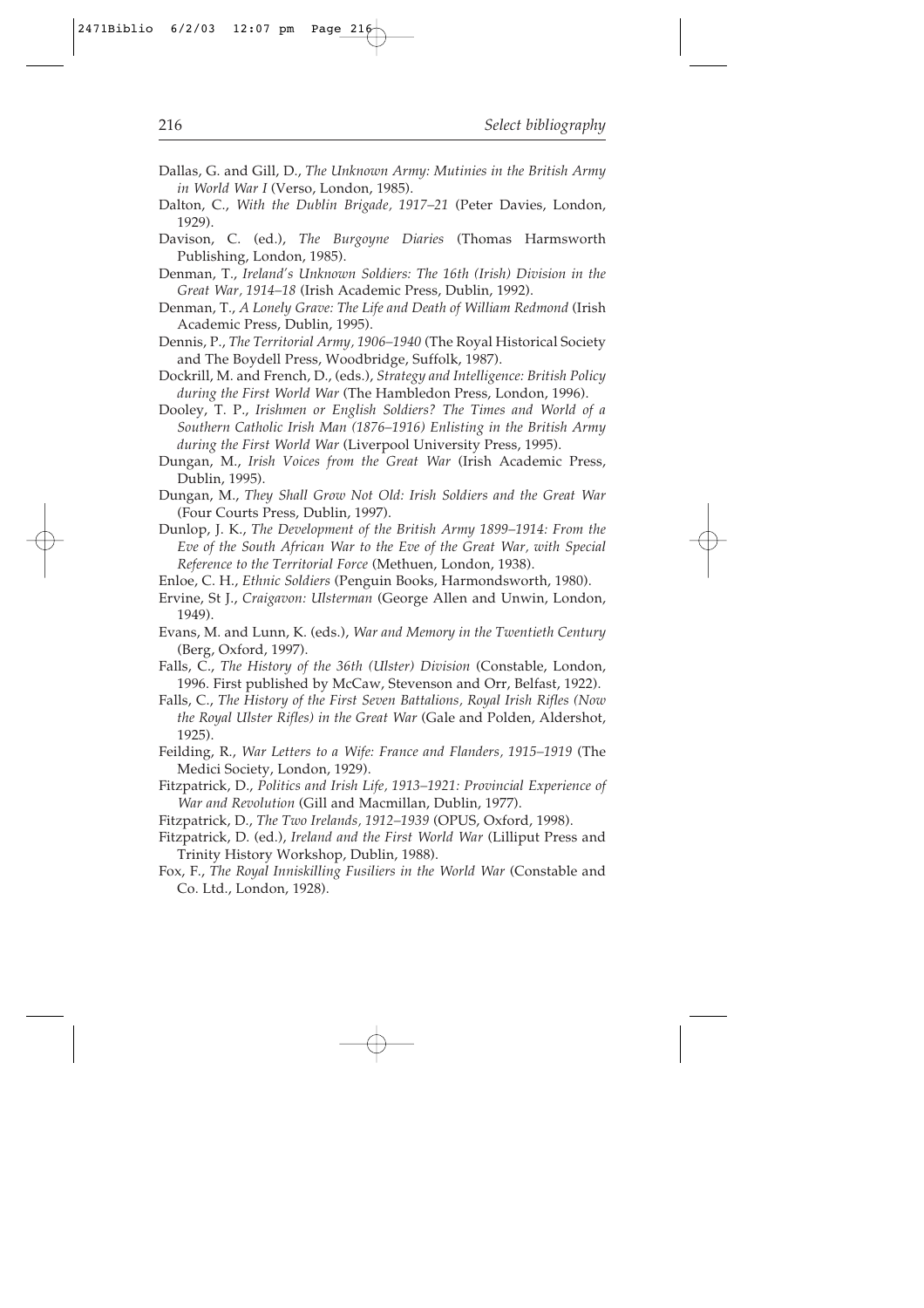Dallas, G. and Gill, D., *The Unknown Army: Mutinies in the British Army in World War I* (Verso, London, 1985).

Dalton, C., *With the Dublin Brigade, 1917–21* (Peter Davies, London, 1929).

Davison, C. (ed.), *The Burgoyne Diaries* (Thomas Harmsworth Publishing, London, 1985).

Denman, T., *Ireland's Unknown Soldiers: The 16th (Irish) Division in the Great War, 1914–18* (Irish Academic Press, Dublin, 1992).

Denman, T., *A Lonely Grave: The Life and Death of William Redmond* (Irish Academic Press, Dublin, 1995).

Dennis, P., *The Territorial Army, 1906–1940* (The Royal Historical Society and The Boydell Press, Woodbridge, Suffolk, 1987).

Dockrill, M. and French, D., (eds.), *Strategy and Intelligence: British Policy during the First World War* (The Hambledon Press, London, 1996).

Dooley, T. P., *Irishmen or English Soldiers? The Times and World of a Southern Catholic Irish Man (1876–1916) Enlisting in the British Army during the First World War* (Liverpool University Press, 1995).

Dungan, M., *Irish Voices from the Great War* (Irish Academic Press, Dublin, 1995).

Dungan, M., *They Shall Grow Not Old: Irish Soldiers and the Great War* (Four Courts Press, Dublin, 1997).

Dunlop, J. K., *The Development of the British Army 1899–1914: From the Eve of the South African War to the Eve of the Great War, with Special Reference to the Territorial Force* (Methuen, London, 1938).

Enloe, C. H., *Ethnic Soldiers* (Penguin Books, Harmondsworth, 1980).

Ervine, St J., *Craigavon: Ulsterman* (George Allen and Unwin, London, 1949).

Evans, M. and Lunn, K. (eds.), *War and Memory in the Twentieth Century* (Berg, Oxford, 1997).

Falls, C., *The History of the 36th (Ulster) Division* (Constable, London, 1996. First published by McCaw, Stevenson and Orr, Belfast, 1922).

Falls, C., *The History of the First Seven Battalions, Royal Irish Rifles (Now the Royal Ulster Rifles) in the Great War* (Gale and Polden, Aldershot, 1925).

Feilding, R., *War Letters to a Wife: France and Flanders, 1915–1919* (The Medici Society, London, 1929).

Fitzpatrick, D., *Politics and Irish Life, 1913–1921: Provincial Experience of War and Revolution* (Gill and Macmillan, Dublin, 1977).

Fitzpatrick, D., *The Two Irelands, 1912–1939* (OPUS, Oxford, 1998).

Fitzpatrick, D. (ed.), *Ireland and the First World War* (Lilliput Press and Trinity History Workshop, Dublin, 1988).

Fox, F., *The Royal Inniskilling Fusiliers in the World War* (Constable and Co. Ltd., London, 1928).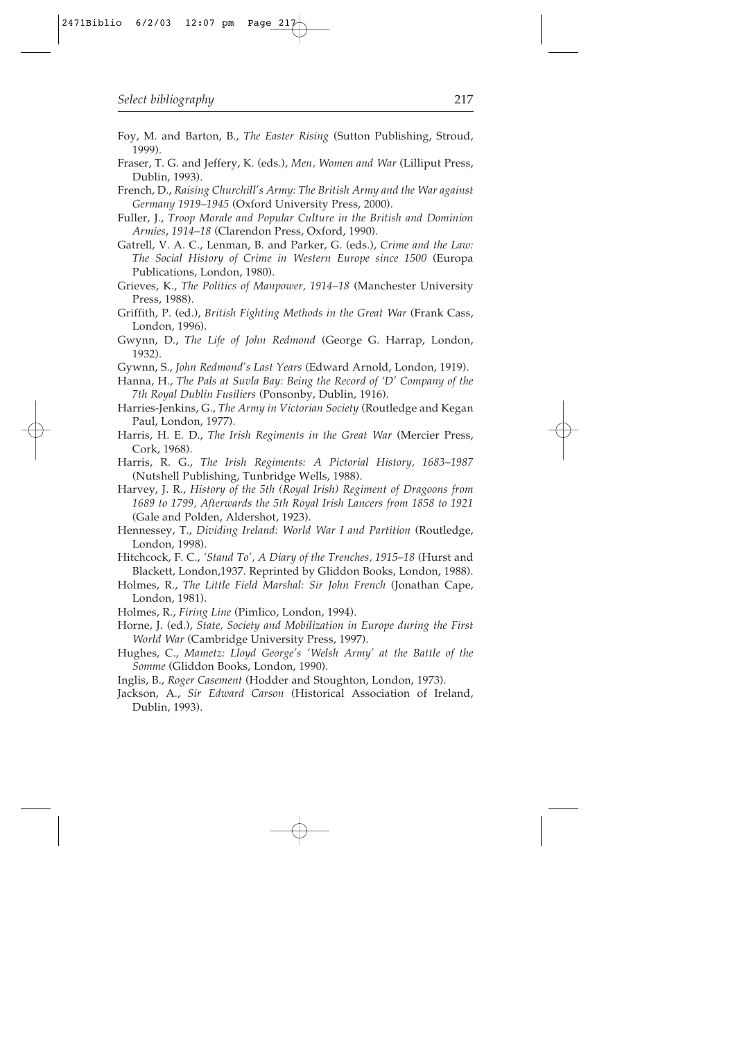Foy, M. and Barton, B., *The Easter Rising* (Sutton Publishing, Stroud, 1999).

Fraser, T. G. and Jeffery, K. (eds.), *Men, Women and War* (Lilliput Press, Dublin, 1993).

French, D., *Raising Churchill's Army: The British Army and the War against Germany 1919–1945* (Oxford University Press, 2000).

Fuller, J., *Troop Morale and Popular Culture in the British and Dominion Armies, 1914–18* (Clarendon Press, Oxford, 1990).

Gatrell, V. A. C., Lenman, B. and Parker, G. (eds.), *Crime and the Law: The Social History of Crime in Western Europe since 1500* (Europa Publications, London, 1980).

Grieves, K., *The Politics of Manpower, 1914–18* (Manchester University Press, 1988).

Griffith, P. (ed.), *British Fighting Methods in the Great War* (Frank Cass, London, 1996).

Gwynn, D., *The Life of John Redmond* (George G. Harrap, London, 1932).

Gywnn, S., *John Redmond's Last Years* (Edward Arnold, London, 1919).

Hanna, H., *The Pals at Suvla Bay: Being the Record of 'D' Company of the 7th Royal Dublin Fusiliers* (Ponsonby, Dublin, 1916).

Harries-Jenkins, G., *The Army in Victorian Society* (Routledge and Kegan Paul, London, 1977).

Harris, H. E. D., *The Irish Regiments in the Great War* (Mercier Press, Cork, 1968).

Harris, R. G., *The Irish Regiments: A Pictorial History, 1683–1987* (Nutshell Publishing, Tunbridge Wells, 1988).

Harvey, J. R., *History of the 5th (Royal Irish) Regiment of Dragoons from 1689 to 1799, Afterwards the 5th Royal Irish Lancers from 1858 to 1921* (Gale and Polden, Aldershot, 1923).

Hennessey, T., *Dividing Ireland: World War I and Partition* (Routledge, London, 1998).

Hitchcock, F. C., *'Stand To', A Diary of the Trenches, 1915–18* (Hurst and Blackett, London,1937. Reprinted by Gliddon Books, London, 1988).

Holmes, R., *The Little Field Marshal: Sir John French* (Jonathan Cape, London, 1981).

Holmes, R., *Firing Line* (Pimlico, London, 1994).

Horne, J. (ed.), *State, Society and Mobilization in Europe during the First World War* (Cambridge University Press, 1997).

Hughes, C., *Mametz: Lloyd George's 'Welsh Army' at the Battle of the Somme* (Gliddon Books, London, 1990).

Inglis, B., *Roger Casement* (Hodder and Stoughton, London, 1973).

Jackson, A., *Sir Edward Carson* (Historical Association of Ireland, Dublin, 1993).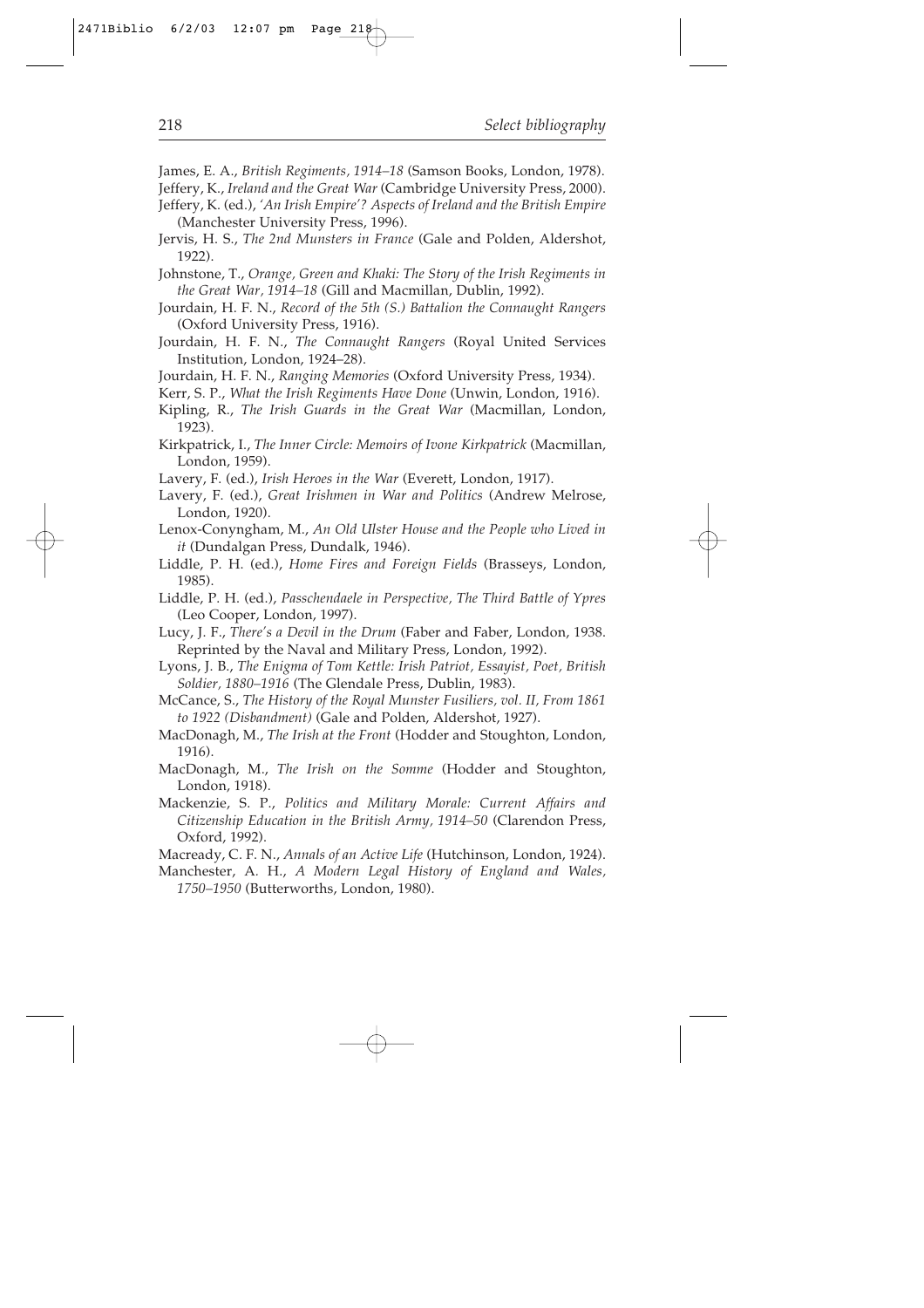James, E. A., *British Regiments, 1914–18* (Samson Books, London, 1978).

Jeffery, K., *Ireland and the Great War* (Cambridge University Press, 2000).

Jeffery, K. (ed.), *'An Irish Empire'? Aspects of Ireland and the British Empire* (Manchester University Press, 1996).

Jervis, H. S., *The 2nd Munsters in France* (Gale and Polden, Aldershot, 1922).

Johnstone, T., *Orange, Green and Khaki: The Story of the Irish Regiments in the Great War, 1914–18* (Gill and Macmillan, Dublin, 1992).

Jourdain, H. F. N., *Record of the 5th (S.) Battalion the Connaught Rangers* (Oxford University Press, 1916).

Jourdain, H. F. N., *The Connaught Rangers* (Royal United Services Institution, London, 1924–28).

Jourdain, H. F. N., *Ranging Memories* (Oxford University Press, 1934).

Kerr, S. P., *What the Irish Regiments Have Done* (Unwin, London, 1916).

Kipling, R., *The Irish Guards in the Great War* (Macmillan, London, 1923).

Kirkpatrick, I., *The Inner Circle: Memoirs of Ivone Kirkpatrick* (Macmillan, London, 1959).

Lavery, F. (ed.), *Irish Heroes in the War* (Everett, London, 1917).

Lavery, F. (ed.), *Great Irishmen in War and Politics* (Andrew Melrose, London, 1920).

Lenox-Conyngham, M., *An Old Ulster House and the People who Lived in it* (Dundalgan Press, Dundalk, 1946).

Liddle, P. H. (ed.), *Home Fires and Foreign Fields* (Brasseys, London, 1985).

Liddle, P. H. (ed.), *Passchendaele in Perspective, The Third Battle of Ypres* (Leo Cooper, London, 1997).

Lucy, J. F., *There's a Devil in the Drum* (Faber and Faber, London, 1938. Reprinted by the Naval and Military Press, London, 1992).

Lyons, J. B., *The Enigma of Tom Kettle: Irish Patriot, Essayist, Poet, British Soldier, 1880–1916* (The Glendale Press, Dublin, 1983).

McCance, S., *The History of the Royal Munster Fusiliers, vol. II, From 1861 to 1922 (Disbandment)* (Gale and Polden, Aldershot, 1927).

MacDonagh, M., *The Irish at the Front* (Hodder and Stoughton, London, 1916).

MacDonagh, M., *The Irish on the Somme* (Hodder and Stoughton, London, 1918).

Mackenzie, S. P., *Politics and Military Morale: Current Affairs and Citizenship Education in the British Army, 1914–50* (Clarendon Press, Oxford, 1992).

Macready, C. F. N., *Annals of an Active Life* (Hutchinson, London, 1924).

Manchester, A. H., *A Modern Legal History of England and Wales, 1750–1950* (Butterworths, London, 1980).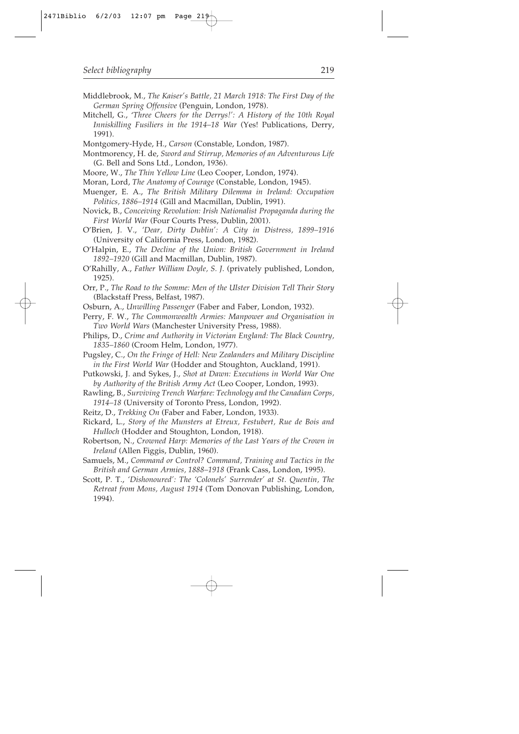Middlebrook, M., *The Kaiser's Battle, 21 March 1918: The First Day of the German Spring Offensive* (Penguin, London, 1978).

Mitchell, G., *'Three Cheers for the Derrys!': A History of the 10th Royal Inniskilling Fusiliers in the 1914–18 War* (Yes! Publications, Derry, 1991).

Montgomery-Hyde, H., *Carson* (Constable, London, 1987).

Montmorency, H. de, *Sword and Stirrup, Memories of an Adventurous Life* (G. Bell and Sons Ltd., London, 1936).

Moore, W., *The Thin Yellow Line* (Leo Cooper, London, 1974).

Moran, Lord, *The Anatomy of Courage* (Constable, London, 1945).

Muenger, E. A., *The British Military Dilemma in Ireland: Occupation Politics, 1886–1914* (Gill and Macmillan, Dublin, 1991).

Novick, B., *Conceiving Revolution: Irish Nationalist Propaganda during the First World War* (Four Courts Press, Dublin, 2001).

O'Brien, J. V., *'Dear, Dirty Dublin': A City in Distress, 1899–1916* (University of California Press, London, 1982).

O'Halpin, E., *The Decline of the Union: British Government in Ireland 1892–1920* (Gill and Macmillan, Dublin, 1987).

O'Rahilly, A., *Father William Doyle, S. J.* (privately published, London, 1925).

Orr, P., *The Road to the Somme: Men of the Ulster Division Tell Their Story* (Blackstaff Press, Belfast, 1987).

Osburn, A., *Unwilling Passenger* (Faber and Faber, London, 1932).

Perry, F. W., *The Commonwealth Armies: Manpower and Organisation in Two World Wars* (Manchester University Press, 1988).

Philips, D., *Crime and Authority in Victorian England: The Black Country, 1835–1860* (Croom Helm, London, 1977).

Pugsley, C., *On the Fringe of Hell: New Zealanders and Military Discipline in the First World War* (Hodder and Stoughton, Auckland, 1991).

Putkowski, J. and Sykes, J., *Shot at Dawn: Executions in World War One by Authority of the British Army Act* (Leo Cooper, London, 1993).

Rawling, B., *Surviving Trench Warfare: Technology and the Canadian Corps, 1914–18* (University of Toronto Press, London, 1992).

Reitz, D., *Trekking On* (Faber and Faber, London, 1933).

Rickard, L., *Story of the Munsters at Etreux, Festubert, Rue de Bois and Hulloch* (Hodder and Stoughton, London, 1918).

Robertson, N., *Crowned Harp: Memories of the Last Years of the Crown in Ireland* (Allen Figgis, Dublin, 1960).

Samuels, M., *Command or Control? Command, Training and Tactics in the British and German Armies, 1888–1918* (Frank Cass, London, 1995).

Scott, P. T., *'Dishonoured': The 'Colonels' Surrender' at St. Quentin, The Retreat from Mons, August 1914* (Tom Donovan Publishing, London, 1994).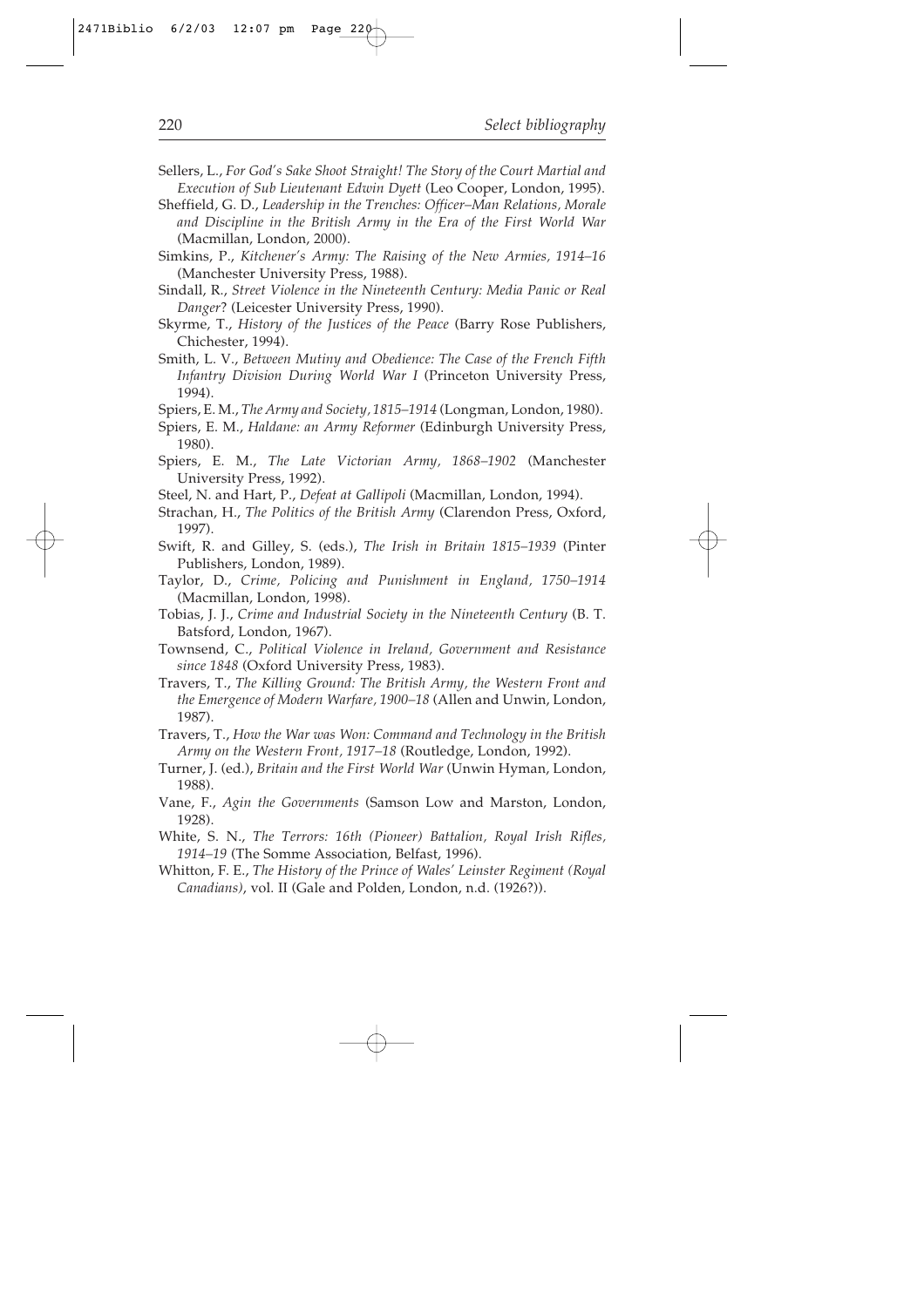Sellers, L., *For God's Sake Shoot Straight! The Story of the Court Martial and Execution of Sub Lieutenant Edwin Dyett* (Leo Cooper, London, 1995).

Sheffield, G. D., *Leadership in the Trenches: Officer–Man Relations, Morale and Discipline in the British Army in the Era of the First World War* (Macmillan, London, 2000).

Simkins, P., *Kitchener's Army: The Raising of the New Armies, 1914–16* (Manchester University Press, 1988).

Sindall, R., *Street Violence in the Nineteenth Century: Media Panic or Real Danger*? (Leicester University Press, 1990).

Skyrme, T., *History of the Justices of the Peace* (Barry Rose Publishers, Chichester, 1994).

Smith, L. V., *Between Mutiny and Obedience: The Case of the French Fifth Infantry Division During World War I* (Princeton University Press, 1994).

Spiers, E. M., *The Army and Society, 1815–1914* (Longman, London, 1980).

Spiers, E. M., *Haldane: an Army Reformer* (Edinburgh University Press, 1980).

Spiers, E. M., *The Late Victorian Army, 1868–1902* (Manchester University Press, 1992).

Steel, N. and Hart, P., *Defeat at Gallipoli* (Macmillan, London, 1994).

Strachan, H., *The Politics of the British Army* (Clarendon Press, Oxford, 1997).

Swift, R. and Gilley, S. (eds.), *The Irish in Britain 1815–1939* (Pinter Publishers, London, 1989).

Taylor, D., *Crime, Policing and Punishment in England, 1750–1914* (Macmillan, London, 1998).

Tobias, J. J., *Crime and Industrial Society in the Nineteenth Century* (B. T. Batsford, London, 1967).

Townsend, C., *Political Violence in Ireland, Government and Resistance since 1848* (Oxford University Press, 1983).

Travers, T., *The Killing Ground: The British Army, the Western Front and the Emergence of Modern Warfare, 1900–18* (Allen and Unwin, London, 1987).

Travers, T., *How the War was Won: Command and Technology in the British Army on the Western Front, 1917–18* (Routledge, London, 1992).

Turner, J. (ed.), *Britain and the First World War* (Unwin Hyman, London, 1988).

Vane, F., *Agin the Governments* (Samson Low and Marston, London, 1928).

White, S. N., *The Terrors: 16th (Pioneer) Battalion, Royal Irish Rifles, 1914–19* (The Somme Association, Belfast, 1996).

Whitton, F. E., *The History of the Prince of Wales' Leinster Regiment (Royal Canadians)*, vol. II (Gale and Polden, London, n.d. (1926?)).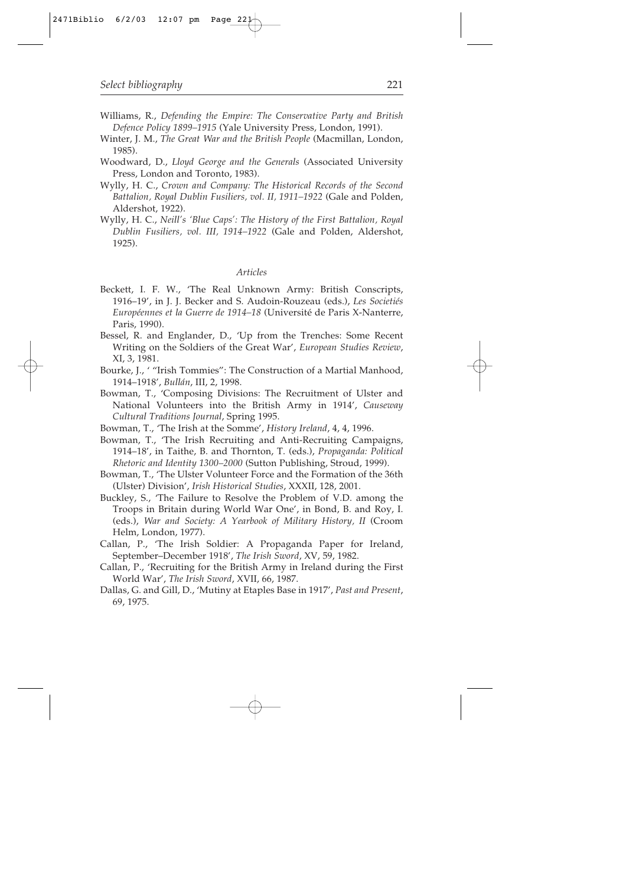Williams, R., *Defending the Empire: The Conservative Party and British Defence Policy 1899–1915* (Yale University Press, London, 1991).

Winter, J. M., *The Great War and the British People* (Macmillan, London, 1985).

Woodward, D., *Lloyd George and the Generals* (Associated University Press, London and Toronto, 1983).

Wylly, H. C., *Crown and Company: The Historical Records of the Second Battalion, Royal Dublin Fusiliers, vol. II, 1911–1922* (Gale and Polden, Aldershot, 1922).

Wylly, H. C., *Neill's 'Blue Caps': The History of the First Battalion, Royal Dublin Fusiliers, vol. III, 1914–1922* (Gale and Polden, Aldershot, 1925).

### *Articles*

Beckett, I. F. W., 'The Real Unknown Army: British Conscripts, 1916–19', in J. J. Becker and S. Audoin-Rouzeau (eds.), *Les Savietiés Européennes et la Guerre de 1914–18* (Université de Paris X-Nanterre, Paris, 1990).

Bessel, R. and Englander, D., 'Up from the Trenches: Some Recent Writing on the Soldiers of the Great War', *European Studies Review*, XI, 3, 1981.

Bourke, J., ' "Irish Tommies": The Construction of a Martial Manhood, 1914–1918', *Bullán*, III, 2, 1998.

Bowman, T., 'Composing Divisions: The Recruitment of Ulster and National Volunteers into the British Army in 1914', *Causeway Cultural Traditions Journal*, Spring 1995.

Bowman, T., 'The Irish at the Somme', *History Ireland*, 4, 4, 1996.

Bowman, T., 'The Irish Recruiting and Anti-Recruiting Campaigns, 1914–18', in Taithe, B. and Thornton, T. (eds.), *Propaganda: Political Rhetoric and Identity 1300–2000* (Sutton Publishing, Stroud, 1999).

Bowman, T., 'The Ulster Volunteer Force and the Formation of the 36th (Ulster) Division', *Irish Historical Studies*, XXXII, 128, 2001.

Buckley, S., 'The Failure to Resolve the Problem of V.D. among the Troops in Britain during World War One', in Bond, B. and Roy, I. (eds.), *War and Society: A Yearbook of Military History, II* (Croom Helm, London, 1977).

Callan, P., 'The Irish Soldier: A Propaganda Paper for Ireland, September–December 1918', *The Irish Sword*, XV, 59, 1982.

Callan, P., 'Recruiting for the British Army in Ireland during the First World War', *The Irish Sword*, XVII, 66, 1987.

Dallas, G. and Gill, D., 'Mutiny at Etaples Base in 1917', *Past and Present*, 69, 1975.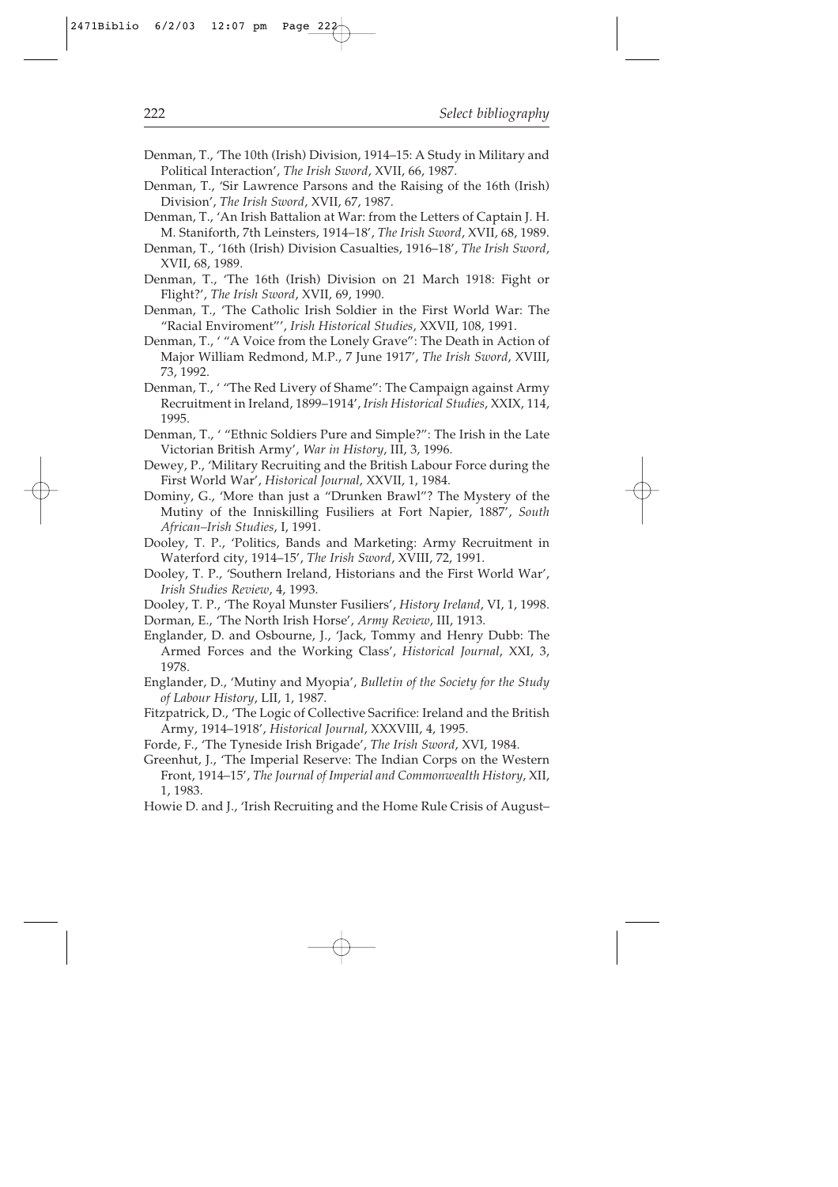Denman, T., 'The 10th (Irish) Division, 1914–15: A Study in Military and Political Interaction', *The Irish Sword*, XVII, 66, 1987.

Denman, T., 'Sir Lawrence Parsons and the Raising of the 16th (Irish) Division', *The Irish Sword*, XVII, 67, 1987.

Denman, T., 'An Irish Battalion at War: from the Letters of Captain J. H. M. Staniforth, 7th Leinsters, 1914–18', *The Irish Sword*, XVII, 68, 1989.

Denman, T., '16th (Irish) Division Casualties, 1916–18', *The Irish Sword*, XVII, 68, 1989.

Denman, T., 'The 16th (Irish) Division on 21 March 1918: Fight or Flight?', *The Irish Sword*, XVII, 69, 1990.

Denman, T., 'The Catholic Irish Soldier in the First World War: The "Racial Enviroment"', *Irish Historical Studies*, XXVII, 108, 1991.

Denman, T., ' "A Voice from the Lonely Grave": The Death in Action of Major William Redmond, M.P., 7 June 1917', *The Irish Sword*, XVIII, 73, 1992.

Denman, T., ' "The Red Livery of Shame": The Campaign against Army Recruitment in Ireland, 1899–1914', *Irish Historical Studies*, XXIX, 114, 1995.

Denman, T., ' "Ethnic Soldiers Pure and Simple?": The Irish in the Late Victorian British Army', *War in History*, III, 3, 1996.

Dewey, P., 'Military Recruiting and the British Labour Force during the First World War', *Historical Journal*, XXVII, 1, 1984.

Dominy, G., 'More than just a "Drunken Brawl"? The Mystery of the Mutiny of the Inniskilling Fusiliers at Fort Napier, 1887', *South African–Irish Studies*, I, 1991.

Dooley, T. P., 'Politics, Bands and Marketing: Army Recruitment in Waterford city, 1914–15', *The Irish Sword*, XVIII, 72, 1991.

Dooley, T. P., 'Southern Ireland, Historians and the First World War', *Irish Studies Review*, 4, 1993.

Dooley, T. P., 'The Royal Munster Fusiliers', *History Ireland*, VI, 1, 1998.

Dorman, E., 'The North Irish Horse', *Army Review*, III, 1913.

Englander, D. and Osbourne, J., 'Jack, Tommy and Henry Dubb: The Armed Forces and the Working Class', *Historical Journal*, XXI, 3, 1978.

Englander, D., 'Mutiny and Myopia', *Bulletin of the Society for the Study of Labour History*, LII, 1, 1987.

Fitzpatrick, D., 'The Logic of Collective Sacrifice: Ireland and the British Army, 1914–1918', *Historical Journal*, XXXVIII, 4, 1995.

Forde, F., 'The Tyneside Irish Brigade', *The Irish Sword*, XVI, 1984.

Greenhut, J., 'The Imperial Reserve: The Indian Corps on the Western Front, 1914–15', *The Journal of Imperial and Commonwealth History*, XII, 1, 1983.

Howie D. and J., 'Irish Recruiting and the Home Rule Crisis of August–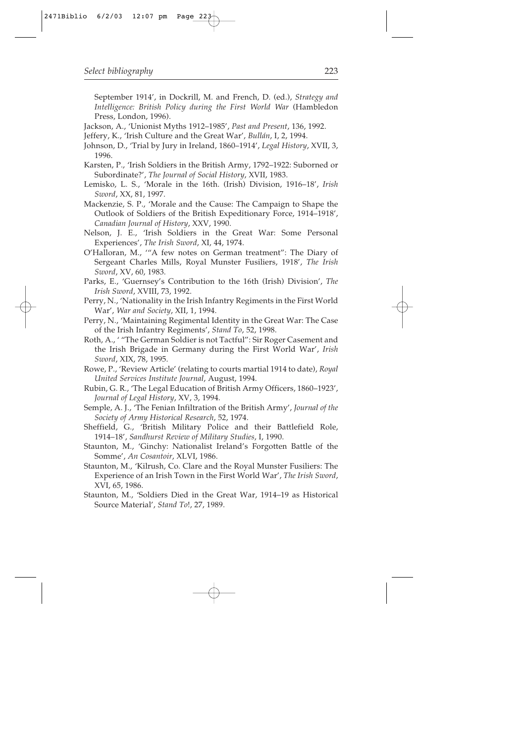September 1914', in Dockrill, M. and French, D. (ed.), *Strategy and Intelligence: British Policy during the First World War* (Hambledon Press, London, 1996).

Jackson, A., 'Unionist Myths 1912–1985', *Past and Present*, 136, 1992.

Jeffery, K., 'Irish Culture and the Great War', *Bullán*, I, 2, 1994.

Johnson, D., 'Trial by Jury in Ireland, 1860–1914', *Legal History*, XVII, 3, 1996.

Karsten, P., 'Irish Soldiers in the British Army, 1792–1922: Suborned or Subordinate?', *The Journal of Social History*, XVII, 1983.

Lemisko, L. S., 'Morale in the 16th. (Irish) Division, 1916–18', *Irish Sword*, XX, 81, 1997.

Mackenzie, S. P., 'Morale and the Cause: The Campaign to Shape the Outlook of Soldiers of the British Expeditionary Force, 1914–1918', *Canadian Journal of History*, XXV, 1990.

Nelson, J. E., 'Irish Soldiers in the Great War: Some Personal Experiences', *The Irish Sword*, XI, 44, 1974.

O'Halloran, M., '"A few notes on German treatment": The Diary of Sergeant Charles Mills, Royal Munster Fusiliers, 1918', *The Irish Sword*, XV, 60, 1983.

Parks, E., 'Guernsey's Contribution to the 16th (Irish) Division', *The Irish Sword*, XVIII, 73, 1992.

Perry, N., 'Nationality in the Irish Infantry Regiments in the First World War', *War and Society*, XII, 1, 1994.

Perry, N., 'Maintaining Regimental Identity in the Great War: The Case of the Irish Infantry Regiments', *Stand To*, 52, 1998.

Roth, A., ' "The German Soldier is not Tactful": Sir Roger Casement and the Irish Brigade in Germany during the First World War', *Irish Sword*, XIX, 78, 1995.

Rowe, P., 'Review Article' (relating to courts martial 1914 to date), *Royal United Services Institute Journal*, August, 1994.

Rubin, G. R., 'The Legal Education of British Army Officers, 1860–1923', *Journal of Legal History*, XV, 3, 1994.

Semple, A. J., 'The Fenian Infiltration of the British Army', *Journal of the Society of Army Historical Research*, 52, 1974.

Sheffield, G., 'British Military Police and their Battlefield Role, 1914–18', *Sandhurst Review of Military Studies*, I, 1990.

Staunton, M., 'Ginchy: Nationalist Ireland's Forgotten Battle of the Somme', *An Cosantoir*, XLVI, 1986.

Staunton, M., 'Kilrush, Co. Clare and the Royal Munster Fusiliers: The Experience of an Irish Town in the First World War', *The Irish Sword*, XVI, 65, 1986.

Staunton, M., 'Soldiers Died in the Great War, 1914–19 as Historical Source Material', *Stand To!*, 27, 1989.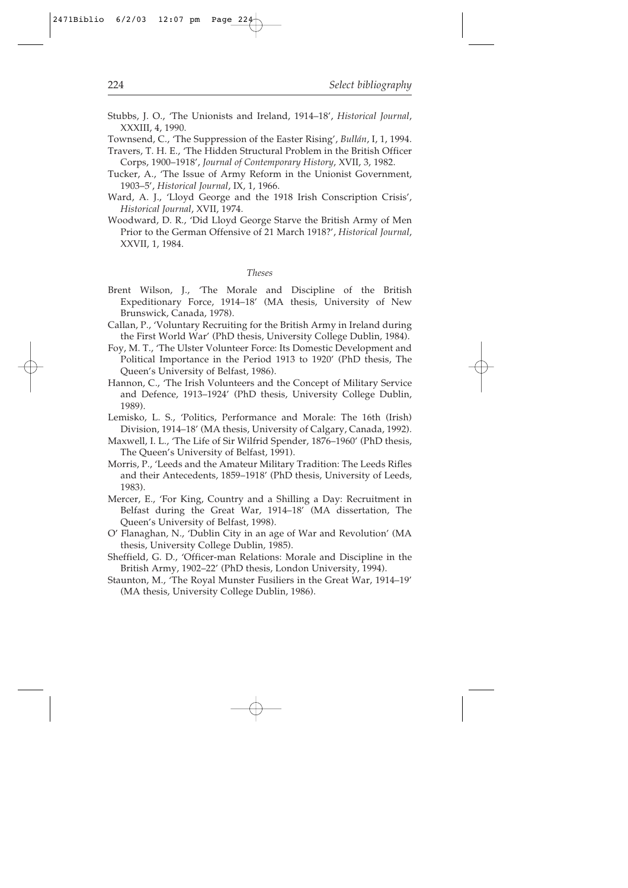Stubbs, J. O., 'The Unionists and Ireland, 1914–18', *Historical Journal*, XXXIII, 4, 1990.

Townsend, C., 'The Suppression of the Easter Rising', *Bullán*, I, 1, 1994.

Travers, T. H. E., 'The Hidden Structural Problem in the British Officer Corps, 1900–1918', *Journal of Contemporary History*, XVII, 3, 1982.

Tucker, A., 'The Issue of Army Reform in the Unionist Government, 1903–5', *Historical Journal*, IX, 1, 1966.

Ward, A. J., 'Lloyd George and the 1918 Irish Conscription Crisis', *Historical Journal*, XVII, 1974.

Woodward, D. R., 'Did Lloyd George Starve the British Army of Men Prior to the German Offensive of 21 March 1918?', *Historical Journal*, XXVII, 1, 1984.

### *Theses*

Brent Wilson, J., 'The Morale and Discipline of the British Expeditionary Force, 1914–18' (MA thesis, University of New Brunswick, Canada, 1978).

Callan, P., 'Voluntary Recruiting for the British Army in Ireland during the First World War' (PhD thesis, University College Dublin, 1984).

Foy, M. T., 'The Ulster Volunteer Force: Its Domestic Development and Political Importance in the Period 1913 to 1920' (PhD thesis, The Queen's University of Belfast, 1986).

Hannon, C., 'The Irish Volunteers and the Concept of Military Service and Defence, 1913–1924' (PhD thesis, University College Dublin, 1989).

Lemisko, L. S., 'Politics, Performance and Morale: The 16th (Irish) Division, 1914–18' (MA thesis, University of Calgary, Canada, 1992).

Maxwell, I. L., 'The Life of Sir Wilfrid Spender, 1876–1960' (PhD thesis, The Queen's University of Belfast, 1991).

Morris, P., 'Leeds and the Amateur Military Tradition: The Leeds Rifles and their Antecedents, 1859–1918' (PhD thesis, University of Leeds, 1983).

Mercer, E., 'For King, Country and a Shilling a Day: Recruitment in Belfast during the Great War, 1914–18' (MA dissertation, The Queen's University of Belfast, 1998).

O' Flanaghan, N., 'Dublin City in an age of War and Revolution' (MA thesis, University College Dublin, 1985).

Sheffield, G. D., 'Officer-man Relations: Morale and Discipline in the British Army, 1902–22' (PhD thesis, London University, 1994).

Staunton, M., 'The Royal Munster Fusiliers in the Great War, 1914–19' (MA thesis, University College Dublin, 1986).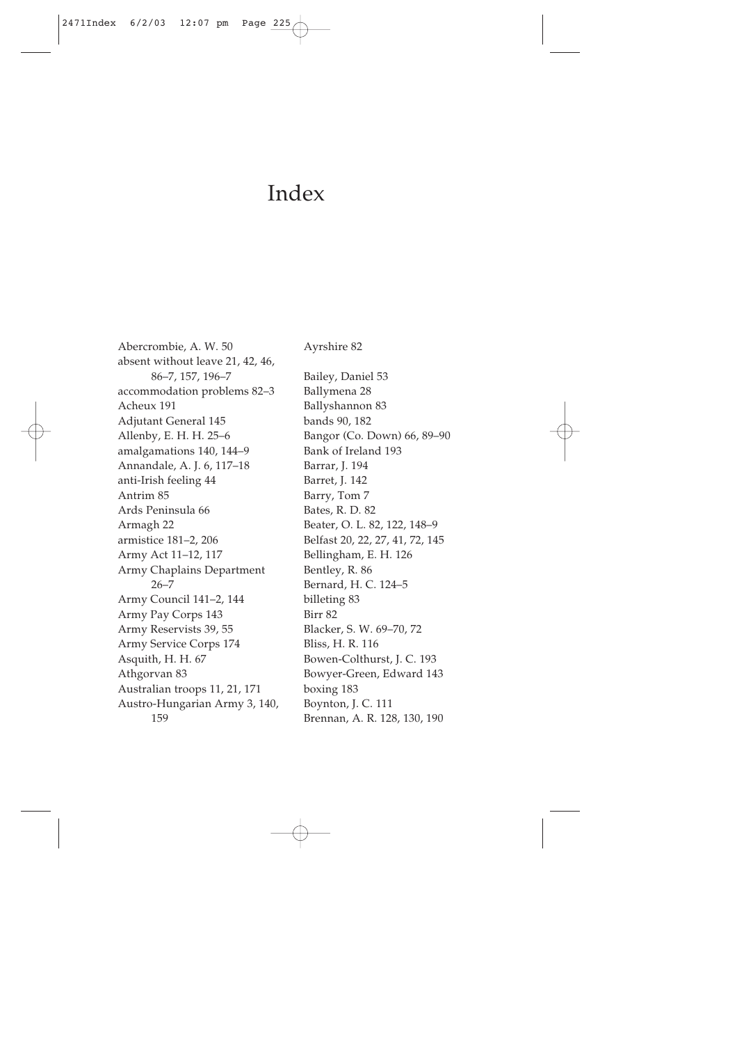# Index

Abercrombie, A. W. 50
absent without leave 21, 42, 46, 86–7, 157, 196–7
accommodation problems 82–3
Acheux 191
Adjutant General 145
Allenby, E. H. H. 25–6
amalgamations 140, 144–9
Annandale, A. J. 6, 117–18
anti-Irish feeling 44
Antrim 85
Ards Peninsula 66
Armagh 22
armistice 181–2, 206
Army Act 11–12, 117
Army Chaplains Department 26–7
Army Council 141–2, 144
Army Pay Corps 143
Army Reservists 39, 55
Army Service Corps 174
Asquith, H. H. 67
Athgorvan 83
Australian troops 11, 21, 171
Austro-Hungarian Army 3, 140, 159
Ayrshire 82

Bailey, Daniel 53
Ballymena 28
Ballyshannon 83
bands 90, 182
Bangor (Co. Down) 66, 89–90
Bank of Ireland 193
Barrar, J. 194
Barret, J. 142
Barry, Tom 7
Bates, R. D. 82
Beater, O. L. 82, 122, 148–9
Belfast 20, 22, 27, 41, 72, 145
Bellingham, E. H. 126
Bentley, R. 86
Bernard, H. C. 124–5
billeting 83
Birr 82
Blacker, S. W. 69–70, 72
Bliss, H. R. 116
Bowen-Colthurst, J. C. 193
Bowyer-Green, Edward 143
boxing 183
Boynton, J. C. 111
Brennan, A. R. 128, 130, 190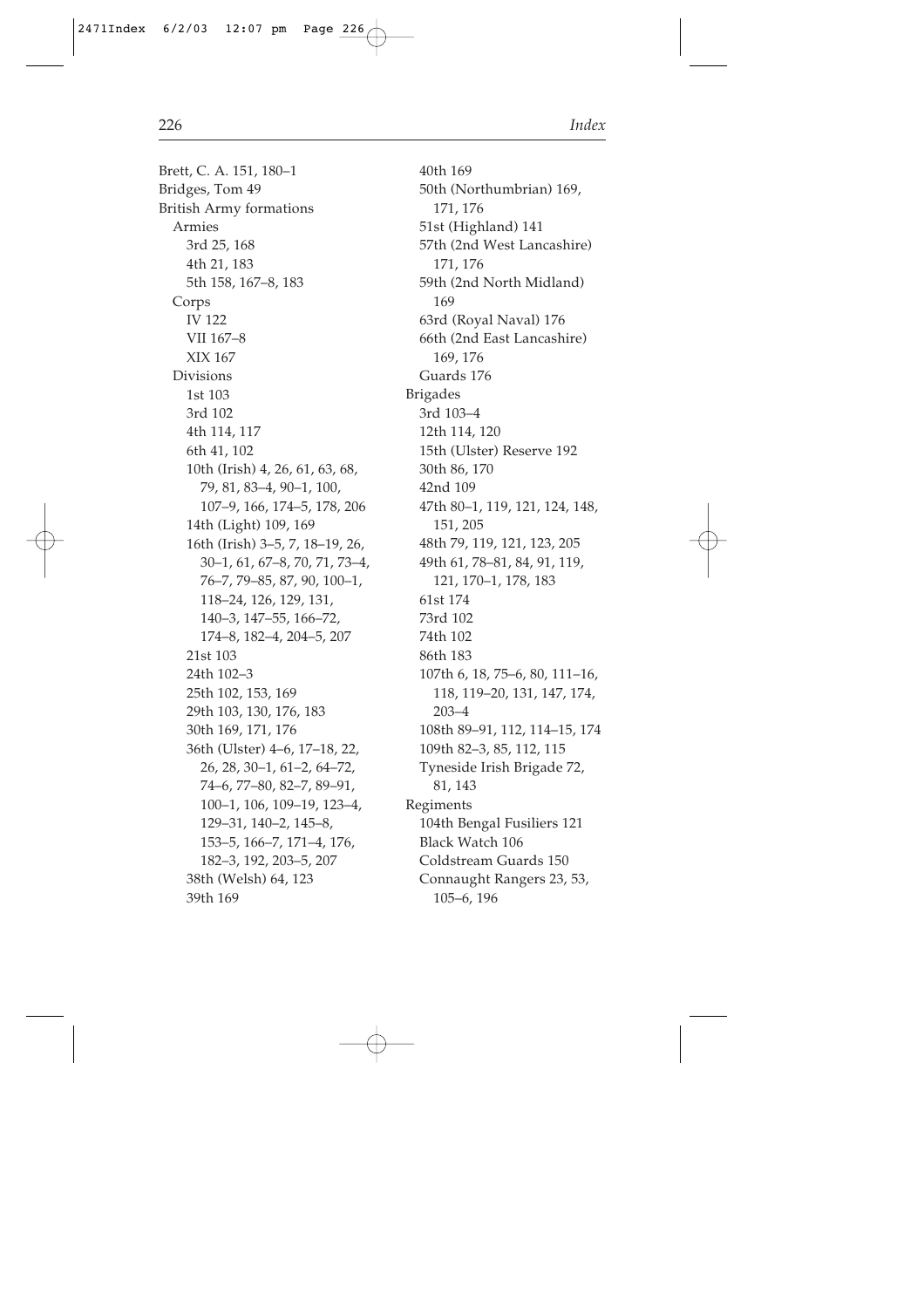Brett, C. A. 151, 180–1
Bridges, Tom 49
British Army formations
  Armies
    3rd 25, 168
    4th 21, 183
    5th 158, 167–8, 183
  Corps
    IV 122
    VII 167–8
    XIX 167
  Divisions
    1st 103
    3rd 102
    4th 114, 117
    6th 41, 102
    10th (Irish) 4, 26, 61, 63, 68, 79, 81, 83–4, 90–1, 100, 107–9, 166, 174–5, 178, 206
    14th (Light) 109, 169
    16th (Irish) 3–5, 7, 18–19, 26, 30–1, 61, 67–8, 70, 71, 73–4, 76–7, 79–85, 87, 90, 100–1, 118–24, 126, 129, 131, 140–3, 147–55, 166–72, 174–8, 182–4, 204–5, 207
    21st 103
    24th 102–3
    25th 102, 153, 169
    29th 103, 130, 176, 183
    30th 169, 171, 176
    36th (Ulster) 4–6, 17–18, 22, 26, 28, 30–1, 61–2, 64–72, 74–6, 77–80, 82–7, 89–91, 100–1, 106, 109–19, 123–4, 129–31, 140–2, 145–8, 153–5, 166–7, 171–4, 176, 182–3, 192, 203–5, 207
    38th (Welsh) 64, 123
    39th 169
    40th 169
    50th (Northumbrian) 169, 171, 176
    51st (Highland) 141
    57th (2nd West Lancashire) 171, 176
    59th (2nd North Midland) 169
    63rd (Royal Naval) 176
    66th (2nd East Lancashire) 169, 176
    Guards 176
  Brigades
    3rd 103–4
    12th 114, 120
    15th (Ulster) Reserve 192
    30th 86, 170
    42nd 109
    47th 80–1, 119, 121, 124, 148, 151, 205
    48th 79, 119, 121, 123, 205
    49th 61, 78–81, 84, 91, 119, 121, 170–1, 178, 183
    61st 174
    73rd 102
    74th 102
    86th 183
    107th 6, 18, 75–6, 80, 111–16, 118, 119–20, 131, 147, 174, 203–4
    108th 89–91, 112, 114–15, 174
    109th 82–3, 85, 112, 115
    Tyneside Irish Brigade 72, 81, 143
  Regiments
    104th Bengal Fusiliers 121
    Black Watch 106
    Coldstream Guards 150
    Connaught Rangers 23, 53, 105–6, 196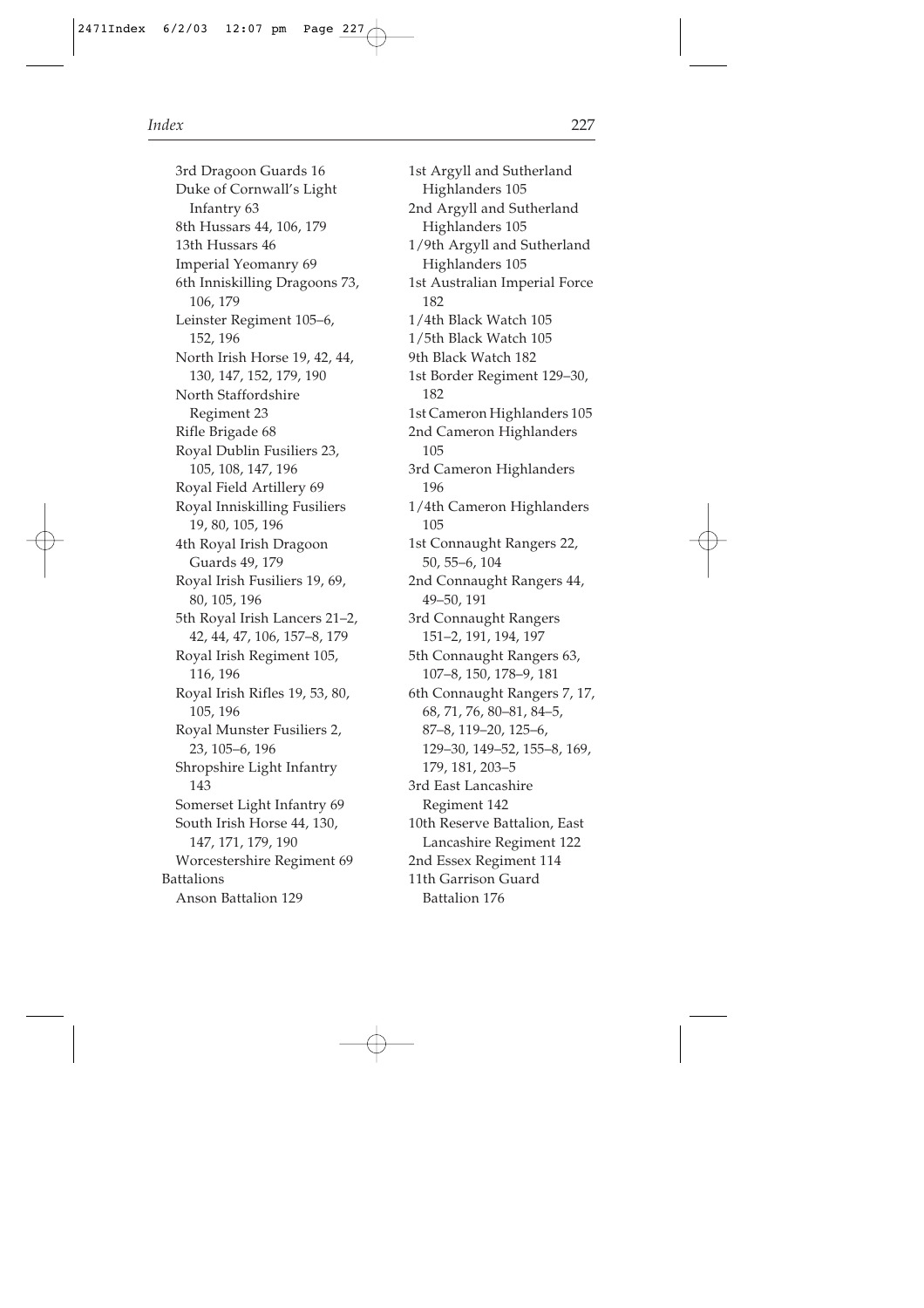3rd Dragoon Guards 16
Duke of Cornwall's Light Infantry 63
8th Hussars 44, 106, 179
13th Hussars 46
Imperial Yeomanry 69
6th Inniskilling Dragoons 73, 106, 179
Leinster Regiment 105–6, 152, 196
North Irish Horse 19, 42, 44, 130, 147, 152, 179, 190
North Staffordshire Regiment 23
Rifle Brigade 68
Royal Dublin Fusiliers 23, 105, 108, 147, 196
Royal Field Artillery 69
Royal Inniskilling Fusiliers 19, 80, 105, 196
4th Royal Irish Dragoon Guards 49, 179
Royal Irish Fusiliers 19, 69, 80, 105, 196
5th Royal Irish Lancers 21–2, 42, 44, 47, 106, 157–8, 179
Royal Irish Regiment 105, 116, 196
Royal Irish Rifles 19, 53, 80, 105, 196
Royal Munster Fusiliers 2, 23, 105–6, 196
Shropshire Light Infantry 143
Somerset Light Infantry 69
South Irish Horse 44, 130, 147, 171, 179, 190
Worcestershire Regiment 69

Battalions
Anson Battalion 129
1st Argyll and Sutherland Highlanders 105
2nd Argyll and Sutherland Highlanders 105
1/9th Argyll and Sutherland Highlanders 105
1st Australian Imperial Force 182
1/4th Black Watch 105
1/5th Black Watch 105
9th Black Watch 182
1st Border Regiment 129–30, 182
1st Cameron Highlanders 105
2nd Cameron Highlanders 105
3rd Cameron Highlanders 196
1/4th Cameron Highlanders 105
1st Connaught Rangers 22, 50, 55–6, 104
2nd Connaught Rangers 44, 49–50, 191
3rd Connaught Rangers 151–2, 191, 194, 197
5th Connaught Rangers 63, 107–8, 150, 178–9, 181
6th Connaught Rangers 7, 17, 68, 71, 76, 80–81, 84–5, 87–8, 119–20, 125–6, 129–30, 149–52, 155–8, 169, 179, 181, 203–5
3rd East Lancashire Regiment 142
10th Reserve Battalion, East Lancashire Regiment 122
2nd Essex Regiment 114
11th Garrison Guard Battalion 176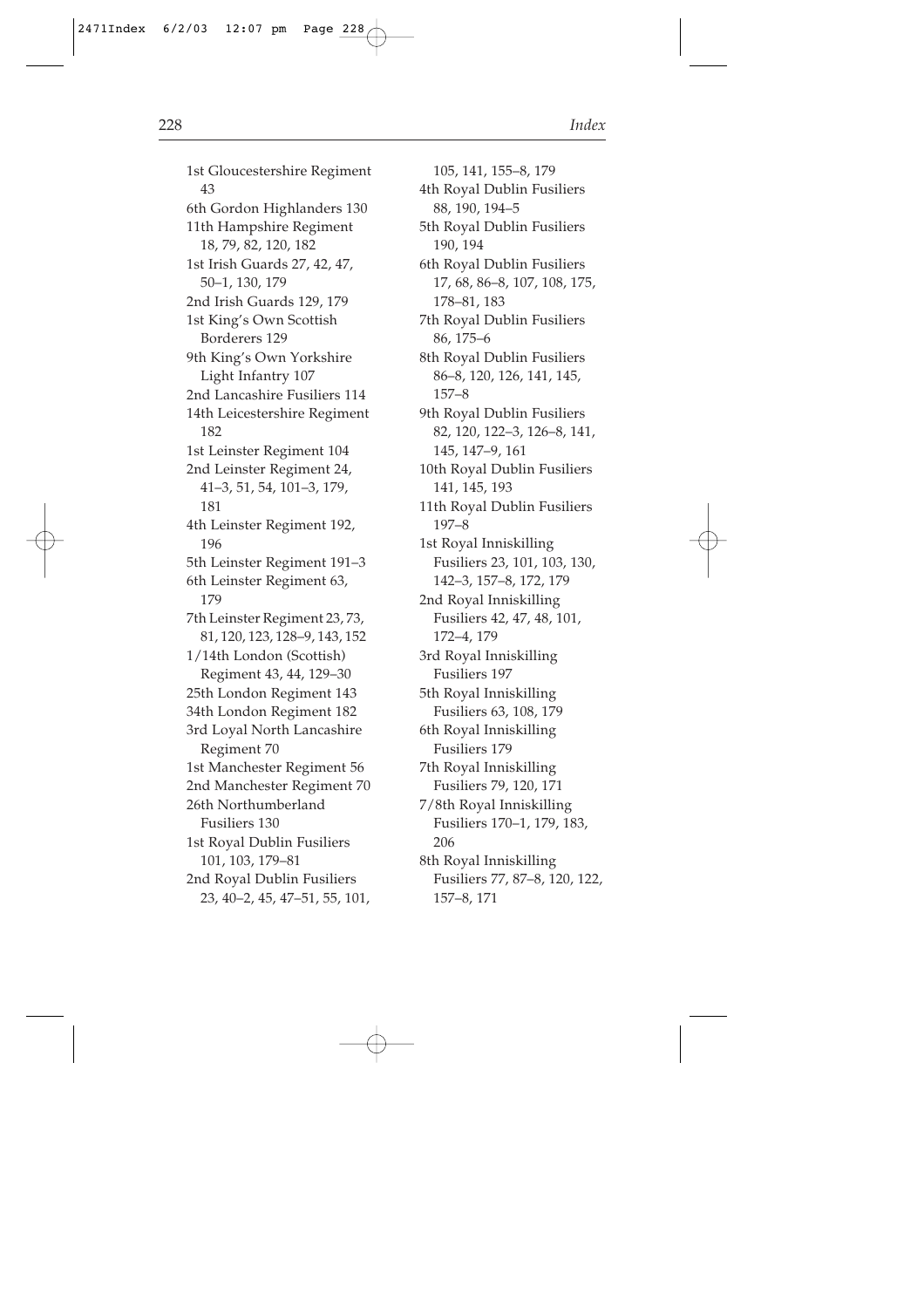1st Gloucestershire Regiment 43
6th Gordon Highlanders 130
11th Hampshire Regiment 18, 79, 82, 120, 182
1st Irish Guards 27, 42, 47, 50–1, 130, 179
2nd Irish Guards 129, 179
1st King's Own Scottish Borderers 129
9th King's Own Yorkshire Light Infantry 107
2nd Lancashire Fusiliers 114
14th Leicestershire Regiment 182
1st Leinster Regiment 104
2nd Leinster Regiment 24, 41–3, 51, 54, 101–3, 179, 181
4th Leinster Regiment 192, 196
5th Leinster Regiment 191–3
6th Leinster Regiment 63, 179
7th Leinster Regiment 23, 73, 81, 120, 123, 128–9, 143, 152
1/14th London (Scottish) Regiment 43, 44, 129–30
25th London Regiment 143
34th London Regiment 182
3rd Loyal North Lancashire Regiment 70
1st Manchester Regiment 56
2nd Manchester Regiment 70
26th Northumberland Fusiliers 130
1st Royal Dublin Fusiliers 101, 103, 179–81
2nd Royal Dublin Fusiliers 23, 40–2, 45, 47–51, 55, 101, 105, 141, 155–8, 179
4th Royal Dublin Fusiliers 88, 190, 194–5
5th Royal Dublin Fusiliers 190, 194
6th Royal Dublin Fusiliers 17, 68, 86–8, 107, 108, 175, 178–81, 183
7th Royal Dublin Fusiliers 86, 175–6
8th Royal Dublin Fusiliers 86–8, 120, 126, 141, 145, 157–8
9th Royal Dublin Fusiliers 82, 120, 122–3, 126–8, 141, 145, 147–9, 161
10th Royal Dublin Fusiliers 141, 145, 193
11th Royal Dublin Fusiliers 197–8
1st Royal Inniskilling Fusiliers 23, 101, 103, 130, 142–3, 157–8, 172, 179
2nd Royal Inniskilling Fusiliers 42, 47, 48, 101, 172–4, 179
3rd Royal Inniskilling Fusiliers 197
5th Royal Inniskilling Fusiliers 63, 108, 179
6th Royal Inniskilling Fusiliers 179
7th Royal Inniskilling Fusiliers 79, 120, 171
7/8th Royal Inniskilling Fusiliers 170–1, 179, 183, 206
8th Royal Inniskilling Fusiliers 77, 87–8, 120, 122, 157–8, 171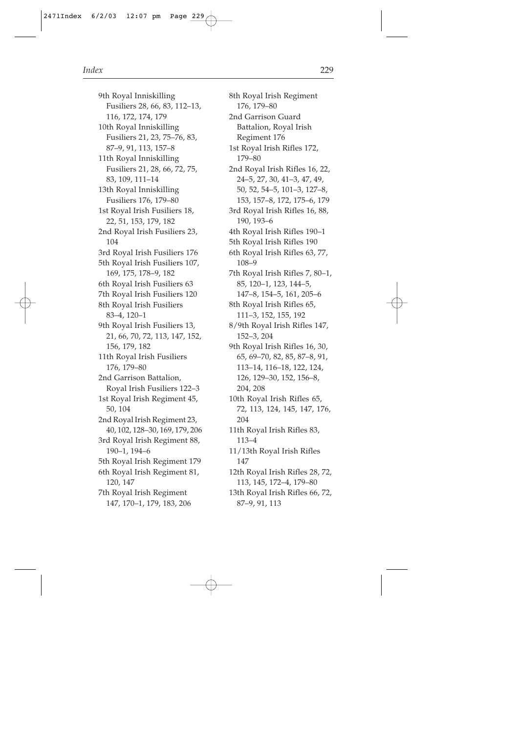9th Royal Inniskilling Fusiliers 28, 66, 83, 112–13, 116, 172, 174, 179
10th Royal Inniskilling Fusiliers 21, 23, 75–76, 83, 87–9, 91, 113, 157–8
11th Royal Inniskilling Fusiliers 21, 28, 66, 72, 75, 83, 109, 111–14
13th Royal Inniskilling Fusiliers 176, 179–80
1st Royal Irish Fusiliers 18, 22, 51, 153, 179, 182
2nd Royal Irish Fusiliers 23, 104
3rd Royal Irish Fusiliers 176
5th Royal Irish Fusiliers 107, 169, 175, 178–9, 182
6th Royal Irish Fusiliers 63
7th Royal Irish Fusiliers 120
8th Royal Irish Fusiliers 83–4, 120–1
9th Royal Irish Fusiliers 13, 21, 66, 70, 72, 113, 147, 152, 156, 179, 182
11th Royal Irish Fusiliers 176, 179–80
2nd Garrison Battalion, Royal Irish Fusiliers 122–3
1st Royal Irish Regiment 45, 50, 104
2nd Royal Irish Regiment 23, 40, 102, 128–30, 169, 179, 206
3rd Royal Irish Regiment 88, 190–1, 194–6
5th Royal Irish Regiment 179
6th Royal Irish Regiment 81, 120, 147
7th Royal Irish Regiment 147, 170–1, 179, 183, 206
8th Royal Irish Regiment 176, 179–80
2nd Garrison Guard Battalion, Royal Irish Regiment 176
1st Royal Irish Rifles 172, 179–80
2nd Royal Irish Rifles 16, 22, 24–5, 27, 30, 41–3, 47, 49, 50, 52, 54–5, 101–3, 127–8, 153, 157–8, 172, 175–6, 179
3rd Royal Irish Rifles 16, 88, 190, 193–6
4th Royal Irish Rifles 190–1
5th Royal Irish Rifles 190
6th Royal Irish Rifles 63, 77, 108–9
7th Royal Irish Rifles 7, 80–1, 85, 120–1, 123, 144–5, 147–8, 154–5, 161, 205–6
8th Royal Irish Rifles 65, 111–3, 152, 155, 192
8/9th Royal Irish Rifles 147, 152–3, 204
9th Royal Irish Rifles 16, 30, 65, 69–70, 82, 85, 87–8, 91, 113–14, 116–18, 122, 124, 126, 129–30, 152, 156–8, 204, 208
10th Royal Irish Rifles 65, 72, 113, 124, 145, 147, 176, 204
11th Royal Irish Rifles 83, 113–4
11/13th Royal Irish Rifles 147
12th Royal Irish Rifles 28, 72, 113, 145, 172–4, 179–80
13th Royal Irish Rifles 66, 72, 87–9, 91, 113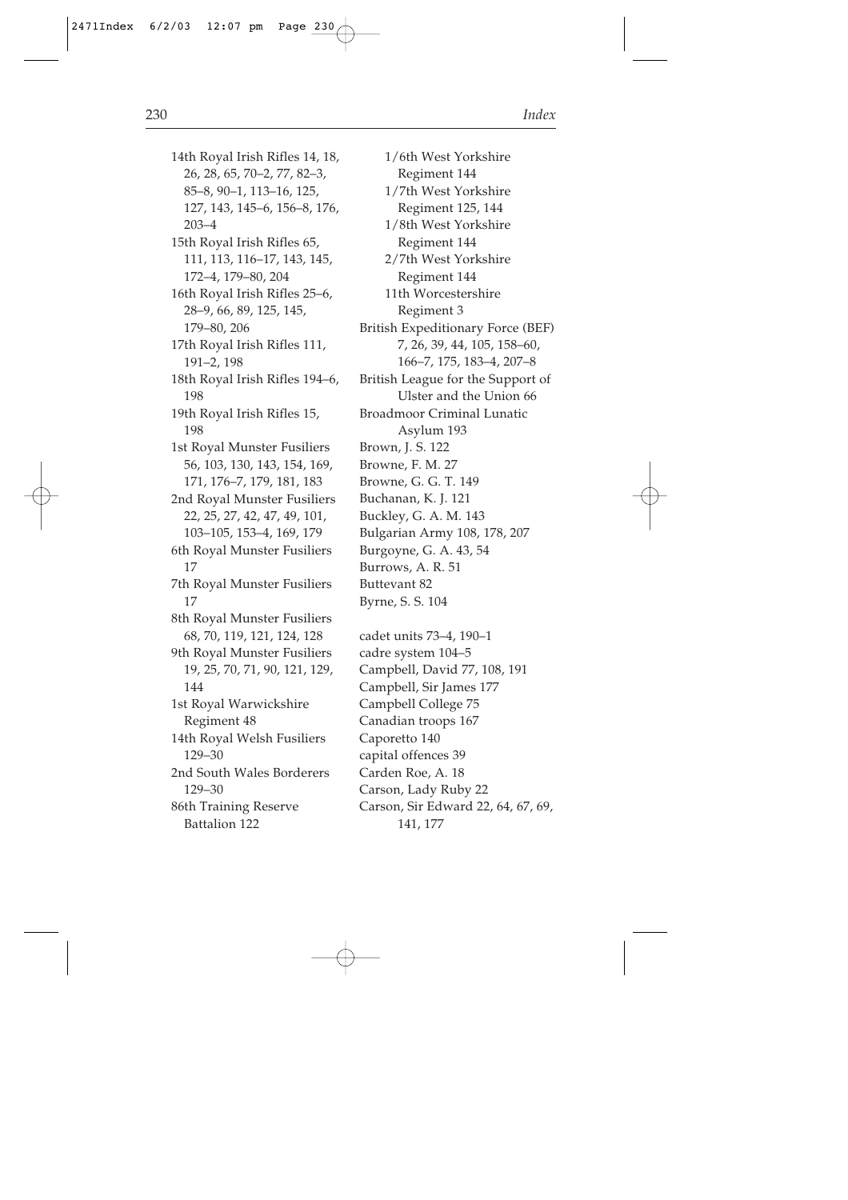14th Royal Irish Rifles 14, 18, 26, 28, 65, 70–2, 77, 82–3, 85–8, 90–1, 113–16, 125, 127, 143, 145–6, 156–8, 176, 203–4

15th Royal Irish Rifles 65, 111, 113, 116–17, 143, 145, 172–4, 179–80, 204

16th Royal Irish Rifles 25–6, 28–9, 66, 89, 125, 145, 179–80, 206

17th Royal Irish Rifles 111, 191–2, 198

18th Royal Irish Rifles 194–6, 198

19th Royal Irish Rifles 15, 198

1st Royal Munster Fusiliers 56, 103, 130, 143, 154, 169, 171, 176–7, 179, 181, 183

2nd Royal Munster Fusiliers 22, 25, 27, 42, 47, 49, 101, 103–105, 153–4, 169, 179

6th Royal Munster Fusiliers 17

7th Royal Munster Fusiliers 17

8th Royal Munster Fusiliers 68, 70, 119, 121, 124, 128

9th Royal Munster Fusiliers 19, 25, 70, 71, 90, 121, 129, 144

1st Royal Warwickshire Regiment 48

14th Royal Welsh Fusiliers 129–30

2nd South Wales Borderers 129–30

86th Training Reserve Battalion 122

1/6th West Yorkshire Regiment 144

1/7th West Yorkshire Regiment 125, 144

1/8th West Yorkshire Regiment 144

2/7th West Yorkshire Regiment 144

11th Worcestershire Regiment 3

British Expeditionary Force (BEF) 7, 26, 39, 44, 105, 158–60, 166–7, 175, 183–4, 207–8

British League for the Support of Ulster and the Union 66

Broadmoor Criminal Lunatic Asylum 193

Brown, J. S. 122

Browne, F. M. 27

Browne, G. G. T. 149

Buchanan, K. J. 121

Buckley, G. A. M. 143

Bulgarian Army 108, 178, 207

Burgoyne, G. A. 43, 54

Burrows, A. R. 51

Buttevant 82

Byrne, S. S. 104

cadet units 73–4, 190–1

cadre system 104–5

Campbell, David 77, 108, 191

Campbell, Sir James 177

Campbell College 75

Canadian troops 167

Caporetto 140

capital offences 39

Carden Roe, A. 18

Carson, Lady Ruby 22

Carson, Sir Edward 22, 64, 67, 69, 141, 177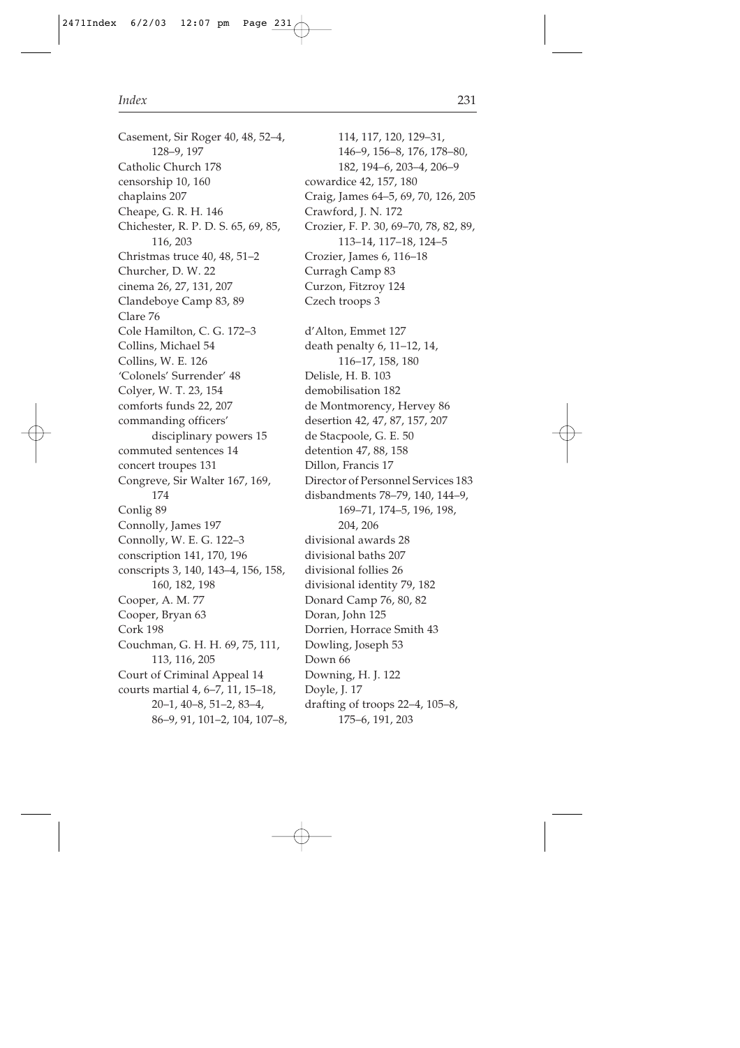Casement, Sir Roger 40, 48, 52–4, 128–9, 197
Catholic Church 178
censorship 10, 160
chaplains 207
Cheape, G. R. H. 146
Chichester, R. P. D. S. 65, 69, 85, 116, 203
Christmas truce 40, 48, 51–2
Churcher, D. W. 22
cinema 26, 27, 131, 207
Clandeboye Camp 83, 89
Clare 76
Cole Hamilton, C. G. 172–3
Collins, Michael 54
Collins, W. E. 126
'Colonels' Surrender' 48
Colyer, W. T. 23, 154
comforts funds 22, 207
commanding officers' disciplinary powers 15
commuted sentences 14
concert troupes 131
Congreve, Sir Walter 167, 169, 174
Conlig 89
Connolly, James 197
Connolly, W. E. G. 122–3
conscription 141, 170, 196
conscripts 3, 140, 143–4, 156, 158, 160, 182, 198
Cooper, A. M. 77
Cooper, Bryan 63
Cork 198
Couchman, G. H. H. 69, 75, 111, 113, 116, 205
Court of Criminal Appeal 14
courts martial 4, 6–7, 11, 15–18, 20–1, 40–8, 51–2, 83–4, 86–9, 91, 101–2, 104, 107–8, 114, 117, 120, 129–31, 146–9, 156–8, 176, 178–80, 182, 194–6, 203–4, 206–9
cowardice 42, 157, 180
Craig, James 64–5, 69, 70, 126, 205
Crawford, J. N. 172
Crozier, F. P. 30, 69–70, 78, 82, 89, 113–14, 117–18, 124–5
Crozier, James 6, 116–18
Curragh Camp 83
Curzon, Fitzroy 124
Czech troops 3

d'Alton, Emmet 127
death penalty 6, 11–12, 14, 116–17, 158, 180
Delisle, H. B. 103
demobilisation 182
de Montmorency, Hervey 86
desertion 42, 47, 87, 157, 207
de Stacpoole, G. E. 50
detention 47, 88, 158
Dillon, Francis 17
Director of Personnel Services 183
disbandments 78–79, 140, 144–9, 169–71, 174–5, 196, 198, 204, 206
divisional awards 28
divisional baths 207
divisional follies 26
divisional identity 79, 182
Donard Camp 76, 80, 82
Doran, John 125
Dorrien, Horrace Smith 43
Dowling, Joseph 53
Down 66
Downing, H. J. 122
Doyle, J. 17
drafting of troops 22–4, 105–8, 175–6, 191, 203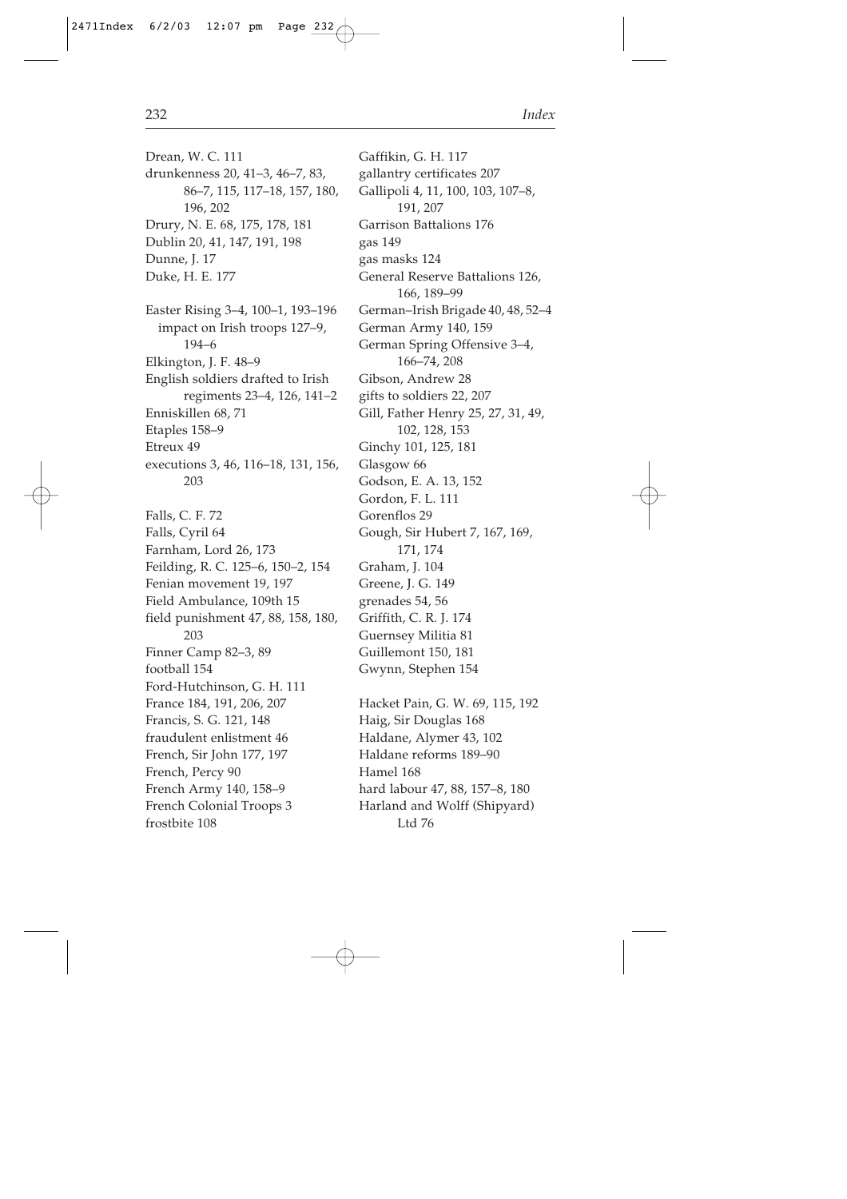Drean, W. C. 111
drunkenness 20, 41–3, 46–7, 83, 86–7, 115, 117–18, 157, 180, 196, 202
Drury, N. E. 68, 175, 178, 181
Dublin 20, 41, 147, 191, 198
Dunne, J. 17
Duke, H. E. 177

Easter Rising 3–4, 100–1, 193–196
  impact on Irish troops 127–9, 194–6
Elkington, J. F. 48–9
English soldiers drafted to Irish regiments 23–4, 126, 141–2
Enniskillen 68, 71
Etaples 158–9
Etreux 49
executions 3, 46, 116–18, 131, 156, 203

Falls, C. F. 72
Falls, Cyril 64
Farnham, Lord 26, 173
Feilding, R. C. 125–6, 150–2, 154
Fenian movement 19, 197
Field Ambulance, 109th 15
field punishment 47, 88, 158, 180, 203
Finner Camp 82–3, 89
football 154
Ford-Hutchinson, G. H. 111
France 184, 191, 206, 207
Francis, S. G. 121, 148
fraudulent enlistment 46
French, Sir John 177, 197
French, Percy 90
French Army 140, 158–9
French Colonial Troops 3
frostbite 108

Gaffikin, G. H. 117
gallantry certificates 207
Gallipoli 4, 11, 100, 103, 107–8, 191, 207
Garrison Battalions 176
gas 149
gas masks 124
General Reserve Battalions 126, 166, 189–99
German–Irish Brigade 40, 48, 52–4
German Army 140, 159
German Spring Offensive 3–4, 166–74, 208
Gibson, Andrew 28
gifts to soldiers 22, 207
Gill, Father Henry 25, 27, 31, 49, 102, 128, 153
Ginchy 101, 125, 181
Glasgow 66
Godson, E. A. 13, 152
Gordon, F. L. 111
Gorenflos 29
Gough, Sir Hubert 7, 167, 169, 171, 174
Graham, J. 104
Greene, J. G. 149
grenades 54, 56
Griffith, C. R. J. 174
Guernsey Militia 81
Guillemont 150, 181
Gwynn, Stephen 154

Hacket Pain, G. W. 69, 115, 192
Haig, Sir Douglas 168
Haldane, Alymer 43, 102
Haldane reforms 189–90
Hamel 168
hard labour 47, 88, 157–8, 180
Harland and Wolff (Shipyard) Ltd 76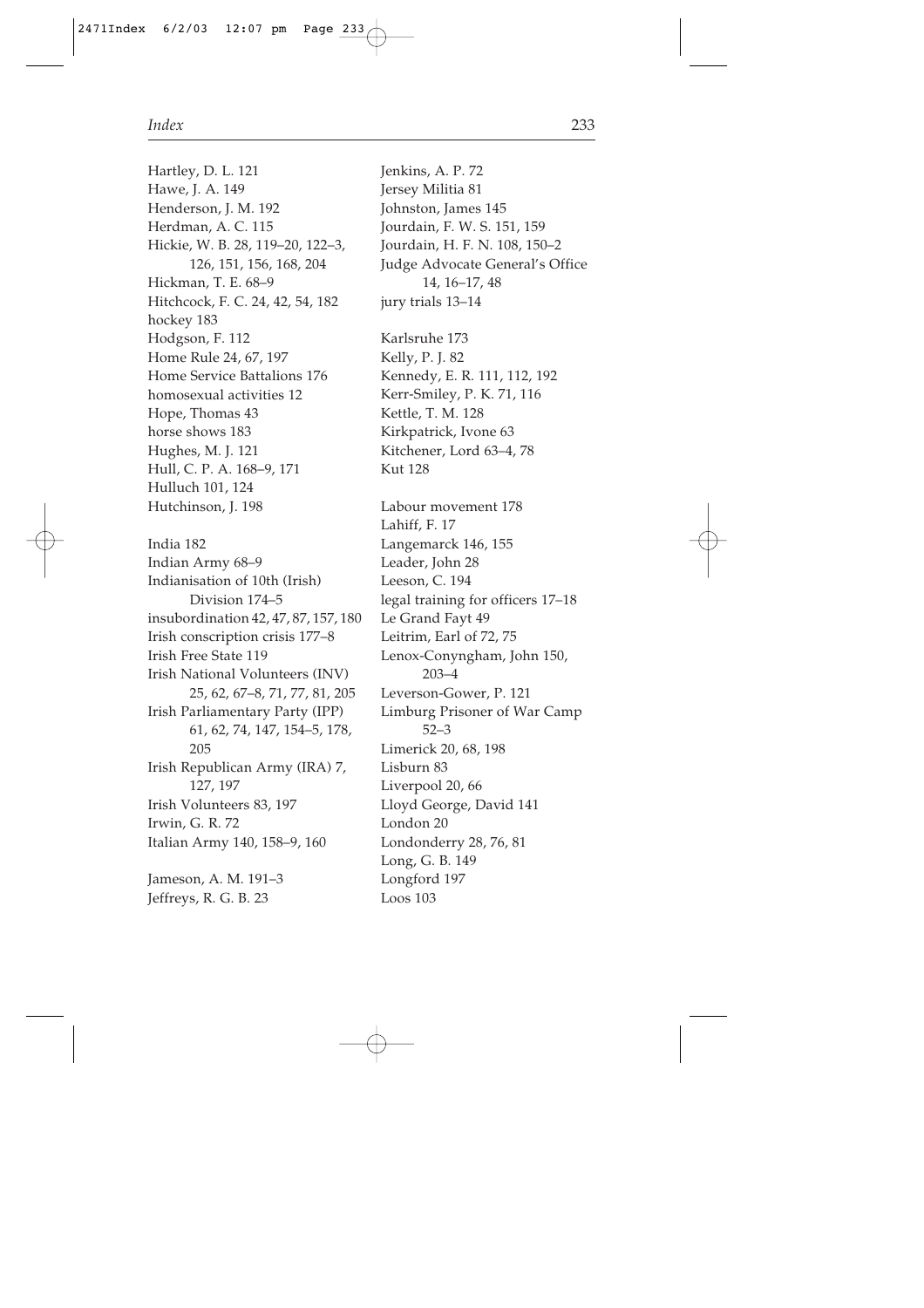Hartley, D. L. 121
Hawe, J. A. 149
Henderson, J. M. 192
Herdman, A. C. 115
Hickie, W. B. 28, 119–20, 122–3, 126, 151, 156, 168, 204
Hickman, T. E. 68–9
Hitchcock, F. C. 24, 42, 54, 182
hockey 183
Hodgson, F. 112
Home Rule 24, 67, 197
Home Service Battalions 176
homosexual activities 12
Hope, Thomas 43
horse shows 183
Hughes, M. J. 121
Hull, C. P. A. 168–9, 171
Hulluch 101, 124
Hutchinson, J. 198

India 182
Indian Army 68–9
Indianisation of 10th (Irish) Division 174–5
insubordination 42, 47, 87, 157, 180
Irish conscription crisis 177–8
Irish Free State 119
Irish National Volunteers (INV) 25, 62, 67–8, 71, 77, 81, 205
Irish Parliamentary Party (IPP) 61, 62, 74, 147, 154–5, 178, 205
Irish Republican Army (IRA) 7, 127, 197
Irish Volunteers 83, 197
Irwin, G. R. 72
Italian Army 140, 158–9, 160

Jameson, A. M. 191–3
Jeffreys, R. G. B. 23
Jenkins, A. P. 72
Jersey Militia 81
Johnston, James 145
Jourdain, F. W. S. 151, 159
Jourdain, H. F. N. 108, 150–2
Judge Advocate General's Office 14, 16–17, 48
jury trials 13–14

Karlsruhe 173
Kelly, P. J. 82
Kennedy, E. R. 111, 112, 192
Kerr-Smiley, P. K. 71, 116
Kettle, T. M. 128
Kirkpatrick, Ivone 63
Kitchener, Lord 63–4, 78
Kut 128

Labour movement 178
Lahiff, F. 17
Langemarck 146, 155
Leader, John 28
Leeson, C. 194
legal training for officers 17–18
Le Grand Fayt 49
Leitrim, Earl of 72, 75
Lenox-Conyngham, John 150, 203–4
Leverson-Gower, P. 121
Limburg Prisoner of War Camp 52–3
Limerick 20, 68, 198
Lisburn 83
Liverpool 20, 66
Lloyd George, David 141
London 20
Londonderry 28, 76, 81
Long, G. B. 149
Longford 197
Loos 103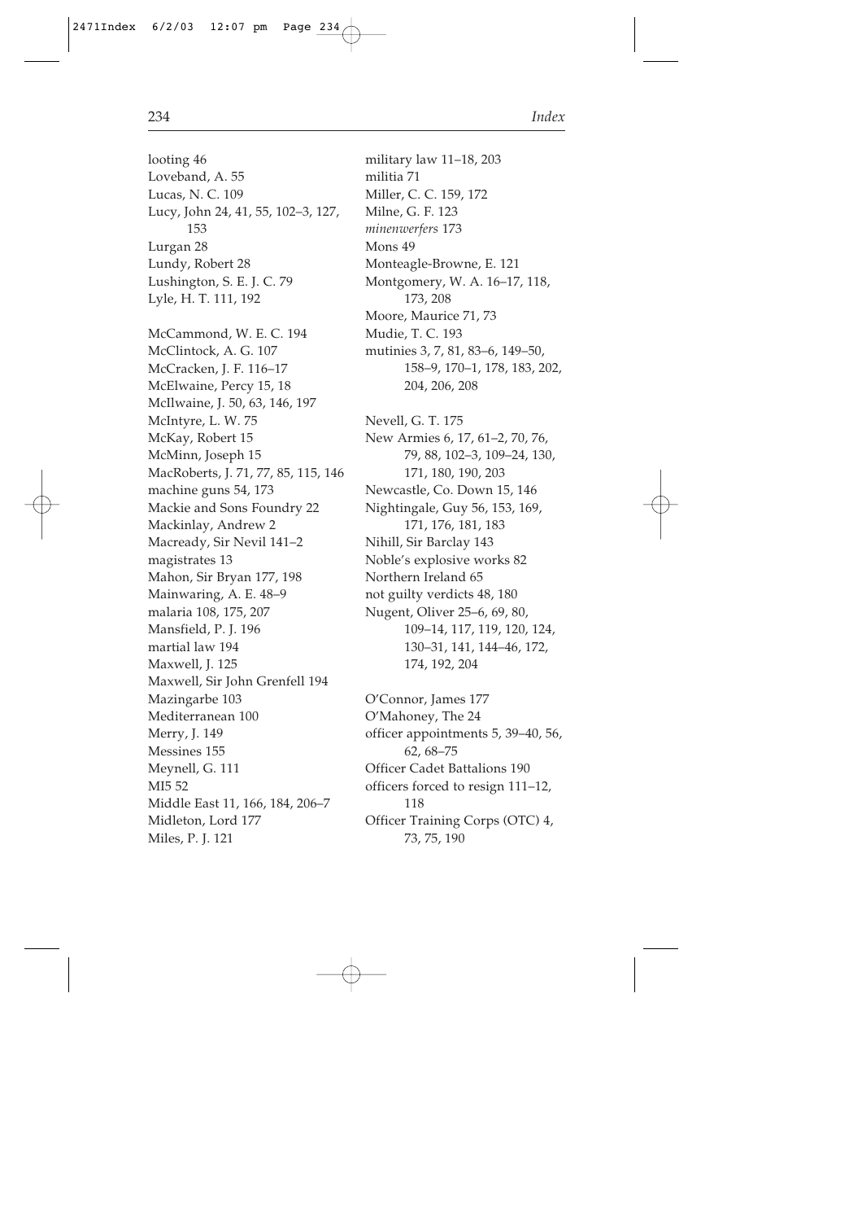looting 46
Loveband, A. 55
Lucas, N. C. 109
Lucy, John 24, 41, 55, 102–3, 127, 153
Lurgan 28
Lundy, Robert 28
Lushington, S. E. J. C. 79
Lyle, H. T. 111, 192

McCammond, W. E. C. 194
McClintock, A. G. 107
McCracken, J. F. 116–17
McElwaine, Percy 15, 18
McIlwaine, J. 50, 63, 146, 197
McIntyre, L. W. 75
McKay, Robert 15
McMinn, Joseph 15
MacRoberts, J. 71, 77, 85, 115, 146
machine guns 54, 173
Mackie and Sons Foundry 22
Mackinlay, Andrew 2
Macready, Sir Nevil 141–2
magistrates 13
Mahon, Sir Bryan 177, 198
Mainwaring, A. E. 48–9
malaria 108, 175, 207
Mansfield, P. J. 196
martial law 194
Maxwell, J. 125
Maxwell, Sir John Grenfell 194
Mazingarbe 103
Mediterranean 100
Merry, J. 149
Messines 155
Meynell, G. 111
MI5 52
Middle East 11, 166, 184, 206–7
Midleton, Lord 177
Miles, P. J. 121
military law 11–18, 203
militia 71
Miller, C. C. 159, 172
Milne, G. F. 123
*minenwerfers* 173
Mons 49
Monteagle-Browne, E. 121
Montgomery, W. A. 16–17, 118, 173, 208
Moore, Maurice 71, 73
Mudie, T. C. 193
mutinies 3, 7, 81, 83–6, 149–50, 158–9, 170–1, 178, 183, 202, 204, 206, 208

Nevell, G. T. 175
New Armies 6, 17, 61–2, 70, 76, 79, 88, 102–3, 109–24, 130, 171, 180, 190, 203
Newcastle, Co. Down 15, 146
Nightingale, Guy 56, 153, 169, 171, 176, 181, 183
Nihill, Sir Barclay 143
Noble's explosive works 82
Northern Ireland 65
not guilty verdicts 48, 180
Nugent, Oliver 25–6, 69, 80, 109–14, 117, 119, 120, 124, 130–31, 141, 144–46, 172, 174, 192, 204

O'Connor, James 177
O'Mahoney, The 24
officer appointments 5, 39–40, 56, 62, 68–75
Officer Cadet Battalions 190
officers forced to resign 111–12, 118
Officer Training Corps (OTC) 4, 73, 75, 190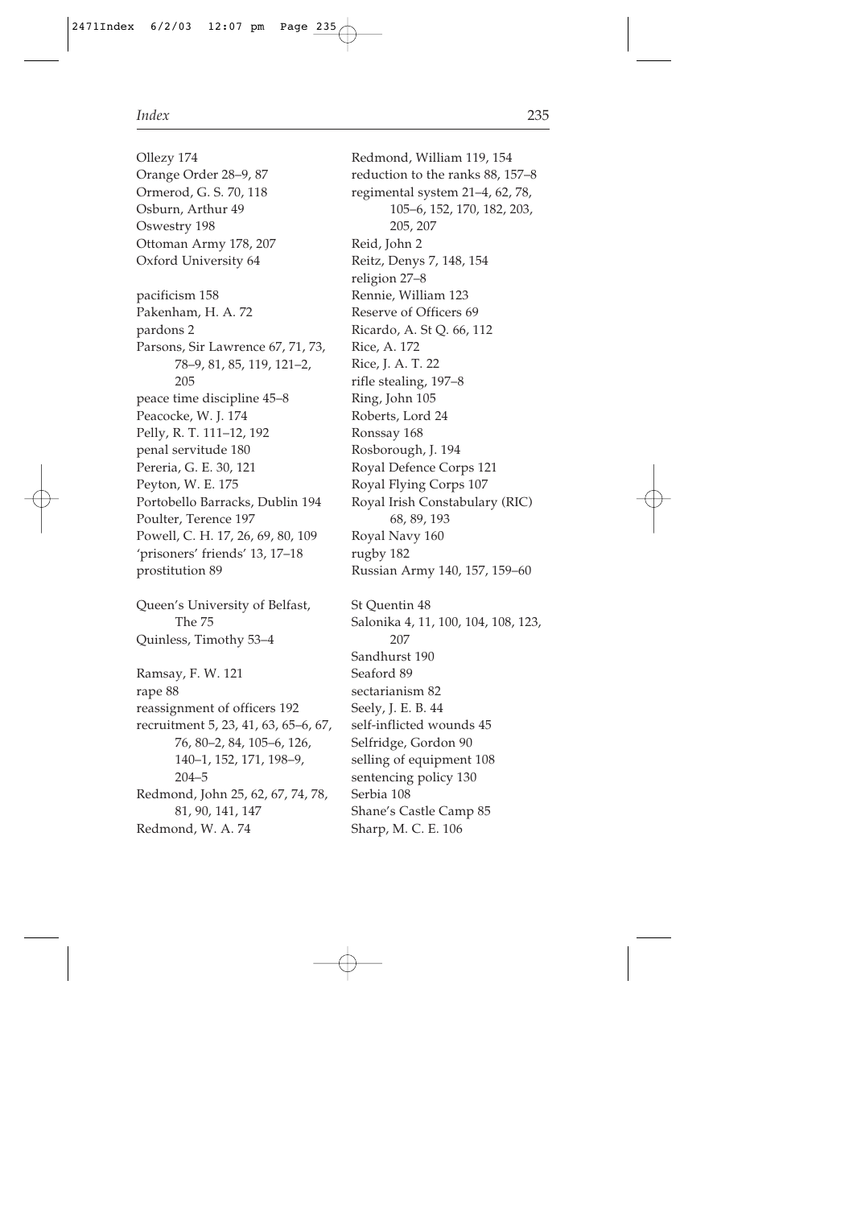Ollezy 174
Orange Order 28–9, 87
Ormerod, G. S. 70, 118
Osburn, Arthur 49
Oswestry 198
Ottoman Army 178, 207
Oxford University 64

pacificism 158
Pakenham, H. A. 72
pardons 2
Parsons, Sir Lawrence 67, 71, 73, 78–9, 81, 85, 119, 121–2, 205
peace time discipline 45–8
Peacocke, W. J. 174
Pelly, R. T. 111–12, 192
penal servitude 180
Pereria, G. E. 30, 121
Peyton, W. E. 175
Portobello Barracks, Dublin 194
Poulter, Terence 197
Powell, C. H. 17, 26, 69, 80, 109
'prisoners' friends' 13, 17–18
prostitution 89

Queen's University of Belfast, The 75
Quinless, Timothy 53–4

Ramsay, F. W. 121
rape 88
reassignment of officers 192
recruitment 5, 23, 41, 63, 65–6, 67, 76, 80–2, 84, 105–6, 126, 140–1, 152, 171, 198–9, 204–5
Redmond, John 25, 62, 67, 74, 78, 81, 90, 141, 147
Redmond, W. A. 74
Redmond, William 119, 154
reduction to the ranks 88, 157–8
regimental system 21–4, 62, 78, 105–6, 152, 170, 182, 203, 205, 207
Reid, John 2
Reitz, Denys 7, 148, 154
religion 27–8
Rennie, William 123
Reserve of Officers 69
Ricardo, A. St Q. 66, 112
Rice, A. 172
Rice, J. A. T. 22
rifle stealing, 197–8
Ring, John 105
Roberts, Lord 24
Ronssay 168
Rosborough, J. 194
Royal Defence Corps 121
Royal Flying Corps 107
Royal Irish Constabulary (RIC) 68, 89, 193
Royal Navy 160
rugby 182
Russian Army 140, 157, 159–60

St Quentin 48
Salonika 4, 11, 100, 104, 108, 123, 207
Sandhurst 190
Seaford 89
sectarianism 82
Seely, J. E. B. 44
self-inflicted wounds 45
Selfridge, Gordon 90
selling of equipment 108
sentencing policy 130
Serbia 108
Shane's Castle Camp 85
Sharp, M. C. E. 106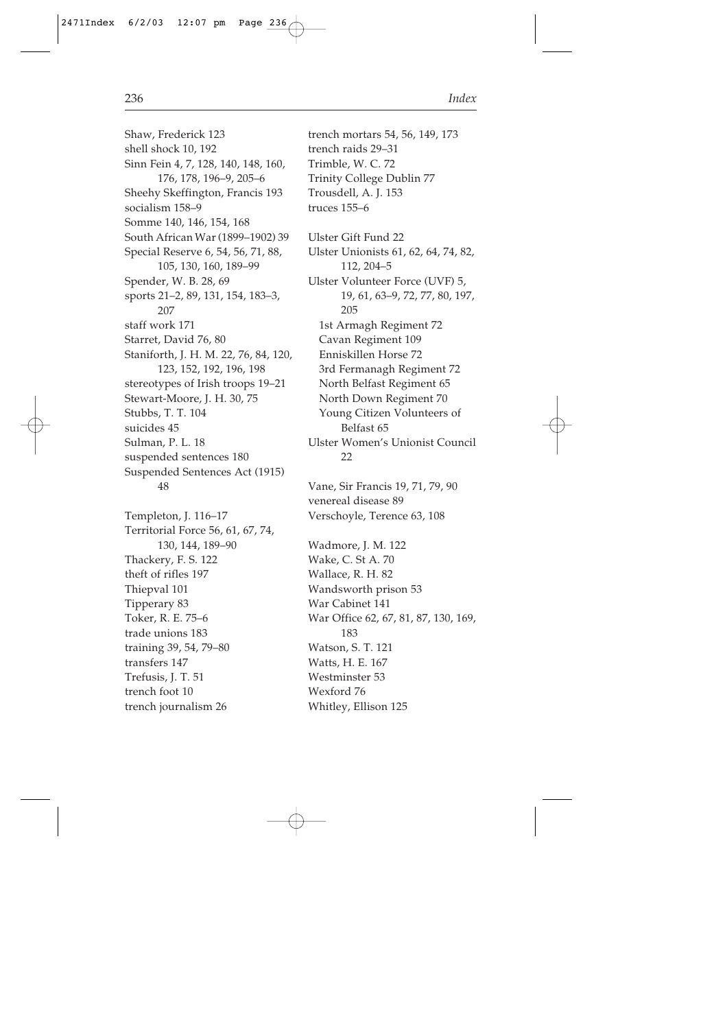Shaw, Frederick 123
shell shock 10, 192
Sinn Fein 4, 7, 128, 140, 148, 160, 176, 178, 196–9, 205–6
Sheehy Skeffington, Francis 193
socialism 158–9
Somme 140, 146, 154, 168
South African War (1899–1902) 39
Special Reserve 6, 54, 56, 71, 88, 105, 130, 160, 189–99
Spender, W. B. 28, 69
sports 21–2, 89, 131, 154, 183–3, 207
staff work 171
Starret, David 76, 80
Staniforth, J. H. M. 22, 76, 84, 120, 123, 152, 192, 196, 198
stereotypes of Irish troops 19–21
Stewart-Moore, J. H. 30, 75
Stubbs, T. T. 104
suicides 45
Sulman, P. L. 18
suspended sentences 180
Suspended Sentences Act (1915) 48

Templeton, J. 116–17
Territorial Force 56, 61, 67, 74, 130, 144, 189–90
Thackery, F. S. 122
theft of rifles 197
Thiepval 101
Tipperary 83
Toker, R. E. 75–6
trade unions 183
training 39, 54, 79–80
transfers 147
Trefusis, J. T. 51
trench foot 10
trench journalism 26
trench mortars 54, 56, 149, 173
trench raids 29–31
Trimble, W. C. 72
Trinity College Dublin 77
Trousdell, A. J. 153
truces 155–6

Ulster Gift Fund 22
Ulster Unionists 61, 62, 64, 74, 82, 112, 204–5
Ulster Volunteer Force (UVF) 5, 19, 61, 63–9, 72, 77, 80, 197, 205
  1st Armagh Regiment 72
  Cavan Regiment 109
  Enniskillen Horse 72
  3rd Fermanagh Regiment 72
  North Belfast Regiment 65
  North Down Regiment 70
  Young Citizen Volunteers of Belfast 65
Ulster Women's Unionist Council 22

Vane, Sir Francis 19, 71, 79, 90
venereal disease 89
Verschoyle, Terence 63, 108

Wadmore, J. M. 122
Wake, C. St A. 70
Wallace, R. H. 82
Wandsworth prison 53
War Cabinet 141
War Office 62, 67, 81, 87, 130, 169, 183
Watson, S. T. 121
Watts, H. E. 167
Westminster 53
Wexford 76
Whitley, Ellison 125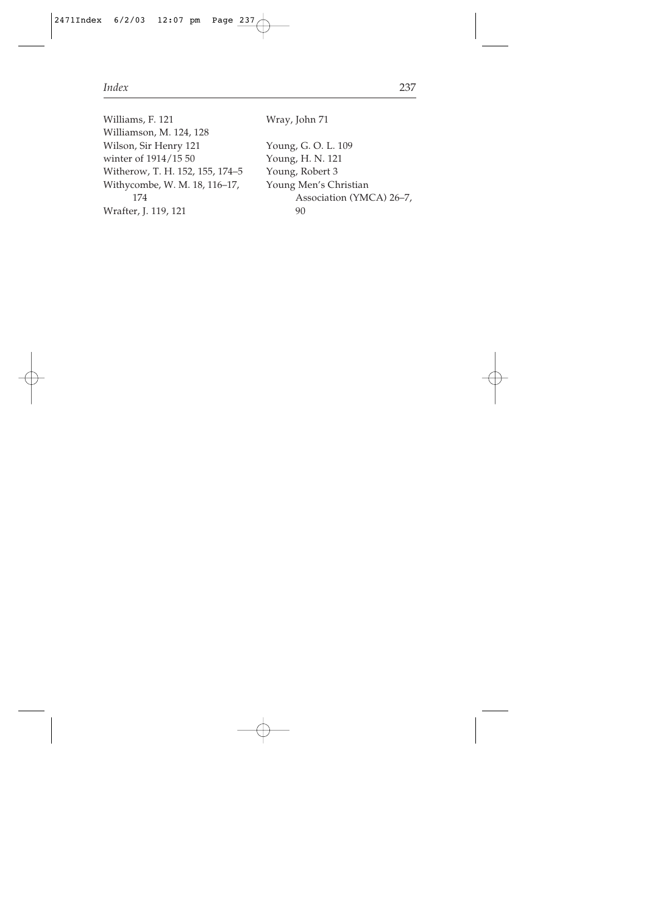Williams, F. 121
Williamson, M. 124, 128
Wilson, Sir Henry 121
winter of 1914/15 50
Witherow, T. H. 152, 155, 174–5
Withycombe, W. M. 18, 116–17, 174
Wrafter, J. 119, 121
Wray, John 71

Young, G. O. L. 109
Young, H. N. 121
Young, Robert 3
Young Men's Christian Association (YMCA) 26–7, 90